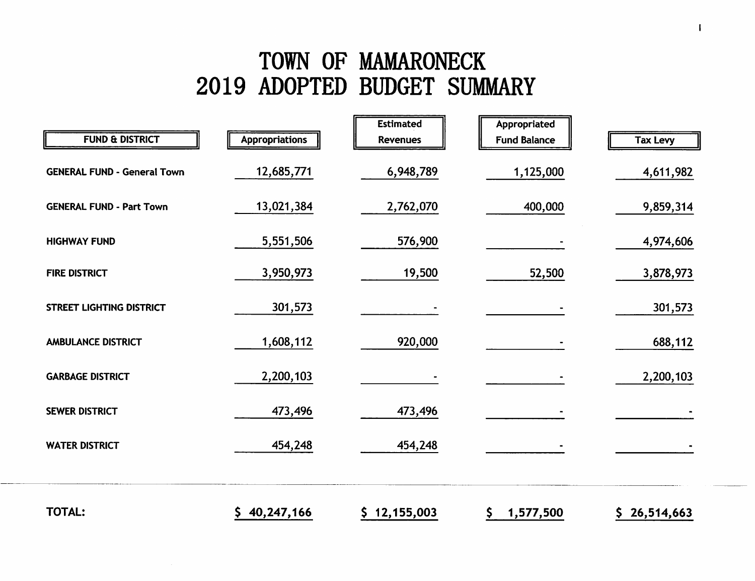# TOWN OF MAMARONECK
# 2019 ADOPTED BUDGET SUMMARY

| FUND & DISTRICT | Appropriations | Estimated Revenues | Appropriated Fund Balance | Tax Levy |
|---|---|---|---|---|
| GENERAL FUND - General Town | 12,685,771 | 6,948,789 | 1,125,000 | 4,611,982 |
| GENERAL FUND - Part Town | 13,021,384 | 2,762,070 | 400,000 | 9,859,314 |
| HIGHWAY FUND | 5,551,506 | 576,900 | - | 4,974,606 |
| FIRE DISTRICT | 3,950,973 | 19,500 | 52,500 | 3,878,973 |
| STREET LIGHTING DISTRICT | 301,573 | - | - | 301,573 |
| AMBULANCE DISTRICT | 1,608,112 | 920,000 | - | 688,112 |
| GARBAGE DISTRICT | 2,200,103 | - | - | 2,200,103 |
| SEWER DISTRICT | 473,496 | 473,496 | - | - |
| WATER DISTRICT | 454,248 | 454,248 | - | - |
| TOTAL: | $ 40,247,166 | $ 12,155,003 | $ 1,577,500 | $ 26,514,663 |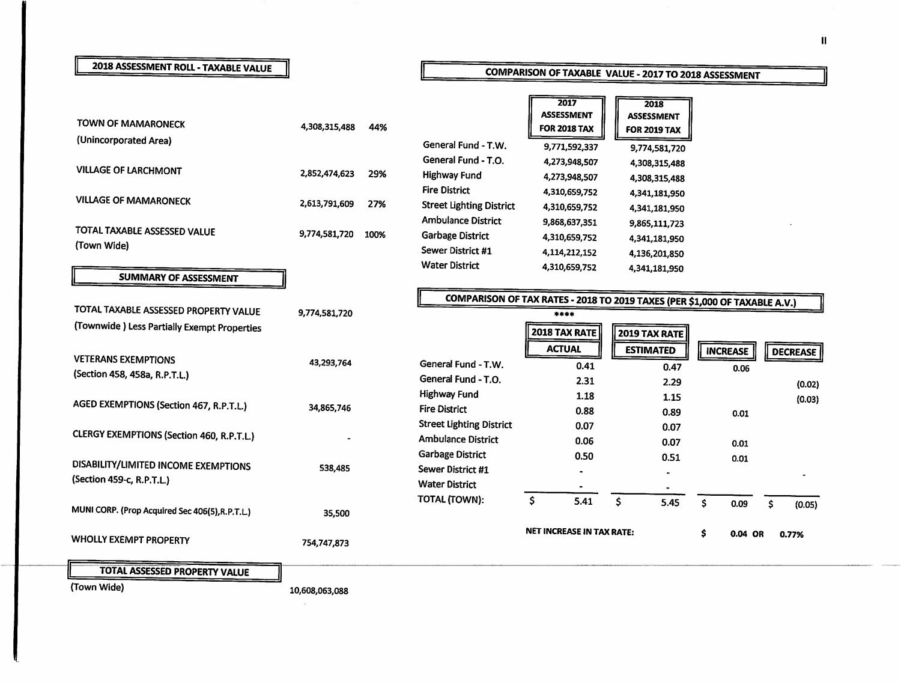## 2018 ASSESSMENT ROLL - TAXABLE VALUE

| | | |
|---|---|---|
| TOWN OF MAMARONECK (Unincorporated Area) | 4,308,315,488 | 44% |
| VILLAGE OF LARCHMONT | 2,852,474,623 | 29% |
| VILLAGE OF MAMARONECK | 2,613,791,609 | 27% |
| TOTAL TAXABLE ASSESSED VALUE (Town Wide) | 9,774,581,720 | 100% |

## SUMMARY OF ASSESSMENT

| | |
|---|---|
| TOTAL TAXABLE ASSESSED PROPERTY VALUE (Townwide ) Less Partially Exempt Properties | 9,774,581,720 |
| VETERANS EXEMPTIONS (Section 458, 458a, R.P.T.L.) | 43,293,764 |
| AGED EXEMPTIONS (Section 467, R.P.T.L.) | 34,865,746 |
| CLERGY EXEMPTIONS (Section 460, R.P.T.L.) | - |
| DISABILITY/LIMITED INCOME EXEMPTIONS (Section 459-c, R.P.T.L.) | 538,485 |
| MUNI CORP. (Prop Acquired Sec 406(5),R.P.T.L.) | 35,500 |
| WHOLLY EXEMPT PROPERTY | 754,747,873 |

## TOTAL ASSESSED PROPERTY VALUE

| | |
|---|---|
| (Town Wide) | 10,608,063,088 |

## COMPARISON OF TAXABLE VALUE - 2017 TO 2018 ASSESSMENT

| | 2017 ASSESSMENT FOR 2018 TAX | 2018 ASSESSMENT FOR 2019 TAX |
|---|---|---|
| General Fund - T.W. | 9,771,592,337 | 9,774,581,720 |
| General Fund - T.O. | 4,273,948,507 | 4,308,315,488 |
| Highway Fund | 4,273,948,507 | 4,308,315,488 |
| Fire District | 4,310,659,752 | 4,341,181,950 |
| Street Lighting District | 4,310,659,752 | 4,341,181,950 |
| Ambulance District | 9,868,637,351 | 9,865,111,723 |
| Garbage District | 4,310,659,752 | 4,341,181,950 |
| Sewer District #1 | 4,114,212,152 | 4,136,201,850 |
| Water District | 4,310,659,752 | 4,341,181,950 |

## COMPARISON OF TAX RATES - 2018 TO 2019 TAXES (PER $1,000 OF TAXABLE A.V.)

****

| | 2018 TAX RATE ACTUAL | 2019 TAX RATE ESTIMATED | INCREASE | DECREASE |
|---|---|---|---|---|
| General Fund - T.W. | 0.41 | 0.47 | 0.06 | |
| General Fund - T.O. | 2.31 | 2.29 | | (0.02) |
| Highway Fund | 1.18 | 1.15 | | (0.03) |
| Fire District | 0.88 | 0.89 | 0.01 | |
| Street Lighting District | 0.07 | 0.07 | | |
| Ambulance District | 0.06 | 0.07 | 0.01 | |
| Garbage District | 0.50 | 0.51 | 0.01 | |
| Sewer District #1 | - | - | | - |
| Water District | - | - | | |
| TOTAL (TOWN): | $ 5.41 | $ 5.45 | $ 0.09 | $ (0.05) |

NET INCREASE IN TAX RATE: $ 0.04 OR 0.77%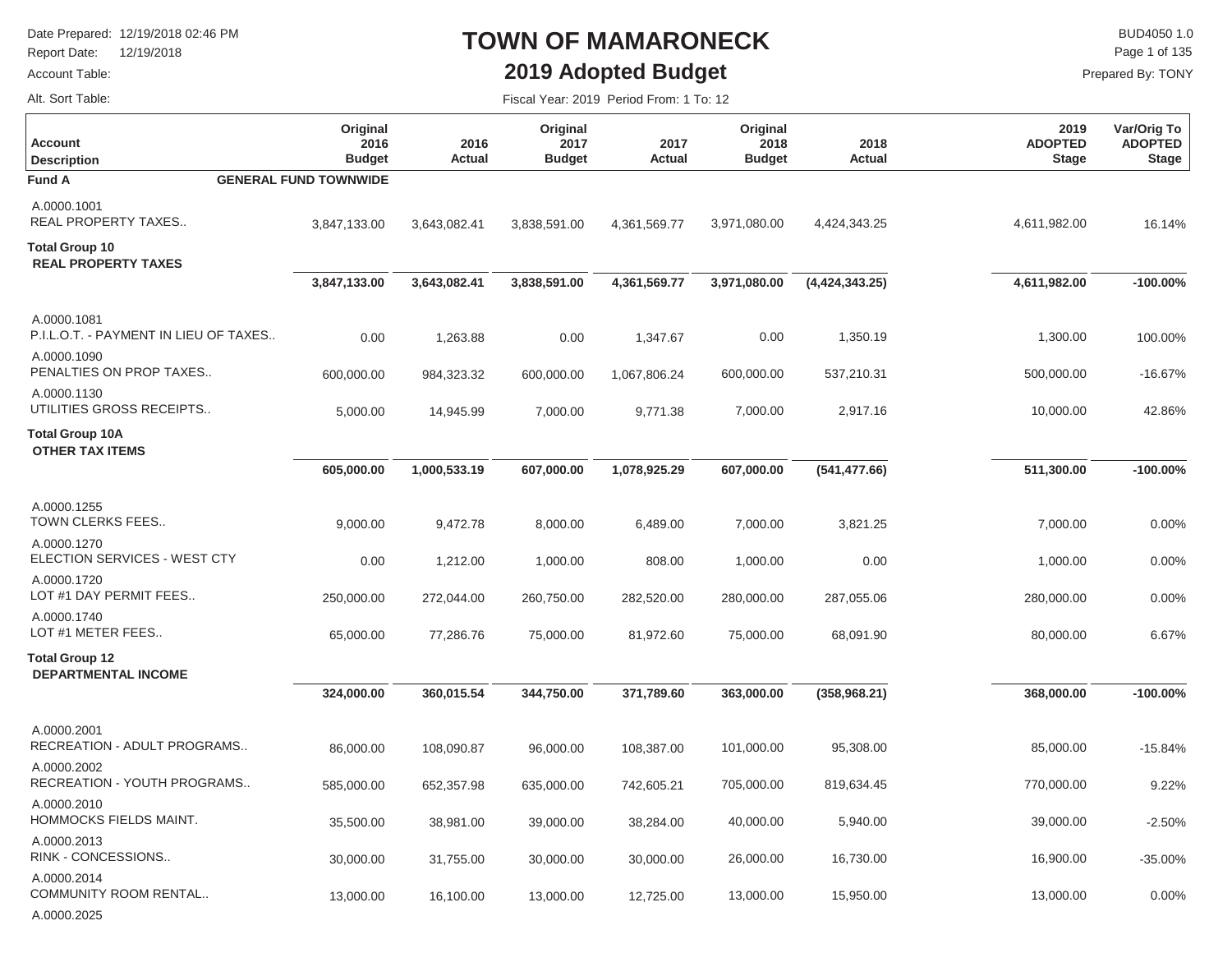# TOWN OF MAMARONECK

## 2019 Adopted Budget

Date Prepared: 12/19/2018 02:46 PM
Report Date: 12/19/2018
Account Table:
Alt. Sort Table:

BUD4050 1.0
Prepared By: TONY

Fiscal Year: 2019 Period From: 1 To: 12

| Account Description | Original 2016 Budget | 2016 Actual | Original 2017 Budget | 2017 Actual | Original 2018 Budget | 2018 Actual | 2019 ADOPTED Stage | Var/Orig To ADOPTED Stage |
|---|---|---|---|---|---|---|---|---|
| **Fund A** **GENERAL FUND TOWNWIDE** | | | | | | | | |
| A.0000.1001 REAL PROPERTY TAXES.. | 3,847,133.00 | 3,643,082.41 | 3,838,591.00 | 4,361,569.77 | 3,971,080.00 | 4,424,343.25 | 4,611,982.00 | 16.14% |
| **Total Group 10 REAL PROPERTY TAXES** | **3,847,133.00** | **3,643,082.41** | **3,838,591.00** | **4,361,569.77** | **3,971,080.00** | **(4,424,343.25)** | **4,611,982.00** | **-100.00%** |
| A.0000.1081 P.I.L.O.T. - PAYMENT IN LIEU OF TAXES.. | 0.00 | 1,263.88 | 0.00 | 1,347.67 | 0.00 | 1,350.19 | 1,300.00 | 100.00% |
| A.0000.1090 PENALTIES ON PROP TAXES.. | 600,000.00 | 984,323.32 | 600,000.00 | 1,067,806.24 | 600,000.00 | 537,210.31 | 500,000.00 | -16.67% |
| A.0000.1130 UTILITIES GROSS RECEIPTS.. | 5,000.00 | 14,945.99 | 7,000.00 | 9,771.38 | 7,000.00 | 2,917.16 | 10,000.00 | 42.86% |
| **Total Group 10A OTHER TAX ITEMS** | **605,000.00** | **1,000,533.19** | **607,000.00** | **1,078,925.29** | **607,000.00** | **(541,477.66)** | **511,300.00** | **-100.00%** |
| A.0000.1255 TOWN CLERKS FEES.. | 9,000.00 | 9,472.78 | 8,000.00 | 6,489.00 | 7,000.00 | 3,821.25 | 7,000.00 | 0.00% |
| A.0000.1270 ELECTION SERVICES - WEST CTY | 0.00 | 1,212.00 | 1,000.00 | 808.00 | 1,000.00 | 0.00 | 1,000.00 | 0.00% |
| A.0000.1720 LOT #1 DAY PERMIT FEES.. | 250,000.00 | 272,044.00 | 260,750.00 | 282,520.00 | 280,000.00 | 287,055.06 | 280,000.00 | 0.00% |
| A.0000.1740 LOT #1 METER FEES.. | 65,000.00 | 77,286.76 | 75,000.00 | 81,972.60 | 75,000.00 | 68,091.90 | 80,000.00 | 6.67% |
| **Total Group 12 DEPARTMENTAL INCOME** | **324,000.00** | **360,015.54** | **344,750.00** | **371,789.60** | **363,000.00** | **(358,968.21)** | **368,000.00** | **-100.00%** |
| A.0000.2001 RECREATION - ADULT PROGRAMS.. | 86,000.00 | 108,090.87 | 96,000.00 | 108,387.00 | 101,000.00 | 95,308.00 | 85,000.00 | -15.84% |
| A.0000.2002 RECREATION - YOUTH PROGRAMS.. | 585,000.00 | 652,357.98 | 635,000.00 | 742,605.21 | 705,000.00 | 819,634.45 | 770,000.00 | 9.22% |
| A.0000.2010 HOMMOCKS FIELDS MAINT. | 35,500.00 | 38,981.00 | 39,000.00 | 38,284.00 | 40,000.00 | 5,940.00 | 39,000.00 | -2.50% |
| A.0000.2013 RINK - CONCESSIONS.. | 30,000.00 | 31,755.00 | 30,000.00 | 30,000.00 | 26,000.00 | 16,730.00 | 16,900.00 | -35.00% |
| A.0000.2014 COMMUNITY ROOM RENTAL.. | 13,000.00 | 16,100.00 | 13,000.00 | 12,725.00 | 13,000.00 | 15,950.00 | 13,000.00 | 0.00% |
| A.0000.2025 | | | | | | | | |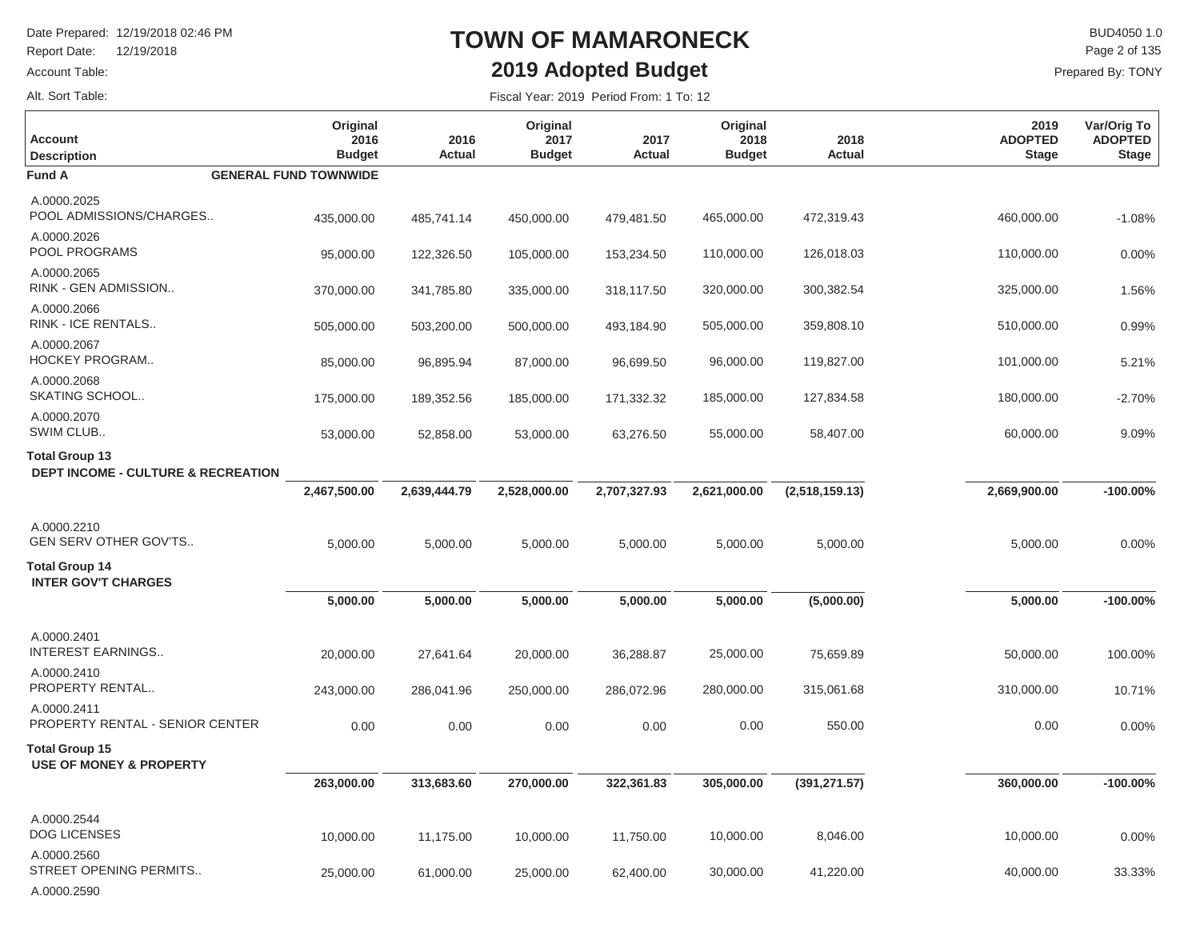# TOWN OF MAMARONECK

## 2019 Adopted Budget

Date Prepared: 12/19/2018 02:46 PM
Report Date: 12/19/2018
Account Table:
Alt. Sort Table:

BUD4050 1.0
Prepared By: TONY

Fiscal Year: 2019 Period From: 1 To: 12

| Account Description | Original 2016 Budget | 2016 Actual | Original 2017 Budget | 2017 Actual | Original 2018 Budget | 2018 Actual | 2019 ADOPTED Stage | Var/Orig To ADOPTED Stage |
|---|---|---|---|---|---|---|---|---|
| **Fund A** **GENERAL FUND TOWNWIDE** | | | | | | | | |
| A.0000.2025 POOL ADMISSIONS/CHARGES.. | 435,000.00 | 485,741.14 | 450,000.00 | 479,481.50 | 465,000.00 | 472,319.43 | 460,000.00 | -1.08% |
| A.0000.2026 POOL PROGRAMS | 95,000.00 | 122,326.50 | 105,000.00 | 153,234.50 | 110,000.00 | 126,018.03 | 110,000.00 | 0.00% |
| A.0000.2065 RINK - GEN ADMISSION.. | 370,000.00 | 341,785.80 | 335,000.00 | 318,117.50 | 320,000.00 | 300,382.54 | 325,000.00 | 1.56% |
| A.0000.2066 RINK - ICE RENTALS.. | 505,000.00 | 503,200.00 | 500,000.00 | 493,184.90 | 505,000.00 | 359,808.10 | 510,000.00 | 0.99% |
| A.0000.2067 HOCKEY PROGRAM.. | 85,000.00 | 96,895.94 | 87,000.00 | 96,699.50 | 96,000.00 | 119,827.00 | 101,000.00 | 5.21% |
| A.0000.2068 SKATING SCHOOL.. | 175,000.00 | 189,352.56 | 185,000.00 | 171,332.32 | 185,000.00 | 127,834.58 | 180,000.00 | -2.70% |
| A.0000.2070 SWIM CLUB.. | 53,000.00 | 52,858.00 | 53,000.00 | 63,276.50 | 55,000.00 | 58,407.00 | 60,000.00 | 9.09% |
| **Total Group 13 DEPT INCOME - CULTURE & RECREATION** | **2,467,500.00** | **2,639,444.79** | **2,528,000.00** | **2,707,327.93** | **2,621,000.00** | **(2,518,159.13)** | **2,669,900.00** | **-100.00%** |
| A.0000.2210 GEN SERV OTHER GOV'TS.. | 5,000.00 | 5,000.00 | 5,000.00 | 5,000.00 | 5,000.00 | 5,000.00 | 5,000.00 | 0.00% |
| **Total Group 14 INTER GOV'T CHARGES** | **5,000.00** | **5,000.00** | **5,000.00** | **5,000.00** | **5,000.00** | **(5,000.00)** | **5,000.00** | **-100.00%** |
| A.0000.2401 INTEREST EARNINGS.. | 20,000.00 | 27,641.64 | 20,000.00 | 36,288.87 | 25,000.00 | 75,659.89 | 50,000.00 | 100.00% |
| A.0000.2410 PROPERTY RENTAL.. | 243,000.00 | 286,041.96 | 250,000.00 | 286,072.96 | 280,000.00 | 315,061.68 | 310,000.00 | 10.71% |
| A.0000.2411 PROPERTY RENTAL - SENIOR CENTER | 0.00 | 0.00 | 0.00 | 0.00 | 0.00 | 550.00 | 0.00 | 0.00% |
| **Total Group 15 USE OF MONEY & PROPERTY** | **263,000.00** | **313,683.60** | **270,000.00** | **322,361.83** | **305,000.00** | **(391,271.57)** | **360,000.00** | **-100.00%** |
| A.0000.2544 DOG LICENSES | 10,000.00 | 11,175.00 | 10,000.00 | 11,750.00 | 10,000.00 | 8,046.00 | 10,000.00 | 0.00% |
| A.0000.2560 STREET OPENING PERMITS.. | 25,000.00 | 61,000.00 | 25,000.00 | 62,400.00 | 30,000.00 | 41,220.00 | 40,000.00 | 33.33% |
| A.0000.2590 | | | | | | | | |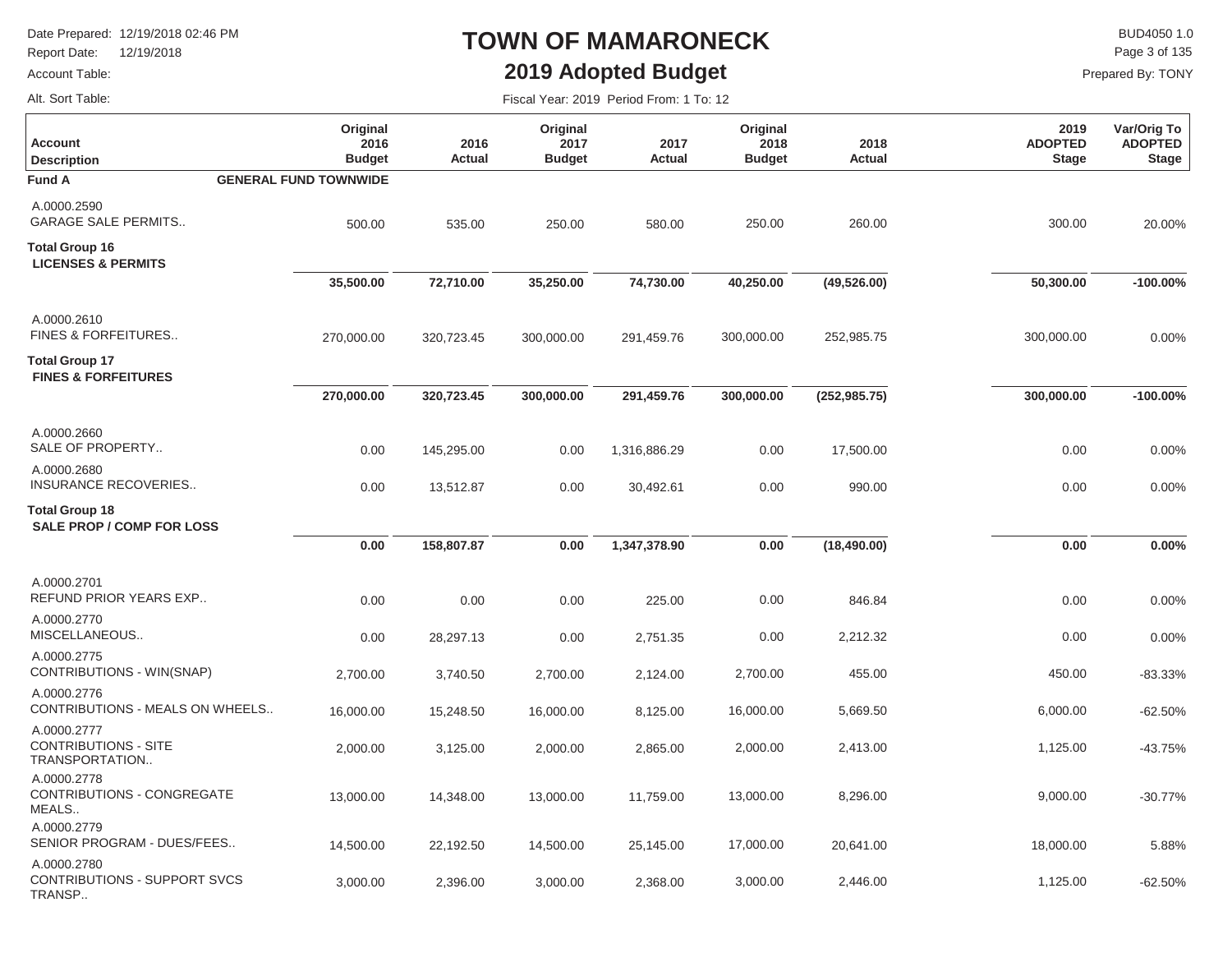# TOWN OF MAMARONECK

## 2019 Adopted Budget

Date Prepared: 12/19/2018 02:46 PM
Report Date: 12/19/2018
Account Table:
Alt. Sort Table:

BUD4050 1.0
Prepared By: TONY

Fiscal Year: 2019 Period From: 1 To: 12

| Account Description | Original 2016 Budget | 2016 Actual | Original 2017 Budget | 2017 Actual | Original 2018 Budget | 2018 Actual | 2019 ADOPTED Stage | Var/Orig To ADOPTED Stage |
|---|---|---|---|---|---|---|---|---|
| **Fund A** GENERAL FUND TOWNWIDE | | | | | | | | |
| A.0000.2590 GARAGE SALE PERMITS.. | 500.00 | 535.00 | 250.00 | 580.00 | 250.00 | 260.00 | 300.00 | 20.00% |
| **Total Group 16 LICENSES & PERMITS** | **35,500.00** | **72,710.00** | **35,250.00** | **74,730.00** | **40,250.00** | **(49,526.00)** | **50,300.00** | **-100.00%** |
| A.0000.2610 FINES & FORFEITURES.. | 270,000.00 | 320,723.45 | 300,000.00 | 291,459.76 | 300,000.00 | 252,985.75 | 300,000.00 | 0.00% |
| **Total Group 17 FINES & FORFEITURES** | **270,000.00** | **320,723.45** | **300,000.00** | **291,459.76** | **300,000.00** | **(252,985.75)** | **300,000.00** | **-100.00%** |
| A.0000.2660 SALE OF PROPERTY.. | 0.00 | 145,295.00 | 0.00 | 1,316,886.29 | 0.00 | 17,500.00 | 0.00 | 0.00% |
| A.0000.2680 INSURANCE RECOVERIES.. | 0.00 | 13,512.87 | 0.00 | 30,492.61 | 0.00 | 990.00 | 0.00 | 0.00% |
| **Total Group 18 SALE PROP / COMP FOR LOSS** | **0.00** | **158,807.87** | **0.00** | **1,347,378.90** | **0.00** | **(18,490.00)** | **0.00** | **0.00%** |
| A.0000.2701 REFUND PRIOR YEARS EXP.. | 0.00 | 0.00 | 0.00 | 225.00 | 0.00 | 846.84 | 0.00 | 0.00% |
| A.0000.2770 MISCELLANEOUS.. | 0.00 | 28,297.13 | 0.00 | 2,751.35 | 0.00 | 2,212.32 | 0.00 | 0.00% |
| A.0000.2775 CONTRIBUTIONS - WIN(SNAP) | 2,700.00 | 3,740.50 | 2,700.00 | 2,124.00 | 2,700.00 | 455.00 | 450.00 | -83.33% |
| A.0000.2776 CONTRIBUTIONS - MEALS ON WHEELS.. | 16,000.00 | 15,248.50 | 16,000.00 | 8,125.00 | 16,000.00 | 5,669.50 | 6,000.00 | -62.50% |
| A.0000.2777 CONTRIBUTIONS - SITE TRANSPORTATION.. | 2,000.00 | 3,125.00 | 2,000.00 | 2,865.00 | 2,000.00 | 2,413.00 | 1,125.00 | -43.75% |
| A.0000.2778 CONTRIBUTIONS - CONGREGATE MEALS.. | 13,000.00 | 14,348.00 | 13,000.00 | 11,759.00 | 13,000.00 | 8,296.00 | 9,000.00 | -30.77% |
| A.0000.2779 SENIOR PROGRAM - DUES/FEES.. | 14,500.00 | 22,192.50 | 14,500.00 | 25,145.00 | 17,000.00 | 20,641.00 | 18,000.00 | 5.88% |
| A.0000.2780 CONTRIBUTIONS - SUPPORT SVCS TRANSP.. | 3,000.00 | 2,396.00 | 3,000.00 | 2,368.00 | 3,000.00 | 2,446.00 | 1,125.00 | -62.50% |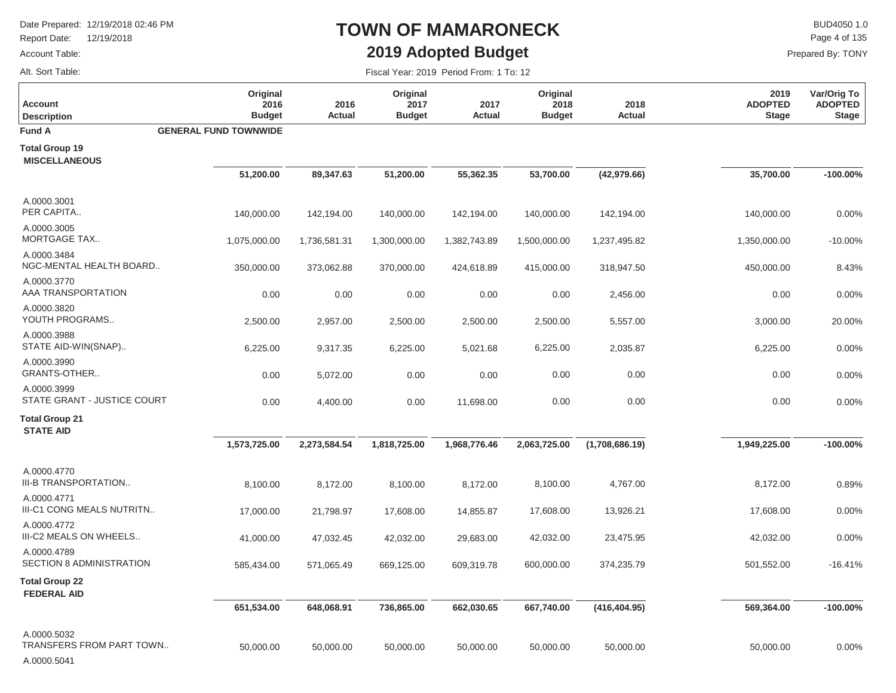# TOWN OF MAMARONECK

## 2019 Adopted Budget

Date Prepared: 12/19/2018 02:46 PM
Report Date: 12/19/2018
Account Table:
Alt. Sort Table:

BUD4050 1.0
Prepared By: TONY

Fiscal Year: 2019 Period From: 1 To: 12

| Account Description | Original 2016 Budget | 2016 Actual | Original 2017 Budget | 2017 Actual | Original 2018 Budget | 2018 Actual | 2019 ADOPTED Stage | Var/Orig To ADOPTED Stage |
|---|---|---|---|---|---|---|---|---|
| **Fund A** **GENERAL FUND TOWNWIDE** | | | | | | | | |
| **Total Group 19 MISCELLANEOUS** | **51,200.00** | **89,347.63** | **51,200.00** | **55,362.35** | **53,700.00** | **(42,979.66)** | **35,700.00** | **-100.00%** |
| A.0000.3001 PER CAPITA.. | 140,000.00 | 142,194.00 | 140,000.00 | 142,194.00 | 140,000.00 | 142,194.00 | 140,000.00 | 0.00% |
| A.0000.3005 MORTGAGE TAX.. | 1,075,000.00 | 1,736,581.31 | 1,300,000.00 | 1,382,743.89 | 1,500,000.00 | 1,237,495.82 | 1,350,000.00 | -10.00% |
| A.0000.3484 NGC-MENTAL HEALTH BOARD.. | 350,000.00 | 373,062.88 | 370,000.00 | 424,618.89 | 415,000.00 | 318,947.50 | 450,000.00 | 8.43% |
| A.0000.3770 AAA TRANSPORTATION | 0.00 | 0.00 | 0.00 | 0.00 | 0.00 | 2,456.00 | 0.00 | 0.00% |
| A.0000.3820 YOUTH PROGRAMS.. | 2,500.00 | 2,957.00 | 2,500.00 | 2,500.00 | 2,500.00 | 5,557.00 | 3,000.00 | 20.00% |
| A.0000.3988 STATE AID-WIN(SNAP).. | 6,225.00 | 9,317.35 | 6,225.00 | 5,021.68 | 6,225.00 | 2,035.87 | 6,225.00 | 0.00% |
| A.0000.3990 GRANTS-OTHER.. | 0.00 | 5,072.00 | 0.00 | 0.00 | 0.00 | 0.00 | 0.00 | 0.00% |
| A.0000.3999 STATE GRANT - JUSTICE COURT | 0.00 | 4,400.00 | 0.00 | 11,698.00 | 0.00 | 0.00 | 0.00 | 0.00% |
| **Total Group 21 STATE AID** | **1,573,725.00** | **2,273,584.54** | **1,818,725.00** | **1,968,776.46** | **2,063,725.00** | **(1,708,686.19)** | **1,949,225.00** | **-100.00%** |
| A.0000.4770 III-B TRANSPORTATION.. | 8,100.00 | 8,172.00 | 8,100.00 | 8,172.00 | 8,100.00 | 4,767.00 | 8,172.00 | 0.89% |
| A.0000.4771 III-C1 CONG MEALS NUTRITN.. | 17,000.00 | 21,798.97 | 17,608.00 | 14,855.87 | 17,608.00 | 13,926.21 | 17,608.00 | 0.00% |
| A.0000.4772 III-C2 MEALS ON WHEELS.. | 41,000.00 | 47,032.45 | 42,032.00 | 29,683.00 | 42,032.00 | 23,475.95 | 42,032.00 | 0.00% |
| A.0000.4789 SECTION 8 ADMINISTRATION | 585,434.00 | 571,065.49 | 669,125.00 | 609,319.78 | 600,000.00 | 374,235.79 | 501,552.00 | -16.41% |
| **Total Group 22 FEDERAL AID** | **651,534.00** | **648,068.91** | **736,865.00** | **662,030.65** | **667,740.00** | **(416,404.95)** | **569,364.00** | **-100.00%** |
| A.0000.5032 TRANSFERS FROM PART TOWN.. | 50,000.00 | 50,000.00 | 50,000.00 | 50,000.00 | 50,000.00 | 50,000.00 | 50,000.00 | 0.00% |
| A.0000.5041 | | | | | | | | |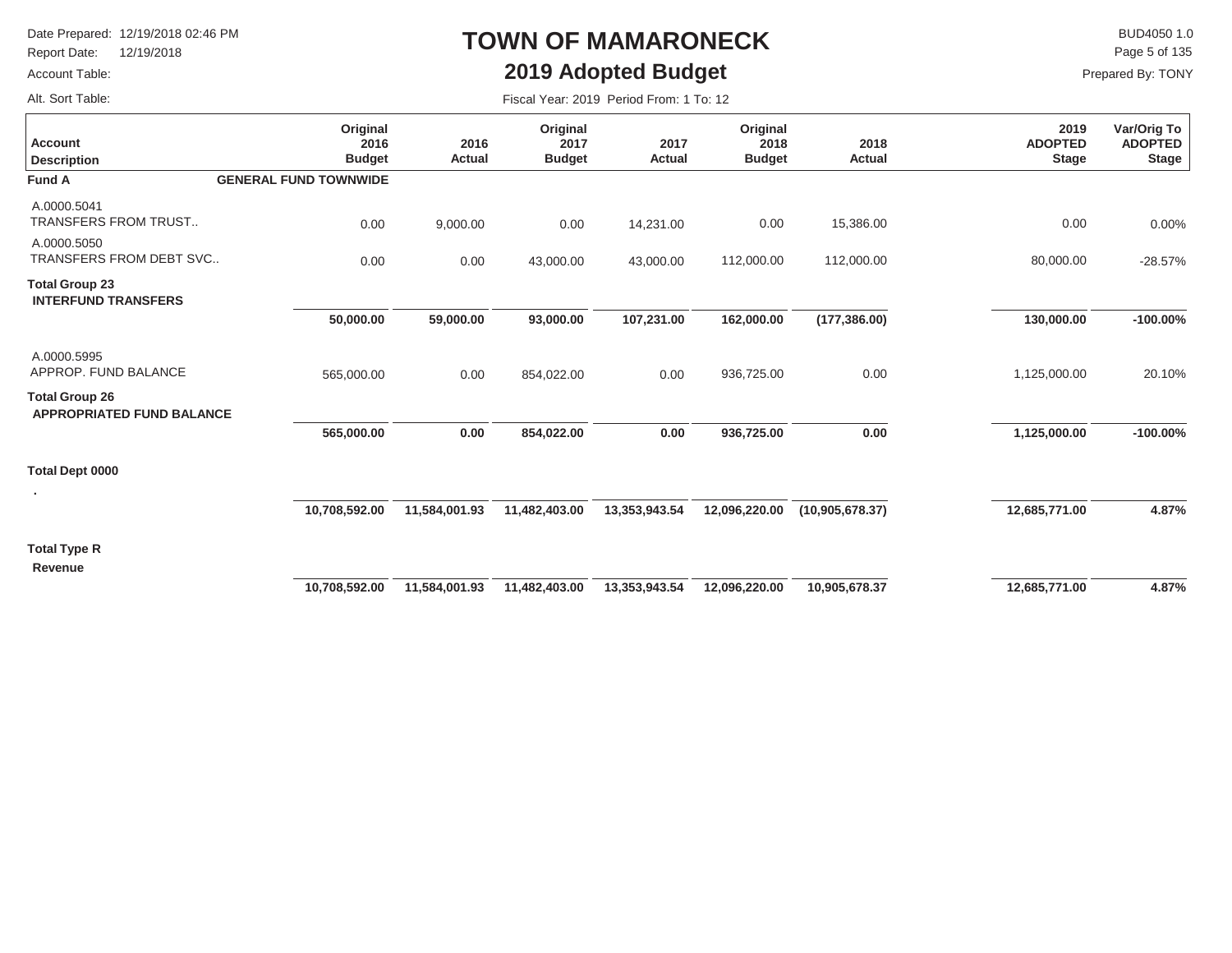# TOWN OF MAMARONECK

## 2019 Adopted Budget

Date Prepared: 12/19/2018 02:46 PM
Report Date: 12/19/2018
Account Table:
Alt. Sort Table:

BUD4050 1.0
Prepared By: TONY

Fiscal Year: 2019 Period From: 1 To: 12

| Account Description | Original 2016 Budget | 2016 Actual | Original 2017 Budget | 2017 Actual | Original 2018 Budget | 2018 Actual | 2019 ADOPTED Stage | Var/Orig To ADOPTED Stage |
|---|---|---|---|---|---|---|---|---|
| **Fund A** **GENERAL FUND TOWNWIDE** | | | | | | | | |
| A.0000.5041 TRANSFERS FROM TRUST.. | 0.00 | 9,000.00 | 0.00 | 14,231.00 | 0.00 | 15,386.00 | 0.00 | 0.00% |
| A.0000.5050 TRANSFERS FROM DEBT SVC.. | 0.00 | 0.00 | 43,000.00 | 43,000.00 | 112,000.00 | 112,000.00 | 80,000.00 | -28.57% |
| **Total Group 23 INTERFUND TRANSFERS** | **50,000.00** | **59,000.00** | **93,000.00** | **107,231.00** | **162,000.00** | **(177,386.00)** | **130,000.00** | **-100.00%** |
| A.0000.5995 APPROP. FUND BALANCE | 565,000.00 | 0.00 | 854,022.00 | 0.00 | 936,725.00 | 0.00 | 1,125,000.00 | 20.10% |
| **Total Group 26 APPROPRIATED FUND BALANCE** | **565,000.00** | **0.00** | **854,022.00** | **0.00** | **936,725.00** | **0.00** | **1,125,000.00** | **-100.00%** |
| **Total Dept 0000** . | **10,708,592.00** | **11,584,001.93** | **11,482,403.00** | **13,353,943.54** | **12,096,220.00** | **(10,905,678.37)** | **12,685,771.00** | **4.87%** |
| **Total Type R Revenue** | **10,708,592.00** | **11,584,001.93** | **11,482,403.00** | **13,353,943.54** | **12,096,220.00** | **10,905,678.37** | **12,685,771.00** | **4.87%** |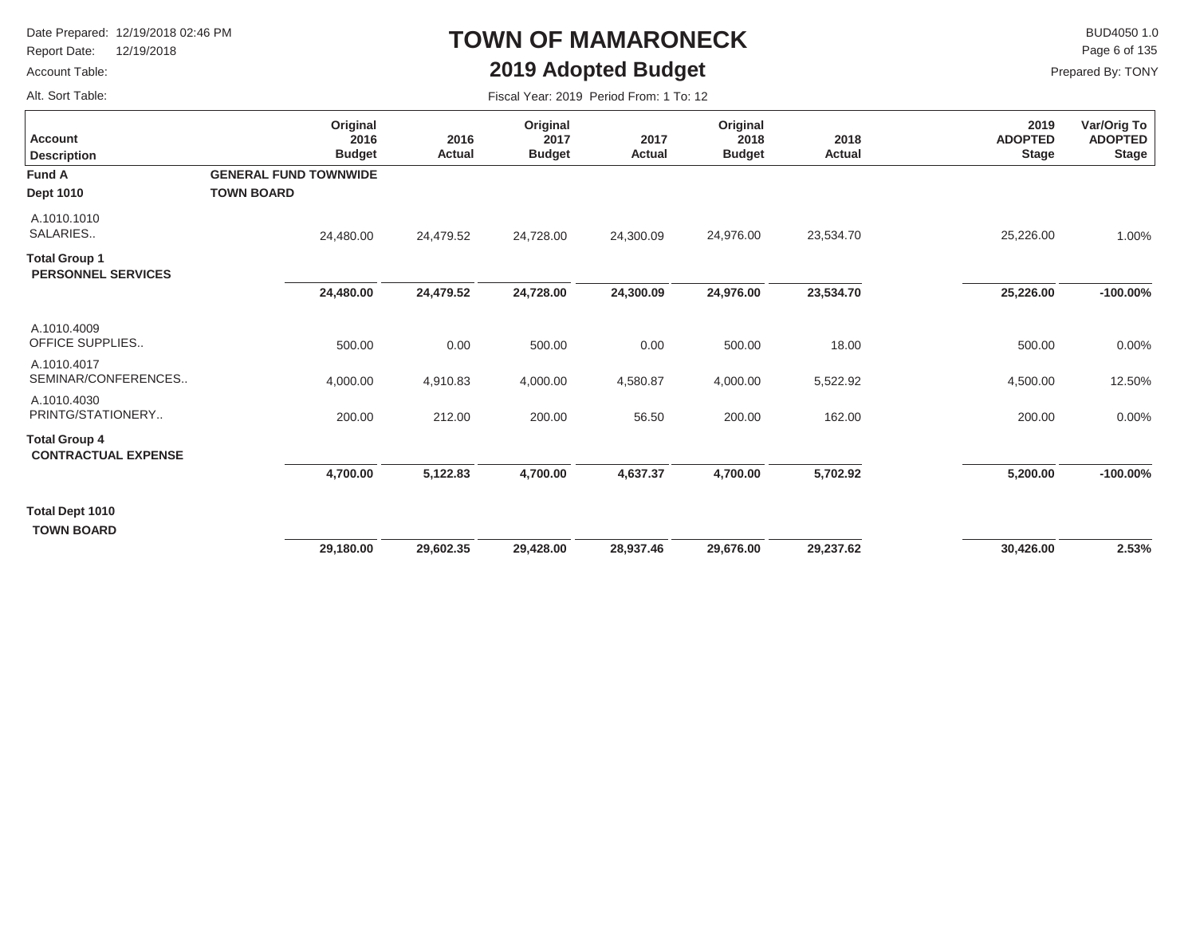# TOWN OF MAMARONECK

## 2019 Adopted Budget

Date Prepared: 12/19/2018 02:46 PM
Report Date: 12/19/2018
Account Table:
Alt. Sort Table:

BUD4050 1.0
Prepared By: TONY

Fiscal Year: 2019 Period From: 1 To: 12

| Account Description | Original 2016 Budget | 2016 Actual | Original 2017 Budget | 2017 Actual | Original 2018 Budget | 2018 Actual | 2019 ADOPTED Stage | Var/Orig To ADOPTED Stage |
|---|---|---|---|---|---|---|---|---|
| **Fund A** | **GENERAL FUND TOWNWIDE** | | | | | | | |
| **Dept 1010** | **TOWN BOARD** | | | | | | | |
| A.1010.1010 SALARIES.. | 24,480.00 | 24,479.52 | 24,728.00 | 24,300.09 | 24,976.00 | 23,534.70 | 25,226.00 | 1.00% |
| **Total Group 1 PERSONNEL SERVICES** | **24,480.00** | **24,479.52** | **24,728.00** | **24,300.09** | **24,976.00** | **23,534.70** | **25,226.00** | **-100.00%** |
| A.1010.4009 OFFICE SUPPLIES.. | 500.00 | 0.00 | 500.00 | 0.00 | 500.00 | 18.00 | 500.00 | 0.00% |
| A.1010.4017 SEMINAR/CONFERENCES.. | 4,000.00 | 4,910.83 | 4,000.00 | 4,580.87 | 4,000.00 | 5,522.92 | 4,500.00 | 12.50% |
| A.1010.4030 PRINTG/STATIONERY.. | 200.00 | 212.00 | 200.00 | 56.50 | 200.00 | 162.00 | 200.00 | 0.00% |
| **Total Group 4 CONTRACTUAL EXPENSE** | **4,700.00** | **5,122.83** | **4,700.00** | **4,637.37** | **4,700.00** | **5,702.92** | **5,200.00** | **-100.00%** |
| **Total Dept 1010 TOWN BOARD** | **29,180.00** | **29,602.35** | **29,428.00** | **28,937.46** | **29,676.00** | **29,237.62** | **30,426.00** | **2.53%** |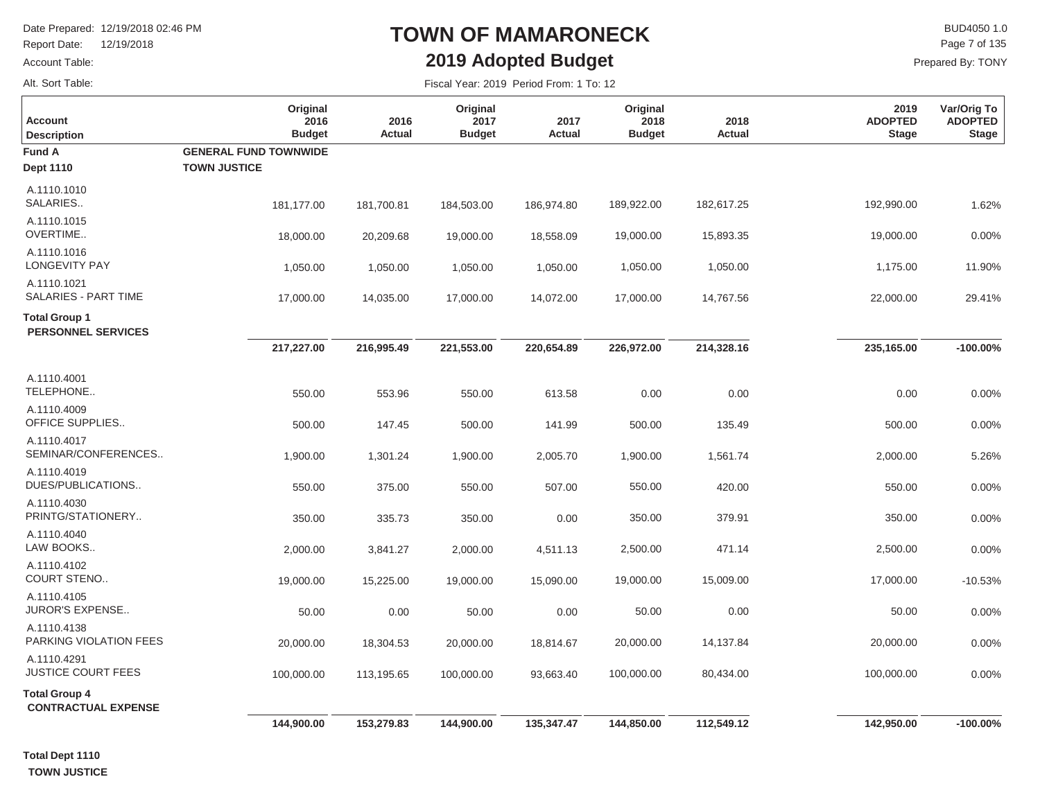# TOWN OF MAMARONECK

## 2019 Adopted Budget

Date Prepared: 12/19/2018 02:46 PM
Report Date: 12/19/2018
Account Table:
Alt. Sort Table:

BUD4050 1.0
Prepared By: TONY

Fiscal Year: 2019 Period From: 1 To: 12

| Account Description | Original 2016 Budget | 2016 Actual | Original 2017 Budget | 2017 Actual | Original 2018 Budget | 2018 Actual | 2019 ADOPTED Stage | Var/Orig To ADOPTED Stage |
|---|---|---|---|---|---|---|---|---|
| **Fund A** | **GENERAL FUND TOWNWIDE** | | | | | | | |
| **Dept 1110** | **TOWN JUSTICE** | | | | | | | |
| A.1110.1010 SALARIES.. | 181,177.00 | 181,700.81 | 184,503.00 | 186,974.80 | 189,922.00 | 182,617.25 | 192,990.00 | 1.62% |
| A.1110.1015 OVERTIME.. | 18,000.00 | 20,209.68 | 19,000.00 | 18,558.09 | 19,000.00 | 15,893.35 | 19,000.00 | 0.00% |
| A.1110.1016 LONGEVITY PAY | 1,050.00 | 1,050.00 | 1,050.00 | 1,050.00 | 1,050.00 | 1,050.00 | 1,175.00 | 11.90% |
| A.1110.1021 SALARIES - PART TIME | 17,000.00 | 14,035.00 | 17,000.00 | 14,072.00 | 17,000.00 | 14,767.56 | 22,000.00 | 29.41% |
| **Total Group 1 PERSONNEL SERVICES** | **217,227.00** | **216,995.49** | **221,553.00** | **220,654.89** | **226,972.00** | **214,328.16** | **235,165.00** | **-100.00%** |
| A.1110.4001 TELEPHONE.. | 550.00 | 553.96 | 550.00 | 613.58 | 0.00 | 0.00 | 0.00 | 0.00% |
| A.1110.4009 OFFICE SUPPLIES.. | 500.00 | 147.45 | 500.00 | 141.99 | 500.00 | 135.49 | 500.00 | 0.00% |
| A.1110.4017 SEMINAR/CONFERENCES.. | 1,900.00 | 1,301.24 | 1,900.00 | 2,005.70 | 1,900.00 | 1,561.74 | 2,000.00 | 5.26% |
| A.1110.4019 DUES/PUBLICATIONS.. | 550.00 | 375.00 | 550.00 | 507.00 | 550.00 | 420.00 | 550.00 | 0.00% |
| A.1110.4030 PRINTG/STATIONERY.. | 350.00 | 335.73 | 350.00 | 0.00 | 350.00 | 379.91 | 350.00 | 0.00% |
| A.1110.4040 LAW BOOKS.. | 2,000.00 | 3,841.27 | 2,000.00 | 4,511.13 | 2,500.00 | 471.14 | 2,500.00 | 0.00% |
| A.1110.4102 COURT STENO.. | 19,000.00 | 15,225.00 | 19,000.00 | 15,090.00 | 19,000.00 | 15,009.00 | 17,000.00 | -10.53% |
| A.1110.4105 JUROR'S EXPENSE.. | 50.00 | 0.00 | 50.00 | 0.00 | 50.00 | 0.00 | 50.00 | 0.00% |
| A.1110.4138 PARKING VIOLATION FEES | 20,000.00 | 18,304.53 | 20,000.00 | 18,814.67 | 20,000.00 | 14,137.84 | 20,000.00 | 0.00% |
| A.1110.4291 JUSTICE COURT FEES | 100,000.00 | 113,195.65 | 100,000.00 | 93,663.40 | 100,000.00 | 80,434.00 | 100,000.00 | 0.00% |
| **Total Group 4 CONTRACTUAL EXPENSE** | **144,900.00** | **153,279.83** | **144,900.00** | **135,347.47** | **144,850.00** | **112,549.12** | **142,950.00** | **-100.00%** |

**Total Dept 1110**
**TOWN JUSTICE**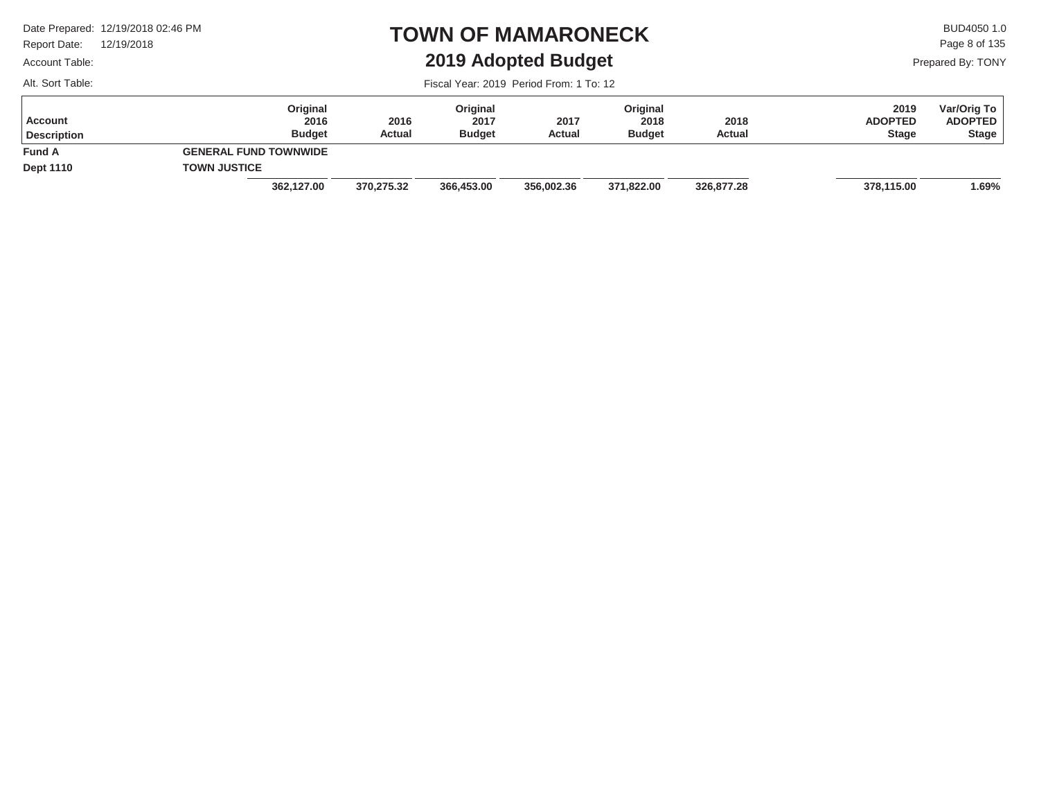# TOWN OF MAMARONECK

## 2019 Adopted Budget

Date Prepared: 12/19/2018 02:46 PM
Report Date: 12/19/2018
Account Table:
Alt. Sort Table:

BUD4050 1.0
Prepared By: TONY

Fiscal Year: 2019 Period From: 1 To: 12

| Account Description | | Original 2016 Budget | 2016 Actual | Original 2017 Budget | 2017 Actual | Original 2018 Budget | 2018 Actual | 2019 ADOPTED Stage | Var/Orig To ADOPTED Stage |
|---|---|---|---|---|---|---|---|---|---|
| **Fund A** | **GENERAL FUND TOWNWIDE** | | | | | | | | |
| **Dept 1110** | **TOWN JUSTICE** | | | | | | | | |
| | | **362,127.00** | **370,275.32** | **366,453.00** | **356,002.36** | **371,822.00** | **326,877.28** | **378,115.00** | **1.69%** |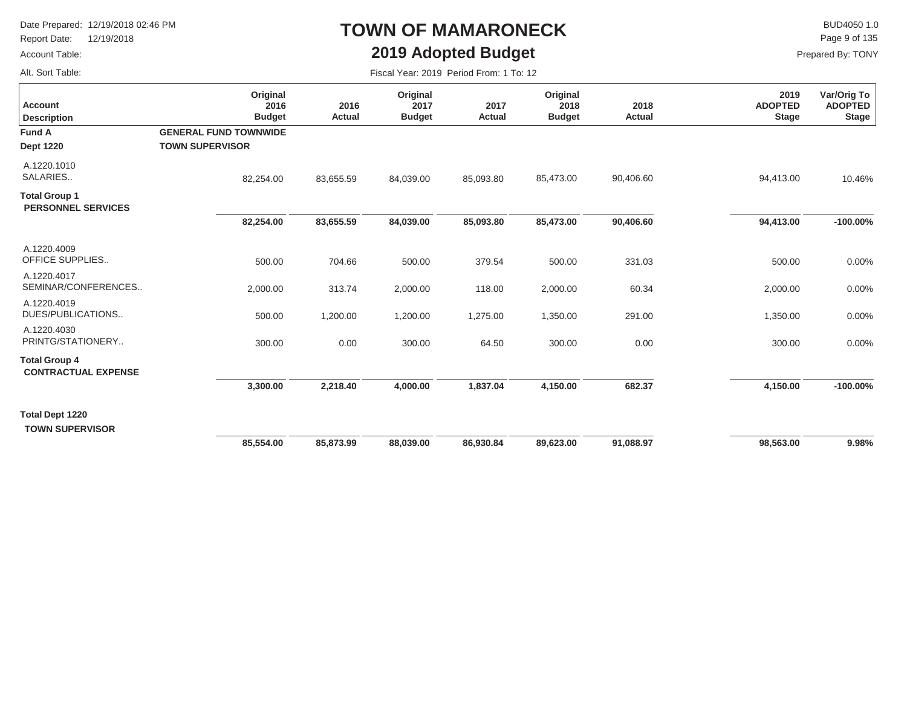# TOWN OF MAMARONECK

## 2019 Adopted Budget

Date Prepared: 12/19/2018 02:46 PM
Report Date: 12/19/2018
Account Table:
Alt. Sort Table:

BUD4050 1.0
Prepared By: TONY

Fiscal Year: 2019 Period From: 1 To: 12

| Account Description | Original 2016 Budget | 2016 Actual | Original 2017 Budget | 2017 Actual | Original 2018 Budget | 2018 Actual | 2019 ADOPTED Stage | Var/Orig To ADOPTED Stage |
|---|---|---|---|---|---|---|---|---|
| **Fund A** | **GENERAL FUND TOWNWIDE** | | | | | | | |
| **Dept 1220** | **TOWN SUPERVISOR** | | | | | | | |
| A.1220.1010 SALARIES.. | 82,254.00 | 83,655.59 | 84,039.00 | 85,093.80 | 85,473.00 | 90,406.60 | 94,413.00 | 10.46% |
| **Total Group 1 PERSONNEL SERVICES** | **82,254.00** | **83,655.59** | **84,039.00** | **85,093.80** | **85,473.00** | **90,406.60** | **94,413.00** | **-100.00%** |
| A.1220.4009 OFFICE SUPPLIES.. | 500.00 | 704.66 | 500.00 | 379.54 | 500.00 | 331.03 | 500.00 | 0.00% |
| A.1220.4017 SEMINAR/CONFERENCES.. | 2,000.00 | 313.74 | 2,000.00 | 118.00 | 2,000.00 | 60.34 | 2,000.00 | 0.00% |
| A.1220.4019 DUES/PUBLICATIONS.. | 500.00 | 1,200.00 | 1,200.00 | 1,275.00 | 1,350.00 | 291.00 | 1,350.00 | 0.00% |
| A.1220.4030 PRINTG/STATIONERY.. | 300.00 | 0.00 | 300.00 | 64.50 | 300.00 | 0.00 | 300.00 | 0.00% |
| **Total Group 4 CONTRACTUAL EXPENSE** | **3,300.00** | **2,218.40** | **4,000.00** | **1,837.04** | **4,150.00** | **682.37** | **4,150.00** | **-100.00%** |
| **Total Dept 1220 TOWN SUPERVISOR** | **85,554.00** | **85,873.99** | **88,039.00** | **86,930.84** | **89,623.00** | **91,088.97** | **98,563.00** | **9.98%** |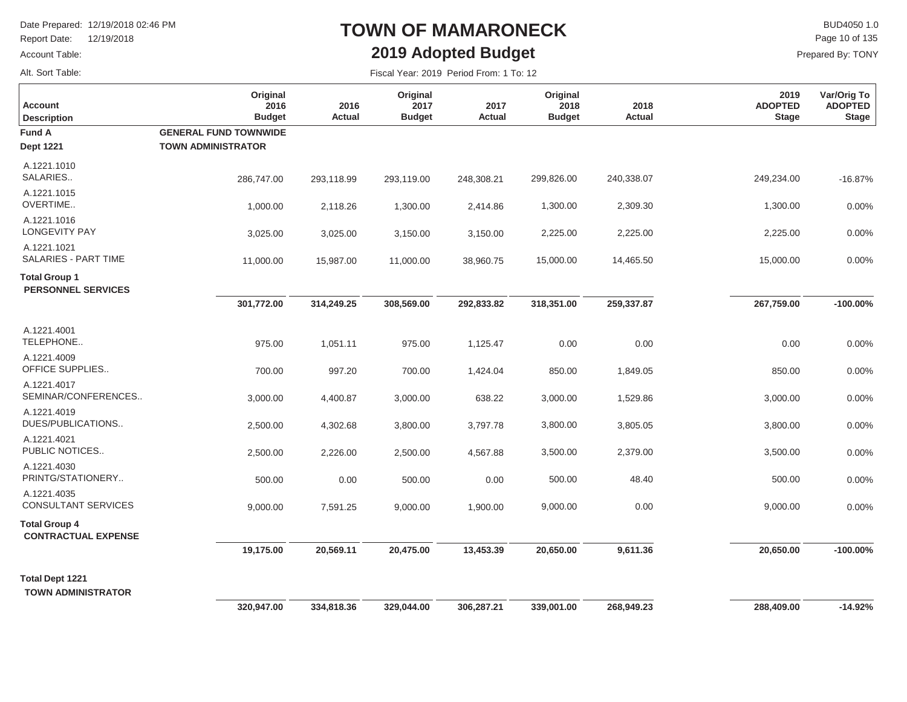# TOWN OF MAMARONECK

## 2019 Adopted Budget

Date Prepared: 12/19/2018 02:46 PM
Report Date: 12/19/2018
Account Table:
Alt. Sort Table:

BUD4050 1.0
Prepared By: TONY

Fiscal Year: 2019 Period From: 1 To: 12

| Account Description | Original 2016 Budget | 2016 Actual | Original 2017 Budget | 2017 Actual | Original 2018 Budget | 2018 Actual | 2019 ADOPTED Stage | Var/Orig To ADOPTED Stage |
|---|---|---|---|---|---|---|---|---|
| **Fund A** | **GENERAL FUND TOWNWIDE** | | | | | | | |
| **Dept 1221** | **TOWN ADMINISTRATOR** | | | | | | | |
| A.1221.1010 SALARIES.. | 286,747.00 | 293,118.99 | 293,119.00 | 248,308.21 | 299,826.00 | 240,338.07 | 249,234.00 | -16.87% |
| A.1221.1015 OVERTIME.. | 1,000.00 | 2,118.26 | 1,300.00 | 2,414.86 | 1,300.00 | 2,309.30 | 1,300.00 | 0.00% |
| A.1221.1016 LONGEVITY PAY | 3,025.00 | 3,025.00 | 3,150.00 | 3,150.00 | 2,225.00 | 2,225.00 | 2,225.00 | 0.00% |
| A.1221.1021 SALARIES - PART TIME | 11,000.00 | 15,987.00 | 11,000.00 | 38,960.75 | 15,000.00 | 14,465.50 | 15,000.00 | 0.00% |
| **Total Group 1 PERSONNEL SERVICES** | **301,772.00** | **314,249.25** | **308,569.00** | **292,833.82** | **318,351.00** | **259,337.87** | **267,759.00** | **-100.00%** |
| A.1221.4001 TELEPHONE.. | 975.00 | 1,051.11 | 975.00 | 1,125.47 | 0.00 | 0.00 | 0.00 | 0.00% |
| A.1221.4009 OFFICE SUPPLIES.. | 700.00 | 997.20 | 700.00 | 1,424.04 | 850.00 | 1,849.05 | 850.00 | 0.00% |
| A.1221.4017 SEMINAR/CONFERENCES.. | 3,000.00 | 4,400.87 | 3,000.00 | 638.22 | 3,000.00 | 1,529.86 | 3,000.00 | 0.00% |
| A.1221.4019 DUES/PUBLICATIONS.. | 2,500.00 | 4,302.68 | 3,800.00 | 3,797.78 | 3,800.00 | 3,805.05 | 3,800.00 | 0.00% |
| A.1221.4021 PUBLIC NOTICES.. | 2,500.00 | 2,226.00 | 2,500.00 | 4,567.88 | 3,500.00 | 2,379.00 | 3,500.00 | 0.00% |
| A.1221.4030 PRINTG/STATIONERY.. | 500.00 | 0.00 | 500.00 | 0.00 | 500.00 | 48.40 | 500.00 | 0.00% |
| A.1221.4035 CONSULTANT SERVICES | 9,000.00 | 7,591.25 | 9,000.00 | 1,900.00 | 9,000.00 | 0.00 | 9,000.00 | 0.00% |
| **Total Group 4 CONTRACTUAL EXPENSE** | **19,175.00** | **20,569.11** | **20,475.00** | **13,453.39** | **20,650.00** | **9,611.36** | **20,650.00** | **-100.00%** |
| **Total Dept 1221 TOWN ADMINISTRATOR** | **320,947.00** | **334,818.36** | **329,044.00** | **306,287.21** | **339,001.00** | **268,949.23** | **288,409.00** | **-14.92%** |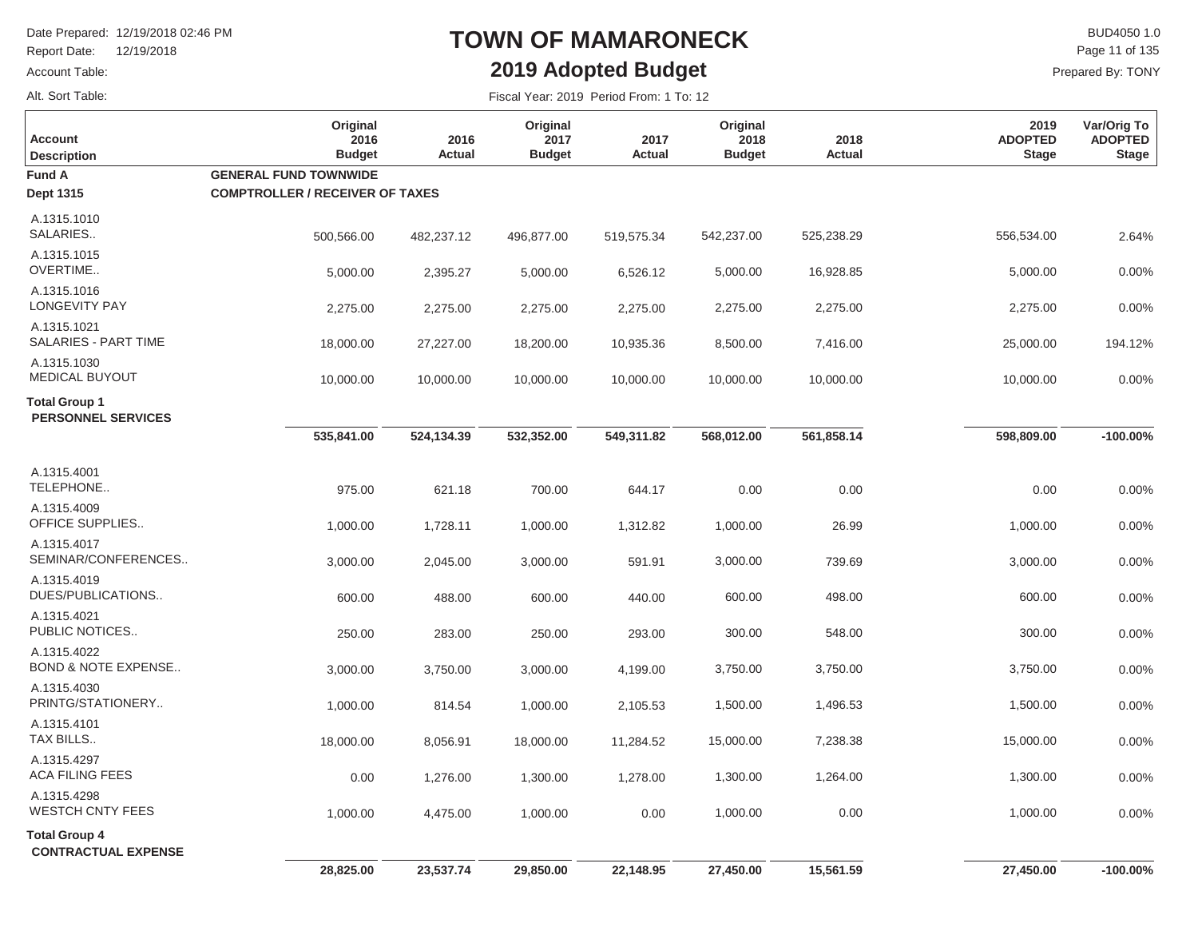# TOWN OF MAMARONECK

## 2019 Adopted Budget

Date Prepared: 12/19/2018 02:46 PM
Report Date: 12/19/2018
Account Table:
Alt. Sort Table:

BUD4050 1.0
Prepared By: TONY

Fiscal Year: 2019 Period From: 1 To: 12

| Account Description | Original 2016 Budget | 2016 Actual | Original 2017 Budget | 2017 Actual | Original 2018 Budget | 2018 Actual | 2019 ADOPTED Stage | Var/Orig To ADOPTED Stage |
|---|---|---|---|---|---|---|---|---|
| **Fund A** | **GENERAL FUND TOWNWIDE** | | | | | | | |
| **Dept 1315** | **COMPTROLLER / RECEIVER OF TAXES** | | | | | | | |
| A.1315.1010 SALARIES.. | 500,566.00 | 482,237.12 | 496,877.00 | 519,575.34 | 542,237.00 | 525,238.29 | 556,534.00 | 2.64% |
| A.1315.1015 OVERTIME.. | 5,000.00 | 2,395.27 | 5,000.00 | 6,526.12 | 5,000.00 | 16,928.85 | 5,000.00 | 0.00% |
| A.1315.1016 LONGEVITY PAY | 2,275.00 | 2,275.00 | 2,275.00 | 2,275.00 | 2,275.00 | 2,275.00 | 2,275.00 | 0.00% |
| A.1315.1021 SALARIES - PART TIME | 18,000.00 | 27,227.00 | 18,200.00 | 10,935.36 | 8,500.00 | 7,416.00 | 25,000.00 | 194.12% |
| A.1315.1030 MEDICAL BUYOUT | 10,000.00 | 10,000.00 | 10,000.00 | 10,000.00 | 10,000.00 | 10,000.00 | 10,000.00 | 0.00% |
| **Total Group 1 PERSONNEL SERVICES** | **535,841.00** | **524,134.39** | **532,352.00** | **549,311.82** | **568,012.00** | **561,858.14** | **598,809.00** | **-100.00%** |
| A.1315.4001 TELEPHONE.. | 975.00 | 621.18 | 700.00 | 644.17 | 0.00 | 0.00 | 0.00 | 0.00% |
| A.1315.4009 OFFICE SUPPLIES.. | 1,000.00 | 1,728.11 | 1,000.00 | 1,312.82 | 1,000.00 | 26.99 | 1,000.00 | 0.00% |
| A.1315.4017 SEMINAR/CONFERENCES.. | 3,000.00 | 2,045.00 | 3,000.00 | 591.91 | 3,000.00 | 739.69 | 3,000.00 | 0.00% |
| A.1315.4019 DUES/PUBLICATIONS.. | 600.00 | 488.00 | 600.00 | 440.00 | 600.00 | 498.00 | 600.00 | 0.00% |
| A.1315.4021 PUBLIC NOTICES.. | 250.00 | 283.00 | 250.00 | 293.00 | 300.00 | 548.00 | 300.00 | 0.00% |
| A.1315.4022 BOND & NOTE EXPENSE.. | 3,000.00 | 3,750.00 | 3,000.00 | 4,199.00 | 3,750.00 | 3,750.00 | 3,750.00 | 0.00% |
| A.1315.4030 PRINTG/STATIONERY.. | 1,000.00 | 814.54 | 1,000.00 | 2,105.53 | 1,500.00 | 1,496.53 | 1,500.00 | 0.00% |
| A.1315.4101 TAX BILLS.. | 18,000.00 | 8,056.91 | 18,000.00 | 11,284.52 | 15,000.00 | 7,238.38 | 15,000.00 | 0.00% |
| A.1315.4297 ACA FILING FEES | 0.00 | 1,276.00 | 1,300.00 | 1,278.00 | 1,300.00 | 1,264.00 | 1,300.00 | 0.00% |
| A.1315.4298 WESTCH CNTY FEES | 1,000.00 | 4,475.00 | 1,000.00 | 0.00 | 1,000.00 | 0.00 | 1,000.00 | 0.00% |
| **Total Group 4 CONTRACTUAL EXPENSE** | **28,825.00** | **23,537.74** | **29,850.00** | **22,148.95** | **27,450.00** | **15,561.59** | **27,450.00** | **-100.00%** |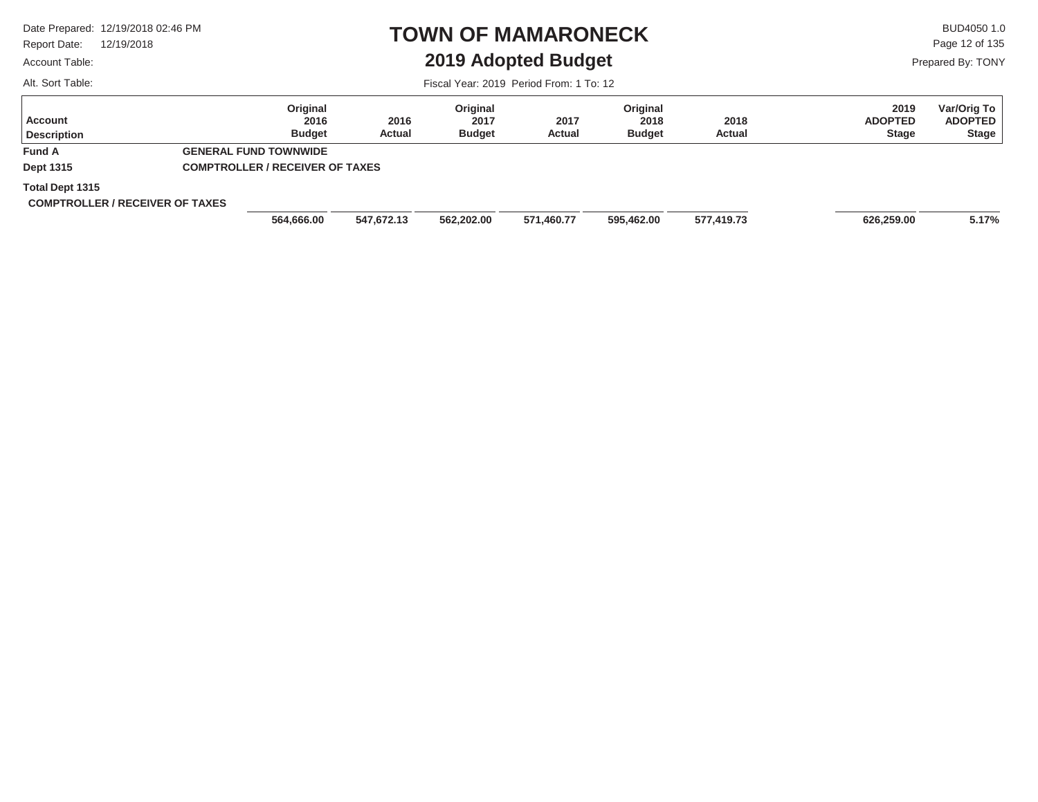# TOWN OF MAMARONECK

## 2019 Adopted Budget

Date Prepared: 12/19/2018 02:46 PM
Report Date: 12/19/2018
Account Table:
Alt. Sort Table:

BUD4050 1.0
Prepared By: TONY

Fiscal Year: 2019 Period From: 1 To: 12

| Account Description | Original 2016 Budget | 2016 Actual | Original 2017 Budget | 2017 Actual | Original 2018 Budget | 2018 Actual | 2019 ADOPTED Stage | Var/Orig To ADOPTED Stage |
|---|---|---|---|---|---|---|---|---|
| **Fund A** GENERAL FUND TOWNWIDE | | | | | | | | |
| **Dept 1315** COMPTROLLER / RECEIVER OF TAXES | | | | | | | | |
| **Total Dept 1315 COMPTROLLER / RECEIVER OF TAXES** | **564,666.00** | **547,672.13** | **562,202.00** | **571,460.77** | **595,462.00** | **577,419.73** | **626,259.00** | **5.17%** |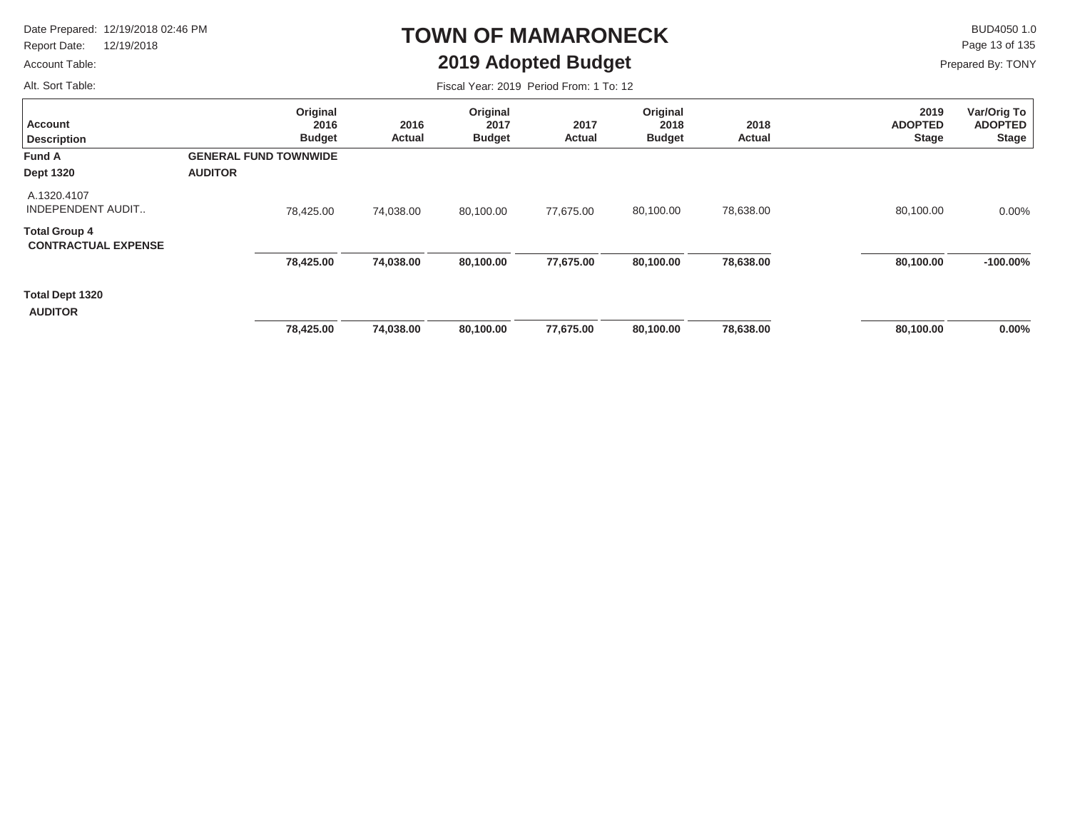# TOWN OF MAMARONECK

## 2019 Adopted Budget

Date Prepared: 12/19/2018 02:46 PM
Report Date: 12/19/2018
Account Table:
Alt. Sort Table:

BUD4050 1.0
Prepared By: TONY

Fiscal Year: 2019 Period From: 1 To: 12

| Account Description | Original 2016 Budget | 2016 Actual | Original 2017 Budget | 2017 Actual | Original 2018 Budget | 2018 Actual | 2019 ADOPTED Stage | Var/Orig To ADOPTED Stage |
|---|---|---|---|---|---|---|---|---|
| **Fund A** **GENERAL FUND TOWNWIDE** | | | | | | | | |
| **Dept 1320** **AUDITOR** | | | | | | | | |
| A.1320.4107 INDEPENDENT AUDIT.. | 78,425.00 | 74,038.00 | 80,100.00 | 77,675.00 | 80,100.00 | 78,638.00 | 80,100.00 | 0.00% |
| **Total Group 4 CONTRACTUAL EXPENSE** | **78,425.00** | **74,038.00** | **80,100.00** | **77,675.00** | **80,100.00** | **78,638.00** | **80,100.00** | **-100.00%** |
| **Total Dept 1320 AUDITOR** | **78,425.00** | **74,038.00** | **80,100.00** | **77,675.00** | **80,100.00** | **78,638.00** | **80,100.00** | **0.00%** |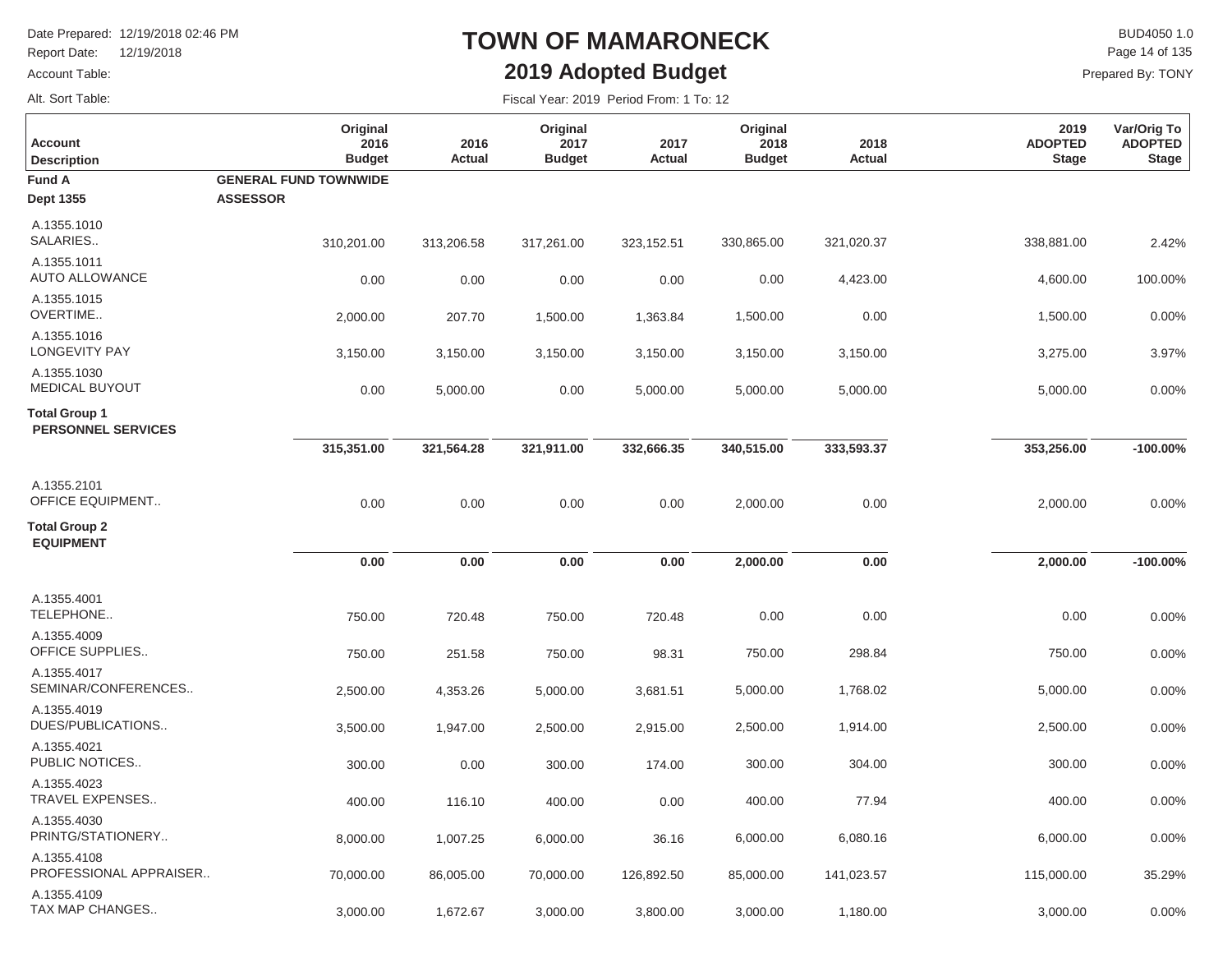# TOWN OF MAMARONECK

## 2019 Adopted Budget

Date Prepared: 12/19/2018 02:46 PM
Report Date: 12/19/2018
Account Table:
Alt. Sort Table:

BUD4050 1.0
Prepared By: TONY

Fiscal Year: 2019 Period From: 1 To: 12

| Account Description | Original 2016 Budget | 2016 Actual | Original 2017 Budget | 2017 Actual | Original 2018 Budget | 2018 Actual | 2019 ADOPTED Stage | Var/Orig To ADOPTED Stage |
|---|---|---|---|---|---|---|---|---|
| **Fund A** | **GENERAL FUND TOWNWIDE** | | | | | | | |
| **Dept 1355** | **ASSESSOR** | | | | | | | |
| A.1355.1010 SALARIES.. | 310,201.00 | 313,206.58 | 317,261.00 | 323,152.51 | 330,865.00 | 321,020.37 | 338,881.00 | 2.42% |
| A.1355.1011 AUTO ALLOWANCE | 0.00 | 0.00 | 0.00 | 0.00 | 0.00 | 4,423.00 | 4,600.00 | 100.00% |
| A.1355.1015 OVERTIME.. | 2,000.00 | 207.70 | 1,500.00 | 1,363.84 | 1,500.00 | 0.00 | 1,500.00 | 0.00% |
| A.1355.1016 LONGEVITY PAY | 3,150.00 | 3,150.00 | 3,150.00 | 3,150.00 | 3,150.00 | 3,150.00 | 3,275.00 | 3.97% |
| A.1355.1030 MEDICAL BUYOUT | 0.00 | 5,000.00 | 0.00 | 5,000.00 | 5,000.00 | 5,000.00 | 5,000.00 | 0.00% |
| **Total Group 1 PERSONNEL SERVICES** | **315,351.00** | **321,564.28** | **321,911.00** | **332,666.35** | **340,515.00** | **333,593.37** | **353,256.00** | **-100.00%** |
| A.1355.2101 OFFICE EQUIPMENT.. | 0.00 | 0.00 | 0.00 | 0.00 | 2,000.00 | 0.00 | 2,000.00 | 0.00% |
| **Total Group 2 EQUIPMENT** | **0.00** | **0.00** | **0.00** | **0.00** | **2,000.00** | **0.00** | **2,000.00** | **-100.00%** |
| A.1355.4001 TELEPHONE.. | 750.00 | 720.48 | 750.00 | 720.48 | 0.00 | 0.00 | 0.00 | 0.00% |
| A.1355.4009 OFFICE SUPPLIES.. | 750.00 | 251.58 | 750.00 | 98.31 | 750.00 | 298.84 | 750.00 | 0.00% |
| A.1355.4017 SEMINAR/CONFERENCES.. | 2,500.00 | 4,353.26 | 5,000.00 | 3,681.51 | 5,000.00 | 1,768.02 | 5,000.00 | 0.00% |
| A.1355.4019 DUES/PUBLICATIONS.. | 3,500.00 | 1,947.00 | 2,500.00 | 2,915.00 | 2,500.00 | 1,914.00 | 2,500.00 | 0.00% |
| A.1355.4021 PUBLIC NOTICES.. | 300.00 | 0.00 | 300.00 | 174.00 | 300.00 | 304.00 | 300.00 | 0.00% |
| A.1355.4023 TRAVEL EXPENSES.. | 400.00 | 116.10 | 400.00 | 0.00 | 400.00 | 77.94 | 400.00 | 0.00% |
| A.1355.4030 PRINTG/STATIONERY.. | 8,000.00 | 1,007.25 | 6,000.00 | 36.16 | 6,000.00 | 6,080.16 | 6,000.00 | 0.00% |
| A.1355.4108 PROFESSIONAL APPRAISER.. | 70,000.00 | 86,005.00 | 70,000.00 | 126,892.50 | 85,000.00 | 141,023.57 | 115,000.00 | 35.29% |
| A.1355.4109 TAX MAP CHANGES.. | 3,000.00 | 1,672.67 | 3,000.00 | 3,800.00 | 3,000.00 | 1,180.00 | 3,000.00 | 0.00% |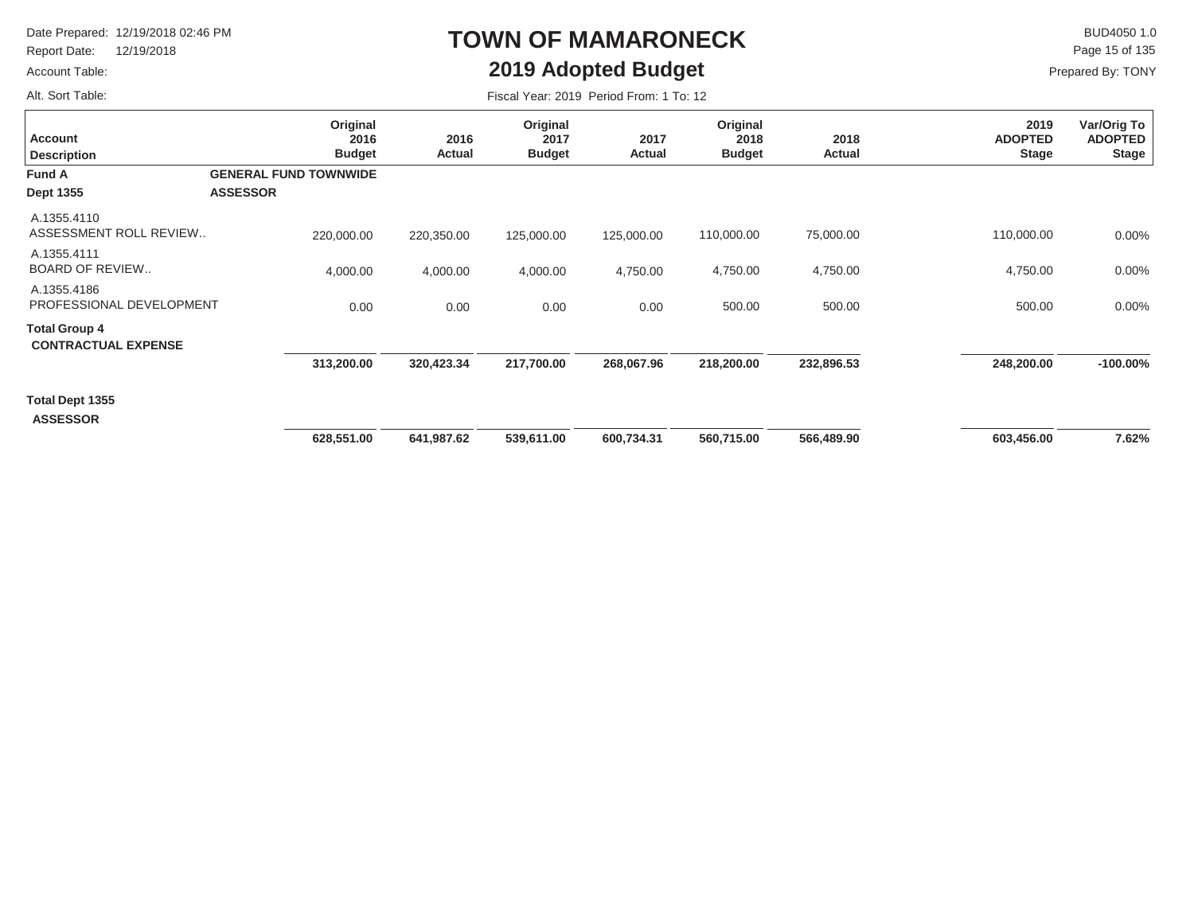# TOWN OF MAMARONECK

## 2019 Adopted Budget

Date Prepared: 12/19/2018 02:46 PM
Report Date: 12/19/2018
Account Table:
Alt. Sort Table:

BUD4050 1.0
Prepared By: TONY

Fiscal Year: 2019 Period From: 1 To: 12

| Account Description | Original 2016 Budget | 2016 Actual | Original 2017 Budget | 2017 Actual | Original 2018 Budget | 2018 Actual | 2019 ADOPTED Stage | Var/Orig To ADOPTED Stage |
|---|---|---|---|---|---|---|---|---|
| **Fund A** **GENERAL FUND TOWNWIDE** | | | | | | | | |
| **Dept 1355** **ASSESSOR** | | | | | | | | |
| A.1355.4110 ASSESSMENT ROLL REVIEW.. | 220,000.00 | 220,350.00 | 125,000.00 | 125,000.00 | 110,000.00 | 75,000.00 | 110,000.00 | 0.00% |
| A.1355.4111 BOARD OF REVIEW.. | 4,000.00 | 4,000.00 | 4,000.00 | 4,750.00 | 4,750.00 | 4,750.00 | 4,750.00 | 0.00% |
| A.1355.4186 PROFESSIONAL DEVELOPMENT | 0.00 | 0.00 | 0.00 | 0.00 | 500.00 | 500.00 | 500.00 | 0.00% |
| **Total Group 4 CONTRACTUAL EXPENSE** | **313,200.00** | **320,423.34** | **217,700.00** | **268,067.96** | **218,200.00** | **232,896.53** | **248,200.00** | **-100.00%** |
| **Total Dept 1355 ASSESSOR** | **628,551.00** | **641,987.62** | **539,611.00** | **600,734.31** | **560,715.00** | **566,489.90** | **603,456.00** | **7.62%** |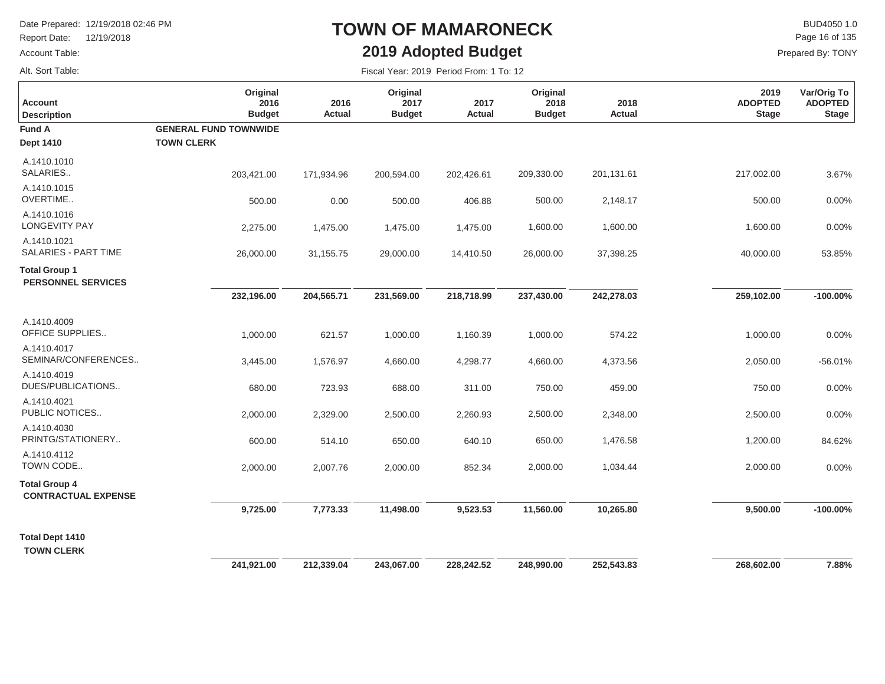# TOWN OF MAMARONECK

## 2019 Adopted Budget

Date Prepared: 12/19/2018 02:46 PM
Report Date: 12/19/2018
Account Table:
Alt. Sort Table:

BUD4050 1.0
Prepared By: TONY

Fiscal Year: 2019 Period From: 1 To: 12

| Account Description | Original 2016 Budget | 2016 Actual | Original 2017 Budget | 2017 Actual | Original 2018 Budget | 2018 Actual | 2019 ADOPTED Stage | Var/Orig To ADOPTED Stage |
|---|---|---|---|---|---|---|---|---|
| **Fund A** | **GENERAL FUND TOWNWIDE** | | | | | | | |
| **Dept 1410** | **TOWN CLERK** | | | | | | | |
| A.1410.1010 SALARIES.. | 203,421.00 | 171,934.96 | 200,594.00 | 202,426.61 | 209,330.00 | 201,131.61 | 217,002.00 | 3.67% |
| A.1410.1015 OVERTIME.. | 500.00 | 0.00 | 500.00 | 406.88 | 500.00 | 2,148.17 | 500.00 | 0.00% |
| A.1410.1016 LONGEVITY PAY | 2,275.00 | 1,475.00 | 1,475.00 | 1,475.00 | 1,600.00 | 1,600.00 | 1,600.00 | 0.00% |
| A.1410.1021 SALARIES - PART TIME | 26,000.00 | 31,155.75 | 29,000.00 | 14,410.50 | 26,000.00 | 37,398.25 | 40,000.00 | 53.85% |
| **Total Group 1 PERSONNEL SERVICES** | **232,196.00** | **204,565.71** | **231,569.00** | **218,718.99** | **237,430.00** | **242,278.03** | **259,102.00** | **-100.00%** |
| A.1410.4009 OFFICE SUPPLIES.. | 1,000.00 | 621.57 | 1,000.00 | 1,160.39 | 1,000.00 | 574.22 | 1,000.00 | 0.00% |
| A.1410.4017 SEMINAR/CONFERENCES.. | 3,445.00 | 1,576.97 | 4,660.00 | 4,298.77 | 4,660.00 | 4,373.56 | 2,050.00 | -56.01% |
| A.1410.4019 DUES/PUBLICATIONS.. | 680.00 | 723.93 | 688.00 | 311.00 | 750.00 | 459.00 | 750.00 | 0.00% |
| A.1410.4021 PUBLIC NOTICES.. | 2,000.00 | 2,329.00 | 2,500.00 | 2,260.93 | 2,500.00 | 2,348.00 | 2,500.00 | 0.00% |
| A.1410.4030 PRINTG/STATIONERY.. | 600.00 | 514.10 | 650.00 | 640.10 | 650.00 | 1,476.58 | 1,200.00 | 84.62% |
| A.1410.4112 TOWN CODE.. | 2,000.00 | 2,007.76 | 2,000.00 | 852.34 | 2,000.00 | 1,034.44 | 2,000.00 | 0.00% |
| **Total Group 4 CONTRACTUAL EXPENSE** | **9,725.00** | **7,773.33** | **11,498.00** | **9,523.53** | **11,560.00** | **10,265.80** | **9,500.00** | **-100.00%** |
| **Total Dept 1410 TOWN CLERK** | **241,921.00** | **212,339.04** | **243,067.00** | **228,242.52** | **248,990.00** | **252,543.83** | **268,602.00** | **7.88%** |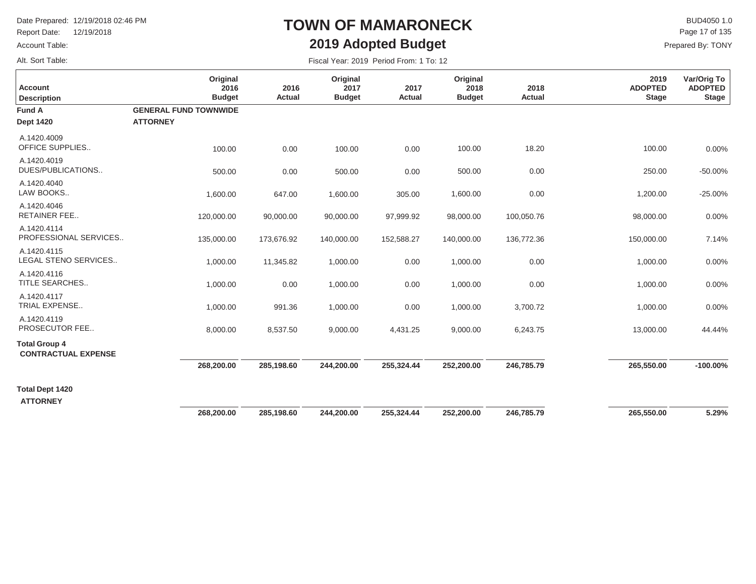# TOWN OF MAMARONECK

## 2019 Adopted Budget

Date Prepared: 12/19/2018 02:46 PM
Report Date: 12/19/2018
Account Table:
Alt. Sort Table:

BUD4050 1.0
Prepared By: TONY

Fiscal Year: 2019 Period From: 1 To: 12

| Account Description | Original 2016 Budget | 2016 Actual | Original 2017 Budget | 2017 Actual | Original 2018 Budget | 2018 Actual | 2019 ADOPTED Stage | Var/Orig To ADOPTED Stage |
|---|---|---|---|---|---|---|---|---|
| **Fund A** | **GENERAL FUND TOWNWIDE** | | | | | | | |
| **Dept 1420** | **ATTORNEY** | | | | | | | |
| A.1420.4009 OFFICE SUPPLIES.. | 100.00 | 0.00 | 100.00 | 0.00 | 100.00 | 18.20 | 100.00 | 0.00% |
| A.1420.4019 DUES/PUBLICATIONS.. | 500.00 | 0.00 | 500.00 | 0.00 | 500.00 | 0.00 | 250.00 | -50.00% |
| A.1420.4040 LAW BOOKS.. | 1,600.00 | 647.00 | 1,600.00 | 305.00 | 1,600.00 | 0.00 | 1,200.00 | -25.00% |
| A.1420.4046 RETAINER FEE.. | 120,000.00 | 90,000.00 | 90,000.00 | 97,999.92 | 98,000.00 | 100,050.76 | 98,000.00 | 0.00% |
| A.1420.4114 PROFESSIONAL SERVICES.. | 135,000.00 | 173,676.92 | 140,000.00 | 152,588.27 | 140,000.00 | 136,772.36 | 150,000.00 | 7.14% |
| A.1420.4115 LEGAL STENO SERVICES.. | 1,000.00 | 11,345.82 | 1,000.00 | 0.00 | 1,000.00 | 0.00 | 1,000.00 | 0.00% |
| A.1420.4116 TITLE SEARCHES.. | 1,000.00 | 0.00 | 1,000.00 | 0.00 | 1,000.00 | 0.00 | 1,000.00 | 0.00% |
| A.1420.4117 TRIAL EXPENSE.. | 1,000.00 | 991.36 | 1,000.00 | 0.00 | 1,000.00 | 3,700.72 | 1,000.00 | 0.00% |
| A.1420.4119 PROSECUTOR FEE.. | 8,000.00 | 8,537.50 | 9,000.00 | 4,431.25 | 9,000.00 | 6,243.75 | 13,000.00 | 44.44% |
| **Total Group 4 CONTRACTUAL EXPENSE** | **268,200.00** | **285,198.60** | **244,200.00** | **255,324.44** | **252,200.00** | **246,785.79** | **265,550.00** | **-100.00%** |
| **Total Dept 1420 ATTORNEY** | **268,200.00** | **285,198.60** | **244,200.00** | **255,324.44** | **252,200.00** | **246,785.79** | **265,550.00** | **5.29%** |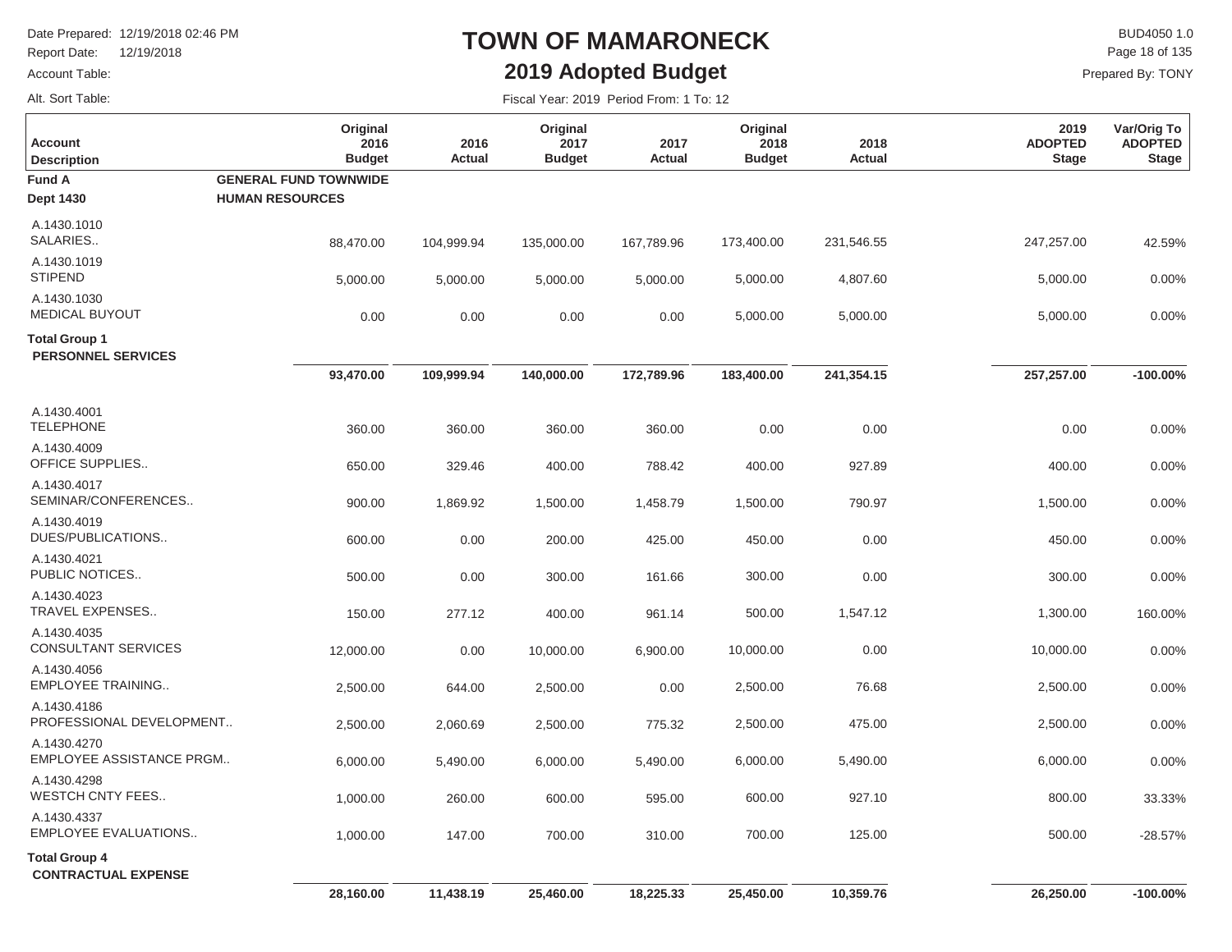# TOWN OF MAMARONECK

## 2019 Adopted Budget

Date Prepared: 12/19/2018 02:46 PM
Report Date: 12/19/2018
Account Table:
Alt. Sort Table:

BUD4050 1.0
Prepared By: TONY

Fiscal Year: 2019 Period From: 1 To: 12

| Account Description | Original 2016 Budget | 2016 Actual | Original 2017 Budget | 2017 Actual | Original 2018 Budget | 2018 Actual | 2019 ADOPTED Stage | Var/Orig To ADOPTED Stage |
|---|---|---|---|---|---|---|---|---|
| **Fund A** **GENERAL FUND TOWNWIDE** | | | | | | | | |
| **Dept 1430** **HUMAN RESOURCES** | | | | | | | | |
| A.1430.1010 SALARIES.. | 88,470.00 | 104,999.94 | 135,000.00 | 167,789.96 | 173,400.00 | 231,546.55 | 247,257.00 | 42.59% |
| A.1430.1019 STIPEND | 5,000.00 | 5,000.00 | 5,000.00 | 5,000.00 | 5,000.00 | 4,807.60 | 5,000.00 | 0.00% |
| A.1430.1030 MEDICAL BUYOUT | 0.00 | 0.00 | 0.00 | 0.00 | 5,000.00 | 5,000.00 | 5,000.00 | 0.00% |
| **Total Group 1 PERSONNEL SERVICES** | **93,470.00** | **109,999.94** | **140,000.00** | **172,789.96** | **183,400.00** | **241,354.15** | **257,257.00** | **-100.00%** |
| A.1430.4001 TELEPHONE | 360.00 | 360.00 | 360.00 | 360.00 | 0.00 | 0.00 | 0.00 | 0.00% |
| A.1430.4009 OFFICE SUPPLIES.. | 650.00 | 329.46 | 400.00 | 788.42 | 400.00 | 927.89 | 400.00 | 0.00% |
| A.1430.4017 SEMINAR/CONFERENCES.. | 900.00 | 1,869.92 | 1,500.00 | 1,458.79 | 1,500.00 | 790.97 | 1,500.00 | 0.00% |
| A.1430.4019 DUES/PUBLICATIONS.. | 600.00 | 0.00 | 200.00 | 425.00 | 450.00 | 0.00 | 450.00 | 0.00% |
| A.1430.4021 PUBLIC NOTICES.. | 500.00 | 0.00 | 300.00 | 161.66 | 300.00 | 0.00 | 300.00 | 0.00% |
| A.1430.4023 TRAVEL EXPENSES.. | 150.00 | 277.12 | 400.00 | 961.14 | 500.00 | 1,547.12 | 1,300.00 | 160.00% |
| A.1430.4035 CONSULTANT SERVICES | 12,000.00 | 0.00 | 10,000.00 | 6,900.00 | 10,000.00 | 0.00 | 10,000.00 | 0.00% |
| A.1430.4056 EMPLOYEE TRAINING.. | 2,500.00 | 644.00 | 2,500.00 | 0.00 | 2,500.00 | 76.68 | 2,500.00 | 0.00% |
| A.1430.4186 PROFESSIONAL DEVELOPMENT.. | 2,500.00 | 2,060.69 | 2,500.00 | 775.32 | 2,500.00 | 475.00 | 2,500.00 | 0.00% |
| A.1430.4270 EMPLOYEE ASSISTANCE PRGM.. | 6,000.00 | 5,490.00 | 6,000.00 | 5,490.00 | 6,000.00 | 5,490.00 | 6,000.00 | 0.00% |
| A.1430.4298 WESTCH CNTY FEES.. | 1,000.00 | 260.00 | 600.00 | 595.00 | 600.00 | 927.10 | 800.00 | 33.33% |
| A.1430.4337 EMPLOYEE EVALUATIONS.. | 1,000.00 | 147.00 | 700.00 | 310.00 | 700.00 | 125.00 | 500.00 | -28.57% |
| **Total Group 4 CONTRACTUAL EXPENSE** | **28,160.00** | **11,438.19** | **25,460.00** | **18,225.33** | **25,450.00** | **10,359.76** | **26,250.00** | **-100.00%** |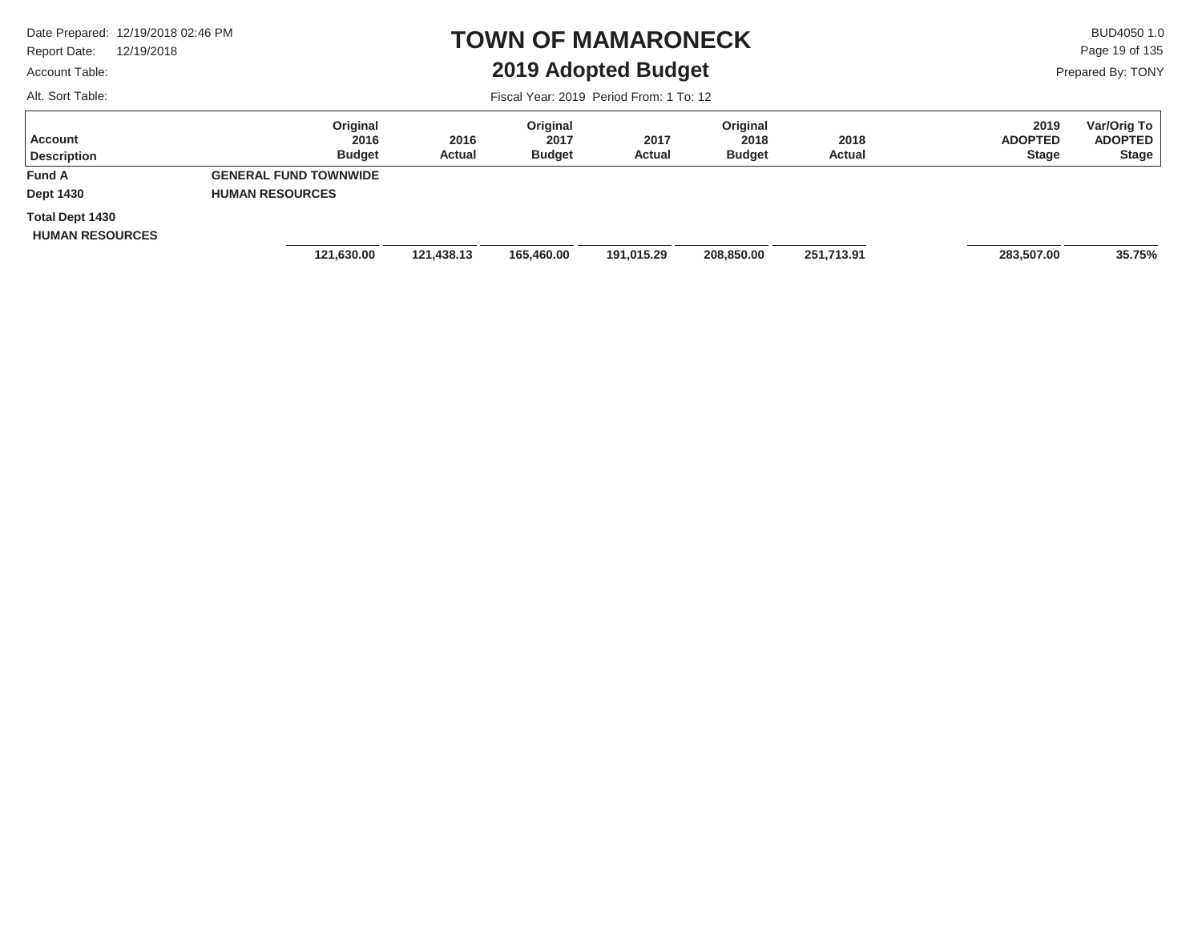# TOWN OF MAMARONECK

## 2019 Adopted Budget

Date Prepared: 12/19/2018 02:46 PM
Report Date: 12/19/2018
Account Table:
Alt. Sort Table:

BUD4050 1.0
Prepared By: TONY

Fiscal Year: 2019 Period From: 1 To: 12

| Account Description | Original 2016 Budget | 2016 Actual | Original 2017 Budget | 2017 Actual | Original 2018 Budget | 2018 Actual | 2019 ADOPTED Stage | Var/Orig To ADOPTED Stage |
|---|---|---|---|---|---|---|---|---|
| **Fund A** GENERAL FUND TOWNWIDE | | | | | | | | |
| **Dept 1430** HUMAN RESOURCES | | | | | | | | |
| **Total Dept 1430 HUMAN RESOURCES** | **121,630.00** | **121,438.13** | **165,460.00** | **191,015.29** | **208,850.00** | **251,713.91** | **283,507.00** | **35.75%** |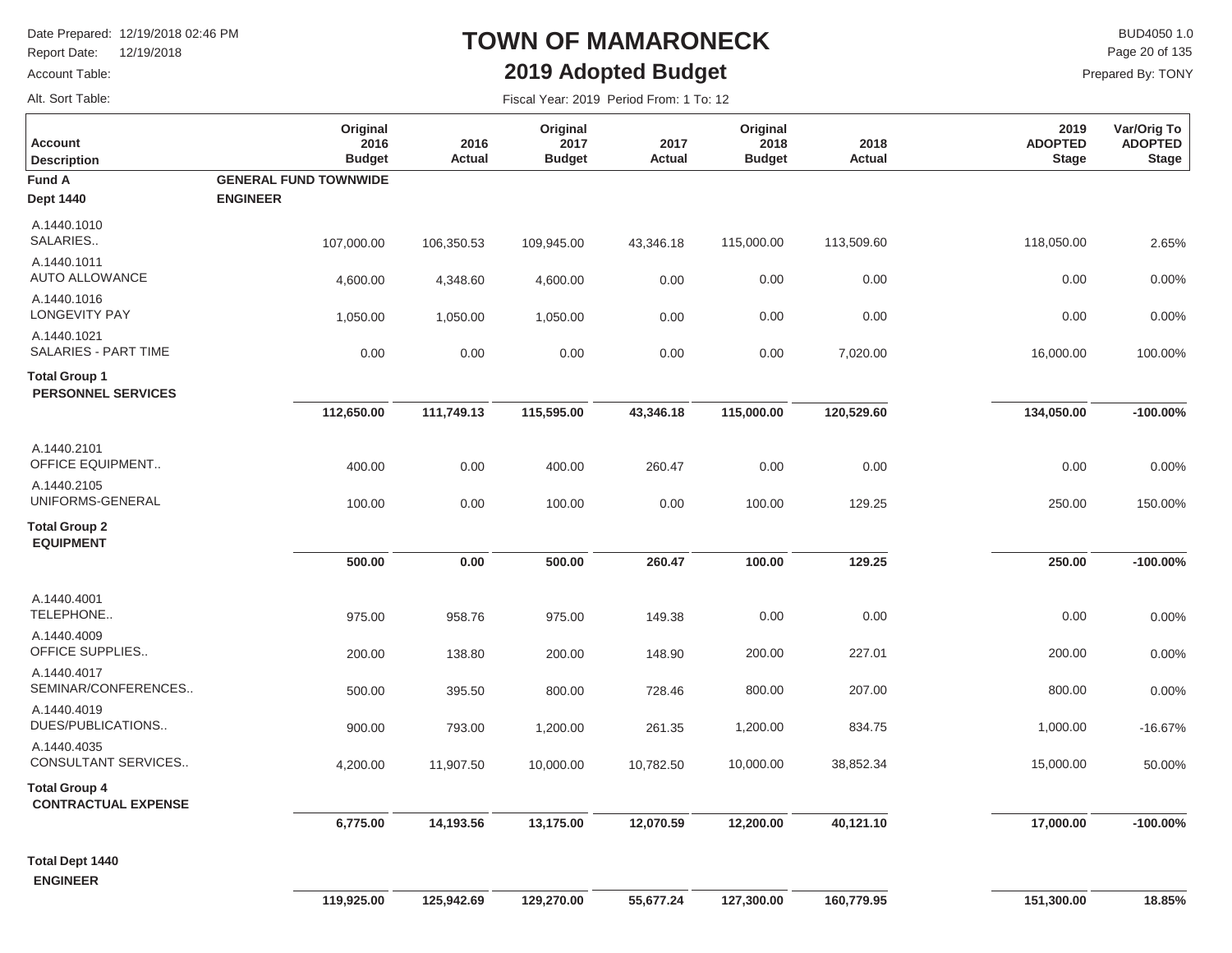# TOWN OF MAMARONECK

## 2019 Adopted Budget

Date Prepared: 12/19/2018 02:46 PM
Report Date: 12/19/2018
Account Table:
Alt. Sort Table:

BUD4050 1.0
Prepared By: TONY

Fiscal Year: 2019 Period From: 1 To: 12

| Account Description | Original 2016 Budget | 2016 Actual | Original 2017 Budget | 2017 Actual | Original 2018 Budget | 2018 Actual | 2019 ADOPTED Stage | Var/Orig To ADOPTED Stage |
|---|---|---|---|---|---|---|---|---|
| **Fund A** | **GENERAL FUND TOWNWIDE** | | | | | | | |
| **Dept 1440** | **ENGINEER** | | | | | | | |
| A.1440.1010 SALARIES.. | 107,000.00 | 106,350.53 | 109,945.00 | 43,346.18 | 115,000.00 | 113,509.60 | 118,050.00 | 2.65% |
| A.1440.1011 AUTO ALLOWANCE | 4,600.00 | 4,348.60 | 4,600.00 | 0.00 | 0.00 | 0.00 | 0.00 | 0.00% |
| A.1440.1016 LONGEVITY PAY | 1,050.00 | 1,050.00 | 1,050.00 | 0.00 | 0.00 | 0.00 | 0.00 | 0.00% |
| A.1440.1021 SALARIES - PART TIME | 0.00 | 0.00 | 0.00 | 0.00 | 0.00 | 7,020.00 | 16,000.00 | 100.00% |
| **Total Group 1 PERSONNEL SERVICES** | **112,650.00** | **111,749.13** | **115,595.00** | **43,346.18** | **115,000.00** | **120,529.60** | **134,050.00** | **-100.00%** |
| A.1440.2101 OFFICE EQUIPMENT.. | 400.00 | 0.00 | 400.00 | 260.47 | 0.00 | 0.00 | 0.00 | 0.00% |
| A.1440.2105 UNIFORMS-GENERAL | 100.00 | 0.00 | 100.00 | 0.00 | 100.00 | 129.25 | 250.00 | 150.00% |
| **Total Group 2 EQUIPMENT** | **500.00** | **0.00** | **500.00** | **260.47** | **100.00** | **129.25** | **250.00** | **-100.00%** |
| A.1440.4001 TELEPHONE.. | 975.00 | 958.76 | 975.00 | 149.38 | 0.00 | 0.00 | 0.00 | 0.00% |
| A.1440.4009 OFFICE SUPPLIES.. | 200.00 | 138.80 | 200.00 | 148.90 | 200.00 | 227.01 | 200.00 | 0.00% |
| A.1440.4017 SEMINAR/CONFERENCES.. | 500.00 | 395.50 | 800.00 | 728.46 | 800.00 | 207.00 | 800.00 | 0.00% |
| A.1440.4019 DUES/PUBLICATIONS.. | 900.00 | 793.00 | 1,200.00 | 261.35 | 1,200.00 | 834.75 | 1,000.00 | -16.67% |
| A.1440.4035 CONSULTANT SERVICES.. | 4,200.00 | 11,907.50 | 10,000.00 | 10,782.50 | 10,000.00 | 38,852.34 | 15,000.00 | 50.00% |
| **Total Group 4 CONTRACTUAL EXPENSE** | **6,775.00** | **14,193.56** | **13,175.00** | **12,070.59** | **12,200.00** | **40,121.10** | **17,000.00** | **-100.00%** |
| **Total Dept 1440 ENGINEER** | **119,925.00** | **125,942.69** | **129,270.00** | **55,677.24** | **127,300.00** | **160,779.95** | **151,300.00** | **18.85%** |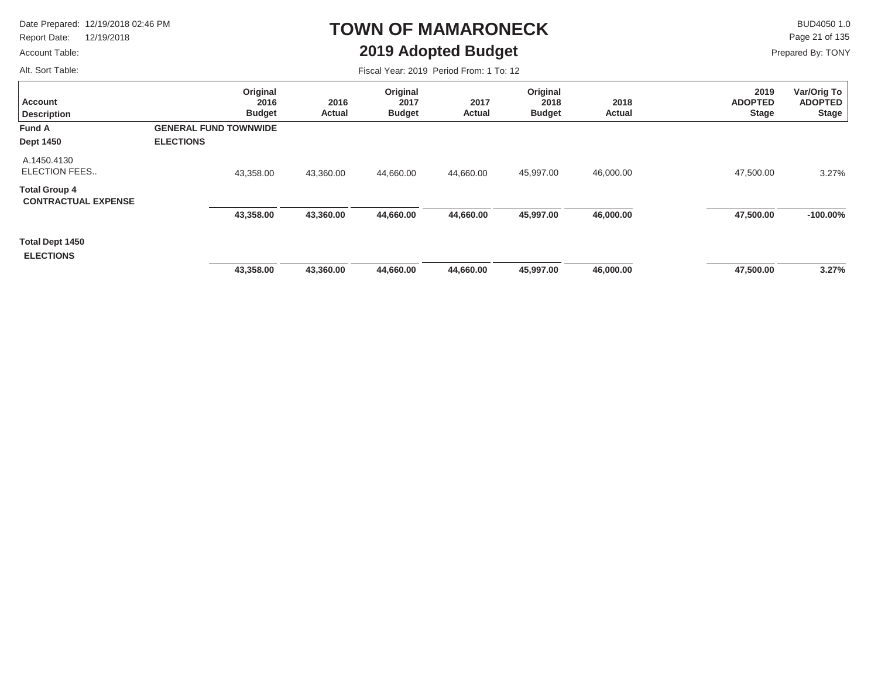# TOWN OF MAMARONECK

## 2019 Adopted Budget

Date Prepared: 12/19/2018 02:46 PM
Report Date: 12/19/2018
Account Table:
Alt. Sort Table:

BUD4050 1.0
Prepared By: TONY

Fiscal Year: 2019 Period From: 1 To: 12

| Account Description | Original 2016 Budget | 2016 Actual | Original 2017 Budget | 2017 Actual | Original 2018 Budget | 2018 Actual | 2019 ADOPTED Stage | Var/Orig To ADOPTED Stage |
|---|---|---|---|---|---|---|---|---|
| **Fund A** **GENERAL FUND TOWNWIDE** | | | | | | | | |
| **Dept 1450** **ELECTIONS** | | | | | | | | |
| A.1450.4130 ELECTION FEES.. | 43,358.00 | 43,360.00 | 44,660.00 | 44,660.00 | 45,997.00 | 46,000.00 | 47,500.00 | 3.27% |
| **Total Group 4 CONTRACTUAL EXPENSE** | **43,358.00** | **43,360.00** | **44,660.00** | **44,660.00** | **45,997.00** | **46,000.00** | **47,500.00** | **-100.00%** |
| **Total Dept 1450 ELECTIONS** | **43,358.00** | **43,360.00** | **44,660.00** | **44,660.00** | **45,997.00** | **46,000.00** | **47,500.00** | **3.27%** |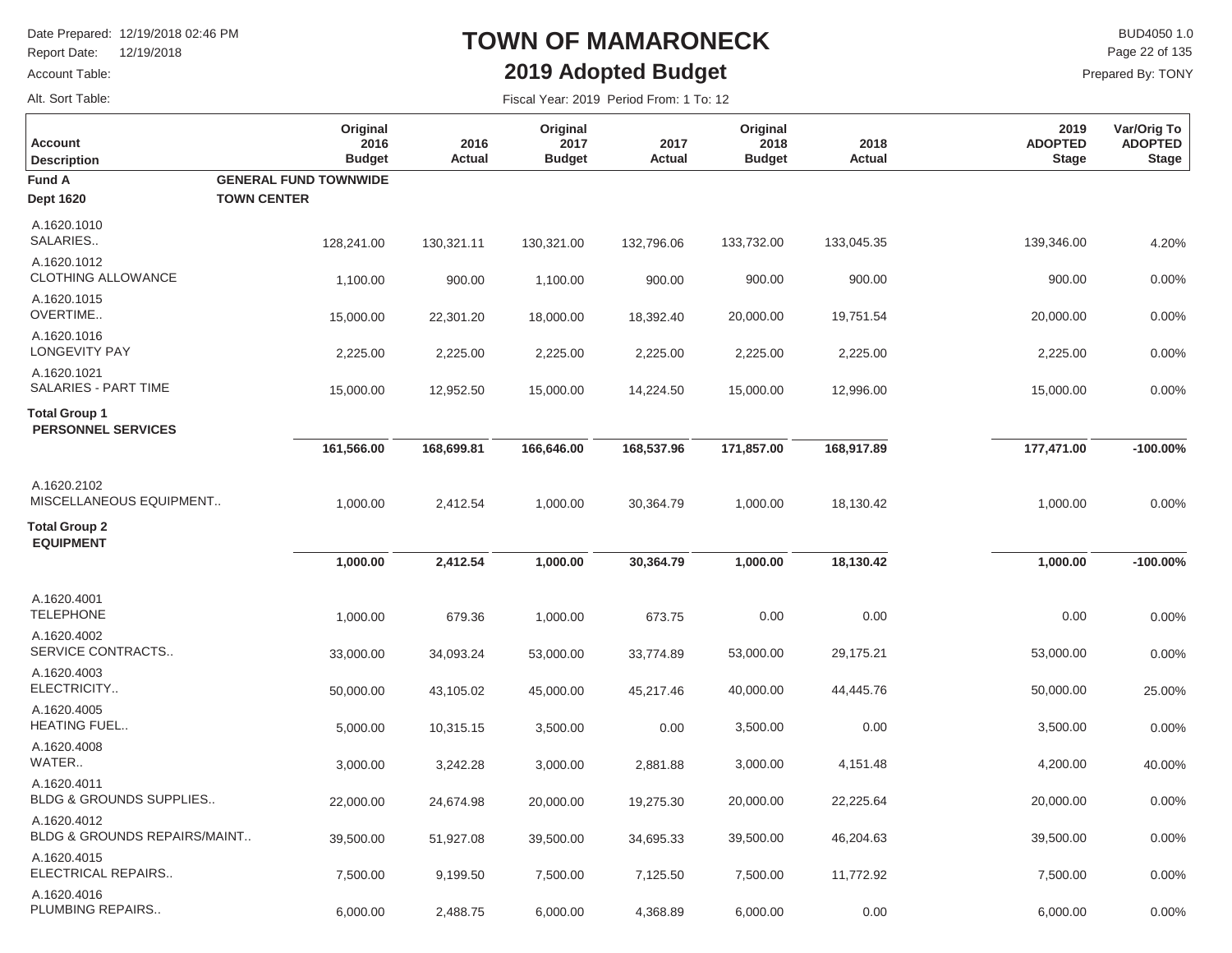# TOWN OF MAMARONECK

## 2019 Adopted Budget

Date Prepared: 12/19/2018 02:46 PM
Report Date: 12/19/2018
Account Table:
Alt. Sort Table:

BUD4050 1.0
Prepared By: TONY

Fiscal Year: 2019 Period From: 1 To: 12

| Account Description | Original 2016 Budget | 2016 Actual | Original 2017 Budget | 2017 Actual | Original 2018 Budget | 2018 Actual | 2019 ADOPTED Stage | Var/Orig To ADOPTED Stage |
|---|---|---|---|---|---|---|---|---|
| **Fund A** **GENERAL FUND TOWNWIDE** | | | | | | | | |
| **Dept 1620** **TOWN CENTER** | | | | | | | | |
| A.1620.1010 SALARIES.. | 128,241.00 | 130,321.11 | 130,321.00 | 132,796.06 | 133,732.00 | 133,045.35 | 139,346.00 | 4.20% |
| A.1620.1012 CLOTHING ALLOWANCE | 1,100.00 | 900.00 | 1,100.00 | 900.00 | 900.00 | 900.00 | 900.00 | 0.00% |
| A.1620.1015 OVERTIME.. | 15,000.00 | 22,301.20 | 18,000.00 | 18,392.40 | 20,000.00 | 19,751.54 | 20,000.00 | 0.00% |
| A.1620.1016 LONGEVITY PAY | 2,225.00 | 2,225.00 | 2,225.00 | 2,225.00 | 2,225.00 | 2,225.00 | 2,225.00 | 0.00% |
| A.1620.1021 SALARIES - PART TIME | 15,000.00 | 12,952.50 | 15,000.00 | 14,224.50 | 15,000.00 | 12,996.00 | 15,000.00 | 0.00% |
| **Total Group 1 PERSONNEL SERVICES** | **161,566.00** | **168,699.81** | **166,646.00** | **168,537.96** | **171,857.00** | **168,917.89** | **177,471.00** | **-100.00%** |
| A.1620.2102 MISCELLANEOUS EQUIPMENT.. | 1,000.00 | 2,412.54 | 1,000.00 | 30,364.79 | 1,000.00 | 18,130.42 | 1,000.00 | 0.00% |
| **Total Group 2 EQUIPMENT** | **1,000.00** | **2,412.54** | **1,000.00** | **30,364.79** | **1,000.00** | **18,130.42** | **1,000.00** | **-100.00%** |
| A.1620.4001 TELEPHONE | 1,000.00 | 679.36 | 1,000.00 | 673.75 | 0.00 | 0.00 | 0.00 | 0.00% |
| A.1620.4002 SERVICE CONTRACTS.. | 33,000.00 | 34,093.24 | 53,000.00 | 33,774.89 | 53,000.00 | 29,175.21 | 53,000.00 | 0.00% |
| A.1620.4003 ELECTRICITY.. | 50,000.00 | 43,105.02 | 45,000.00 | 45,217.46 | 40,000.00 | 44,445.76 | 50,000.00 | 25.00% |
| A.1620.4005 HEATING FUEL.. | 5,000.00 | 10,315.15 | 3,500.00 | 0.00 | 3,500.00 | 0.00 | 3,500.00 | 0.00% |
| A.1620.4008 WATER.. | 3,000.00 | 3,242.28 | 3,000.00 | 2,881.88 | 3,000.00 | 4,151.48 | 4,200.00 | 40.00% |
| A.1620.4011 BLDG & GROUNDS SUPPLIES.. | 22,000.00 | 24,674.98 | 20,000.00 | 19,275.30 | 20,000.00 | 22,225.64 | 20,000.00 | 0.00% |
| A.1620.4012 BLDG & GROUNDS REPAIRS/MAINT.. | 39,500.00 | 51,927.08 | 39,500.00 | 34,695.33 | 39,500.00 | 46,204.63 | 39,500.00 | 0.00% |
| A.1620.4015 ELECTRICAL REPAIRS.. | 7,500.00 | 9,199.50 | 7,500.00 | 7,125.50 | 7,500.00 | 11,772.92 | 7,500.00 | 0.00% |
| A.1620.4016 PLUMBING REPAIRS.. | 6,000.00 | 2,488.75 | 6,000.00 | 4,368.89 | 6,000.00 | 0.00 | 6,000.00 | 0.00% |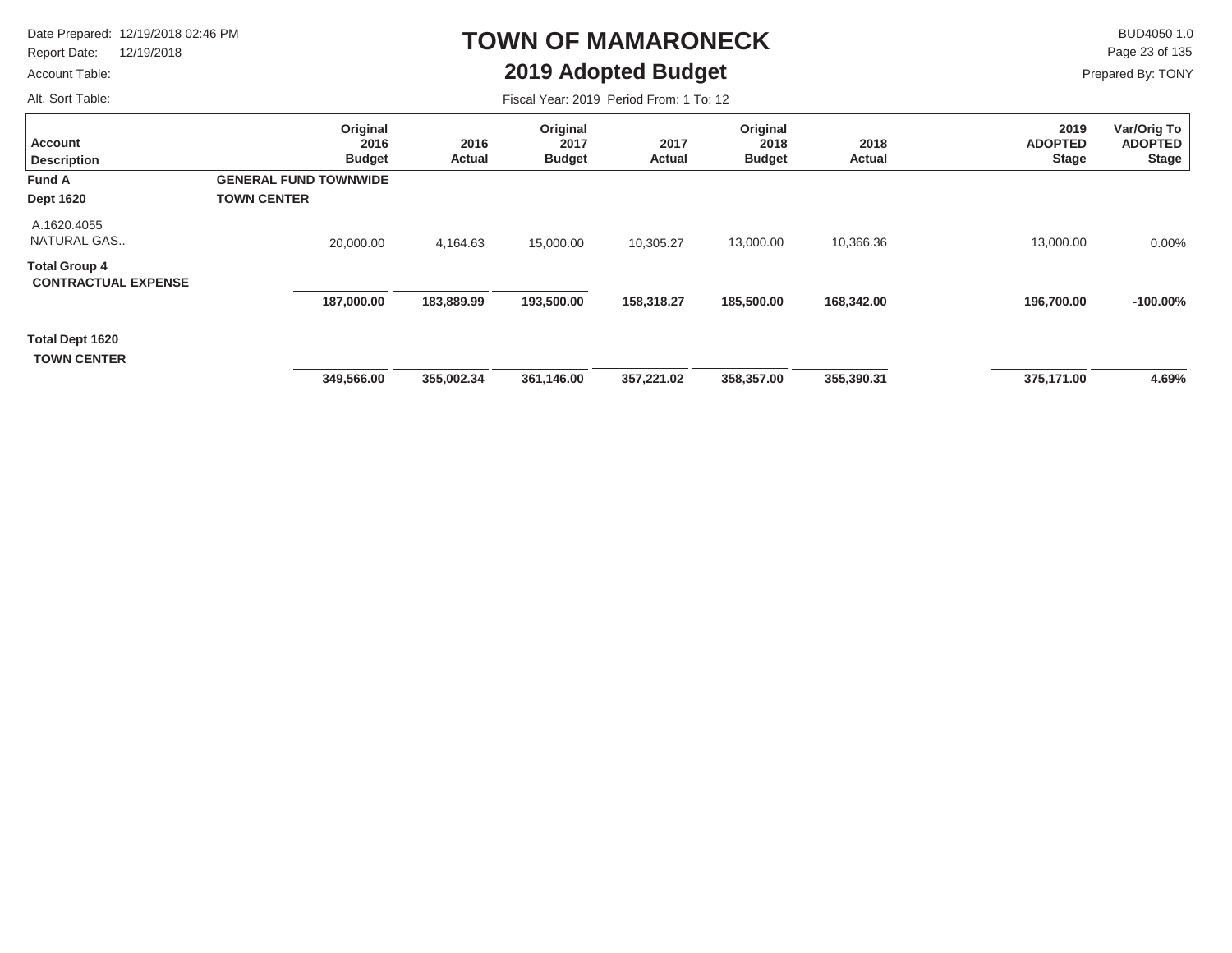# TOWN OF MAMARONECK

## 2019 Adopted Budget

Date Prepared: 12/19/2018 02:46 PM
Report Date: 12/19/2018
Account Table:
Alt. Sort Table:

BUD4050 1.0
Prepared By: TONY

Fiscal Year: 2019 Period From: 1 To: 12

| Account Description | Original 2016 Budget | 2016 Actual | Original 2017 Budget | 2017 Actual | Original 2018 Budget | 2018 Actual | 2019 ADOPTED Stage | Var/Orig To ADOPTED Stage |
|---|---|---|---|---|---|---|---|---|
| **Fund A** | **GENERAL FUND TOWNWIDE** | | | | | | | |
| **Dept 1620** | **TOWN CENTER** | | | | | | | |
| A.1620.4055 NATURAL GAS.. | 20,000.00 | 4,164.63 | 15,000.00 | 10,305.27 | 13,000.00 | 10,366.36 | 13,000.00 | 0.00% |
| **Total Group 4 CONTRACTUAL EXPENSE** | **187,000.00** | **183,889.99** | **193,500.00** | **158,318.27** | **185,500.00** | **168,342.00** | **196,700.00** | **-100.00%** |
| **Total Dept 1620 TOWN CENTER** | **349,566.00** | **355,002.34** | **361,146.00** | **357,221.02** | **358,357.00** | **355,390.31** | **375,171.00** | **4.69%** |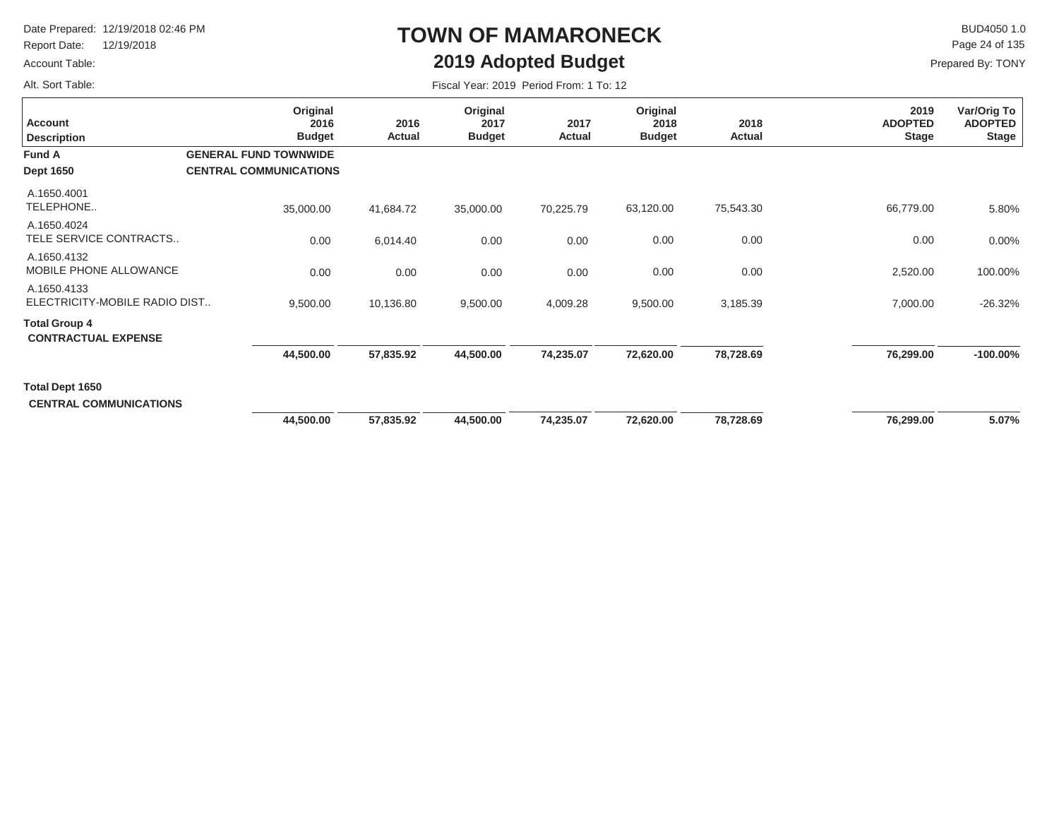# TOWN OF MAMARONECK

## 2019 Adopted Budget

Date Prepared: 12/19/2018 02:46 PM
Report Date: 12/19/2018
Account Table:
Alt. Sort Table:

BUD4050 1.0
Prepared By: TONY

Fiscal Year: 2019 Period From: 1 To: 12

| Account Description | Original 2016 Budget | 2016 Actual | Original 2017 Budget | 2017 Actual | Original 2018 Budget | 2018 Actual | 2019 ADOPTED Stage | Var/Orig To ADOPTED Stage |
|---|---|---|---|---|---|---|---|---|
| **Fund A** GENERAL FUND TOWNWIDE | | | | | | | | |
| **Dept 1650** CENTRAL COMMUNICATIONS | | | | | | | | |
| A.1650.4001 TELEPHONE.. | 35,000.00 | 41,684.72 | 35,000.00 | 70,225.79 | 63,120.00 | 75,543.30 | 66,779.00 | 5.80% |
| A.1650.4024 TELE SERVICE CONTRACTS.. | 0.00 | 6,014.40 | 0.00 | 0.00 | 0.00 | 0.00 | 0.00 | 0.00% |
| A.1650.4132 MOBILE PHONE ALLOWANCE | 0.00 | 0.00 | 0.00 | 0.00 | 0.00 | 0.00 | 2,520.00 | 100.00% |
| A.1650.4133 ELECTRICITY-MOBILE RADIO DIST.. | 9,500.00 | 10,136.80 | 9,500.00 | 4,009.28 | 9,500.00 | 3,185.39 | 7,000.00 | -26.32% |
| **Total Group 4 CONTRACTUAL EXPENSE** | **44,500.00** | **57,835.92** | **44,500.00** | **74,235.07** | **72,620.00** | **78,728.69** | **76,299.00** | **-100.00%** |
| **Total Dept 1650 CENTRAL COMMUNICATIONS** | **44,500.00** | **57,835.92** | **44,500.00** | **74,235.07** | **72,620.00** | **78,728.69** | **76,299.00** | **5.07%** |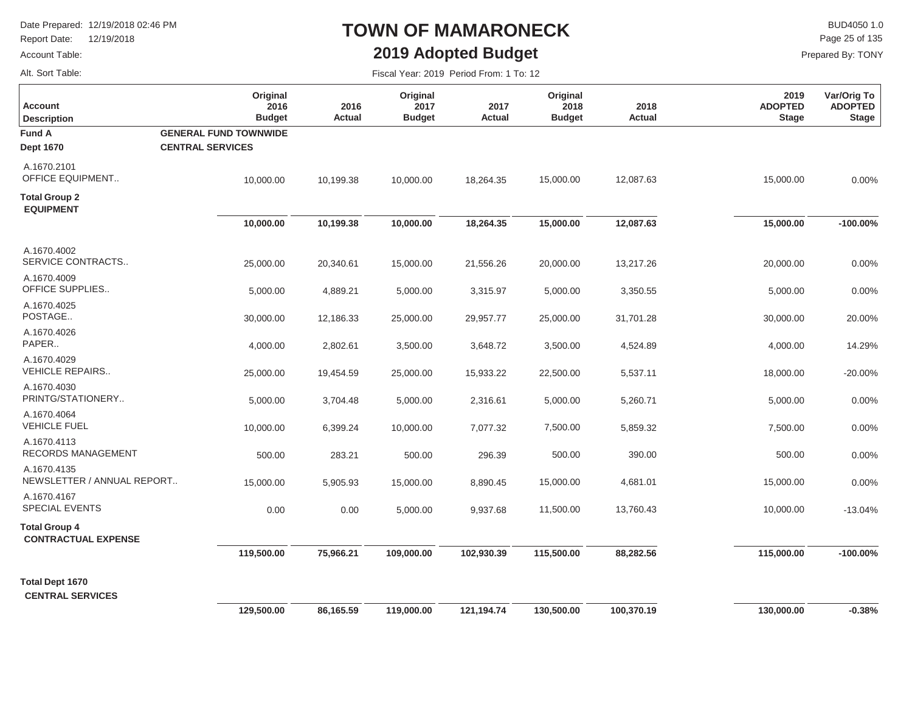# TOWN OF MAMARONECK

## 2019 Adopted Budget

Date Prepared: 12/19/2018 02:46 PM
Report Date: 12/19/2018
Account Table:
Alt. Sort Table:

BUD4050 1.0
Prepared By: TONY

Fiscal Year: 2019 Period From: 1 To: 12

| Account Description | Original 2016 Budget | 2016 Actual | Original 2017 Budget | 2017 Actual | Original 2018 Budget | 2018 Actual | 2019 ADOPTED Stage | Var/Orig To ADOPTED Stage |
|---|---|---|---|---|---|---|---|---|
| **Fund A** — **GENERAL FUND TOWNWIDE** | | | | | | | | |
| **Dept 1670** — **CENTRAL SERVICES** | | | | | | | | |
| A.1670.2101 OFFICE EQUIPMENT.. | 10,000.00 | 10,199.38 | 10,000.00 | 18,264.35 | 15,000.00 | 12,087.63 | 15,000.00 | 0.00% |
| **Total Group 2 EQUIPMENT** | **10,000.00** | **10,199.38** | **10,000.00** | **18,264.35** | **15,000.00** | **12,087.63** | **15,000.00** | **-100.00%** |
| A.1670.4002 SERVICE CONTRACTS.. | 25,000.00 | 20,340.61 | 15,000.00 | 21,556.26 | 20,000.00 | 13,217.26 | 20,000.00 | 0.00% |
| A.1670.4009 OFFICE SUPPLIES.. | 5,000.00 | 4,889.21 | 5,000.00 | 3,315.97 | 5,000.00 | 3,350.55 | 5,000.00 | 0.00% |
| A.1670.4025 POSTAGE.. | 30,000.00 | 12,186.33 | 25,000.00 | 29,957.77 | 25,000.00 | 31,701.28 | 30,000.00 | 20.00% |
| A.1670.4026 PAPER.. | 4,000.00 | 2,802.61 | 3,500.00 | 3,648.72 | 3,500.00 | 4,524.89 | 4,000.00 | 14.29% |
| A.1670.4029 VEHICLE REPAIRS.. | 25,000.00 | 19,454.59 | 25,000.00 | 15,933.22 | 22,500.00 | 5,537.11 | 18,000.00 | -20.00% |
| A.1670.4030 PRINTG/STATIONERY.. | 5,000.00 | 3,704.48 | 5,000.00 | 2,316.61 | 5,000.00 | 5,260.71 | 5,000.00 | 0.00% |
| A.1670.4064 VEHICLE FUEL | 10,000.00 | 6,399.24 | 10,000.00 | 7,077.32 | 7,500.00 | 5,859.32 | 7,500.00 | 0.00% |
| A.1670.4113 RECORDS MANAGEMENT | 500.00 | 283.21 | 500.00 | 296.39 | 500.00 | 390.00 | 500.00 | 0.00% |
| A.1670.4135 NEWSLETTER / ANNUAL REPORT.. | 15,000.00 | 5,905.93 | 15,000.00 | 8,890.45 | 15,000.00 | 4,681.01 | 15,000.00 | 0.00% |
| A.1670.4167 SPECIAL EVENTS | 0.00 | 0.00 | 5,000.00 | 9,937.68 | 11,500.00 | 13,760.43 | 10,000.00 | -13.04% |
| **Total Group 4 CONTRACTUAL EXPENSE** | **119,500.00** | **75,966.21** | **109,000.00** | **102,930.39** | **115,500.00** | **88,282.56** | **115,000.00** | **-100.00%** |
| **Total Dept 1670 CENTRAL SERVICES** | **129,500.00** | **86,165.59** | **119,000.00** | **121,194.74** | **130,500.00** | **100,370.19** | **130,000.00** | **-0.38%** |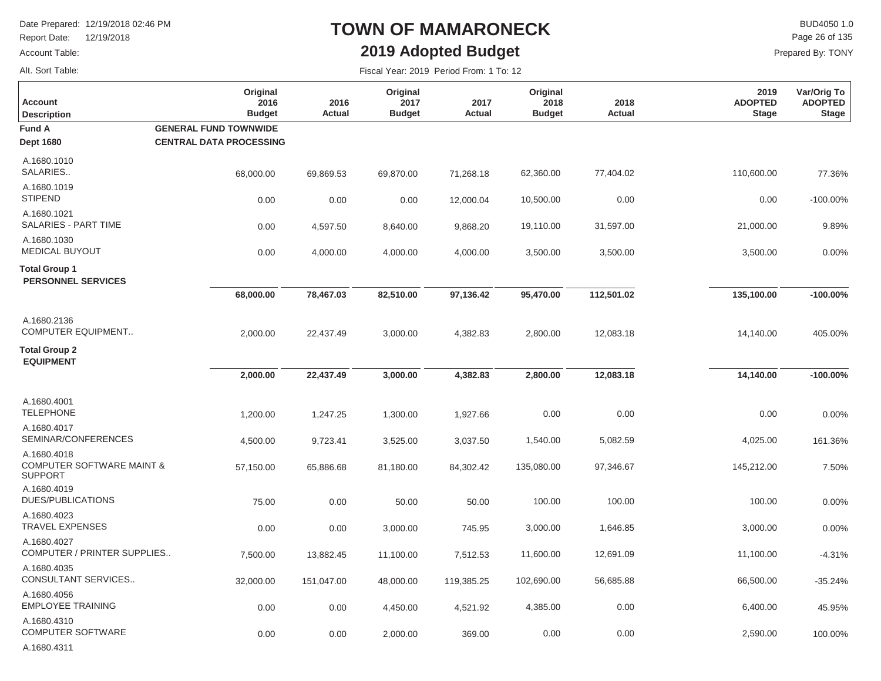# TOWN OF MAMARONECK

## 2019 Adopted Budget

Date Prepared: 12/19/2018 02:46 PM
Report Date: 12/19/2018
Account Table:
Alt. Sort Table:

BUD4050 1.0
Prepared By: TONY

Fiscal Year: 2019 Period From: 1 To: 12

| Account Description | Original 2016 Budget | 2016 Actual | Original 2017 Budget | 2017 Actual | Original 2018 Budget | 2018 Actual | 2019 ADOPTED Stage | Var/Orig To ADOPTED Stage |
|---|---|---|---|---|---|---|---|---|
| **Fund A** GENERAL FUND TOWNWIDE | | | | | | | | |
| **Dept 1680** CENTRAL DATA PROCESSING | | | | | | | | |
| A.1680.1010 SALARIES.. | 68,000.00 | 69,869.53 | 69,870.00 | 71,268.18 | 62,360.00 | 77,404.02 | 110,600.00 | 77.36% |
| A.1680.1019 STIPEND | 0.00 | 0.00 | 0.00 | 12,000.04 | 10,500.00 | 0.00 | 0.00 | -100.00% |
| A.1680.1021 SALARIES - PART TIME | 0.00 | 4,597.50 | 8,640.00 | 9,868.20 | 19,110.00 | 31,597.00 | 21,000.00 | 9.89% |
| A.1680.1030 MEDICAL BUYOUT | 0.00 | 4,000.00 | 4,000.00 | 4,000.00 | 3,500.00 | 3,500.00 | 3,500.00 | 0.00% |
| **Total Group 1 PERSONNEL SERVICES** | **68,000.00** | **78,467.03** | **82,510.00** | **97,136.42** | **95,470.00** | **112,501.02** | **135,100.00** | **-100.00%** |
| A.1680.2136 COMPUTER EQUIPMENT.. | 2,000.00 | 22,437.49 | 3,000.00 | 4,382.83 | 2,800.00 | 12,083.18 | 14,140.00 | 405.00% |
| **Total Group 2 EQUIPMENT** | **2,000.00** | **22,437.49** | **3,000.00** | **4,382.83** | **2,800.00** | **12,083.18** | **14,140.00** | **-100.00%** |
| A.1680.4001 TELEPHONE | 1,200.00 | 1,247.25 | 1,300.00 | 1,927.66 | 0.00 | 0.00 | 0.00 | 0.00% |
| A.1680.4017 SEMINAR/CONFERENCES | 4,500.00 | 9,723.41 | 3,525.00 | 3,037.50 | 1,540.00 | 5,082.59 | 4,025.00 | 161.36% |
| A.1680.4018 COMPUTER SOFTWARE MAINT & SUPPORT | 57,150.00 | 65,886.68 | 81,180.00 | 84,302.42 | 135,080.00 | 97,346.67 | 145,212.00 | 7.50% |
| A.1680.4019 DUES/PUBLICATIONS | 75.00 | 0.00 | 50.00 | 50.00 | 100.00 | 100.00 | 100.00 | 0.00% |
| A.1680.4023 TRAVEL EXPENSES | 0.00 | 0.00 | 3,000.00 | 745.95 | 3,000.00 | 1,646.85 | 3,000.00 | 0.00% |
| A.1680.4027 COMPUTER / PRINTER SUPPLIES.. | 7,500.00 | 13,882.45 | 11,100.00 | 7,512.53 | 11,600.00 | 12,691.09 | 11,100.00 | -4.31% |
| A.1680.4035 CONSULTANT SERVICES.. | 32,000.00 | 151,047.00 | 48,000.00 | 119,385.25 | 102,690.00 | 56,685.88 | 66,500.00 | -35.24% |
| A.1680.4056 EMPLOYEE TRAINING | 0.00 | 0.00 | 4,450.00 | 4,521.92 | 4,385.00 | 0.00 | 6,400.00 | 45.95% |
| A.1680.4310 COMPUTER SOFTWARE | 0.00 | 0.00 | 2,000.00 | 369.00 | 0.00 | 0.00 | 2,590.00 | 100.00% |
| A.1680.4311 | | | | | | | | |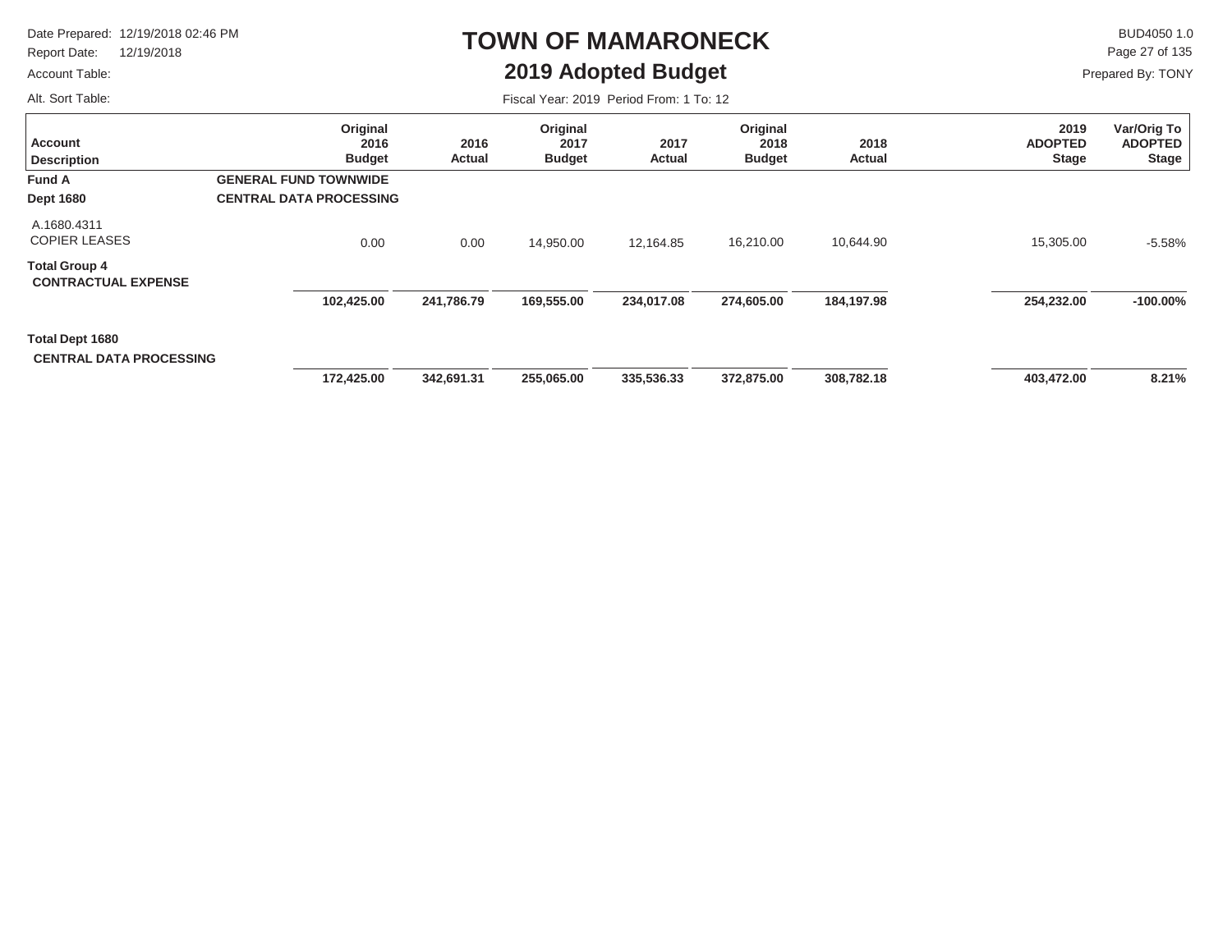# TOWN OF MAMARONECK

## 2019 Adopted Budget

Date Prepared: 12/19/2018 02:46 PM
Report Date: 12/19/2018
Account Table:
Alt. Sort Table:

BUD4050 1.0
Prepared By: TONY

Fiscal Year: 2019 Period From: 1 To: 12

| Account Description | Original 2016 Budget | 2016 Actual | Original 2017 Budget | 2017 Actual | Original 2018 Budget | 2018 Actual | 2019 ADOPTED Stage | Var/Orig To ADOPTED Stage |
|---|---|---|---|---|---|---|---|---|
| **Fund A** — **GENERAL FUND TOWNWIDE** | | | | | | | | |
| **Dept 1680** — **CENTRAL DATA PROCESSING** | | | | | | | | |
| A.1680.4311 COPIER LEASES | 0.00 | 0.00 | 14,950.00 | 12,164.85 | 16,210.00 | 10,644.90 | 15,305.00 | -5.58% |
| **Total Group 4 CONTRACTUAL EXPENSE** | **102,425.00** | **241,786.79** | **169,555.00** | **234,017.08** | **274,605.00** | **184,197.98** | **254,232.00** | **-100.00%** |
| **Total Dept 1680 CENTRAL DATA PROCESSING** | **172,425.00** | **342,691.31** | **255,065.00** | **335,536.33** | **372,875.00** | **308,782.18** | **403,472.00** | **8.21%** |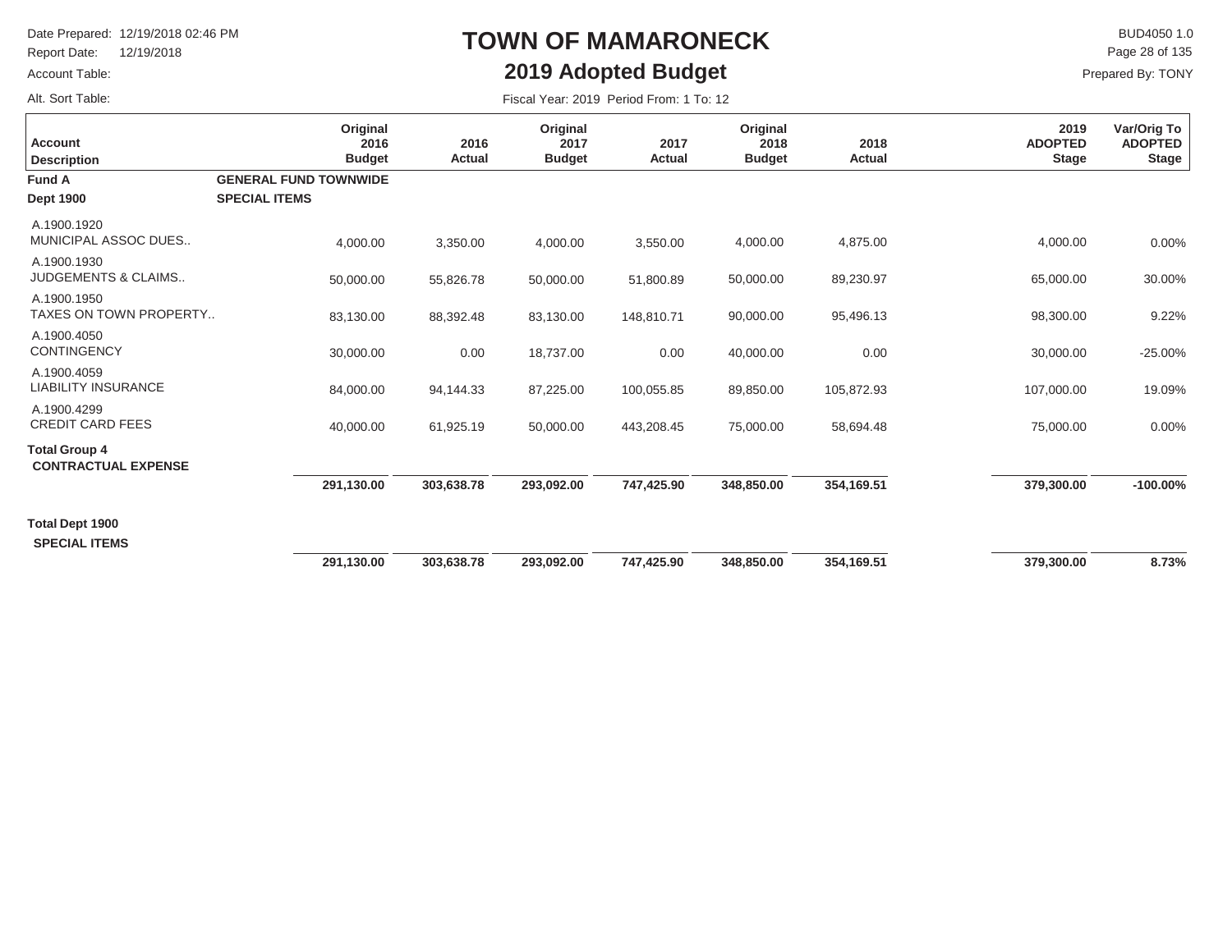# TOWN OF MAMARONECK

## 2019 Adopted Budget

Date Prepared: 12/19/2018 02:46 PM
Report Date: 12/19/2018
Account Table:
Alt. Sort Table:

BUD4050 1.0
Prepared By: TONY

Fiscal Year: 2019 Period From: 1 To: 12

| Account Description | Original 2016 Budget | 2016 Actual | Original 2017 Budget | 2017 Actual | Original 2018 Budget | 2018 Actual | 2019 ADOPTED Stage | Var/Orig To ADOPTED Stage |
|---|---|---|---|---|---|---|---|---|
| **Fund A** — **GENERAL FUND TOWNWIDE** | | | | | | | | |
| **Dept 1900** — **SPECIAL ITEMS** | | | | | | | | |
| A.1900.1920 MUNICIPAL ASSOC DUES.. | 4,000.00 | 3,350.00 | 4,000.00 | 3,550.00 | 4,000.00 | 4,875.00 | 4,000.00 | 0.00% |
| A.1900.1930 JUDGEMENTS & CLAIMS.. | 50,000.00 | 55,826.78 | 50,000.00 | 51,800.89 | 50,000.00 | 89,230.97 | 65,000.00 | 30.00% |
| A.1900.1950 TAXES ON TOWN PROPERTY.. | 83,130.00 | 88,392.48 | 83,130.00 | 148,810.71 | 90,000.00 | 95,496.13 | 98,300.00 | 9.22% |
| A.1900.4050 CONTINGENCY | 30,000.00 | 0.00 | 18,737.00 | 0.00 | 40,000.00 | 0.00 | 30,000.00 | -25.00% |
| A.1900.4059 LIABILITY INSURANCE | 84,000.00 | 94,144.33 | 87,225.00 | 100,055.85 | 89,850.00 | 105,872.93 | 107,000.00 | 19.09% |
| A.1900.4299 CREDIT CARD FEES | 40,000.00 | 61,925.19 | 50,000.00 | 443,208.45 | 75,000.00 | 58,694.48 | 75,000.00 | 0.00% |
| **Total Group 4 CONTRACTUAL EXPENSE** | **291,130.00** | **303,638.78** | **293,092.00** | **747,425.90** | **348,850.00** | **354,169.51** | **379,300.00** | **-100.00%** |
| **Total Dept 1900 SPECIAL ITEMS** | **291,130.00** | **303,638.78** | **293,092.00** | **747,425.90** | **348,850.00** | **354,169.51** | **379,300.00** | **8.73%** |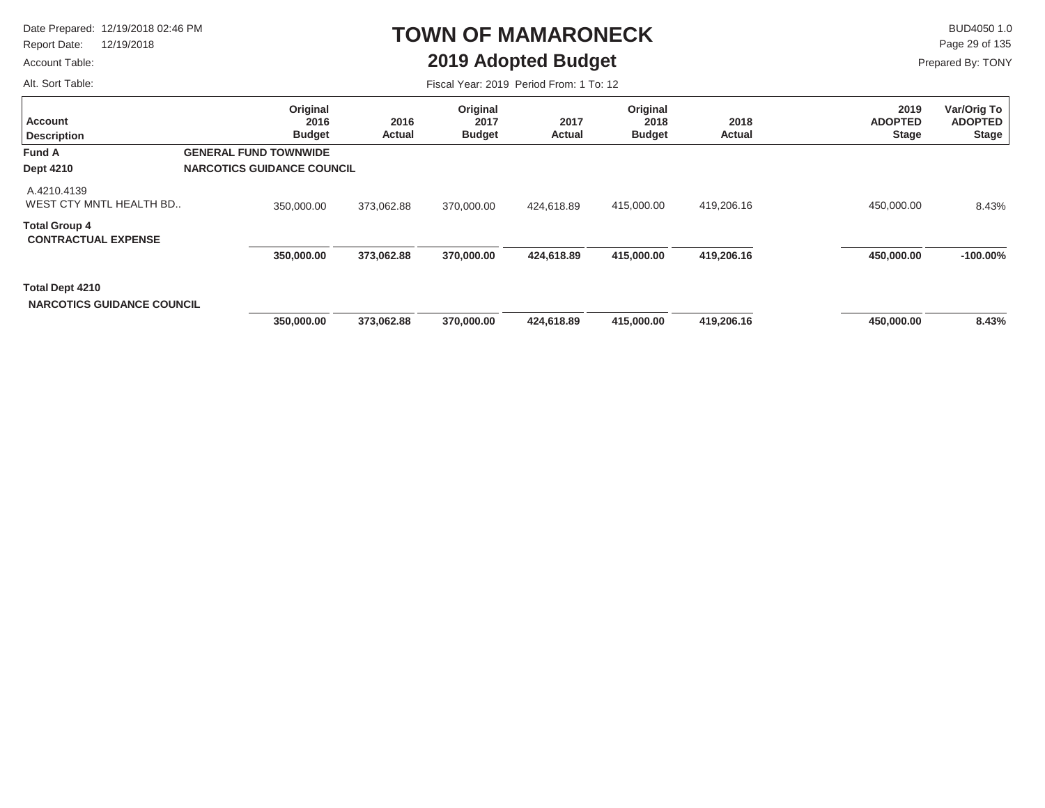# TOWN OF MAMARONECK

## 2019 Adopted Budget

Date Prepared: 12/19/2018 02:46 PM
Report Date: 12/19/2018
Account Table:
Alt. Sort Table:

BUD4050 1.0
Prepared By: TONY

Fiscal Year: 2019 Period From: 1 To: 12

| Account Description | Original 2016 Budget | 2016 Actual | Original 2017 Budget | 2017 Actual | Original 2018 Budget | 2018 Actual | 2019 ADOPTED Stage | Var/Orig To ADOPTED Stage |
|---|---|---|---|---|---|---|---|---|
| **Fund A** **GENERAL FUND TOWNWIDE** | | | | | | | | |
| **Dept 4210** **NARCOTICS GUIDANCE COUNCIL** | | | | | | | | |
| A.4210.4139 WEST CTY MNTL HEALTH BD.. | 350,000.00 | 373,062.88 | 370,000.00 | 424,618.89 | 415,000.00 | 419,206.16 | 450,000.00 | 8.43% |
| **Total Group 4 CONTRACTUAL EXPENSE** | **350,000.00** | **373,062.88** | **370,000.00** | **424,618.89** | **415,000.00** | **419,206.16** | **450,000.00** | **-100.00%** |
| **Total Dept 4210 NARCOTICS GUIDANCE COUNCIL** | **350,000.00** | **373,062.88** | **370,000.00** | **424,618.89** | **415,000.00** | **419,206.16** | **450,000.00** | **8.43%** |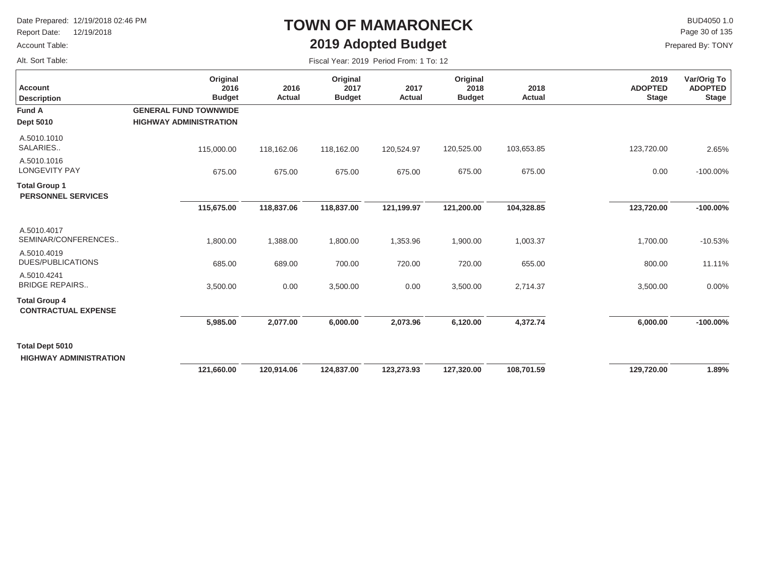# TOWN OF MAMARONECK

## 2019 Adopted Budget

Date Prepared: 12/19/2018 02:46 PM
Report Date: 12/19/2018
Account Table:
Alt. Sort Table:

BUD4050 1.0
Prepared By: TONY

Fiscal Year: 2019 Period From: 1 To: 12

| Account Description | Original 2016 Budget | 2016 Actual | Original 2017 Budget | 2017 Actual | Original 2018 Budget | 2018 Actual | 2019 ADOPTED Stage | Var/Orig To ADOPTED Stage |
|---|---|---|---|---|---|---|---|---|
| **Fund A** | **GENERAL FUND TOWNWIDE** | | | | | | | |
| **Dept 5010** | **HIGHWAY ADMINISTRATION** | | | | | | | |
| A.5010.1010 SALARIES.. | 115,000.00 | 118,162.06 | 118,162.00 | 120,524.97 | 120,525.00 | 103,653.85 | 123,720.00 | 2.65% |
| A.5010.1016 LONGEVITY PAY | 675.00 | 675.00 | 675.00 | 675.00 | 675.00 | 675.00 | 0.00 | -100.00% |
| **Total Group 1 PERSONNEL SERVICES** | **115,675.00** | **118,837.06** | **118,837.00** | **121,199.97** | **121,200.00** | **104,328.85** | **123,720.00** | **-100.00%** |
| A.5010.4017 SEMINAR/CONFERENCES.. | 1,800.00 | 1,388.00 | 1,800.00 | 1,353.96 | 1,900.00 | 1,003.37 | 1,700.00 | -10.53% |
| A.5010.4019 DUES/PUBLICATIONS | 685.00 | 689.00 | 700.00 | 720.00 | 720.00 | 655.00 | 800.00 | 11.11% |
| A.5010.4241 BRIDGE REPAIRS.. | 3,500.00 | 0.00 | 3,500.00 | 0.00 | 3,500.00 | 2,714.37 | 3,500.00 | 0.00% |
| **Total Group 4 CONTRACTUAL EXPENSE** | **5,985.00** | **2,077.00** | **6,000.00** | **2,073.96** | **6,120.00** | **4,372.74** | **6,000.00** | **-100.00%** |
| **Total Dept 5010 HIGHWAY ADMINISTRATION** | **121,660.00** | **120,914.06** | **124,837.00** | **123,273.93** | **127,320.00** | **108,701.59** | **129,720.00** | **1.89%** |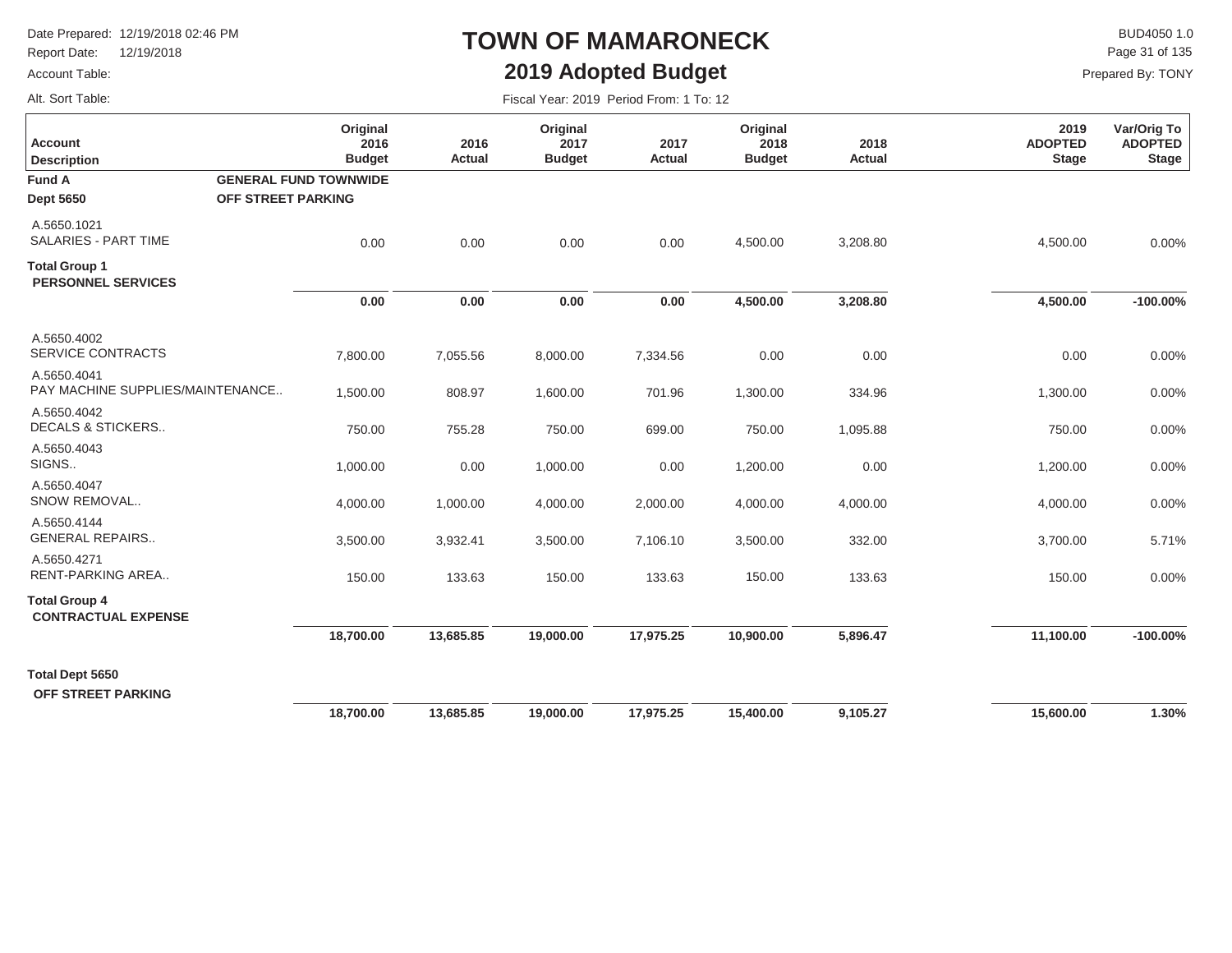# TOWN OF MAMARONECK

## 2019 Adopted Budget

Date Prepared: 12/19/2018 02:46 PM
Report Date: 12/19/2018
Account Table:
Alt. Sort Table:

BUD4050 1.0
Prepared By: TONY

Fiscal Year: 2019 Period From: 1 To: 12

| Account Description | Original 2016 Budget | 2016 Actual | Original 2017 Budget | 2017 Actual | Original 2018 Budget | 2018 Actual | 2019 ADOPTED Stage | Var/Orig To ADOPTED Stage |
|---|---|---|---|---|---|---|---|---|
| **Fund A** — **GENERAL FUND TOWNWIDE** | | | | | | | | |
| **Dept 5650** — **OFF STREET PARKING** | | | | | | | | |
| A.5650.1021 SALARIES - PART TIME | 0.00 | 0.00 | 0.00 | 0.00 | 4,500.00 | 3,208.80 | 4,500.00 | 0.00% |
| **Total Group 1 PERSONNEL SERVICES** | **0.00** | **0.00** | **0.00** | **0.00** | **4,500.00** | **3,208.80** | **4,500.00** | **-100.00%** |
| A.5650.4002 SERVICE CONTRACTS | 7,800.00 | 7,055.56 | 8,000.00 | 7,334.56 | 0.00 | 0.00 | 0.00 | 0.00% |
| A.5650.4041 PAY MACHINE SUPPLIES/MAINTENANCE.. | 1,500.00 | 808.97 | 1,600.00 | 701.96 | 1,300.00 | 334.96 | 1,300.00 | 0.00% |
| A.5650.4042 DECALS & STICKERS.. | 750.00 | 755.28 | 750.00 | 699.00 | 750.00 | 1,095.88 | 750.00 | 0.00% |
| A.5650.4043 SIGNS.. | 1,000.00 | 0.00 | 1,000.00 | 0.00 | 1,200.00 | 0.00 | 1,200.00 | 0.00% |
| A.5650.4047 SNOW REMOVAL.. | 4,000.00 | 1,000.00 | 4,000.00 | 2,000.00 | 4,000.00 | 4,000.00 | 4,000.00 | 0.00% |
| A.5650.4144 GENERAL REPAIRS.. | 3,500.00 | 3,932.41 | 3,500.00 | 7,106.10 | 3,500.00 | 332.00 | 3,700.00 | 5.71% |
| A.5650.4271 RENT-PARKING AREA.. | 150.00 | 133.63 | 150.00 | 133.63 | 150.00 | 133.63 | 150.00 | 0.00% |
| **Total Group 4 CONTRACTUAL EXPENSE** | **18,700.00** | **13,685.85** | **19,000.00** | **17,975.25** | **10,900.00** | **5,896.47** | **11,100.00** | **-100.00%** |
| **Total Dept 5650 OFF STREET PARKING** | **18,700.00** | **13,685.85** | **19,000.00** | **17,975.25** | **15,400.00** | **9,105.27** | **15,600.00** | **1.30%** |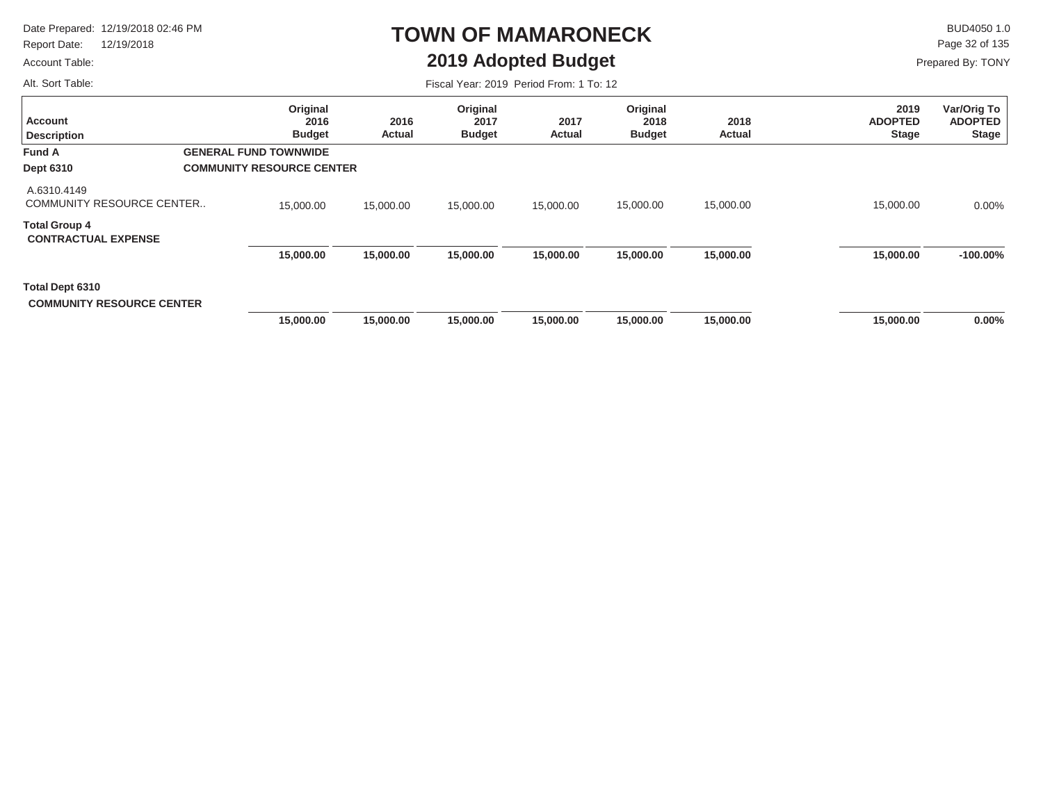# TOWN OF MAMARONECK

## 2019 Adopted Budget

Date Prepared: 12/19/2018 02:46 PM
Report Date: 12/19/2018
Account Table:
Alt. Sort Table:

BUD4050 1.0
Prepared By: TONY

Fiscal Year: 2019 Period From: 1 To: 12

| Account Description | Original 2016 Budget | 2016 Actual | Original 2017 Budget | 2017 Actual | Original 2018 Budget | 2018 Actual | 2019 ADOPTED Stage | Var/Orig To ADOPTED Stage |
|---|---|---|---|---|---|---|---|---|
| **Fund A** — **GENERAL FUND TOWNWIDE** | | | | | | | | |
| **Dept 6310** — **COMMUNITY RESOURCE CENTER** | | | | | | | | |
| A.6310.4149 COMMUNITY RESOURCE CENTER.. | 15,000.00 | 15,000.00 | 15,000.00 | 15,000.00 | 15,000.00 | 15,000.00 | 15,000.00 | 0.00% |
| **Total Group 4 CONTRACTUAL EXPENSE** | **15,000.00** | **15,000.00** | **15,000.00** | **15,000.00** | **15,000.00** | **15,000.00** | **15,000.00** | **-100.00%** |
| **Total Dept 6310 COMMUNITY RESOURCE CENTER** | **15,000.00** | **15,000.00** | **15,000.00** | **15,000.00** | **15,000.00** | **15,000.00** | **15,000.00** | **0.00%** |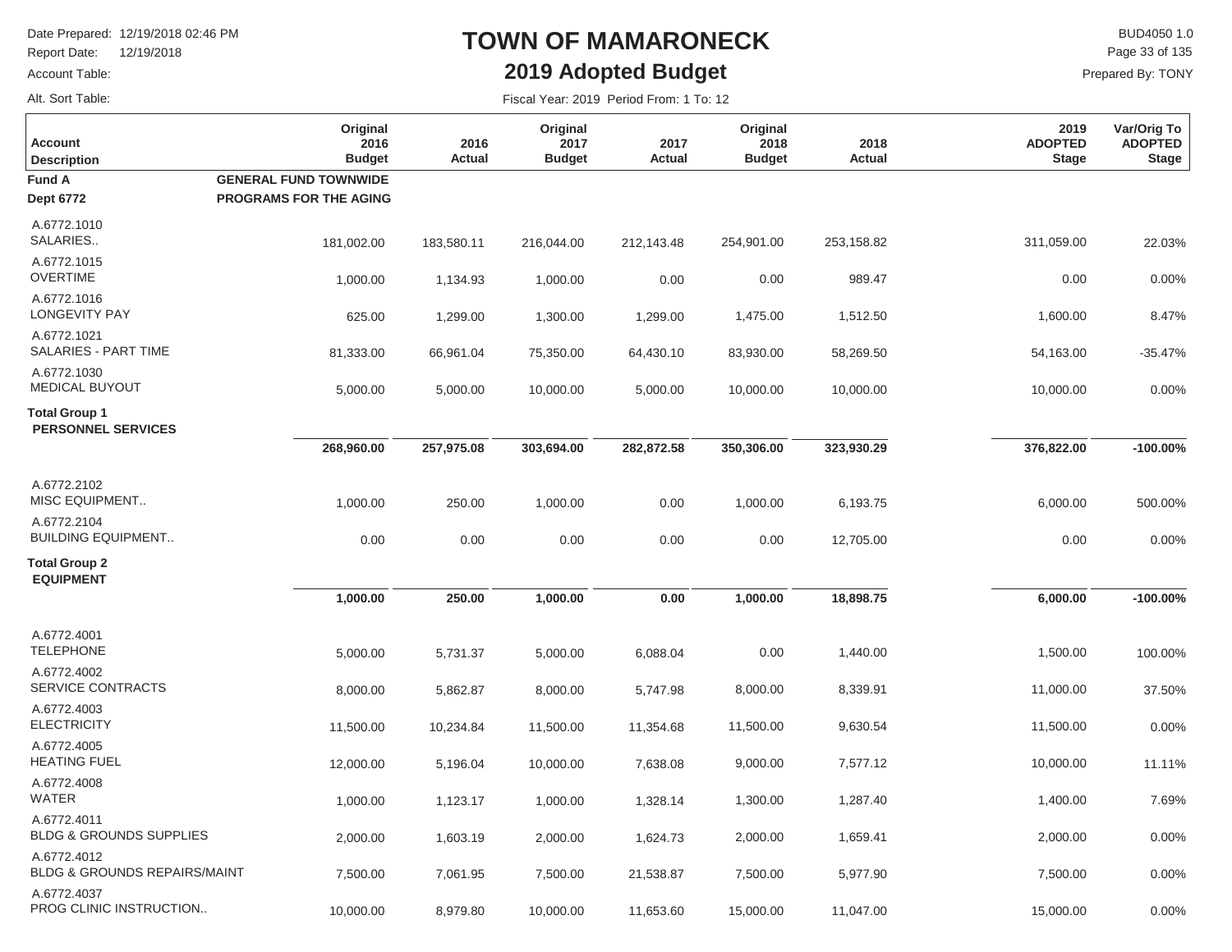# TOWN OF MAMARONECK

## 2019 Adopted Budget

Date Prepared: 12/19/2018 02:46 PM
Report Date: 12/19/2018
Account Table:
Alt. Sort Table:

BUD4050 1.0
Prepared By: TONY

Fiscal Year: 2019 Period From: 1 To: 12

| Account Description | Original 2016 Budget | 2016 Actual | Original 2017 Budget | 2017 Actual | Original 2018 Budget | 2018 Actual | 2019 ADOPTED Stage | Var/Orig To ADOPTED Stage |
|---|---|---|---|---|---|---|---|---|
| **Fund A** GENERAL FUND TOWNWIDE | | | | | | | | |
| **Dept 6772** PROGRAMS FOR THE AGING | | | | | | | | |
| A.6772.1010 SALARIES.. | 181,002.00 | 183,580.11 | 216,044.00 | 212,143.48 | 254,901.00 | 253,158.82 | 311,059.00 | 22.03% |
| A.6772.1015 OVERTIME | 1,000.00 | 1,134.93 | 1,000.00 | 0.00 | 0.00 | 989.47 | 0.00 | 0.00% |
| A.6772.1016 LONGEVITY PAY | 625.00 | 1,299.00 | 1,300.00 | 1,299.00 | 1,475.00 | 1,512.50 | 1,600.00 | 8.47% |
| A.6772.1021 SALARIES - PART TIME | 81,333.00 | 66,961.04 | 75,350.00 | 64,430.10 | 83,930.00 | 58,269.50 | 54,163.00 | -35.47% |
| A.6772.1030 MEDICAL BUYOUT | 5,000.00 | 5,000.00 | 10,000.00 | 5,000.00 | 10,000.00 | 10,000.00 | 10,000.00 | 0.00% |
| **Total Group 1 PERSONNEL SERVICES** | **268,960.00** | **257,975.08** | **303,694.00** | **282,872.58** | **350,306.00** | **323,930.29** | **376,822.00** | **-100.00%** |
| A.6772.2102 MISC EQUIPMENT.. | 1,000.00 | 250.00 | 1,000.00 | 0.00 | 1,000.00 | 6,193.75 | 6,000.00 | 500.00% |
| A.6772.2104 BUILDING EQUIPMENT.. | 0.00 | 0.00 | 0.00 | 0.00 | 0.00 | 12,705.00 | 0.00 | 0.00% |
| **Total Group 2 EQUIPMENT** | **1,000.00** | **250.00** | **1,000.00** | **0.00** | **1,000.00** | **18,898.75** | **6,000.00** | **-100.00%** |
| A.6772.4001 TELEPHONE | 5,000.00 | 5,731.37 | 5,000.00 | 6,088.04 | 0.00 | 1,440.00 | 1,500.00 | 100.00% |
| A.6772.4002 SERVICE CONTRACTS | 8,000.00 | 5,862.87 | 8,000.00 | 5,747.98 | 8,000.00 | 8,339.91 | 11,000.00 | 37.50% |
| A.6772.4003 ELECTRICITY | 11,500.00 | 10,234.84 | 11,500.00 | 11,354.68 | 11,500.00 | 9,630.54 | 11,500.00 | 0.00% |
| A.6772.4005 HEATING FUEL | 12,000.00 | 5,196.04 | 10,000.00 | 7,638.08 | 9,000.00 | 7,577.12 | 10,000.00 | 11.11% |
| A.6772.4008 WATER | 1,000.00 | 1,123.17 | 1,000.00 | 1,328.14 | 1,300.00 | 1,287.40 | 1,400.00 | 7.69% |
| A.6772.4011 BLDG & GROUNDS SUPPLIES | 2,000.00 | 1,603.19 | 2,000.00 | 1,624.73 | 2,000.00 | 1,659.41 | 2,000.00 | 0.00% |
| A.6772.4012 BLDG & GROUNDS REPAIRS/MAINT | 7,500.00 | 7,061.95 | 7,500.00 | 21,538.87 | 7,500.00 | 5,977.90 | 7,500.00 | 0.00% |
| A.6772.4037 PROG CLINIC INSTRUCTION.. | 10,000.00 | 8,979.80 | 10,000.00 | 11,653.60 | 15,000.00 | 11,047.00 | 15,000.00 | 0.00% |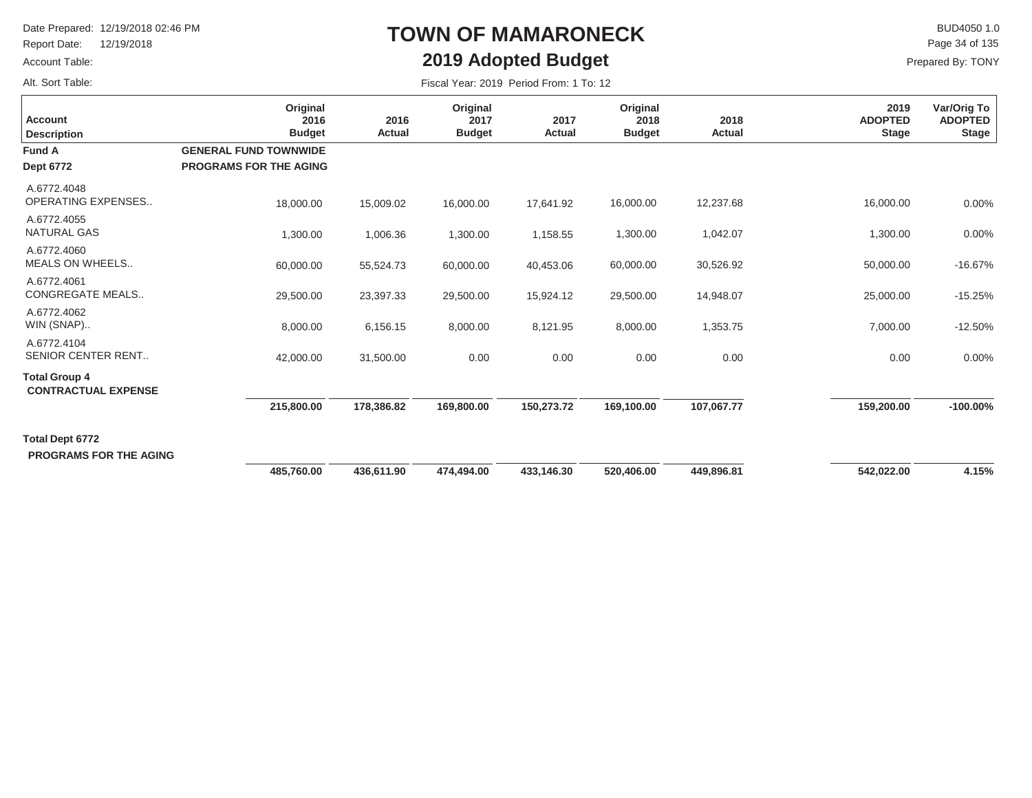# TOWN OF MAMARONECK

## 2019 Adopted Budget

Date Prepared: 12/19/2018 02:46 PM
Report Date: 12/19/2018
Account Table:
Alt. Sort Table:

BUD4050 1.0
Prepared By: TONY

Fiscal Year: 2019 Period From: 1 To: 12

| Account Description | Original 2016 Budget | 2016 Actual | Original 2017 Budget | 2017 Actual | Original 2018 Budget | 2018 Actual | 2019 ADOPTED Stage | Var/Orig To ADOPTED Stage |
|---|---|---|---|---|---|---|---|---|
| **Fund A** | **GENERAL FUND TOWNWIDE** | | | | | | | |
| **Dept 6772** | **PROGRAMS FOR THE AGING** | | | | | | | |
| A.6772.4048 OPERATING EXPENSES.. | 18,000.00 | 15,009.02 | 16,000.00 | 17,641.92 | 16,000.00 | 12,237.68 | 16,000.00 | 0.00% |
| A.6772.4055 NATURAL GAS | 1,300.00 | 1,006.36 | 1,300.00 | 1,158.55 | 1,300.00 | 1,042.07 | 1,300.00 | 0.00% |
| A.6772.4060 MEALS ON WHEELS.. | 60,000.00 | 55,524.73 | 60,000.00 | 40,453.06 | 60,000.00 | 30,526.92 | 50,000.00 | -16.67% |
| A.6772.4061 CONGREGATE MEALS.. | 29,500.00 | 23,397.33 | 29,500.00 | 15,924.12 | 29,500.00 | 14,948.07 | 25,000.00 | -15.25% |
| A.6772.4062 WIN (SNAP).. | 8,000.00 | 6,156.15 | 8,000.00 | 8,121.95 | 8,000.00 | 1,353.75 | 7,000.00 | -12.50% |
| A.6772.4104 SENIOR CENTER RENT.. | 42,000.00 | 31,500.00 | 0.00 | 0.00 | 0.00 | 0.00 | 0.00 | 0.00% |
| **Total Group 4 CONTRACTUAL EXPENSE** | **215,800.00** | **178,386.82** | **169,800.00** | **150,273.72** | **169,100.00** | **107,067.77** | **159,200.00** | **-100.00%** |
| **Total Dept 6772 PROGRAMS FOR THE AGING** | **485,760.00** | **436,611.90** | **474,494.00** | **433,146.30** | **520,406.00** | **449,896.81** | **542,022.00** | **4.15%** |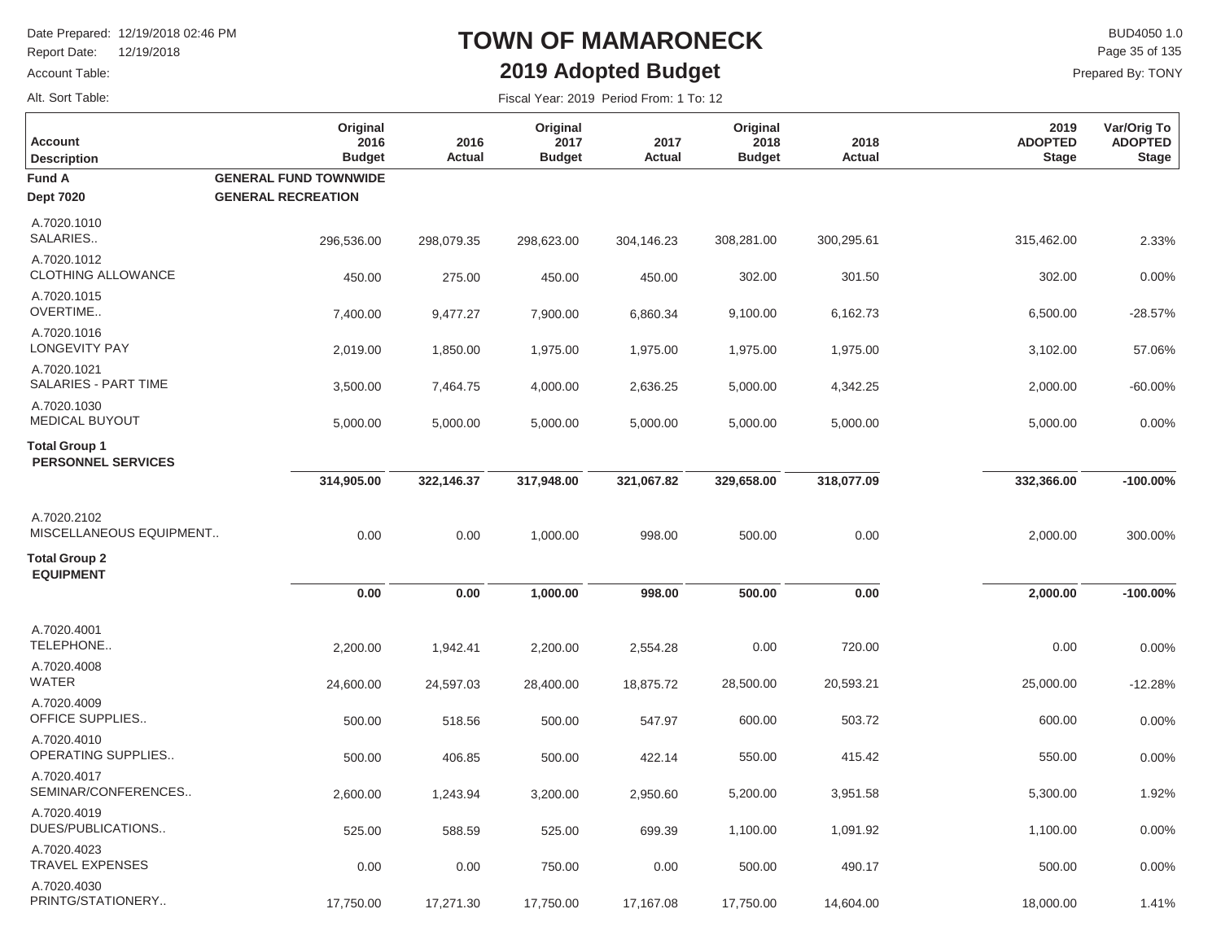# TOWN OF MAMARONECK

## 2019 Adopted Budget

Date Prepared: 12/19/2018 02:46 PM
Report Date: 12/19/2018
Account Table:
Alt. Sort Table:

BUD4050 1.0
Prepared By: TONY

Fiscal Year: 2019 Period From: 1 To: 12

| Account Description | Original 2016 Budget | 2016 Actual | Original 2017 Budget | 2017 Actual | Original 2018 Budget | 2018 Actual | 2019 ADOPTED Stage | Var/Orig To ADOPTED Stage |
|---|---|---|---|---|---|---|---|---|
| **Fund A** | **GENERAL FUND TOWNWIDE** | | | | | | | |
| **Dept 7020** | **GENERAL RECREATION** | | | | | | | |
| A.7020.1010 SALARIES.. | 296,536.00 | 298,079.35 | 298,623.00 | 304,146.23 | 308,281.00 | 300,295.61 | 315,462.00 | 2.33% |
| A.7020.1012 CLOTHING ALLOWANCE | 450.00 | 275.00 | 450.00 | 450.00 | 302.00 | 301.50 | 302.00 | 0.00% |
| A.7020.1015 OVERTIME.. | 7,400.00 | 9,477.27 | 7,900.00 | 6,860.34 | 9,100.00 | 6,162.73 | 6,500.00 | -28.57% |
| A.7020.1016 LONGEVITY PAY | 2,019.00 | 1,850.00 | 1,975.00 | 1,975.00 | 1,975.00 | 1,975.00 | 3,102.00 | 57.06% |
| A.7020.1021 SALARIES - PART TIME | 3,500.00 | 7,464.75 | 4,000.00 | 2,636.25 | 5,000.00 | 4,342.25 | 2,000.00 | -60.00% |
| A.7020.1030 MEDICAL BUYOUT | 5,000.00 | 5,000.00 | 5,000.00 | 5,000.00 | 5,000.00 | 5,000.00 | 5,000.00 | 0.00% |
| **Total Group 1 PERSONNEL SERVICES** | **314,905.00** | **322,146.37** | **317,948.00** | **321,067.82** | **329,658.00** | **318,077.09** | **332,366.00** | **-100.00%** |
| A.7020.2102 MISCELLANEOUS EQUIPMENT.. | 0.00 | 0.00 | 1,000.00 | 998.00 | 500.00 | 0.00 | 2,000.00 | 300.00% |
| **Total Group 2 EQUIPMENT** | **0.00** | **0.00** | **1,000.00** | **998.00** | **500.00** | **0.00** | **2,000.00** | **-100.00%** |
| A.7020.4001 TELEPHONE.. | 2,200.00 | 1,942.41 | 2,200.00 | 2,554.28 | 0.00 | 720.00 | 0.00 | 0.00% |
| A.7020.4008 WATER | 24,600.00 | 24,597.03 | 28,400.00 | 18,875.72 | 28,500.00 | 20,593.21 | 25,000.00 | -12.28% |
| A.7020.4009 OFFICE SUPPLIES.. | 500.00 | 518.56 | 500.00 | 547.97 | 600.00 | 503.72 | 600.00 | 0.00% |
| A.7020.4010 OPERATING SUPPLIES.. | 500.00 | 406.85 | 500.00 | 422.14 | 550.00 | 415.42 | 550.00 | 0.00% |
| A.7020.4017 SEMINAR/CONFERENCES.. | 2,600.00 | 1,243.94 | 3,200.00 | 2,950.60 | 5,200.00 | 3,951.58 | 5,300.00 | 1.92% |
| A.7020.4019 DUES/PUBLICATIONS.. | 525.00 | 588.59 | 525.00 | 699.39 | 1,100.00 | 1,091.92 | 1,100.00 | 0.00% |
| A.7020.4023 TRAVEL EXPENSES | 0.00 | 0.00 | 750.00 | 0.00 | 500.00 | 490.17 | 500.00 | 0.00% |
| A.7020.4030 PRINTG/STATIONERY.. | 17,750.00 | 17,271.30 | 17,750.00 | 17,167.08 | 17,750.00 | 14,604.00 | 18,000.00 | 1.41% |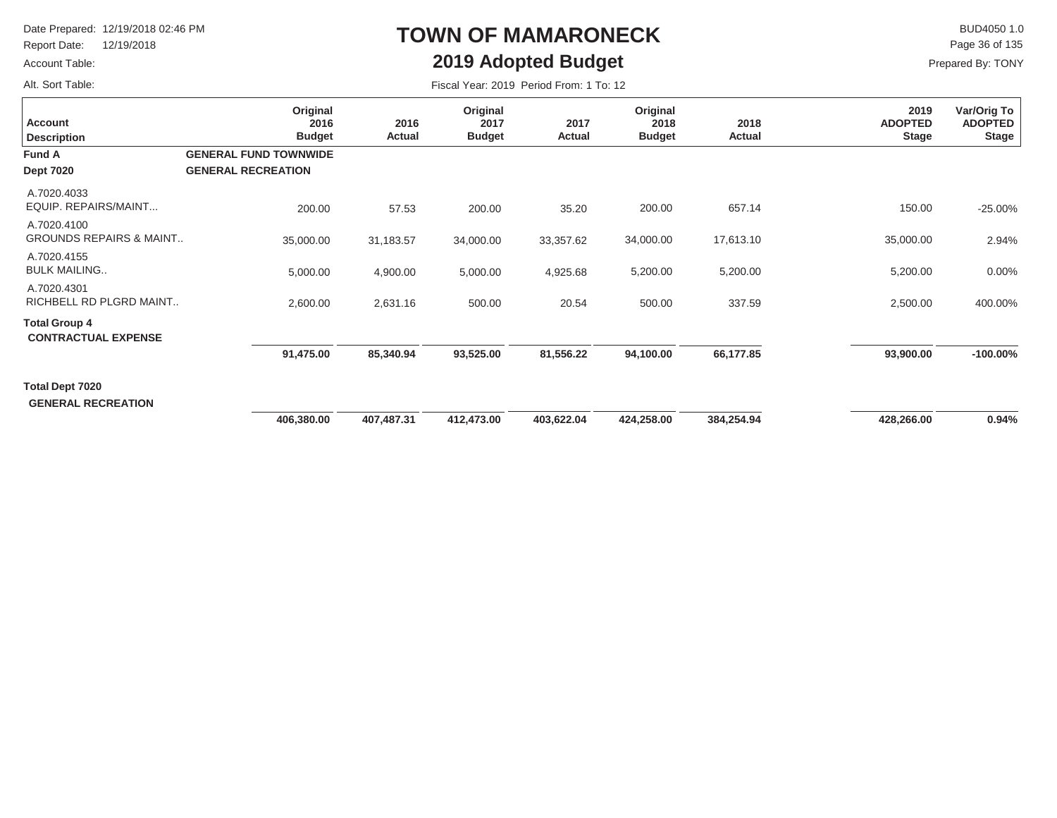# TOWN OF MAMARONECK

## 2019 Adopted Budget

Date Prepared: 12/19/2018 02:46 PM
Report Date: 12/19/2018
Account Table:
Alt. Sort Table:

BUD4050 1.0
Prepared By: TONY

Fiscal Year: 2019 Period From: 1 To: 12

| Account Description | Original 2016 Budget | 2016 Actual | Original 2017 Budget | 2017 Actual | Original 2018 Budget | 2018 Actual | 2019 ADOPTED Stage | Var/Orig To ADOPTED Stage |
|---|---|---|---|---|---|---|---|---|
| **Fund A** — **GENERAL FUND TOWNWIDE** | | | | | | | | |
| **Dept 7020** — **GENERAL RECREATION** | | | | | | | | |
| A.7020.4033 EQUIP. REPAIRS/MAINT... | 200.00 | 57.53 | 200.00 | 35.20 | 200.00 | 657.14 | 150.00 | -25.00% |
| A.7020.4100 GROUNDS REPAIRS & MAINT.. | 35,000.00 | 31,183.57 | 34,000.00 | 33,357.62 | 34,000.00 | 17,613.10 | 35,000.00 | 2.94% |
| A.7020.4155 BULK MAILING.. | 5,000.00 | 4,900.00 | 5,000.00 | 4,925.68 | 5,200.00 | 5,200.00 | 5,200.00 | 0.00% |
| A.7020.4301 RICHBELL RD PLGRD MAINT.. | 2,600.00 | 2,631.16 | 500.00 | 20.54 | 500.00 | 337.59 | 2,500.00 | 400.00% |
| **Total Group 4 CONTRACTUAL EXPENSE** | **91,475.00** | **85,340.94** | **93,525.00** | **81,556.22** | **94,100.00** | **66,177.85** | **93,900.00** | **-100.00%** |
| **Total Dept 7020 GENERAL RECREATION** | **406,380.00** | **407,487.31** | **412,473.00** | **403,622.04** | **424,258.00** | **384,254.94** | **428,266.00** | **0.94%** |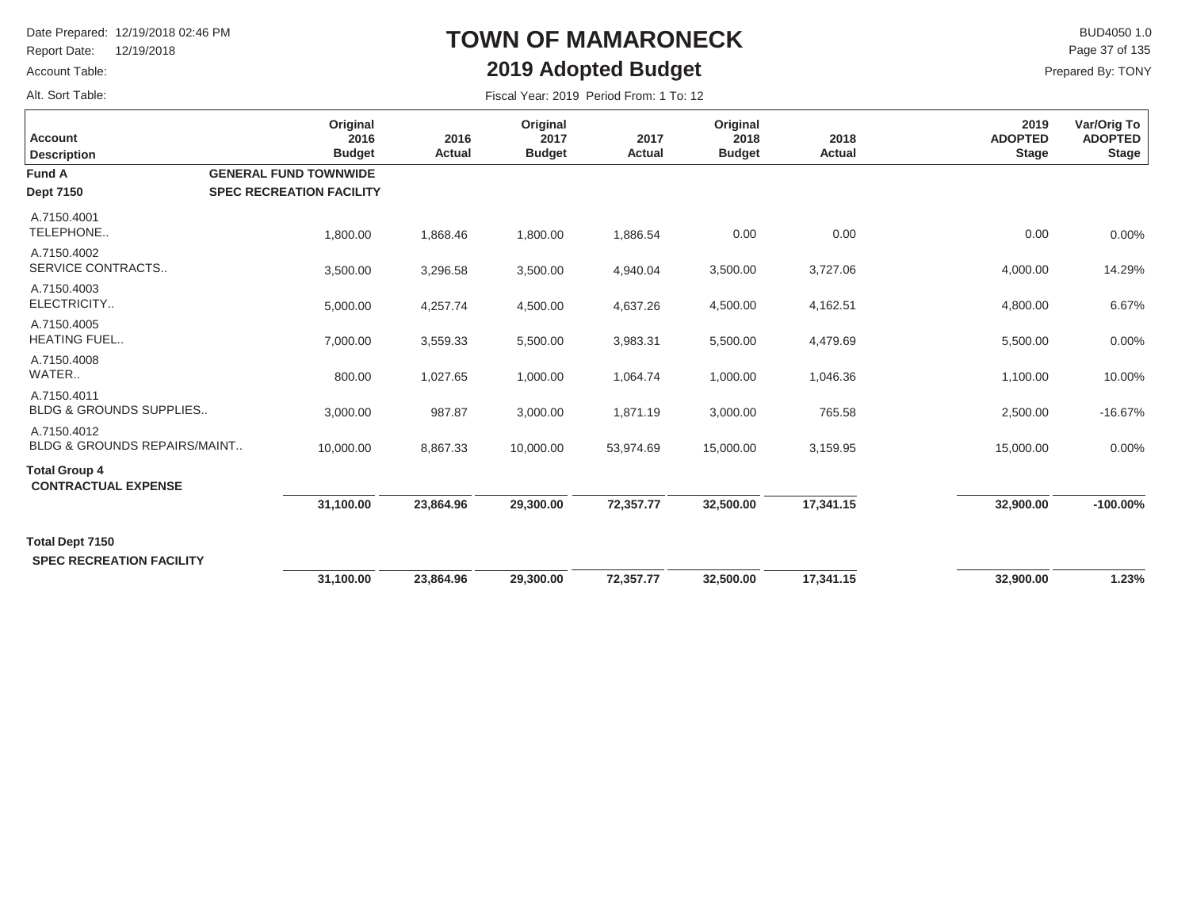# TOWN OF MAMARONECK

## 2019 Adopted Budget

Date Prepared: 12/19/2018 02:46 PM
Report Date: 12/19/2018
Account Table:
Alt. Sort Table:

BUD4050 1.0
Prepared By: TONY

Fiscal Year: 2019 Period From: 1 To: 12

| Account Description | Original 2016 Budget | 2016 Actual | Original 2017 Budget | 2017 Actual | Original 2018 Budget | 2018 Actual | 2019 ADOPTED Stage | Var/Orig To ADOPTED Stage |
|---|---|---|---|---|---|---|---|---|
| **Fund A** — **GENERAL FUND TOWNWIDE** | | | | | | | | |
| **Dept 7150** — **SPEC RECREATION FACILITY** | | | | | | | | |
| A.7150.4001 TELEPHONE.. | 1,800.00 | 1,868.46 | 1,800.00 | 1,886.54 | 0.00 | 0.00 | 0.00 | 0.00% |
| A.7150.4002 SERVICE CONTRACTS.. | 3,500.00 | 3,296.58 | 3,500.00 | 4,940.04 | 3,500.00 | 3,727.06 | 4,000.00 | 14.29% |
| A.7150.4003 ELECTRICITY.. | 5,000.00 | 4,257.74 | 4,500.00 | 4,637.26 | 4,500.00 | 4,162.51 | 4,800.00 | 6.67% |
| A.7150.4005 HEATING FUEL.. | 7,000.00 | 3,559.33 | 5,500.00 | 3,983.31 | 5,500.00 | 4,479.69 | 5,500.00 | 0.00% |
| A.7150.4008 WATER.. | 800.00 | 1,027.65 | 1,000.00 | 1,064.74 | 1,000.00 | 1,046.36 | 1,100.00 | 10.00% |
| A.7150.4011 BLDG & GROUNDS SUPPLIES.. | 3,000.00 | 987.87 | 3,000.00 | 1,871.19 | 3,000.00 | 765.58 | 2,500.00 | -16.67% |
| A.7150.4012 BLDG & GROUNDS REPAIRS/MAINT.. | 10,000.00 | 8,867.33 | 10,000.00 | 53,974.69 | 15,000.00 | 3,159.95 | 15,000.00 | 0.00% |
| **Total Group 4 CONTRACTUAL EXPENSE** | **31,100.00** | **23,864.96** | **29,300.00** | **72,357.77** | **32,500.00** | **17,341.15** | **32,900.00** | **-100.00%** |
| **Total Dept 7150 SPEC RECREATION FACILITY** | **31,100.00** | **23,864.96** | **29,300.00** | **72,357.77** | **32,500.00** | **17,341.15** | **32,900.00** | **1.23%** |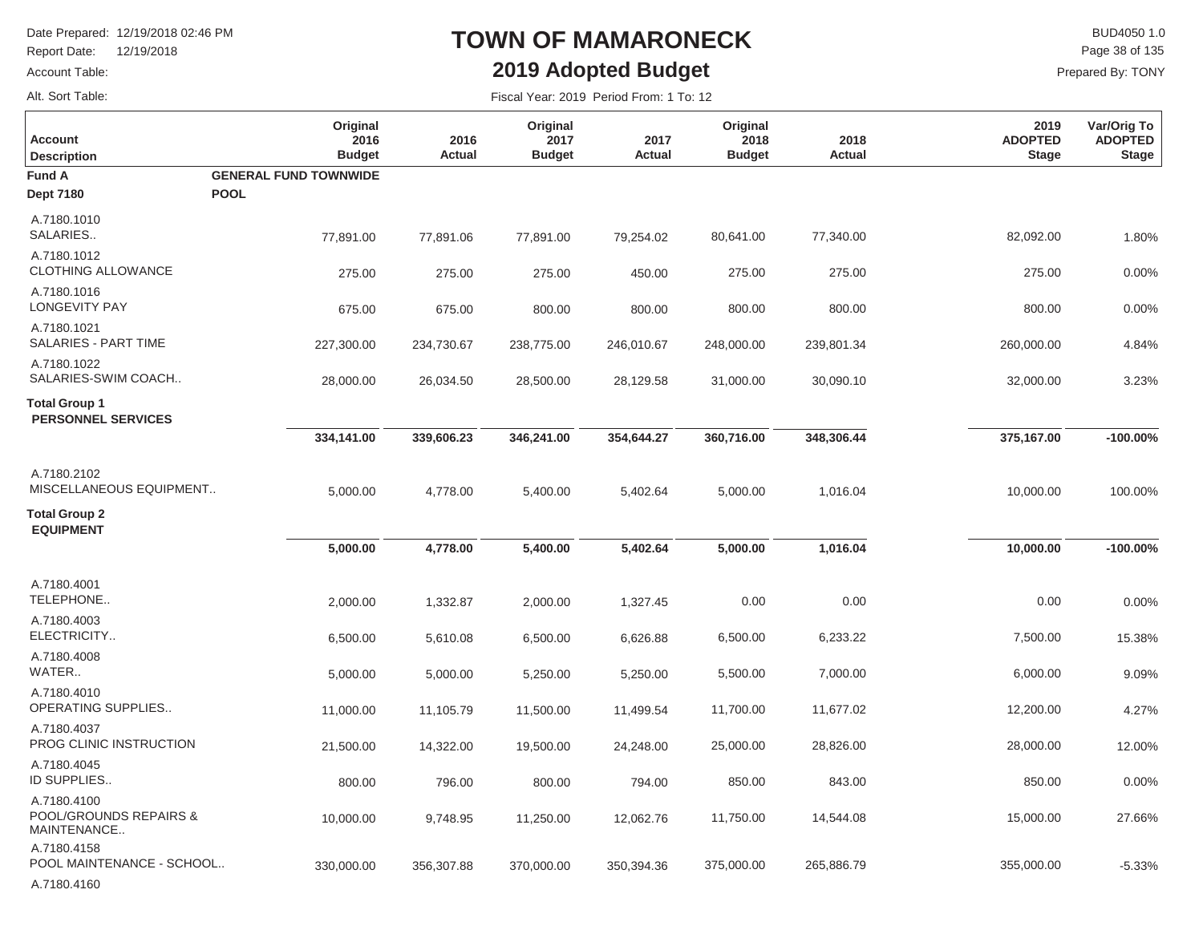# TOWN OF MAMARONECK

## 2019 Adopted Budget

Date Prepared: 12/19/2018 02:46 PM
Report Date: 12/19/2018
Account Table:
Alt. Sort Table:

BUD4050 1.0
Prepared By: TONY

Fiscal Year: 2019 Period From: 1 To: 12

| Account Description | Original 2016 Budget | 2016 Actual | Original 2017 Budget | 2017 Actual | Original 2018 Budget | 2018 Actual | 2019 ADOPTED Stage | Var/Orig To ADOPTED Stage |
|---|---|---|---|---|---|---|---|---|
| **Fund A** GENERAL FUND TOWNWIDE | | | | | | | | |
| **Dept 7180** POOL | | | | | | | | |
| A.7180.1010 SALARIES.. | 77,891.00 | 77,891.06 | 77,891.00 | 79,254.02 | 80,641.00 | 77,340.00 | 82,092.00 | 1.80% |
| A.7180.1012 CLOTHING ALLOWANCE | 275.00 | 275.00 | 275.00 | 450.00 | 275.00 | 275.00 | 275.00 | 0.00% |
| A.7180.1016 LONGEVITY PAY | 675.00 | 675.00 | 800.00 | 800.00 | 800.00 | 800.00 | 800.00 | 0.00% |
| A.7180.1021 SALARIES - PART TIME | 227,300.00 | 234,730.67 | 238,775.00 | 246,010.67 | 248,000.00 | 239,801.34 | 260,000.00 | 4.84% |
| A.7180.1022 SALARIES-SWIM COACH.. | 28,000.00 | 26,034.50 | 28,500.00 | 28,129.58 | 31,000.00 | 30,090.10 | 32,000.00 | 3.23% |
| **Total Group 1 PERSONNEL SERVICES** | **334,141.00** | **339,606.23** | **346,241.00** | **354,644.27** | **360,716.00** | **348,306.44** | **375,167.00** | **-100.00%** |
| A.7180.2102 MISCELLANEOUS EQUIPMENT.. | 5,000.00 | 4,778.00 | 5,400.00 | 5,402.64 | 5,000.00 | 1,016.04 | 10,000.00 | 100.00% |
| **Total Group 2 EQUIPMENT** | **5,000.00** | **4,778.00** | **5,400.00** | **5,402.64** | **5,000.00** | **1,016.04** | **10,000.00** | **-100.00%** |
| A.7180.4001 TELEPHONE.. | 2,000.00 | 1,332.87 | 2,000.00 | 1,327.45 | 0.00 | 0.00 | 0.00 | 0.00% |
| A.7180.4003 ELECTRICITY.. | 6,500.00 | 5,610.08 | 6,500.00 | 6,626.88 | 6,500.00 | 6,233.22 | 7,500.00 | 15.38% |
| A.7180.4008 WATER.. | 5,000.00 | 5,000.00 | 5,250.00 | 5,250.00 | 5,500.00 | 7,000.00 | 6,000.00 | 9.09% |
| A.7180.4010 OPERATING SUPPLIES.. | 11,000.00 | 11,105.79 | 11,500.00 | 11,499.54 | 11,700.00 | 11,677.02 | 12,200.00 | 4.27% |
| A.7180.4037 PROG CLINIC INSTRUCTION | 21,500.00 | 14,322.00 | 19,500.00 | 24,248.00 | 25,000.00 | 28,826.00 | 28,000.00 | 12.00% |
| A.7180.4045 ID SUPPLIES.. | 800.00 | 796.00 | 800.00 | 794.00 | 850.00 | 843.00 | 850.00 | 0.00% |
| A.7180.4100 POOL/GROUNDS REPAIRS & MAINTENANCE.. | 10,000.00 | 9,748.95 | 11,250.00 | 12,062.76 | 11,750.00 | 14,544.08 | 15,000.00 | 27.66% |
| A.7180.4158 POOL MAINTENANCE - SCHOOL.. | 330,000.00 | 356,307.88 | 370,000.00 | 350,394.36 | 375,000.00 | 265,886.79 | 355,000.00 | -5.33% |
| A.7180.4160 | | | | | | | | |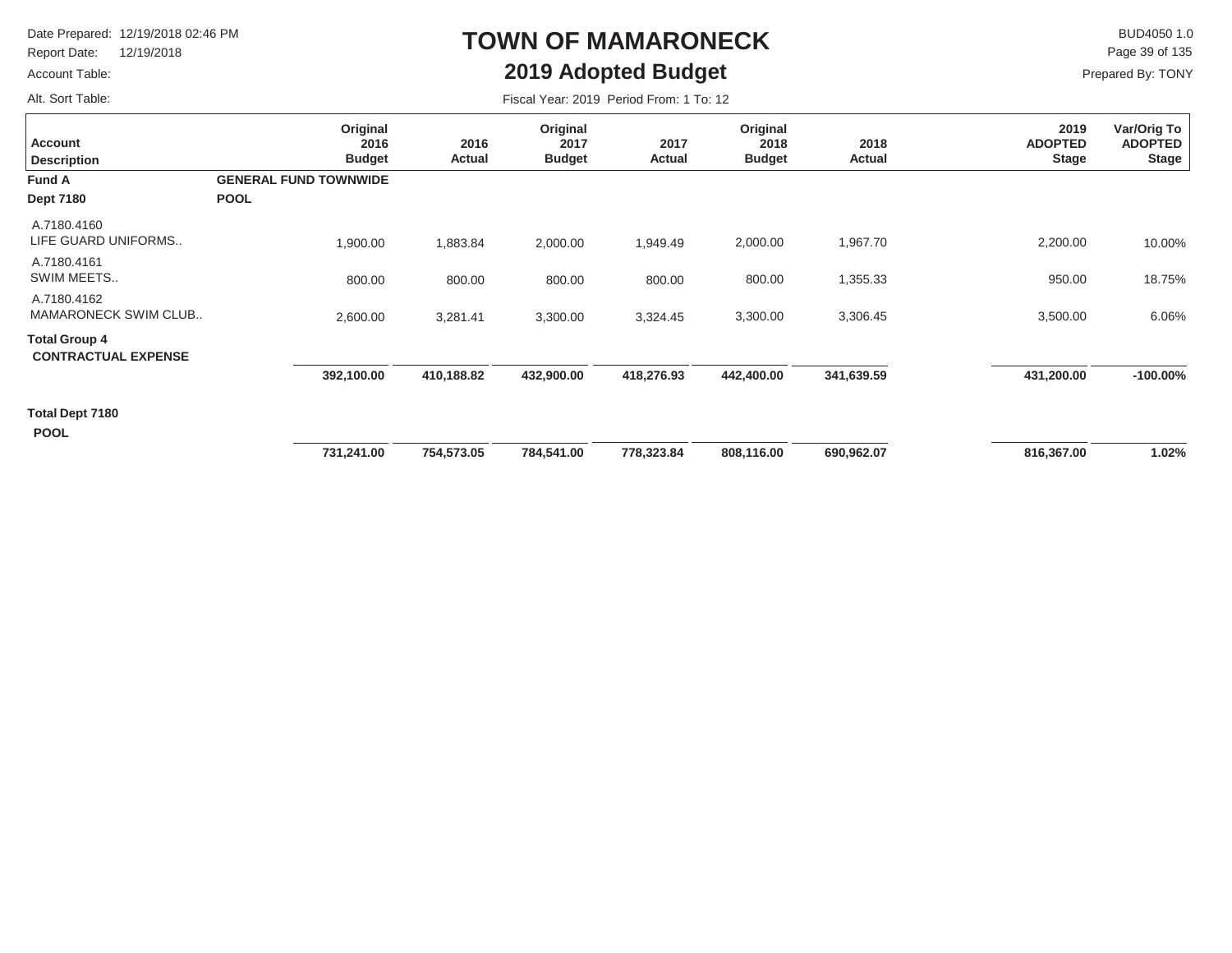# TOWN OF MAMARONECK

## 2019 Adopted Budget

Date Prepared: 12/19/2018 02:46 PM
Report Date: 12/19/2018
Account Table:
Alt. Sort Table:

BUD4050 1.0
Prepared By: TONY

Fiscal Year: 2019 Period From: 1 To: 12

| Account Description | Original 2016 Budget | 2016 Actual | Original 2017 Budget | 2017 Actual | Original 2018 Budget | 2018 Actual | 2019 ADOPTED Stage | Var/Orig To ADOPTED Stage |
|---|---|---|---|---|---|---|---|---|
| **Fund A** **GENERAL FUND TOWNWIDE** | | | | | | | | |
| **Dept 7180** **POOL** | | | | | | | | |
| A.7180.4160 LIFE GUARD UNIFORMS.. | 1,900.00 | 1,883.84 | 2,000.00 | 1,949.49 | 2,000.00 | 1,967.70 | 2,200.00 | 10.00% |
| A.7180.4161 SWIM MEETS.. | 800.00 | 800.00 | 800.00 | 800.00 | 800.00 | 1,355.33 | 950.00 | 18.75% |
| A.7180.4162 MAMARONECK SWIM CLUB.. | 2,600.00 | 3,281.41 | 3,300.00 | 3,324.45 | 3,300.00 | 3,306.45 | 3,500.00 | 6.06% |
| **Total Group 4 CONTRACTUAL EXPENSE** | **392,100.00** | **410,188.82** | **432,900.00** | **418,276.93** | **442,400.00** | **341,639.59** | **431,200.00** | **-100.00%** |
| **Total Dept 7180 POOL** | **731,241.00** | **754,573.05** | **784,541.00** | **778,323.84** | **808,116.00** | **690,962.07** | **816,367.00** | **1.02%** |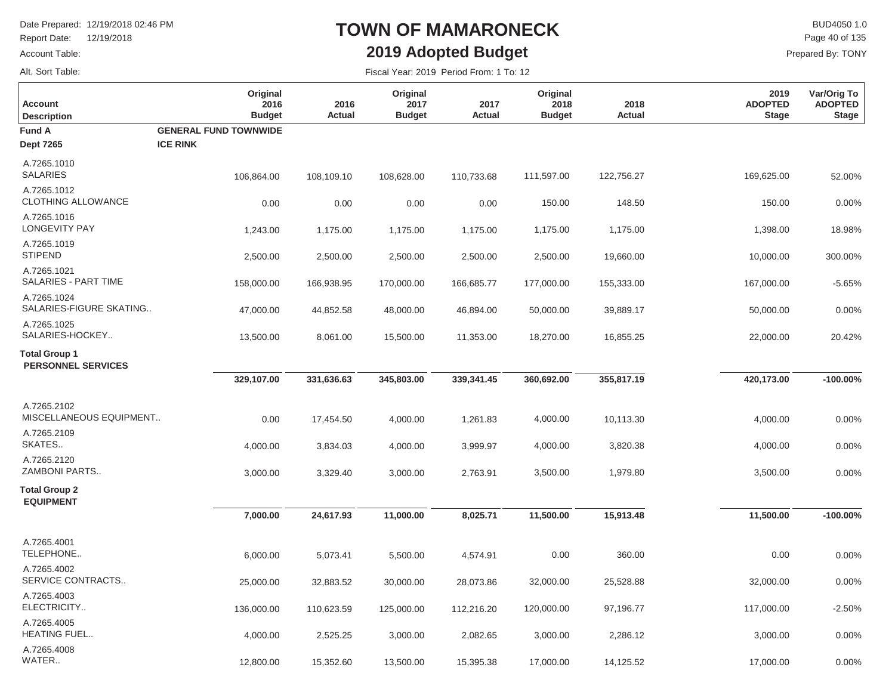# TOWN OF MAMARONECK

## 2019 Adopted Budget

Date Prepared: 12/19/2018 02:46 PM
Report Date: 12/19/2018
Account Table:
Alt. Sort Table:

BUD4050 1.0
Prepared By: TONY

Fiscal Year: 2019 Period From: 1 To: 12

| Account Description | Original 2016 Budget | 2016 Actual | Original 2017 Budget | 2017 Actual | Original 2018 Budget | 2018 Actual | 2019 ADOPTED Stage | Var/Orig To ADOPTED Stage |
|---|---|---|---|---|---|---|---|---|
| **Fund A** — **GENERAL FUND TOWNWIDE** | | | | | | | | |
| **Dept 7265** — **ICE RINK** | | | | | | | | |
| A.7265.1010 SALARIES | 106,864.00 | 108,109.10 | 108,628.00 | 110,733.68 | 111,597.00 | 122,756.27 | 169,625.00 | 52.00% |
| A.7265.1012 CLOTHING ALLOWANCE | 0.00 | 0.00 | 0.00 | 0.00 | 150.00 | 148.50 | 150.00 | 0.00% |
| A.7265.1016 LONGEVITY PAY | 1,243.00 | 1,175.00 | 1,175.00 | 1,175.00 | 1,175.00 | 1,175.00 | 1,398.00 | 18.98% |
| A.7265.1019 STIPEND | 2,500.00 | 2,500.00 | 2,500.00 | 2,500.00 | 2,500.00 | 19,660.00 | 10,000.00 | 300.00% |
| A.7265.1021 SALARIES - PART TIME | 158,000.00 | 166,938.95 | 170,000.00 | 166,685.77 | 177,000.00 | 155,333.00 | 167,000.00 | -5.65% |
| A.7265.1024 SALARIES-FIGURE SKATING.. | 47,000.00 | 44,852.58 | 48,000.00 | 46,894.00 | 50,000.00 | 39,889.17 | 50,000.00 | 0.00% |
| A.7265.1025 SALARIES-HOCKEY.. | 13,500.00 | 8,061.00 | 15,500.00 | 11,353.00 | 18,270.00 | 16,855.25 | 22,000.00 | 20.42% |
| **Total Group 1 PERSONNEL SERVICES** | **329,107.00** | **331,636.63** | **345,803.00** | **339,341.45** | **360,692.00** | **355,817.19** | **420,173.00** | **-100.00%** |
| A.7265.2102 MISCELLANEOUS EQUIPMENT.. | 0.00 | 17,454.50 | 4,000.00 | 1,261.83 | 4,000.00 | 10,113.30 | 4,000.00 | 0.00% |
| A.7265.2109 SKATES.. | 4,000.00 | 3,834.03 | 4,000.00 | 3,999.97 | 4,000.00 | 3,820.38 | 4,000.00 | 0.00% |
| A.7265.2120 ZAMBONI PARTS.. | 3,000.00 | 3,329.40 | 3,000.00 | 2,763.91 | 3,500.00 | 1,979.80 | 3,500.00 | 0.00% |
| **Total Group 2 EQUIPMENT** | **7,000.00** | **24,617.93** | **11,000.00** | **8,025.71** | **11,500.00** | **15,913.48** | **11,500.00** | **-100.00%** |
| A.7265.4001 TELEPHONE.. | 6,000.00 | 5,073.41 | 5,500.00 | 4,574.91 | 0.00 | 360.00 | 0.00 | 0.00% |
| A.7265.4002 SERVICE CONTRACTS.. | 25,000.00 | 32,883.52 | 30,000.00 | 28,073.86 | 32,000.00 | 25,528.88 | 32,000.00 | 0.00% |
| A.7265.4003 ELECTRICITY.. | 136,000.00 | 110,623.59 | 125,000.00 | 112,216.20 | 120,000.00 | 97,196.77 | 117,000.00 | -2.50% |
| A.7265.4005 HEATING FUEL.. | 4,000.00 | 2,525.25 | 3,000.00 | 2,082.65 | 3,000.00 | 2,286.12 | 3,000.00 | 0.00% |
| A.7265.4008 WATER.. | 12,800.00 | 15,352.60 | 13,500.00 | 15,395.38 | 17,000.00 | 14,125.52 | 17,000.00 | 0.00% |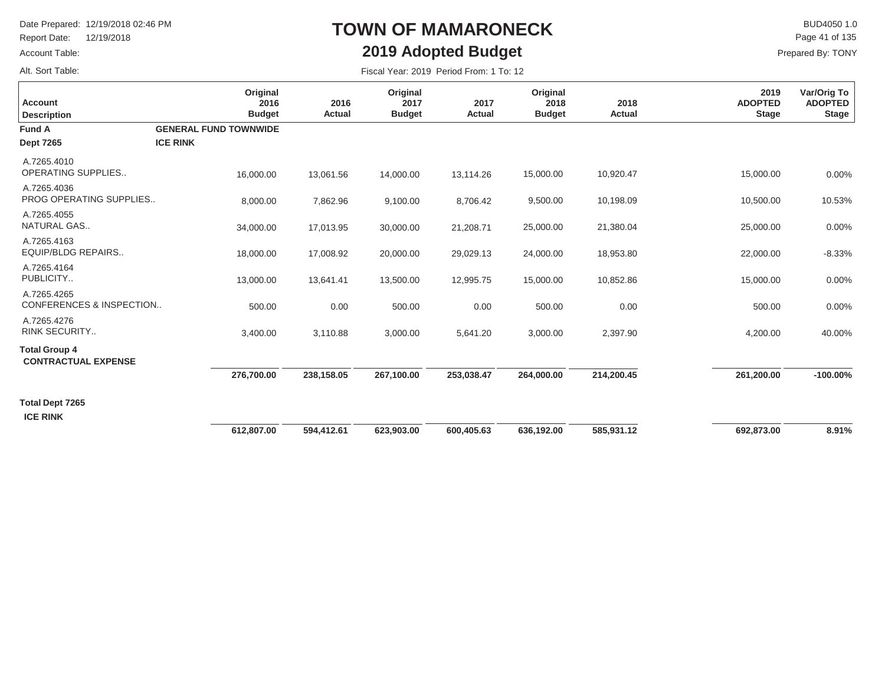# TOWN OF MAMARONECK

## 2019 Adopted Budget

Date Prepared: 12/19/2018 02:46 PM
Report Date: 12/19/2018
Account Table:
Alt. Sort Table:

BUD4050 1.0
Prepared By: TONY

Fiscal Year: 2019 Period From: 1 To: 12

| Account Description | Original 2016 Budget | 2016 Actual | Original 2017 Budget | 2017 Actual | Original 2018 Budget | 2018 Actual | 2019 ADOPTED Stage | Var/Orig To ADOPTED Stage |
|---|---|---|---|---|---|---|---|---|
| **Fund A** **GENERAL FUND TOWNWIDE** | | | | | | | | |
| **Dept 7265** **ICE RINK** | | | | | | | | |
| A.7265.4010 OPERATING SUPPLIES.. | 16,000.00 | 13,061.56 | 14,000.00 | 13,114.26 | 15,000.00 | 10,920.47 | 15,000.00 | 0.00% |
| A.7265.4036 PROG OPERATING SUPPLIES.. | 8,000.00 | 7,862.96 | 9,100.00 | 8,706.42 | 9,500.00 | 10,198.09 | 10,500.00 | 10.53% |
| A.7265.4055 NATURAL GAS.. | 34,000.00 | 17,013.95 | 30,000.00 | 21,208.71 | 25,000.00 | 21,380.04 | 25,000.00 | 0.00% |
| A.7265.4163 EQUIP/BLDG REPAIRS.. | 18,000.00 | 17,008.92 | 20,000.00 | 29,029.13 | 24,000.00 | 18,953.80 | 22,000.00 | -8.33% |
| A.7265.4164 PUBLICITY.. | 13,000.00 | 13,641.41 | 13,500.00 | 12,995.75 | 15,000.00 | 10,852.86 | 15,000.00 | 0.00% |
| A.7265.4265 CONFERENCES & INSPECTION.. | 500.00 | 0.00 | 500.00 | 0.00 | 500.00 | 0.00 | 500.00 | 0.00% |
| A.7265.4276 RINK SECURITY.. | 3,400.00 | 3,110.88 | 3,000.00 | 5,641.20 | 3,000.00 | 2,397.90 | 4,200.00 | 40.00% |
| **Total Group 4 CONTRACTUAL EXPENSE** | **276,700.00** | **238,158.05** | **267,100.00** | **253,038.47** | **264,000.00** | **214,200.45** | **261,200.00** | **-100.00%** |
| **Total Dept 7265 ICE RINK** | **612,807.00** | **594,412.61** | **623,903.00** | **600,405.63** | **636,192.00** | **585,931.12** | **692,873.00** | **8.91%** |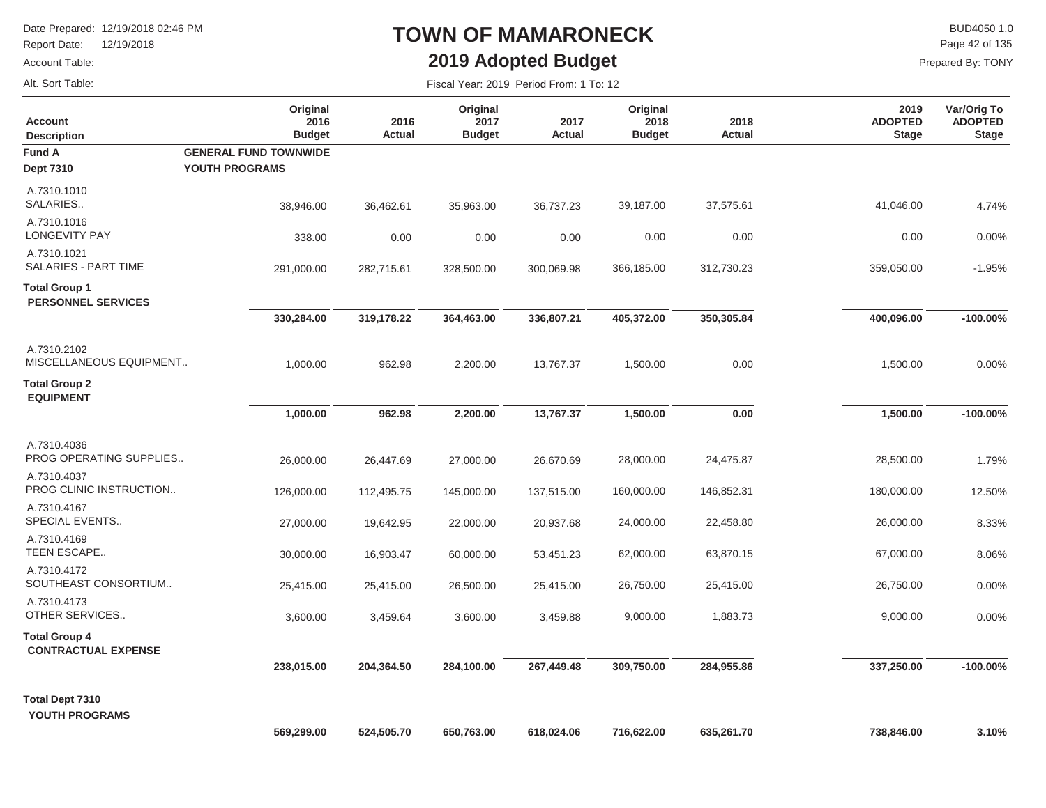# TOWN OF MAMARONECK

## 2019 Adopted Budget

Date Prepared: 12/19/2018 02:46 PM
Report Date: 12/19/2018
Account Table:
Alt. Sort Table:

BUD4050 1.0
Prepared By: TONY

Fiscal Year: 2019 Period From: 1 To: 12

| Account Description | Original 2016 Budget | 2016 Actual | Original 2017 Budget | 2017 Actual | Original 2018 Budget | 2018 Actual | 2019 ADOPTED Stage | Var/Orig To ADOPTED Stage |
|---|---|---|---|---|---|---|---|---|
| **Fund A** **GENERAL FUND TOWNWIDE** | | | | | | | | |
| **Dept 7310** **YOUTH PROGRAMS** | | | | | | | | |
| A.7310.1010 SALARIES.. | 38,946.00 | 36,462.61 | 35,963.00 | 36,737.23 | 39,187.00 | 37,575.61 | 41,046.00 | 4.74% |
| A.7310.1016 LONGEVITY PAY | 338.00 | 0.00 | 0.00 | 0.00 | 0.00 | 0.00 | 0.00 | 0.00% |
| A.7310.1021 SALARIES - PART TIME | 291,000.00 | 282,715.61 | 328,500.00 | 300,069.98 | 366,185.00 | 312,730.23 | 359,050.00 | -1.95% |
| **Total Group 1 PERSONNEL SERVICES** | **330,284.00** | **319,178.22** | **364,463.00** | **336,807.21** | **405,372.00** | **350,305.84** | **400,096.00** | **-100.00%** |
| A.7310.2102 MISCELLANEOUS EQUIPMENT.. | 1,000.00 | 962.98 | 2,200.00 | 13,767.37 | 1,500.00 | 0.00 | 1,500.00 | 0.00% |
| **Total Group 2 EQUIPMENT** | **1,000.00** | **962.98** | **2,200.00** | **13,767.37** | **1,500.00** | **0.00** | **1,500.00** | **-100.00%** |
| A.7310.4036 PROG OPERATING SUPPLIES.. | 26,000.00 | 26,447.69 | 27,000.00 | 26,670.69 | 28,000.00 | 24,475.87 | 28,500.00 | 1.79% |
| A.7310.4037 PROG CLINIC INSTRUCTION.. | 126,000.00 | 112,495.75 | 145,000.00 | 137,515.00 | 160,000.00 | 146,852.31 | 180,000.00 | 12.50% |
| A.7310.4167 SPECIAL EVENTS.. | 27,000.00 | 19,642.95 | 22,000.00 | 20,937.68 | 24,000.00 | 22,458.80 | 26,000.00 | 8.33% |
| A.7310.4169 TEEN ESCAPE.. | 30,000.00 | 16,903.47 | 60,000.00 | 53,451.23 | 62,000.00 | 63,870.15 | 67,000.00 | 8.06% |
| A.7310.4172 SOUTHEAST CONSORTIUM.. | 25,415.00 | 25,415.00 | 26,500.00 | 25,415.00 | 26,750.00 | 25,415.00 | 26,750.00 | 0.00% |
| A.7310.4173 OTHER SERVICES.. | 3,600.00 | 3,459.64 | 3,600.00 | 3,459.88 | 9,000.00 | 1,883.73 | 9,000.00 | 0.00% |
| **Total Group 4 CONTRACTUAL EXPENSE** | **238,015.00** | **204,364.50** | **284,100.00** | **267,449.48** | **309,750.00** | **284,955.86** | **337,250.00** | **-100.00%** |
| **Total Dept 7310 YOUTH PROGRAMS** | **569,299.00** | **524,505.70** | **650,763.00** | **618,024.06** | **716,622.00** | **635,261.70** | **738,846.00** | **3.10%** |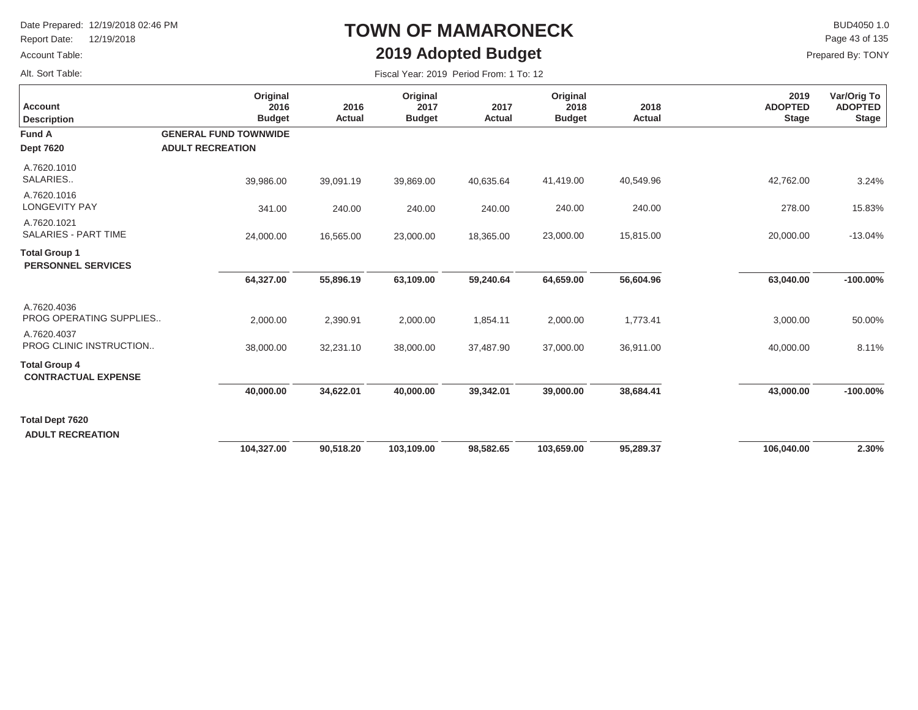# TOWN OF MAMARONECK

## 2019 Adopted Budget

Date Prepared: 12/19/2018 02:46 PM
Report Date: 12/19/2018
Account Table:
Alt. Sort Table:

BUD4050 1.0
Prepared By: TONY

Fiscal Year: 2019 Period From: 1 To: 12

| Account Description | Original 2016 Budget | 2016 Actual | Original 2017 Budget | 2017 Actual | Original 2018 Budget | 2018 Actual | 2019 ADOPTED Stage | Var/Orig To ADOPTED Stage |
|---|---|---|---|---|---|---|---|---|
| **Fund A** **GENERAL FUND TOWNWIDE** | | | | | | | | |
| **Dept 7620** **ADULT RECREATION** | | | | | | | | |
| A.7620.1010 SALARIES.. | 39,986.00 | 39,091.19 | 39,869.00 | 40,635.64 | 41,419.00 | 40,549.96 | 42,762.00 | 3.24% |
| A.7620.1016 LONGEVITY PAY | 341.00 | 240.00 | 240.00 | 240.00 | 240.00 | 240.00 | 278.00 | 15.83% |
| A.7620.1021 SALARIES - PART TIME | 24,000.00 | 16,565.00 | 23,000.00 | 18,365.00 | 23,000.00 | 15,815.00 | 20,000.00 | -13.04% |
| **Total Group 1 PERSONNEL SERVICES** | **64,327.00** | **55,896.19** | **63,109.00** | **59,240.64** | **64,659.00** | **56,604.96** | **63,040.00** | **-100.00%** |
| A.7620.4036 PROG OPERATING SUPPLIES.. | 2,000.00 | 2,390.91 | 2,000.00 | 1,854.11 | 2,000.00 | 1,773.41 | 3,000.00 | 50.00% |
| A.7620.4037 PROG CLINIC INSTRUCTION.. | 38,000.00 | 32,231.10 | 38,000.00 | 37,487.90 | 37,000.00 | 36,911.00 | 40,000.00 | 8.11% |
| **Total Group 4 CONTRACTUAL EXPENSE** | **40,000.00** | **34,622.01** | **40,000.00** | **39,342.01** | **39,000.00** | **38,684.41** | **43,000.00** | **-100.00%** |
| **Total Dept 7620 ADULT RECREATION** | **104,327.00** | **90,518.20** | **103,109.00** | **98,582.65** | **103,659.00** | **95,289.37** | **106,040.00** | **2.30%** |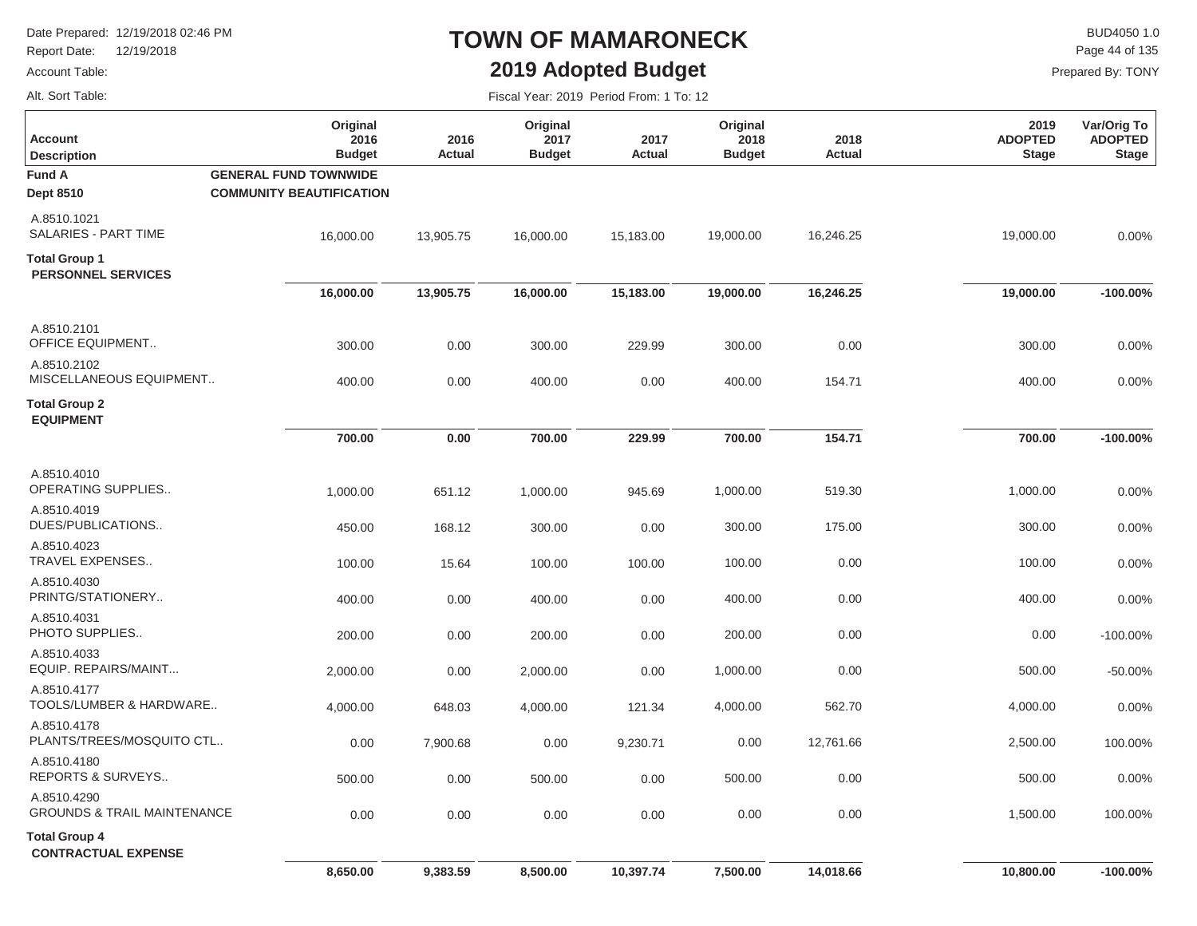# TOWN OF MAMARONECK

## 2019 Adopted Budget

Date Prepared: 12/19/2018 02:46 PM
Report Date: 12/19/2018
Account Table:
Alt. Sort Table:

BUD4050 1.0
Prepared By: TONY

Fiscal Year: 2019 Period From: 1 To: 12

| Account Description | Original 2016 Budget | 2016 Actual | Original 2017 Budget | 2017 Actual | Original 2018 Budget | 2018 Actual | 2019 ADOPTED Stage | Var/Orig To ADOPTED Stage |
|---|---|---|---|---|---|---|---|---|
| **Fund A** **GENERAL FUND TOWNWIDE** | | | | | | | | |
| **Dept 8510** **COMMUNITY BEAUTIFICATION** | | | | | | | | |
| A.8510.1021 SALARIES - PART TIME | 16,000.00 | 13,905.75 | 16,000.00 | 15,183.00 | 19,000.00 | 16,246.25 | 19,000.00 | 0.00% |
| **Total Group 1 PERSONNEL SERVICES** | **16,000.00** | **13,905.75** | **16,000.00** | **15,183.00** | **19,000.00** | **16,246.25** | **19,000.00** | **-100.00%** |
| A.8510.2101 OFFICE EQUIPMENT.. | 300.00 | 0.00 | 300.00 | 229.99 | 300.00 | 0.00 | 300.00 | 0.00% |
| A.8510.2102 MISCELLANEOUS EQUIPMENT.. | 400.00 | 0.00 | 400.00 | 0.00 | 400.00 | 154.71 | 400.00 | 0.00% |
| **Total Group 2 EQUIPMENT** | **700.00** | **0.00** | **700.00** | **229.99** | **700.00** | **154.71** | **700.00** | **-100.00%** |
| A.8510.4010 OPERATING SUPPLIES.. | 1,000.00 | 651.12 | 1,000.00 | 945.69 | 1,000.00 | 519.30 | 1,000.00 | 0.00% |
| A.8510.4019 DUES/PUBLICATIONS.. | 450.00 | 168.12 | 300.00 | 0.00 | 300.00 | 175.00 | 300.00 | 0.00% |
| A.8510.4023 TRAVEL EXPENSES.. | 100.00 | 15.64 | 100.00 | 100.00 | 100.00 | 0.00 | 100.00 | 0.00% |
| A.8510.4030 PRINTG/STATIONERY.. | 400.00 | 0.00 | 400.00 | 0.00 | 400.00 | 0.00 | 400.00 | 0.00% |
| A.8510.4031 PHOTO SUPPLIES.. | 200.00 | 0.00 | 200.00 | 0.00 | 200.00 | 0.00 | 0.00 | -100.00% |
| A.8510.4033 EQUIP. REPAIRS/MAINT... | 2,000.00 | 0.00 | 2,000.00 | 0.00 | 1,000.00 | 0.00 | 500.00 | -50.00% |
| A.8510.4177 TOOLS/LUMBER & HARDWARE.. | 4,000.00 | 648.03 | 4,000.00 | 121.34 | 4,000.00 | 562.70 | 4,000.00 | 0.00% |
| A.8510.4178 PLANTS/TREES/MOSQUITO CTL.. | 0.00 | 7,900.68 | 0.00 | 9,230.71 | 0.00 | 12,761.66 | 2,500.00 | 100.00% |
| A.8510.4180 REPORTS & SURVEYS.. | 500.00 | 0.00 | 500.00 | 0.00 | 500.00 | 0.00 | 500.00 | 0.00% |
| A.8510.4290 GROUNDS & TRAIL MAINTENANCE | 0.00 | 0.00 | 0.00 | 0.00 | 0.00 | 0.00 | 1,500.00 | 100.00% |
| **Total Group 4 CONTRACTUAL EXPENSE** | **8,650.00** | **9,383.59** | **8,500.00** | **10,397.74** | **7,500.00** | **14,018.66** | **10,800.00** | **-100.00%** |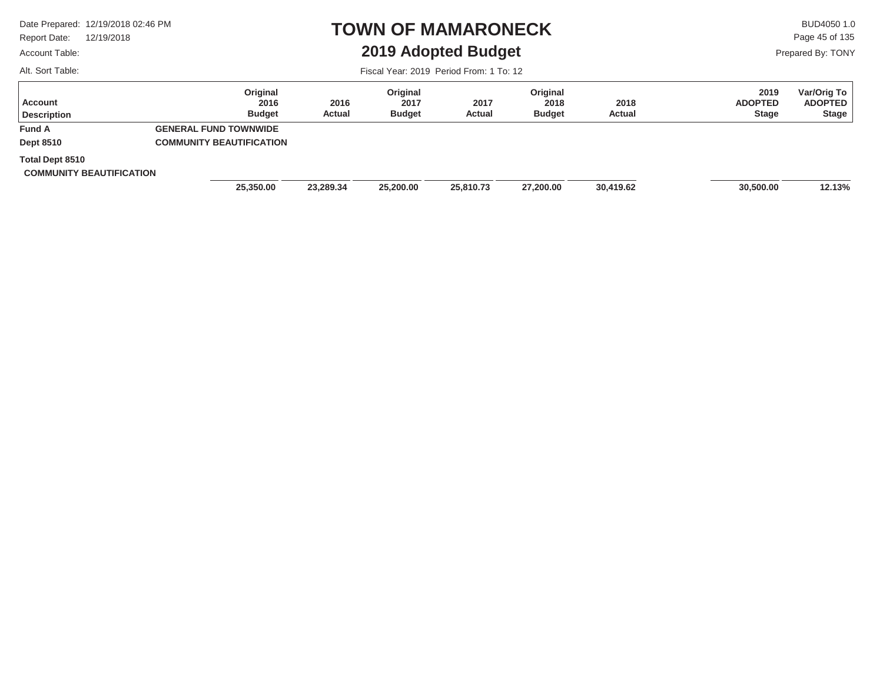# TOWN OF MAMARONECK

## 2019 Adopted Budget

Date Prepared: 12/19/2018 02:46 PM
Report Date: 12/19/2018
Account Table:
Alt. Sort Table:

BUD4050 1.0
Prepared By: TONY

Fiscal Year: 2019 Period From: 1 To: 12

| Account Description | Original 2016 Budget | 2016 Actual | Original 2017 Budget | 2017 Actual | Original 2018 Budget | 2018 Actual | 2019 ADOPTED Stage | Var/Orig To ADOPTED Stage |
|---|---|---|---|---|---|---|---|---|
| **Fund A** GENERAL FUND TOWNWIDE | | | | | | | | |
| **Dept 8510** COMMUNITY BEAUTIFICATION | | | | | | | | |
| **Total Dept 8510 COMMUNITY BEAUTIFICATION** | **25,350.00** | **23,289.34** | **25,200.00** | **25,810.73** | **27,200.00** | **30,419.62** | **30,500.00** | **12.13%** |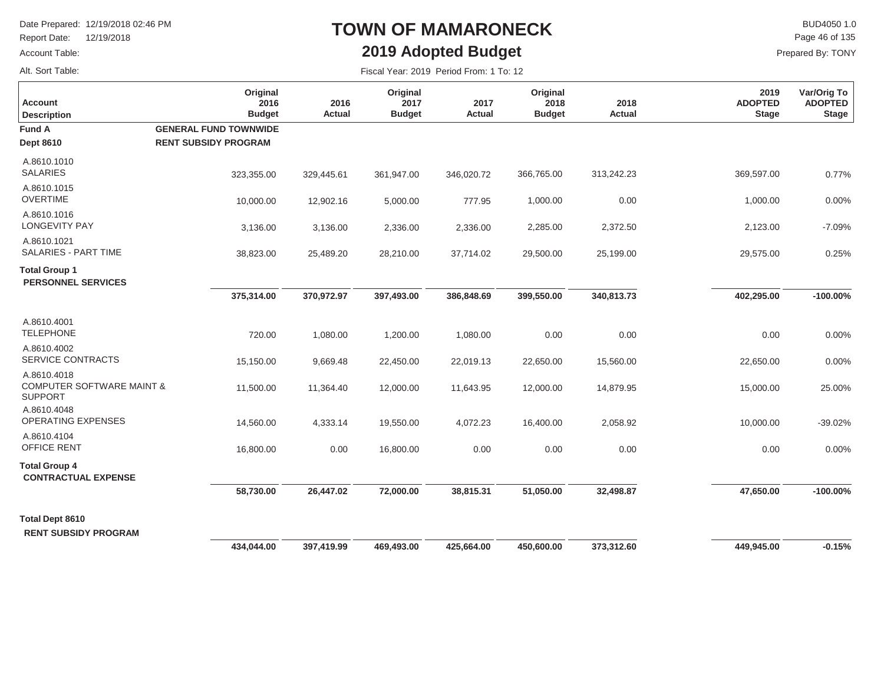# TOWN OF MAMARONECK

## 2019 Adopted Budget

Date Prepared: 12/19/2018 02:46 PM
Report Date: 12/19/2018
Account Table:
Alt. Sort Table:

BUD4050 1.0
Prepared By: TONY

Fiscal Year: 2019 Period From: 1 To: 12

| Account Description | Original 2016 Budget | 2016 Actual | Original 2017 Budget | 2017 Actual | Original 2018 Budget | 2018 Actual | 2019 ADOPTED Stage | Var/Orig To ADOPTED Stage |
|---|---|---|---|---|---|---|---|---|
| **Fund A** — **GENERAL FUND TOWNWIDE** | | | | | | | | |
| **Dept 8610** — **RENT SUBSIDY PROGRAM** | | | | | | | | |
| A.8610.1010 SALARIES | 323,355.00 | 329,445.61 | 361,947.00 | 346,020.72 | 366,765.00 | 313,242.23 | 369,597.00 | 0.77% |
| A.8610.1015 OVERTIME | 10,000.00 | 12,902.16 | 5,000.00 | 777.95 | 1,000.00 | 0.00 | 1,000.00 | 0.00% |
| A.8610.1016 LONGEVITY PAY | 3,136.00 | 3,136.00 | 2,336.00 | 2,336.00 | 2,285.00 | 2,372.50 | 2,123.00 | -7.09% |
| A.8610.1021 SALARIES - PART TIME | 38,823.00 | 25,489.20 | 28,210.00 | 37,714.02 | 29,500.00 | 25,199.00 | 29,575.00 | 0.25% |
| **Total Group 1 PERSONNEL SERVICES** | **375,314.00** | **370,972.97** | **397,493.00** | **386,848.69** | **399,550.00** | **340,813.73** | **402,295.00** | **-100.00%** |
| A.8610.4001 TELEPHONE | 720.00 | 1,080.00 | 1,200.00 | 1,080.00 | 0.00 | 0.00 | 0.00 | 0.00% |
| A.8610.4002 SERVICE CONTRACTS | 15,150.00 | 9,669.48 | 22,450.00 | 22,019.13 | 22,650.00 | 15,560.00 | 22,650.00 | 0.00% |
| A.8610.4018 COMPUTER SOFTWARE MAINT & SUPPORT | 11,500.00 | 11,364.40 | 12,000.00 | 11,643.95 | 12,000.00 | 14,879.95 | 15,000.00 | 25.00% |
| A.8610.4048 OPERATING EXPENSES | 14,560.00 | 4,333.14 | 19,550.00 | 4,072.23 | 16,400.00 | 2,058.92 | 10,000.00 | -39.02% |
| A.8610.4104 OFFICE RENT | 16,800.00 | 0.00 | 16,800.00 | 0.00 | 0.00 | 0.00 | 0.00 | 0.00% |
| **Total Group 4 CONTRACTUAL EXPENSE** | **58,730.00** | **26,447.02** | **72,000.00** | **38,815.31** | **51,050.00** | **32,498.87** | **47,650.00** | **-100.00%** |
| **Total Dept 8610 RENT SUBSIDY PROGRAM** | **434,044.00** | **397,419.99** | **469,493.00** | **425,664.00** | **450,600.00** | **373,312.60** | **449,945.00** | **-0.15%** |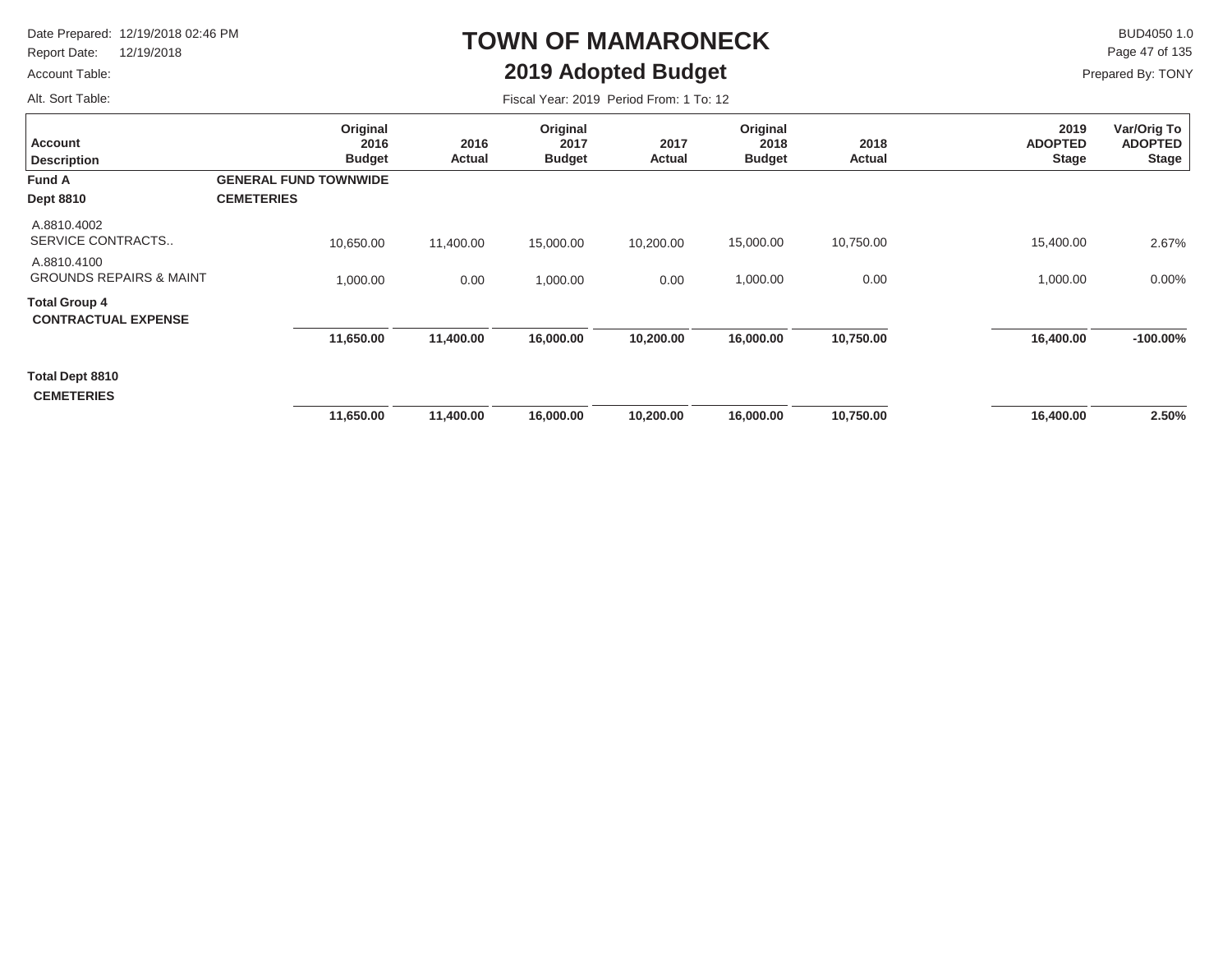# TOWN OF MAMARONECK

## 2019 Adopted Budget

Date Prepared: 12/19/2018 02:46 PM
Report Date: 12/19/2018
Account Table:
Alt. Sort Table:

BUD4050 1.0
Prepared By: TONY

Fiscal Year: 2019 Period From: 1 To: 12

| Account Description | Original 2016 Budget | 2016 Actual | Original 2017 Budget | 2017 Actual | Original 2018 Budget | 2018 Actual | 2019 ADOPTED Stage | Var/Orig To ADOPTED Stage |
|---|---|---|---|---|---|---|---|---|
| **Fund A** **GENERAL FUND TOWNWIDE** | | | | | | | | |
| **Dept 8810** **CEMETERIES** | | | | | | | | |
| A.8810.4002 SERVICE CONTRACTS.. | 10,650.00 | 11,400.00 | 15,000.00 | 10,200.00 | 15,000.00 | 10,750.00 | 15,400.00 | 2.67% |
| A.8810.4100 GROUNDS REPAIRS & MAINT | 1,000.00 | 0.00 | 1,000.00 | 0.00 | 1,000.00 | 0.00 | 1,000.00 | 0.00% |
| **Total Group 4 CONTRACTUAL EXPENSE** | **11,650.00** | **11,400.00** | **16,000.00** | **10,200.00** | **16,000.00** | **10,750.00** | **16,400.00** | **-100.00%** |
| **Total Dept 8810 CEMETERIES** | **11,650.00** | **11,400.00** | **16,000.00** | **10,200.00** | **16,000.00** | **10,750.00** | **16,400.00** | **2.50%** |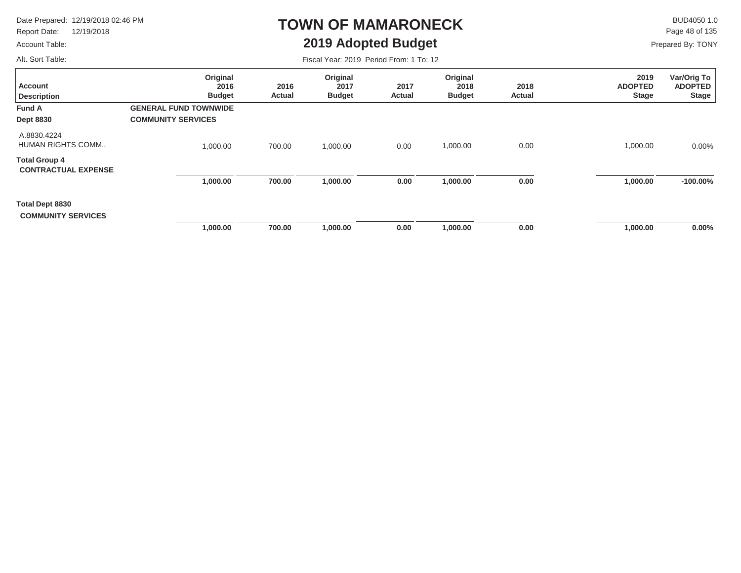# TOWN OF MAMARONECK

## 2019 Adopted Budget

Date Prepared: 12/19/2018 02:46 PM
Report Date: 12/19/2018
Account Table:
Alt. Sort Table:

BUD4050 1.0
Prepared By: TONY

Fiscal Year: 2019 Period From: 1 To: 12

| Account Description | Original 2016 Budget | 2016 Actual | Original 2017 Budget | 2017 Actual | Original 2018 Budget | 2018 Actual | 2019 ADOPTED Stage | Var/Orig To ADOPTED Stage |
|---|---|---|---|---|---|---|---|---|
| **Fund A** | **GENERAL FUND TOWNWIDE** | | | | | | | |
| **Dept 8830** | **COMMUNITY SERVICES** | | | | | | | |
| A.8830.4224 HUMAN RIGHTS COMM.. | 1,000.00 | 700.00 | 1,000.00 | 0.00 | 1,000.00 | 0.00 | 1,000.00 | 0.00% |
| **Total Group 4 CONTRACTUAL EXPENSE** | **1,000.00** | **700.00** | **1,000.00** | **0.00** | **1,000.00** | **0.00** | **1,000.00** | **-100.00%** |
| **Total Dept 8830 COMMUNITY SERVICES** | **1,000.00** | **700.00** | **1,000.00** | **0.00** | **1,000.00** | **0.00** | **1,000.00** | **0.00%** |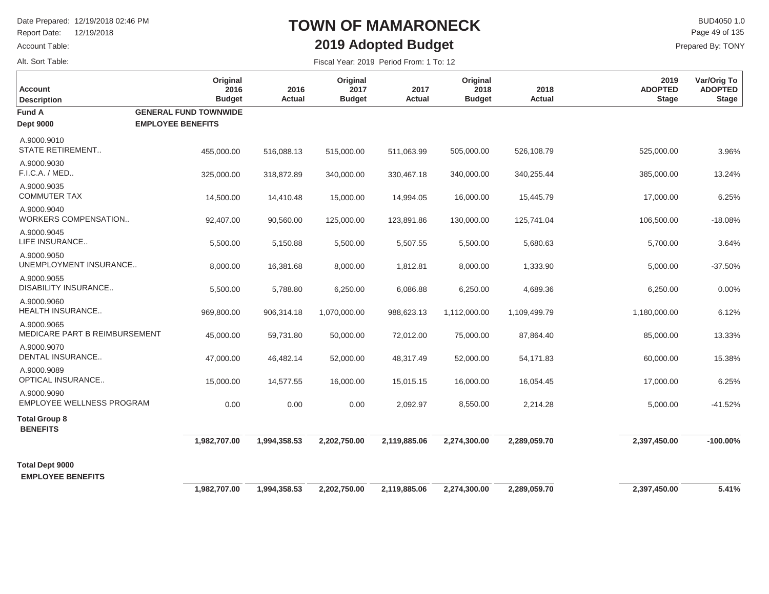# TOWN OF MAMARONECK

## 2019 Adopted Budget

Date Prepared: 12/19/2018 02:46 PM
Report Date: 12/19/2018
Account Table:
Alt. Sort Table:

BUD4050 1.0
Prepared By: TONY

Fiscal Year: 2019 Period From: 1 To: 12

| Account Description | Original 2016 Budget | 2016 Actual | Original 2017 Budget | 2017 Actual | Original 2018 Budget | 2018 Actual | 2019 ADOPTED Stage | Var/Orig To ADOPTED Stage |
|---|---|---|---|---|---|---|---|---|
| **Fund A** **GENERAL FUND TOWNWIDE** | | | | | | | | |
| **Dept 9000** **EMPLOYEE BENEFITS** | | | | | | | | |
| A.9000.9010 STATE RETIREMENT.. | 455,000.00 | 516,088.13 | 515,000.00 | 511,063.99 | 505,000.00 | 526,108.79 | 525,000.00 | 3.96% |
| A.9000.9030 F.I.C.A. / MED.. | 325,000.00 | 318,872.89 | 340,000.00 | 330,467.18 | 340,000.00 | 340,255.44 | 385,000.00 | 13.24% |
| A.9000.9035 COMMUTER TAX | 14,500.00 | 14,410.48 | 15,000.00 | 14,994.05 | 16,000.00 | 15,445.79 | 17,000.00 | 6.25% |
| A.9000.9040 WORKERS COMPENSATION.. | 92,407.00 | 90,560.00 | 125,000.00 | 123,891.86 | 130,000.00 | 125,741.04 | 106,500.00 | -18.08% |
| A.9000.9045 LIFE INSURANCE.. | 5,500.00 | 5,150.88 | 5,500.00 | 5,507.55 | 5,500.00 | 5,680.63 | 5,700.00 | 3.64% |
| A.9000.9050 UNEMPLOYMENT INSURANCE.. | 8,000.00 | 16,381.68 | 8,000.00 | 1,812.81 | 8,000.00 | 1,333.90 | 5,000.00 | -37.50% |
| A.9000.9055 DISABILITY INSURANCE.. | 5,500.00 | 5,788.80 | 6,250.00 | 6,086.88 | 6,250.00 | 4,689.36 | 6,250.00 | 0.00% |
| A.9000.9060 HEALTH INSURANCE.. | 969,800.00 | 906,314.18 | 1,070,000.00 | 988,623.13 | 1,112,000.00 | 1,109,499.79 | 1,180,000.00 | 6.12% |
| A.9000.9065 MEDICARE PART B REIMBURSEMENT | 45,000.00 | 59,731.80 | 50,000.00 | 72,012.00 | 75,000.00 | 87,864.40 | 85,000.00 | 13.33% |
| A.9000.9070 DENTAL INSURANCE.. | 47,000.00 | 46,482.14 | 52,000.00 | 48,317.49 | 52,000.00 | 54,171.83 | 60,000.00 | 15.38% |
| A.9000.9089 OPTICAL INSURANCE.. | 15,000.00 | 14,577.55 | 16,000.00 | 15,015.15 | 16,000.00 | 16,054.45 | 17,000.00 | 6.25% |
| A.9000.9090 EMPLOYEE WELLNESS PROGRAM | 0.00 | 0.00 | 0.00 | 2,092.97 | 8,550.00 | 2,214.28 | 5,000.00 | -41.52% |
| **Total Group 8 BENEFITS** | **1,982,707.00** | **1,994,358.53** | **2,202,750.00** | **2,119,885.06** | **2,274,300.00** | **2,289,059.70** | **2,397,450.00** | **-100.00%** |
| **Total Dept 9000 EMPLOYEE BENEFITS** | **1,982,707.00** | **1,994,358.53** | **2,202,750.00** | **2,119,885.06** | **2,274,300.00** | **2,289,059.70** | **2,397,450.00** | **5.41%** |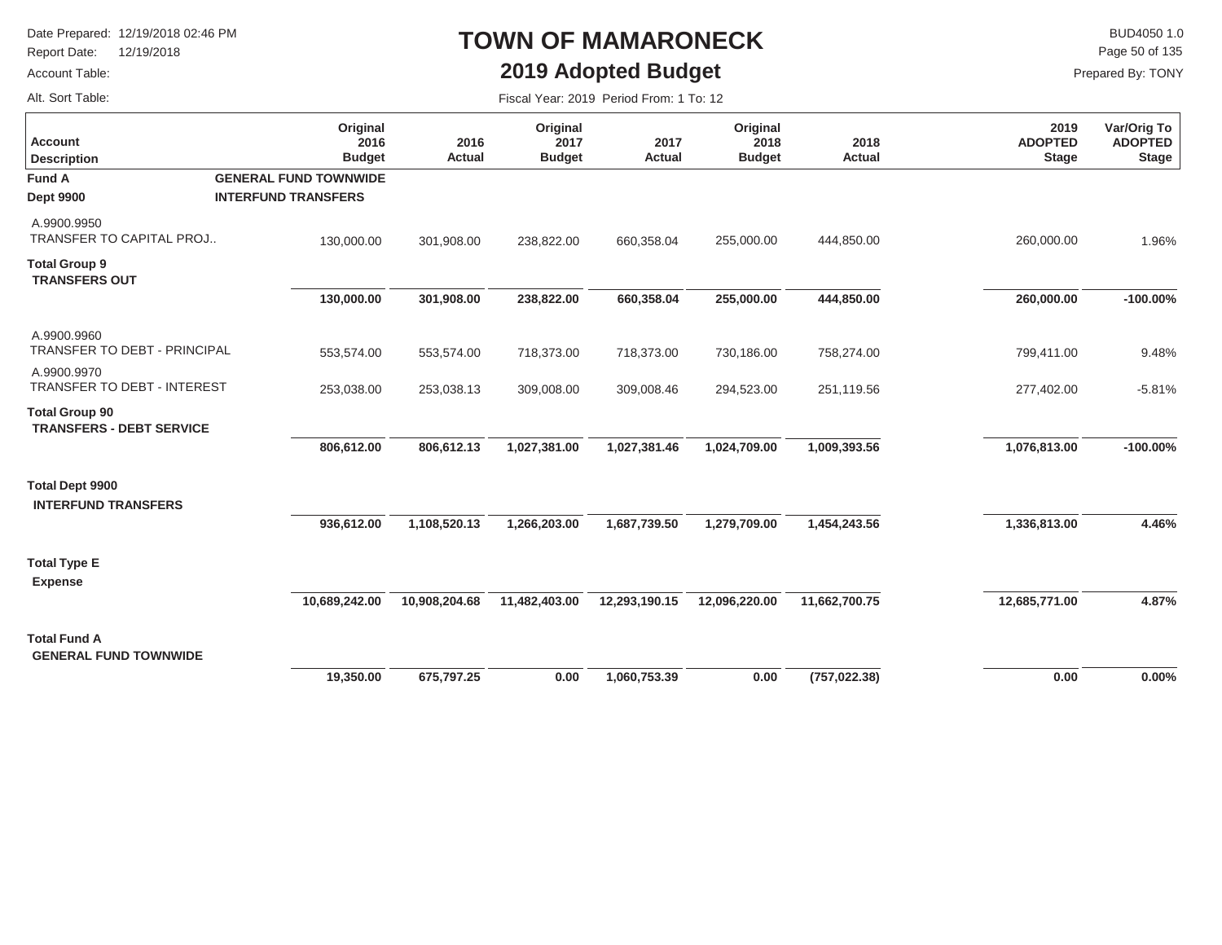# TOWN OF MAMARONECK

## 2019 Adopted Budget

Date Prepared: 12/19/2018 02:46 PM
Report Date: 12/19/2018
Account Table:
Alt. Sort Table:

BUD4050 1.0
Prepared By: TONY

Fiscal Year: 2019 Period From: 1 To: 12

| Account Description | Original 2016 Budget | 2016 Actual | Original 2017 Budget | 2017 Actual | Original 2018 Budget | 2018 Actual | 2019 ADOPTED Stage | Var/Orig To ADOPTED Stage |
|---|---|---|---|---|---|---|---|---|
| **Fund A** **GENERAL FUND TOWNWIDE** | | | | | | | | |
| **Dept 9900** **INTERFUND TRANSFERS** | | | | | | | | |
| A.9900.9950 TRANSFER TO CAPITAL PROJ.. | 130,000.00 | 301,908.00 | 238,822.00 | 660,358.04 | 255,000.00 | 444,850.00 | 260,000.00 | 1.96% |
| **Total Group 9 TRANSFERS OUT** | **130,000.00** | **301,908.00** | **238,822.00** | **660,358.04** | **255,000.00** | **444,850.00** | **260,000.00** | **-100.00%** |
| A.9900.9960 TRANSFER TO DEBT - PRINCIPAL | 553,574.00 | 553,574.00 | 718,373.00 | 718,373.00 | 730,186.00 | 758,274.00 | 799,411.00 | 9.48% |
| A.9900.9970 TRANSFER TO DEBT - INTEREST | 253,038.00 | 253,038.13 | 309,008.00 | 309,008.46 | 294,523.00 | 251,119.56 | 277,402.00 | -5.81% |
| **Total Group 90 TRANSFERS - DEBT SERVICE** | **806,612.00** | **806,612.13** | **1,027,381.00** | **1,027,381.46** | **1,024,709.00** | **1,009,393.56** | **1,076,813.00** | **-100.00%** |
| **Total Dept 9900 INTERFUND TRANSFERS** | **936,612.00** | **1,108,520.13** | **1,266,203.00** | **1,687,739.50** | **1,279,709.00** | **1,454,243.56** | **1,336,813.00** | **4.46%** |
| **Total Type E Expense** | **10,689,242.00** | **10,908,204.68** | **11,482,403.00** | **12,293,190.15** | **12,096,220.00** | **11,662,700.75** | **12,685,771.00** | **4.87%** |
| **Total Fund A GENERAL FUND TOWNWIDE** | **19,350.00** | **675,797.25** | **0.00** | **1,060,753.39** | **0.00** | **(757,022.38)** | **0.00** | **0.00%** |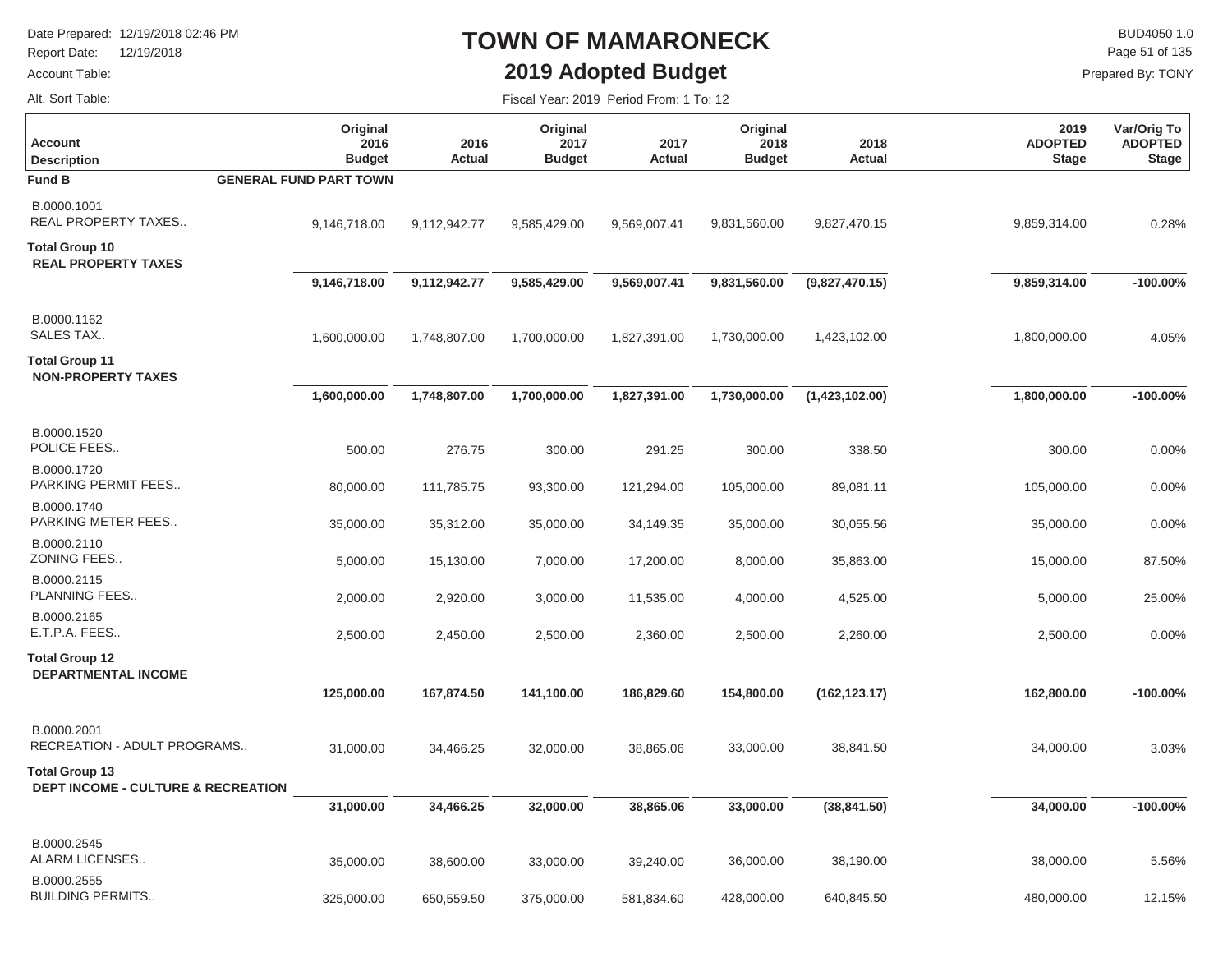# TOWN OF MAMARONECK

## 2019 Adopted Budget

Date Prepared: 12/19/2018 02:46 PM
Report Date: 12/19/2018
Account Table:
Alt. Sort Table:

BUD4050 1.0
Prepared By: TONY

Fiscal Year: 2019 Period From: 1 To: 12

| Account Description | Original 2016 Budget | 2016 Actual | Original 2017 Budget | 2017 Actual | Original 2018 Budget | 2018 Actual | 2019 ADOPTED Stage | Var/Orig To ADOPTED Stage |
|---|---|---|---|---|---|---|---|---|
| **Fund B** — **GENERAL FUND PART TOWN** | | | | | | | | |
| B.0000.1001 REAL PROPERTY TAXES.. | 9,146,718.00 | 9,112,942.77 | 9,585,429.00 | 9,569,007.41 | 9,831,560.00 | 9,827,470.15 | 9,859,314.00 | 0.28% |
| **Total Group 10 REAL PROPERTY TAXES** | **9,146,718.00** | **9,112,942.77** | **9,585,429.00** | **9,569,007.41** | **9,831,560.00** | **(9,827,470.15)** | **9,859,314.00** | **-100.00%** |
| B.0000.1162 SALES TAX.. | 1,600,000.00 | 1,748,807.00 | 1,700,000.00 | 1,827,391.00 | 1,730,000.00 | 1,423,102.00 | 1,800,000.00 | 4.05% |
| **Total Group 11 NON-PROPERTY TAXES** | **1,600,000.00** | **1,748,807.00** | **1,700,000.00** | **1,827,391.00** | **1,730,000.00** | **(1,423,102.00)** | **1,800,000.00** | **-100.00%** |
| B.0000.1520 POLICE FEES.. | 500.00 | 276.75 | 300.00 | 291.25 | 300.00 | 338.50 | 300.00 | 0.00% |
| B.0000.1720 PARKING PERMIT FEES.. | 80,000.00 | 111,785.75 | 93,300.00 | 121,294.00 | 105,000.00 | 89,081.11 | 105,000.00 | 0.00% |
| B.0000.1740 PARKING METER FEES.. | 35,000.00 | 35,312.00 | 35,000.00 | 34,149.35 | 35,000.00 | 30,055.56 | 35,000.00 | 0.00% |
| B.0000.2110 ZONING FEES.. | 5,000.00 | 15,130.00 | 7,000.00 | 17,200.00 | 8,000.00 | 35,863.00 | 15,000.00 | 87.50% |
| B.0000.2115 PLANNING FEES.. | 2,000.00 | 2,920.00 | 3,000.00 | 11,535.00 | 4,000.00 | 4,525.00 | 5,000.00 | 25.00% |
| B.0000.2165 E.T.P.A. FEES.. | 2,500.00 | 2,450.00 | 2,500.00 | 2,360.00 | 2,500.00 | 2,260.00 | 2,500.00 | 0.00% |
| **Total Group 12 DEPARTMENTAL INCOME** | **125,000.00** | **167,874.50** | **141,100.00** | **186,829.60** | **154,800.00** | **(162,123.17)** | **162,800.00** | **-100.00%** |
| B.0000.2001 RECREATION - ADULT PROGRAMS.. | 31,000.00 | 34,466.25 | 32,000.00 | 38,865.06 | 33,000.00 | 38,841.50 | 34,000.00 | 3.03% |
| **Total Group 13 DEPT INCOME - CULTURE & RECREATION** | **31,000.00** | **34,466.25** | **32,000.00** | **38,865.06** | **33,000.00** | **(38,841.50)** | **34,000.00** | **-100.00%** |
| B.0000.2545 ALARM LICENSES.. | 35,000.00 | 38,600.00 | 33,000.00 | 39,240.00 | 36,000.00 | 38,190.00 | 38,000.00 | 5.56% |
| B.0000.2555 BUILDING PERMITS.. | 325,000.00 | 650,559.50 | 375,000.00 | 581,834.60 | 428,000.00 | 640,845.50 | 480,000.00 | 12.15% |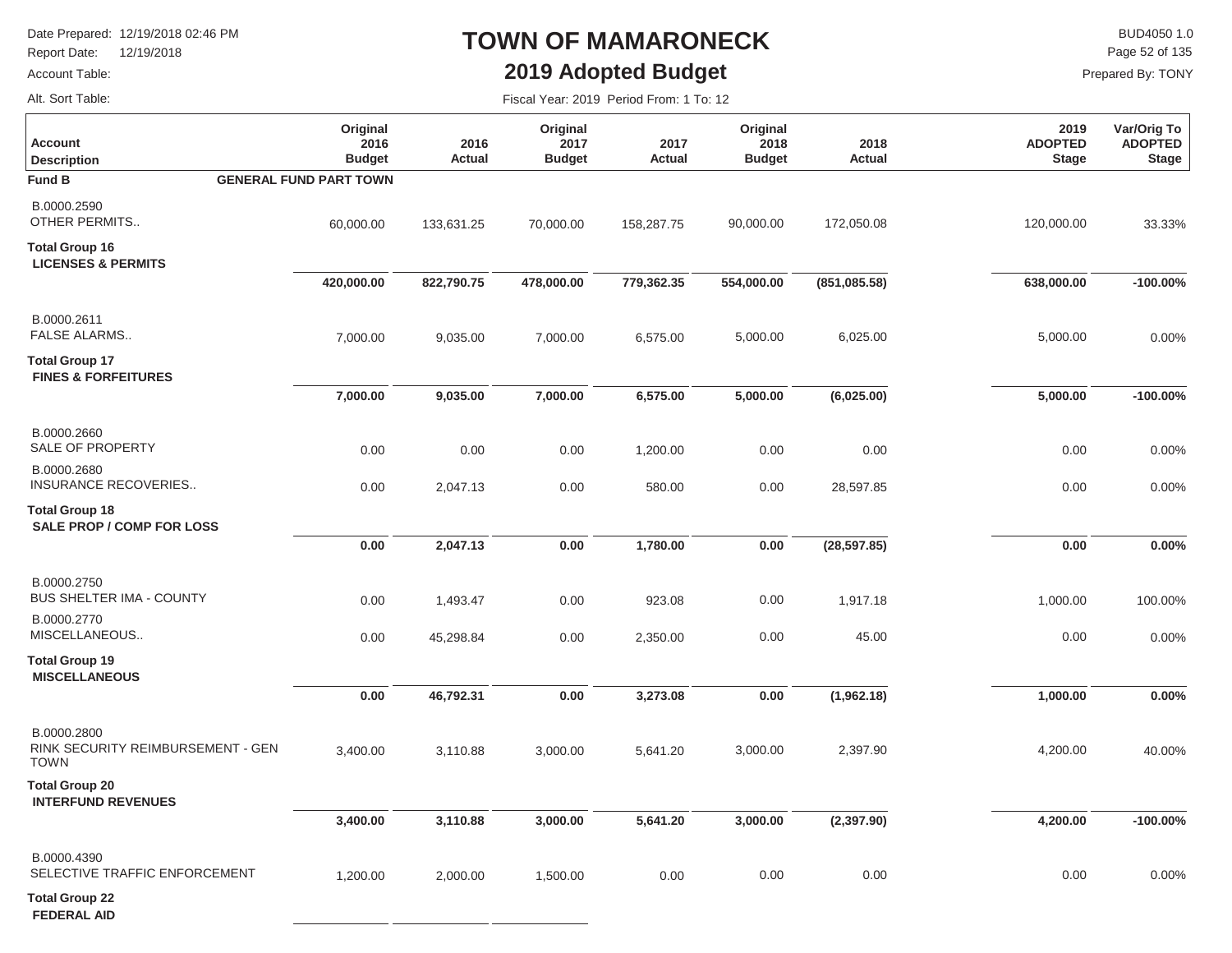# TOWN OF MAMARONECK

## 2019 Adopted Budget

Date Prepared: 12/19/2018 02:46 PM
Report Date: 12/19/2018
Account Table:
Alt. Sort Table:

BUD4050 1.0
Prepared By: TONY

Fiscal Year: 2019 Period From: 1 To: 12

| Account Description | Original 2016 Budget | 2016 Actual | Original 2017 Budget | 2017 Actual | Original 2018 Budget | 2018 Actual | 2019 ADOPTED Stage | Var/Orig To ADOPTED Stage |
|---|---|---|---|---|---|---|---|---|
| **Fund B** **GENERAL FUND PART TOWN** | | | | | | | | |
| B.0000.2590 OTHER PERMITS.. | 60,000.00 | 133,631.25 | 70,000.00 | 158,287.75 | 90,000.00 | 172,050.08 | 120,000.00 | 33.33% |
| **Total Group 16 LICENSES & PERMITS** | **420,000.00** | **822,790.75** | **478,000.00** | **779,362.35** | **554,000.00** | **(851,085.58)** | **638,000.00** | **-100.00%** |
| B.0000.2611 FALSE ALARMS.. | 7,000.00 | 9,035.00 | 7,000.00 | 6,575.00 | 5,000.00 | 6,025.00 | 5,000.00 | 0.00% |
| **Total Group 17 FINES & FORFEITURES** | **7,000.00** | **9,035.00** | **7,000.00** | **6,575.00** | **5,000.00** | **(6,025.00)** | **5,000.00** | **-100.00%** |
| B.0000.2660 SALE OF PROPERTY | 0.00 | 0.00 | 0.00 | 1,200.00 | 0.00 | 0.00 | 0.00 | 0.00% |
| B.0000.2680 INSURANCE RECOVERIES.. | 0.00 | 2,047.13 | 0.00 | 580.00 | 0.00 | 28,597.85 | 0.00 | 0.00% |
| **Total Group 18 SALE PROP / COMP FOR LOSS** | **0.00** | **2,047.13** | **0.00** | **1,780.00** | **0.00** | **(28,597.85)** | **0.00** | **0.00%** |
| B.0000.2750 BUS SHELTER IMA - COUNTY | 0.00 | 1,493.47 | 0.00 | 923.08 | 0.00 | 1,917.18 | 1,000.00 | 100.00% |
| B.0000.2770 MISCELLANEOUS.. | 0.00 | 45,298.84 | 0.00 | 2,350.00 | 0.00 | 45.00 | 0.00 | 0.00% |
| **Total Group 19 MISCELLANEOUS** | **0.00** | **46,792.31** | **0.00** | **3,273.08** | **0.00** | **(1,962.18)** | **1,000.00** | **0.00%** |
| B.0000.2800 RINK SECURITY REIMBURSEMENT - GEN TOWN | 3,400.00 | 3,110.88 | 3,000.00 | 5,641.20 | 3,000.00 | 2,397.90 | 4,200.00 | 40.00% |
| **Total Group 20 INTERFUND REVENUES** | **3,400.00** | **3,110.88** | **3,000.00** | **5,641.20** | **3,000.00** | **(2,397.90)** | **4,200.00** | **-100.00%** |
| B.0000.4390 SELECTIVE TRAFFIC ENFORCEMENT | 1,200.00 | 2,000.00 | 1,500.00 | 0.00 | 0.00 | 0.00 | 0.00 | 0.00% |
| **Total Group 22 FEDERAL AID** | | | | | | | | |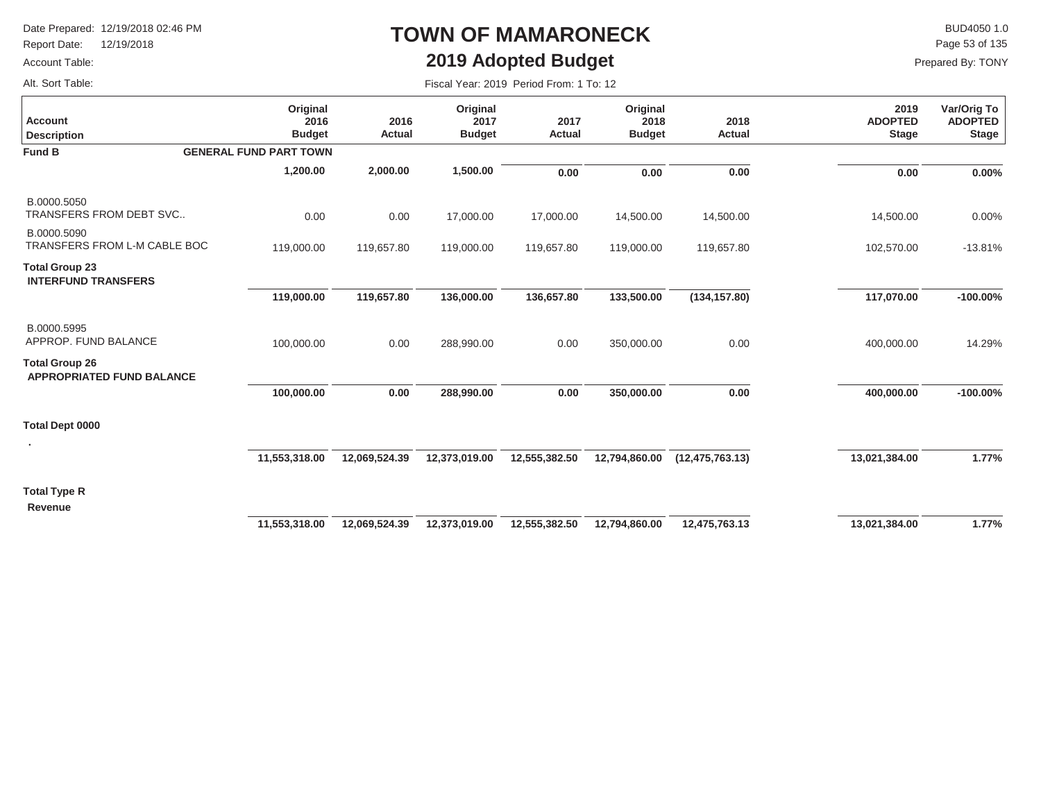# TOWN OF MAMARONECK

## 2019 Adopted Budget

Date Prepared: 12/19/2018 02:46 PM
Report Date: 12/19/2018
Account Table:
Alt. Sort Table:

BUD4050 1.0
Prepared By: TONY

Fiscal Year: 2019 Period From: 1 To: 12

| Account Description | Original 2016 Budget | 2016 Actual | Original 2017 Budget | 2017 Actual | Original 2018 Budget | 2018 Actual | 2019 ADOPTED Stage | Var/Orig To ADOPTED Stage |
|---|---|---|---|---|---|---|---|---|
| **Fund B** **GENERAL FUND PART TOWN** | | | | | | | | |
| | **1,200.00** | **2,000.00** | **1,500.00** | **0.00** | **0.00** | **0.00** | **0.00** | **0.00%** |
| B.0000.5050 TRANSFERS FROM DEBT SVC.. | 0.00 | 0.00 | 17,000.00 | 17,000.00 | 14,500.00 | 14,500.00 | 14,500.00 | 0.00% |
| B.0000.5090 TRANSFERS FROM L-M CABLE BOC | 119,000.00 | 119,657.80 | 119,000.00 | 119,657.80 | 119,000.00 | 119,657.80 | 102,570.00 | -13.81% |
| **Total Group 23 INTERFUND TRANSFERS** | **119,000.00** | **119,657.80** | **136,000.00** | **136,657.80** | **133,500.00** | **(134,157.80)** | **117,070.00** | **-100.00%** |
| B.0000.5995 APPROP. FUND BALANCE | 100,000.00 | 0.00 | 288,990.00 | 0.00 | 350,000.00 | 0.00 | 400,000.00 | 14.29% |
| **Total Group 26 APPROPRIATED FUND BALANCE** | **100,000.00** | **0.00** | **288,990.00** | **0.00** | **350,000.00** | **0.00** | **400,000.00** | **-100.00%** |
| **Total Dept 0000** . | **11,553,318.00** | **12,069,524.39** | **12,373,019.00** | **12,555,382.50** | **12,794,860.00** | **(12,475,763.13)** | **13,021,384.00** | **1.77%** |
| **Total Type R Revenue** | **11,553,318.00** | **12,069,524.39** | **12,373,019.00** | **12,555,382.50** | **12,794,860.00** | **12,475,763.13** | **13,021,384.00** | **1.77%** |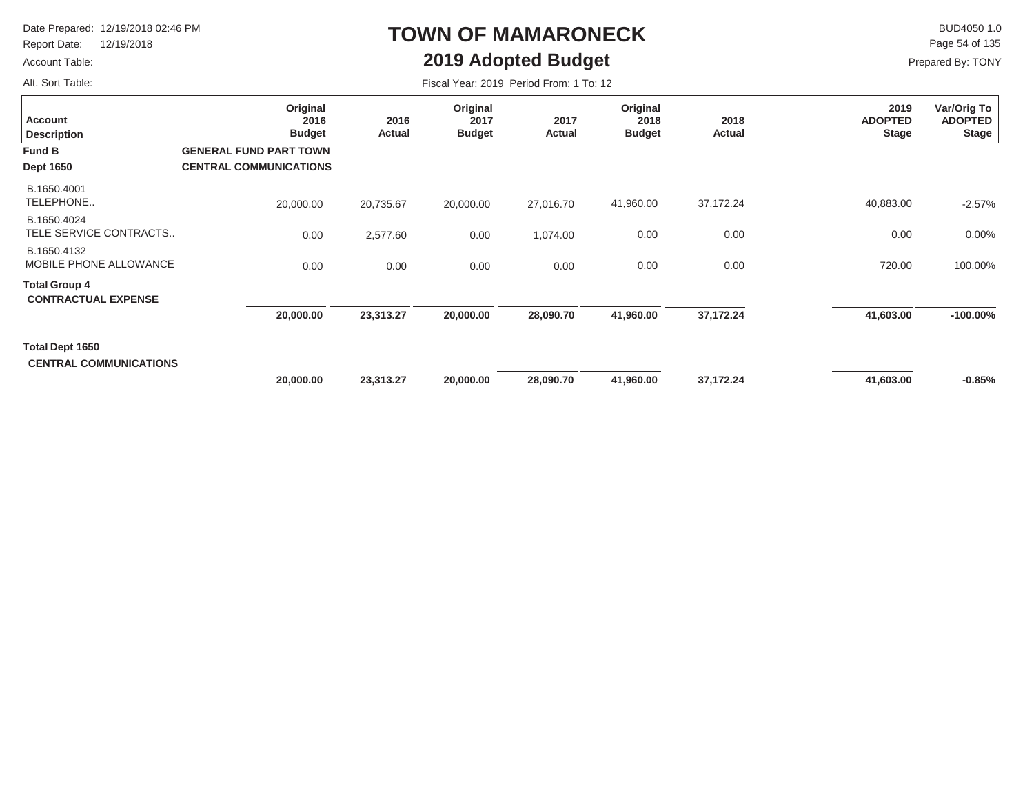# TOWN OF MAMARONECK

## 2019 Adopted Budget

Date Prepared: 12/19/2018 02:46 PM
Report Date: 12/19/2018
Account Table:
Alt. Sort Table:

BUD4050 1.0
Prepared By: TONY

Fiscal Year: 2019 Period From: 1 To: 12

| Account Description | Original 2016 Budget | 2016 Actual | Original 2017 Budget | 2017 Actual | Original 2018 Budget | 2018 Actual | 2019 ADOPTED Stage | Var/Orig To ADOPTED Stage |
|---|---|---|---|---|---|---|---|---|
| **Fund B** | **GENERAL FUND PART TOWN** | | | | | | | |
| **Dept 1650** | **CENTRAL COMMUNICATIONS** | | | | | | | |
| B.1650.4001 TELEPHONE.. | 20,000.00 | 20,735.67 | 20,000.00 | 27,016.70 | 41,960.00 | 37,172.24 | 40,883.00 | -2.57% |
| B.1650.4024 TELE SERVICE CONTRACTS.. | 0.00 | 2,577.60 | 0.00 | 1,074.00 | 0.00 | 0.00 | 0.00 | 0.00% |
| B.1650.4132 MOBILE PHONE ALLOWANCE | 0.00 | 0.00 | 0.00 | 0.00 | 0.00 | 0.00 | 720.00 | 100.00% |
| **Total Group 4 CONTRACTUAL EXPENSE** | **20,000.00** | **23,313.27** | **20,000.00** | **28,090.70** | **41,960.00** | **37,172.24** | **41,603.00** | **-100.00%** |
| **Total Dept 1650 CENTRAL COMMUNICATIONS** | **20,000.00** | **23,313.27** | **20,000.00** | **28,090.70** | **41,960.00** | **37,172.24** | **41,603.00** | **-0.85%** |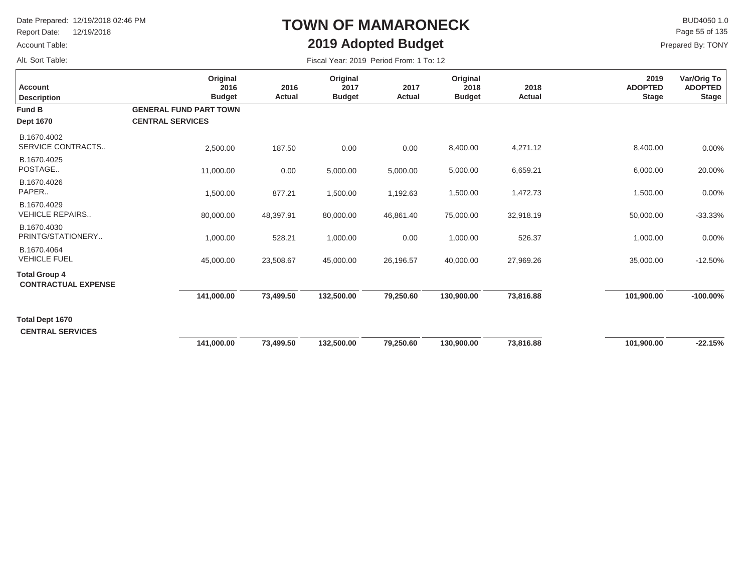# TOWN OF MAMARONECK

## 2019 Adopted Budget

Date Prepared: 12/19/2018 02:46 PM
Report Date: 12/19/2018
Account Table:
Alt. Sort Table:

BUD4050 1.0
Prepared By: TONY

Fiscal Year: 2019 Period From: 1 To: 12

| Account Description | Original 2016 Budget | 2016 Actual | Original 2017 Budget | 2017 Actual | Original 2018 Budget | 2018 Actual | 2019 ADOPTED Stage | Var/Orig To ADOPTED Stage |
|---|---|---|---|---|---|---|---|---|
| **Fund B** | **GENERAL FUND PART TOWN** | | | | | | | |
| **Dept 1670** | **CENTRAL SERVICES** | | | | | | | |
| B.1670.4002 SERVICE CONTRACTS.. | 2,500.00 | 187.50 | 0.00 | 0.00 | 8,400.00 | 4,271.12 | 8,400.00 | 0.00% |
| B.1670.4025 POSTAGE.. | 11,000.00 | 0.00 | 5,000.00 | 5,000.00 | 5,000.00 | 6,659.21 | 6,000.00 | 20.00% |
| B.1670.4026 PAPER.. | 1,500.00 | 877.21 | 1,500.00 | 1,192.63 | 1,500.00 | 1,472.73 | 1,500.00 | 0.00% |
| B.1670.4029 VEHICLE REPAIRS.. | 80,000.00 | 48,397.91 | 80,000.00 | 46,861.40 | 75,000.00 | 32,918.19 | 50,000.00 | -33.33% |
| B.1670.4030 PRINTG/STATIONERY.. | 1,000.00 | 528.21 | 1,000.00 | 0.00 | 1,000.00 | 526.37 | 1,000.00 | 0.00% |
| B.1670.4064 VEHICLE FUEL | 45,000.00 | 23,508.67 | 45,000.00 | 26,196.57 | 40,000.00 | 27,969.26 | 35,000.00 | -12.50% |
| **Total Group 4 CONTRACTUAL EXPENSE** | **141,000.00** | **73,499.50** | **132,500.00** | **79,250.60** | **130,900.00** | **73,816.88** | **101,900.00** | **-100.00%** |
| **Total Dept 1670 CENTRAL SERVICES** | **141,000.00** | **73,499.50** | **132,500.00** | **79,250.60** | **130,900.00** | **73,816.88** | **101,900.00** | **-22.15%** |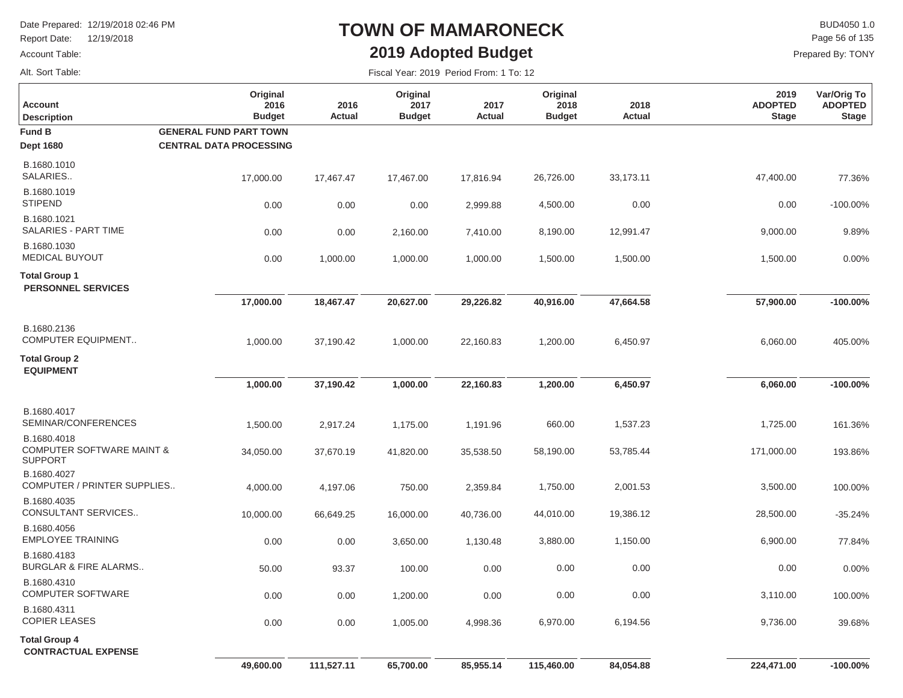# TOWN OF MAMARONECK

## 2019 Adopted Budget

Date Prepared: 12/19/2018 02:46 PM
Report Date: 12/19/2018
Account Table:
Alt. Sort Table:

BUD4050 1.0
Prepared By: TONY

Fiscal Year: 2019 Period From: 1 To: 12

| Account Description | Original 2016 Budget | 2016 Actual | Original 2017 Budget | 2017 Actual | Original 2018 Budget | 2018 Actual | 2019 ADOPTED Stage | Var/Orig To ADOPTED Stage |
|---|---|---|---|---|---|---|---|---|
| **Fund B** — **GENERAL FUND PART TOWN** | | | | | | | | |
| **Dept 1680** — **CENTRAL DATA PROCESSING** | | | | | | | | |
| B.1680.1010 SALARIES.. | 17,000.00 | 17,467.47 | 17,467.00 | 17,816.94 | 26,726.00 | 33,173.11 | 47,400.00 | 77.36% |
| B.1680.1019 STIPEND | 0.00 | 0.00 | 0.00 | 2,999.88 | 4,500.00 | 0.00 | 0.00 | -100.00% |
| B.1680.1021 SALARIES - PART TIME | 0.00 | 0.00 | 2,160.00 | 7,410.00 | 8,190.00 | 12,991.47 | 9,000.00 | 9.89% |
| B.1680.1030 MEDICAL BUYOUT | 0.00 | 1,000.00 | 1,000.00 | 1,000.00 | 1,500.00 | 1,500.00 | 1,500.00 | 0.00% |
| **Total Group 1 PERSONNEL SERVICES** | **17,000.00** | **18,467.47** | **20,627.00** | **29,226.82** | **40,916.00** | **47,664.58** | **57,900.00** | **-100.00%** |
| B.1680.2136 COMPUTER EQUIPMENT.. | 1,000.00 | 37,190.42 | 1,000.00 | 22,160.83 | 1,200.00 | 6,450.97 | 6,060.00 | 405.00% |
| **Total Group 2 EQUIPMENT** | **1,000.00** | **37,190.42** | **1,000.00** | **22,160.83** | **1,200.00** | **6,450.97** | **6,060.00** | **-100.00%** |
| B.1680.4017 SEMINAR/CONFERENCES | 1,500.00 | 2,917.24 | 1,175.00 | 1,191.96 | 660.00 | 1,537.23 | 1,725.00 | 161.36% |
| B.1680.4018 COMPUTER SOFTWARE MAINT & SUPPORT | 34,050.00 | 37,670.19 | 41,820.00 | 35,538.50 | 58,190.00 | 53,785.44 | 171,000.00 | 193.86% |
| B.1680.4027 COMPUTER / PRINTER SUPPLIES.. | 4,000.00 | 4,197.06 | 750.00 | 2,359.84 | 1,750.00 | 2,001.53 | 3,500.00 | 100.00% |
| B.1680.4035 CONSULTANT SERVICES.. | 10,000.00 | 66,649.25 | 16,000.00 | 40,736.00 | 44,010.00 | 19,386.12 | 28,500.00 | -35.24% |
| B.1680.4056 EMPLOYEE TRAINING | 0.00 | 0.00 | 3,650.00 | 1,130.48 | 3,880.00 | 1,150.00 | 6,900.00 | 77.84% |
| B.1680.4183 BURGLAR & FIRE ALARMS.. | 50.00 | 93.37 | 100.00 | 0.00 | 0.00 | 0.00 | 0.00 | 0.00% |
| B.1680.4310 COMPUTER SOFTWARE | 0.00 | 0.00 | 1,200.00 | 0.00 | 0.00 | 0.00 | 3,110.00 | 100.00% |
| B.1680.4311 COPIER LEASES | 0.00 | 0.00 | 1,005.00 | 4,998.36 | 6,970.00 | 6,194.56 | 9,736.00 | 39.68% |
| **Total Group 4 CONTRACTUAL EXPENSE** | **49,600.00** | **111,527.11** | **65,700.00** | **85,955.14** | **115,460.00** | **84,054.88** | **224,471.00** | **-100.00%** |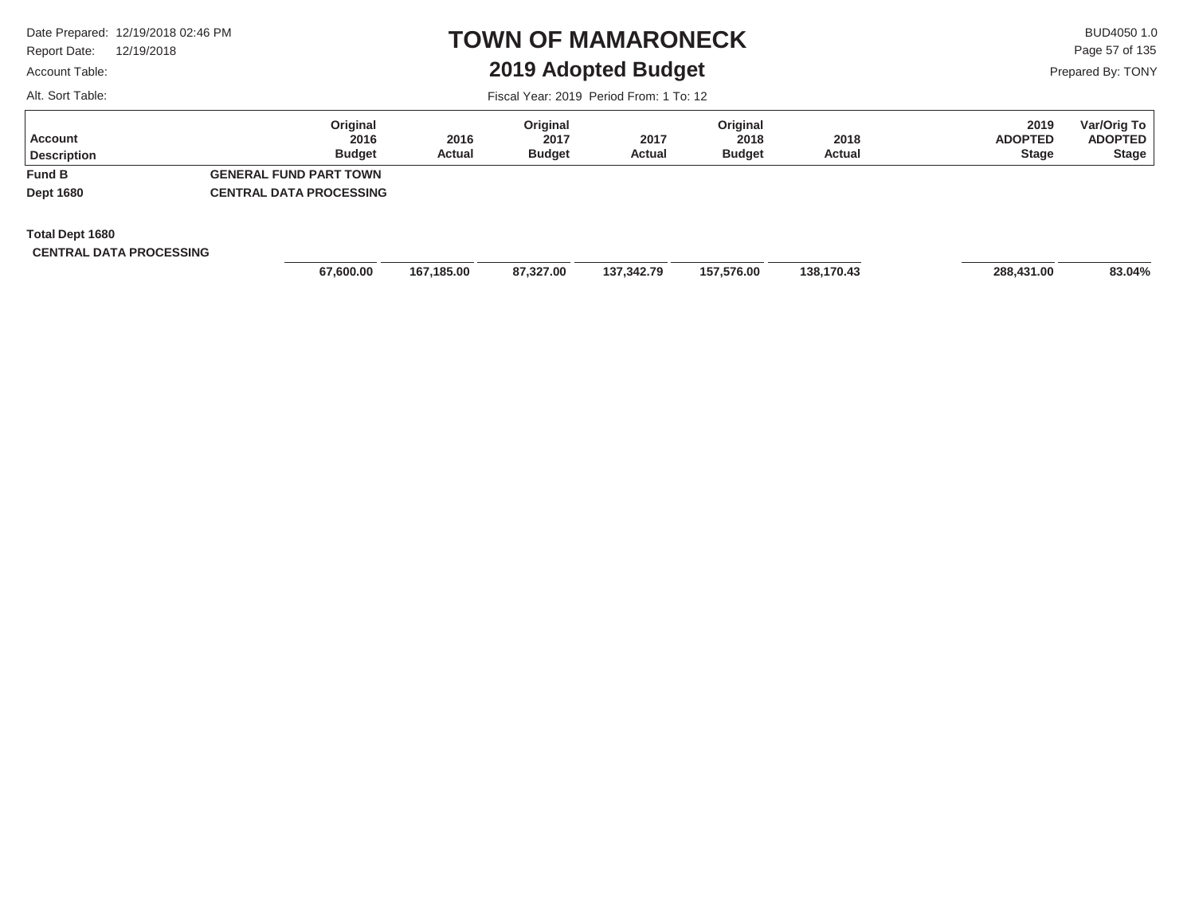# TOWN OF MAMARONECK

## 2019 Adopted Budget

Date Prepared: 12/19/2018 02:46 PM
Report Date: 12/19/2018
Account Table:
Alt. Sort Table:

BUD4050 1.0
Prepared By: TONY

Fiscal Year: 2019 Period From: 1 To: 12

| Account Description | Original 2016 Budget | 2016 Actual | Original 2017 Budget | 2017 Actual | Original 2018 Budget | 2018 Actual | 2019 ADOPTED Stage | Var/Orig To ADOPTED Stage |
|---|---|---|---|---|---|---|---|---|
| **Fund B** GENERAL FUND PART TOWN | | | | | | | | |
| **Dept 1680** CENTRAL DATA PROCESSING | | | | | | | | |
| **Total Dept 1680 CENTRAL DATA PROCESSING** | **67,600.00** | **167,185.00** | **87,327.00** | **137,342.79** | **157,576.00** | **138,170.43** | **288,431.00** | **83.04%** |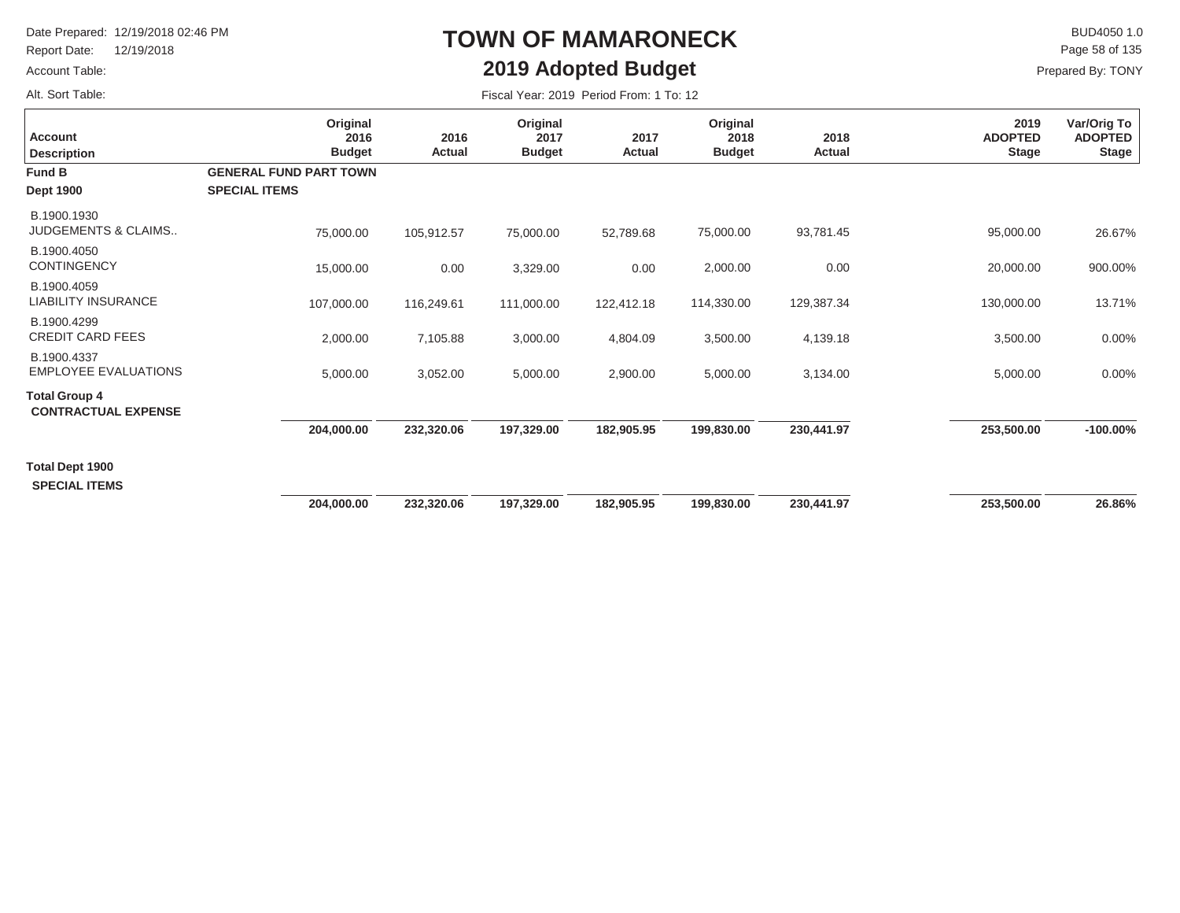Date Prepared: 12/19/2018 02:46 PM
Report Date: 12/19/2018
Account Table:
Alt. Sort Table:

BUD4050 1.0
Prepared By: TONY

# TOWN OF MAMARONECK
## 2019 Adopted Budget

Fiscal Year: 2019 Period From: 1 To: 12

| Account Description | Original 2016 Budget | 2016 Actual | Original 2017 Budget | 2017 Actual | Original 2018 Budget | 2018 Actual | 2019 ADOPTED Stage | Var/Orig To ADOPTED Stage |
|---|---|---|---|---|---|---|---|---|
| **Fund B** — **GENERAL FUND PART TOWN** | | | | | | | | |
| **Dept 1900** — **SPECIAL ITEMS** | | | | | | | | |
| B.1900.1930 JUDGEMENTS & CLAIMS.. | 75,000.00 | 105,912.57 | 75,000.00 | 52,789.68 | 75,000.00 | 93,781.45 | 95,000.00 | 26.67% |
| B.1900.4050 CONTINGENCY | 15,000.00 | 0.00 | 3,329.00 | 0.00 | 2,000.00 | 0.00 | 20,000.00 | 900.00% |
| B.1900.4059 LIABILITY INSURANCE | 107,000.00 | 116,249.61 | 111,000.00 | 122,412.18 | 114,330.00 | 129,387.34 | 130,000.00 | 13.71% |
| B.1900.4299 CREDIT CARD FEES | 2,000.00 | 7,105.88 | 3,000.00 | 4,804.09 | 3,500.00 | 4,139.18 | 3,500.00 | 0.00% |
| B.1900.4337 EMPLOYEE EVALUATIONS | 5,000.00 | 3,052.00 | 5,000.00 | 2,900.00 | 5,000.00 | 3,134.00 | 5,000.00 | 0.00% |
| **Total Group 4 CONTRACTUAL EXPENSE** | **204,000.00** | **232,320.06** | **197,329.00** | **182,905.95** | **199,830.00** | **230,441.97** | **253,500.00** | **-100.00%** |
| **Total Dept 1900 SPECIAL ITEMS** | **204,000.00** | **232,320.06** | **197,329.00** | **182,905.95** | **199,830.00** | **230,441.97** | **253,500.00** | **26.86%** |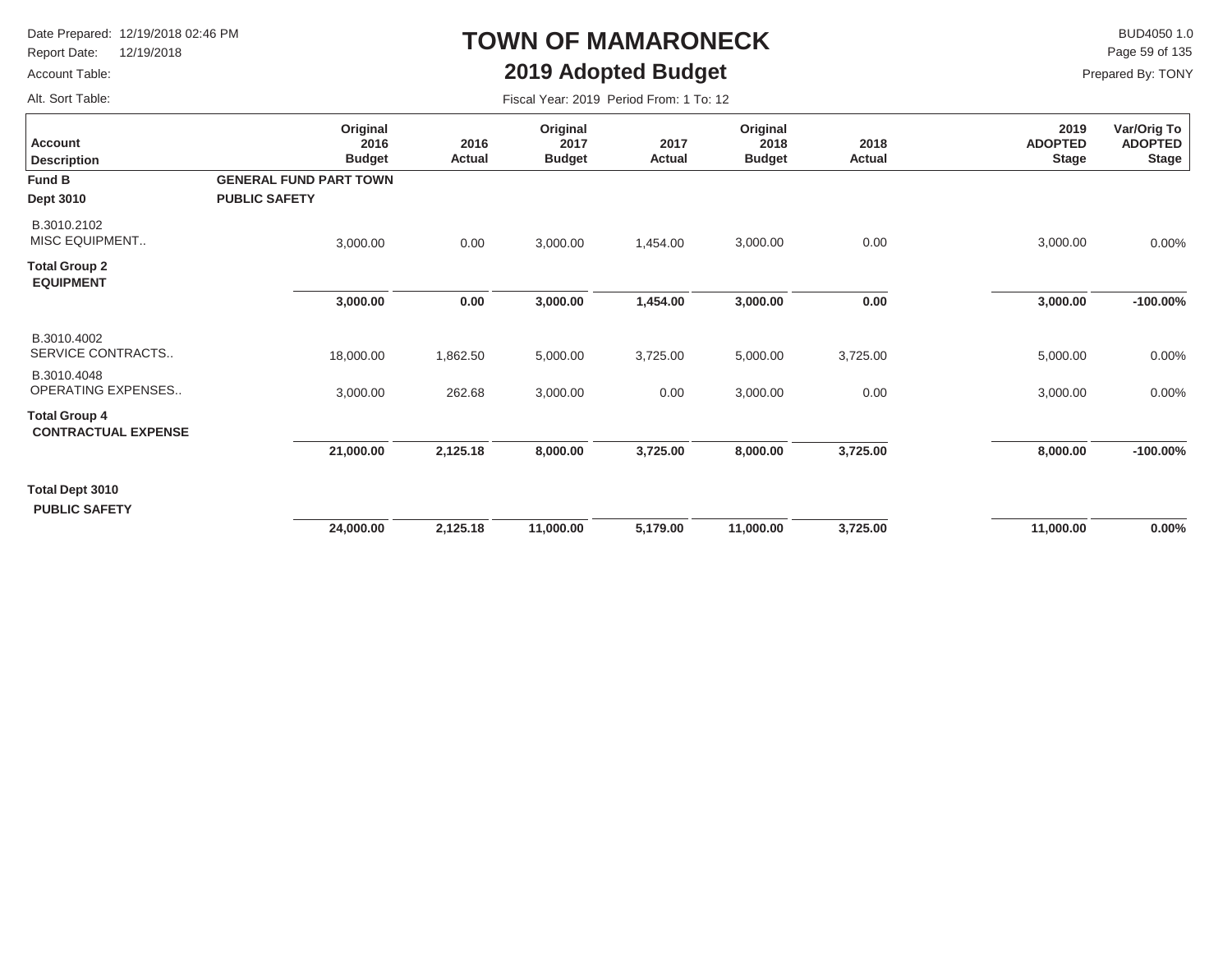# TOWN OF MAMARONECK

## 2019 Adopted Budget

Date Prepared: 12/19/2018 02:46 PM
Report Date: 12/19/2018
Account Table:
Alt. Sort Table:

BUD4050 1.0
Prepared By: TONY

Fiscal Year: 2019 Period From: 1 To: 12

| Account Description | Original 2016 Budget | 2016 Actual | Original 2017 Budget | 2017 Actual | Original 2018 Budget | 2018 Actual | 2019 ADOPTED Stage | Var/Orig To ADOPTED Stage |
|---|---|---|---|---|---|---|---|---|
| **Fund B** | **GENERAL FUND PART TOWN** | | | | | | | |
| **Dept 3010** | **PUBLIC SAFETY** | | | | | | | |
| B.3010.2102 MISC EQUIPMENT.. | 3,000.00 | 0.00 | 3,000.00 | 1,454.00 | 3,000.00 | 0.00 | 3,000.00 | 0.00% |
| **Total Group 2 EQUIPMENT** | **3,000.00** | **0.00** | **3,000.00** | **1,454.00** | **3,000.00** | **0.00** | **3,000.00** | **-100.00%** |
| B.3010.4002 SERVICE CONTRACTS.. | 18,000.00 | 1,862.50 | 5,000.00 | 3,725.00 | 5,000.00 | 3,725.00 | 5,000.00 | 0.00% |
| B.3010.4048 OPERATING EXPENSES.. | 3,000.00 | 262.68 | 3,000.00 | 0.00 | 3,000.00 | 0.00 | 3,000.00 | 0.00% |
| **Total Group 4 CONTRACTUAL EXPENSE** | **21,000.00** | **2,125.18** | **8,000.00** | **3,725.00** | **8,000.00** | **3,725.00** | **8,000.00** | **-100.00%** |
| **Total Dept 3010 PUBLIC SAFETY** | **24,000.00** | **2,125.18** | **11,000.00** | **5,179.00** | **11,000.00** | **3,725.00** | **11,000.00** | **0.00%** |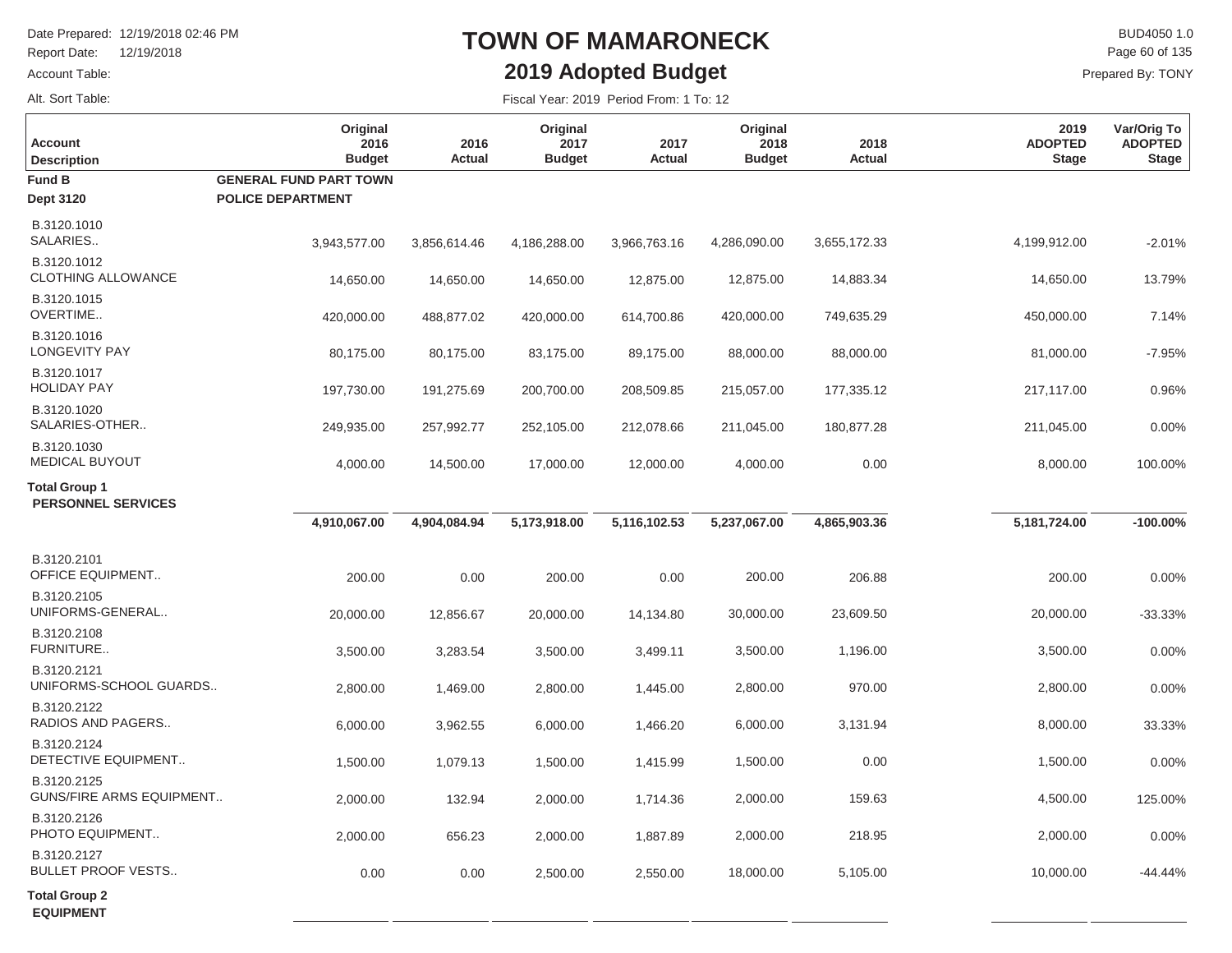# TOWN OF MAMARONECK

## 2019 Adopted Budget

Date Prepared: 12/19/2018 02:46 PM
Report Date: 12/19/2018
Account Table:
Alt. Sort Table:

BUD4050 1.0
Prepared By: TONY

Fiscal Year: 2019 Period From: 1 To: 12

| Account Description | Original 2016 Budget | 2016 Actual | Original 2017 Budget | 2017 Actual | Original 2018 Budget | 2018 Actual | 2019 ADOPTED Stage | Var/Orig To ADOPTED Stage |
|---|---|---|---|---|---|---|---|---|
| **Fund B** | **GENERAL FUND PART TOWN** | | | | | | | |
| **Dept 3120** | **POLICE DEPARTMENT** | | | | | | | |
| B.3120.1010 SALARIES.. | 3,943,577.00 | 3,856,614.46 | 4,186,288.00 | 3,966,763.16 | 4,286,090.00 | 3,655,172.33 | 4,199,912.00 | -2.01% |
| B.3120.1012 CLOTHING ALLOWANCE | 14,650.00 | 14,650.00 | 14,650.00 | 12,875.00 | 12,875.00 | 14,883.34 | 14,650.00 | 13.79% |
| B.3120.1015 OVERTIME.. | 420,000.00 | 488,877.02 | 420,000.00 | 614,700.86 | 420,000.00 | 749,635.29 | 450,000.00 | 7.14% |
| B.3120.1016 LONGEVITY PAY | 80,175.00 | 80,175.00 | 83,175.00 | 89,175.00 | 88,000.00 | 88,000.00 | 81,000.00 | -7.95% |
| B.3120.1017 HOLIDAY PAY | 197,730.00 | 191,275.69 | 200,700.00 | 208,509.85 | 215,057.00 | 177,335.12 | 217,117.00 | 0.96% |
| B.3120.1020 SALARIES-OTHER.. | 249,935.00 | 257,992.77 | 252,105.00 | 212,078.66 | 211,045.00 | 180,877.28 | 211,045.00 | 0.00% |
| B.3120.1030 MEDICAL BUYOUT | 4,000.00 | 14,500.00 | 17,000.00 | 12,000.00 | 4,000.00 | 0.00 | 8,000.00 | 100.00% |
| **Total Group 1 PERSONNEL SERVICES** | **4,910,067.00** | **4,904,084.94** | **5,173,918.00** | **5,116,102.53** | **5,237,067.00** | **4,865,903.36** | **5,181,724.00** | **-100.00%** |
| B.3120.2101 OFFICE EQUIPMENT.. | 200.00 | 0.00 | 200.00 | 0.00 | 200.00 | 206.88 | 200.00 | 0.00% |
| B.3120.2105 UNIFORMS-GENERAL.. | 20,000.00 | 12,856.67 | 20,000.00 | 14,134.80 | 30,000.00 | 23,609.50 | 20,000.00 | -33.33% |
| B.3120.2108 FURNITURE.. | 3,500.00 | 3,283.54 | 3,500.00 | 3,499.11 | 3,500.00 | 1,196.00 | 3,500.00 | 0.00% |
| B.3120.2121 UNIFORMS-SCHOOL GUARDS.. | 2,800.00 | 1,469.00 | 2,800.00 | 1,445.00 | 2,800.00 | 970.00 | 2,800.00 | 0.00% |
| B.3120.2122 RADIOS AND PAGERS.. | 6,000.00 | 3,962.55 | 6,000.00 | 1,466.20 | 6,000.00 | 3,131.94 | 8,000.00 | 33.33% |
| B.3120.2124 DETECTIVE EQUIPMENT.. | 1,500.00 | 1,079.13 | 1,500.00 | 1,415.99 | 1,500.00 | 0.00 | 1,500.00 | 0.00% |
| B.3120.2125 GUNS/FIRE ARMS EQUIPMENT.. | 2,000.00 | 132.94 | 2,000.00 | 1,714.36 | 2,000.00 | 159.63 | 4,500.00 | 125.00% |
| B.3120.2126 PHOTO EQUIPMENT.. | 2,000.00 | 656.23 | 2,000.00 | 1,887.89 | 2,000.00 | 218.95 | 2,000.00 | 0.00% |
| B.3120.2127 BULLET PROOF VESTS.. | 0.00 | 0.00 | 2,500.00 | 2,550.00 | 18,000.00 | 5,105.00 | 10,000.00 | -44.44% |
| **Total Group 2 EQUIPMENT** | | | | | | | | |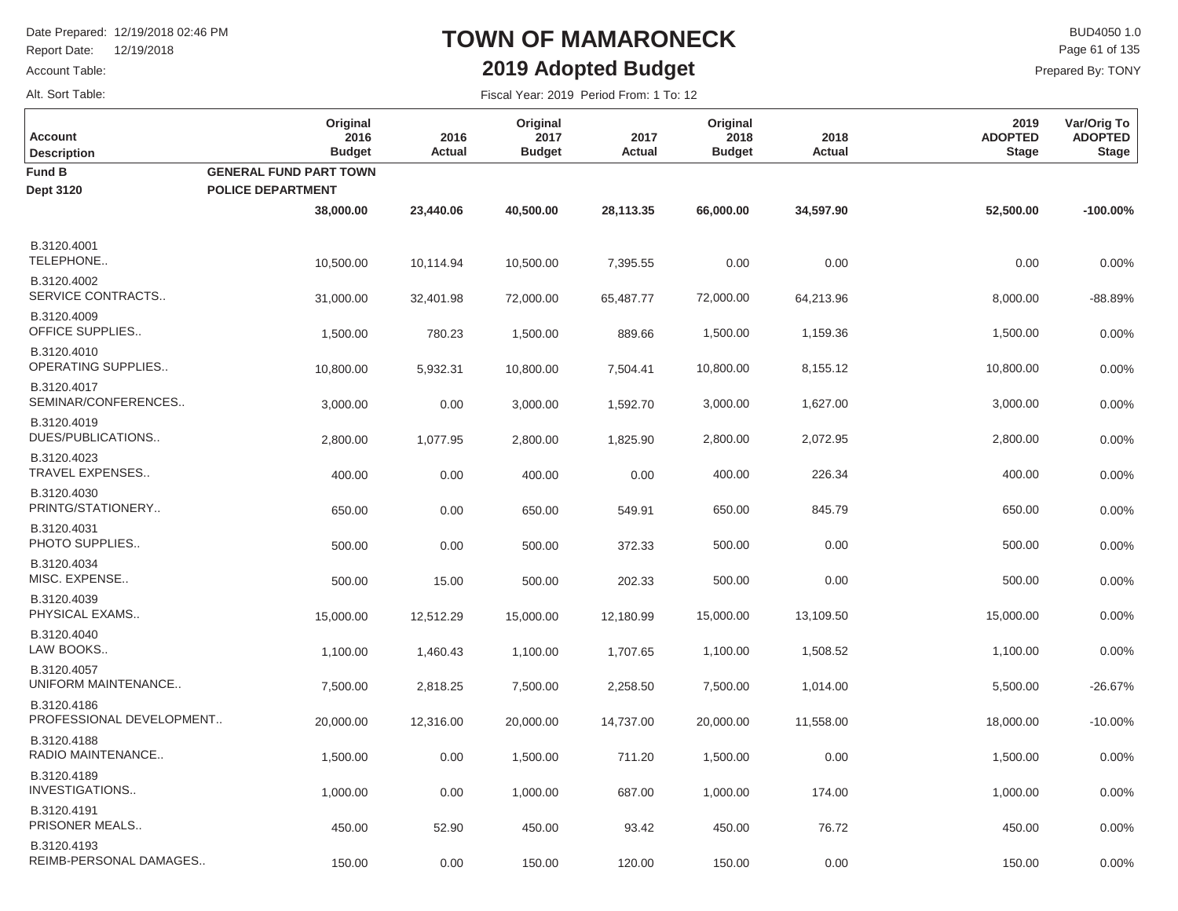# TOWN OF MAMARONECK

## 2019 Adopted Budget

Date Prepared: 12/19/2018 02:46 PM
Report Date: 12/19/2018
Account Table:
Alt. Sort Table:

BUD4050 1.0
Prepared By: TONY

Fiscal Year: 2019 Period From: 1 To: 12

| Account Description | Original 2016 Budget | 2016 Actual | Original 2017 Budget | 2017 Actual | Original 2018 Budget | 2018 Actual | 2019 ADOPTED Stage | Var/Orig To ADOPTED Stage |
|---|---|---|---|---|---|---|---|---|
| **Fund B** **GENERAL FUND PART TOWN** | | | | | | | | |
| **Dept 3120** **POLICE DEPARTMENT** | | | | | | | | |
| | **38,000.00** | **23,440.06** | **40,500.00** | **28,113.35** | **66,000.00** | **34,597.90** | **52,500.00** | **-100.00%** |
| B.3120.4001 TELEPHONE.. | 10,500.00 | 10,114.94 | 10,500.00 | 7,395.55 | 0.00 | 0.00 | 0.00 | 0.00% |
| B.3120.4002 SERVICE CONTRACTS.. | 31,000.00 | 32,401.98 | 72,000.00 | 65,487.77 | 72,000.00 | 64,213.96 | 8,000.00 | -88.89% |
| B.3120.4009 OFFICE SUPPLIES.. | 1,500.00 | 780.23 | 1,500.00 | 889.66 | 1,500.00 | 1,159.36 | 1,500.00 | 0.00% |
| B.3120.4010 OPERATING SUPPLIES.. | 10,800.00 | 5,932.31 | 10,800.00 | 7,504.41 | 10,800.00 | 8,155.12 | 10,800.00 | 0.00% |
| B.3120.4017 SEMINAR/CONFERENCES.. | 3,000.00 | 0.00 | 3,000.00 | 1,592.70 | 3,000.00 | 1,627.00 | 3,000.00 | 0.00% |
| B.3120.4019 DUES/PUBLICATIONS.. | 2,800.00 | 1,077.95 | 2,800.00 | 1,825.90 | 2,800.00 | 2,072.95 | 2,800.00 | 0.00% |
| B.3120.4023 TRAVEL EXPENSES.. | 400.00 | 0.00 | 400.00 | 0.00 | 400.00 | 226.34 | 400.00 | 0.00% |
| B.3120.4030 PRINTG/STATIONERY.. | 650.00 | 0.00 | 650.00 | 549.91 | 650.00 | 845.79 | 650.00 | 0.00% |
| B.3120.4031 PHOTO SUPPLIES.. | 500.00 | 0.00 | 500.00 | 372.33 | 500.00 | 0.00 | 500.00 | 0.00% |
| B.3120.4034 MISC. EXPENSE.. | 500.00 | 15.00 | 500.00 | 202.33 | 500.00 | 0.00 | 500.00 | 0.00% |
| B.3120.4039 PHYSICAL EXAMS.. | 15,000.00 | 12,512.29 | 15,000.00 | 12,180.99 | 15,000.00 | 13,109.50 | 15,000.00 | 0.00% |
| B.3120.4040 LAW BOOKS.. | 1,100.00 | 1,460.43 | 1,100.00 | 1,707.65 | 1,100.00 | 1,508.52 | 1,100.00 | 0.00% |
| B.3120.4057 UNIFORM MAINTENANCE.. | 7,500.00 | 2,818.25 | 7,500.00 | 2,258.50 | 7,500.00 | 1,014.00 | 5,500.00 | -26.67% |
| B.3120.4186 PROFESSIONAL DEVELOPMENT.. | 20,000.00 | 12,316.00 | 20,000.00 | 14,737.00 | 20,000.00 | 11,558.00 | 18,000.00 | -10.00% |
| B.3120.4188 RADIO MAINTENANCE.. | 1,500.00 | 0.00 | 1,500.00 | 711.20 | 1,500.00 | 0.00 | 1,500.00 | 0.00% |
| B.3120.4189 INVESTIGATIONS.. | 1,000.00 | 0.00 | 1,000.00 | 687.00 | 1,000.00 | 174.00 | 1,000.00 | 0.00% |
| B.3120.4191 PRISONER MEALS.. | 450.00 | 52.90 | 450.00 | 93.42 | 450.00 | 76.72 | 450.00 | 0.00% |
| B.3120.4193 REIMB-PERSONAL DAMAGES.. | 150.00 | 0.00 | 150.00 | 120.00 | 150.00 | 0.00 | 150.00 | 0.00% |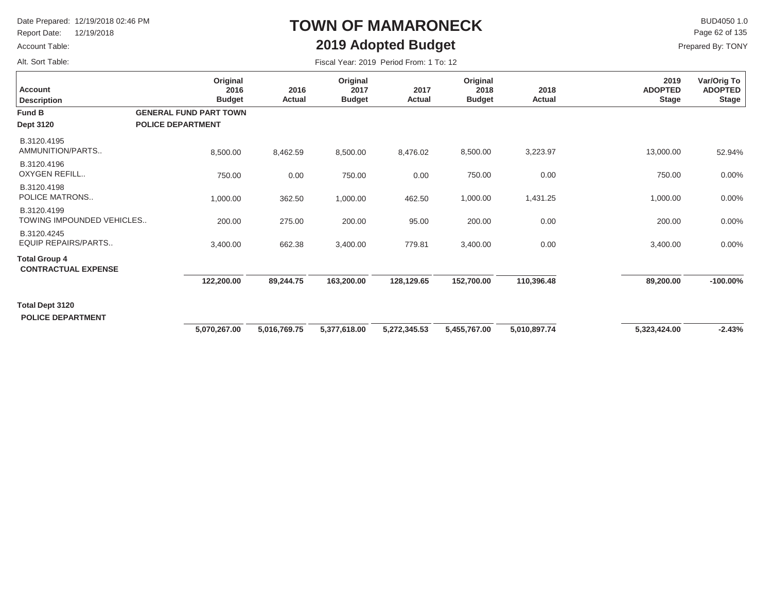# TOWN OF MAMARONECK

## 2019 Adopted Budget

Date Prepared: 12/19/2018 02:46 PM
Report Date: 12/19/2018
Account Table:
Alt. Sort Table:

BUD4050 1.0
Prepared By: TONY

Fiscal Year: 2019 Period From: 1 To: 12

| Account Description | | Original 2016 Budget | 2016 Actual | Original 2017 Budget | 2017 Actual | Original 2018 Budget | 2018 Actual | 2019 ADOPTED Stage | Var/Orig To ADOPTED Stage |
|---|---|---|---|---|---|---|---|---|---|
| **Fund B** | **GENERAL FUND PART TOWN** | | | | | | | | |
| **Dept 3120** | **POLICE DEPARTMENT** | | | | | | | | |
| B.3120.4195 AMMUNITION/PARTS.. | | 8,500.00 | 8,462.59 | 8,500.00 | 8,476.02 | 8,500.00 | 3,223.97 | 13,000.00 | 52.94% |
| B.3120.4196 OXYGEN REFILL.. | | 750.00 | 0.00 | 750.00 | 0.00 | 750.00 | 0.00 | 750.00 | 0.00% |
| B.3120.4198 POLICE MATRONS.. | | 1,000.00 | 362.50 | 1,000.00 | 462.50 | 1,000.00 | 1,431.25 | 1,000.00 | 0.00% |
| B.3120.4199 TOWING IMPOUNDED VEHICLES.. | | 200.00 | 275.00 | 200.00 | 95.00 | 200.00 | 0.00 | 200.00 | 0.00% |
| B.3120.4245 EQUIP REPAIRS/PARTS.. | | 3,400.00 | 662.38 | 3,400.00 | 779.81 | 3,400.00 | 0.00 | 3,400.00 | 0.00% |
| **Total Group 4 CONTRACTUAL EXPENSE** | | **122,200.00** | **89,244.75** | **163,200.00** | **128,129.65** | **152,700.00** | **110,396.48** | **89,200.00** | **-100.00%** |
| **Total Dept 3120 POLICE DEPARTMENT** | | **5,070,267.00** | **5,016,769.75** | **5,377,618.00** | **5,272,345.53** | **5,455,767.00** | **5,010,897.74** | **5,323,424.00** | **-2.43%** |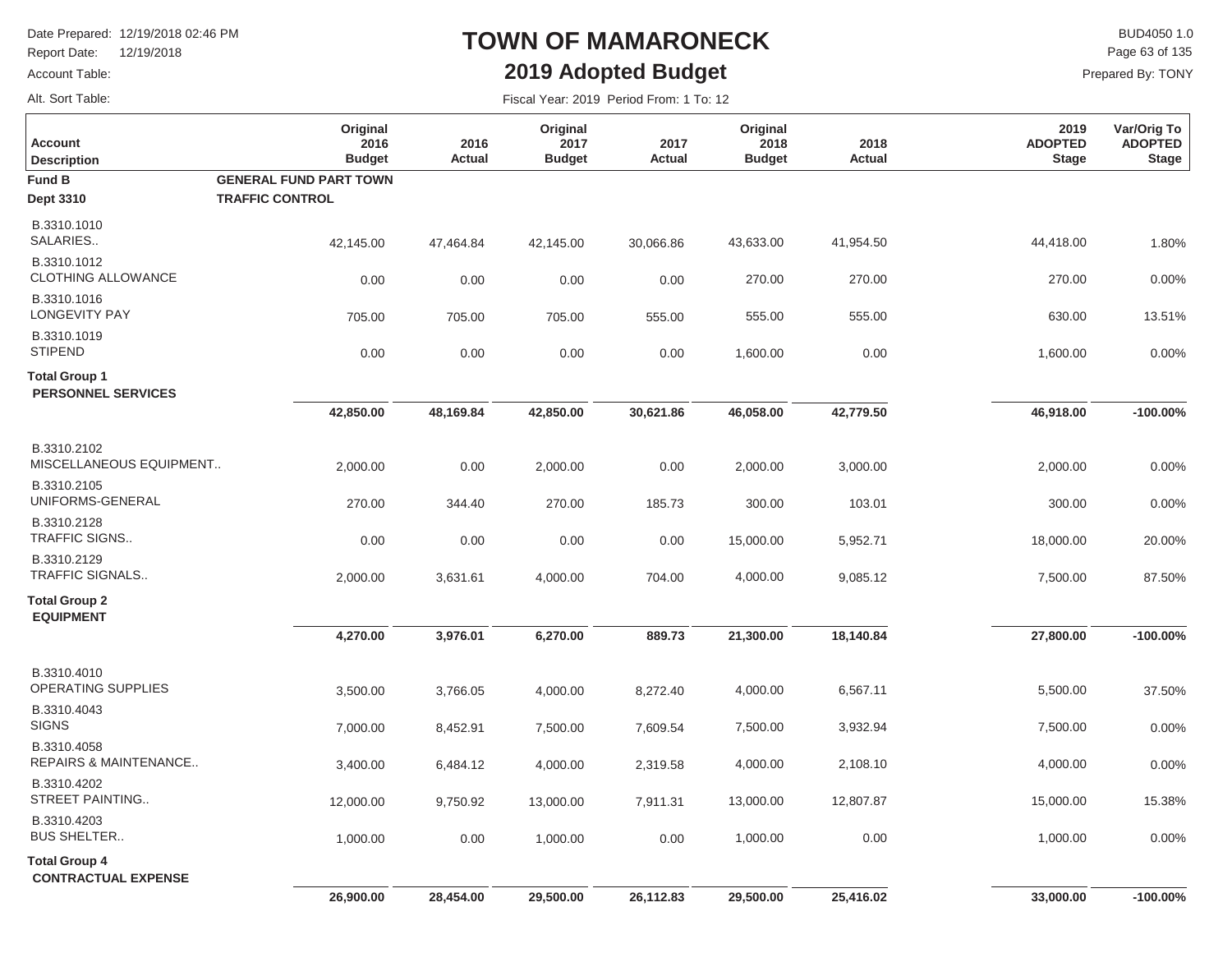# TOWN OF MAMARONECK

## 2019 Adopted Budget

Date Prepared: 12/19/2018 02:46 PM
Report Date: 12/19/2018
Account Table:
Alt. Sort Table:

BUD4050 1.0
Prepared By: TONY

Fiscal Year: 2019 Period From: 1 To: 12

| Account Description | Original 2016 Budget | 2016 Actual | Original 2017 Budget | 2017 Actual | Original 2018 Budget | 2018 Actual | 2019 ADOPTED Stage | Var/Orig To ADOPTED Stage |
|---|---|---|---|---|---|---|---|---|
| **Fund B** | **GENERAL FUND PART TOWN** | | | | | | | |
| **Dept 3310** | **TRAFFIC CONTROL** | | | | | | | |
| B.3310.1010 SALARIES.. | 42,145.00 | 47,464.84 | 42,145.00 | 30,066.86 | 43,633.00 | 41,954.50 | 44,418.00 | 1.80% |
| B.3310.1012 CLOTHING ALLOWANCE | 0.00 | 0.00 | 0.00 | 0.00 | 270.00 | 270.00 | 270.00 | 0.00% |
| B.3310.1016 LONGEVITY PAY | 705.00 | 705.00 | 705.00 | 555.00 | 555.00 | 555.00 | 630.00 | 13.51% |
| B.3310.1019 STIPEND | 0.00 | 0.00 | 0.00 | 0.00 | 1,600.00 | 0.00 | 1,600.00 | 0.00% |
| **Total Group 1 PERSONNEL SERVICES** | **42,850.00** | **48,169.84** | **42,850.00** | **30,621.86** | **46,058.00** | **42,779.50** | **46,918.00** | **-100.00%** |
| B.3310.2102 MISCELLANEOUS EQUIPMENT.. | 2,000.00 | 0.00 | 2,000.00 | 0.00 | 2,000.00 | 3,000.00 | 2,000.00 | 0.00% |
| B.3310.2105 UNIFORMS-GENERAL | 270.00 | 344.40 | 270.00 | 185.73 | 300.00 | 103.01 | 300.00 | 0.00% |
| B.3310.2128 TRAFFIC SIGNS.. | 0.00 | 0.00 | 0.00 | 0.00 | 15,000.00 | 5,952.71 | 18,000.00 | 20.00% |
| B.3310.2129 TRAFFIC SIGNALS.. | 2,000.00 | 3,631.61 | 4,000.00 | 704.00 | 4,000.00 | 9,085.12 | 7,500.00 | 87.50% |
| **Total Group 2 EQUIPMENT** | **4,270.00** | **3,976.01** | **6,270.00** | **889.73** | **21,300.00** | **18,140.84** | **27,800.00** | **-100.00%** |
| B.3310.4010 OPERATING SUPPLIES | 3,500.00 | 3,766.05 | 4,000.00 | 8,272.40 | 4,000.00 | 6,567.11 | 5,500.00 | 37.50% |
| B.3310.4043 SIGNS | 7,000.00 | 8,452.91 | 7,500.00 | 7,609.54 | 7,500.00 | 3,932.94 | 7,500.00 | 0.00% |
| B.3310.4058 REPAIRS & MAINTENANCE.. | 3,400.00 | 6,484.12 | 4,000.00 | 2,319.58 | 4,000.00 | 2,108.10 | 4,000.00 | 0.00% |
| B.3310.4202 STREET PAINTING.. | 12,000.00 | 9,750.92 | 13,000.00 | 7,911.31 | 13,000.00 | 12,807.87 | 15,000.00 | 15.38% |
| B.3310.4203 BUS SHELTER.. | 1,000.00 | 0.00 | 1,000.00 | 0.00 | 1,000.00 | 0.00 | 1,000.00 | 0.00% |
| **Total Group 4 CONTRACTUAL EXPENSE** | **26,900.00** | **28,454.00** | **29,500.00** | **26,112.83** | **29,500.00** | **25,416.02** | **33,000.00** | **-100.00%** |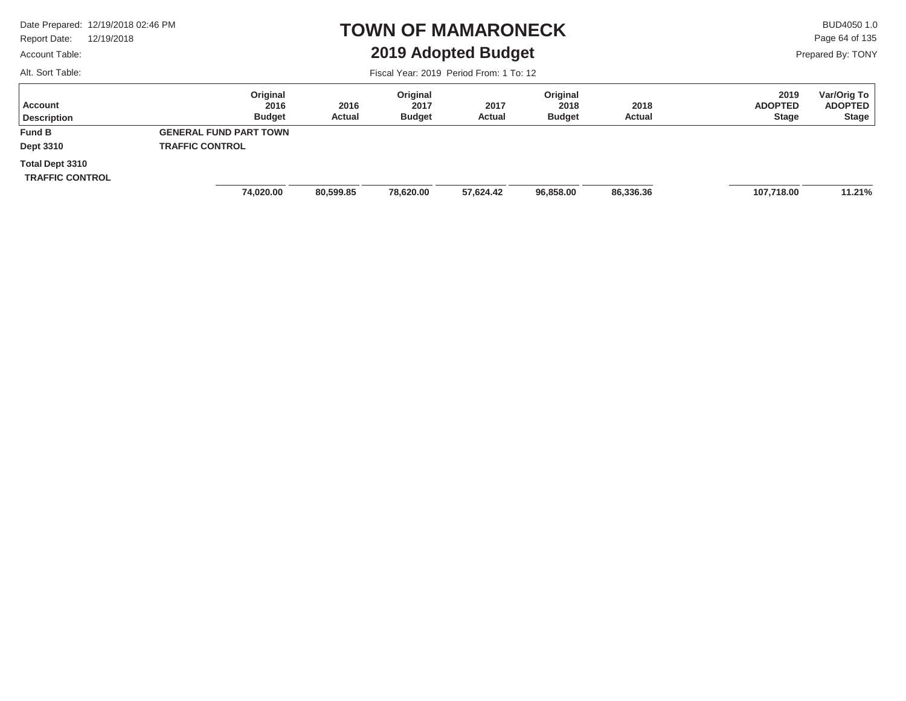# TOWN OF MAMARONECK

## 2019 Adopted Budget

Date Prepared: 12/19/2018 02:46 PM
Report Date: 12/19/2018
Account Table:
Alt. Sort Table:

BUD4050 1.0
Prepared By: TONY

Fiscal Year: 2019 Period From: 1 To: 12

| Account Description | | Original 2016 Budget | 2016 Actual | Original 2017 Budget | 2017 Actual | Original 2018 Budget | 2018 Actual | 2019 ADOPTED Stage | Var/Orig To ADOPTED Stage |
|---|---|---|---|---|---|---|---|---|---|
| **Fund B** | **GENERAL FUND PART TOWN** | | | | | | | | |
| **Dept 3310** | **TRAFFIC CONTROL** | | | | | | | | |
| **Total Dept 3310 TRAFFIC CONTROL** | | **74,020.00** | **80,599.85** | **78,620.00** | **57,624.42** | **96,858.00** | **86,336.36** | **107,718.00** | **11.21%** |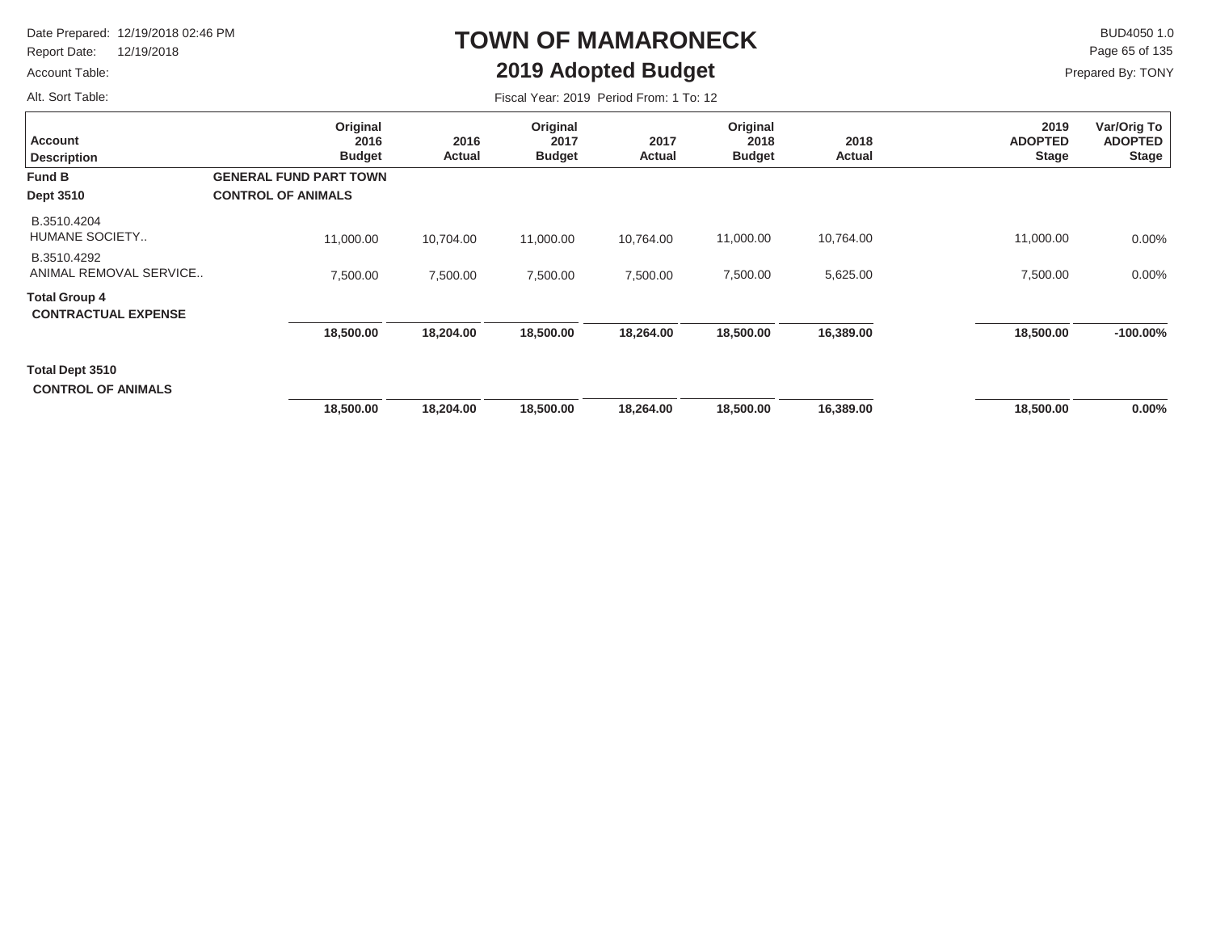# TOWN OF MAMARONECK

## 2019 Adopted Budget

Date Prepared: 12/19/2018 02:46 PM
Report Date: 12/19/2018
Account Table:
Alt. Sort Table:

BUD4050 1.0
Prepared By: TONY

Fiscal Year: 2019 Period From: 1 To: 12

| Account Description | Original 2016 Budget | 2016 Actual | Original 2017 Budget | 2017 Actual | Original 2018 Budget | 2018 Actual | 2019 ADOPTED Stage | Var/Orig To ADOPTED Stage |
|---|---|---|---|---|---|---|---|---|
| **Fund B** — **GENERAL FUND PART TOWN** | | | | | | | | |
| **Dept 3510** — **CONTROL OF ANIMALS** | | | | | | | | |
| B.3510.4204 HUMANE SOCIETY.. | 11,000.00 | 10,704.00 | 11,000.00 | 10,764.00 | 11,000.00 | 10,764.00 | 11,000.00 | 0.00% |
| B.3510.4292 ANIMAL REMOVAL SERVICE.. | 7,500.00 | 7,500.00 | 7,500.00 | 7,500.00 | 7,500.00 | 5,625.00 | 7,500.00 | 0.00% |
| **Total Group 4 CONTRACTUAL EXPENSE** | **18,500.00** | **18,204.00** | **18,500.00** | **18,264.00** | **18,500.00** | **16,389.00** | **18,500.00** | **-100.00%** |
| **Total Dept 3510 CONTROL OF ANIMALS** | **18,500.00** | **18,204.00** | **18,500.00** | **18,264.00** | **18,500.00** | **16,389.00** | **18,500.00** | **0.00%** |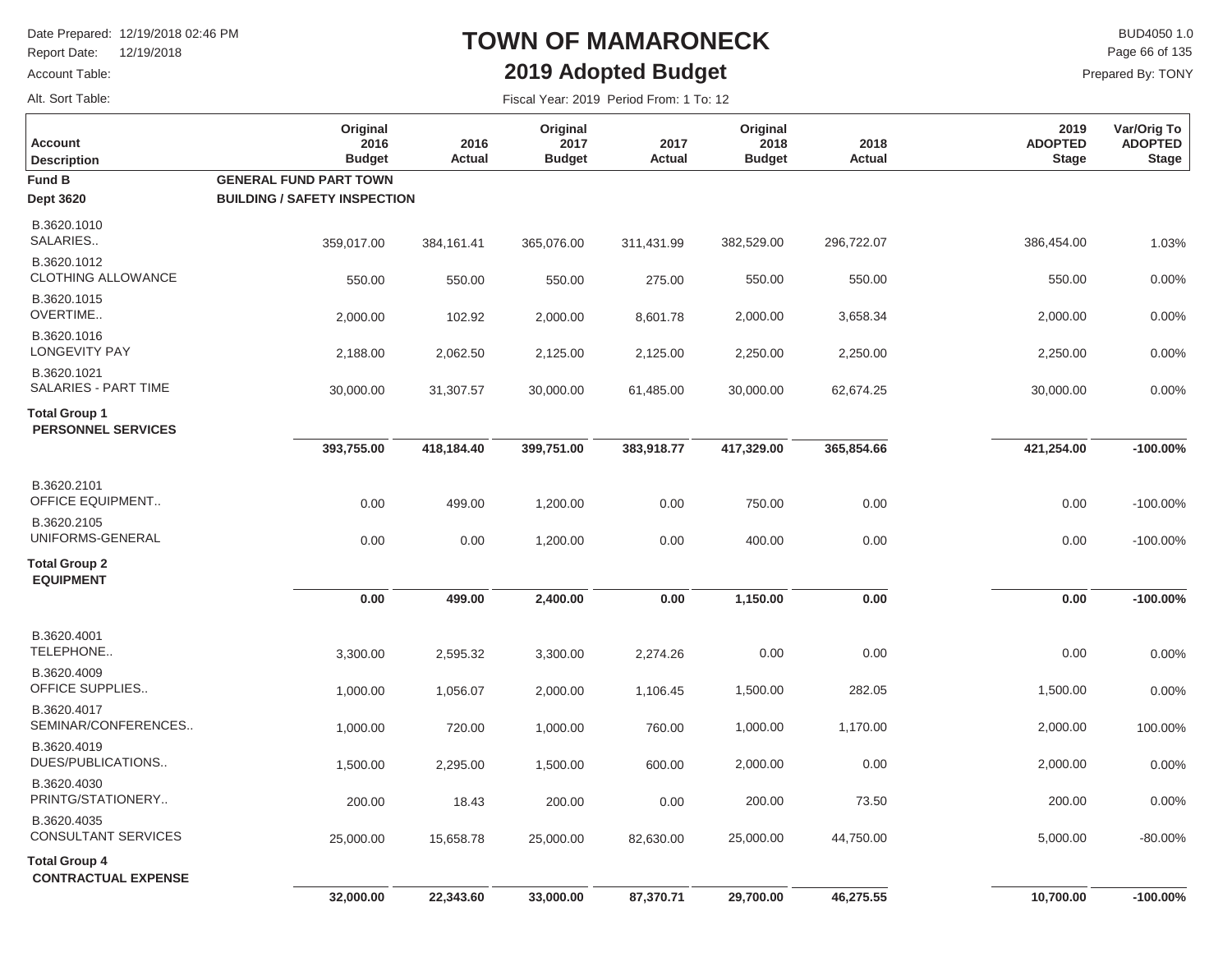# TOWN OF MAMARONECK

## 2019 Adopted Budget

Date Prepared: 12/19/2018 02:46 PM
Report Date: 12/19/2018
Account Table:
Alt. Sort Table:

BUD4050 1.0
Prepared By: TONY

Fiscal Year: 2019 Period From: 1 To: 12

| Account Description | Original 2016 Budget | 2016 Actual | Original 2017 Budget | 2017 Actual | Original 2018 Budget | 2018 Actual | 2019 ADOPTED Stage | Var/Orig To ADOPTED Stage |
|---|---|---|---|---|---|---|---|---|
| **Fund B** | **GENERAL FUND PART TOWN** | | | | | | | |
| **Dept 3620** | **BUILDING / SAFETY INSPECTION** | | | | | | | |
| B.3620.1010 SALARIES.. | 359,017.00 | 384,161.41 | 365,076.00 | 311,431.99 | 382,529.00 | 296,722.07 | 386,454.00 | 1.03% |
| B.3620.1012 CLOTHING ALLOWANCE | 550.00 | 550.00 | 550.00 | 275.00 | 550.00 | 550.00 | 550.00 | 0.00% |
| B.3620.1015 OVERTIME.. | 2,000.00 | 102.92 | 2,000.00 | 8,601.78 | 2,000.00 | 3,658.34 | 2,000.00 | 0.00% |
| B.3620.1016 LONGEVITY PAY | 2,188.00 | 2,062.50 | 2,125.00 | 2,125.00 | 2,250.00 | 2,250.00 | 2,250.00 | 0.00% |
| B.3620.1021 SALARIES - PART TIME | 30,000.00 | 31,307.57 | 30,000.00 | 61,485.00 | 30,000.00 | 62,674.25 | 30,000.00 | 0.00% |
| **Total Group 1 PERSONNEL SERVICES** | **393,755.00** | **418,184.40** | **399,751.00** | **383,918.77** | **417,329.00** | **365,854.66** | **421,254.00** | **-100.00%** |
| B.3620.2101 OFFICE EQUIPMENT.. | 0.00 | 499.00 | 1,200.00 | 0.00 | 750.00 | 0.00 | 0.00 | -100.00% |
| B.3620.2105 UNIFORMS-GENERAL | 0.00 | 0.00 | 1,200.00 | 0.00 | 400.00 | 0.00 | 0.00 | -100.00% |
| **Total Group 2 EQUIPMENT** | **0.00** | **499.00** | **2,400.00** | **0.00** | **1,150.00** | **0.00** | **0.00** | **-100.00%** |
| B.3620.4001 TELEPHONE.. | 3,300.00 | 2,595.32 | 3,300.00 | 2,274.26 | 0.00 | 0.00 | 0.00 | 0.00% |
| B.3620.4009 OFFICE SUPPLIES.. | 1,000.00 | 1,056.07 | 2,000.00 | 1,106.45 | 1,500.00 | 282.05 | 1,500.00 | 0.00% |
| B.3620.4017 SEMINAR/CONFERENCES.. | 1,000.00 | 720.00 | 1,000.00 | 760.00 | 1,000.00 | 1,170.00 | 2,000.00 | 100.00% |
| B.3620.4019 DUES/PUBLICATIONS.. | 1,500.00 | 2,295.00 | 1,500.00 | 600.00 | 2,000.00 | 0.00 | 2,000.00 | 0.00% |
| B.3620.4030 PRINTG/STATIONERY.. | 200.00 | 18.43 | 200.00 | 0.00 | 200.00 | 73.50 | 200.00 | 0.00% |
| B.3620.4035 CONSULTANT SERVICES | 25,000.00 | 15,658.78 | 25,000.00 | 82,630.00 | 25,000.00 | 44,750.00 | 5,000.00 | -80.00% |
| **Total Group 4 CONTRACTUAL EXPENSE** | **32,000.00** | **22,343.60** | **33,000.00** | **87,370.71** | **29,700.00** | **46,275.55** | **10,700.00** | **-100.00%** |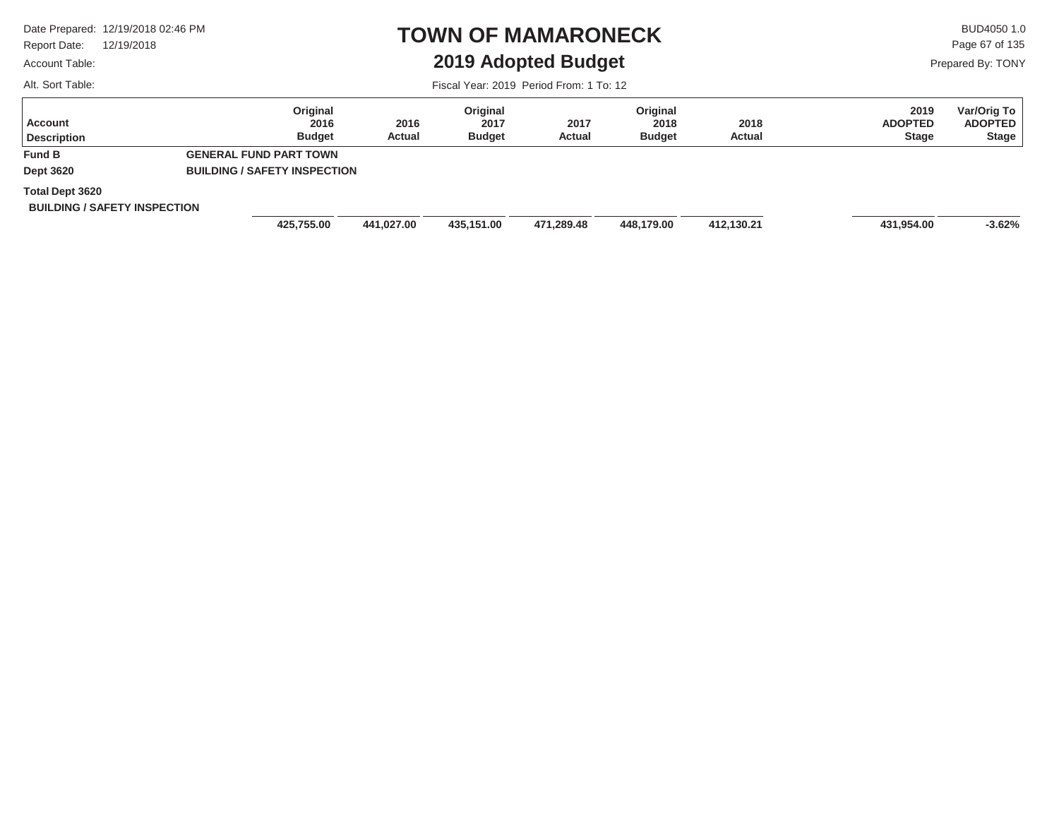# TOWN OF MAMARONECK

## 2019 Adopted Budget

Date Prepared: 12/19/2018 02:46 PM
Report Date: 12/19/2018
Account Table:
Alt. Sort Table:

BUD4050 1.0
Prepared By: TONY

Fiscal Year: 2019 Period From: 1 To: 12

| Account Description | | Original 2016 Budget | 2016 Actual | Original 2017 Budget | 2017 Actual | Original 2018 Budget | 2018 Actual | 2019 ADOPTED Stage | Var/Orig To ADOPTED Stage |
|---|---|---|---|---|---|---|---|---|---|
| **Fund B** | **GENERAL FUND PART TOWN** | | | | | | | | |
| **Dept 3620** | **BUILDING / SAFETY INSPECTION** | | | | | | | | |
| **Total Dept 3620 BUILDING / SAFETY INSPECTION** | | **425,755.00** | **441,027.00** | **435,151.00** | **471,289.48** | **448,179.00** | **412,130.21** | **431,954.00** | **-3.62%** |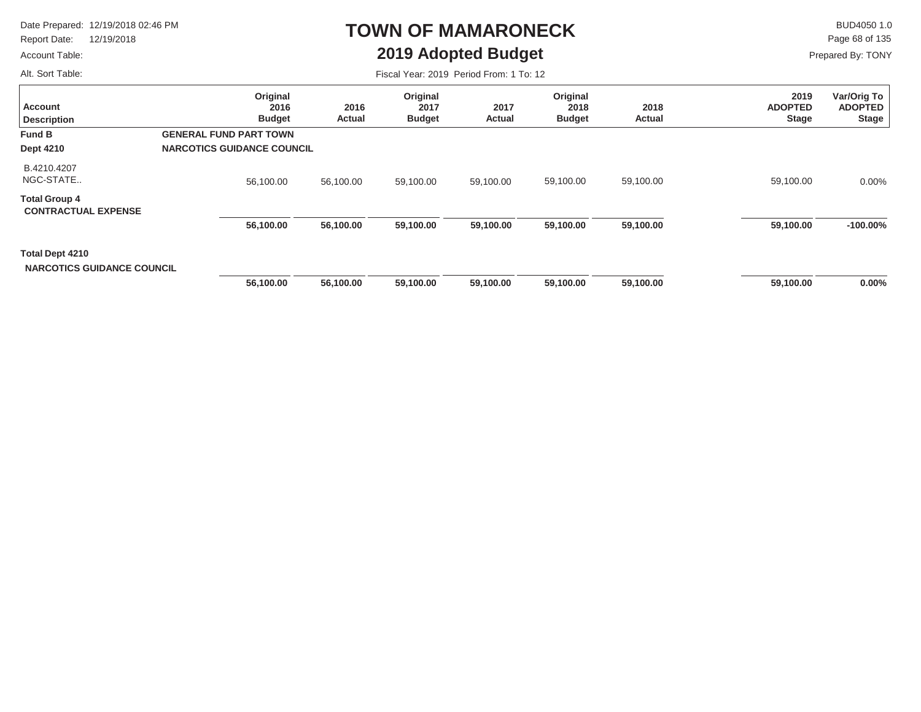# TOWN OF MAMARONECK

## 2019 Adopted Budget

Date Prepared: 12/19/2018 02:46 PM
Report Date: 12/19/2018
Account Table:
Alt. Sort Table:

BUD4050 1.0
Prepared By: TONY

Fiscal Year: 2019 Period From: 1 To: 12

| Account Description | Original 2016 Budget | 2016 Actual | Original 2017 Budget | 2017 Actual | Original 2018 Budget | 2018 Actual | 2019 ADOPTED Stage | Var/Orig To ADOPTED Stage |
|---|---|---|---|---|---|---|---|---|
| **Fund B** **GENERAL FUND PART TOWN** | | | | | | | | |
| **Dept 4210** **NARCOTICS GUIDANCE COUNCIL** | | | | | | | | |
| B.4210.4207 NGC-STATE.. | 56,100.00 | 56,100.00 | 59,100.00 | 59,100.00 | 59,100.00 | 59,100.00 | 59,100.00 | 0.00% |
| **Total Group 4** **CONTRACTUAL EXPENSE** | **56,100.00** | **56,100.00** | **59,100.00** | **59,100.00** | **59,100.00** | **59,100.00** | **59,100.00** | **-100.00%** |
| **Total Dept 4210** **NARCOTICS GUIDANCE COUNCIL** | **56,100.00** | **56,100.00** | **59,100.00** | **59,100.00** | **59,100.00** | **59,100.00** | **59,100.00** | **0.00%** |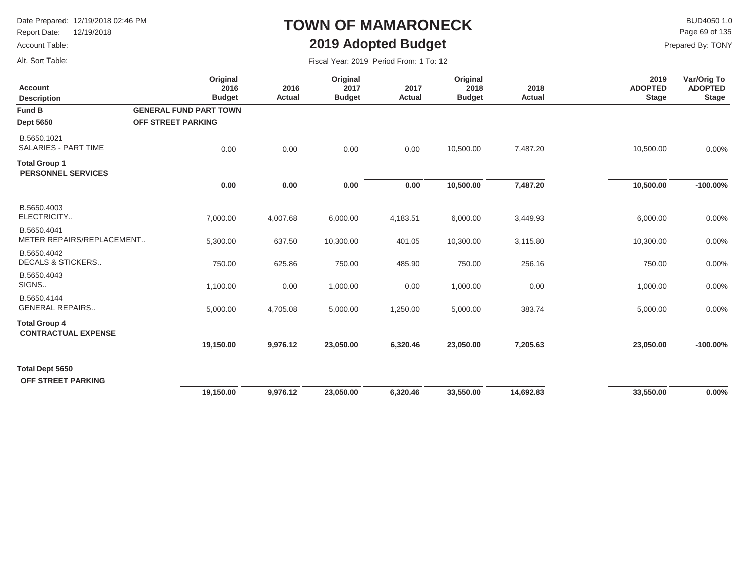# TOWN OF MAMARONECK

## 2019 Adopted Budget

Date Prepared: 12/19/2018 02:46 PM
Report Date: 12/19/2018
Account Table:
Alt. Sort Table:

BUD4050 1.0
Prepared By: TONY

Fiscal Year: 2019 Period From: 1 To: 12

| Account Description | | Original 2016 Budget | 2016 Actual | Original 2017 Budget | 2017 Actual | Original 2018 Budget | 2018 Actual | 2019 ADOPTED Stage | Var/Orig To ADOPTED Stage |
|---|---|---|---|---|---|---|---|---|---|
| **Fund B** | **GENERAL FUND PART TOWN** | | | | | | | | |
| **Dept 5650** | **OFF STREET PARKING** | | | | | | | | |
| B.5650.1021 SALARIES - PART TIME | | 0.00 | 0.00 | 0.00 | 0.00 | 10,500.00 | 7,487.20 | 10,500.00 | 0.00% |
| **Total Group 1 PERSONNEL SERVICES** | | **0.00** | **0.00** | **0.00** | **0.00** | **10,500.00** | **7,487.20** | **10,500.00** | **-100.00%** |
| B.5650.4003 ELECTRICITY.. | | 7,000.00 | 4,007.68 | 6,000.00 | 4,183.51 | 6,000.00 | 3,449.93 | 6,000.00 | 0.00% |
| B.5650.4041 METER REPAIRS/REPLACEMENT.. | | 5,300.00 | 637.50 | 10,300.00 | 401.05 | 10,300.00 | 3,115.80 | 10,300.00 | 0.00% |
| B.5650.4042 DECALS & STICKERS.. | | 750.00 | 625.86 | 750.00 | 485.90 | 750.00 | 256.16 | 750.00 | 0.00% |
| B.5650.4043 SIGNS.. | | 1,100.00 | 0.00 | 1,000.00 | 0.00 | 1,000.00 | 0.00 | 1,000.00 | 0.00% |
| B.5650.4144 GENERAL REPAIRS.. | | 5,000.00 | 4,705.08 | 5,000.00 | 1,250.00 | 5,000.00 | 383.74 | 5,000.00 | 0.00% |
| **Total Group 4 CONTRACTUAL EXPENSE** | | **19,150.00** | **9,976.12** | **23,050.00** | **6,320.46** | **23,050.00** | **7,205.63** | **23,050.00** | **-100.00%** |
| **Total Dept 5650 OFF STREET PARKING** | | **19,150.00** | **9,976.12** | **23,050.00** | **6,320.46** | **33,550.00** | **14,692.83** | **33,550.00** | **0.00%** |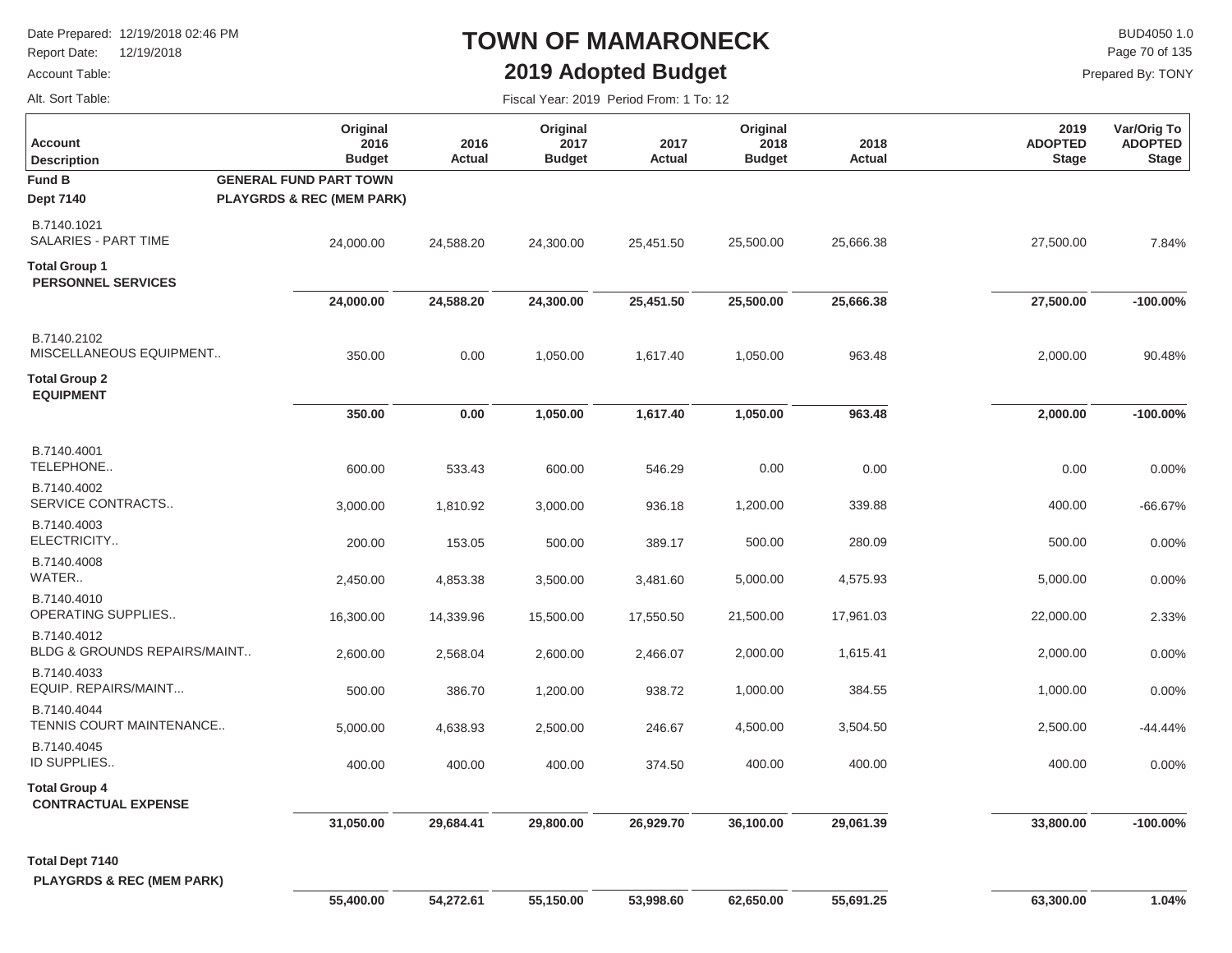# TOWN OF MAMARONECK

## 2019 Adopted Budget

Date Prepared: 12/19/2018 02:46 PM
Report Date: 12/19/2018
Account Table:
Alt. Sort Table:

BUD4050 1.0
Prepared By: TONY

Fiscal Year: 2019 Period From: 1 To: 12

| Account Description | Original 2016 Budget | 2016 Actual | Original 2017 Budget | 2017 Actual | Original 2018 Budget | 2018 Actual | 2019 ADOPTED Stage | Var/Orig To ADOPTED Stage |
|---|---|---|---|---|---|---|---|---|
| **Fund B** GENERAL FUND PART TOWN | | | | | | | | |
| **Dept 7140** PLAYGRDS & REC (MEM PARK) | | | | | | | | |
| B.7140.1021 SALARIES - PART TIME | 24,000.00 | 24,588.20 | 24,300.00 | 25,451.50 | 25,500.00 | 25,666.38 | 27,500.00 | 7.84% |
| **Total Group 1 PERSONNEL SERVICES** | **24,000.00** | **24,588.20** | **24,300.00** | **25,451.50** | **25,500.00** | **25,666.38** | **27,500.00** | **-100.00%** |
| B.7140.2102 MISCELLANEOUS EQUIPMENT.. | 350.00 | 0.00 | 1,050.00 | 1,617.40 | 1,050.00 | 963.48 | 2,000.00 | 90.48% |
| **Total Group 2 EQUIPMENT** | **350.00** | **0.00** | **1,050.00** | **1,617.40** | **1,050.00** | **963.48** | **2,000.00** | **-100.00%** |
| B.7140.4001 TELEPHONE.. | 600.00 | 533.43 | 600.00 | 546.29 | 0.00 | 0.00 | 0.00 | 0.00% |
| B.7140.4002 SERVICE CONTRACTS.. | 3,000.00 | 1,810.92 | 3,000.00 | 936.18 | 1,200.00 | 339.88 | 400.00 | -66.67% |
| B.7140.4003 ELECTRICITY.. | 200.00 | 153.05 | 500.00 | 389.17 | 500.00 | 280.09 | 500.00 | 0.00% |
| B.7140.4008 WATER.. | 2,450.00 | 4,853.38 | 3,500.00 | 3,481.60 | 5,000.00 | 4,575.93 | 5,000.00 | 0.00% |
| B.7140.4010 OPERATING SUPPLIES.. | 16,300.00 | 14,339.96 | 15,500.00 | 17,550.50 | 21,500.00 | 17,961.03 | 22,000.00 | 2.33% |
| B.7140.4012 BLDG & GROUNDS REPAIRS/MAINT.. | 2,600.00 | 2,568.04 | 2,600.00 | 2,466.07 | 2,000.00 | 1,615.41 | 2,000.00 | 0.00% |
| B.7140.4033 EQUIP. REPAIRS/MAINT... | 500.00 | 386.70 | 1,200.00 | 938.72 | 1,000.00 | 384.55 | 1,000.00 | 0.00% |
| B.7140.4044 TENNIS COURT MAINTENANCE.. | 5,000.00 | 4,638.93 | 2,500.00 | 246.67 | 4,500.00 | 3,504.50 | 2,500.00 | -44.44% |
| B.7140.4045 ID SUPPLIES.. | 400.00 | 400.00 | 400.00 | 374.50 | 400.00 | 400.00 | 400.00 | 0.00% |
| **Total Group 4 CONTRACTUAL EXPENSE** | **31,050.00** | **29,684.41** | **29,800.00** | **26,929.70** | **36,100.00** | **29,061.39** | **33,800.00** | **-100.00%** |
| **Total Dept 7140 PLAYGRDS & REC (MEM PARK)** | **55,400.00** | **54,272.61** | **55,150.00** | **53,998.60** | **62,650.00** | **55,691.25** | **63,300.00** | **1.04%** |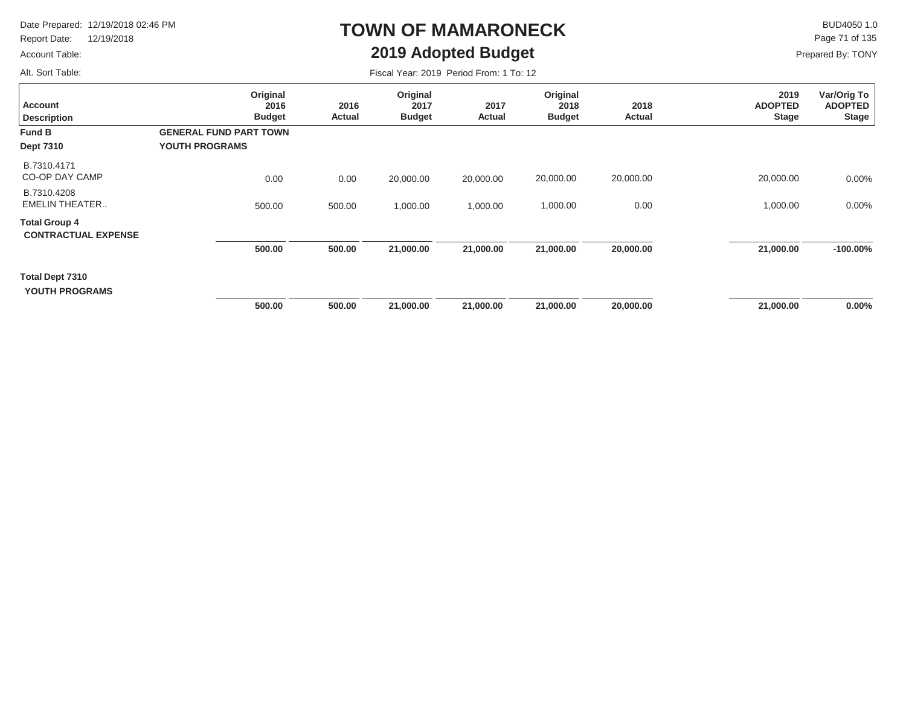# TOWN OF MAMARONECK

## 2019 Adopted Budget

Date Prepared: 12/19/2018 02:46 PM
Report Date: 12/19/2018
Account Table:
Alt. Sort Table:

BUD4050 1.0
Prepared By: TONY

Fiscal Year: 2019 Period From: 1 To: 12

| Account Description | Original 2016 Budget | 2016 Actual | Original 2017 Budget | 2017 Actual | Original 2018 Budget | 2018 Actual | 2019 ADOPTED Stage | Var/Orig To ADOPTED Stage |
|---|---|---|---|---|---|---|---|---|
| **Fund B** **GENERAL FUND PART TOWN** | | | | | | | | |
| **Dept 7310** **YOUTH PROGRAMS** | | | | | | | | |
| B.7310.4171 CO-OP DAY CAMP | 0.00 | 0.00 | 20,000.00 | 20,000.00 | 20,000.00 | 20,000.00 | 20,000.00 | 0.00% |
| B.7310.4208 EMELIN THEATER.. | 500.00 | 500.00 | 1,000.00 | 1,000.00 | 1,000.00 | 0.00 | 1,000.00 | 0.00% |
| **Total Group 4 CONTRACTUAL EXPENSE** | **500.00** | **500.00** | **21,000.00** | **21,000.00** | **21,000.00** | **20,000.00** | **21,000.00** | **-100.00%** |
| **Total Dept 7310 YOUTH PROGRAMS** | **500.00** | **500.00** | **21,000.00** | **21,000.00** | **21,000.00** | **20,000.00** | **21,000.00** | **0.00%** |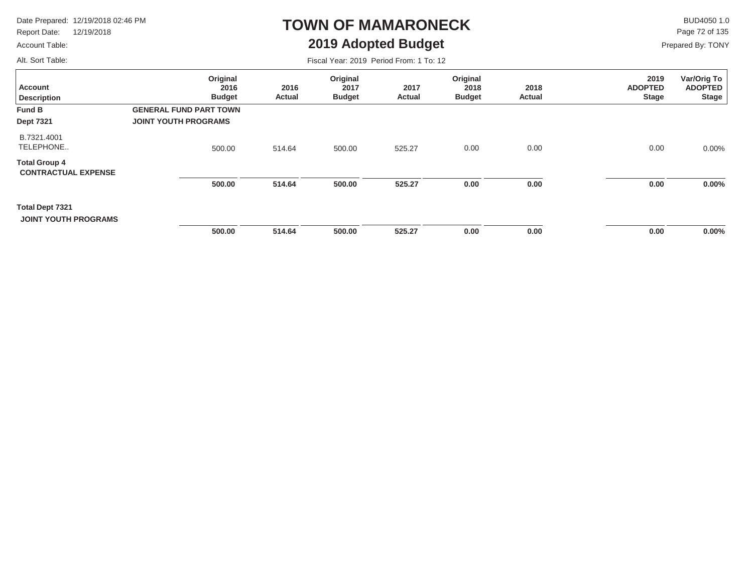# TOWN OF MAMARONECK

## 2019 Adopted Budget

Date Prepared: 12/19/2018 02:46 PM
Report Date: 12/19/2018
Account Table:
Alt. Sort Table:

BUD4050 1.0
Prepared By: TONY

Fiscal Year: 2019 Period From: 1 To: 12

| Account Description | Original 2016 Budget | 2016 Actual | Original 2017 Budget | 2017 Actual | Original 2018 Budget | 2018 Actual | 2019 ADOPTED Stage | Var/Orig To ADOPTED Stage |
|---|---|---|---|---|---|---|---|---|
| **Fund B** **GENERAL FUND PART TOWN** | | | | | | | | |
| **Dept 7321** **JOINT YOUTH PROGRAMS** | | | | | | | | |
| B.7321.4001 TELEPHONE.. | 500.00 | 514.64 | 500.00 | 525.27 | 0.00 | 0.00 | 0.00 | 0.00% |
| **Total Group 4 CONTRACTUAL EXPENSE** | **500.00** | **514.64** | **500.00** | **525.27** | **0.00** | **0.00** | **0.00** | **0.00%** |
| **Total Dept 7321 JOINT YOUTH PROGRAMS** | **500.00** | **514.64** | **500.00** | **525.27** | **0.00** | **0.00** | **0.00** | **0.00%** |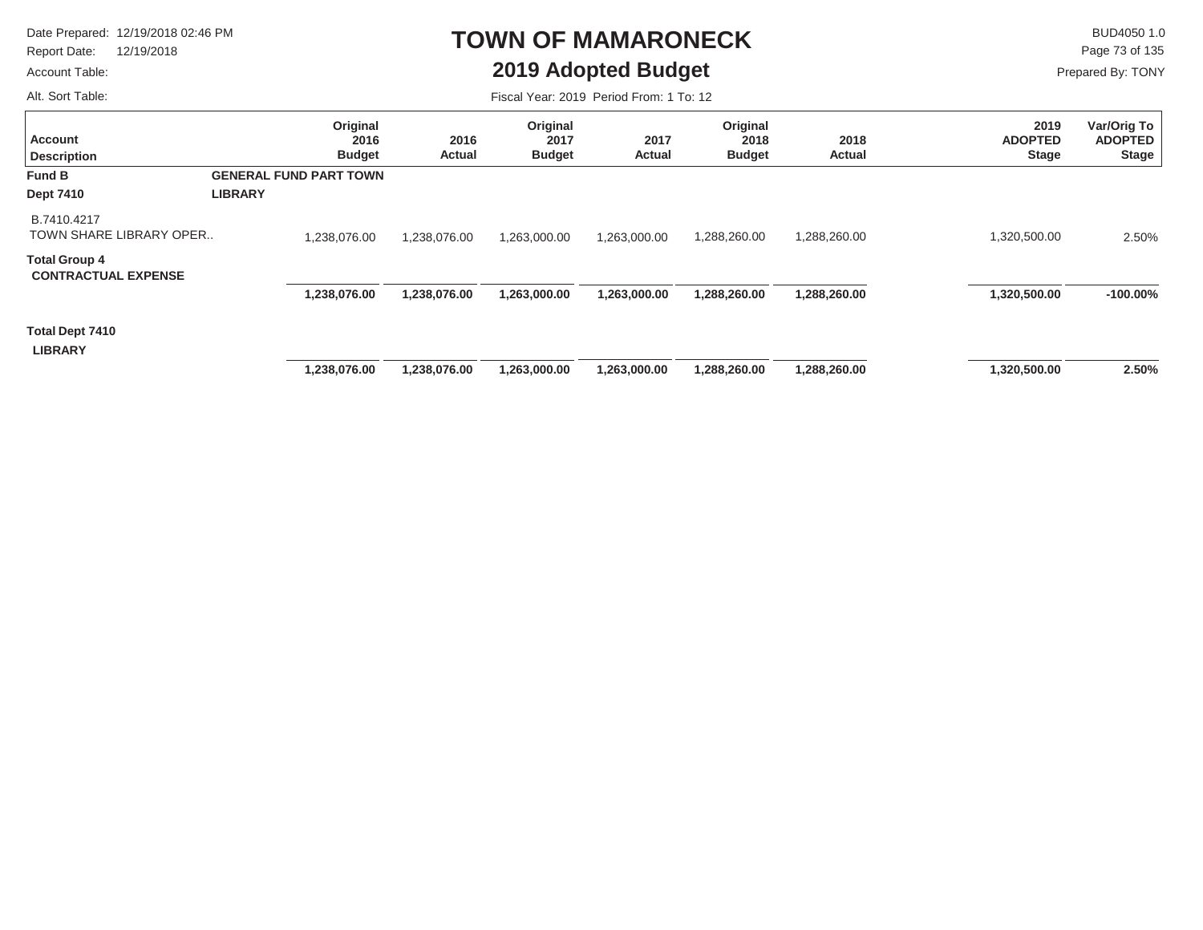# TOWN OF MAMARONECK

## 2019 Adopted Budget

Date Prepared: 12/19/2018 02:46 PM
Report Date: 12/19/2018
Account Table:
Alt. Sort Table:

BUD4050 1.0
Prepared By: TONY

Fiscal Year: 2019 Period From: 1 To: 12

| Account Description | Original 2016 Budget | 2016 Actual | Original 2017 Budget | 2017 Actual | Original 2018 Budget | 2018 Actual | 2019 ADOPTED Stage | Var/Orig To ADOPTED Stage |
|---|---|---|---|---|---|---|---|---|
| **Fund B** **GENERAL FUND PART TOWN** | | | | | | | | |
| **Dept 7410** **LIBRARY** | | | | | | | | |
| B.7410.4217 TOWN SHARE LIBRARY OPER.. | 1,238,076.00 | 1,238,076.00 | 1,263,000.00 | 1,263,000.00 | 1,288,260.00 | 1,288,260.00 | 1,320,500.00 | 2.50% |
| **Total Group 4 CONTRACTUAL EXPENSE** | **1,238,076.00** | **1,238,076.00** | **1,263,000.00** | **1,263,000.00** | **1,288,260.00** | **1,288,260.00** | **1,320,500.00** | **-100.00%** |
| **Total Dept 7410 LIBRARY** | **1,238,076.00** | **1,238,076.00** | **1,263,000.00** | **1,263,000.00** | **1,288,260.00** | **1,288,260.00** | **1,320,500.00** | **2.50%** |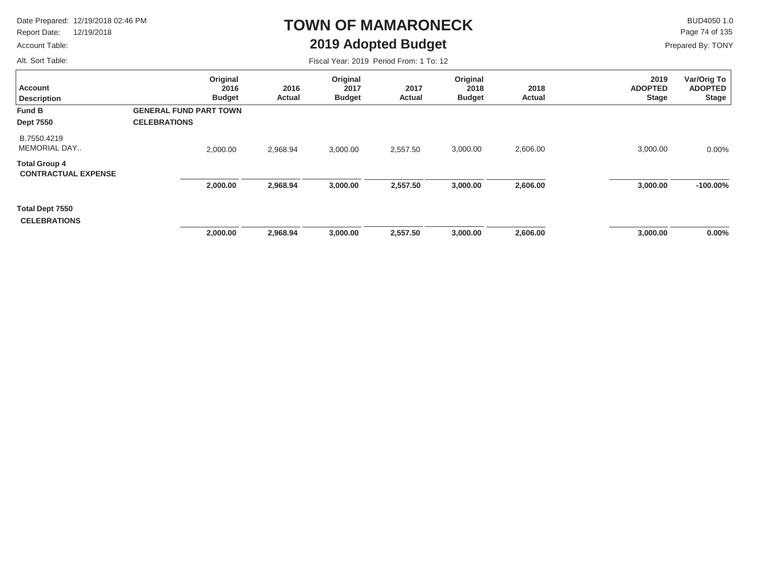# TOWN OF MAMARONECK

## 2019 Adopted Budget

Date Prepared: 12/19/2018 02:46 PM
Report Date: 12/19/2018
Account Table:
Alt. Sort Table:

BUD4050 1.0
Prepared By: TONY

Fiscal Year: 2019 Period From: 1 To: 12

| Account Description | Original 2016 Budget | 2016 Actual | Original 2017 Budget | 2017 Actual | Original 2018 Budget | 2018 Actual | 2019 ADOPTED Stage | Var/Orig To ADOPTED Stage |
|---|---|---|---|---|---|---|---|---|
| **Fund B** | **GENERAL FUND PART TOWN** | | | | | | | |
| **Dept 7550** | **CELEBRATIONS** | | | | | | | |
| B.7550.4219 MEMORIAL DAY.. | 2,000.00 | 2,968.94 | 3,000.00 | 2,557.50 | 3,000.00 | 2,606.00 | 3,000.00 | 0.00% |
| **Total Group 4 CONTRACTUAL EXPENSE** | **2,000.00** | **2,968.94** | **3,000.00** | **2,557.50** | **3,000.00** | **2,606.00** | **3,000.00** | **-100.00%** |
| **Total Dept 7550 CELEBRATIONS** | **2,000.00** | **2,968.94** | **3,000.00** | **2,557.50** | **3,000.00** | **2,606.00** | **3,000.00** | **0.00%** |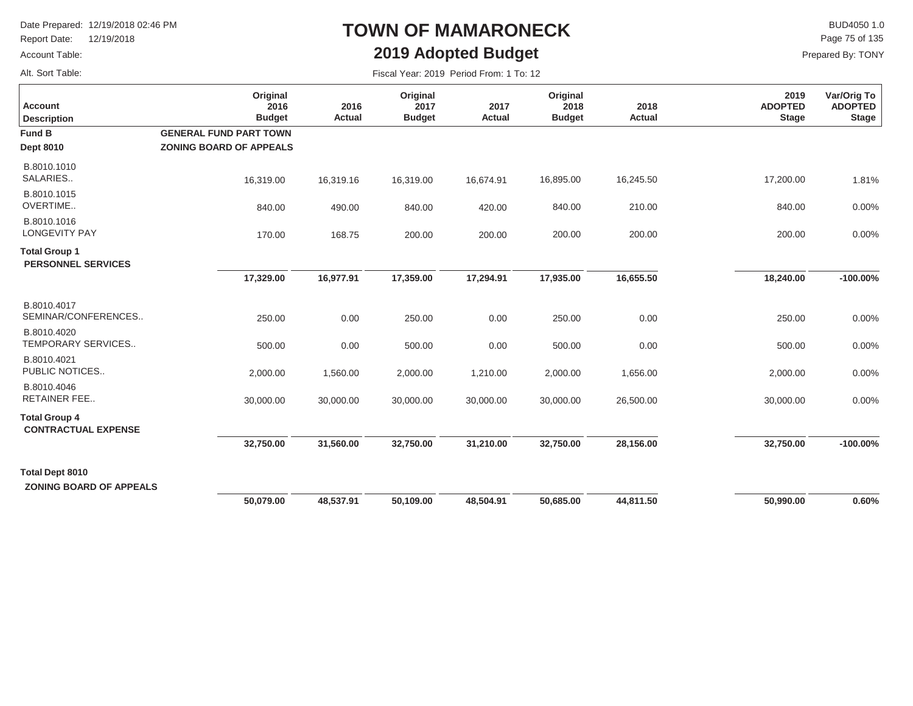# TOWN OF MAMARONECK

## 2019 Adopted Budget

Date Prepared: 12/19/2018 02:46 PM
Report Date: 12/19/2018
Account Table:
Alt. Sort Table:

BUD4050 1.0
Prepared By: TONY

Fiscal Year: 2019 Period From: 1 To: 12

| Account Description | Original 2016 Budget | 2016 Actual | Original 2017 Budget | 2017 Actual | Original 2018 Budget | 2018 Actual | 2019 ADOPTED Stage | Var/Orig To ADOPTED Stage |
|---|---|---|---|---|---|---|---|---|
| **Fund B** **GENERAL FUND PART TOWN** | | | | | | | | |
| **Dept 8010** **ZONING BOARD OF APPEALS** | | | | | | | | |
| B.8010.1010 SALARIES.. | 16,319.00 | 16,319.16 | 16,319.00 | 16,674.91 | 16,895.00 | 16,245.50 | 17,200.00 | 1.81% |
| B.8010.1015 OVERTIME.. | 840.00 | 490.00 | 840.00 | 420.00 | 840.00 | 210.00 | 840.00 | 0.00% |
| B.8010.1016 LONGEVITY PAY | 170.00 | 168.75 | 200.00 | 200.00 | 200.00 | 200.00 | 200.00 | 0.00% |
| **Total Group 1 PERSONNEL SERVICES** | **17,329.00** | **16,977.91** | **17,359.00** | **17,294.91** | **17,935.00** | **16,655.50** | **18,240.00** | **-100.00%** |
| B.8010.4017 SEMINAR/CONFERENCES.. | 250.00 | 0.00 | 250.00 | 0.00 | 250.00 | 0.00 | 250.00 | 0.00% |
| B.8010.4020 TEMPORARY SERVICES.. | 500.00 | 0.00 | 500.00 | 0.00 | 500.00 | 0.00 | 500.00 | 0.00% |
| B.8010.4021 PUBLIC NOTICES.. | 2,000.00 | 1,560.00 | 2,000.00 | 1,210.00 | 2,000.00 | 1,656.00 | 2,000.00 | 0.00% |
| B.8010.4046 RETAINER FEE.. | 30,000.00 | 30,000.00 | 30,000.00 | 30,000.00 | 30,000.00 | 26,500.00 | 30,000.00 | 0.00% |
| **Total Group 4 CONTRACTUAL EXPENSE** | **32,750.00** | **31,560.00** | **32,750.00** | **31,210.00** | **32,750.00** | **28,156.00** | **32,750.00** | **-100.00%** |
| **Total Dept 8010 ZONING BOARD OF APPEALS** | **50,079.00** | **48,537.91** | **50,109.00** | **48,504.91** | **50,685.00** | **44,811.50** | **50,990.00** | **0.60%** |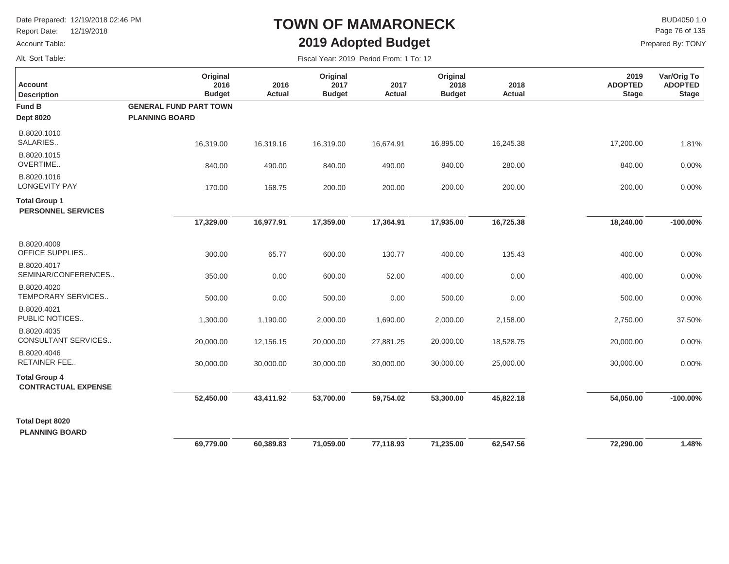# TOWN OF MAMARONECK

## 2019 Adopted Budget

Date Prepared: 12/19/2018 02:46 PM
Report Date: 12/19/2018
Account Table:
Alt. Sort Table:

BUD4050 1.0
Prepared By: TONY

Fiscal Year: 2019 Period From: 1 To: 12

| Account Description | Original 2016 Budget | 2016 Actual | Original 2017 Budget | 2017 Actual | Original 2018 Budget | 2018 Actual | 2019 ADOPTED Stage | Var/Orig To ADOPTED Stage |
|---|---|---|---|---|---|---|---|---|
| **Fund B** | **GENERAL FUND PART TOWN** | | | | | | | |
| **Dept 8020** | **PLANNING BOARD** | | | | | | | |
| B.8020.1010 SALARIES.. | 16,319.00 | 16,319.16 | 16,319.00 | 16,674.91 | 16,895.00 | 16,245.38 | 17,200.00 | 1.81% |
| B.8020.1015 OVERTIME.. | 840.00 | 490.00 | 840.00 | 490.00 | 840.00 | 280.00 | 840.00 | 0.00% |
| B.8020.1016 LONGEVITY PAY | 170.00 | 168.75 | 200.00 | 200.00 | 200.00 | 200.00 | 200.00 | 0.00% |
| **Total Group 1 PERSONNEL SERVICES** | **17,329.00** | **16,977.91** | **17,359.00** | **17,364.91** | **17,935.00** | **16,725.38** | **18,240.00** | **-100.00%** |
| B.8020.4009 OFFICE SUPPLIES.. | 300.00 | 65.77 | 600.00 | 130.77 | 400.00 | 135.43 | 400.00 | 0.00% |
| B.8020.4017 SEMINAR/CONFERENCES.. | 350.00 | 0.00 | 600.00 | 52.00 | 400.00 | 0.00 | 400.00 | 0.00% |
| B.8020.4020 TEMPORARY SERVICES.. | 500.00 | 0.00 | 500.00 | 0.00 | 500.00 | 0.00 | 500.00 | 0.00% |
| B.8020.4021 PUBLIC NOTICES.. | 1,300.00 | 1,190.00 | 2,000.00 | 1,690.00 | 2,000.00 | 2,158.00 | 2,750.00 | 37.50% |
| B.8020.4035 CONSULTANT SERVICES.. | 20,000.00 | 12,156.15 | 20,000.00 | 27,881.25 | 20,000.00 | 18,528.75 | 20,000.00 | 0.00% |
| B.8020.4046 RETAINER FEE.. | 30,000.00 | 30,000.00 | 30,000.00 | 30,000.00 | 30,000.00 | 25,000.00 | 30,000.00 | 0.00% |
| **Total Group 4 CONTRACTUAL EXPENSE** | **52,450.00** | **43,411.92** | **53,700.00** | **59,754.02** | **53,300.00** | **45,822.18** | **54,050.00** | **-100.00%** |
| **Total Dept 8020 PLANNING BOARD** | **69,779.00** | **60,389.83** | **71,059.00** | **77,118.93** | **71,235.00** | **62,547.56** | **72,290.00** | **1.48%** |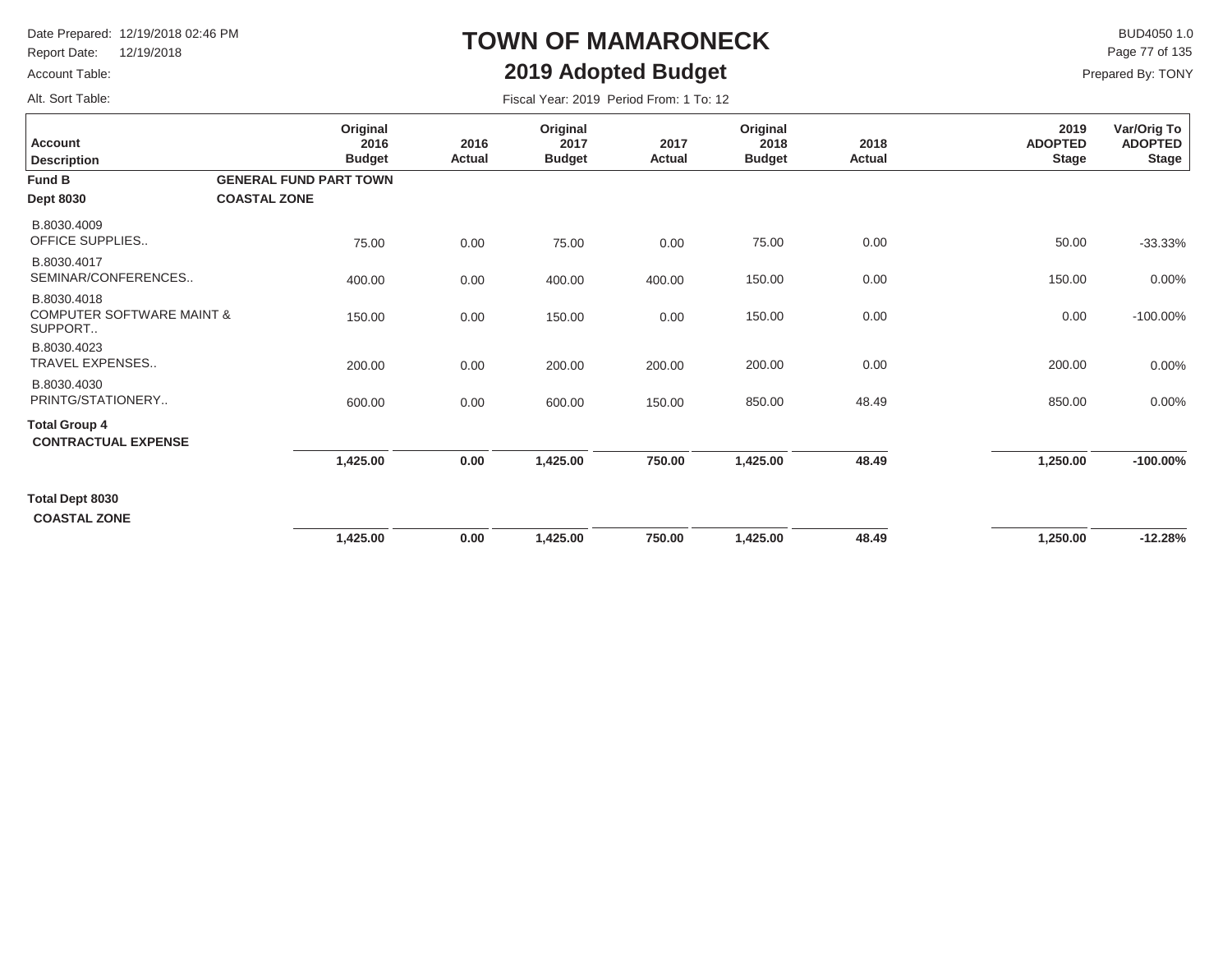# TOWN OF MAMARONECK

## 2019 Adopted Budget

Date Prepared: 12/19/2018 02:46 PM
Report Date: 12/19/2018
Account Table:
Alt. Sort Table:

BUD4050 1.0
Prepared By: TONY

Fiscal Year: 2019 Period From: 1 To: 12

| Account Description | Original 2016 Budget | 2016 Actual | Original 2017 Budget | 2017 Actual | Original 2018 Budget | 2018 Actual | 2019 ADOPTED Stage | Var/Orig To ADOPTED Stage |
|---|---|---|---|---|---|---|---|---|
| **Fund B** **GENERAL FUND PART TOWN** | | | | | | | | |
| **Dept 8030** **COASTAL ZONE** | | | | | | | | |
| B.8030.4009 OFFICE SUPPLIES.. | 75.00 | 0.00 | 75.00 | 0.00 | 75.00 | 0.00 | 50.00 | -33.33% |
| B.8030.4017 SEMINAR/CONFERENCES.. | 400.00 | 0.00 | 400.00 | 400.00 | 150.00 | 0.00 | 150.00 | 0.00% |
| B.8030.4018 COMPUTER SOFTWARE MAINT & SUPPORT.. | 150.00 | 0.00 | 150.00 | 0.00 | 150.00 | 0.00 | 0.00 | -100.00% |
| B.8030.4023 TRAVEL EXPENSES.. | 200.00 | 0.00 | 200.00 | 200.00 | 200.00 | 0.00 | 200.00 | 0.00% |
| B.8030.4030 PRINTG/STATIONERY.. | 600.00 | 0.00 | 600.00 | 150.00 | 850.00 | 48.49 | 850.00 | 0.00% |
| **Total Group 4 CONTRACTUAL EXPENSE** | **1,425.00** | **0.00** | **1,425.00** | **750.00** | **1,425.00** | **48.49** | **1,250.00** | **-100.00%** |
| **Total Dept 8030 COASTAL ZONE** | **1,425.00** | **0.00** | **1,425.00** | **750.00** | **1,425.00** | **48.49** | **1,250.00** | **-12.28%** |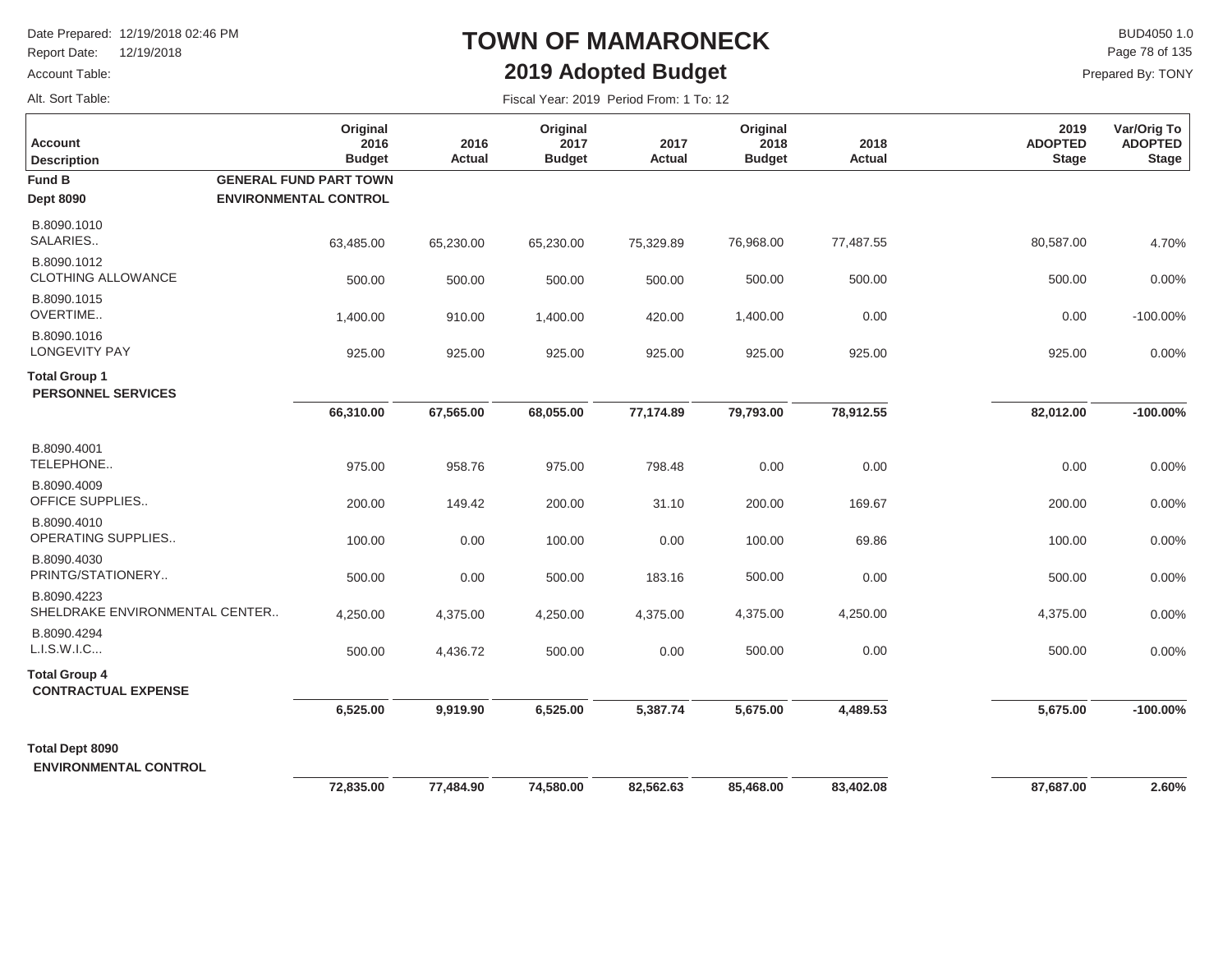# TOWN OF MAMARONECK

## 2019 Adopted Budget

Date Prepared: 12/19/2018 02:46 PM
Report Date: 12/19/2018
Account Table:
Alt. Sort Table:

BUD4050 1.0
Prepared By: TONY

Fiscal Year: 2019 Period From: 1 To: 12

| Account Description | Original 2016 Budget | 2016 Actual | Original 2017 Budget | 2017 Actual | Original 2018 Budget | 2018 Actual | 2019 ADOPTED Stage | Var/Orig To ADOPTED Stage |
|---|---|---|---|---|---|---|---|---|
| **Fund B** **GENERAL FUND PART TOWN** | | | | | | | | |
| **Dept 8090** **ENVIRONMENTAL CONTROL** | | | | | | | | |
| B.8090.1010 SALARIES.. | 63,485.00 | 65,230.00 | 65,230.00 | 75,329.89 | 76,968.00 | 77,487.55 | 80,587.00 | 4.70% |
| B.8090.1012 CLOTHING ALLOWANCE | 500.00 | 500.00 | 500.00 | 500.00 | 500.00 | 500.00 | 500.00 | 0.00% |
| B.8090.1015 OVERTIME.. | 1,400.00 | 910.00 | 1,400.00 | 420.00 | 1,400.00 | 0.00 | 0.00 | -100.00% |
| B.8090.1016 LONGEVITY PAY | 925.00 | 925.00 | 925.00 | 925.00 | 925.00 | 925.00 | 925.00 | 0.00% |
| **Total Group 1 PERSONNEL SERVICES** | **66,310.00** | **67,565.00** | **68,055.00** | **77,174.89** | **79,793.00** | **78,912.55** | **82,012.00** | **-100.00%** |
| B.8090.4001 TELEPHONE.. | 975.00 | 958.76 | 975.00 | 798.48 | 0.00 | 0.00 | 0.00 | 0.00% |
| B.8090.4009 OFFICE SUPPLIES.. | 200.00 | 149.42 | 200.00 | 31.10 | 200.00 | 169.67 | 200.00 | 0.00% |
| B.8090.4010 OPERATING SUPPLIES.. | 100.00 | 0.00 | 100.00 | 0.00 | 100.00 | 69.86 | 100.00 | 0.00% |
| B.8090.4030 PRINTG/STATIONERY.. | 500.00 | 0.00 | 500.00 | 183.16 | 500.00 | 0.00 | 500.00 | 0.00% |
| B.8090.4223 SHELDRAKE ENVIRONMENTAL CENTER.. | 4,250.00 | 4,375.00 | 4,250.00 | 4,375.00 | 4,375.00 | 4,250.00 | 4,375.00 | 0.00% |
| B.8090.4294 L.I.S.W.I.C... | 500.00 | 4,436.72 | 500.00 | 0.00 | 500.00 | 0.00 | 500.00 | 0.00% |
| **Total Group 4 CONTRACTUAL EXPENSE** | **6,525.00** | **9,919.90** | **6,525.00** | **5,387.74** | **5,675.00** | **4,489.53** | **5,675.00** | **-100.00%** |
| **Total Dept 8090 ENVIRONMENTAL CONTROL** | **72,835.00** | **77,484.90** | **74,580.00** | **82,562.63** | **85,468.00** | **83,402.08** | **87,687.00** | **2.60%** |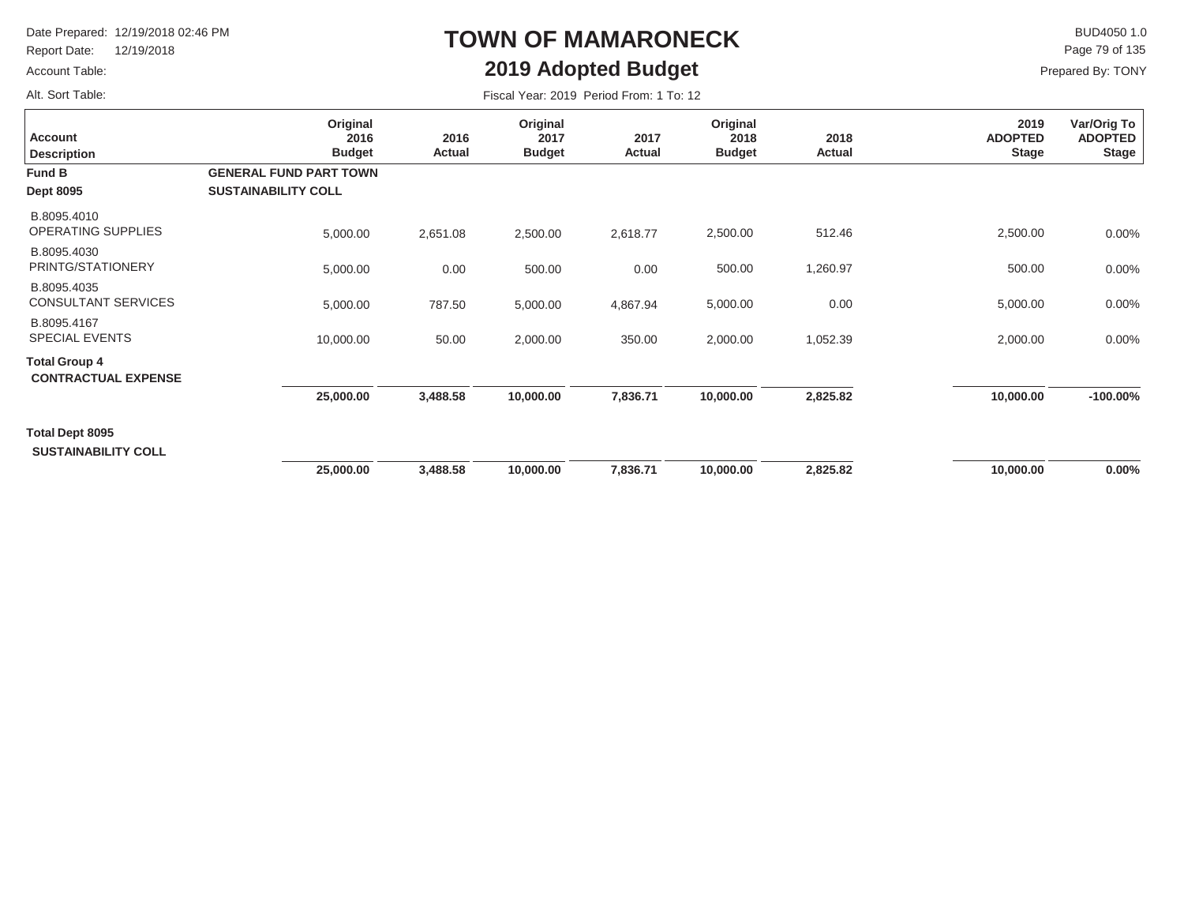# TOWN OF MAMARONECK

## 2019 Adopted Budget

Date Prepared: 12/19/2018 02:46 PM
Report Date: 12/19/2018
Account Table:
Alt. Sort Table:

BUD4050 1.0
Prepared By: TONY

Fiscal Year: 2019 Period From: 1 To: 12

| Account Description | Original 2016 Budget | 2016 Actual | Original 2017 Budget | 2017 Actual | Original 2018 Budget | 2018 Actual | 2019 ADOPTED Stage | Var/Orig To ADOPTED Stage |
|---|---|---|---|---|---|---|---|---|
| **Fund B** | **GENERAL FUND PART TOWN** | | | | | | | |
| **Dept 8095** | **SUSTAINABILITY COLL** | | | | | | | |
| B.8095.4010 OPERATING SUPPLIES | 5,000.00 | 2,651.08 | 2,500.00 | 2,618.77 | 2,500.00 | 512.46 | 2,500.00 | 0.00% |
| B.8095.4030 PRINTG/STATIONERY | 5,000.00 | 0.00 | 500.00 | 0.00 | 500.00 | 1,260.97 | 500.00 | 0.00% |
| B.8095.4035 CONSULTANT SERVICES | 5,000.00 | 787.50 | 5,000.00 | 4,867.94 | 5,000.00 | 0.00 | 5,000.00 | 0.00% |
| B.8095.4167 SPECIAL EVENTS | 10,000.00 | 50.00 | 2,000.00 | 350.00 | 2,000.00 | 1,052.39 | 2,000.00 | 0.00% |
| **Total Group 4 CONTRACTUAL EXPENSE** | **25,000.00** | **3,488.58** | **10,000.00** | **7,836.71** | **10,000.00** | **2,825.82** | **10,000.00** | **-100.00%** |
| **Total Dept 8095 SUSTAINABILITY COLL** | **25,000.00** | **3,488.58** | **10,000.00** | **7,836.71** | **10,000.00** | **2,825.82** | **10,000.00** | **0.00%** |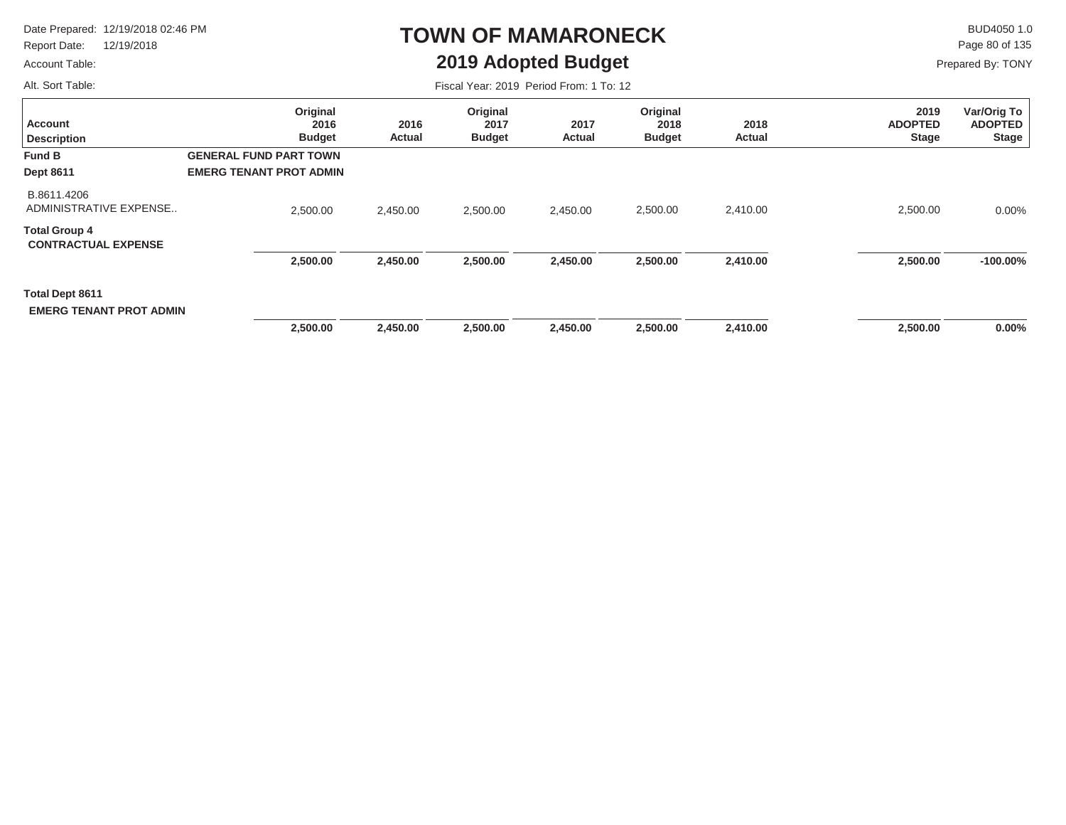# TOWN OF MAMARONECK

## 2019 Adopted Budget

Date Prepared: 12/19/2018 02:46 PM
Report Date: 12/19/2018
Account Table:
Alt. Sort Table:

BUD4050 1.0
Prepared By: TONY

Fiscal Year: 2019 Period From: 1 To: 12

| Account Description | Original 2016 Budget | 2016 Actual | Original 2017 Budget | 2017 Actual | Original 2018 Budget | 2018 Actual | 2019 ADOPTED Stage | Var/Orig To ADOPTED Stage |
|---|---|---|---|---|---|---|---|---|
| **Fund B** GENERAL FUND PART TOWN | | | | | | | | |
| **Dept 8611** EMERG TENANT PROT ADMIN | | | | | | | | |
| B.8611.4206 ADMINISTRATIVE EXPENSE.. | 2,500.00 | 2,450.00 | 2,500.00 | 2,450.00 | 2,500.00 | 2,410.00 | 2,500.00 | 0.00% |
| **Total Group 4 CONTRACTUAL EXPENSE** | **2,500.00** | **2,450.00** | **2,500.00** | **2,450.00** | **2,500.00** | **2,410.00** | **2,500.00** | **-100.00%** |
| **Total Dept 8611 EMERG TENANT PROT ADMIN** | **2,500.00** | **2,450.00** | **2,500.00** | **2,450.00** | **2,500.00** | **2,410.00** | **2,500.00** | **0.00%** |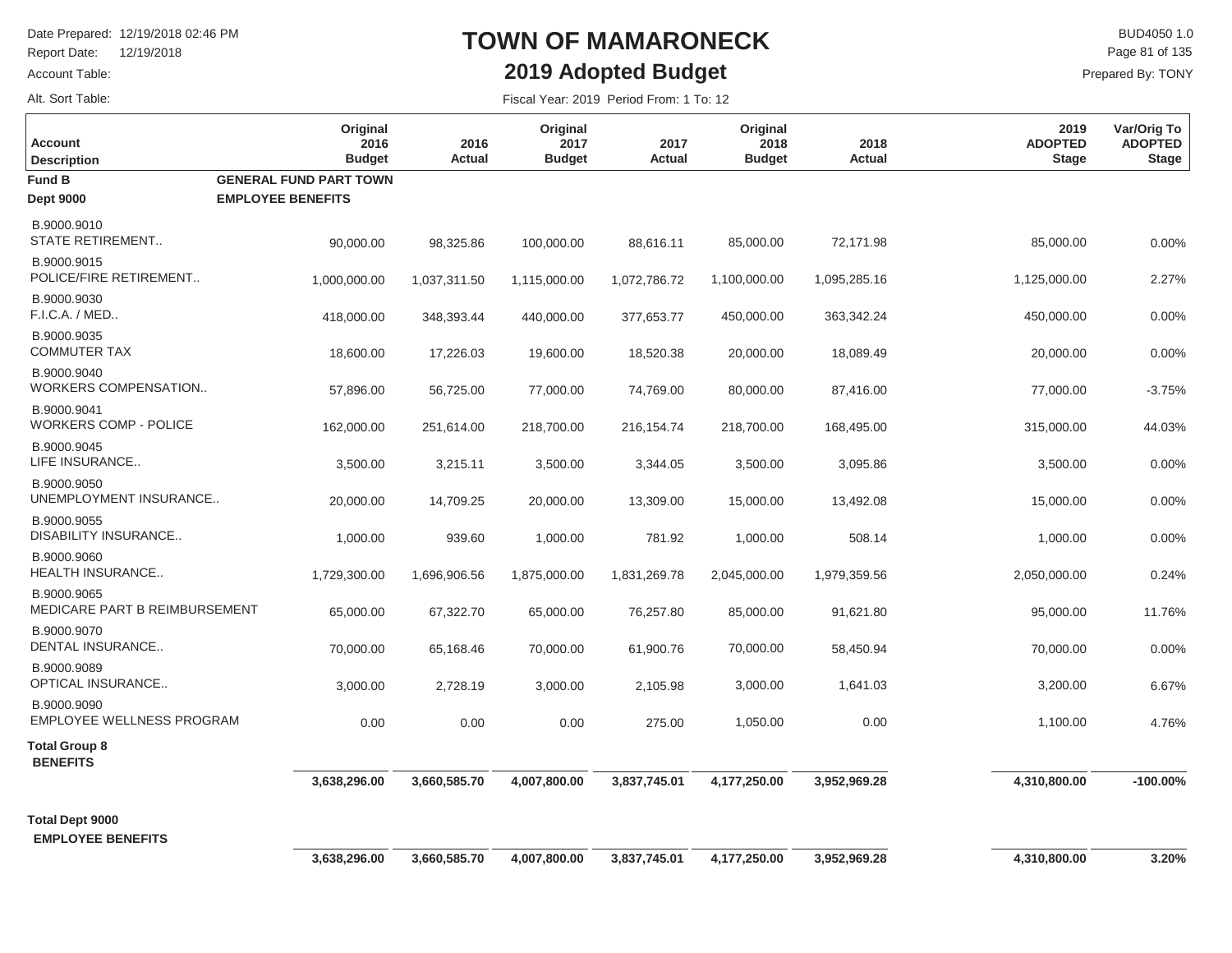# TOWN OF MAMARONECK

## 2019 Adopted Budget

Date Prepared: 12/19/2018 02:46 PM
Report Date: 12/19/2018
Account Table:
Alt. Sort Table:

BUD4050 1.0
Prepared By: TONY

Fiscal Year: 2019 Period From: 1 To: 12

| Account Description | Original 2016 Budget | 2016 Actual | Original 2017 Budget | 2017 Actual | Original 2018 Budget | 2018 Actual | 2019 ADOPTED Stage | Var/Orig To ADOPTED Stage |
|---|---|---|---|---|---|---|---|---|
| **Fund B** **GENERAL FUND PART TOWN** | | | | | | | | |
| **Dept 9000** **EMPLOYEE BENEFITS** | | | | | | | | |
| B.9000.9010 STATE RETIREMENT.. | 90,000.00 | 98,325.86 | 100,000.00 | 88,616.11 | 85,000.00 | 72,171.98 | 85,000.00 | 0.00% |
| B.9000.9015 POLICE/FIRE RETIREMENT.. | 1,000,000.00 | 1,037,311.50 | 1,115,000.00 | 1,072,786.72 | 1,100,000.00 | 1,095,285.16 | 1,125,000.00 | 2.27% |
| B.9000.9030 F.I.C.A. / MED.. | 418,000.00 | 348,393.44 | 440,000.00 | 377,653.77 | 450,000.00 | 363,342.24 | 450,000.00 | 0.00% |
| B.9000.9035 COMMUTER TAX | 18,600.00 | 17,226.03 | 19,600.00 | 18,520.38 | 20,000.00 | 18,089.49 | 20,000.00 | 0.00% |
| B.9000.9040 WORKERS COMPENSATION.. | 57,896.00 | 56,725.00 | 77,000.00 | 74,769.00 | 80,000.00 | 87,416.00 | 77,000.00 | -3.75% |
| B.9000.9041 WORKERS COMP - POLICE | 162,000.00 | 251,614.00 | 218,700.00 | 216,154.74 | 218,700.00 | 168,495.00 | 315,000.00 | 44.03% |
| B.9000.9045 LIFE INSURANCE.. | 3,500.00 | 3,215.11 | 3,500.00 | 3,344.05 | 3,500.00 | 3,095.86 | 3,500.00 | 0.00% |
| B.9000.9050 UNEMPLOYMENT INSURANCE.. | 20,000.00 | 14,709.25 | 20,000.00 | 13,309.00 | 15,000.00 | 13,492.08 | 15,000.00 | 0.00% |
| B.9000.9055 DISABILITY INSURANCE.. | 1,000.00 | 939.60 | 1,000.00 | 781.92 | 1,000.00 | 508.14 | 1,000.00 | 0.00% |
| B.9000.9060 HEALTH INSURANCE.. | 1,729,300.00 | 1,696,906.56 | 1,875,000.00 | 1,831,269.78 | 2,045,000.00 | 1,979,359.56 | 2,050,000.00 | 0.24% |
| B.9000.9065 MEDICARE PART B REIMBURSEMENT | 65,000.00 | 67,322.70 | 65,000.00 | 76,257.80 | 85,000.00 | 91,621.80 | 95,000.00 | 11.76% |
| B.9000.9070 DENTAL INSURANCE.. | 70,000.00 | 65,168.46 | 70,000.00 | 61,900.76 | 70,000.00 | 58,450.94 | 70,000.00 | 0.00% |
| B.9000.9089 OPTICAL INSURANCE.. | 3,000.00 | 2,728.19 | 3,000.00 | 2,105.98 | 3,000.00 | 1,641.03 | 3,200.00 | 6.67% |
| B.9000.9090 EMPLOYEE WELLNESS PROGRAM | 0.00 | 0.00 | 0.00 | 275.00 | 1,050.00 | 0.00 | 1,100.00 | 4.76% |
| **Total Group 8 BENEFITS** | **3,638,296.00** | **3,660,585.70** | **4,007,800.00** | **3,837,745.01** | **4,177,250.00** | **3,952,969.28** | **4,310,800.00** | **-100.00%** |
| **Total Dept 9000 EMPLOYEE BENEFITS** | **3,638,296.00** | **3,660,585.70** | **4,007,800.00** | **3,837,745.01** | **4,177,250.00** | **3,952,969.28** | **4,310,800.00** | **3.20%** |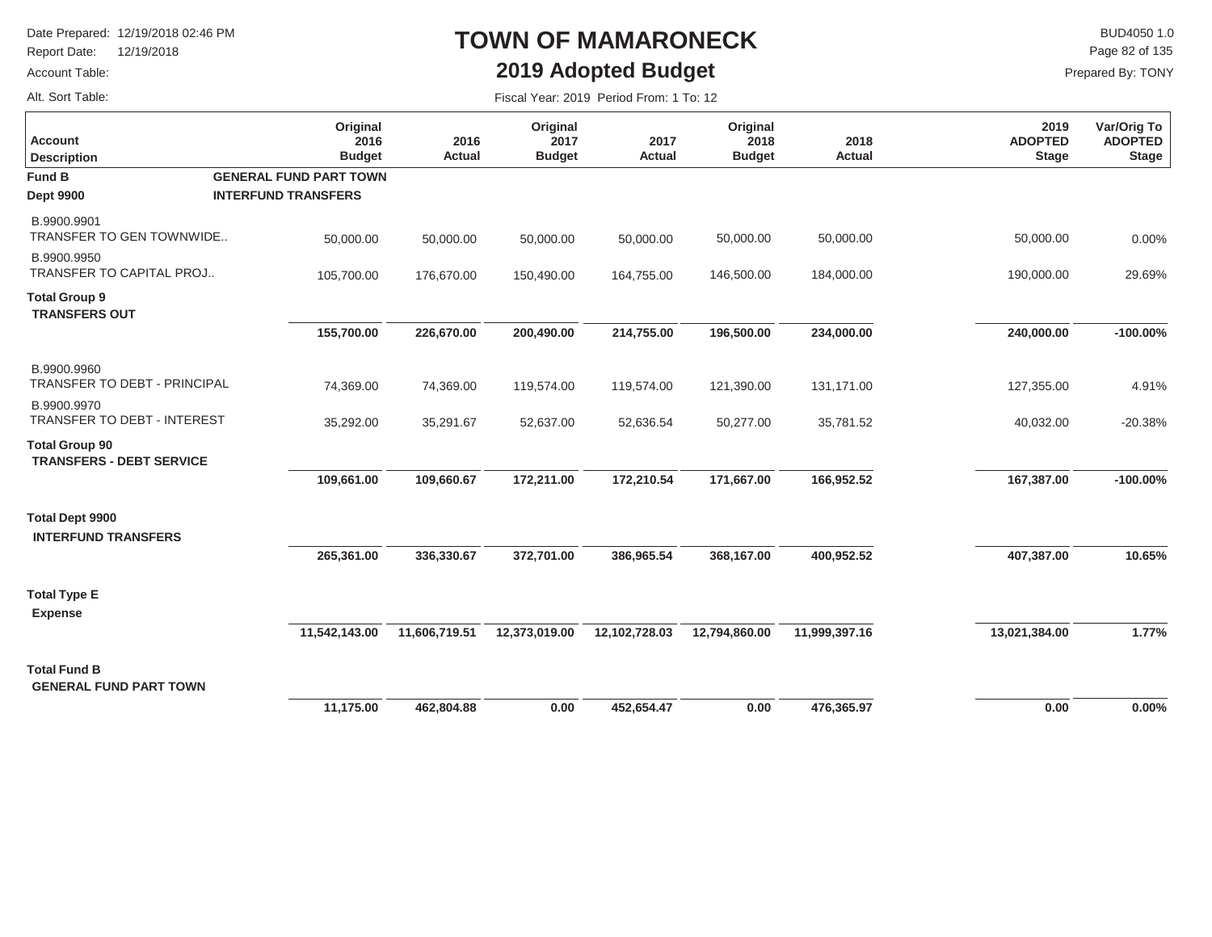# TOWN OF MAMARONECK

## 2019 Adopted Budget

Date Prepared: 12/19/2018 02:46 PM
Report Date: 12/19/2018
Account Table:
Alt. Sort Table:

BUD4050 1.0
Prepared By: TONY

Fiscal Year: 2019 Period From: 1 To: 12

| Account Description | Original 2016 Budget | 2016 Actual | Original 2017 Budget | 2017 Actual | Original 2018 Budget | 2018 Actual | 2019 ADOPTED Stage | Var/Orig To ADOPTED Stage |
|---|---|---|---|---|---|---|---|---|
| **Fund B** **GENERAL FUND PART TOWN** | | | | | | | | |
| **Dept 9900** **INTERFUND TRANSFERS** | | | | | | | | |
| B.9900.9901 TRANSFER TO GEN TOWNWIDE.. | 50,000.00 | 50,000.00 | 50,000.00 | 50,000.00 | 50,000.00 | 50,000.00 | 50,000.00 | 0.00% |
| B.9900.9950 TRANSFER TO CAPITAL PROJ.. | 105,700.00 | 176,670.00 | 150,490.00 | 164,755.00 | 146,500.00 | 184,000.00 | 190,000.00 | 29.69% |
| **Total Group 9 TRANSFERS OUT** | **155,700.00** | **226,670.00** | **200,490.00** | **214,755.00** | **196,500.00** | **234,000.00** | **240,000.00** | **-100.00%** |
| B.9900.9960 TRANSFER TO DEBT - PRINCIPAL | 74,369.00 | 74,369.00 | 119,574.00 | 119,574.00 | 121,390.00 | 131,171.00 | 127,355.00 | 4.91% |
| B.9900.9970 TRANSFER TO DEBT - INTEREST | 35,292.00 | 35,291.67 | 52,637.00 | 52,636.54 | 50,277.00 | 35,781.52 | 40,032.00 | -20.38% |
| **Total Group 90 TRANSFERS - DEBT SERVICE** | **109,661.00** | **109,660.67** | **172,211.00** | **172,210.54** | **171,667.00** | **166,952.52** | **167,387.00** | **-100.00%** |
| **Total Dept 9900 INTERFUND TRANSFERS** | **265,361.00** | **336,330.67** | **372,701.00** | **386,965.54** | **368,167.00** | **400,952.52** | **407,387.00** | **10.65%** |
| **Total Type E Expense** | **11,542,143.00** | **11,606,719.51** | **12,373,019.00** | **12,102,728.03** | **12,794,860.00** | **11,999,397.16** | **13,021,384.00** | **1.77%** |
| **Total Fund B GENERAL FUND PART TOWN** | **11,175.00** | **462,804.88** | **0.00** | **452,654.47** | **0.00** | **476,365.97** | **0.00** | **0.00%** |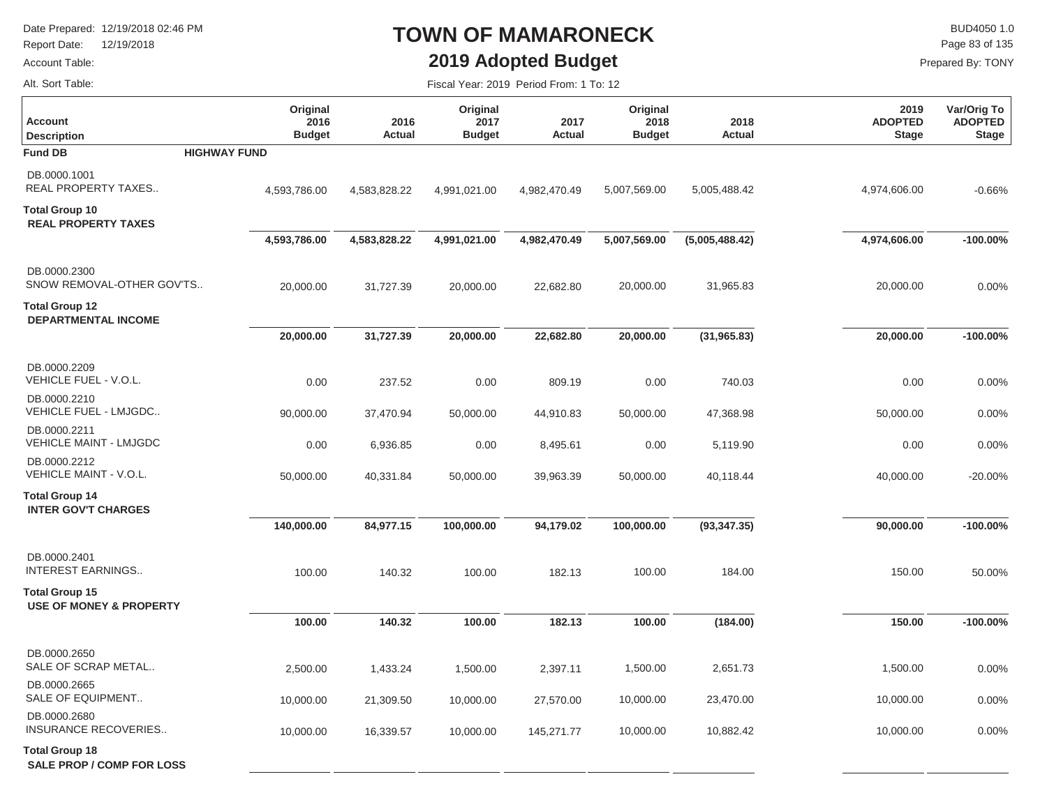# TOWN OF MAMARONECK

## 2019 Adopted Budget

Date Prepared: 12/19/2018 02:46 PM
Report Date: 12/19/2018
Account Table:
Alt. Sort Table:

BUD4050 1.0
Prepared By: TONY

Fiscal Year: 2019 Period From: 1 To: 12

| Account Description | Original 2016 Budget | 2016 Actual | Original 2017 Budget | 2017 Actual | Original 2018 Budget | 2018 Actual | 2019 ADOPTED Stage | Var/Orig To ADOPTED Stage |
|---|---|---|---|---|---|---|---|---|
| **Fund DB** **HIGHWAY FUND** | | | | | | | | |
| DB.0000.1001 REAL PROPERTY TAXES.. | 4,593,786.00 | 4,583,828.22 | 4,991,021.00 | 4,982,470.49 | 5,007,569.00 | 5,005,488.42 | 4,974,606.00 | -0.66% |
| **Total Group 10 REAL PROPERTY TAXES** | **4,593,786.00** | **4,583,828.22** | **4,991,021.00** | **4,982,470.49** | **5,007,569.00** | **(5,005,488.42)** | **4,974,606.00** | **-100.00%** |
| DB.0000.2300 SNOW REMOVAL-OTHER GOV'TS.. | 20,000.00 | 31,727.39 | 20,000.00 | 22,682.80 | 20,000.00 | 31,965.83 | 20,000.00 | 0.00% |
| **Total Group 12 DEPARTMENTAL INCOME** | **20,000.00** | **31,727.39** | **20,000.00** | **22,682.80** | **20,000.00** | **(31,965.83)** | **20,000.00** | **-100.00%** |
| DB.0000.2209 VEHICLE FUEL - V.O.L. | 0.00 | 237.52 | 0.00 | 809.19 | 0.00 | 740.03 | 0.00 | 0.00% |
| DB.0000.2210 VEHICLE FUEL - LMJGDC.. | 90,000.00 | 37,470.94 | 50,000.00 | 44,910.83 | 50,000.00 | 47,368.98 | 50,000.00 | 0.00% |
| DB.0000.2211 VEHICLE MAINT - LMJGDC | 0.00 | 6,936.85 | 0.00 | 8,495.61 | 0.00 | 5,119.90 | 0.00 | 0.00% |
| DB.0000.2212 VEHICLE MAINT - V.O.L. | 50,000.00 | 40,331.84 | 50,000.00 | 39,963.39 | 50,000.00 | 40,118.44 | 40,000.00 | -20.00% |
| **Total Group 14 INTER GOV'T CHARGES** | **140,000.00** | **84,977.15** | **100,000.00** | **94,179.02** | **100,000.00** | **(93,347.35)** | **90,000.00** | **-100.00%** |
| DB.0000.2401 INTEREST EARNINGS.. | 100.00 | 140.32 | 100.00 | 182.13 | 100.00 | 184.00 | 150.00 | 50.00% |
| **Total Group 15 USE OF MONEY & PROPERTY** | **100.00** | **140.32** | **100.00** | **182.13** | **100.00** | **(184.00)** | **150.00** | **-100.00%** |
| DB.0000.2650 SALE OF SCRAP METAL.. | 2,500.00 | 1,433.24 | 1,500.00 | 2,397.11 | 1,500.00 | 2,651.73 | 1,500.00 | 0.00% |
| DB.0000.2665 SALE OF EQUIPMENT.. | 10,000.00 | 21,309.50 | 10,000.00 | 27,570.00 | 10,000.00 | 23,470.00 | 10,000.00 | 0.00% |
| DB.0000.2680 INSURANCE RECOVERIES.. | 10,000.00 | 16,339.57 | 10,000.00 | 145,271.77 | 10,000.00 | 10,882.42 | 10,000.00 | 0.00% |
| **Total Group 18 SALE PROP / COMP FOR LOSS** | | | | | | | | |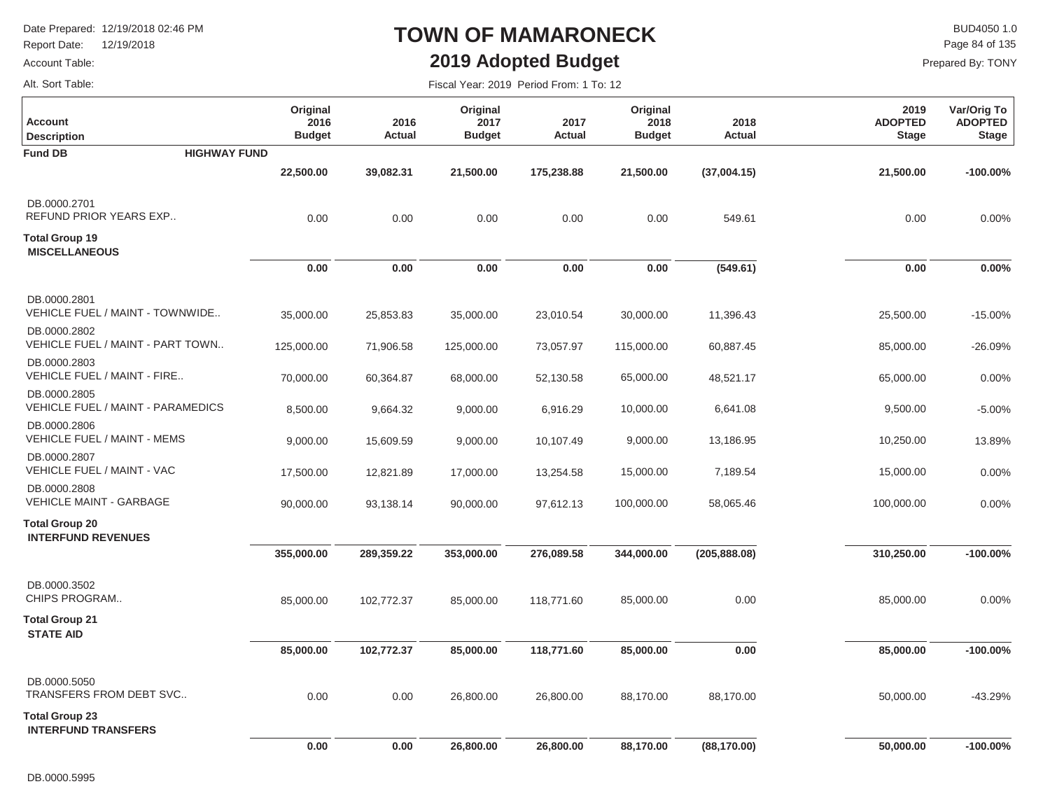# TOWN OF MAMARONECK

## 2019 Adopted Budget

Date Prepared: 12/19/2018 02:46 PM
Report Date: 12/19/2018
Account Table:
Alt. Sort Table:

BUD4050 1.0
Prepared By: TONY

Fiscal Year: 2019 Period From: 1 To: 12

| Account Description | Original 2016 Budget | 2016 Actual | Original 2017 Budget | 2017 Actual | Original 2018 Budget | 2018 Actual | 2019 ADOPTED Stage | Var/Orig To ADOPTED Stage |
|---|---|---|---|---|---|---|---|---|
| **Fund DB HIGHWAY FUND** | | | | | | | | |
| | **22,500.00** | **39,082.31** | **21,500.00** | **175,238.88** | **21,500.00** | **(37,004.15)** | **21,500.00** | **-100.00%** |
| DB.0000.2701 REFUND PRIOR YEARS EXP.. | 0.00 | 0.00 | 0.00 | 0.00 | 0.00 | 549.61 | 0.00 | 0.00% |
| **Total Group 19 MISCELLANEOUS** | | | | | | | | |
| | **0.00** | **0.00** | **0.00** | **0.00** | **0.00** | **(549.61)** | **0.00** | **0.00%** |
| DB.0000.2801 VEHICLE FUEL / MAINT - TOWNWIDE.. | 35,000.00 | 25,853.83 | 35,000.00 | 23,010.54 | 30,000.00 | 11,396.43 | 25,500.00 | -15.00% |
| DB.0000.2802 VEHICLE FUEL / MAINT - PART TOWN.. | 125,000.00 | 71,906.58 | 125,000.00 | 73,057.97 | 115,000.00 | 60,887.45 | 85,000.00 | -26.09% |
| DB.0000.2803 VEHICLE FUEL / MAINT - FIRE.. | 70,000.00 | 60,364.87 | 68,000.00 | 52,130.58 | 65,000.00 | 48,521.17 | 65,000.00 | 0.00% |
| DB.0000.2805 VEHICLE FUEL / MAINT - PARAMEDICS | 8,500.00 | 9,664.32 | 9,000.00 | 6,916.29 | 10,000.00 | 6,641.08 | 9,500.00 | -5.00% |
| DB.0000.2806 VEHICLE FUEL / MAINT - MEMS | 9,000.00 | 15,609.59 | 9,000.00 | 10,107.49 | 9,000.00 | 13,186.95 | 10,250.00 | 13.89% |
| DB.0000.2807 VEHICLE FUEL / MAINT - VAC | 17,500.00 | 12,821.89 | 17,000.00 | 13,254.58 | 15,000.00 | 7,189.54 | 15,000.00 | 0.00% |
| DB.0000.2808 VEHICLE MAINT - GARBAGE | 90,000.00 | 93,138.14 | 90,000.00 | 97,612.13 | 100,000.00 | 58,065.46 | 100,000.00 | 0.00% |
| **Total Group 20 INTERFUND REVENUES** | | | | | | | | |
| | **355,000.00** | **289,359.22** | **353,000.00** | **276,089.58** | **344,000.00** | **(205,888.08)** | **310,250.00** | **-100.00%** |
| DB.0000.3502 CHIPS PROGRAM.. | 85,000.00 | 102,772.37 | 85,000.00 | 118,771.60 | 85,000.00 | 0.00 | 85,000.00 | 0.00% |
| **Total Group 21 STATE AID** | | | | | | | | |
| | **85,000.00** | **102,772.37** | **85,000.00** | **118,771.60** | **85,000.00** | **0.00** | **85,000.00** | **-100.00%** |
| DB.0000.5050 TRANSFERS FROM DEBT SVC.. | 0.00 | 0.00 | 26,800.00 | 26,800.00 | 88,170.00 | 88,170.00 | 50,000.00 | -43.29% |
| **Total Group 23 INTERFUND TRANSFERS** | | | | | | | | |
| | **0.00** | **0.00** | **26,800.00** | **26,800.00** | **88,170.00** | **(88,170.00)** | **50,000.00** | **-100.00%** |

DB.0000.5995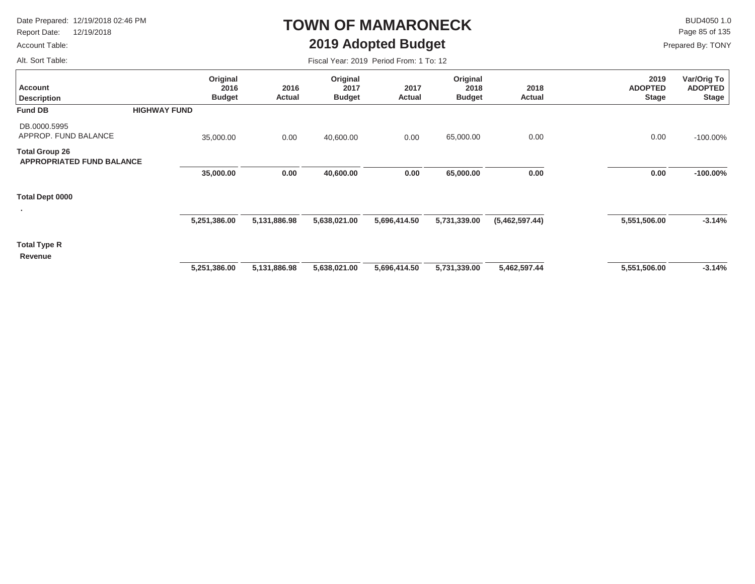# TOWN OF MAMARONECK

## 2019 Adopted Budget

Date Prepared: 12/19/2018 02:46 PM
Report Date: 12/19/2018
Account Table:
Alt. Sort Table:

BUD4050 1.0
Prepared By: TONY

Fiscal Year: 2019 Period From: 1 To: 12

| Account Description | Original 2016 Budget | 2016 Actual | Original 2017 Budget | 2017 Actual | Original 2018 Budget | 2018 Actual | 2019 ADOPTED Stage | Var/Orig To ADOPTED Stage |
|---|---|---|---|---|---|---|---|---|
| **Fund DB** **HIGHWAY FUND** | | | | | | | | |
| DB.0000.5995 APPROP. FUND BALANCE | 35,000.00 | 0.00 | 40,600.00 | 0.00 | 65,000.00 | 0.00 | 0.00 | -100.00% |
| **Total Group 26 APPROPRIATED FUND BALANCE** | **35,000.00** | **0.00** | **40,600.00** | **0.00** | **65,000.00** | **0.00** | **0.00** | **-100.00%** |
| **Total Dept 0000** . | **5,251,386.00** | **5,131,886.98** | **5,638,021.00** | **5,696,414.50** | **5,731,339.00** | **(5,462,597.44)** | **5,551,506.00** | **-3.14%** |
| **Total Type R Revenue** | **5,251,386.00** | **5,131,886.98** | **5,638,021.00** | **5,696,414.50** | **5,731,339.00** | **5,462,597.44** | **5,551,506.00** | **-3.14%** |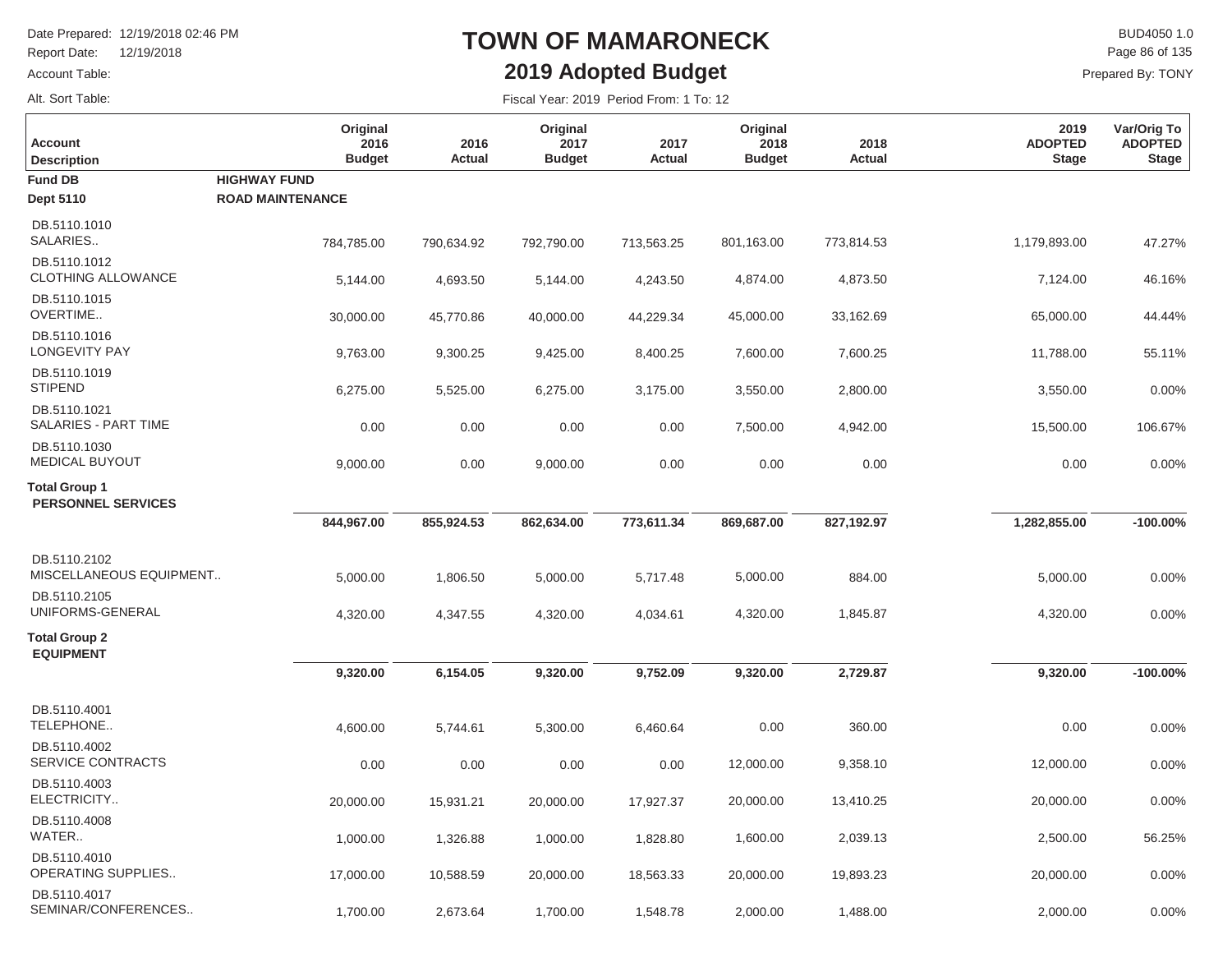# TOWN OF MAMARONECK

## 2019 Adopted Budget

Date Prepared: 12/19/2018 02:46 PM
Report Date: 12/19/2018
Account Table:
Alt. Sort Table:

BUD4050 1.0
Prepared By: TONY

Fiscal Year: 2019 Period From: 1 To: 12

| Account Description | Original 2016 Budget | 2016 Actual | Original 2017 Budget | 2017 Actual | Original 2018 Budget | 2018 Actual | 2019 ADOPTED Stage | Var/Orig To ADOPTED Stage |
|---|---|---|---|---|---|---|---|---|
| **Fund DB** **HIGHWAY FUND** | | | | | | | | |
| **Dept 5110** **ROAD MAINTENANCE** | | | | | | | | |
| DB.5110.1010 SALARIES.. | 784,785.00 | 790,634.92 | 792,790.00 | 713,563.25 | 801,163.00 | 773,814.53 | 1,179,893.00 | 47.27% |
| DB.5110.1012 CLOTHING ALLOWANCE | 5,144.00 | 4,693.50 | 5,144.00 | 4,243.50 | 4,874.00 | 4,873.50 | 7,124.00 | 46.16% |
| DB.5110.1015 OVERTIME.. | 30,000.00 | 45,770.86 | 40,000.00 | 44,229.34 | 45,000.00 | 33,162.69 | 65,000.00 | 44.44% |
| DB.5110.1016 LONGEVITY PAY | 9,763.00 | 9,300.25 | 9,425.00 | 8,400.25 | 7,600.00 | 7,600.25 | 11,788.00 | 55.11% |
| DB.5110.1019 STIPEND | 6,275.00 | 5,525.00 | 6,275.00 | 3,175.00 | 3,550.00 | 2,800.00 | 3,550.00 | 0.00% |
| DB.5110.1021 SALARIES - PART TIME | 0.00 | 0.00 | 0.00 | 0.00 | 7,500.00 | 4,942.00 | 15,500.00 | 106.67% |
| DB.5110.1030 MEDICAL BUYOUT | 9,000.00 | 0.00 | 9,000.00 | 0.00 | 0.00 | 0.00 | 0.00 | 0.00% |
| **Total Group 1 PERSONNEL SERVICES** | **844,967.00** | **855,924.53** | **862,634.00** | **773,611.34** | **869,687.00** | **827,192.97** | **1,282,855.00** | **-100.00%** |
| DB.5110.2102 MISCELLANEOUS EQUIPMENT.. | 5,000.00 | 1,806.50 | 5,000.00 | 5,717.48 | 5,000.00 | 884.00 | 5,000.00 | 0.00% |
| DB.5110.2105 UNIFORMS-GENERAL | 4,320.00 | 4,347.55 | 4,320.00 | 4,034.61 | 4,320.00 | 1,845.87 | 4,320.00 | 0.00% |
| **Total Group 2 EQUIPMENT** | **9,320.00** | **6,154.05** | **9,320.00** | **9,752.09** | **9,320.00** | **2,729.87** | **9,320.00** | **-100.00%** |
| DB.5110.4001 TELEPHONE.. | 4,600.00 | 5,744.61 | 5,300.00 | 6,460.64 | 0.00 | 360.00 | 0.00 | 0.00% |
| DB.5110.4002 SERVICE CONTRACTS | 0.00 | 0.00 | 0.00 | 0.00 | 12,000.00 | 9,358.10 | 12,000.00 | 0.00% |
| DB.5110.4003 ELECTRICITY.. | 20,000.00 | 15,931.21 | 20,000.00 | 17,927.37 | 20,000.00 | 13,410.25 | 20,000.00 | 0.00% |
| DB.5110.4008 WATER.. | 1,000.00 | 1,326.88 | 1,000.00 | 1,828.80 | 1,600.00 | 2,039.13 | 2,500.00 | 56.25% |
| DB.5110.4010 OPERATING SUPPLIES.. | 17,000.00 | 10,588.59 | 20,000.00 | 18,563.33 | 20,000.00 | 19,893.23 | 20,000.00 | 0.00% |
| DB.5110.4017 SEMINAR/CONFERENCES.. | 1,700.00 | 2,673.64 | 1,700.00 | 1,548.78 | 2,000.00 | 1,488.00 | 2,000.00 | 0.00% |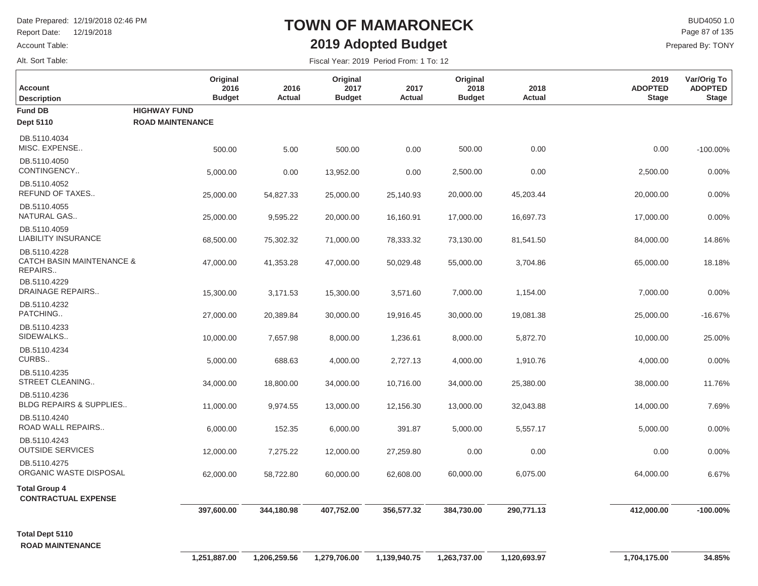# TOWN OF MAMARONECK

## 2019 Adopted Budget

Date Prepared: 12/19/2018 02:46 PM
Report Date: 12/19/2018
Account Table:
Alt. Sort Table:

BUD4050 1.0
Prepared By: TONY

Fiscal Year: 2019 Period From: 1 To: 12

| Account Description | Original 2016 Budget | 2016 Actual | Original 2017 Budget | 2017 Actual | Original 2018 Budget | 2018 Actual | 2019 ADOPTED Stage | Var/Orig To ADOPTED Stage |
|---|---|---|---|---|---|---|---|---|
| **Fund DB** **HIGHWAY FUND** | | | | | | | | |
| **Dept 5110** **ROAD MAINTENANCE** | | | | | | | | |
| DB.5110.4034 MISC. EXPENSE.. | 500.00 | 5.00 | 500.00 | 0.00 | 500.00 | 0.00 | 0.00 | -100.00% |
| DB.5110.4050 CONTINGENCY.. | 5,000.00 | 0.00 | 13,952.00 | 0.00 | 2,500.00 | 0.00 | 2,500.00 | 0.00% |
| DB.5110.4052 REFUND OF TAXES.. | 25,000.00 | 54,827.33 | 25,000.00 | 25,140.93 | 20,000.00 | 45,203.44 | 20,000.00 | 0.00% |
| DB.5110.4055 NATURAL GAS.. | 25,000.00 | 9,595.22 | 20,000.00 | 16,160.91 | 17,000.00 | 16,697.73 | 17,000.00 | 0.00% |
| DB.5110.4059 LIABILITY INSURANCE | 68,500.00 | 75,302.32 | 71,000.00 | 78,333.32 | 73,130.00 | 81,541.50 | 84,000.00 | 14.86% |
| DB.5110.4228 CATCH BASIN MAINTENANCE & REPAIRS.. | 47,000.00 | 41,353.28 | 47,000.00 | 50,029.48 | 55,000.00 | 3,704.86 | 65,000.00 | 18.18% |
| DB.5110.4229 DRAINAGE REPAIRS.. | 15,300.00 | 3,171.53 | 15,300.00 | 3,571.60 | 7,000.00 | 1,154.00 | 7,000.00 | 0.00% |
| DB.5110.4232 PATCHING.. | 27,000.00 | 20,389.84 | 30,000.00 | 19,916.45 | 30,000.00 | 19,081.38 | 25,000.00 | -16.67% |
| DB.5110.4233 SIDEWALKS.. | 10,000.00 | 7,657.98 | 8,000.00 | 1,236.61 | 8,000.00 | 5,872.70 | 10,000.00 | 25.00% |
| DB.5110.4234 CURBS.. | 5,000.00 | 688.63 | 4,000.00 | 2,727.13 | 4,000.00 | 1,910.76 | 4,000.00 | 0.00% |
| DB.5110.4235 STREET CLEANING.. | 34,000.00 | 18,800.00 | 34,000.00 | 10,716.00 | 34,000.00 | 25,380.00 | 38,000.00 | 11.76% |
| DB.5110.4236 BLDG REPAIRS & SUPPLIES.. | 11,000.00 | 9,974.55 | 13,000.00 | 12,156.30 | 13,000.00 | 32,043.88 | 14,000.00 | 7.69% |
| DB.5110.4240 ROAD WALL REPAIRS.. | 6,000.00 | 152.35 | 6,000.00 | 391.87 | 5,000.00 | 5,557.17 | 5,000.00 | 0.00% |
| DB.5110.4243 OUTSIDE SERVICES | 12,000.00 | 7,275.22 | 12,000.00 | 27,259.80 | 0.00 | 0.00 | 0.00 | 0.00% |
| DB.5110.4275 ORGANIC WASTE DISPOSAL | 62,000.00 | 58,722.80 | 60,000.00 | 62,608.00 | 60,000.00 | 6,075.00 | 64,000.00 | 6.67% |
| **Total Group 4 CONTRACTUAL EXPENSE** | **397,600.00** | **344,180.98** | **407,752.00** | **356,577.32** | **384,730.00** | **290,771.13** | **412,000.00** | **-100.00%** |
| **Total Dept 5110 ROAD MAINTENANCE** | **1,251,887.00** | **1,206,259.56** | **1,279,706.00** | **1,139,940.75** | **1,263,737.00** | **1,120,693.97** | **1,704,175.00** | **34.85%** |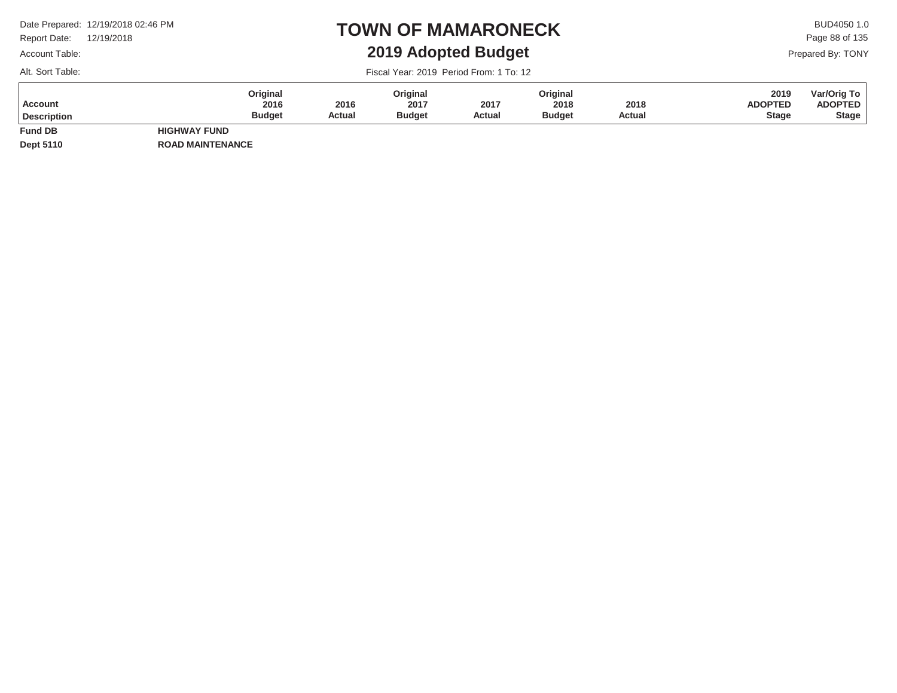# TOWN OF MAMARONECK

## 2019 Adopted Budget

Date Prepared: 12/19/2018 02:46 PM
Report Date: 12/19/2018
Account Table:
Alt. Sort Table:

BUD4050 1.0
Prepared By: TONY

Fiscal Year: 2019 Period From: 1 To: 12

| Account Description | | Original 2016 Budget | 2016 Actual | Original 2017 Budget | 2017 Actual | Original 2018 Budget | 2018 Actual | 2019 ADOPTED Stage | Var/Orig To ADOPTED Stage |
|---|---|---|---|---|---|---|---|---|---|
| **Fund DB** | **HIGHWAY FUND** | | | | | | | | |
| **Dept 5110** | **ROAD MAINTENANCE** | | | | | | | | |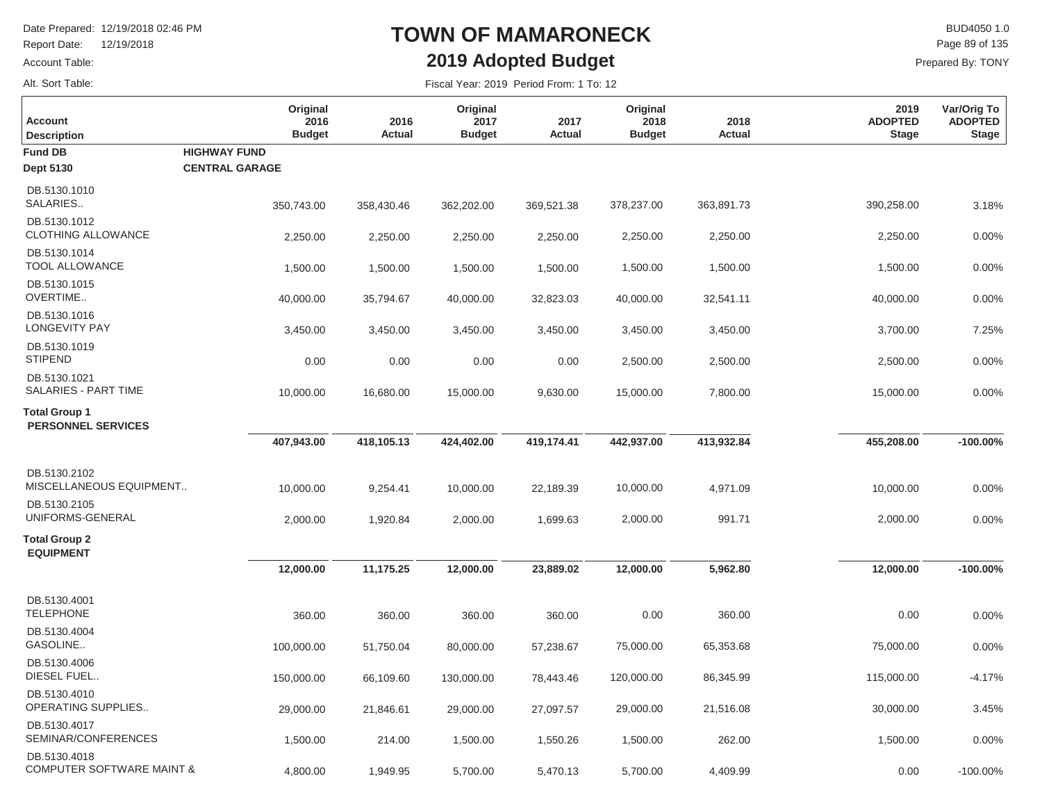# TOWN OF MAMARONECK

## 2019 Adopted Budget

Date Prepared: 12/19/2018 02:46 PM
Report Date: 12/19/2018
Account Table:
Alt. Sort Table:

BUD4050 1.0
Prepared By: TONY

Fiscal Year: 2019 Period From: 1 To: 12

| Account Description | Original 2016 Budget | 2016 Actual | Original 2017 Budget | 2017 Actual | Original 2018 Budget | 2018 Actual | 2019 ADOPTED Stage | Var/Orig To ADOPTED Stage |
|---|---|---|---|---|---|---|---|---|
| **Fund DB** **HIGHWAY FUND** | | | | | | | | |
| **Dept 5130** **CENTRAL GARAGE** | | | | | | | | |
| DB.5130.1010 SALARIES.. | 350,743.00 | 358,430.46 | 362,202.00 | 369,521.38 | 378,237.00 | 363,891.73 | 390,258.00 | 3.18% |
| DB.5130.1012 CLOTHING ALLOWANCE | 2,250.00 | 2,250.00 | 2,250.00 | 2,250.00 | 2,250.00 | 2,250.00 | 2,250.00 | 0.00% |
| DB.5130.1014 TOOL ALLOWANCE | 1,500.00 | 1,500.00 | 1,500.00 | 1,500.00 | 1,500.00 | 1,500.00 | 1,500.00 | 0.00% |
| DB.5130.1015 OVERTIME.. | 40,000.00 | 35,794.67 | 40,000.00 | 32,823.03 | 40,000.00 | 32,541.11 | 40,000.00 | 0.00% |
| DB.5130.1016 LONGEVITY PAY | 3,450.00 | 3,450.00 | 3,450.00 | 3,450.00 | 3,450.00 | 3,450.00 | 3,700.00 | 7.25% |
| DB.5130.1019 STIPEND | 0.00 | 0.00 | 0.00 | 0.00 | 2,500.00 | 2,500.00 | 2,500.00 | 0.00% |
| DB.5130.1021 SALARIES - PART TIME | 10,000.00 | 16,680.00 | 15,000.00 | 9,630.00 | 15,000.00 | 7,800.00 | 15,000.00 | 0.00% |
| **Total Group 1 PERSONNEL SERVICES** | **407,943.00** | **418,105.13** | **424,402.00** | **419,174.41** | **442,937.00** | **413,932.84** | **455,208.00** | **-100.00%** |
| DB.5130.2102 MISCELLANEOUS EQUIPMENT.. | 10,000.00 | 9,254.41 | 10,000.00 | 22,189.39 | 10,000.00 | 4,971.09 | 10,000.00 | 0.00% |
| DB.5130.2105 UNIFORMS-GENERAL | 2,000.00 | 1,920.84 | 2,000.00 | 1,699.63 | 2,000.00 | 991.71 | 2,000.00 | 0.00% |
| **Total Group 2 EQUIPMENT** | **12,000.00** | **11,175.25** | **12,000.00** | **23,889.02** | **12,000.00** | **5,962.80** | **12,000.00** | **-100.00%** |
| DB.5130.4001 TELEPHONE | 360.00 | 360.00 | 360.00 | 360.00 | 0.00 | 360.00 | 0.00 | 0.00% |
| DB.5130.4004 GASOLINE.. | 100,000.00 | 51,750.04 | 80,000.00 | 57,238.67 | 75,000.00 | 65,353.68 | 75,000.00 | 0.00% |
| DB.5130.4006 DIESEL FUEL.. | 150,000.00 | 66,109.60 | 130,000.00 | 78,443.46 | 120,000.00 | 86,345.99 | 115,000.00 | -4.17% |
| DB.5130.4010 OPERATING SUPPLIES.. | 29,000.00 | 21,846.61 | 29,000.00 | 27,097.57 | 29,000.00 | 21,516.08 | 30,000.00 | 3.45% |
| DB.5130.4017 SEMINAR/CONFERENCES | 1,500.00 | 214.00 | 1,500.00 | 1,550.26 | 1,500.00 | 262.00 | 1,500.00 | 0.00% |
| DB.5130.4018 COMPUTER SOFTWARE MAINT & | 4,800.00 | 1,949.95 | 5,700.00 | 5,470.13 | 5,700.00 | 4,409.99 | 0.00 | -100.00% |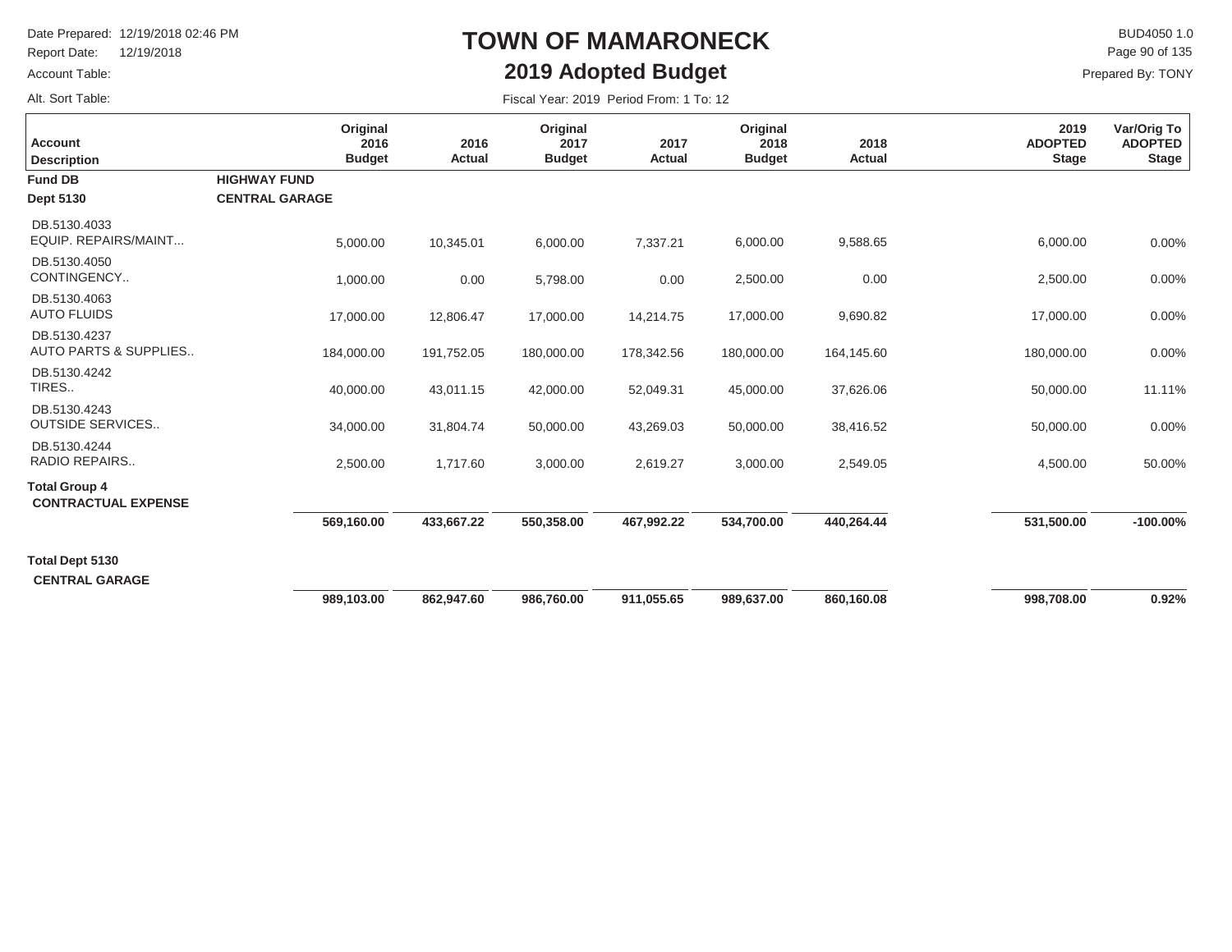# TOWN OF MAMARONECK

## 2019 Adopted Budget

Date Prepared: 12/19/2018 02:46 PM
Report Date: 12/19/2018
Account Table:
Alt. Sort Table:

BUD4050 1.0
Prepared By: TONY

Fiscal Year: 2019 Period From: 1 To: 12

| Account Description | Original 2016 Budget | 2016 Actual | Original 2017 Budget | 2017 Actual | Original 2018 Budget | 2018 Actual | 2019 ADOPTED Stage | Var/Orig To ADOPTED Stage |
|---|---|---|---|---|---|---|---|---|
| **Fund DB** **HIGHWAY FUND** | | | | | | | | |
| **Dept 5130** **CENTRAL GARAGE** | | | | | | | | |
| DB.5130.4033 EQUIP. REPAIRS/MAINT... | 5,000.00 | 10,345.01 | 6,000.00 | 7,337.21 | 6,000.00 | 9,588.65 | 6,000.00 | 0.00% |
| DB.5130.4050 CONTINGENCY.. | 1,000.00 | 0.00 | 5,798.00 | 0.00 | 2,500.00 | 0.00 | 2,500.00 | 0.00% |
| DB.5130.4063 AUTO FLUIDS | 17,000.00 | 12,806.47 | 17,000.00 | 14,214.75 | 17,000.00 | 9,690.82 | 17,000.00 | 0.00% |
| DB.5130.4237 AUTO PARTS & SUPPLIES.. | 184,000.00 | 191,752.05 | 180,000.00 | 178,342.56 | 180,000.00 | 164,145.60 | 180,000.00 | 0.00% |
| DB.5130.4242 TIRES.. | 40,000.00 | 43,011.15 | 42,000.00 | 52,049.31 | 45,000.00 | 37,626.06 | 50,000.00 | 11.11% |
| DB.5130.4243 OUTSIDE SERVICES.. | 34,000.00 | 31,804.74 | 50,000.00 | 43,269.03 | 50,000.00 | 38,416.52 | 50,000.00 | 0.00% |
| DB.5130.4244 RADIO REPAIRS.. | 2,500.00 | 1,717.60 | 3,000.00 | 2,619.27 | 3,000.00 | 2,549.05 | 4,500.00 | 50.00% |
| **Total Group 4 CONTRACTUAL EXPENSE** | **569,160.00** | **433,667.22** | **550,358.00** | **467,992.22** | **534,700.00** | **440,264.44** | **531,500.00** | **-100.00%** |
| **Total Dept 5130 CENTRAL GARAGE** | **989,103.00** | **862,947.60** | **986,760.00** | **911,055.65** | **989,637.00** | **860,160.08** | **998,708.00** | **0.92%** |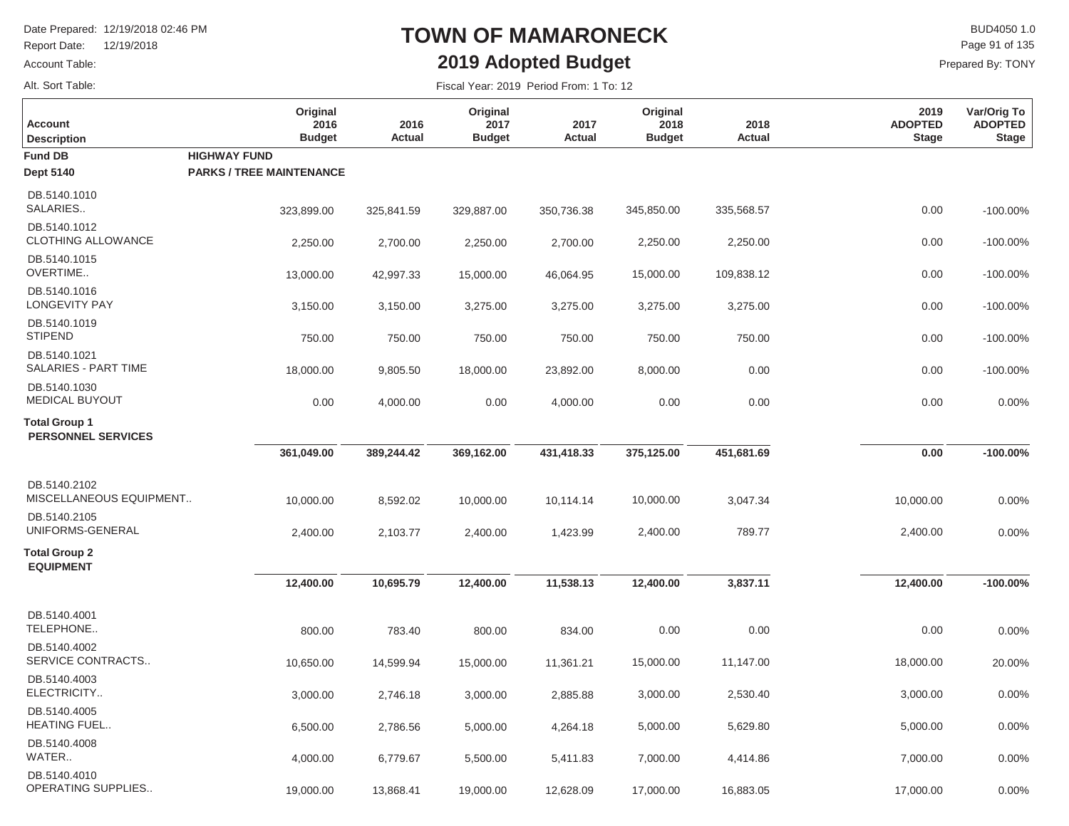# TOWN OF MAMARONECK

## 2019 Adopted Budget

Date Prepared: 12/19/2018 02:46 PM
Report Date: 12/19/2018
Account Table:
Alt. Sort Table:

BUD4050 1.0
Prepared By: TONY

Fiscal Year: 2019 Period From: 1 To: 12

| Account Description | | Original 2016 Budget | 2016 Actual | Original 2017 Budget | 2017 Actual | Original 2018 Budget | 2018 Actual | 2019 ADOPTED Stage | Var/Orig To ADOPTED Stage |
|---|---|---|---|---|---|---|---|---|---|
| **Fund DB** | **HIGHWAY FUND** | | | | | | | | |
| **Dept 5140** | **PARKS / TREE MAINTENANCE** | | | | | | | | |
| DB.5140.1010 SALARIES.. | | 323,899.00 | 325,841.59 | 329,887.00 | 350,736.38 | 345,850.00 | 335,568.57 | 0.00 | -100.00% |
| DB.5140.1012 CLOTHING ALLOWANCE | | 2,250.00 | 2,700.00 | 2,250.00 | 2,700.00 | 2,250.00 | 2,250.00 | 0.00 | -100.00% |
| DB.5140.1015 OVERTIME.. | | 13,000.00 | 42,997.33 | 15,000.00 | 46,064.95 | 15,000.00 | 109,838.12 | 0.00 | -100.00% |
| DB.5140.1016 LONGEVITY PAY | | 3,150.00 | 3,150.00 | 3,275.00 | 3,275.00 | 3,275.00 | 3,275.00 | 0.00 | -100.00% |
| DB.5140.1019 STIPEND | | 750.00 | 750.00 | 750.00 | 750.00 | 750.00 | 750.00 | 0.00 | -100.00% |
| DB.5140.1021 SALARIES - PART TIME | | 18,000.00 | 9,805.50 | 18,000.00 | 23,892.00 | 8,000.00 | 0.00 | 0.00 | -100.00% |
| DB.5140.1030 MEDICAL BUYOUT | | 0.00 | 4,000.00 | 0.00 | 4,000.00 | 0.00 | 0.00 | 0.00 | 0.00% |
| **Total Group 1 PERSONNEL SERVICES** | | **361,049.00** | **389,244.42** | **369,162.00** | **431,418.33** | **375,125.00** | **451,681.69** | **0.00** | **-100.00%** |
| DB.5140.2102 MISCELLANEOUS EQUIPMENT.. | | 10,000.00 | 8,592.02 | 10,000.00 | 10,114.14 | 10,000.00 | 3,047.34 | 10,000.00 | 0.00% |
| DB.5140.2105 UNIFORMS-GENERAL | | 2,400.00 | 2,103.77 | 2,400.00 | 1,423.99 | 2,400.00 | 789.77 | 2,400.00 | 0.00% |
| **Total Group 2 EQUIPMENT** | | **12,400.00** | **10,695.79** | **12,400.00** | **11,538.13** | **12,400.00** | **3,837.11** | **12,400.00** | **-100.00%** |
| DB.5140.4001 TELEPHONE.. | | 800.00 | 783.40 | 800.00 | 834.00 | 0.00 | 0.00 | 0.00 | 0.00% |
| DB.5140.4002 SERVICE CONTRACTS.. | | 10,650.00 | 14,599.94 | 15,000.00 | 11,361.21 | 15,000.00 | 11,147.00 | 18,000.00 | 20.00% |
| DB.5140.4003 ELECTRICITY.. | | 3,000.00 | 2,746.18 | 3,000.00 | 2,885.88 | 3,000.00 | 2,530.40 | 3,000.00 | 0.00% |
| DB.5140.4005 HEATING FUEL.. | | 6,500.00 | 2,786.56 | 5,000.00 | 4,264.18 | 5,000.00 | 5,629.80 | 5,000.00 | 0.00% |
| DB.5140.4008 WATER.. | | 4,000.00 | 6,779.67 | 5,500.00 | 5,411.83 | 7,000.00 | 4,414.86 | 7,000.00 | 0.00% |
| DB.5140.4010 OPERATING SUPPLIES.. | | 19,000.00 | 13,868.41 | 19,000.00 | 12,628.09 | 17,000.00 | 16,883.05 | 17,000.00 | 0.00% |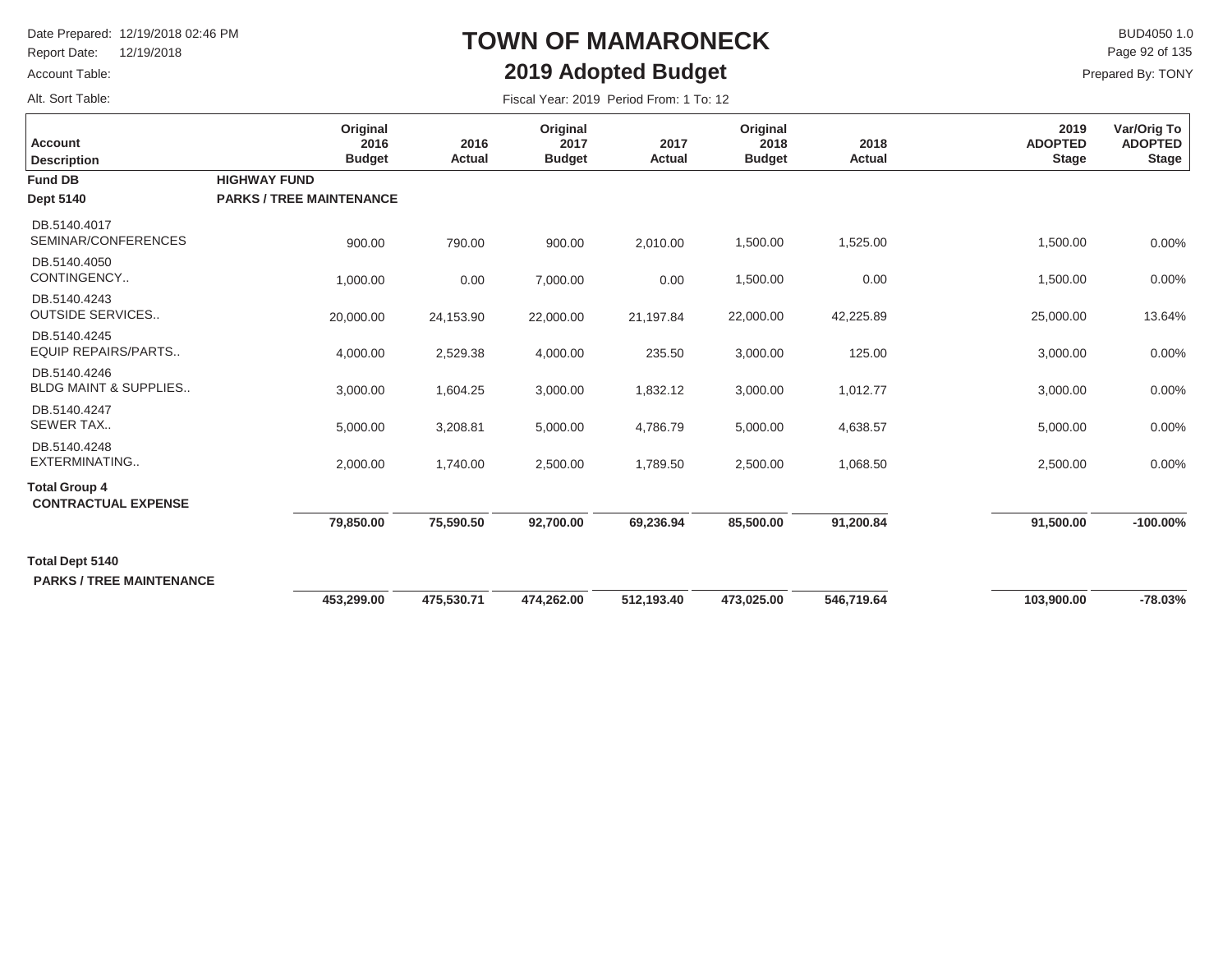# TOWN OF MAMARONECK

## 2019 Adopted Budget

Date Prepared: 12/19/2018 02:46 PM
Report Date: 12/19/2018
Account Table:
Alt. Sort Table:

BUD4050 1.0
Prepared By: TONY

Fiscal Year: 2019 Period From: 1 To: 12

| Account Description | Original 2016 Budget | 2016 Actual | Original 2017 Budget | 2017 Actual | Original 2018 Budget | 2018 Actual | 2019 ADOPTED Stage | Var/Orig To ADOPTED Stage |
|---|---|---|---|---|---|---|---|---|
| **Fund DB** **HIGHWAY FUND** | | | | | | | | |
| **Dept 5140** **PARKS / TREE MAINTENANCE** | | | | | | | | |
| DB.5140.4017 SEMINAR/CONFERENCES | 900.00 | 790.00 | 900.00 | 2,010.00 | 1,500.00 | 1,525.00 | 1,500.00 | 0.00% |
| DB.5140.4050 CONTINGENCY.. | 1,000.00 | 0.00 | 7,000.00 | 0.00 | 1,500.00 | 0.00 | 1,500.00 | 0.00% |
| DB.5140.4243 OUTSIDE SERVICES.. | 20,000.00 | 24,153.90 | 22,000.00 | 21,197.84 | 22,000.00 | 42,225.89 | 25,000.00 | 13.64% |
| DB.5140.4245 EQUIP REPAIRS/PARTS.. | 4,000.00 | 2,529.38 | 4,000.00 | 235.50 | 3,000.00 | 125.00 | 3,000.00 | 0.00% |
| DB.5140.4246 BLDG MAINT & SUPPLIES.. | 3,000.00 | 1,604.25 | 3,000.00 | 1,832.12 | 3,000.00 | 1,012.77 | 3,000.00 | 0.00% |
| DB.5140.4247 SEWER TAX.. | 5,000.00 | 3,208.81 | 5,000.00 | 4,786.79 | 5,000.00 | 4,638.57 | 5,000.00 | 0.00% |
| DB.5140.4248 EXTERMINATING.. | 2,000.00 | 1,740.00 | 2,500.00 | 1,789.50 | 2,500.00 | 1,068.50 | 2,500.00 | 0.00% |
| **Total Group 4 CONTRACTUAL EXPENSE** | **79,850.00** | **75,590.50** | **92,700.00** | **69,236.94** | **85,500.00** | **91,200.84** | **91,500.00** | **-100.00%** |
| **Total Dept 5140 PARKS / TREE MAINTENANCE** | **453,299.00** | **475,530.71** | **474,262.00** | **512,193.40** | **473,025.00** | **546,719.64** | **103,900.00** | **-78.03%** |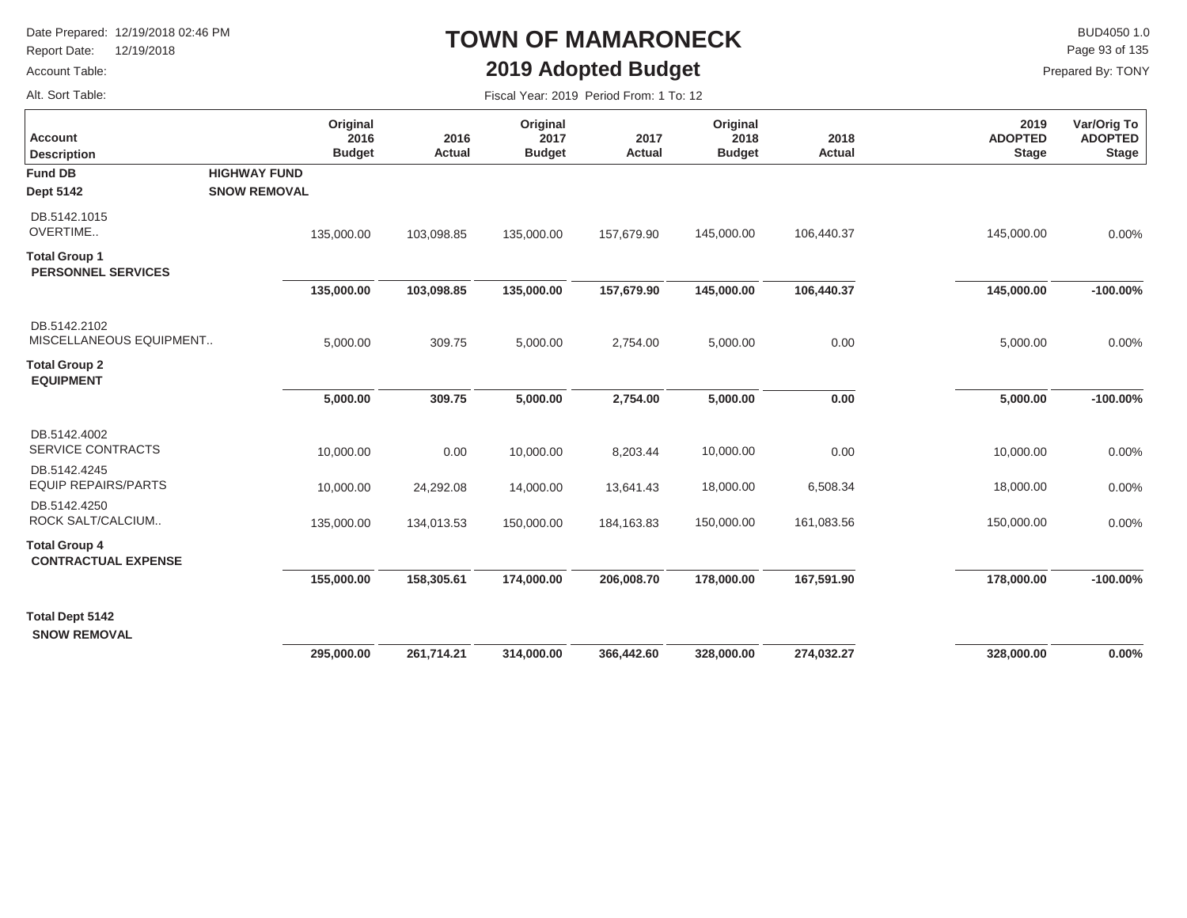# TOWN OF MAMARONECK

## 2019 Adopted Budget

Date Prepared: 12/19/2018 02:46 PM
Report Date: 12/19/2018
Account Table:
Alt. Sort Table:

BUD4050 1.0
Prepared By: TONY

Fiscal Year: 2019 Period From: 1 To: 12

| Account Description | Original 2016 Budget | 2016 Actual | Original 2017 Budget | 2017 Actual | Original 2018 Budget | 2018 Actual | 2019 ADOPTED Stage | Var/Orig To ADOPTED Stage |
|---|---|---|---|---|---|---|---|---|
| **Fund DB** **HIGHWAY FUND** | | | | | | | | |
| **Dept 5142** **SNOW REMOVAL** | | | | | | | | |
| DB.5142.1015 OVERTIME.. | 135,000.00 | 103,098.85 | 135,000.00 | 157,679.90 | 145,000.00 | 106,440.37 | 145,000.00 | 0.00% |
| **Total Group 1 PERSONNEL SERVICES** | **135,000.00** | **103,098.85** | **135,000.00** | **157,679.90** | **145,000.00** | **106,440.37** | **145,000.00** | **-100.00%** |
| DB.5142.2102 MISCELLANEOUS EQUIPMENT.. | 5,000.00 | 309.75 | 5,000.00 | 2,754.00 | 5,000.00 | 0.00 | 5,000.00 | 0.00% |
| **Total Group 2 EQUIPMENT** | **5,000.00** | **309.75** | **5,000.00** | **2,754.00** | **5,000.00** | **0.00** | **5,000.00** | **-100.00%** |
| DB.5142.4002 SERVICE CONTRACTS | 10,000.00 | 0.00 | 10,000.00 | 8,203.44 | 10,000.00 | 0.00 | 10,000.00 | 0.00% |
| DB.5142.4245 EQUIP REPAIRS/PARTS | 10,000.00 | 24,292.08 | 14,000.00 | 13,641.43 | 18,000.00 | 6,508.34 | 18,000.00 | 0.00% |
| DB.5142.4250 ROCK SALT/CALCIUM.. | 135,000.00 | 134,013.53 | 150,000.00 | 184,163.83 | 150,000.00 | 161,083.56 | 150,000.00 | 0.00% |
| **Total Group 4 CONTRACTUAL EXPENSE** | **155,000.00** | **158,305.61** | **174,000.00** | **206,008.70** | **178,000.00** | **167,591.90** | **178,000.00** | **-100.00%** |
| **Total Dept 5142 SNOW REMOVAL** | **295,000.00** | **261,714.21** | **314,000.00** | **366,442.60** | **328,000.00** | **274,032.27** | **328,000.00** | **0.00%** |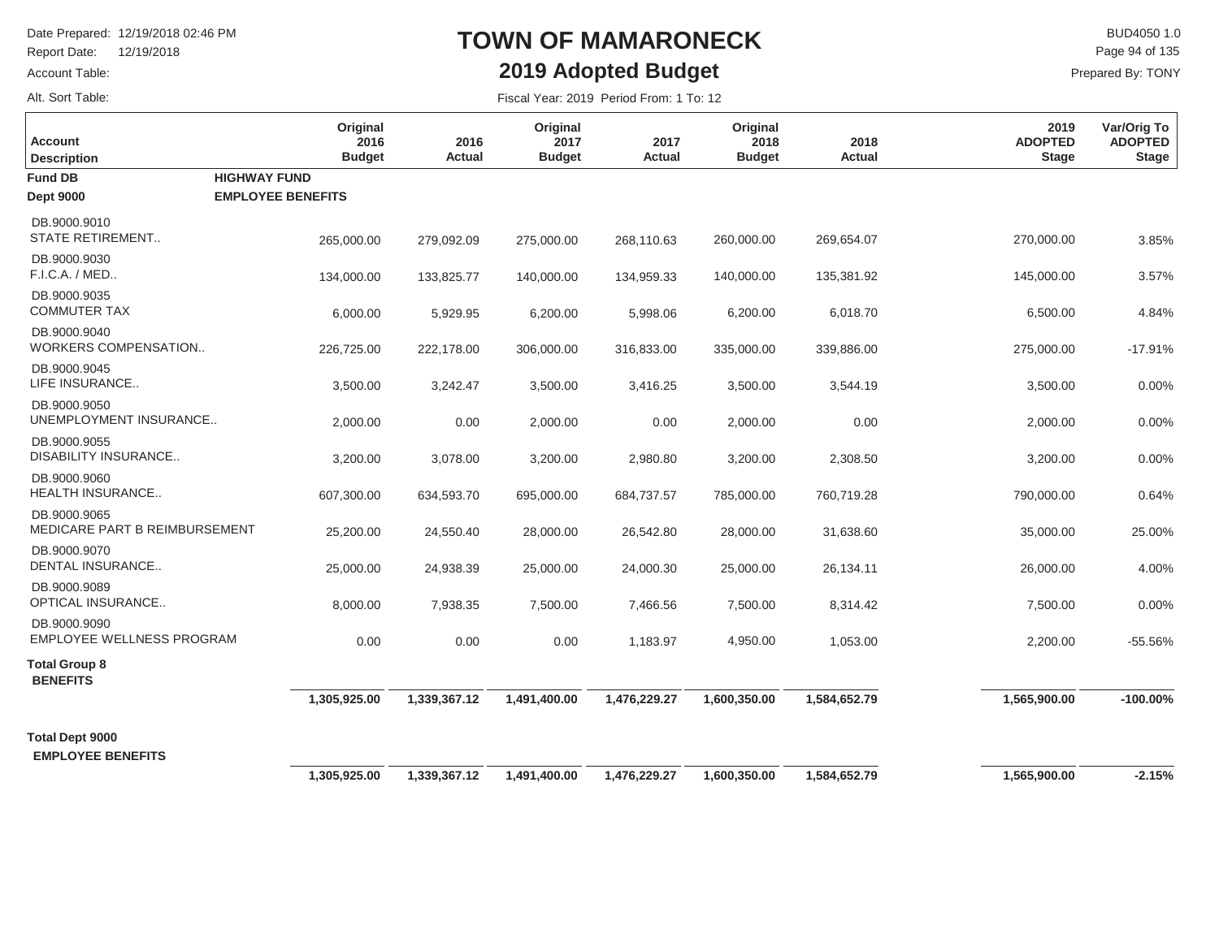# TOWN OF MAMARONECK

## 2019 Adopted Budget

Date Prepared: 12/19/2018 02:46 PM
Report Date: 12/19/2018
Account Table:
Alt. Sort Table:

BUD4050 1.0
Prepared By: TONY

Fiscal Year: 2019 Period From: 1 To: 12

| Account Description | Original 2016 Budget | 2016 Actual | Original 2017 Budget | 2017 Actual | Original 2018 Budget | 2018 Actual | 2019 ADOPTED Stage | Var/Orig To ADOPTED Stage |
|---|---|---|---|---|---|---|---|---|
| **Fund DB** **HIGHWAY FUND** | | | | | | | | |
| **Dept 9000** **EMPLOYEE BENEFITS** | | | | | | | | |
| DB.9000.9010 STATE RETIREMENT.. | 265,000.00 | 279,092.09 | 275,000.00 | 268,110.63 | 260,000.00 | 269,654.07 | 270,000.00 | 3.85% |
| DB.9000.9030 F.I.C.A. / MED.. | 134,000.00 | 133,825.77 | 140,000.00 | 134,959.33 | 140,000.00 | 135,381.92 | 145,000.00 | 3.57% |
| DB.9000.9035 COMMUTER TAX | 6,000.00 | 5,929.95 | 6,200.00 | 5,998.06 | 6,200.00 | 6,018.70 | 6,500.00 | 4.84% |
| DB.9000.9040 WORKERS COMPENSATION.. | 226,725.00 | 222,178.00 | 306,000.00 | 316,833.00 | 335,000.00 | 339,886.00 | 275,000.00 | -17.91% |
| DB.9000.9045 LIFE INSURANCE.. | 3,500.00 | 3,242.47 | 3,500.00 | 3,416.25 | 3,500.00 | 3,544.19 | 3,500.00 | 0.00% |
| DB.9000.9050 UNEMPLOYMENT INSURANCE.. | 2,000.00 | 0.00 | 2,000.00 | 0.00 | 2,000.00 | 0.00 | 2,000.00 | 0.00% |
| DB.9000.9055 DISABILITY INSURANCE.. | 3,200.00 | 3,078.00 | 3,200.00 | 2,980.80 | 3,200.00 | 2,308.50 | 3,200.00 | 0.00% |
| DB.9000.9060 HEALTH INSURANCE.. | 607,300.00 | 634,593.70 | 695,000.00 | 684,737.57 | 785,000.00 | 760,719.28 | 790,000.00 | 0.64% |
| DB.9000.9065 MEDICARE PART B REIMBURSEMENT | 25,200.00 | 24,550.40 | 28,000.00 | 26,542.80 | 28,000.00 | 31,638.60 | 35,000.00 | 25.00% |
| DB.9000.9070 DENTAL INSURANCE.. | 25,000.00 | 24,938.39 | 25,000.00 | 24,000.30 | 25,000.00 | 26,134.11 | 26,000.00 | 4.00% |
| DB.9000.9089 OPTICAL INSURANCE.. | 8,000.00 | 7,938.35 | 7,500.00 | 7,466.56 | 7,500.00 | 8,314.42 | 7,500.00 | 0.00% |
| DB.9000.9090 EMPLOYEE WELLNESS PROGRAM | 0.00 | 0.00 | 0.00 | 1,183.97 | 4,950.00 | 1,053.00 | 2,200.00 | -55.56% |
| **Total Group 8 BENEFITS** | **1,305,925.00** | **1,339,367.12** | **1,491,400.00** | **1,476,229.27** | **1,600,350.00** | **1,584,652.79** | **1,565,900.00** | **-100.00%** |
| **Total Dept 9000 EMPLOYEE BENEFITS** | **1,305,925.00** | **1,339,367.12** | **1,491,400.00** | **1,476,229.27** | **1,600,350.00** | **1,584,652.79** | **1,565,900.00** | **-2.15%** |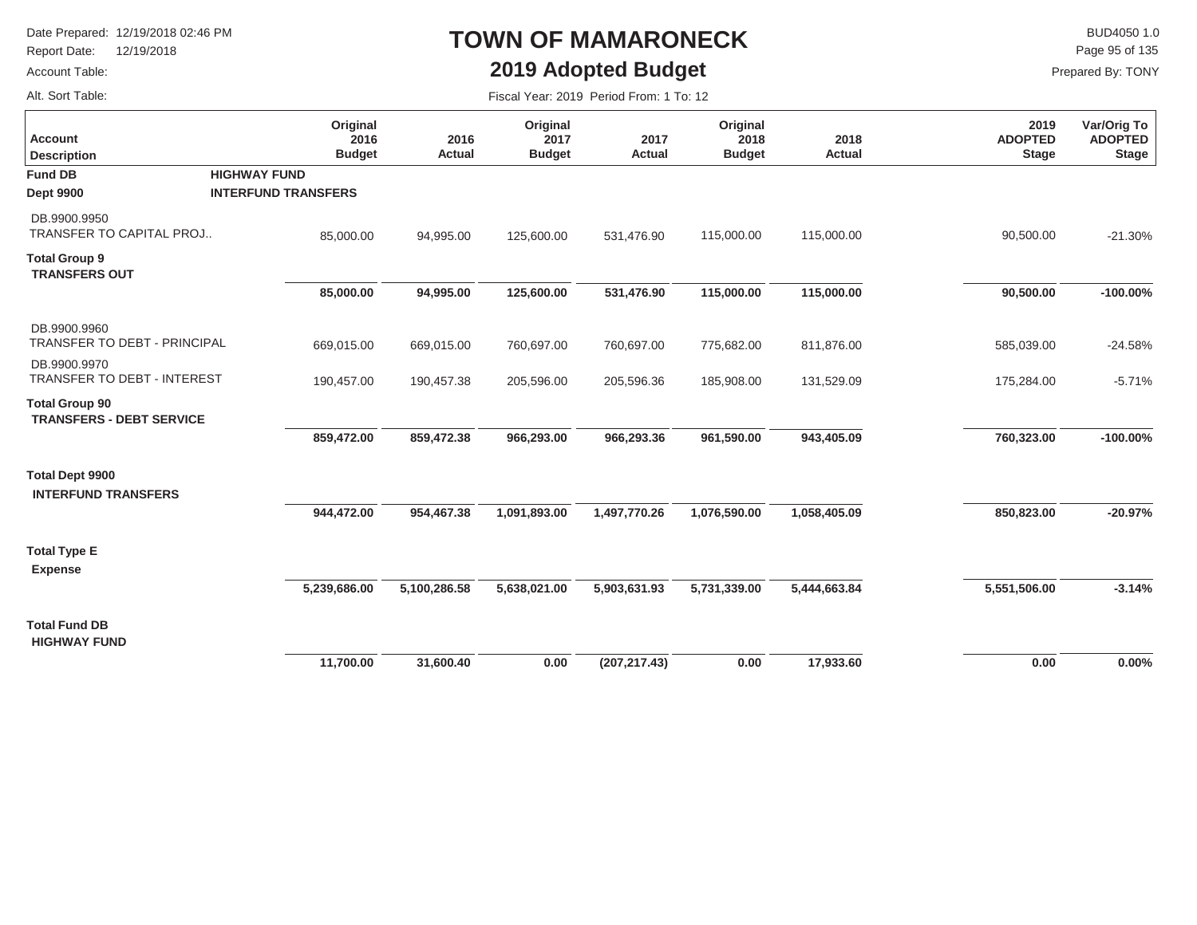# TOWN OF MAMARONECK

## 2019 Adopted Budget

Date Prepared: 12/19/2018 02:46 PM
Report Date: 12/19/2018
Account Table:
Alt. Sort Table:

BUD4050 1.0
Prepared By: TONY

Fiscal Year: 2019 Period From: 1 To: 12

| Account Description | Original 2016 Budget | 2016 Actual | Original 2017 Budget | 2017 Actual | Original 2018 Budget | 2018 Actual | 2019 ADOPTED Stage | Var/Orig To ADOPTED Stage |
|---|---|---|---|---|---|---|---|---|
| **Fund DB** **HIGHWAY FUND** | | | | | | | | |
| **Dept 9900** **INTERFUND TRANSFERS** | | | | | | | | |
| DB.9900.9950 TRANSFER TO CAPITAL PROJ.. | 85,000.00 | 94,995.00 | 125,600.00 | 531,476.90 | 115,000.00 | 115,000.00 | 90,500.00 | -21.30% |
| **Total Group 9 TRANSFERS OUT** | **85,000.00** | **94,995.00** | **125,600.00** | **531,476.90** | **115,000.00** | **115,000.00** | **90,500.00** | **-100.00%** |
| DB.9900.9960 TRANSFER TO DEBT - PRINCIPAL | 669,015.00 | 669,015.00 | 760,697.00 | 760,697.00 | 775,682.00 | 811,876.00 | 585,039.00 | -24.58% |
| DB.9900.9970 TRANSFER TO DEBT - INTEREST | 190,457.00 | 190,457.38 | 205,596.00 | 205,596.36 | 185,908.00 | 131,529.09 | 175,284.00 | -5.71% |
| **Total Group 90 TRANSFERS - DEBT SERVICE** | **859,472.00** | **859,472.38** | **966,293.00** | **966,293.36** | **961,590.00** | **943,405.09** | **760,323.00** | **-100.00%** |
| **Total Dept 9900 INTERFUND TRANSFERS** | **944,472.00** | **954,467.38** | **1,091,893.00** | **1,497,770.26** | **1,076,590.00** | **1,058,405.09** | **850,823.00** | **-20.97%** |
| **Total Type E Expense** | **5,239,686.00** | **5,100,286.58** | **5,638,021.00** | **5,903,631.93** | **5,731,339.00** | **5,444,663.84** | **5,551,506.00** | **-3.14%** |
| **Total Fund DB HIGHWAY FUND** | **11,700.00** | **31,600.40** | **0.00** | **(207,217.43)** | **0.00** | **17,933.60** | **0.00** | **0.00%** |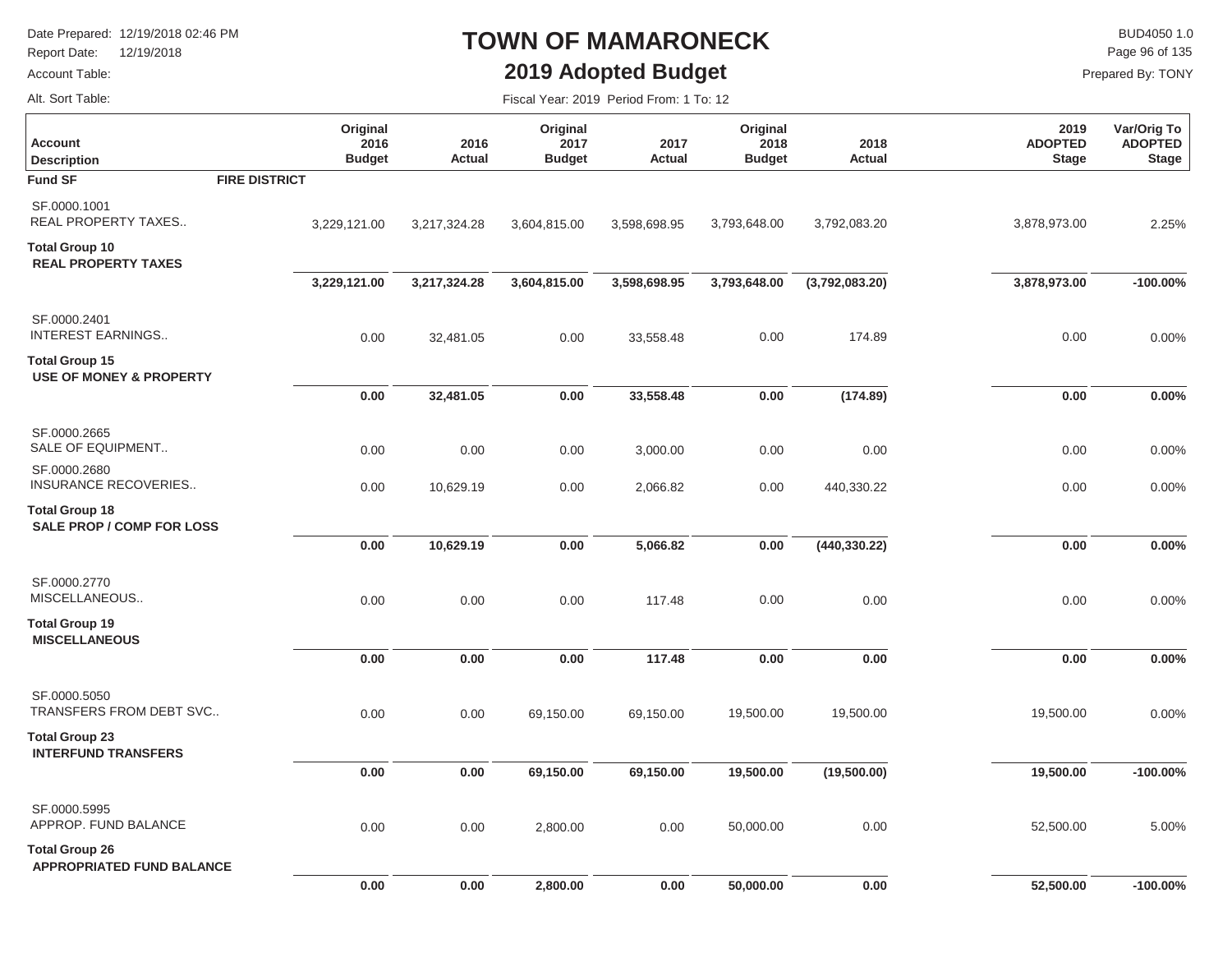# TOWN OF MAMARONECK

## 2019 Adopted Budget

Date Prepared: 12/19/2018 02:46 PM
Report Date: 12/19/2018
Account Table:
Alt. Sort Table:

BUD4050 1.0
Prepared By: TONY

Fiscal Year: 2019 Period From: 1 To: 12

| Account Description | Original 2016 Budget | 2016 Actual | Original 2017 Budget | 2017 Actual | Original 2018 Budget | 2018 Actual | 2019 ADOPTED Stage | Var/Orig To ADOPTED Stage |
|---|---|---|---|---|---|---|---|---|
| **Fund SF FIRE DISTRICT** | | | | | | | | |
| SF.0000.1001 REAL PROPERTY TAXES.. | 3,229,121.00 | 3,217,324.28 | 3,604,815.00 | 3,598,698.95 | 3,793,648.00 | 3,792,083.20 | 3,878,973.00 | 2.25% |
| **Total Group 10 REAL PROPERTY TAXES** | **3,229,121.00** | **3,217,324.28** | **3,604,815.00** | **3,598,698.95** | **3,793,648.00** | **(3,792,083.20)** | **3,878,973.00** | **-100.00%** |
| SF.0000.2401 INTEREST EARNINGS.. | 0.00 | 32,481.05 | 0.00 | 33,558.48 | 0.00 | 174.89 | 0.00 | 0.00% |
| **Total Group 15 USE OF MONEY & PROPERTY** | **0.00** | **32,481.05** | **0.00** | **33,558.48** | **0.00** | **(174.89)** | **0.00** | **0.00%** |
| SF.0000.2665 SALE OF EQUIPMENT.. | 0.00 | 0.00 | 0.00 | 3,000.00 | 0.00 | 0.00 | 0.00 | 0.00% |
| SF.0000.2680 INSURANCE RECOVERIES.. | 0.00 | 10,629.19 | 0.00 | 2,066.82 | 0.00 | 440,330.22 | 0.00 | 0.00% |
| **Total Group 18 SALE PROP / COMP FOR LOSS** | **0.00** | **10,629.19** | **0.00** | **5,066.82** | **0.00** | **(440,330.22)** | **0.00** | **0.00%** |
| SF.0000.2770 MISCELLANEOUS.. | 0.00 | 0.00 | 0.00 | 117.48 | 0.00 | 0.00 | 0.00 | 0.00% |
| **Total Group 19 MISCELLANEOUS** | **0.00** | **0.00** | **0.00** | **117.48** | **0.00** | **0.00** | **0.00** | **0.00%** |
| SF.0000.5050 TRANSFERS FROM DEBT SVC.. | 0.00 | 0.00 | 69,150.00 | 69,150.00 | 19,500.00 | 19,500.00 | 19,500.00 | 0.00% |
| **Total Group 23 INTERFUND TRANSFERS** | **0.00** | **0.00** | **69,150.00** | **69,150.00** | **19,500.00** | **(19,500.00)** | **19,500.00** | **-100.00%** |
| SF.0000.5995 APPROP. FUND BALANCE | 0.00 | 0.00 | 2,800.00 | 0.00 | 50,000.00 | 0.00 | 52,500.00 | 5.00% |
| **Total Group 26 APPROPRIATED FUND BALANCE** | **0.00** | **0.00** | **2,800.00** | **0.00** | **50,000.00** | **0.00** | **52,500.00** | **-100.00%** |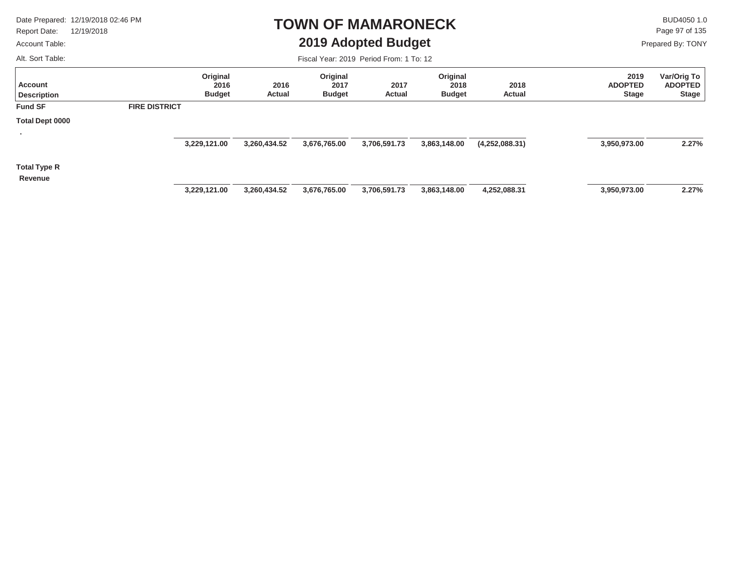# TOWN OF MAMARONECK

## 2019 Adopted Budget

Date Prepared: 12/19/2018 02:46 PM
Report Date: 12/19/2018
Account Table:
Alt. Sort Table:

BUD4050 1.0
Prepared By: TONY

Fiscal Year: 2019 Period From: 1 To: 12

| Account Description | Original 2016 Budget | 2016 Actual | Original 2017 Budget | 2017 Actual | Original 2018 Budget | 2018 Actual | 2019 ADOPTED Stage | Var/Orig To ADOPTED Stage |
|---|---|---|---|---|---|---|---|---|
| **Fund SF** **FIRE DISTRICT** | | | | | | | | |
| **Total Dept 0000** | | | | | | | | |
| . | **3,229,121.00** | **3,260,434.52** | **3,676,765.00** | **3,706,591.73** | **3,863,148.00** | **(4,252,088.31)** | **3,950,973.00** | **2.27%** |
| **Total Type R** | | | | | | | | |
| **Revenue** | **3,229,121.00** | **3,260,434.52** | **3,676,765.00** | **3,706,591.73** | **3,863,148.00** | **4,252,088.31** | **3,950,973.00** | **2.27%** |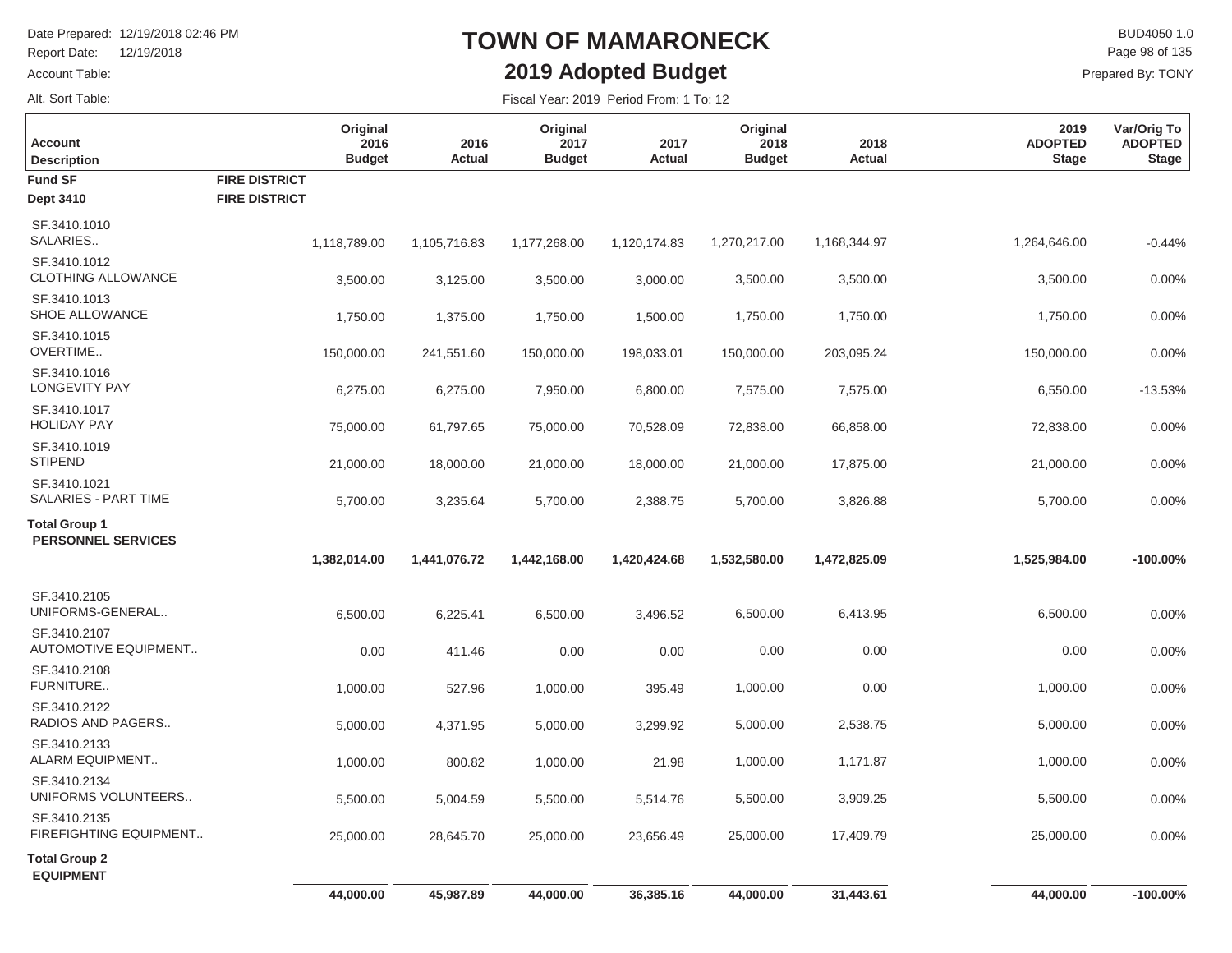# TOWN OF MAMARONECK

## 2019 Adopted Budget

Date Prepared: 12/19/2018 02:46 PM
Report Date: 12/19/2018
Account Table:
Alt. Sort Table:

BUD4050 1.0
Prepared By: TONY

Fiscal Year: 2019 Period From: 1 To: 12

| Account Description | | Original 2016 Budget | 2016 Actual | Original 2017 Budget | 2017 Actual | Original 2018 Budget | 2018 Actual | 2019 ADOPTED Stage | Var/Orig To ADOPTED Stage |
|---|---|---|---|---|---|---|---|---|---|
| **Fund SF** | **FIRE DISTRICT** | | | | | | | | |
| **Dept 3410** | **FIRE DISTRICT** | | | | | | | | |
| SF.3410.1010 SALARIES.. | | 1,118,789.00 | 1,105,716.83 | 1,177,268.00 | 1,120,174.83 | 1,270,217.00 | 1,168,344.97 | 1,264,646.00 | -0.44% |
| SF.3410.1012 CLOTHING ALLOWANCE | | 3,500.00 | 3,125.00 | 3,500.00 | 3,000.00 | 3,500.00 | 3,500.00 | 3,500.00 | 0.00% |
| SF.3410.1013 SHOE ALLOWANCE | | 1,750.00 | 1,375.00 | 1,750.00 | 1,500.00 | 1,750.00 | 1,750.00 | 1,750.00 | 0.00% |
| SF.3410.1015 OVERTIME.. | | 150,000.00 | 241,551.60 | 150,000.00 | 198,033.01 | 150,000.00 | 203,095.24 | 150,000.00 | 0.00% |
| SF.3410.1016 LONGEVITY PAY | | 6,275.00 | 6,275.00 | 7,950.00 | 6,800.00 | 7,575.00 | 7,575.00 | 6,550.00 | -13.53% |
| SF.3410.1017 HOLIDAY PAY | | 75,000.00 | 61,797.65 | 75,000.00 | 70,528.09 | 72,838.00 | 66,858.00 | 72,838.00 | 0.00% |
| SF.3410.1019 STIPEND | | 21,000.00 | 18,000.00 | 21,000.00 | 18,000.00 | 21,000.00 | 17,875.00 | 21,000.00 | 0.00% |
| SF.3410.1021 SALARIES - PART TIME | | 5,700.00 | 3,235.64 | 5,700.00 | 2,388.75 | 5,700.00 | 3,826.88 | 5,700.00 | 0.00% |
| **Total Group 1 PERSONNEL SERVICES** | | **1,382,014.00** | **1,441,076.72** | **1,442,168.00** | **1,420,424.68** | **1,532,580.00** | **1,472,825.09** | **1,525,984.00** | **-100.00%** |
| SF.3410.2105 UNIFORMS-GENERAL.. | | 6,500.00 | 6,225.41 | 6,500.00 | 3,496.52 | 6,500.00 | 6,413.95 | 6,500.00 | 0.00% |
| SF.3410.2107 AUTOMOTIVE EQUIPMENT.. | | 0.00 | 411.46 | 0.00 | 0.00 | 0.00 | 0.00 | 0.00 | 0.00% |
| SF.3410.2108 FURNITURE.. | | 1,000.00 | 527.96 | 1,000.00 | 395.49 | 1,000.00 | 0.00 | 1,000.00 | 0.00% |
| SF.3410.2122 RADIOS AND PAGERS.. | | 5,000.00 | 4,371.95 | 5,000.00 | 3,299.92 | 5,000.00 | 2,538.75 | 5,000.00 | 0.00% |
| SF.3410.2133 ALARM EQUIPMENT.. | | 1,000.00 | 800.82 | 1,000.00 | 21.98 | 1,000.00 | 1,171.87 | 1,000.00 | 0.00% |
| SF.3410.2134 UNIFORMS VOLUNTEERS.. | | 5,500.00 | 5,004.59 | 5,500.00 | 5,514.76 | 5,500.00 | 3,909.25 | 5,500.00 | 0.00% |
| SF.3410.2135 FIREFIGHTING EQUIPMENT.. | | 25,000.00 | 28,645.70 | 25,000.00 | 23,656.49 | 25,000.00 | 17,409.79 | 25,000.00 | 0.00% |
| **Total Group 2 EQUIPMENT** | | **44,000.00** | **45,987.89** | **44,000.00** | **36,385.16** | **44,000.00** | **31,443.61** | **44,000.00** | **-100.00%** |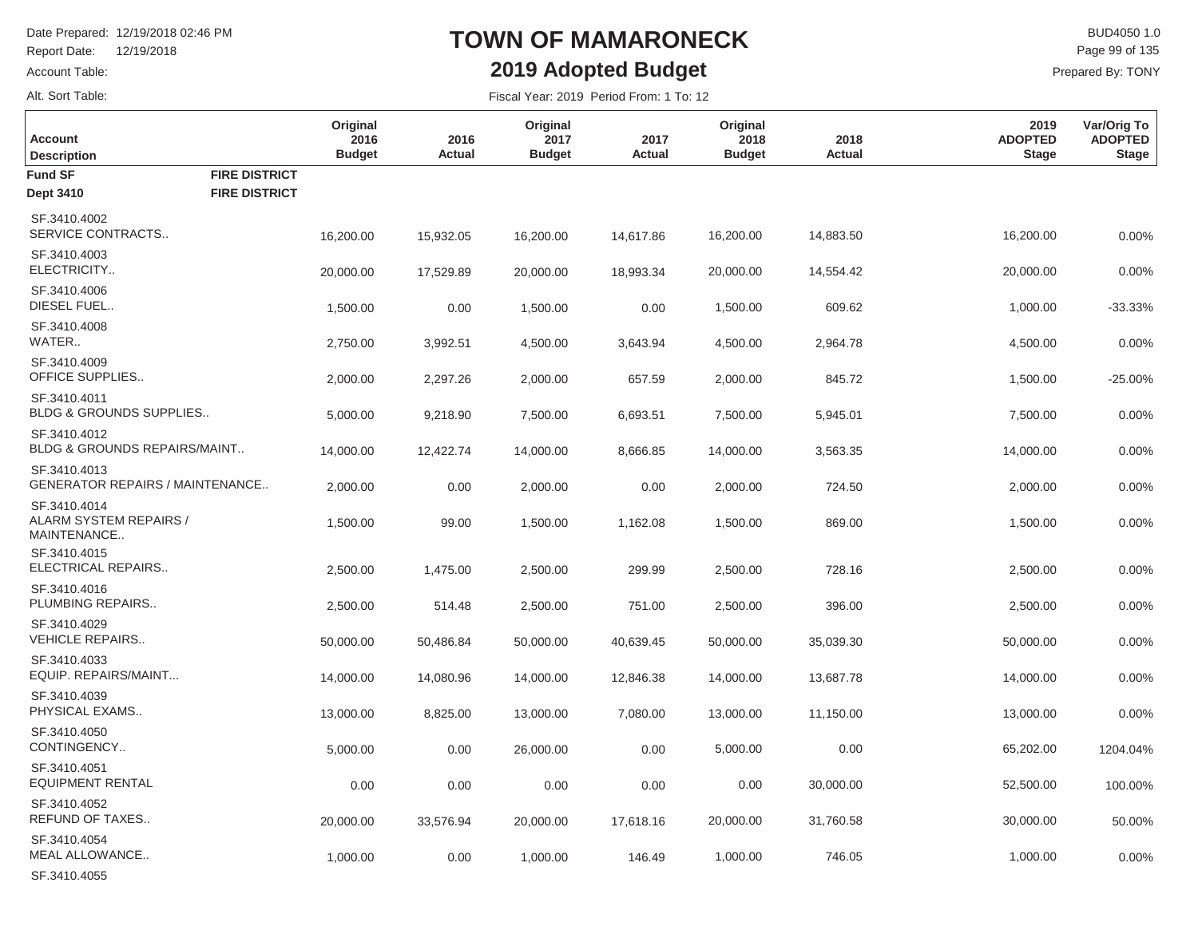# TOWN OF MAMARONECK

## 2019 Adopted Budget

Date Prepared: 12/19/2018 02:46 PM
Report Date: 12/19/2018
Account Table:
Alt. Sort Table:

BUD4050 1.0
Prepared By: TONY

Fiscal Year: 2019 Period From: 1 To: 12

| Account Description | Original 2016 Budget | 2016 Actual | Original 2017 Budget | 2017 Actual | Original 2018 Budget | 2018 Actual | 2019 ADOPTED Stage | Var/Orig To ADOPTED Stage |
|---|---|---|---|---|---|---|---|---|
| **Fund SF** **FIRE DISTRICT** | | | | | | | | |
| **Dept 3410** **FIRE DISTRICT** | | | | | | | | |
| SF.3410.4002 SERVICE CONTRACTS.. | 16,200.00 | 15,932.05 | 16,200.00 | 14,617.86 | 16,200.00 | 14,883.50 | 16,200.00 | 0.00% |
| SF.3410.4003 ELECTRICITY.. | 20,000.00 | 17,529.89 | 20,000.00 | 18,993.34 | 20,000.00 | 14,554.42 | 20,000.00 | 0.00% |
| SF.3410.4006 DIESEL FUEL.. | 1,500.00 | 0.00 | 1,500.00 | 0.00 | 1,500.00 | 609.62 | 1,000.00 | -33.33% |
| SF.3410.4008 WATER.. | 2,750.00 | 3,992.51 | 4,500.00 | 3,643.94 | 4,500.00 | 2,964.78 | 4,500.00 | 0.00% |
| SF.3410.4009 OFFICE SUPPLIES.. | 2,000.00 | 2,297.26 | 2,000.00 | 657.59 | 2,000.00 | 845.72 | 1,500.00 | -25.00% |
| SF.3410.4011 BLDG & GROUNDS SUPPLIES.. | 5,000.00 | 9,218.90 | 7,500.00 | 6,693.51 | 7,500.00 | 5,945.01 | 7,500.00 | 0.00% |
| SF.3410.4012 BLDG & GROUNDS REPAIRS/MAINT.. | 14,000.00 | 12,422.74 | 14,000.00 | 8,666.85 | 14,000.00 | 3,563.35 | 14,000.00 | 0.00% |
| SF.3410.4013 GENERATOR REPAIRS / MAINTENANCE.. | 2,000.00 | 0.00 | 2,000.00 | 0.00 | 2,000.00 | 724.50 | 2,000.00 | 0.00% |
| SF.3410.4014 ALARM SYSTEM REPAIRS / MAINTENANCE.. | 1,500.00 | 99.00 | 1,500.00 | 1,162.08 | 1,500.00 | 869.00 | 1,500.00 | 0.00% |
| SF.3410.4015 ELECTRICAL REPAIRS.. | 2,500.00 | 1,475.00 | 2,500.00 | 299.99 | 2,500.00 | 728.16 | 2,500.00 | 0.00% |
| SF.3410.4016 PLUMBING REPAIRS.. | 2,500.00 | 514.48 | 2,500.00 | 751.00 | 2,500.00 | 396.00 | 2,500.00 | 0.00% |
| SF.3410.4029 VEHICLE REPAIRS.. | 50,000.00 | 50,486.84 | 50,000.00 | 40,639.45 | 50,000.00 | 35,039.30 | 50,000.00 | 0.00% |
| SF.3410.4033 EQUIP. REPAIRS/MAINT... | 14,000.00 | 14,080.96 | 14,000.00 | 12,846.38 | 14,000.00 | 13,687.78 | 14,000.00 | 0.00% |
| SF.3410.4039 PHYSICAL EXAMS.. | 13,000.00 | 8,825.00 | 13,000.00 | 7,080.00 | 13,000.00 | 11,150.00 | 13,000.00 | 0.00% |
| SF.3410.4050 CONTINGENCY.. | 5,000.00 | 0.00 | 26,000.00 | 0.00 | 5,000.00 | 0.00 | 65,202.00 | 1204.04% |
| SF.3410.4051 EQUIPMENT RENTAL | 0.00 | 0.00 | 0.00 | 0.00 | 0.00 | 30,000.00 | 52,500.00 | 100.00% |
| SF.3410.4052 REFUND OF TAXES.. | 20,000.00 | 33,576.94 | 20,000.00 | 17,618.16 | 20,000.00 | 31,760.58 | 30,000.00 | 50.00% |
| SF.3410.4054 MEAL ALLOWANCE.. | 1,000.00 | 0.00 | 1,000.00 | 146.49 | 1,000.00 | 746.05 | 1,000.00 | 0.00% |
| SF.3410.4055 | | | | | | | | |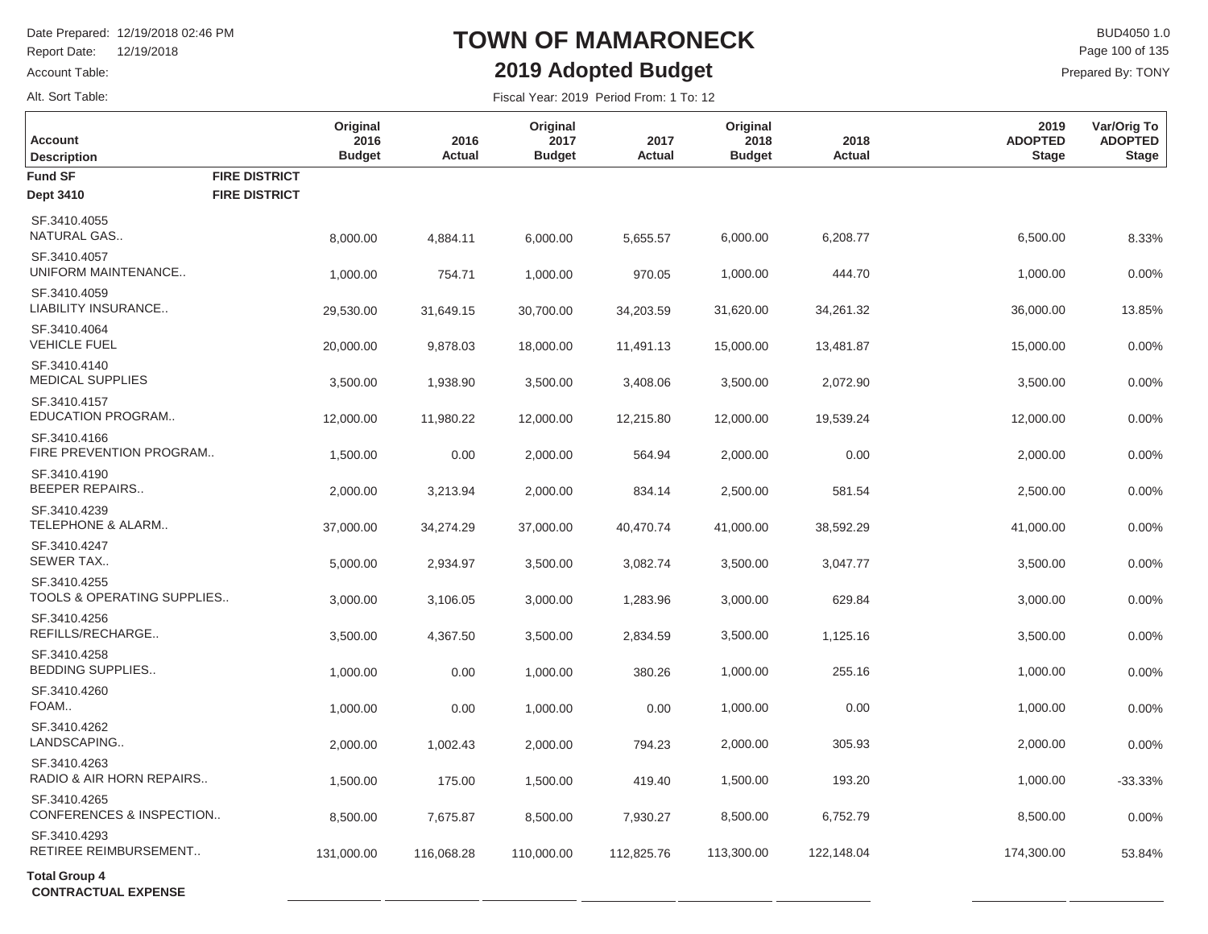# TOWN OF MAMARONECK

## 2019 Adopted Budget

Date Prepared: 12/19/2018 02:46 PM
Report Date: 12/19/2018
Account Table:
Alt. Sort Table:

BUD4050 1.0
Prepared By: TONY

Fiscal Year: 2019 Period From: 1 To: 12

| Account Description | Original 2016 Budget | 2016 Actual | Original 2017 Budget | 2017 Actual | Original 2018 Budget | 2018 Actual | 2019 ADOPTED Stage | Var/Orig To ADOPTED Stage |
|---|---|---|---|---|---|---|---|---|
| **Fund SF** **FIRE DISTRICT** | | | | | | | | |
| **Dept 3410** **FIRE DISTRICT** | | | | | | | | |
| SF.3410.4055 NATURAL GAS.. | 8,000.00 | 4,884.11 | 6,000.00 | 5,655.57 | 6,000.00 | 6,208.77 | 6,500.00 | 8.33% |
| SF.3410.4057 UNIFORM MAINTENANCE.. | 1,000.00 | 754.71 | 1,000.00 | 970.05 | 1,000.00 | 444.70 | 1,000.00 | 0.00% |
| SF.3410.4059 LIABILITY INSURANCE.. | 29,530.00 | 31,649.15 | 30,700.00 | 34,203.59 | 31,620.00 | 34,261.32 | 36,000.00 | 13.85% |
| SF.3410.4064 VEHICLE FUEL | 20,000.00 | 9,878.03 | 18,000.00 | 11,491.13 | 15,000.00 | 13,481.87 | 15,000.00 | 0.00% |
| SF.3410.4140 MEDICAL SUPPLIES | 3,500.00 | 1,938.90 | 3,500.00 | 3,408.06 | 3,500.00 | 2,072.90 | 3,500.00 | 0.00% |
| SF.3410.4157 EDUCATION PROGRAM.. | 12,000.00 | 11,980.22 | 12,000.00 | 12,215.80 | 12,000.00 | 19,539.24 | 12,000.00 | 0.00% |
| SF.3410.4166 FIRE PREVENTION PROGRAM.. | 1,500.00 | 0.00 | 2,000.00 | 564.94 | 2,000.00 | 0.00 | 2,000.00 | 0.00% |
| SF.3410.4190 BEEPER REPAIRS.. | 2,000.00 | 3,213.94 | 2,000.00 | 834.14 | 2,500.00 | 581.54 | 2,500.00 | 0.00% |
| SF.3410.4239 TELEPHONE & ALARM.. | 37,000.00 | 34,274.29 | 37,000.00 | 40,470.74 | 41,000.00 | 38,592.29 | 41,000.00 | 0.00% |
| SF.3410.4247 SEWER TAX.. | 5,000.00 | 2,934.97 | 3,500.00 | 3,082.74 | 3,500.00 | 3,047.77 | 3,500.00 | 0.00% |
| SF.3410.4255 TOOLS & OPERATING SUPPLIES.. | 3,000.00 | 3,106.05 | 3,000.00 | 1,283.96 | 3,000.00 | 629.84 | 3,000.00 | 0.00% |
| SF.3410.4256 REFILLS/RECHARGE.. | 3,500.00 | 4,367.50 | 3,500.00 | 2,834.59 | 3,500.00 | 1,125.16 | 3,500.00 | 0.00% |
| SF.3410.4258 BEDDING SUPPLIES.. | 1,000.00 | 0.00 | 1,000.00 | 380.26 | 1,000.00 | 255.16 | 1,000.00 | 0.00% |
| SF.3410.4260 FOAM.. | 1,000.00 | 0.00 | 1,000.00 | 0.00 | 1,000.00 | 0.00 | 1,000.00 | 0.00% |
| SF.3410.4262 LANDSCAPING.. | 2,000.00 | 1,002.43 | 2,000.00 | 794.23 | 2,000.00 | 305.93 | 2,000.00 | 0.00% |
| SF.3410.4263 RADIO & AIR HORN REPAIRS.. | 1,500.00 | 175.00 | 1,500.00 | 419.40 | 1,500.00 | 193.20 | 1,000.00 | -33.33% |
| SF.3410.4265 CONFERENCES & INSPECTION.. | 8,500.00 | 7,675.87 | 8,500.00 | 7,930.27 | 8,500.00 | 6,752.79 | 8,500.00 | 0.00% |
| SF.3410.4293 RETIREE REIMBURSEMENT.. | 131,000.00 | 116,068.28 | 110,000.00 | 112,825.76 | 113,300.00 | 122,148.04 | 174,300.00 | 53.84% |
| **Total Group 4** **CONTRACTUAL EXPENSE** | | | | | | | | |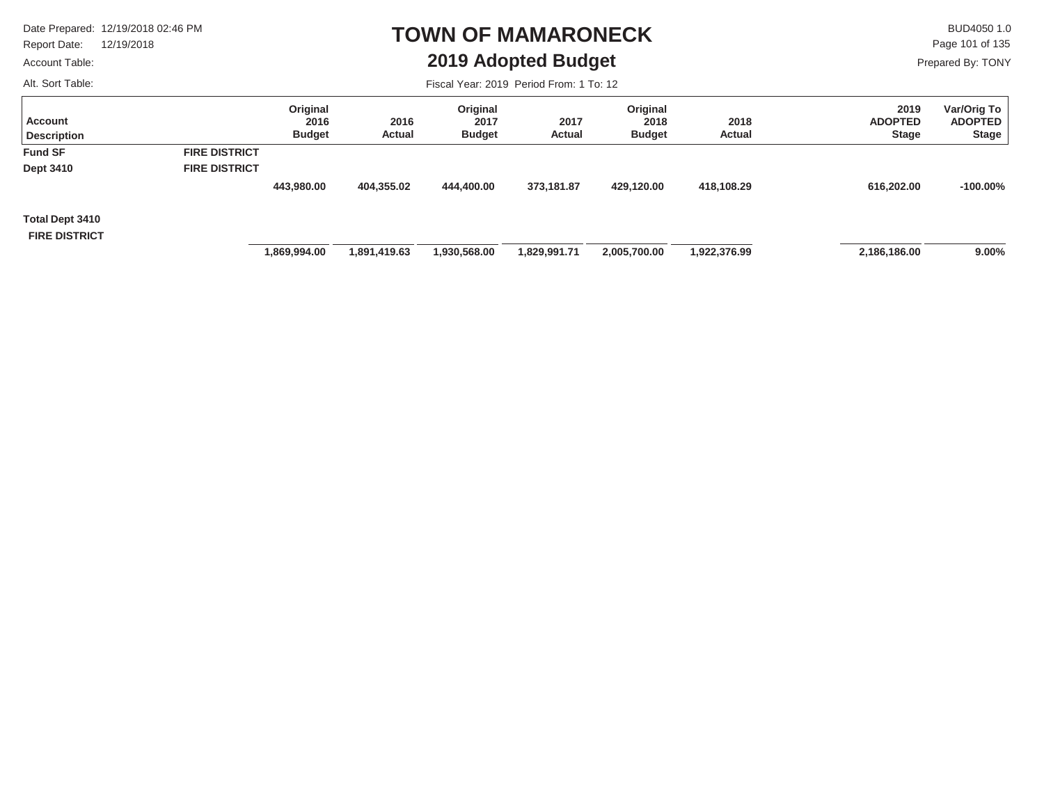# TOWN OF MAMARONECK

## 2019 Adopted Budget

Date Prepared: 12/19/2018 02:46 PM
Report Date: 12/19/2018
Account Table:
Alt. Sort Table:

BUD4050 1.0
Prepared By: TONY

Fiscal Year: 2019 Period From: 1 To: 12

| Account Description | | Original 2016 Budget | 2016 Actual | Original 2017 Budget | 2017 Actual | Original 2018 Budget | 2018 Actual | 2019 ADOPTED Stage | Var/Orig To ADOPTED Stage |
|---|---|---|---|---|---|---|---|---|---|
| **Fund SF** | **FIRE DISTRICT** | | | | | | | | |
| **Dept 3410** | **FIRE DISTRICT** | | | | | | | | |
| | | 443,980.00 | 404,355.02 | 444,400.00 | 373,181.87 | 429,120.00 | 418,108.29 | 616,202.00 | -100.00% |
| **Total Dept 3410 FIRE DISTRICT** | | 1,869,994.00 | 1,891,419.63 | 1,930,568.00 | 1,829,991.71 | 2,005,700.00 | 1,922,376.99 | 2,186,186.00 | 9.00% |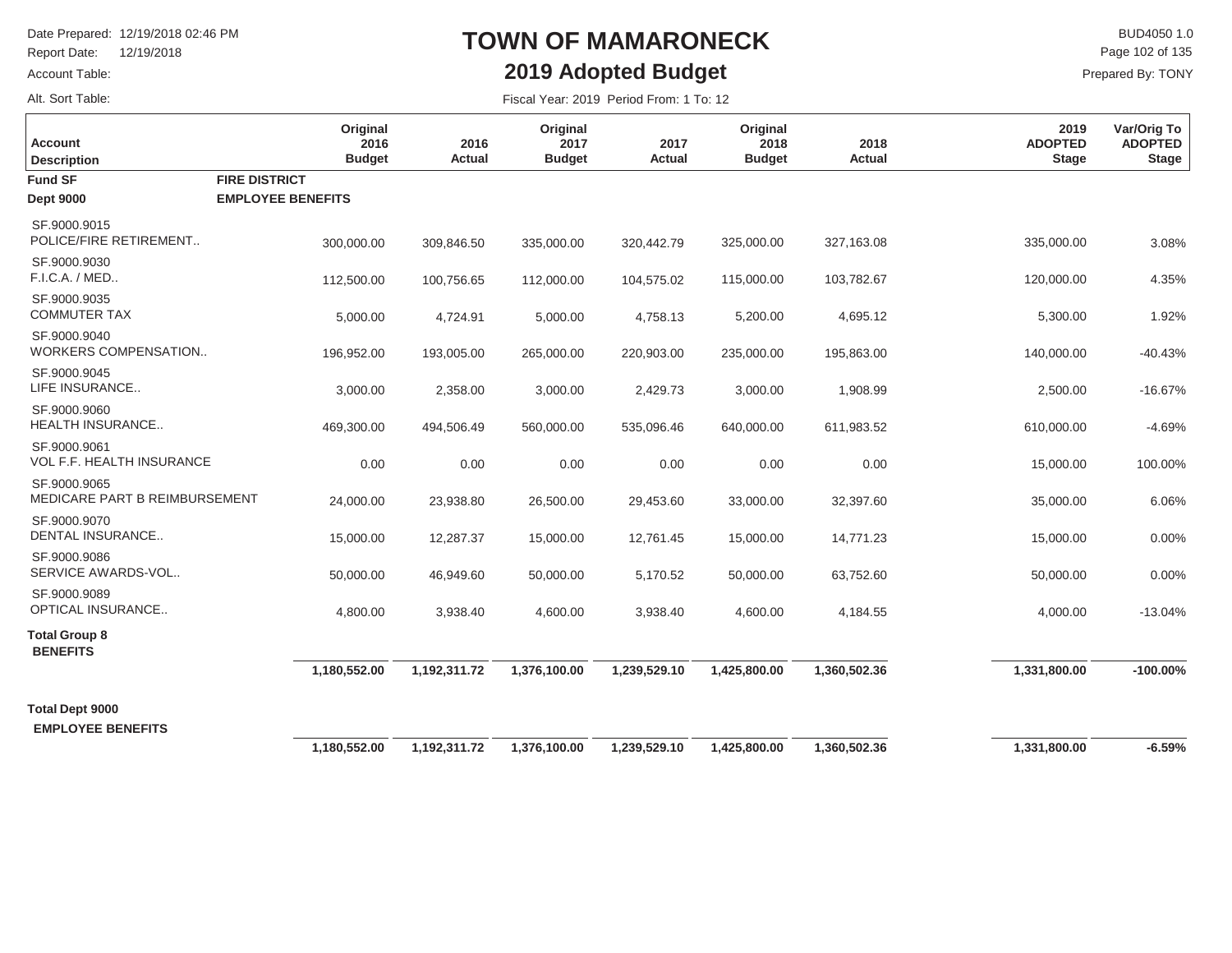# TOWN OF MAMARONECK

## 2019 Adopted Budget

Date Prepared: 12/19/2018 02:46 PM
Report Date: 12/19/2018
Account Table:
Alt. Sort Table:

BUD4050 1.0
Prepared By: TONY

Fiscal Year: 2019 Period From: 1 To: 12

| Account Description | Original 2016 Budget | 2016 Actual | Original 2017 Budget | 2017 Actual | Original 2018 Budget | 2018 Actual | 2019 ADOPTED Stage | Var/Orig To ADOPTED Stage |
|---|---|---|---|---|---|---|---|---|
| **Fund SF** **FIRE DISTRICT** | | | | | | | | |
| **Dept 9000** **EMPLOYEE BENEFITS** | | | | | | | | |
| SF.9000.9015 POLICE/FIRE RETIREMENT.. | 300,000.00 | 309,846.50 | 335,000.00 | 320,442.79 | 325,000.00 | 327,163.08 | 335,000.00 | 3.08% |
| SF.9000.9030 F.I.C.A. / MED.. | 112,500.00 | 100,756.65 | 112,000.00 | 104,575.02 | 115,000.00 | 103,782.67 | 120,000.00 | 4.35% |
| SF.9000.9035 COMMUTER TAX | 5,000.00 | 4,724.91 | 5,000.00 | 4,758.13 | 5,200.00 | 4,695.12 | 5,300.00 | 1.92% |
| SF.9000.9040 WORKERS COMPENSATION.. | 196,952.00 | 193,005.00 | 265,000.00 | 220,903.00 | 235,000.00 | 195,863.00 | 140,000.00 | -40.43% |
| SF.9000.9045 LIFE INSURANCE.. | 3,000.00 | 2,358.00 | 3,000.00 | 2,429.73 | 3,000.00 | 1,908.99 | 2,500.00 | -16.67% |
| SF.9000.9060 HEALTH INSURANCE.. | 469,300.00 | 494,506.49 | 560,000.00 | 535,096.46 | 640,000.00 | 611,983.52 | 610,000.00 | -4.69% |
| SF.9000.9061 VOL F.F. HEALTH INSURANCE | 0.00 | 0.00 | 0.00 | 0.00 | 0.00 | 0.00 | 15,000.00 | 100.00% |
| SF.9000.9065 MEDICARE PART B REIMBURSEMENT | 24,000.00 | 23,938.80 | 26,500.00 | 29,453.60 | 33,000.00 | 32,397.60 | 35,000.00 | 6.06% |
| SF.9000.9070 DENTAL INSURANCE.. | 15,000.00 | 12,287.37 | 15,000.00 | 12,761.45 | 15,000.00 | 14,771.23 | 15,000.00 | 0.00% |
| SF.9000.9086 SERVICE AWARDS-VOL.. | 50,000.00 | 46,949.60 | 50,000.00 | 5,170.52 | 50,000.00 | 63,752.60 | 50,000.00 | 0.00% |
| SF.9000.9089 OPTICAL INSURANCE.. | 4,800.00 | 3,938.40 | 4,600.00 | 3,938.40 | 4,600.00 | 4,184.55 | 4,000.00 | -13.04% |
| **Total Group 8 BENEFITS** | **1,180,552.00** | **1,192,311.72** | **1,376,100.00** | **1,239,529.10** | **1,425,800.00** | **1,360,502.36** | **1,331,800.00** | **-100.00%** |
| **Total Dept 9000 EMPLOYEE BENEFITS** | **1,180,552.00** | **1,192,311.72** | **1,376,100.00** | **1,239,529.10** | **1,425,800.00** | **1,360,502.36** | **1,331,800.00** | **-6.59%** |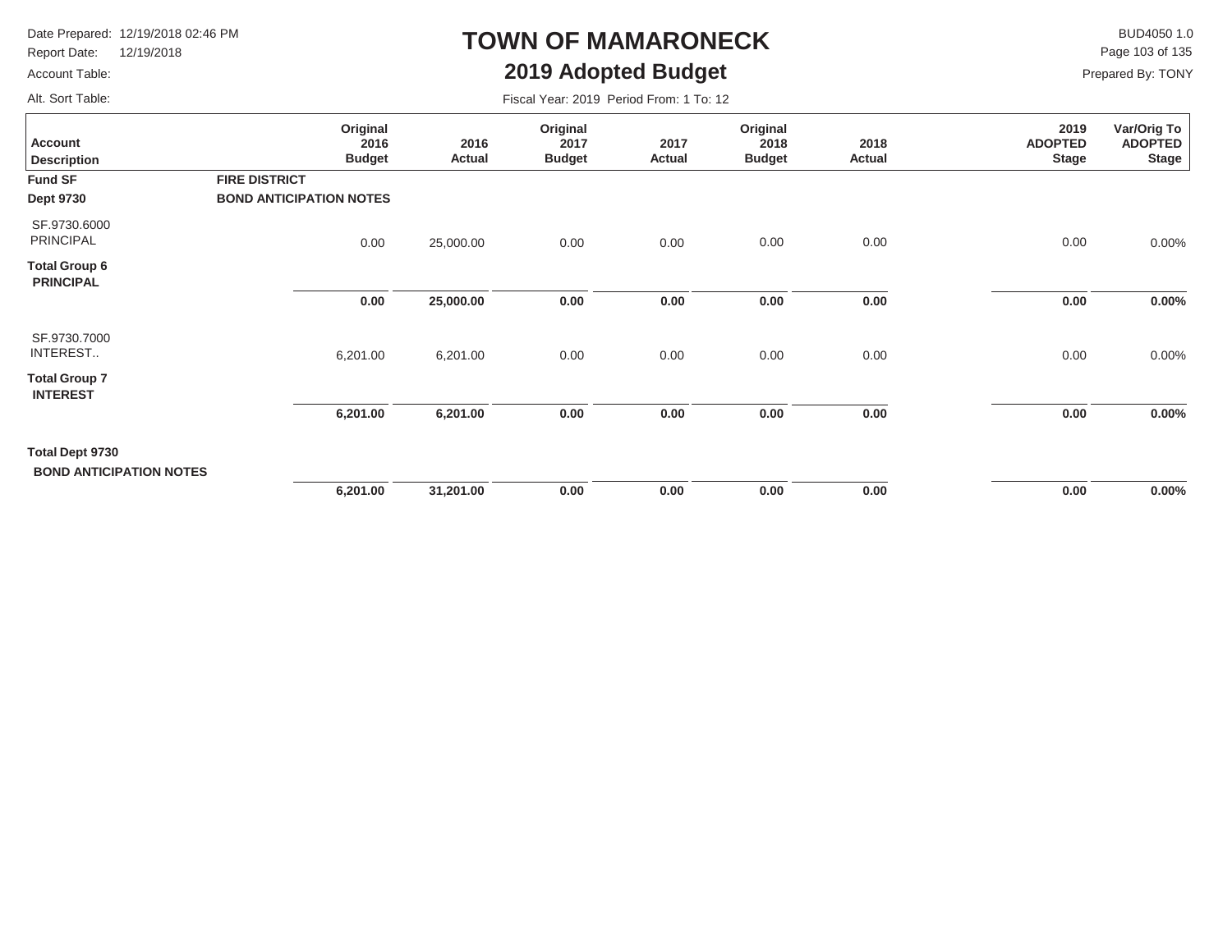# TOWN OF MAMARONECK

## 2019 Adopted Budget

Date Prepared: 12/19/2018 02:46 PM
Report Date: 12/19/2018
Account Table:
Alt. Sort Table:

BUD4050 1.0
Prepared By: TONY

Fiscal Year: 2019 Period From: 1 To: 12

| Account Description | Original 2016 Budget | 2016 Actual | Original 2017 Budget | 2017 Actual | Original 2018 Budget | 2018 Actual | 2019 ADOPTED Stage | Var/Orig To ADOPTED Stage |
|---|---|---|---|---|---|---|---|---|
| **Fund SF** **FIRE DISTRICT** | | | | | | | | |
| **Dept 9730** **BOND ANTICIPATION NOTES** | | | | | | | | |
| SF.9730.6000 PRINCIPAL | 0.00 | 25,000.00 | 0.00 | 0.00 | 0.00 | 0.00 | 0.00 | 0.00% |
| **Total Group 6 PRINCIPAL** | **0.00** | **25,000.00** | **0.00** | **0.00** | **0.00** | **0.00** | **0.00** | **0.00%** |
| SF.9730.7000 INTEREST.. | 6,201.00 | 6,201.00 | 0.00 | 0.00 | 0.00 | 0.00 | 0.00 | 0.00% |
| **Total Group 7 INTEREST** | **6,201.00** | **6,201.00** | **0.00** | **0.00** | **0.00** | **0.00** | **0.00** | **0.00%** |
| **Total Dept 9730 BOND ANTICIPATION NOTES** | **6,201.00** | **31,201.00** | **0.00** | **0.00** | **0.00** | **0.00** | **0.00** | **0.00%** |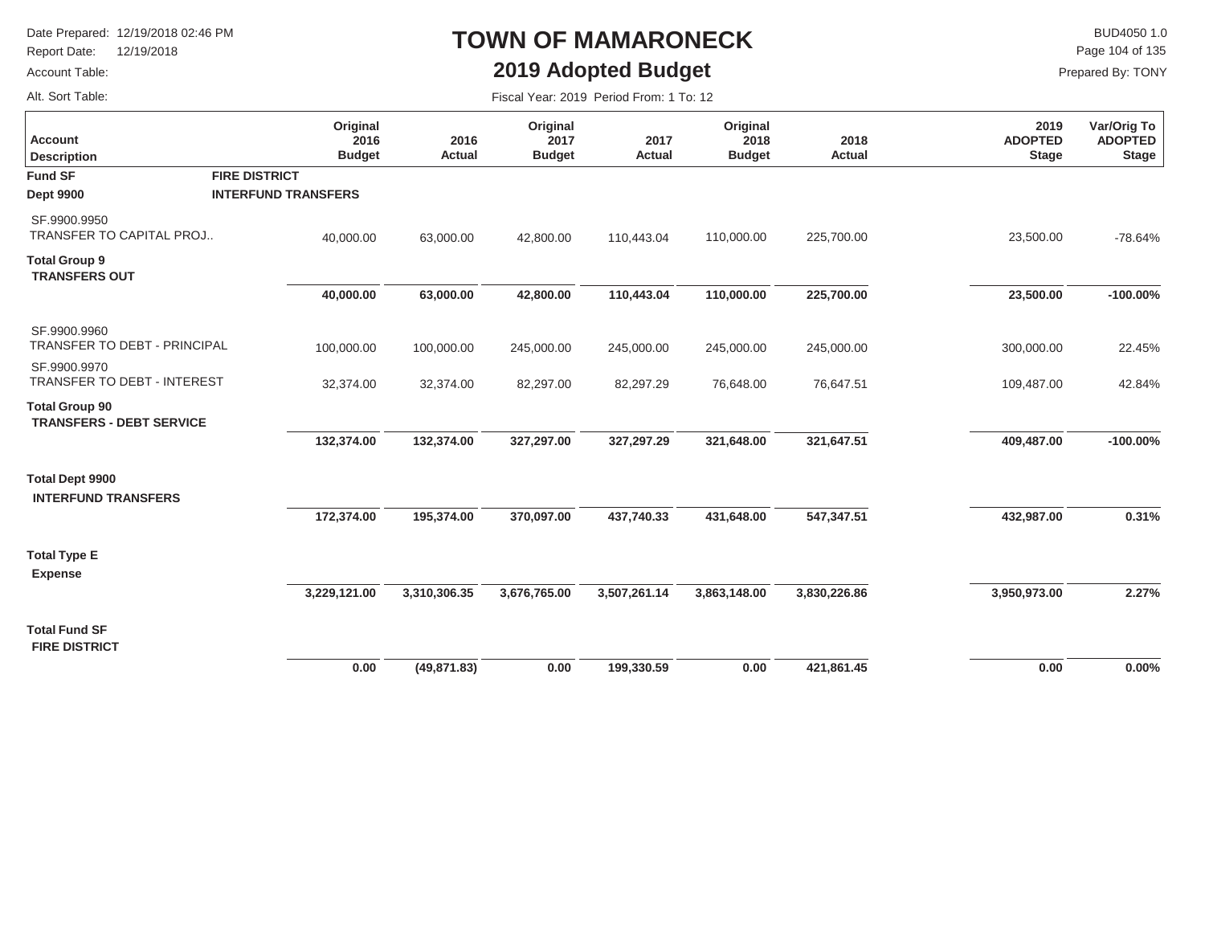# TOWN OF MAMARONECK

## 2019 Adopted Budget

Date Prepared: 12/19/2018 02:46 PM
Report Date: 12/19/2018
Account Table:
Alt. Sort Table:

BUD4050 1.0
Prepared By: TONY

Fiscal Year: 2019 Period From: 1 To: 12

| Account Description | Original 2016 Budget | 2016 Actual | Original 2017 Budget | 2017 Actual | Original 2018 Budget | 2018 Actual | 2019 ADOPTED Stage | Var/Orig To ADOPTED Stage |
|---|---|---|---|---|---|---|---|---|
| **Fund SF** — **FIRE DISTRICT** | | | | | | | | |
| **Dept 9900** — **INTERFUND TRANSFERS** | | | | | | | | |
| SF.9900.9950 TRANSFER TO CAPITAL PROJ.. | 40,000.00 | 63,000.00 | 42,800.00 | 110,443.04 | 110,000.00 | 225,700.00 | 23,500.00 | -78.64% |
| **Total Group 9 TRANSFERS OUT** | **40,000.00** | **63,000.00** | **42,800.00** | **110,443.04** | **110,000.00** | **225,700.00** | **23,500.00** | **-100.00%** |
| SF.9900.9960 TRANSFER TO DEBT - PRINCIPAL | 100,000.00 | 100,000.00 | 245,000.00 | 245,000.00 | 245,000.00 | 245,000.00 | 300,000.00 | 22.45% |
| SF.9900.9970 TRANSFER TO DEBT - INTEREST | 32,374.00 | 32,374.00 | 82,297.00 | 82,297.29 | 76,648.00 | 76,647.51 | 109,487.00 | 42.84% |
| **Total Group 90 TRANSFERS - DEBT SERVICE** | **132,374.00** | **132,374.00** | **327,297.00** | **327,297.29** | **321,648.00** | **321,647.51** | **409,487.00** | **-100.00%** |
| **Total Dept 9900 INTERFUND TRANSFERS** | **172,374.00** | **195,374.00** | **370,097.00** | **437,740.33** | **431,648.00** | **547,347.51** | **432,987.00** | **0.31%** |
| **Total Type E Expense** | **3,229,121.00** | **3,310,306.35** | **3,676,765.00** | **3,507,261.14** | **3,863,148.00** | **3,830,226.86** | **3,950,973.00** | **2.27%** |
| **Total Fund SF FIRE DISTRICT** | **0.00** | **(49,871.83)** | **0.00** | **199,330.59** | **0.00** | **421,861.45** | **0.00** | **0.00%** |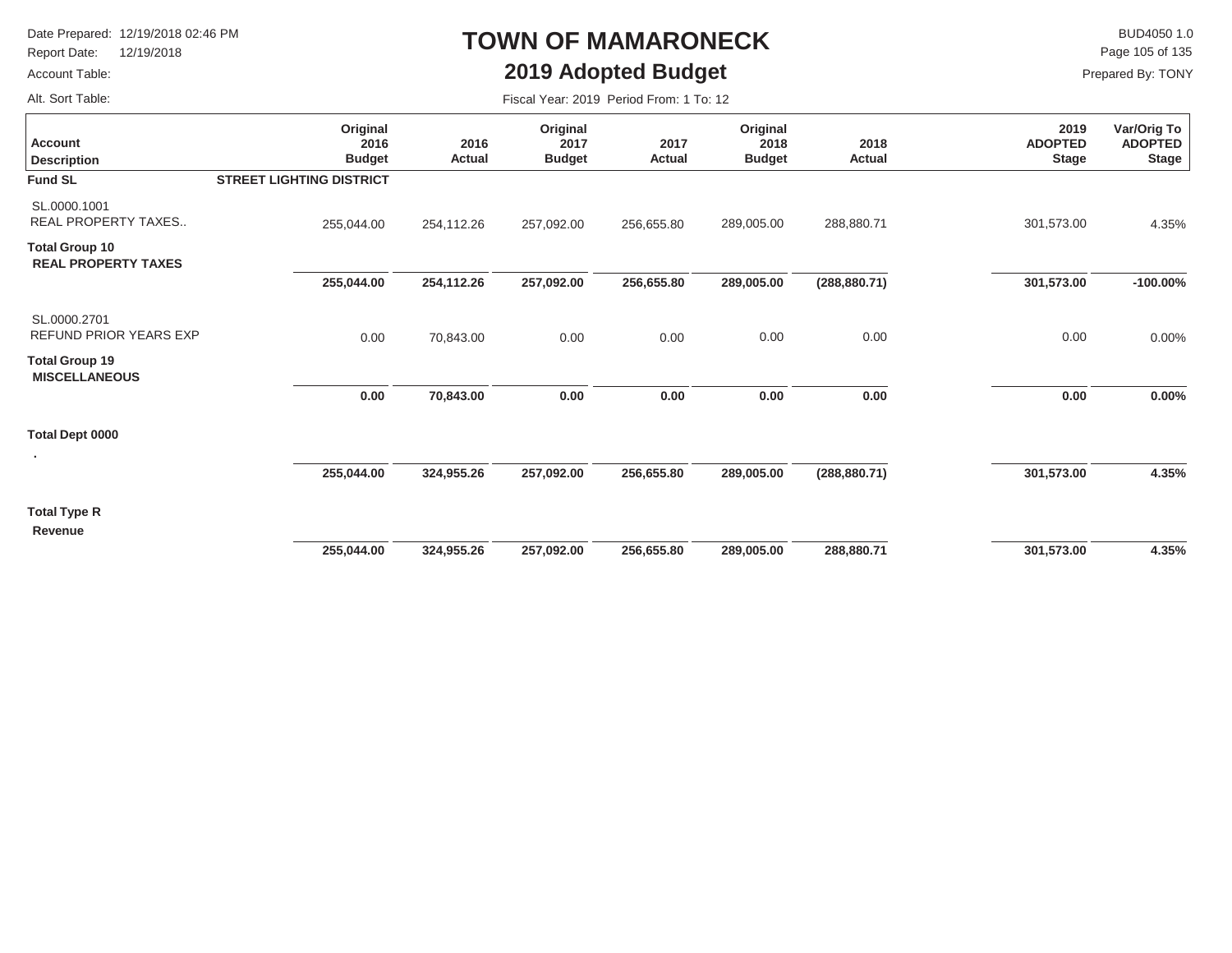# TOWN OF MAMARONECK

## 2019 Adopted Budget

Date Prepared: 12/19/2018 02:46 PM
Report Date: 12/19/2018
Account Table:
Alt. Sort Table:

BUD4050 1.0
Prepared By: TONY

Fiscal Year: 2019 Period From: 1 To: 12

| Account Description | Original 2016 Budget | 2016 Actual | Original 2017 Budget | 2017 Actual | Original 2018 Budget | 2018 Actual | 2019 ADOPTED Stage | Var/Orig To ADOPTED Stage |
|---|---|---|---|---|---|---|---|---|
| **Fund SL** **STREET LIGHTING DISTRICT** | | | | | | | | |
| SL.0000.1001 REAL PROPERTY TAXES.. | 255,044.00 | 254,112.26 | 257,092.00 | 256,655.80 | 289,005.00 | 288,880.71 | 301,573.00 | 4.35% |
| **Total Group 10 REAL PROPERTY TAXES** | **255,044.00** | **254,112.26** | **257,092.00** | **256,655.80** | **289,005.00** | **(288,880.71)** | **301,573.00** | **-100.00%** |
| SL.0000.2701 REFUND PRIOR YEARS EXP | 0.00 | 70,843.00 | 0.00 | 0.00 | 0.00 | 0.00 | 0.00 | 0.00% |
| **Total Group 19 MISCELLANEOUS** | **0.00** | **70,843.00** | **0.00** | **0.00** | **0.00** | **0.00** | **0.00** | **0.00%** |
| **Total Dept 0000** . | **255,044.00** | **324,955.26** | **257,092.00** | **256,655.80** | **289,005.00** | **(288,880.71)** | **301,573.00** | **4.35%** |
| **Total Type R Revenue** | **255,044.00** | **324,955.26** | **257,092.00** | **256,655.80** | **289,005.00** | **288,880.71** | **301,573.00** | **4.35%** |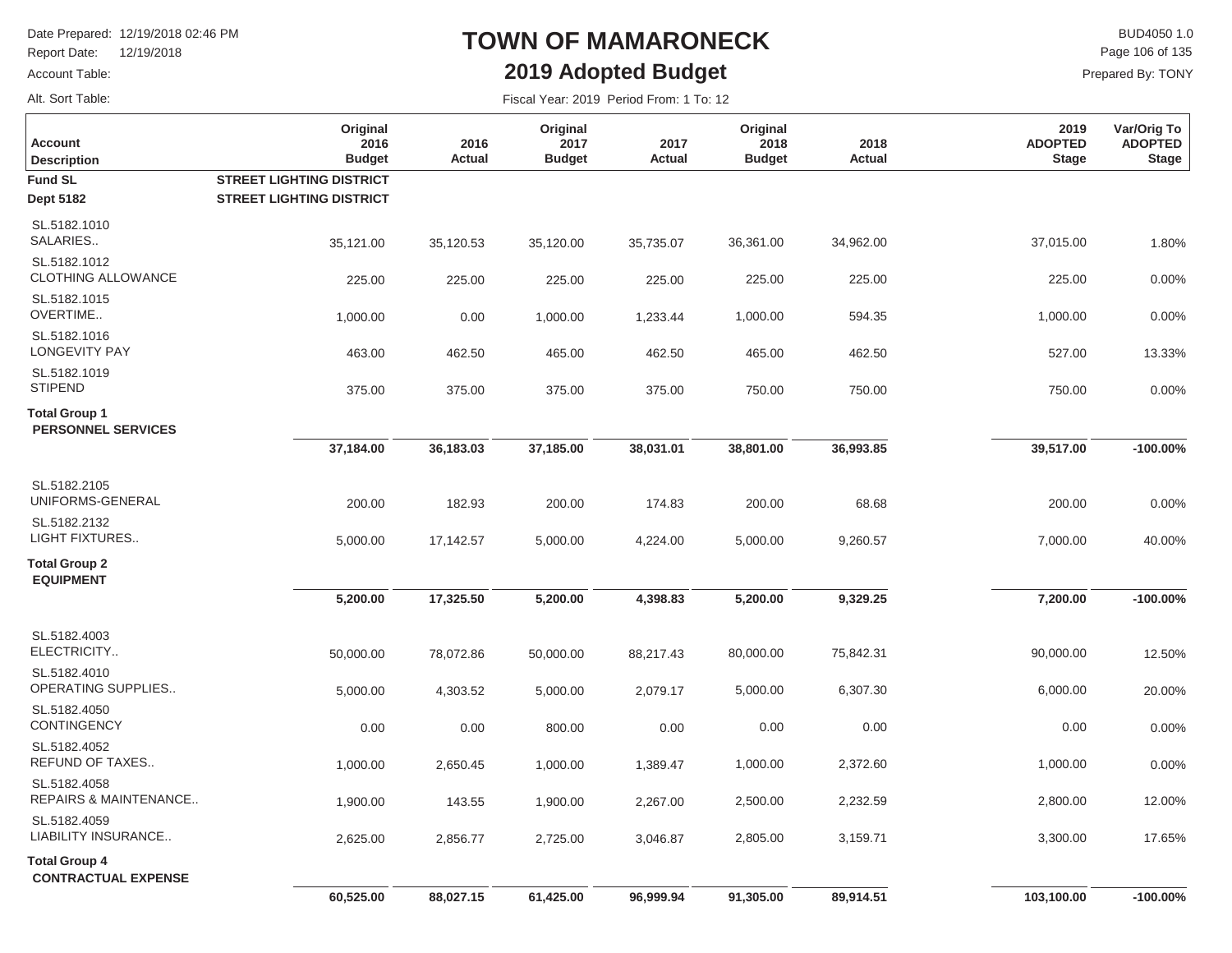Date Prepared: 12/19/2018 02:46 PM
Report Date: 12/19/2018
Account Table:
Alt. Sort Table:

# TOWN OF MAMARONECK

## 2019 Adopted Budget

BUD4050 1.0
Prepared By: TONY

Fiscal Year: 2019 Period From: 1 To: 12

| Account Description | Original 2016 Budget | 2016 Actual | Original 2017 Budget | 2017 Actual | Original 2018 Budget | 2018 Actual | 2019 ADOPTED Stage | Var/Orig To ADOPTED Stage |
|---|---|---|---|---|---|---|---|---|
| **Fund SL** | **STREET LIGHTING DISTRICT** | | | | | | | |
| **Dept 5182** | **STREET LIGHTING DISTRICT** | | | | | | | |
| SL.5182.1010 SALARIES.. | 35,121.00 | 35,120.53 | 35,120.00 | 35,735.07 | 36,361.00 | 34,962.00 | 37,015.00 | 1.80% |
| SL.5182.1012 CLOTHING ALLOWANCE | 225.00 | 225.00 | 225.00 | 225.00 | 225.00 | 225.00 | 225.00 | 0.00% |
| SL.5182.1015 OVERTIME.. | 1,000.00 | 0.00 | 1,000.00 | 1,233.44 | 1,000.00 | 594.35 | 1,000.00 | 0.00% |
| SL.5182.1016 LONGEVITY PAY | 463.00 | 462.50 | 465.00 | 462.50 | 465.00 | 462.50 | 527.00 | 13.33% |
| SL.5182.1019 STIPEND | 375.00 | 375.00 | 375.00 | 375.00 | 750.00 | 750.00 | 750.00 | 0.00% |
| **Total Group 1 PERSONNEL SERVICES** | **37,184.00** | **36,183.03** | **37,185.00** | **38,031.01** | **38,801.00** | **36,993.85** | **39,517.00** | **-100.00%** |
| SL.5182.2105 UNIFORMS-GENERAL | 200.00 | 182.93 | 200.00 | 174.83 | 200.00 | 68.68 | 200.00 | 0.00% |
| SL.5182.2132 LIGHT FIXTURES.. | 5,000.00 | 17,142.57 | 5,000.00 | 4,224.00 | 5,000.00 | 9,260.57 | 7,000.00 | 40.00% |
| **Total Group 2 EQUIPMENT** | **5,200.00** | **17,325.50** | **5,200.00** | **4,398.83** | **5,200.00** | **9,329.25** | **7,200.00** | **-100.00%** |
| SL.5182.4003 ELECTRICITY.. | 50,000.00 | 78,072.86 | 50,000.00 | 88,217.43 | 80,000.00 | 75,842.31 | 90,000.00 | 12.50% |
| SL.5182.4010 OPERATING SUPPLIES.. | 5,000.00 | 4,303.52 | 5,000.00 | 2,079.17 | 5,000.00 | 6,307.30 | 6,000.00 | 20.00% |
| SL.5182.4050 CONTINGENCY | 0.00 | 0.00 | 800.00 | 0.00 | 0.00 | 0.00 | 0.00 | 0.00% |
| SL.5182.4052 REFUND OF TAXES.. | 1,000.00 | 2,650.45 | 1,000.00 | 1,389.47 | 1,000.00 | 2,372.60 | 1,000.00 | 0.00% |
| SL.5182.4058 REPAIRS & MAINTENANCE.. | 1,900.00 | 143.55 | 1,900.00 | 2,267.00 | 2,500.00 | 2,232.59 | 2,800.00 | 12.00% |
| SL.5182.4059 LIABILITY INSURANCE.. | 2,625.00 | 2,856.77 | 2,725.00 | 3,046.87 | 2,805.00 | 3,159.71 | 3,300.00 | 17.65% |
| **Total Group 4 CONTRACTUAL EXPENSE** | **60,525.00** | **88,027.15** | **61,425.00** | **96,999.94** | **91,305.00** | **89,914.51** | **103,100.00** | **-100.00%** |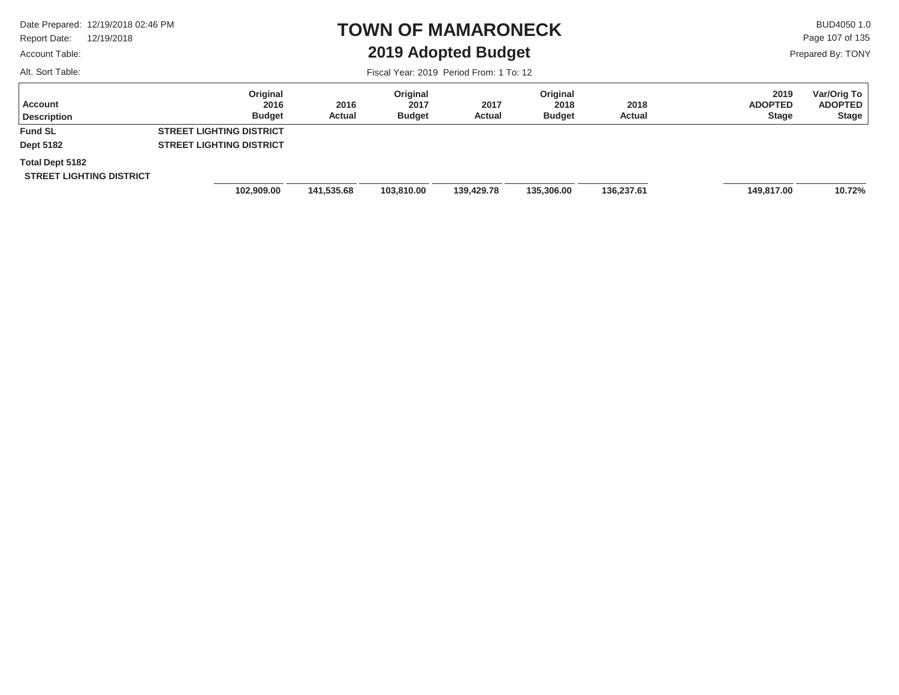# TOWN OF MAMARONECK

## 2019 Adopted Budget

Date Prepared: 12/19/2018 02:46 PM
Report Date: 12/19/2018
Account Table:
Alt. Sort Table:

BUD4050 1.0
Prepared By: TONY

Fiscal Year: 2019 Period From: 1 To: 12

| Account Description | | Original 2016 Budget | 2016 Actual | Original 2017 Budget | 2017 Actual | Original 2018 Budget | 2018 Actual | 2019 ADOPTED Stage | Var/Orig To ADOPTED Stage |
|---|---|---|---|---|---|---|---|---|---|
| **Fund SL** | **STREET LIGHTING DISTRICT** | | | | | | | | |
| **Dept 5182** | **STREET LIGHTING DISTRICT** | | | | | | | | |
| **Total Dept 5182 STREET LIGHTING DISTRICT** | | **102,909.00** | **141,535.68** | **103,810.00** | **139,429.78** | **135,306.00** | **136,237.61** | **149,817.00** | **10.72%** |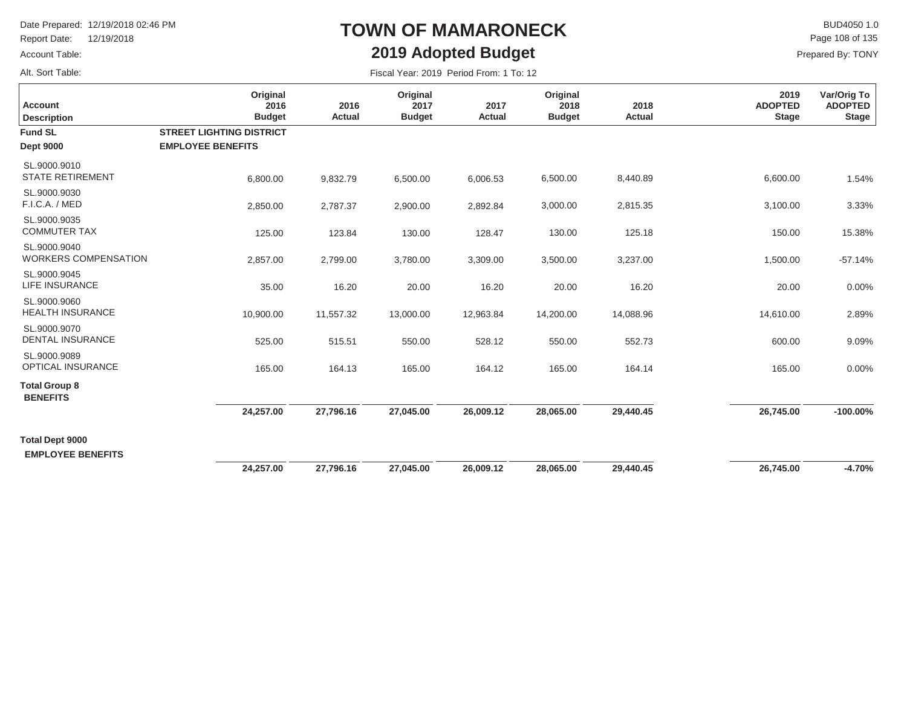# TOWN OF MAMARONECK

## 2019 Adopted Budget

Date Prepared: 12/19/2018 02:46 PM
Report Date: 12/19/2018
Account Table:
Alt. Sort Table:

BUD4050 1.0
Prepared By: TONY

Fiscal Year: 2019 Period From: 1 To: 12

| Account Description | Original 2016 Budget | 2016 Actual | Original 2017 Budget | 2017 Actual | Original 2018 Budget | 2018 Actual | 2019 ADOPTED Stage | Var/Orig To ADOPTED Stage |
|---|---|---|---|---|---|---|---|---|
| **Fund SL** | **STREET LIGHTING DISTRICT** | | | | | | | |
| **Dept 9000** | **EMPLOYEE BENEFITS** | | | | | | | |
| SL.9000.9010 STATE RETIREMENT | 6,800.00 | 9,832.79 | 6,500.00 | 6,006.53 | 6,500.00 | 8,440.89 | 6,600.00 | 1.54% |
| SL.9000.9030 F.I.C.A. / MED | 2,850.00 | 2,787.37 | 2,900.00 | 2,892.84 | 3,000.00 | 2,815.35 | 3,100.00 | 3.33% |
| SL.9000.9035 COMMUTER TAX | 125.00 | 123.84 | 130.00 | 128.47 | 130.00 | 125.18 | 150.00 | 15.38% |
| SL.9000.9040 WORKERS COMPENSATION | 2,857.00 | 2,799.00 | 3,780.00 | 3,309.00 | 3,500.00 | 3,237.00 | 1,500.00 | -57.14% |
| SL.9000.9045 LIFE INSURANCE | 35.00 | 16.20 | 20.00 | 16.20 | 20.00 | 16.20 | 20.00 | 0.00% |
| SL.9000.9060 HEALTH INSURANCE | 10,900.00 | 11,557.32 | 13,000.00 | 12,963.84 | 14,200.00 | 14,088.96 | 14,610.00 | 2.89% |
| SL.9000.9070 DENTAL INSURANCE | 525.00 | 515.51 | 550.00 | 528.12 | 550.00 | 552.73 | 600.00 | 9.09% |
| SL.9000.9089 OPTICAL INSURANCE | 165.00 | 164.13 | 165.00 | 164.12 | 165.00 | 164.14 | 165.00 | 0.00% |
| **Total Group 8 BENEFITS** | **24,257.00** | **27,796.16** | **27,045.00** | **26,009.12** | **28,065.00** | **29,440.45** | **26,745.00** | **-100.00%** |
| **Total Dept 9000 EMPLOYEE BENEFITS** | **24,257.00** | **27,796.16** | **27,045.00** | **26,009.12** | **28,065.00** | **29,440.45** | **26,745.00** | **-4.70%** |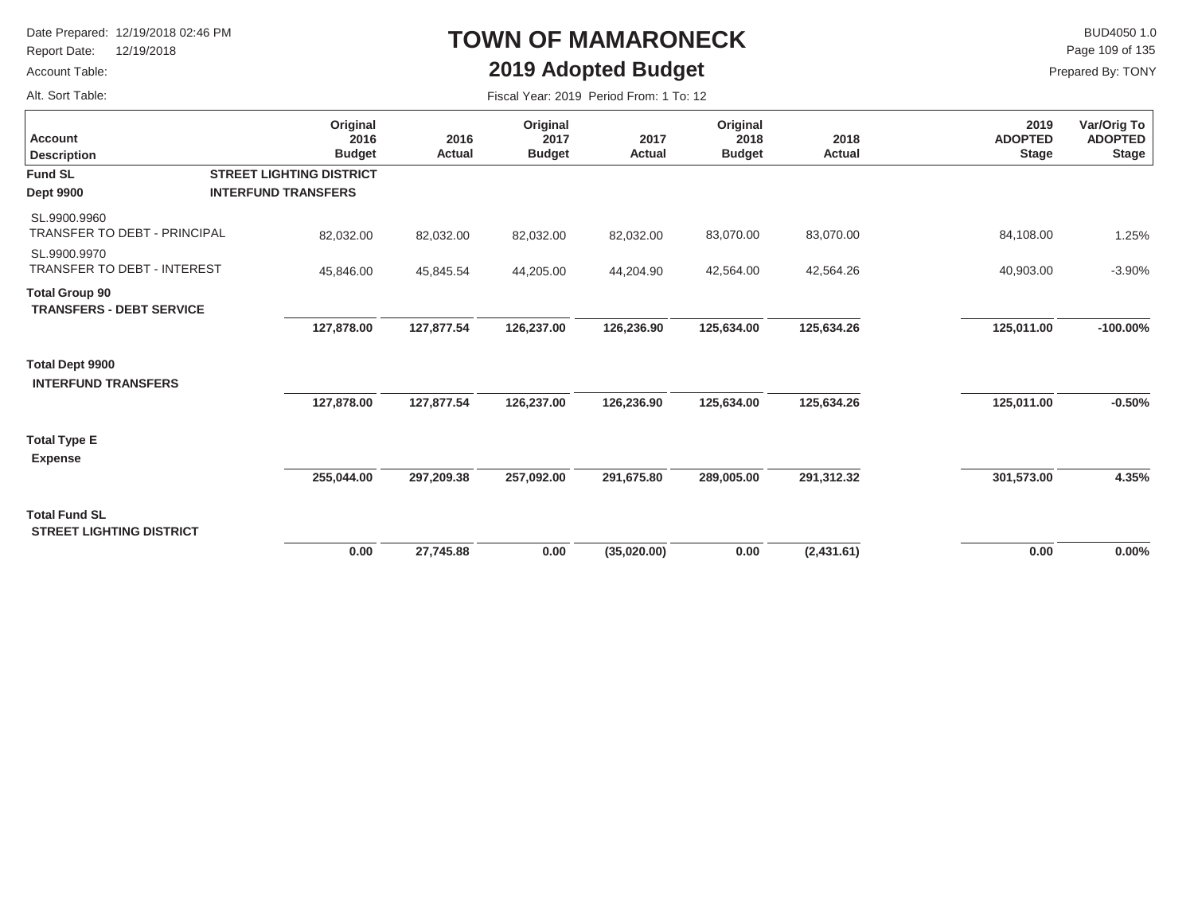# TOWN OF MAMARONECK

## 2019 Adopted Budget

Date Prepared: 12/19/2018 02:46 PM
Report Date: 12/19/2018
Account Table:
Alt. Sort Table:

BUD4050 1.0
Prepared By: TONY

Fiscal Year: 2019 Period From: 1 To: 12

| Account Description | | Original 2016 Budget | 2016 Actual | Original 2017 Budget | 2017 Actual | Original 2018 Budget | 2018 Actual | 2019 ADOPTED Stage | Var/Orig To ADOPTED Stage |
|---|---|---|---|---|---|---|---|---|---|
| **Fund SL** | **STREET LIGHTING DISTRICT** | | | | | | | | |
| **Dept 9900** | **INTERFUND TRANSFERS** | | | | | | | | |
| SL.9900.9960 TRANSFER TO DEBT - PRINCIPAL | | 82,032.00 | 82,032.00 | 82,032.00 | 82,032.00 | 83,070.00 | 83,070.00 | 84,108.00 | 1.25% |
| SL.9900.9970 TRANSFER TO DEBT - INTEREST | | 45,846.00 | 45,845.54 | 44,205.00 | 44,204.90 | 42,564.00 | 42,564.26 | 40,903.00 | -3.90% |
| **Total Group 90 TRANSFERS - DEBT SERVICE** | | **127,878.00** | **127,877.54** | **126,237.00** | **126,236.90** | **125,634.00** | **125,634.26** | **125,011.00** | **-100.00%** |
| **Total Dept 9900 INTERFUND TRANSFERS** | | **127,878.00** | **127,877.54** | **126,237.00** | **126,236.90** | **125,634.00** | **125,634.26** | **125,011.00** | **-0.50%** |
| **Total Type E Expense** | | **255,044.00** | **297,209.38** | **257,092.00** | **291,675.80** | **289,005.00** | **291,312.32** | **301,573.00** | **4.35%** |
| **Total Fund SL STREET LIGHTING DISTRICT** | | **0.00** | **27,745.88** | **0.00** | **(35,020.00)** | **0.00** | **(2,431.61)** | **0.00** | **0.00%** |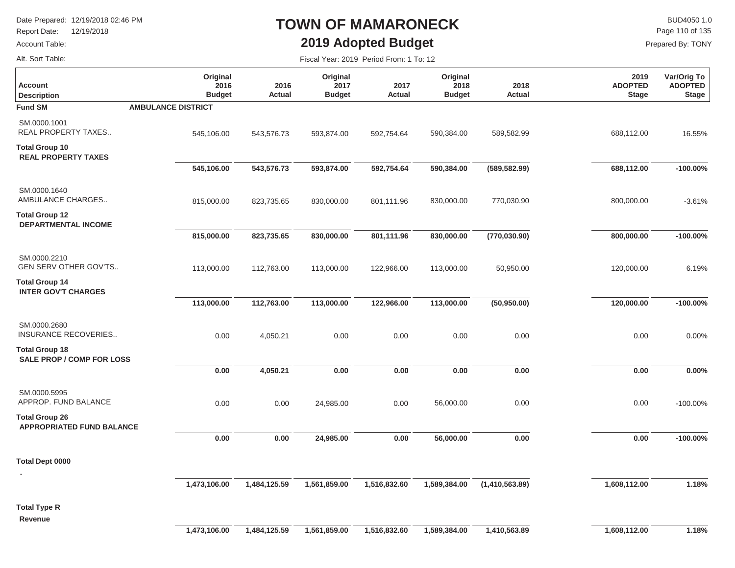# TOWN OF MAMARONECK

## 2019 Adopted Budget

Date Prepared: 12/19/2018 02:46 PM
Report Date: 12/19/2018
Account Table:
Alt. Sort Table:

BUD4050 1.0
Prepared By: TONY

Fiscal Year: 2019 Period From: 1 To: 12

| Account Description | Original 2016 Budget | 2016 Actual | Original 2017 Budget | 2017 Actual | Original 2018 Budget | 2018 Actual | 2019 ADOPTED Stage | Var/Orig To ADOPTED Stage |
|---|---|---|---|---|---|---|---|---|
| **Fund SM** **AMBULANCE DISTRICT** | | | | | | | | |
| SM.0000.1001 REAL PROPERTY TAXES.. | 545,106.00 | 543,576.73 | 593,874.00 | 592,754.64 | 590,384.00 | 589,582.99 | 688,112.00 | 16.55% |
| **Total Group 10 REAL PROPERTY TAXES** | **545,106.00** | **543,576.73** | **593,874.00** | **592,754.64** | **590,384.00** | **(589,582.99)** | **688,112.00** | **-100.00%** |
| SM.0000.1640 AMBULANCE CHARGES.. | 815,000.00 | 823,735.65 | 830,000.00 | 801,111.96 | 830,000.00 | 770,030.90 | 800,000.00 | -3.61% |
| **Total Group 12 DEPARTMENTAL INCOME** | **815,000.00** | **823,735.65** | **830,000.00** | **801,111.96** | **830,000.00** | **(770,030.90)** | **800,000.00** | **-100.00%** |
| SM.0000.2210 GEN SERV OTHER GOV'TS.. | 113,000.00 | 112,763.00 | 113,000.00 | 122,966.00 | 113,000.00 | 50,950.00 | 120,000.00 | 6.19% |
| **Total Group 14 INTER GOV'T CHARGES** | **113,000.00** | **112,763.00** | **113,000.00** | **122,966.00** | **113,000.00** | **(50,950.00)** | **120,000.00** | **-100.00%** |
| SM.0000.2680 INSURANCE RECOVERIES.. | 0.00 | 4,050.21 | 0.00 | 0.00 | 0.00 | 0.00 | 0.00 | 0.00% |
| **Total Group 18 SALE PROP / COMP FOR LOSS** | **0.00** | **4,050.21** | **0.00** | **0.00** | **0.00** | **0.00** | **0.00** | **0.00%** |
| SM.0000.5995 APPROP. FUND BALANCE | 0.00 | 0.00 | 24,985.00 | 0.00 | 56,000.00 | 0.00 | 0.00 | -100.00% |
| **Total Group 26 APPROPRIATED FUND BALANCE** | **0.00** | **0.00** | **24,985.00** | **0.00** | **56,000.00** | **0.00** | **0.00** | **-100.00%** |
| **Total Dept 0000** . | **1,473,106.00** | **1,484,125.59** | **1,561,859.00** | **1,516,832.60** | **1,589,384.00** | **(1,410,563.89)** | **1,608,112.00** | **1.18%** |
| **Total Type R Revenue** | **1,473,106.00** | **1,484,125.59** | **1,561,859.00** | **1,516,832.60** | **1,589,384.00** | **1,410,563.89** | **1,608,112.00** | **1.18%** |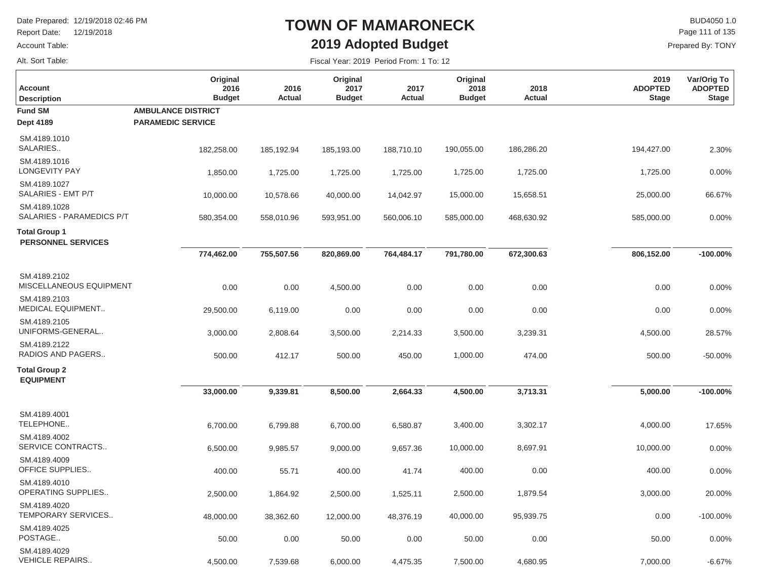# TOWN OF MAMARONECK

## 2019 Adopted Budget

Date Prepared: 12/19/2018 02:46 PM
Report Date: 12/19/2018
Account Table:
Alt. Sort Table:

BUD4050 1.0
Prepared By: TONY

Fiscal Year: 2019 Period From: 1 To: 12

| Account Description | Original 2016 Budget | 2016 Actual | Original 2017 Budget | 2017 Actual | Original 2018 Budget | 2018 Actual | 2019 ADOPTED Stage | Var/Orig To ADOPTED Stage |
|---|---|---|---|---|---|---|---|---|
| **Fund SM** **AMBULANCE DISTRICT** | | | | | | | | |
| **Dept 4189** **PARAMEDIC SERVICE** | | | | | | | | |
| SM.4189.1010 SALARIES.. | 182,258.00 | 185,192.94 | 185,193.00 | 188,710.10 | 190,055.00 | 186,286.20 | 194,427.00 | 2.30% |
| SM.4189.1016 LONGEVITY PAY | 1,850.00 | 1,725.00 | 1,725.00 | 1,725.00 | 1,725.00 | 1,725.00 | 1,725.00 | 0.00% |
| SM.4189.1027 SALARIES - EMT P/T | 10,000.00 | 10,578.66 | 40,000.00 | 14,042.97 | 15,000.00 | 15,658.51 | 25,000.00 | 66.67% |
| SM.4189.1028 SALARIES - PARAMEDICS P/T | 580,354.00 | 558,010.96 | 593,951.00 | 560,006.10 | 585,000.00 | 468,630.92 | 585,000.00 | 0.00% |
| **Total Group 1 PERSONNEL SERVICES** | **774,462.00** | **755,507.56** | **820,869.00** | **764,484.17** | **791,780.00** | **672,300.63** | **806,152.00** | **-100.00%** |
| SM.4189.2102 MISCELLANEOUS EQUIPMENT | 0.00 | 0.00 | 4,500.00 | 0.00 | 0.00 | 0.00 | 0.00 | 0.00% |
| SM.4189.2103 MEDICAL EQUIPMENT.. | 29,500.00 | 6,119.00 | 0.00 | 0.00 | 0.00 | 0.00 | 0.00 | 0.00% |
| SM.4189.2105 UNIFORMS-GENERAL.. | 3,000.00 | 2,808.64 | 3,500.00 | 2,214.33 | 3,500.00 | 3,239.31 | 4,500.00 | 28.57% |
| SM.4189.2122 RADIOS AND PAGERS.. | 500.00 | 412.17 | 500.00 | 450.00 | 1,000.00 | 474.00 | 500.00 | -50.00% |
| **Total Group 2 EQUIPMENT** | **33,000.00** | **9,339.81** | **8,500.00** | **2,664.33** | **4,500.00** | **3,713.31** | **5,000.00** | **-100.00%** |
| SM.4189.4001 TELEPHONE.. | 6,700.00 | 6,799.88 | 6,700.00 | 6,580.87 | 3,400.00 | 3,302.17 | 4,000.00 | 17.65% |
| SM.4189.4002 SERVICE CONTRACTS.. | 6,500.00 | 9,985.57 | 9,000.00 | 9,657.36 | 10,000.00 | 8,697.91 | 10,000.00 | 0.00% |
| SM.4189.4009 OFFICE SUPPLIES.. | 400.00 | 55.71 | 400.00 | 41.74 | 400.00 | 0.00 | 400.00 | 0.00% |
| SM.4189.4010 OPERATING SUPPLIES.. | 2,500.00 | 1,864.92 | 2,500.00 | 1,525.11 | 2,500.00 | 1,879.54 | 3,000.00 | 20.00% |
| SM.4189.4020 TEMPORARY SERVICES.. | 48,000.00 | 38,362.60 | 12,000.00 | 48,376.19 | 40,000.00 | 95,939.75 | 0.00 | -100.00% |
| SM.4189.4025 POSTAGE.. | 50.00 | 0.00 | 50.00 | 0.00 | 50.00 | 0.00 | 50.00 | 0.00% |
| SM.4189.4029 VEHICLE REPAIRS.. | 4,500.00 | 7,539.68 | 6,000.00 | 4,475.35 | 7,500.00 | 4,680.95 | 7,000.00 | -6.67% |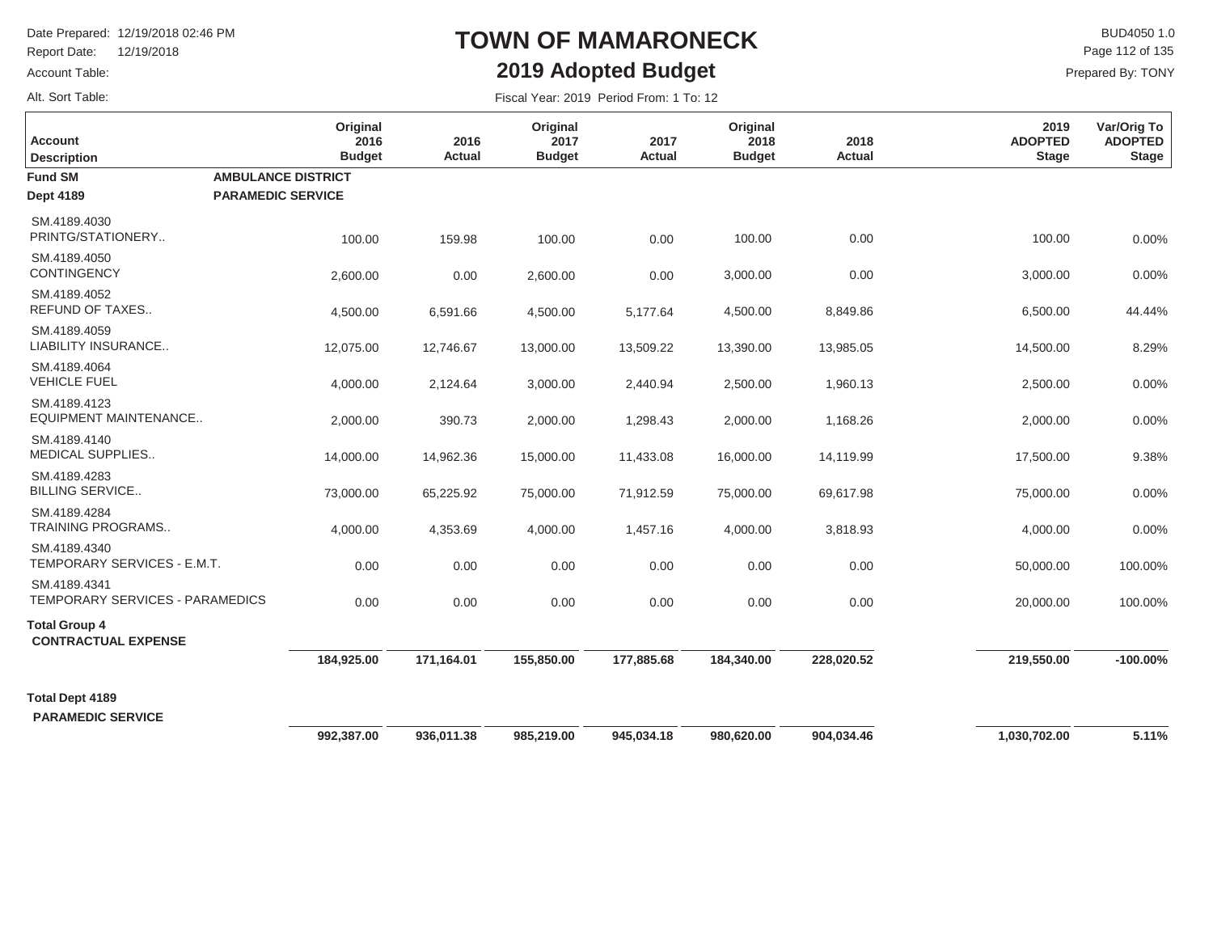# TOWN OF MAMARONECK

## 2019 Adopted Budget

Date Prepared: 12/19/2018 02:46 PM
Report Date: 12/19/2018
Account Table:
Alt. Sort Table:

BUD4050 1.0
Prepared By: TONY

Fiscal Year: 2019 Period From: 1 To: 12

| Account Description | Original 2016 Budget | 2016 Actual | Original 2017 Budget | 2017 Actual | Original 2018 Budget | 2018 Actual | 2019 ADOPTED Stage | Var/Orig To ADOPTED Stage |
|---|---|---|---|---|---|---|---|---|
| **Fund SM** **AMBULANCE DISTRICT** | | | | | | | | |
| **Dept 4189** **PARAMEDIC SERVICE** | | | | | | | | |
| SM.4189.4030 PRINTG/STATIONERY.. | 100.00 | 159.98 | 100.00 | 0.00 | 100.00 | 0.00 | 100.00 | 0.00% |
| SM.4189.4050 CONTINGENCY | 2,600.00 | 0.00 | 2,600.00 | 0.00 | 3,000.00 | 0.00 | 3,000.00 | 0.00% |
| SM.4189.4052 REFUND OF TAXES.. | 4,500.00 | 6,591.66 | 4,500.00 | 5,177.64 | 4,500.00 | 8,849.86 | 6,500.00 | 44.44% |
| SM.4189.4059 LIABILITY INSURANCE.. | 12,075.00 | 12,746.67 | 13,000.00 | 13,509.22 | 13,390.00 | 13,985.05 | 14,500.00 | 8.29% |
| SM.4189.4064 VEHICLE FUEL | 4,000.00 | 2,124.64 | 3,000.00 | 2,440.94 | 2,500.00 | 1,960.13 | 2,500.00 | 0.00% |
| SM.4189.4123 EQUIPMENT MAINTENANCE.. | 2,000.00 | 390.73 | 2,000.00 | 1,298.43 | 2,000.00 | 1,168.26 | 2,000.00 | 0.00% |
| SM.4189.4140 MEDICAL SUPPLIES.. | 14,000.00 | 14,962.36 | 15,000.00 | 11,433.08 | 16,000.00 | 14,119.99 | 17,500.00 | 9.38% |
| SM.4189.4283 BILLING SERVICE.. | 73,000.00 | 65,225.92 | 75,000.00 | 71,912.59 | 75,000.00 | 69,617.98 | 75,000.00 | 0.00% |
| SM.4189.4284 TRAINING PROGRAMS.. | 4,000.00 | 4,353.69 | 4,000.00 | 1,457.16 | 4,000.00 | 3,818.93 | 4,000.00 | 0.00% |
| SM.4189.4340 TEMPORARY SERVICES - E.M.T. | 0.00 | 0.00 | 0.00 | 0.00 | 0.00 | 0.00 | 50,000.00 | 100.00% |
| SM.4189.4341 TEMPORARY SERVICES - PARAMEDICS | 0.00 | 0.00 | 0.00 | 0.00 | 0.00 | 0.00 | 20,000.00 | 100.00% |
| **Total Group 4 CONTRACTUAL EXPENSE** | **184,925.00** | **171,164.01** | **155,850.00** | **177,885.68** | **184,340.00** | **228,020.52** | **219,550.00** | **-100.00%** |
| **Total Dept 4189 PARAMEDIC SERVICE** | **992,387.00** | **936,011.38** | **985,219.00** | **945,034.18** | **980,620.00** | **904,034.46** | **1,030,702.00** | **5.11%** |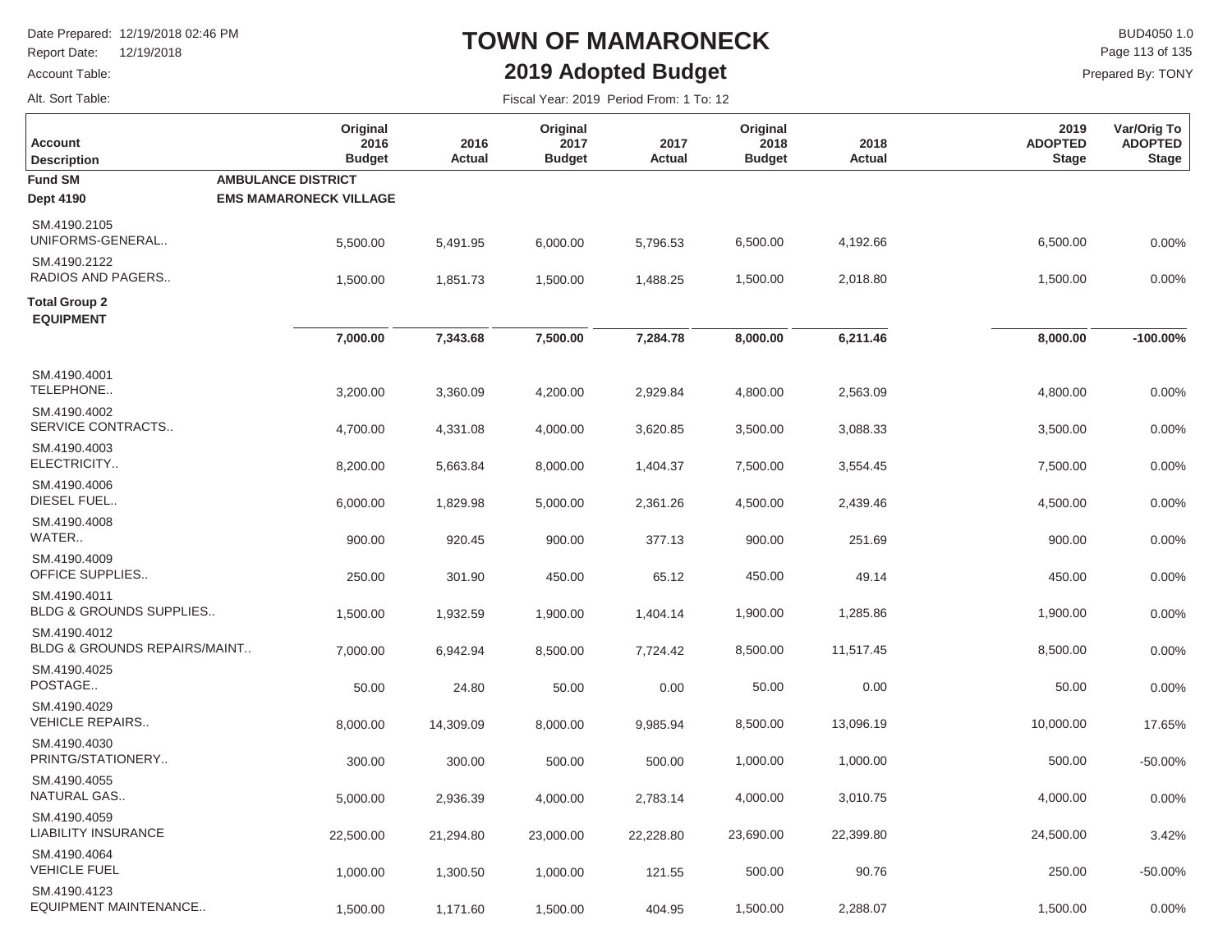# TOWN OF MAMARONECK

## 2019 Adopted Budget

Date Prepared: 12/19/2018 02:46 PM
Report Date: 12/19/2018
Account Table:
Alt. Sort Table:

BUD4050 1.0
Prepared By: TONY

Fiscal Year: 2019 Period From: 1 To: 12

| Account Description | Original 2016 Budget | 2016 Actual | Original 2017 Budget | 2017 Actual | Original 2018 Budget | 2018 Actual | 2019 ADOPTED Stage | Var/Orig To ADOPTED Stage |
|---|---|---|---|---|---|---|---|---|
| **Fund SM** AMBULANCE DISTRICT | | | | | | | | |
| **Dept 4190** EMS MAMARONECK VILLAGE | | | | | | | | |
| SM.4190.2105 UNIFORMS-GENERAL.. | 5,500.00 | 5,491.95 | 6,000.00 | 5,796.53 | 6,500.00 | 4,192.66 | 6,500.00 | 0.00% |
| SM.4190.2122 RADIOS AND PAGERS.. | 1,500.00 | 1,851.73 | 1,500.00 | 1,488.25 | 1,500.00 | 2,018.80 | 1,500.00 | 0.00% |
| **Total Group 2 EQUIPMENT** | **7,000.00** | **7,343.68** | **7,500.00** | **7,284.78** | **8,000.00** | **6,211.46** | **8,000.00** | **-100.00%** |
| SM.4190.4001 TELEPHONE.. | 3,200.00 | 3,360.09 | 4,200.00 | 2,929.84 | 4,800.00 | 2,563.09 | 4,800.00 | 0.00% |
| SM.4190.4002 SERVICE CONTRACTS.. | 4,700.00 | 4,331.08 | 4,000.00 | 3,620.85 | 3,500.00 | 3,088.33 | 3,500.00 | 0.00% |
| SM.4190.4003 ELECTRICITY.. | 8,200.00 | 5,663.84 | 8,000.00 | 1,404.37 | 7,500.00 | 3,554.45 | 7,500.00 | 0.00% |
| SM.4190.4006 DIESEL FUEL.. | 6,000.00 | 1,829.98 | 5,000.00 | 2,361.26 | 4,500.00 | 2,439.46 | 4,500.00 | 0.00% |
| SM.4190.4008 WATER.. | 900.00 | 920.45 | 900.00 | 377.13 | 900.00 | 251.69 | 900.00 | 0.00% |
| SM.4190.4009 OFFICE SUPPLIES.. | 250.00 | 301.90 | 450.00 | 65.12 | 450.00 | 49.14 | 450.00 | 0.00% |
| SM.4190.4011 BLDG & GROUNDS SUPPLIES.. | 1,500.00 | 1,932.59 | 1,900.00 | 1,404.14 | 1,900.00 | 1,285.86 | 1,900.00 | 0.00% |
| SM.4190.4012 BLDG & GROUNDS REPAIRS/MAINT.. | 7,000.00 | 6,942.94 | 8,500.00 | 7,724.42 | 8,500.00 | 11,517.45 | 8,500.00 | 0.00% |
| SM.4190.4025 POSTAGE.. | 50.00 | 24.80 | 50.00 | 0.00 | 50.00 | 0.00 | 50.00 | 0.00% |
| SM.4190.4029 VEHICLE REPAIRS.. | 8,000.00 | 14,309.09 | 8,000.00 | 9,985.94 | 8,500.00 | 13,096.19 | 10,000.00 | 17.65% |
| SM.4190.4030 PRINTG/STATIONERY.. | 300.00 | 300.00 | 500.00 | 500.00 | 1,000.00 | 1,000.00 | 500.00 | -50.00% |
| SM.4190.4055 NATURAL GAS.. | 5,000.00 | 2,936.39 | 4,000.00 | 2,783.14 | 4,000.00 | 3,010.75 | 4,000.00 | 0.00% |
| SM.4190.4059 LIABILITY INSURANCE | 22,500.00 | 21,294.80 | 23,000.00 | 22,228.80 | 23,690.00 | 22,399.80 | 24,500.00 | 3.42% |
| SM.4190.4064 VEHICLE FUEL | 1,000.00 | 1,300.50 | 1,000.00 | 121.55 | 500.00 | 90.76 | 250.00 | -50.00% |
| SM.4190.4123 EQUIPMENT MAINTENANCE.. | 1,500.00 | 1,171.60 | 1,500.00 | 404.95 | 1,500.00 | 2,288.07 | 1,500.00 | 0.00% |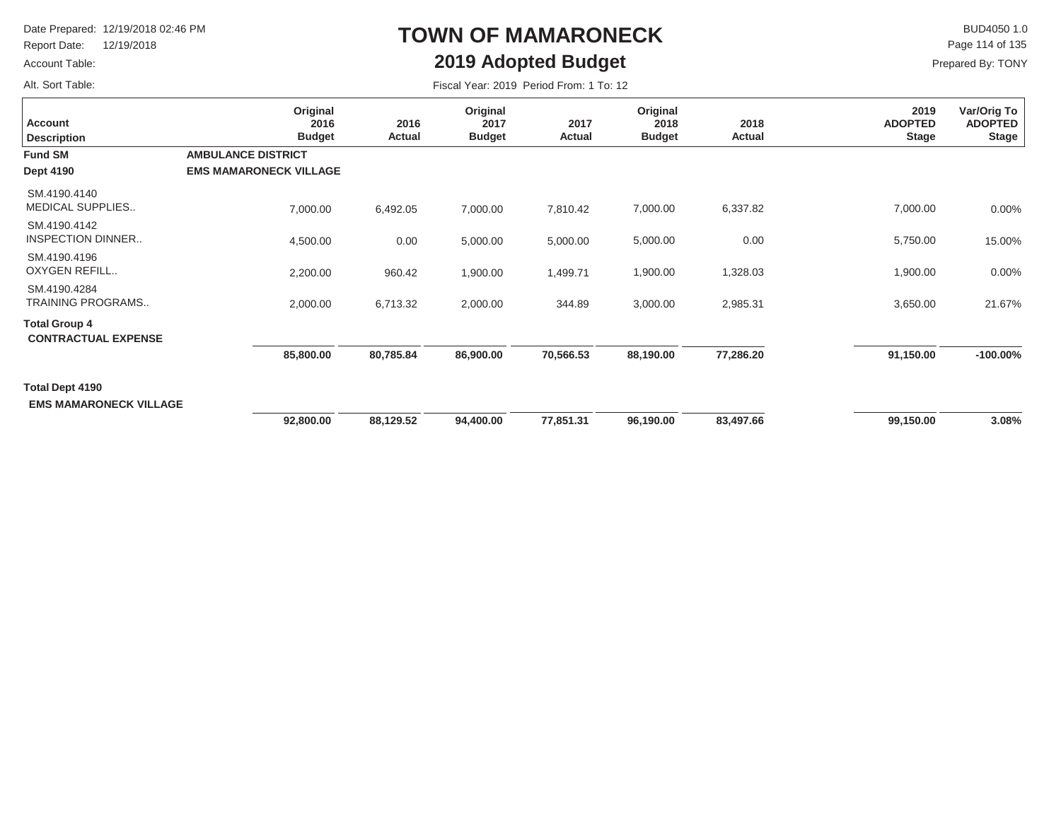# TOWN OF MAMARONECK

## 2019 Adopted Budget

Date Prepared: 12/19/2018 02:46 PM
Report Date: 12/19/2018
Account Table:
Alt. Sort Table:

BUD4050 1.0
Prepared By: TONY

Fiscal Year: 2019 Period From: 1 To: 12

| Account Description | Original 2016 Budget | 2016 Actual | Original 2017 Budget | 2017 Actual | Original 2018 Budget | 2018 Actual | 2019 ADOPTED Stage | Var/Orig To ADOPTED Stage |
|---|---|---|---|---|---|---|---|---|
| **Fund SM** **AMBULANCE DISTRICT** | | | | | | | | |
| **Dept 4190** **EMS MAMARONECK VILLAGE** | | | | | | | | |
| SM.4190.4140 MEDICAL SUPPLIES.. | 7,000.00 | 6,492.05 | 7,000.00 | 7,810.42 | 7,000.00 | 6,337.82 | 7,000.00 | 0.00% |
| SM.4190.4142 INSPECTION DINNER.. | 4,500.00 | 0.00 | 5,000.00 | 5,000.00 | 5,000.00 | 0.00 | 5,750.00 | 15.00% |
| SM.4190.4196 OXYGEN REFILL.. | 2,200.00 | 960.42 | 1,900.00 | 1,499.71 | 1,900.00 | 1,328.03 | 1,900.00 | 0.00% |
| SM.4190.4284 TRAINING PROGRAMS.. | 2,000.00 | 6,713.32 | 2,000.00 | 344.89 | 3,000.00 | 2,985.31 | 3,650.00 | 21.67% |
| **Total Group 4 CONTRACTUAL EXPENSE** | **85,800.00** | **80,785.84** | **86,900.00** | **70,566.53** | **88,190.00** | **77,286.20** | **91,150.00** | **-100.00%** |
| **Total Dept 4190 EMS MAMARONECK VILLAGE** | **92,800.00** | **88,129.52** | **94,400.00** | **77,851.31** | **96,190.00** | **83,497.66** | **99,150.00** | **3.08%** |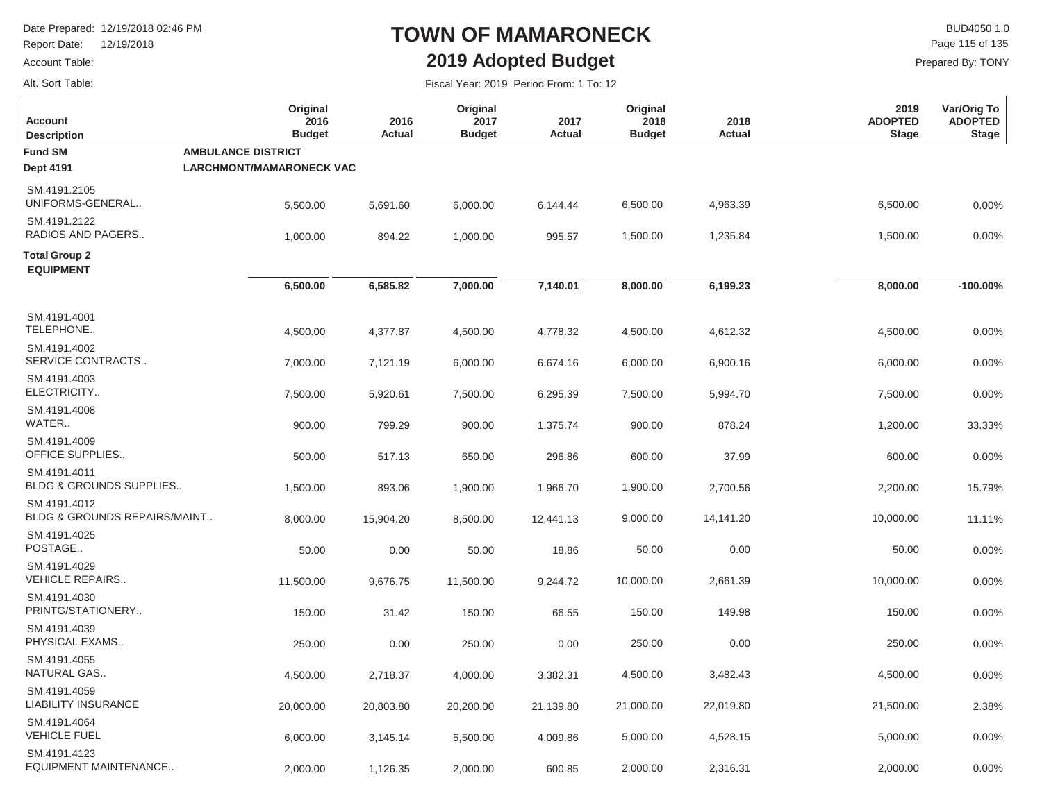# TOWN OF MAMARONECK

## 2019 Adopted Budget

Date Prepared: 12/19/2018 02:46 PM
Report Date: 12/19/2018
Account Table:
Alt. Sort Table:

BUD4050 1.0
Prepared By: TONY

Fiscal Year: 2019 Period From: 1 To: 12

| Account Description | Original 2016 Budget | 2016 Actual | Original 2017 Budget | 2017 Actual | Original 2018 Budget | 2018 Actual | 2019 ADOPTED Stage | Var/Orig To ADOPTED Stage |
|---|---|---|---|---|---|---|---|---|
| **Fund SM** **AMBULANCE DISTRICT** | | | | | | | | |
| **Dept 4191** **LARCHMONT/MAMARONECK VAC** | | | | | | | | |
| SM.4191.2105 UNIFORMS-GENERAL.. | 5,500.00 | 5,691.60 | 6,000.00 | 6,144.44 | 6,500.00 | 4,963.39 | 6,500.00 | 0.00% |
| SM.4191.2122 RADIOS AND PAGERS.. | 1,000.00 | 894.22 | 1,000.00 | 995.57 | 1,500.00 | 1,235.84 | 1,500.00 | 0.00% |
| **Total Group 2 EQUIPMENT** | **6,500.00** | **6,585.82** | **7,000.00** | **7,140.01** | **8,000.00** | **6,199.23** | **8,000.00** | **-100.00%** |
| SM.4191.4001 TELEPHONE.. | 4,500.00 | 4,377.87 | 4,500.00 | 4,778.32 | 4,500.00 | 4,612.32 | 4,500.00 | 0.00% |
| SM.4191.4002 SERVICE CONTRACTS.. | 7,000.00 | 7,121.19 | 6,000.00 | 6,674.16 | 6,000.00 | 6,900.16 | 6,000.00 | 0.00% |
| SM.4191.4003 ELECTRICITY.. | 7,500.00 | 5,920.61 | 7,500.00 | 6,295.39 | 7,500.00 | 5,994.70 | 7,500.00 | 0.00% |
| SM.4191.4008 WATER.. | 900.00 | 799.29 | 900.00 | 1,375.74 | 900.00 | 878.24 | 1,200.00 | 33.33% |
| SM.4191.4009 OFFICE SUPPLIES.. | 500.00 | 517.13 | 650.00 | 296.86 | 600.00 | 37.99 | 600.00 | 0.00% |
| SM.4191.4011 BLDG & GROUNDS SUPPLIES.. | 1,500.00 | 893.06 | 1,900.00 | 1,966.70 | 1,900.00 | 2,700.56 | 2,200.00 | 15.79% |
| SM.4191.4012 BLDG & GROUNDS REPAIRS/MAINT.. | 8,000.00 | 15,904.20 | 8,500.00 | 12,441.13 | 9,000.00 | 14,141.20 | 10,000.00 | 11.11% |
| SM.4191.4025 POSTAGE.. | 50.00 | 0.00 | 50.00 | 18.86 | 50.00 | 0.00 | 50.00 | 0.00% |
| SM.4191.4029 VEHICLE REPAIRS.. | 11,500.00 | 9,676.75 | 11,500.00 | 9,244.72 | 10,000.00 | 2,661.39 | 10,000.00 | 0.00% |
| SM.4191.4030 PRINTG/STATIONERY.. | 150.00 | 31.42 | 150.00 | 66.55 | 150.00 | 149.98 | 150.00 | 0.00% |
| SM.4191.4039 PHYSICAL EXAMS.. | 250.00 | 0.00 | 250.00 | 0.00 | 250.00 | 0.00 | 250.00 | 0.00% |
| SM.4191.4055 NATURAL GAS.. | 4,500.00 | 2,718.37 | 4,000.00 | 3,382.31 | 4,500.00 | 3,482.43 | 4,500.00 | 0.00% |
| SM.4191.4059 LIABILITY INSURANCE | 20,000.00 | 20,803.80 | 20,200.00 | 21,139.80 | 21,000.00 | 22,019.80 | 21,500.00 | 2.38% |
| SM.4191.4064 VEHICLE FUEL | 6,000.00 | 3,145.14 | 5,500.00 | 4,009.86 | 5,000.00 | 4,528.15 | 5,000.00 | 0.00% |
| SM.4191.4123 EQUIPMENT MAINTENANCE.. | 2,000.00 | 1,126.35 | 2,000.00 | 600.85 | 2,000.00 | 2,316.31 | 2,000.00 | 0.00% |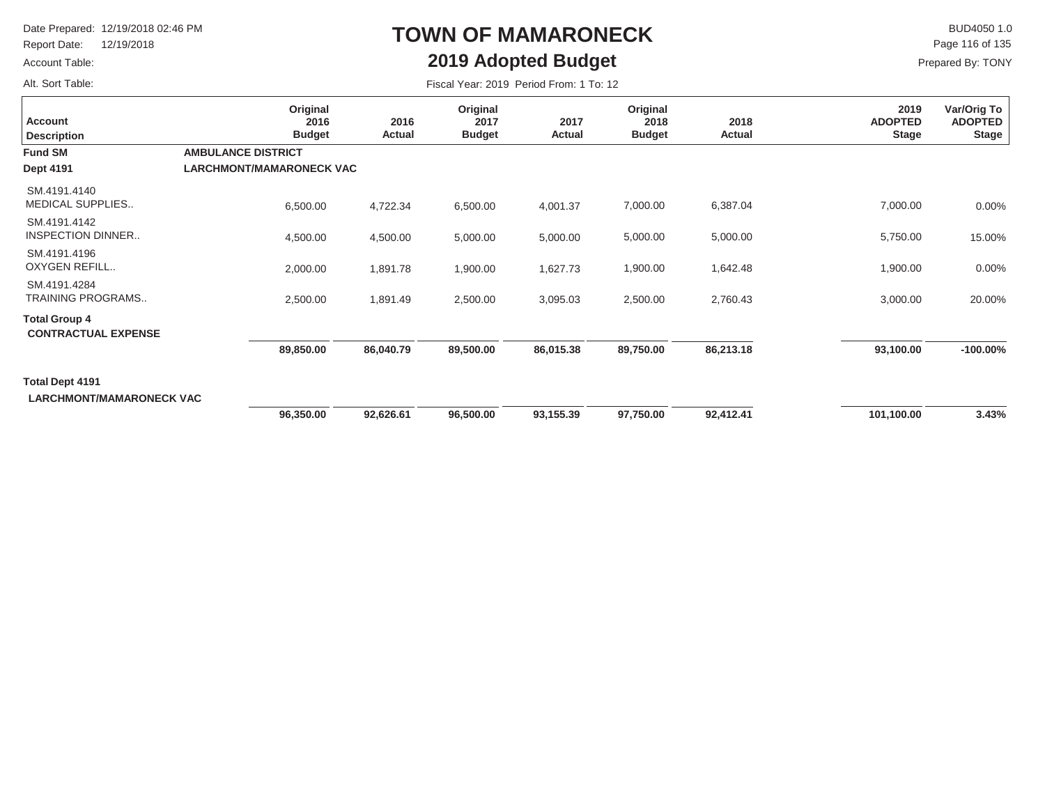# TOWN OF MAMARONECK

## 2019 Adopted Budget

Date Prepared: 12/19/2018 02:46 PM
Report Date: 12/19/2018
Account Table:
Alt. Sort Table:

BUD4050 1.0
Prepared By: TONY

Fiscal Year: 2019 Period From: 1 To: 12

| Account Description | Original 2016 Budget | 2016 Actual | Original 2017 Budget | 2017 Actual | Original 2018 Budget | 2018 Actual | 2019 ADOPTED Stage | Var/Orig To ADOPTED Stage |
|---|---|---|---|---|---|---|---|---|
| **Fund SM** **AMBULANCE DISTRICT** | | | | | | | | |
| **Dept 4191** **LARCHMONT/MAMARONECK VAC** | | | | | | | | |
| SM.4191.4140 MEDICAL SUPPLIES.. | 6,500.00 | 4,722.34 | 6,500.00 | 4,001.37 | 7,000.00 | 6,387.04 | 7,000.00 | 0.00% |
| SM.4191.4142 INSPECTION DINNER.. | 4,500.00 | 4,500.00 | 5,000.00 | 5,000.00 | 5,000.00 | 5,000.00 | 5,750.00 | 15.00% |
| SM.4191.4196 OXYGEN REFILL.. | 2,000.00 | 1,891.78 | 1,900.00 | 1,627.73 | 1,900.00 | 1,642.48 | 1,900.00 | 0.00% |
| SM.4191.4284 TRAINING PROGRAMS.. | 2,500.00 | 1,891.49 | 2,500.00 | 3,095.03 | 2,500.00 | 2,760.43 | 3,000.00 | 20.00% |
| **Total Group 4 CONTRACTUAL EXPENSE** | **89,850.00** | **86,040.79** | **89,500.00** | **86,015.38** | **89,750.00** | **86,213.18** | **93,100.00** | **-100.00%** |
| **Total Dept 4191 LARCHMONT/MAMARONECK VAC** | **96,350.00** | **92,626.61** | **96,500.00** | **93,155.39** | **97,750.00** | **92,412.41** | **101,100.00** | **3.43%** |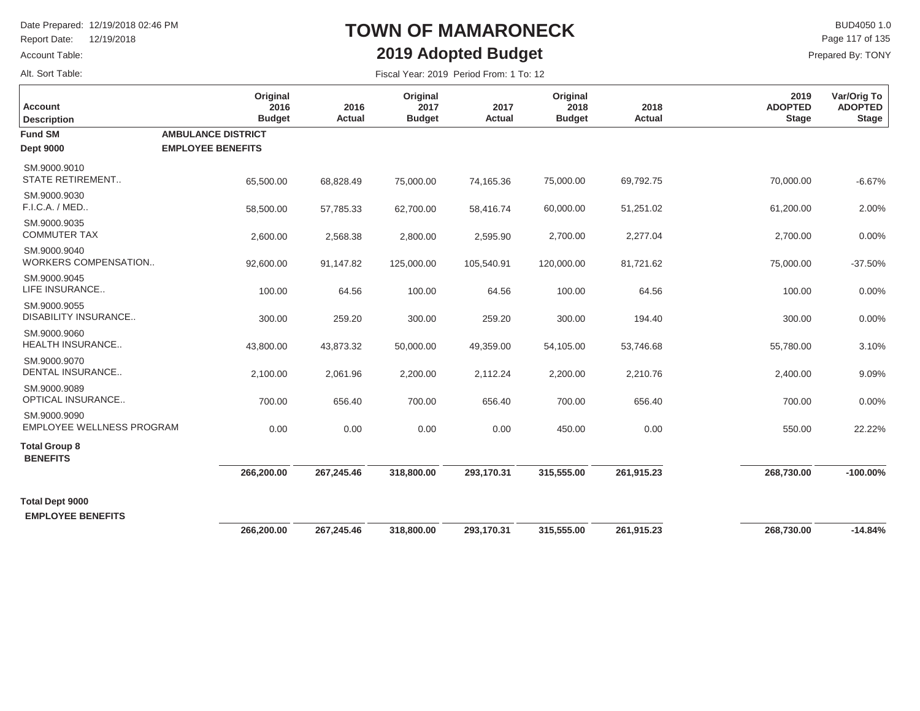# TOWN OF MAMARONECK

## 2019 Adopted Budget

Date Prepared: 12/19/2018 02:46 PM
Report Date: 12/19/2018
Account Table:
Alt. Sort Table:

BUD4050 1.0
Prepared By: TONY

Fiscal Year: 2019 Period From: 1 To: 12

| Account Description | Original 2016 Budget | 2016 Actual | Original 2017 Budget | 2017 Actual | Original 2018 Budget | 2018 Actual | 2019 ADOPTED Stage | Var/Orig To ADOPTED Stage |
|---|---|---|---|---|---|---|---|---|
| **Fund SM** **AMBULANCE DISTRICT** | | | | | | | | |
| **Dept 9000** **EMPLOYEE BENEFITS** | | | | | | | | |
| SM.9000.9010 STATE RETIREMENT.. | 65,500.00 | 68,828.49 | 75,000.00 | 74,165.36 | 75,000.00 | 69,792.75 | 70,000.00 | -6.67% |
| SM.9000.9030 F.I.C.A. / MED.. | 58,500.00 | 57,785.33 | 62,700.00 | 58,416.74 | 60,000.00 | 51,251.02 | 61,200.00 | 2.00% |
| SM.9000.9035 COMMUTER TAX | 2,600.00 | 2,568.38 | 2,800.00 | 2,595.90 | 2,700.00 | 2,277.04 | 2,700.00 | 0.00% |
| SM.9000.9040 WORKERS COMPENSATION.. | 92,600.00 | 91,147.82 | 125,000.00 | 105,540.91 | 120,000.00 | 81,721.62 | 75,000.00 | -37.50% |
| SM.9000.9045 LIFE INSURANCE.. | 100.00 | 64.56 | 100.00 | 64.56 | 100.00 | 64.56 | 100.00 | 0.00% |
| SM.9000.9055 DISABILITY INSURANCE.. | 300.00 | 259.20 | 300.00 | 259.20 | 300.00 | 194.40 | 300.00 | 0.00% |
| SM.9000.9060 HEALTH INSURANCE.. | 43,800.00 | 43,873.32 | 50,000.00 | 49,359.00 | 54,105.00 | 53,746.68 | 55,780.00 | 3.10% |
| SM.9000.9070 DENTAL INSURANCE.. | 2,100.00 | 2,061.96 | 2,200.00 | 2,112.24 | 2,200.00 | 2,210.76 | 2,400.00 | 9.09% |
| SM.9000.9089 OPTICAL INSURANCE.. | 700.00 | 656.40 | 700.00 | 656.40 | 700.00 | 656.40 | 700.00 | 0.00% |
| SM.9000.9090 EMPLOYEE WELLNESS PROGRAM | 0.00 | 0.00 | 0.00 | 0.00 | 450.00 | 0.00 | 550.00 | 22.22% |
| **Total Group 8 BENEFITS** | **266,200.00** | **267,245.46** | **318,800.00** | **293,170.31** | **315,555.00** | **261,915.23** | **268,730.00** | **-100.00%** |
| **Total Dept 9000 EMPLOYEE BENEFITS** | **266,200.00** | **267,245.46** | **318,800.00** | **293,170.31** | **315,555.00** | **261,915.23** | **268,730.00** | **-14.84%** |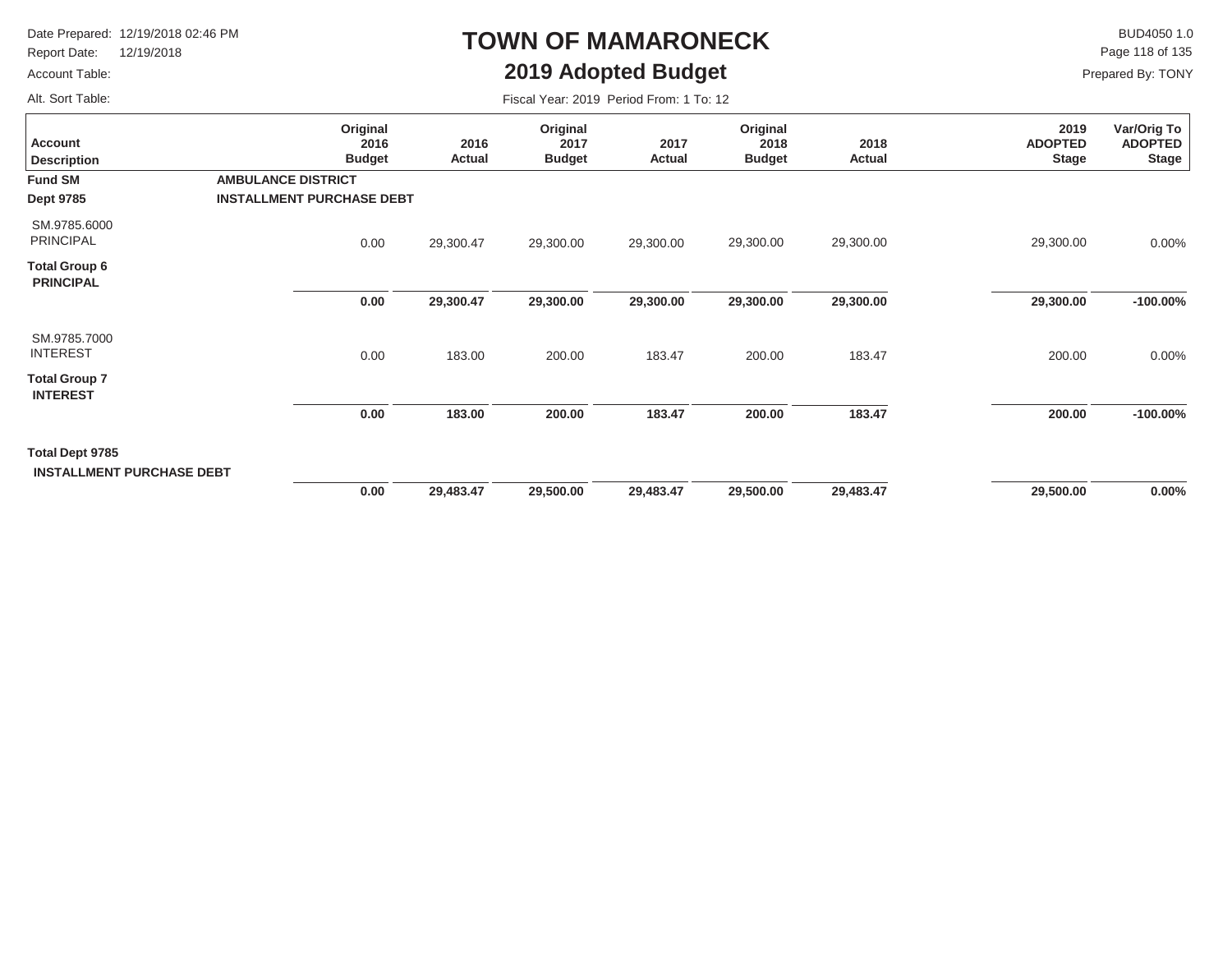# TOWN OF MAMARONECK

## 2019 Adopted Budget

Date Prepared: 12/19/2018 02:46 PM
Report Date: 12/19/2018
Account Table:
Alt. Sort Table:

BUD4050 1.0
Prepared By: TONY

Fiscal Year: 2019 Period From: 1 To: 12

| Account Description | Original 2016 Budget | 2016 Actual | Original 2017 Budget | 2017 Actual | Original 2018 Budget | 2018 Actual | 2019 ADOPTED Stage | Var/Orig To ADOPTED Stage |
|---|---|---|---|---|---|---|---|---|
| **Fund SM** **AMBULANCE DISTRICT** | | | | | | | | |
| **Dept 9785** **INSTALLMENT PURCHASE DEBT** | | | | | | | | |
| SM.9785.6000 PRINCIPAL | 0.00 | 29,300.47 | 29,300.00 | 29,300.00 | 29,300.00 | 29,300.00 | 29,300.00 | 0.00% |
| **Total Group 6 PRINCIPAL** | **0.00** | **29,300.47** | **29,300.00** | **29,300.00** | **29,300.00** | **29,300.00** | **29,300.00** | **-100.00%** |
| SM.9785.7000 INTEREST | 0.00 | 183.00 | 200.00 | 183.47 | 200.00 | 183.47 | 200.00 | 0.00% |
| **Total Group 7 INTEREST** | **0.00** | **183.00** | **200.00** | **183.47** | **200.00** | **183.47** | **200.00** | **-100.00%** |
| **Total Dept 9785 INSTALLMENT PURCHASE DEBT** | **0.00** | **29,483.47** | **29,500.00** | **29,483.47** | **29,500.00** | **29,483.47** | **29,500.00** | **0.00%** |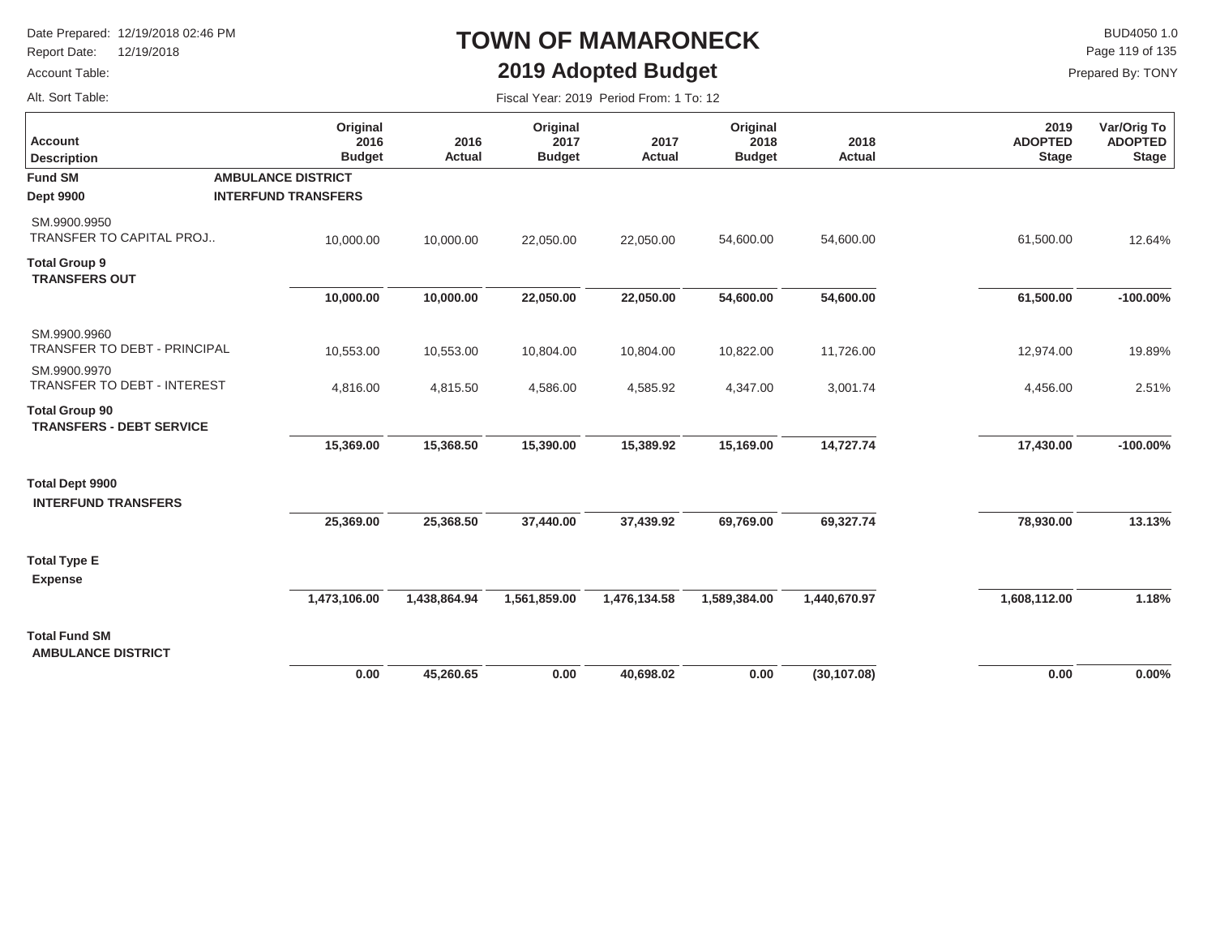# TOWN OF MAMARONECK

## 2019 Adopted Budget

Date Prepared: 12/19/2018 02:46 PM
Report Date: 12/19/2018
Account Table:
Alt. Sort Table:

BUD4050 1.0
Prepared By: TONY

Fiscal Year: 2019 Period From: 1 To: 12

| Account Description | Original 2016 Budget | 2016 Actual | Original 2017 Budget | 2017 Actual | Original 2018 Budget | 2018 Actual | 2019 ADOPTED Stage | Var/Orig To ADOPTED Stage |
|---|---|---|---|---|---|---|---|---|
| **Fund SM** **AMBULANCE DISTRICT** | | | | | | | | |
| **Dept 9900** **INTERFUND TRANSFERS** | | | | | | | | |
| SM.9900.9950 TRANSFER TO CAPITAL PROJ.. | 10,000.00 | 10,000.00 | 22,050.00 | 22,050.00 | 54,600.00 | 54,600.00 | 61,500.00 | 12.64% |
| **Total Group 9** **TRANSFERS OUT** | **10,000.00** | **10,000.00** | **22,050.00** | **22,050.00** | **54,600.00** | **54,600.00** | **61,500.00** | **-100.00%** |
| SM.9900.9960 TRANSFER TO DEBT - PRINCIPAL | 10,553.00 | 10,553.00 | 10,804.00 | 10,804.00 | 10,822.00 | 11,726.00 | 12,974.00 | 19.89% |
| SM.9900.9970 TRANSFER TO DEBT - INTEREST | 4,816.00 | 4,815.50 | 4,586.00 | 4,585.92 | 4,347.00 | 3,001.74 | 4,456.00 | 2.51% |
| **Total Group 90** **TRANSFERS - DEBT SERVICE** | **15,369.00** | **15,368.50** | **15,390.00** | **15,389.92** | **15,169.00** | **14,727.74** | **17,430.00** | **-100.00%** |
| **Total Dept 9900** **INTERFUND TRANSFERS** | **25,369.00** | **25,368.50** | **37,440.00** | **37,439.92** | **69,769.00** | **69,327.74** | **78,930.00** | **13.13%** |
| **Total Type E** **Expense** | **1,473,106.00** | **1,438,864.94** | **1,561,859.00** | **1,476,134.58** | **1,589,384.00** | **1,440,670.97** | **1,608,112.00** | **1.18%** |
| **Total Fund SM** **AMBULANCE DISTRICT** | **0.00** | **45,260.65** | **0.00** | **40,698.02** | **0.00** | **(30,107.08)** | **0.00** | **0.00%** |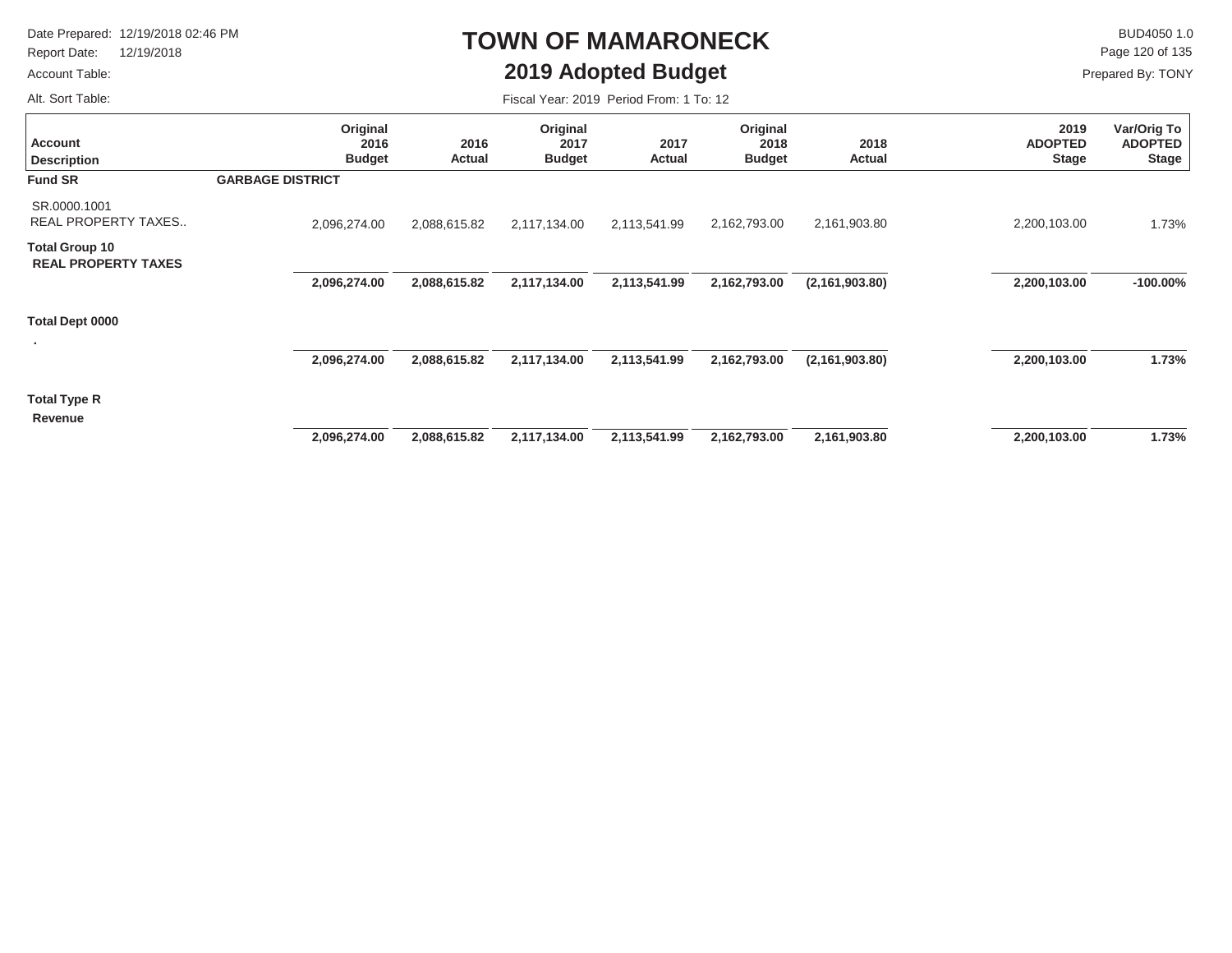# TOWN OF MAMARONECK

## 2019 Adopted Budget

Date Prepared: 12/19/2018 02:46 PM
Report Date: 12/19/2018
Account Table:
Alt. Sort Table:

BUD4050 1.0
Prepared By: TONY

Fiscal Year: 2019 Period From: 1 To: 12

| Account Description | | Original 2016 Budget | 2016 Actual | Original 2017 Budget | 2017 Actual | Original 2018 Budget | 2018 Actual | 2019 ADOPTED Stage | Var/Orig To ADOPTED Stage |
|---|---|---|---|---|---|---|---|---|---|
| **Fund SR** | **GARBAGE DISTRICT** | | | | | | | | |
| SR.0000.1001 REAL PROPERTY TAXES.. | | 2,096,274.00 | 2,088,615.82 | 2,117,134.00 | 2,113,541.99 | 2,162,793.00 | 2,161,903.80 | 2,200,103.00 | 1.73% |
| **Total Group 10 REAL PROPERTY TAXES** | | **2,096,274.00** | **2,088,615.82** | **2,117,134.00** | **2,113,541.99** | **2,162,793.00** | **(2,161,903.80)** | **2,200,103.00** | **-100.00%** |
| **Total Dept 0000 .** | | **2,096,274.00** | **2,088,615.82** | **2,117,134.00** | **2,113,541.99** | **2,162,793.00** | **(2,161,903.80)** | **2,200,103.00** | **1.73%** |
| **Total Type R Revenue** | | **2,096,274.00** | **2,088,615.82** | **2,117,134.00** | **2,113,541.99** | **2,162,793.00** | **2,161,903.80** | **2,200,103.00** | **1.73%** |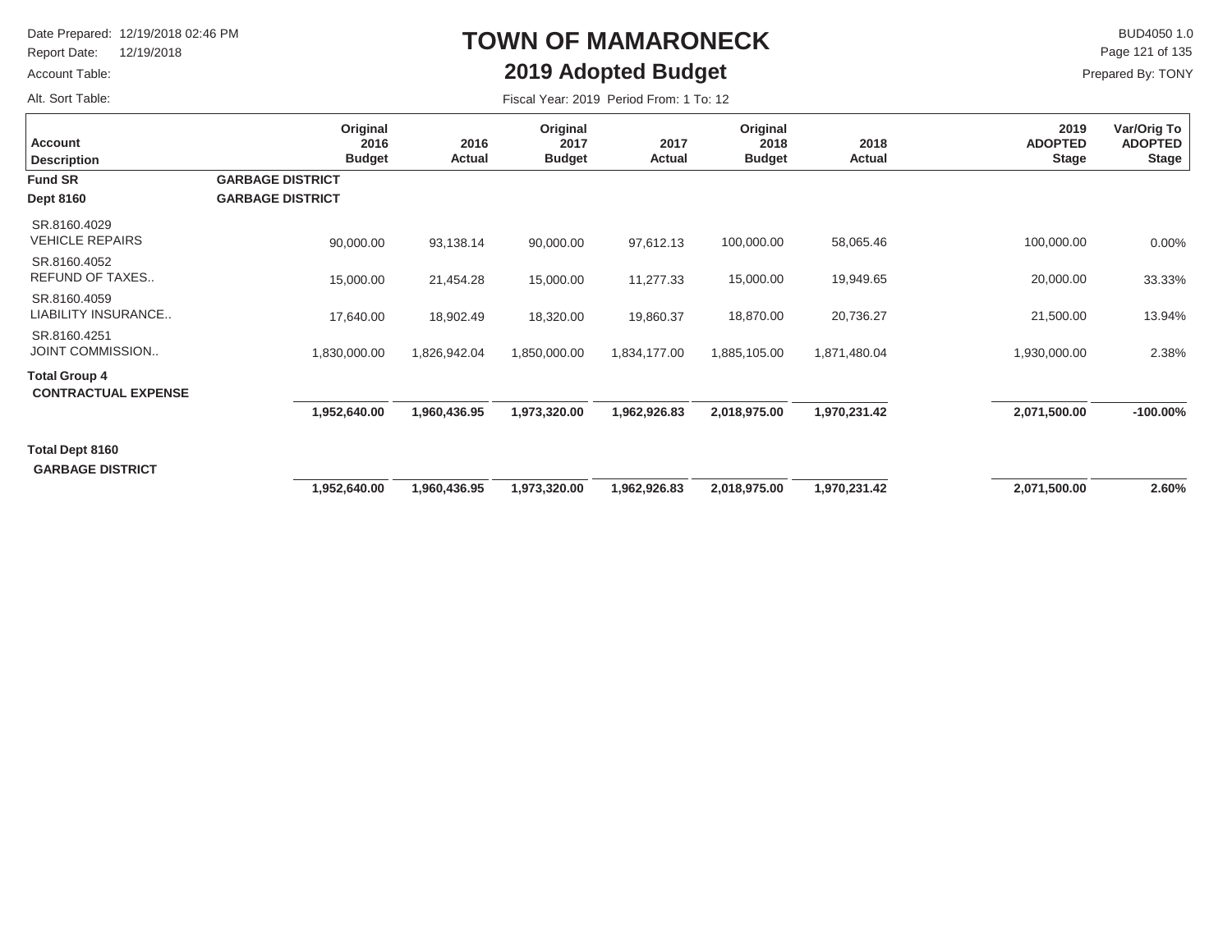# TOWN OF MAMARONECK

## 2019 Adopted Budget

Date Prepared: 12/19/2018 02:46 PM
Report Date: 12/19/2018
Account Table:
Alt. Sort Table:

BUD4050 1.0
Prepared By: TONY

Fiscal Year: 2019 Period From: 1 To: 12

| Account Description | Original 2016 Budget | 2016 Actual | Original 2017 Budget | 2017 Actual | Original 2018 Budget | 2018 Actual | 2019 ADOPTED Stage | Var/Orig To ADOPTED Stage |
|---|---|---|---|---|---|---|---|---|
| **Fund SR** **GARBAGE DISTRICT** | | | | | | | | |
| **Dept 8160** **GARBAGE DISTRICT** | | | | | | | | |
| SR.8160.4029 VEHICLE REPAIRS | 90,000.00 | 93,138.14 | 90,000.00 | 97,612.13 | 100,000.00 | 58,065.46 | 100,000.00 | 0.00% |
| SR.8160.4052 REFUND OF TAXES.. | 15,000.00 | 21,454.28 | 15,000.00 | 11,277.33 | 15,000.00 | 19,949.65 | 20,000.00 | 33.33% |
| SR.8160.4059 LIABILITY INSURANCE.. | 17,640.00 | 18,902.49 | 18,320.00 | 19,860.37 | 18,870.00 | 20,736.27 | 21,500.00 | 13.94% |
| SR.8160.4251 JOINT COMMISSION.. | 1,830,000.00 | 1,826,942.04 | 1,850,000.00 | 1,834,177.00 | 1,885,105.00 | 1,871,480.04 | 1,930,000.00 | 2.38% |
| **Total Group 4 CONTRACTUAL EXPENSE** | **1,952,640.00** | **1,960,436.95** | **1,973,320.00** | **1,962,926.83** | **2,018,975.00** | **1,970,231.42** | **2,071,500.00** | **-100.00%** |
| **Total Dept 8160 GARBAGE DISTRICT** | **1,952,640.00** | **1,960,436.95** | **1,973,320.00** | **1,962,926.83** | **2,018,975.00** | **1,970,231.42** | **2,071,500.00** | **2.60%** |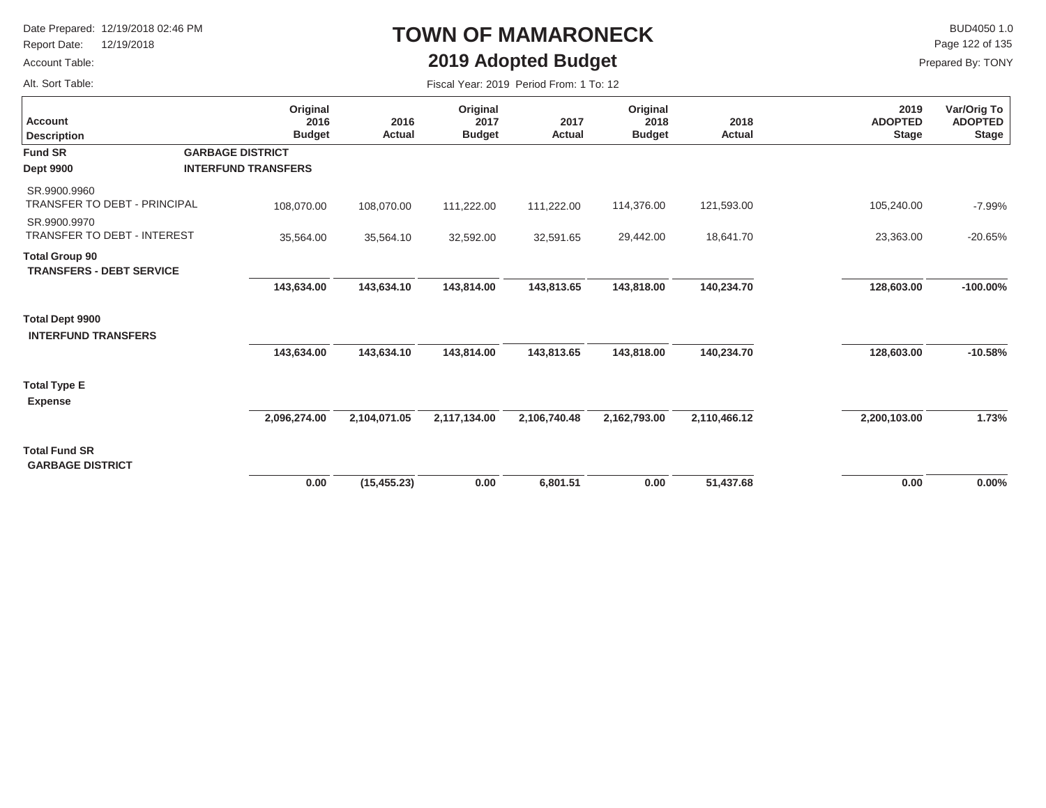# TOWN OF MAMARONECK

## 2019 Adopted Budget

Date Prepared: 12/19/2018 02:46 PM
Report Date: 12/19/2018
Account Table:
Alt. Sort Table:

BUD4050 1.0
Prepared By: TONY

Fiscal Year: 2019 Period From: 1 To: 12

| Account Description | Original 2016 Budget | 2016 Actual | Original 2017 Budget | 2017 Actual | Original 2018 Budget | 2018 Actual | 2019 ADOPTED Stage | Var/Orig To ADOPTED Stage |
|---|---|---|---|---|---|---|---|---|
| **Fund SR** **GARBAGE DISTRICT** | | | | | | | | |
| **Dept 9900** **INTERFUND TRANSFERS** | | | | | | | | |
| SR.9900.9960 TRANSFER TO DEBT - PRINCIPAL | 108,070.00 | 108,070.00 | 111,222.00 | 111,222.00 | 114,376.00 | 121,593.00 | 105,240.00 | -7.99% |
| SR.9900.9970 TRANSFER TO DEBT - INTEREST | 35,564.00 | 35,564.10 | 32,592.00 | 32,591.65 | 29,442.00 | 18,641.70 | 23,363.00 | -20.65% |
| **Total Group 90 TRANSFERS - DEBT SERVICE** | **143,634.00** | **143,634.10** | **143,814.00** | **143,813.65** | **143,818.00** | **140,234.70** | **128,603.00** | **-100.00%** |
| **Total Dept 9900 INTERFUND TRANSFERS** | **143,634.00** | **143,634.10** | **143,814.00** | **143,813.65** | **143,818.00** | **140,234.70** | **128,603.00** | **-10.58%** |
| **Total Type E Expense** | **2,096,274.00** | **2,104,071.05** | **2,117,134.00** | **2,106,740.48** | **2,162,793.00** | **2,110,466.12** | **2,200,103.00** | **1.73%** |
| **Total Fund SR GARBAGE DISTRICT** | **0.00** | **(15,455.23)** | **0.00** | **6,801.51** | **0.00** | **51,437.68** | **0.00** | **0.00%** |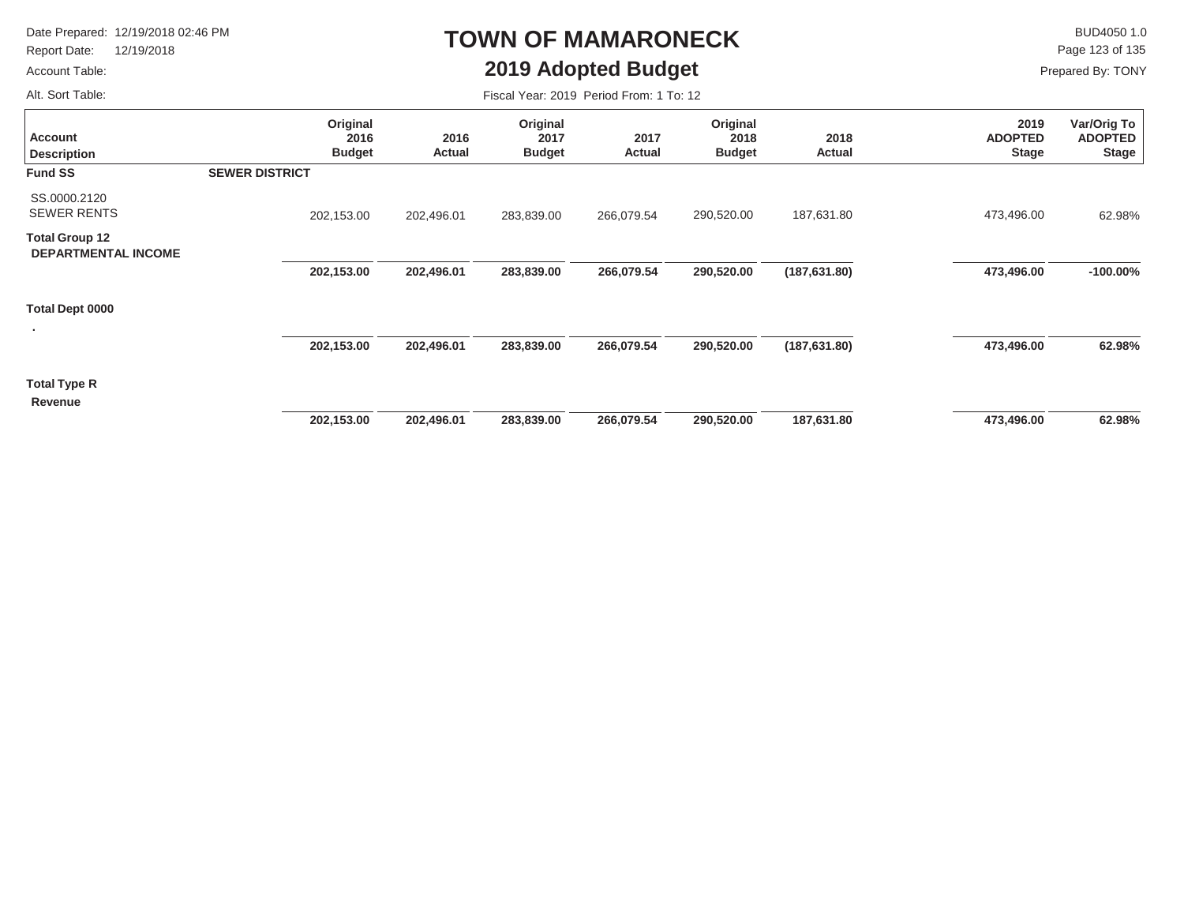# TOWN OF MAMARONECK

## 2019 Adopted Budget

Date Prepared: 12/19/2018 02:46 PM
Report Date: 12/19/2018
Account Table:
Alt. Sort Table:

BUD4050 1.0
Prepared By: TONY

Fiscal Year: 2019 Period From: 1 To: 12

| Account Description | | Original 2016 Budget | 2016 Actual | Original 2017 Budget | 2017 Actual | Original 2018 Budget | 2018 Actual | 2019 ADOPTED Stage | Var/Orig To ADOPTED Stage |
|---|---|---|---|---|---|---|---|---|---|
| **Fund SS** | **SEWER DISTRICT** | | | | | | | | |
| SS.0000.2120 SEWER RENTS | | 202,153.00 | 202,496.01 | 283,839.00 | 266,079.54 | 290,520.00 | 187,631.80 | 473,496.00 | 62.98% |
| **Total Group 12 DEPARTMENTAL INCOME** | | **202,153.00** | **202,496.01** | **283,839.00** | **266,079.54** | **290,520.00** | **(187,631.80)** | **473,496.00** | **-100.00%** |
| **Total Dept 0000 .** | | **202,153.00** | **202,496.01** | **283,839.00** | **266,079.54** | **290,520.00** | **(187,631.80)** | **473,496.00** | **62.98%** |
| **Total Type R Revenue** | | **202,153.00** | **202,496.01** | **283,839.00** | **266,079.54** | **290,520.00** | **187,631.80** | **473,496.00** | **62.98%** |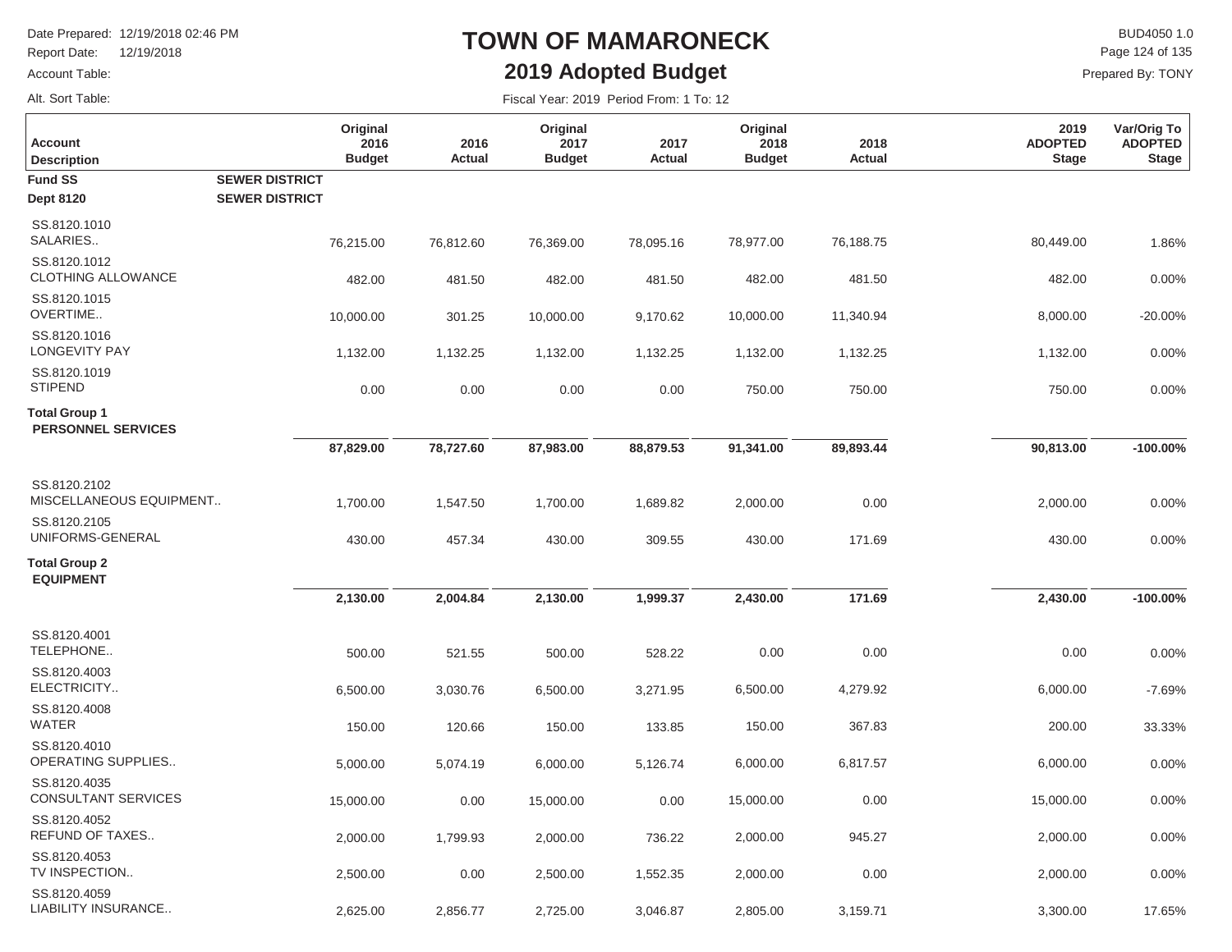# TOWN OF MAMARONECK

## 2019 Adopted Budget

Date Prepared: 12/19/2018 02:46 PM
Report Date: 12/19/2018
Account Table:
Alt. Sort Table:

BUD4050 1.0
Prepared By: TONY

Fiscal Year: 2019 Period From: 1 To: 12

| Account Description | Original 2016 Budget | 2016 Actual | Original 2017 Budget | 2017 Actual | Original 2018 Budget | 2018 Actual | 2019 ADOPTED Stage | Var/Orig To ADOPTED Stage |
|---|---|---|---|---|---|---|---|---|
| **Fund SS** **SEWER DISTRICT** | | | | | | | | |
| **Dept 8120** **SEWER DISTRICT** | | | | | | | | |
| SS.8120.1010 SALARIES.. | 76,215.00 | 76,812.60 | 76,369.00 | 78,095.16 | 78,977.00 | 76,188.75 | 80,449.00 | 1.86% |
| SS.8120.1012 CLOTHING ALLOWANCE | 482.00 | 481.50 | 482.00 | 481.50 | 482.00 | 481.50 | 482.00 | 0.00% |
| SS.8120.1015 OVERTIME.. | 10,000.00 | 301.25 | 10,000.00 | 9,170.62 | 10,000.00 | 11,340.94 | 8,000.00 | -20.00% |
| SS.8120.1016 LONGEVITY PAY | 1,132.00 | 1,132.25 | 1,132.00 | 1,132.25 | 1,132.00 | 1,132.25 | 1,132.00 | 0.00% |
| SS.8120.1019 STIPEND | 0.00 | 0.00 | 0.00 | 0.00 | 750.00 | 750.00 | 750.00 | 0.00% |
| **Total Group 1 PERSONNEL SERVICES** | **87,829.00** | **78,727.60** | **87,983.00** | **88,879.53** | **91,341.00** | **89,893.44** | **90,813.00** | **-100.00%** |
| SS.8120.2102 MISCELLANEOUS EQUIPMENT.. | 1,700.00 | 1,547.50 | 1,700.00 | 1,689.82 | 2,000.00 | 0.00 | 2,000.00 | 0.00% |
| SS.8120.2105 UNIFORMS-GENERAL | 430.00 | 457.34 | 430.00 | 309.55 | 430.00 | 171.69 | 430.00 | 0.00% |
| **Total Group 2 EQUIPMENT** | **2,130.00** | **2,004.84** | **2,130.00** | **1,999.37** | **2,430.00** | **171.69** | **2,430.00** | **-100.00%** |
| SS.8120.4001 TELEPHONE.. | 500.00 | 521.55 | 500.00 | 528.22 | 0.00 | 0.00 | 0.00 | 0.00% |
| SS.8120.4003 ELECTRICITY.. | 6,500.00 | 3,030.76 | 6,500.00 | 3,271.95 | 6,500.00 | 4,279.92 | 6,000.00 | -7.69% |
| SS.8120.4008 WATER | 150.00 | 120.66 | 150.00 | 133.85 | 150.00 | 367.83 | 200.00 | 33.33% |
| SS.8120.4010 OPERATING SUPPLIES.. | 5,000.00 | 5,074.19 | 6,000.00 | 5,126.74 | 6,000.00 | 6,817.57 | 6,000.00 | 0.00% |
| SS.8120.4035 CONSULTANT SERVICES | 15,000.00 | 0.00 | 15,000.00 | 0.00 | 15,000.00 | 0.00 | 15,000.00 | 0.00% |
| SS.8120.4052 REFUND OF TAXES.. | 2,000.00 | 1,799.93 | 2,000.00 | 736.22 | 2,000.00 | 945.27 | 2,000.00 | 0.00% |
| SS.8120.4053 TV INSPECTION.. | 2,500.00 | 0.00 | 2,500.00 | 1,552.35 | 2,000.00 | 0.00 | 2,000.00 | 0.00% |
| SS.8120.4059 LIABILITY INSURANCE.. | 2,625.00 | 2,856.77 | 2,725.00 | 3,046.87 | 2,805.00 | 3,159.71 | 3,300.00 | 17.65% |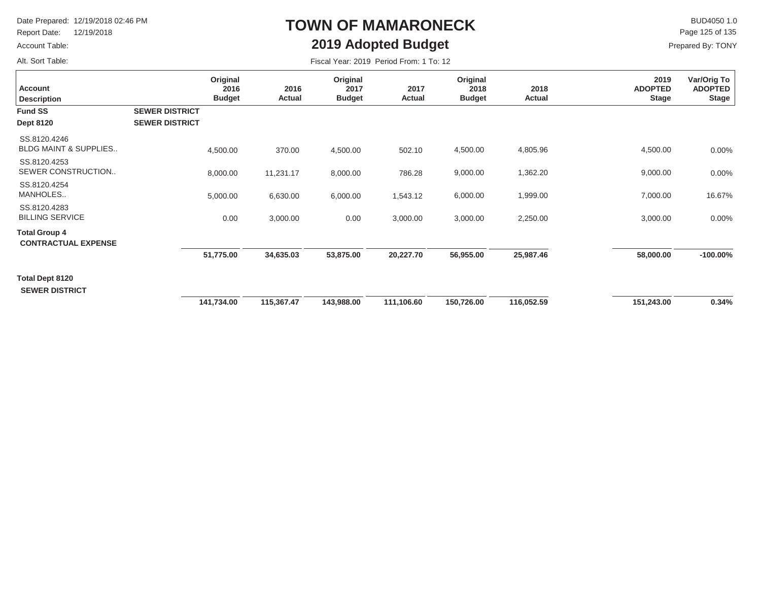# TOWN OF MAMARONECK

## 2019 Adopted Budget

Date Prepared: 12/19/2018 02:46 PM
Report Date: 12/19/2018
Account Table:
Alt. Sort Table:

BUD4050 1.0
Prepared By: TONY

Fiscal Year: 2019 Period From: 1 To: 12

| Account Description | | Original 2016 Budget | 2016 Actual | Original 2017 Budget | 2017 Actual | Original 2018 Budget | 2018 Actual | 2019 ADOPTED Stage | Var/Orig To ADOPTED Stage |
|---|---|---|---|---|---|---|---|---|---|
| **Fund SS** | **SEWER DISTRICT** | | | | | | | | |
| **Dept 8120** | **SEWER DISTRICT** | | | | | | | | |
| SS.8120.4246 BLDG MAINT & SUPPLIES.. | | 4,500.00 | 370.00 | 4,500.00 | 502.10 | 4,500.00 | 4,805.96 | 4,500.00 | 0.00% |
| SS.8120.4253 SEWER CONSTRUCTION.. | | 8,000.00 | 11,231.17 | 8,000.00 | 786.28 | 9,000.00 | 1,362.20 | 9,000.00 | 0.00% |
| SS.8120.4254 MANHOLES.. | | 5,000.00 | 6,630.00 | 6,000.00 | 1,543.12 | 6,000.00 | 1,999.00 | 7,000.00 | 16.67% |
| SS.8120.4283 BILLING SERVICE | | 0.00 | 3,000.00 | 0.00 | 3,000.00 | 3,000.00 | 2,250.00 | 3,000.00 | 0.00% |
| **Total Group 4 CONTRACTUAL EXPENSE** | | **51,775.00** | **34,635.03** | **53,875.00** | **20,227.70** | **56,955.00** | **25,987.46** | **58,000.00** | **-100.00%** |
| **Total Dept 8120 SEWER DISTRICT** | | **141,734.00** | **115,367.47** | **143,988.00** | **111,106.60** | **150,726.00** | **116,052.59** | **151,243.00** | **0.34%** |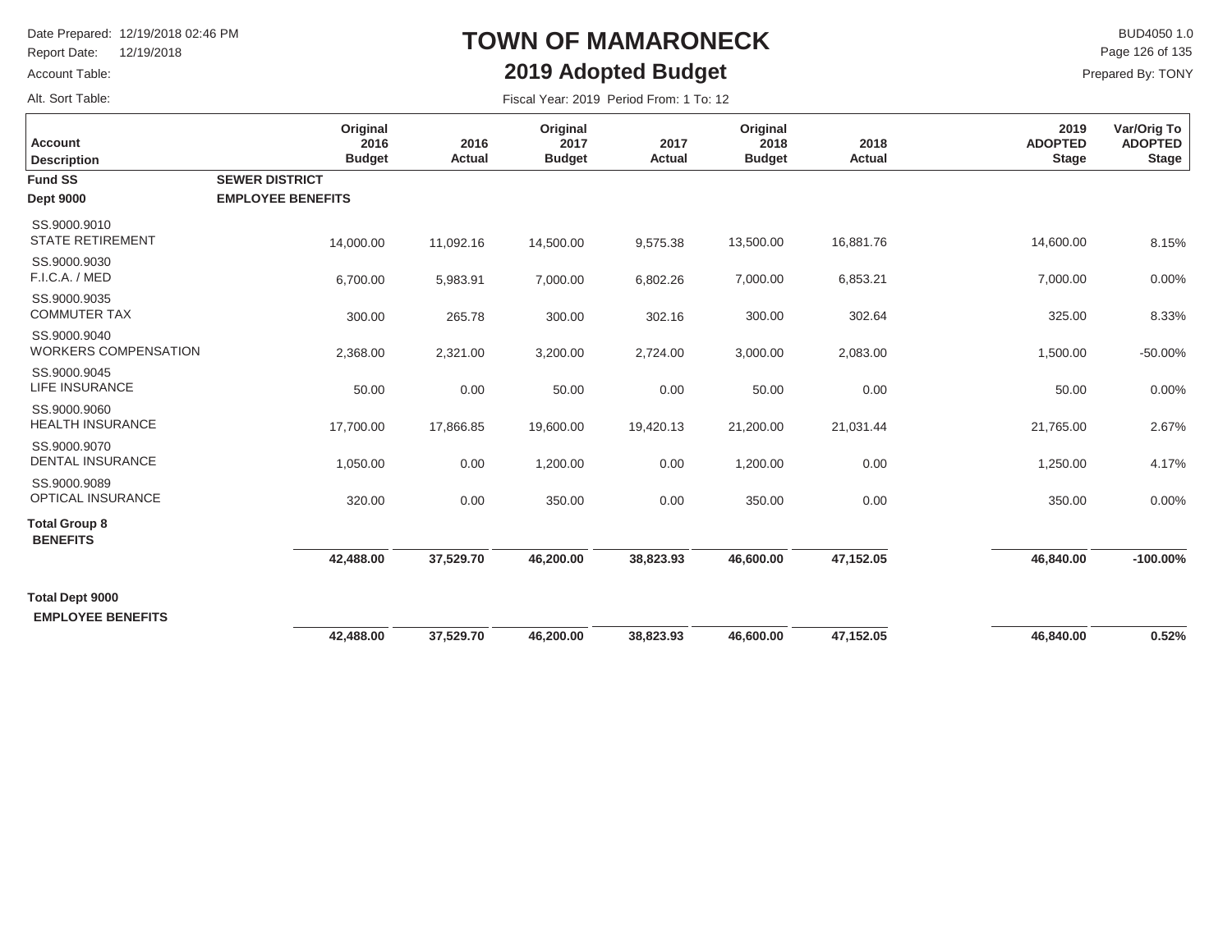# TOWN OF MAMARONECK

## 2019 Adopted Budget

Date Prepared: 12/19/2018 02:46 PM
Report Date: 12/19/2018
Account Table:
Alt. Sort Table:

BUD4050 1.0
Prepared By: TONY

Fiscal Year: 2019 Period From: 1 To: 12

| Account Description | Original 2016 Budget | 2016 Actual | Original 2017 Budget | 2017 Actual | Original 2018 Budget | 2018 Actual | 2019 ADOPTED Stage | Var/Orig To ADOPTED Stage |
|---|---|---|---|---|---|---|---|---|
| **Fund SS** — **SEWER DISTRICT** | | | | | | | | |
| **Dept 9000** — **EMPLOYEE BENEFITS** | | | | | | | | |
| SS.9000.9010 STATE RETIREMENT | 14,000.00 | 11,092.16 | 14,500.00 | 9,575.38 | 13,500.00 | 16,881.76 | 14,600.00 | 8.15% |
| SS.9000.9030 F.I.C.A. / MED | 6,700.00 | 5,983.91 | 7,000.00 | 6,802.26 | 7,000.00 | 6,853.21 | 7,000.00 | 0.00% |
| SS.9000.9035 COMMUTER TAX | 300.00 | 265.78 | 300.00 | 302.16 | 300.00 | 302.64 | 325.00 | 8.33% |
| SS.9000.9040 WORKERS COMPENSATION | 2,368.00 | 2,321.00 | 3,200.00 | 2,724.00 | 3,000.00 | 2,083.00 | 1,500.00 | -50.00% |
| SS.9000.9045 LIFE INSURANCE | 50.00 | 0.00 | 50.00 | 0.00 | 50.00 | 0.00 | 50.00 | 0.00% |
| SS.9000.9060 HEALTH INSURANCE | 17,700.00 | 17,866.85 | 19,600.00 | 19,420.13 | 21,200.00 | 21,031.44 | 21,765.00 | 2.67% |
| SS.9000.9070 DENTAL INSURANCE | 1,050.00 | 0.00 | 1,200.00 | 0.00 | 1,200.00 | 0.00 | 1,250.00 | 4.17% |
| SS.9000.9089 OPTICAL INSURANCE | 320.00 | 0.00 | 350.00 | 0.00 | 350.00 | 0.00 | 350.00 | 0.00% |
| **Total Group 8 BENEFITS** | **42,488.00** | **37,529.70** | **46,200.00** | **38,823.93** | **46,600.00** | **47,152.05** | **46,840.00** | **-100.00%** |
| **Total Dept 9000 EMPLOYEE BENEFITS** | **42,488.00** | **37,529.70** | **46,200.00** | **38,823.93** | **46,600.00** | **47,152.05** | **46,840.00** | **0.52%** |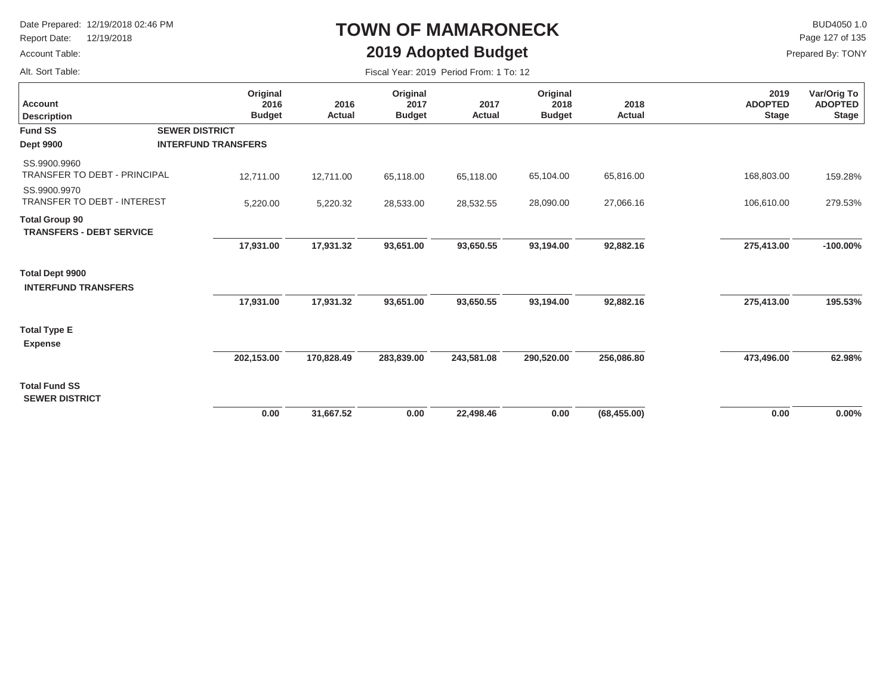# TOWN OF MAMARONECK

## 2019 Adopted Budget

Date Prepared: 12/19/2018 02:46 PM
Report Date: 12/19/2018
Account Table:
Alt. Sort Table:

BUD4050 1.0
Prepared By: TONY

Fiscal Year: 2019 Period From: 1 To: 12

| Account Description | Original 2016 Budget | 2016 Actual | Original 2017 Budget | 2017 Actual | Original 2018 Budget | 2018 Actual | 2019 ADOPTED Stage | Var/Orig To ADOPTED Stage |
|---|---|---|---|---|---|---|---|---|
| **Fund SS** **SEWER DISTRICT** | | | | | | | | |
| **Dept 9900** **INTERFUND TRANSFERS** | | | | | | | | |
| SS.9900.9960 TRANSFER TO DEBT - PRINCIPAL | 12,711.00 | 12,711.00 | 65,118.00 | 65,118.00 | 65,104.00 | 65,816.00 | 168,803.00 | 159.28% |
| SS.9900.9970 TRANSFER TO DEBT - INTEREST | 5,220.00 | 5,220.32 | 28,533.00 | 28,532.55 | 28,090.00 | 27,066.16 | 106,610.00 | 279.53% |
| **Total Group 90** **TRANSFERS - DEBT SERVICE** | **17,931.00** | **17,931.32** | **93,651.00** | **93,650.55** | **93,194.00** | **92,882.16** | **275,413.00** | **-100.00%** |
| **Total Dept 9900** **INTERFUND TRANSFERS** | **17,931.00** | **17,931.32** | **93,651.00** | **93,650.55** | **93,194.00** | **92,882.16** | **275,413.00** | **195.53%** |
| **Total Type E** **Expense** | **202,153.00** | **170,828.49** | **283,839.00** | **243,581.08** | **290,520.00** | **256,086.80** | **473,496.00** | **62.98%** |
| **Total Fund SS** **SEWER DISTRICT** | **0.00** | **31,667.52** | **0.00** | **22,498.46** | **0.00** | **(68,455.00)** | **0.00** | **0.00%** |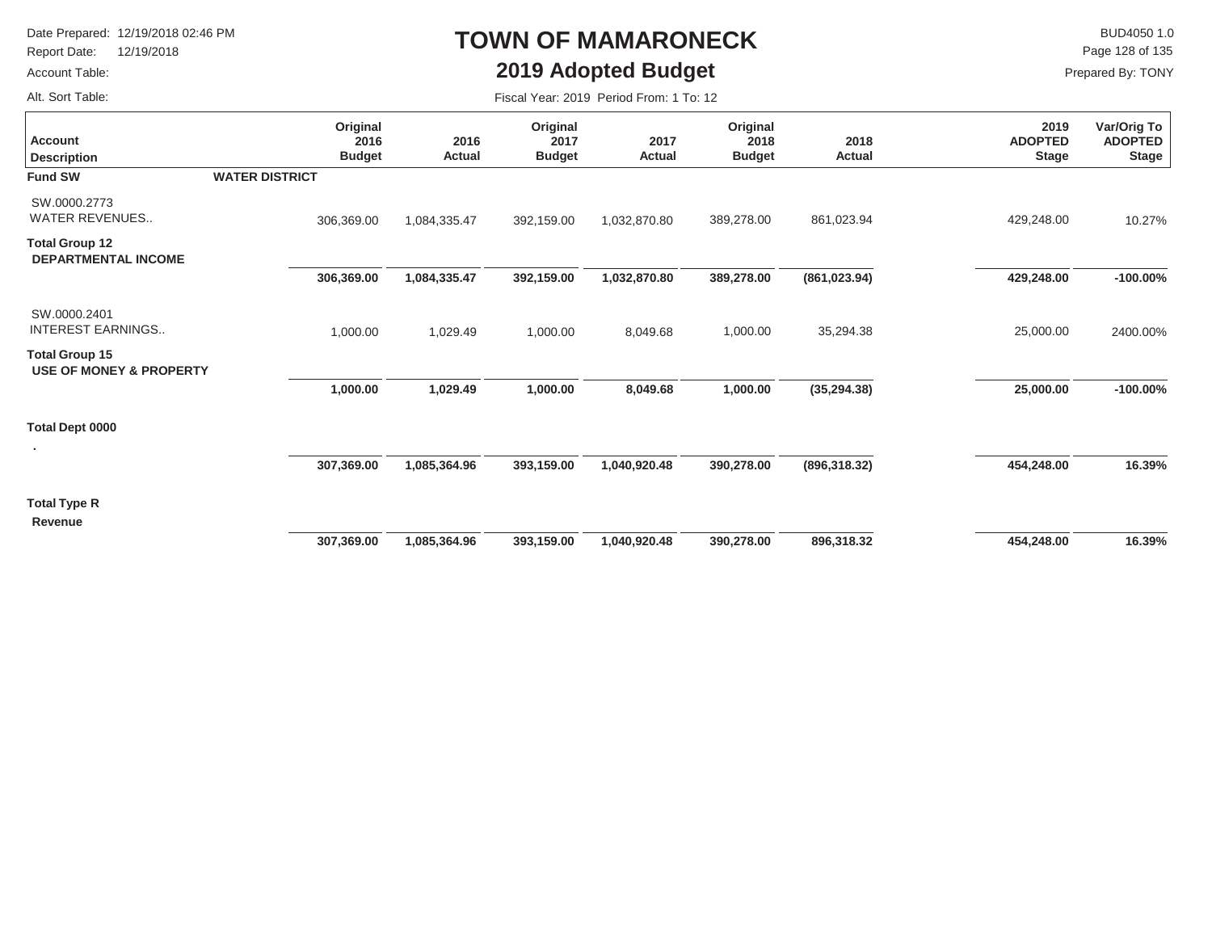# TOWN OF MAMARONECK

## 2019 Adopted Budget

Date Prepared: 12/19/2018 02:46 PM
Report Date: 12/19/2018
Account Table:
Alt. Sort Table:

BUD4050 1.0
Prepared By: TONY

Fiscal Year: 2019 Period From: 1 To: 12

| Account Description | Original 2016 Budget | 2016 Actual | Original 2017 Budget | 2017 Actual | Original 2018 Budget | 2018 Actual | 2019 ADOPTED Stage | Var/Orig To ADOPTED Stage |
|---|---|---|---|---|---|---|---|---|
| **Fund SW** **WATER DISTRICT** | | | | | | | | |
| SW.0000.2773 WATER REVENUES.. | 306,369.00 | 1,084,335.47 | 392,159.00 | 1,032,870.80 | 389,278.00 | 861,023.94 | 429,248.00 | 10.27% |
| **Total Group 12 DEPARTMENTAL INCOME** | **306,369.00** | **1,084,335.47** | **392,159.00** | **1,032,870.80** | **389,278.00** | **(861,023.94)** | **429,248.00** | **-100.00%** |
| SW.0000.2401 INTEREST EARNINGS.. | 1,000.00 | 1,029.49 | 1,000.00 | 8,049.68 | 1,000.00 | 35,294.38 | 25,000.00 | 2400.00% |
| **Total Group 15 USE OF MONEY & PROPERTY** | **1,000.00** | **1,029.49** | **1,000.00** | **8,049.68** | **1,000.00** | **(35,294.38)** | **25,000.00** | **-100.00%** |
| **Total Dept 0000 .** | **307,369.00** | **1,085,364.96** | **393,159.00** | **1,040,920.48** | **390,278.00** | **(896,318.32)** | **454,248.00** | **16.39%** |
| **Total Type R Revenue** | **307,369.00** | **1,085,364.96** | **393,159.00** | **1,040,920.48** | **390,278.00** | **896,318.32** | **454,248.00** | **16.39%** |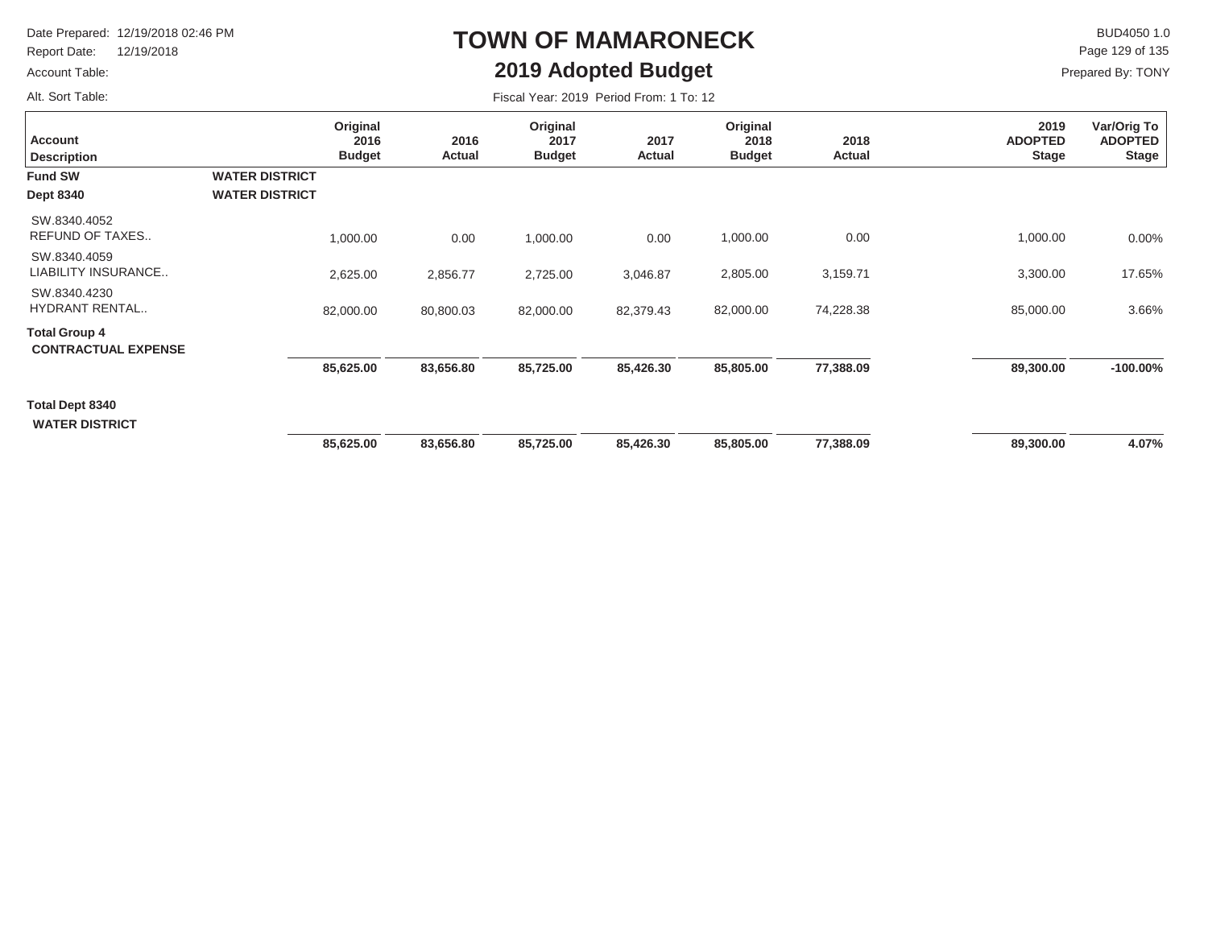# TOWN OF MAMARONECK

## 2019 Adopted Budget

Date Prepared: 12/19/2018 02:46 PM
Report Date: 12/19/2018
Account Table:
Alt. Sort Table:

BUD4050 1.0
Prepared By: TONY

Fiscal Year: 2019 Period From: 1 To: 12

| Account Description | | Original 2016 Budget | 2016 Actual | Original 2017 Budget | 2017 Actual | Original 2018 Budget | 2018 Actual | 2019 ADOPTED Stage | Var/Orig To ADOPTED Stage |
|---|---|---|---|---|---|---|---|---|---|
| **Fund SW** | **WATER DISTRICT** | | | | | | | | |
| **Dept 8340** | **WATER DISTRICT** | | | | | | | | |
| SW.8340.4052 REFUND OF TAXES.. | | 1,000.00 | 0.00 | 1,000.00 | 0.00 | 1,000.00 | 0.00 | 1,000.00 | 0.00% |
| SW.8340.4059 LIABILITY INSURANCE.. | | 2,625.00 | 2,856.77 | 2,725.00 | 3,046.87 | 2,805.00 | 3,159.71 | 3,300.00 | 17.65% |
| SW.8340.4230 HYDRANT RENTAL.. | | 82,000.00 | 80,800.03 | 82,000.00 | 82,379.43 | 82,000.00 | 74,228.38 | 85,000.00 | 3.66% |
| **Total Group 4 CONTRACTUAL EXPENSE** | | **85,625.00** | **83,656.80** | **85,725.00** | **85,426.30** | **85,805.00** | **77,388.09** | **89,300.00** | **-100.00%** |
| **Total Dept 8340 WATER DISTRICT** | | **85,625.00** | **83,656.80** | **85,725.00** | **85,426.30** | **85,805.00** | **77,388.09** | **89,300.00** | **4.07%** |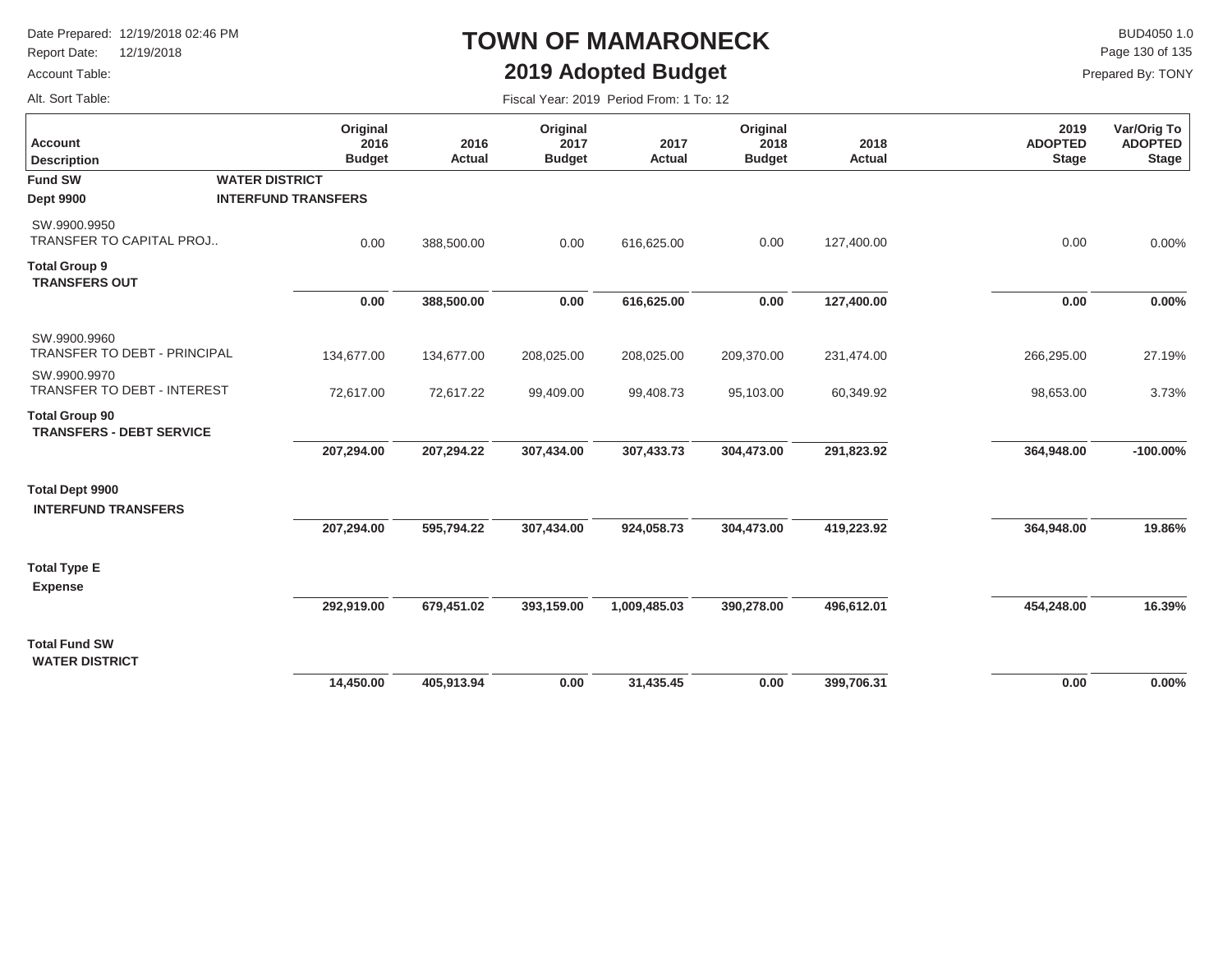# TOWN OF MAMARONECK

## 2019 Adopted Budget

Date Prepared: 12/19/2018 02:46 PM
Report Date: 12/19/2018
Account Table:
Alt. Sort Table:

BUD4050 1.0
Prepared By: TONY

Fiscal Year: 2019 Period From: 1 To: 12

| Account Description | | Original 2016 Budget | 2016 Actual | Original 2017 Budget | 2017 Actual | Original 2018 Budget | 2018 Actual | 2019 ADOPTED Stage | Var/Orig To ADOPTED Stage |
|---|---|---|---|---|---|---|---|---|---|
| **Fund SW** | **WATER DISTRICT** | | | | | | | | |
| **Dept 9900** | **INTERFUND TRANSFERS** | | | | | | | | |
| SW.9900.9950 TRANSFER TO CAPITAL PROJ.. | | 0.00 | 388,500.00 | 0.00 | 616,625.00 | 0.00 | 127,400.00 | 0.00 | 0.00% |
| **Total Group 9 TRANSFERS OUT** | | **0.00** | **388,500.00** | **0.00** | **616,625.00** | **0.00** | **127,400.00** | **0.00** | **0.00%** |
| SW.9900.9960 TRANSFER TO DEBT - PRINCIPAL | | 134,677.00 | 134,677.00 | 208,025.00 | 208,025.00 | 209,370.00 | 231,474.00 | 266,295.00 | 27.19% |
| SW.9900.9970 TRANSFER TO DEBT - INTEREST | | 72,617.00 | 72,617.22 | 99,409.00 | 99,408.73 | 95,103.00 | 60,349.92 | 98,653.00 | 3.73% |
| **Total Group 90 TRANSFERS - DEBT SERVICE** | | **207,294.00** | **207,294.22** | **307,434.00** | **307,433.73** | **304,473.00** | **291,823.92** | **364,948.00** | **-100.00%** |
| **Total Dept 9900 INTERFUND TRANSFERS** | | **207,294.00** | **595,794.22** | **307,434.00** | **924,058.73** | **304,473.00** | **419,223.92** | **364,948.00** | **19.86%** |
| **Total Type E Expense** | | **292,919.00** | **679,451.02** | **393,159.00** | **1,009,485.03** | **390,278.00** | **496,612.01** | **454,248.00** | **16.39%** |
| **Total Fund SW WATER DISTRICT** | | **14,450.00** | **405,913.94** | **0.00** | **31,435.45** | **0.00** | **399,706.31** | **0.00** | **0.00%** |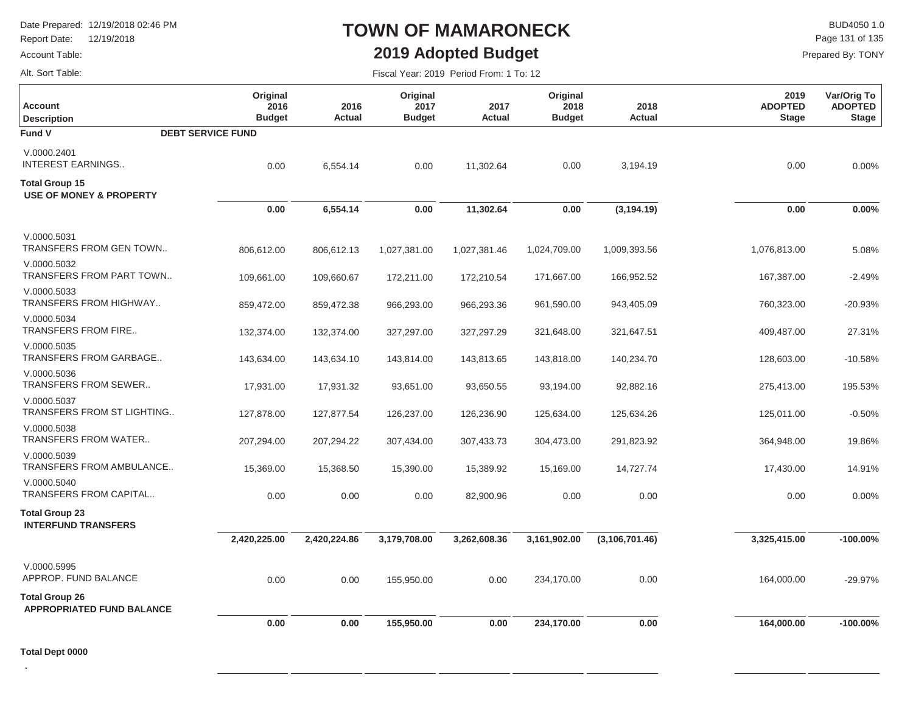# TOWN OF MAMARONECK

## 2019 Adopted Budget

Date Prepared: 12/19/2018 02:46 PM
Report Date: 12/19/2018
Account Table:
Alt. Sort Table:

BUD4050 1.0
Prepared By: TONY

Fiscal Year: 2019 Period From: 1 To: 12

| Account Description | Original 2016 Budget | 2016 Actual | Original 2017 Budget | 2017 Actual | Original 2018 Budget | 2018 Actual | 2019 ADOPTED Stage | Var/Orig To ADOPTED Stage |
|---|---|---|---|---|---|---|---|---|
| **Fund V DEBT SERVICE FUND** | | | | | | | | |
| V.0000.2401 INTEREST EARNINGS.. | 0.00 | 6,554.14 | 0.00 | 11,302.64 | 0.00 | 3,194.19 | 0.00 | 0.00% |
| **Total Group 15 USE OF MONEY & PROPERTY** | **0.00** | **6,554.14** | **0.00** | **11,302.64** | **0.00** | **(3,194.19)** | **0.00** | **0.00%** |
| V.0000.5031 TRANSFERS FROM GEN TOWN.. | 806,612.00 | 806,612.13 | 1,027,381.00 | 1,027,381.46 | 1,024,709.00 | 1,009,393.56 | 1,076,813.00 | 5.08% |
| V.0000.5032 TRANSFERS FROM PART TOWN.. | 109,661.00 | 109,660.67 | 172,211.00 | 172,210.54 | 171,667.00 | 166,952.52 | 167,387.00 | -2.49% |
| V.0000.5033 TRANSFERS FROM HIGHWAY.. | 859,472.00 | 859,472.38 | 966,293.00 | 966,293.36 | 961,590.00 | 943,405.09 | 760,323.00 | -20.93% |
| V.0000.5034 TRANSFERS FROM FIRE.. | 132,374.00 | 132,374.00 | 327,297.00 | 327,297.29 | 321,648.00 | 321,647.51 | 409,487.00 | 27.31% |
| V.0000.5035 TRANSFERS FROM GARBAGE.. | 143,634.00 | 143,634.10 | 143,814.00 | 143,813.65 | 143,818.00 | 140,234.70 | 128,603.00 | -10.58% |
| V.0000.5036 TRANSFERS FROM SEWER.. | 17,931.00 | 17,931.32 | 93,651.00 | 93,650.55 | 93,194.00 | 92,882.16 | 275,413.00 | 195.53% |
| V.0000.5037 TRANSFERS FROM ST LIGHTING.. | 127,878.00 | 127,877.54 | 126,237.00 | 126,236.90 | 125,634.00 | 125,634.26 | 125,011.00 | -0.50% |
| V.0000.5038 TRANSFERS FROM WATER.. | 207,294.00 | 207,294.22 | 307,434.00 | 307,433.73 | 304,473.00 | 291,823.92 | 364,948.00 | 19.86% |
| V.0000.5039 TRANSFERS FROM AMBULANCE.. | 15,369.00 | 15,368.50 | 15,390.00 | 15,389.92 | 15,169.00 | 14,727.74 | 17,430.00 | 14.91% |
| V.0000.5040 TRANSFERS FROM CAPITAL.. | 0.00 | 0.00 | 0.00 | 82,900.96 | 0.00 | 0.00 | 0.00 | 0.00% |
| **Total Group 23 INTERFUND TRANSFERS** | **2,420,225.00** | **2,420,224.86** | **3,179,708.00** | **3,262,608.36** | **3,161,902.00** | **(3,106,701.46)** | **3,325,415.00** | **-100.00%** |
| V.0000.5995 APPROP. FUND BALANCE | 0.00 | 0.00 | 155,950.00 | 0.00 | 234,170.00 | 0.00 | 164,000.00 | -29.97% |
| **Total Group 26 APPROPRIATED FUND BALANCE** | **0.00** | **0.00** | **155,950.00** | **0.00** | **234,170.00** | **0.00** | **164,000.00** | **-100.00%** |
| **Total Dept 0000** | | | | | | | | |
| . | | | | | | | | |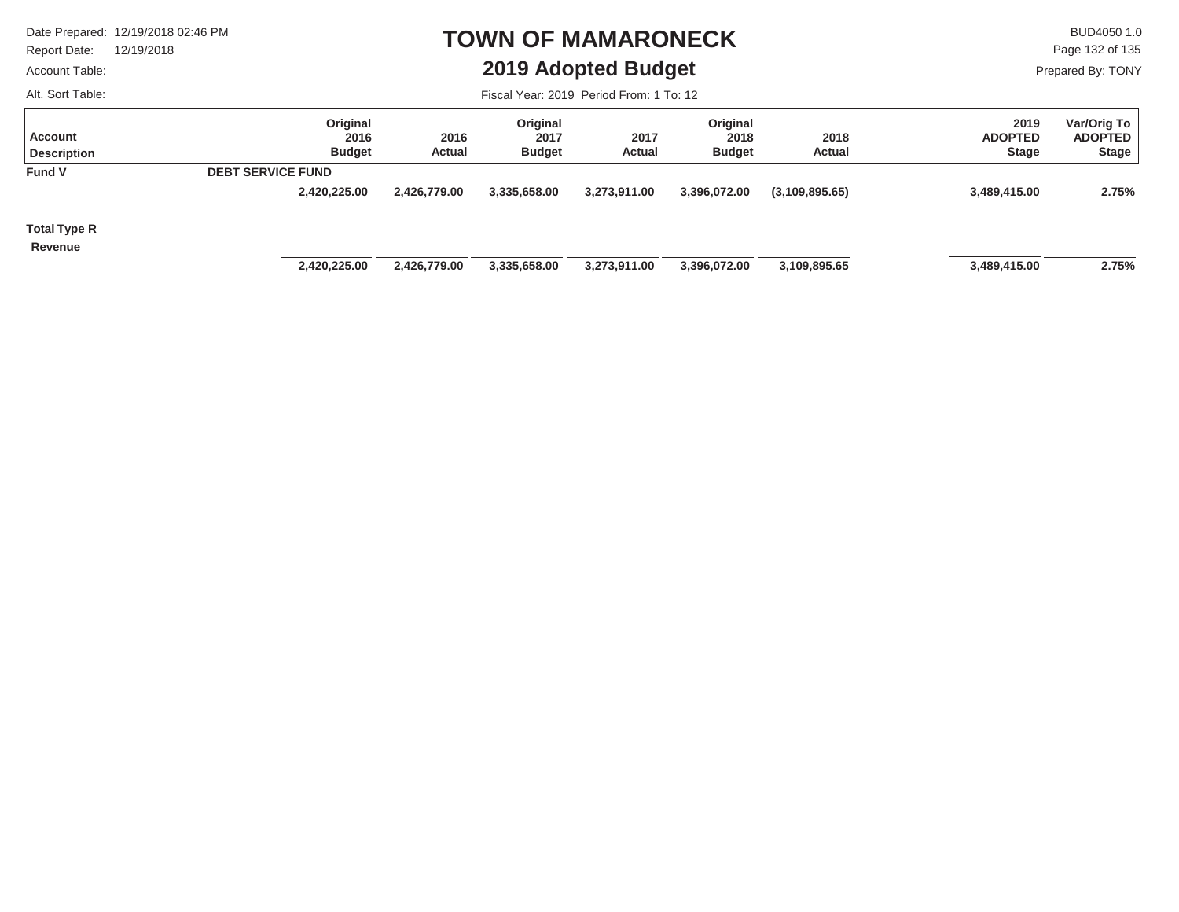# TOWN OF MAMARONECK

## 2019 Adopted Budget

Date Prepared: 12/19/2018 02:46 PM
Report Date: 12/19/2018
Account Table:
Alt. Sort Table:

BUD4050 1.0
Prepared By: TONY

Fiscal Year: 2019 Period From: 1 To: 12

| Account Description | | Original 2016 Budget | 2016 Actual | Original 2017 Budget | 2017 Actual | Original 2018 Budget | 2018 Actual | 2019 ADOPTED Stage | Var/Orig To ADOPTED Stage |
|---|---|---|---|---|---|---|---|---|---|
| **Fund V** | **DEBT SERVICE FUND** | | | | | | | | |
| | | **2,420,225.00** | **2,426,779.00** | **3,335,658.00** | **3,273,911.00** | **3,396,072.00** | **(3,109,895.65)** | **3,489,415.00** | **2.75%** |
| **Total Type R Revenue** | | **2,420,225.00** | **2,426,779.00** | **3,335,658.00** | **3,273,911.00** | **3,396,072.00** | **3,109,895.65** | **3,489,415.00** | **2.75%** |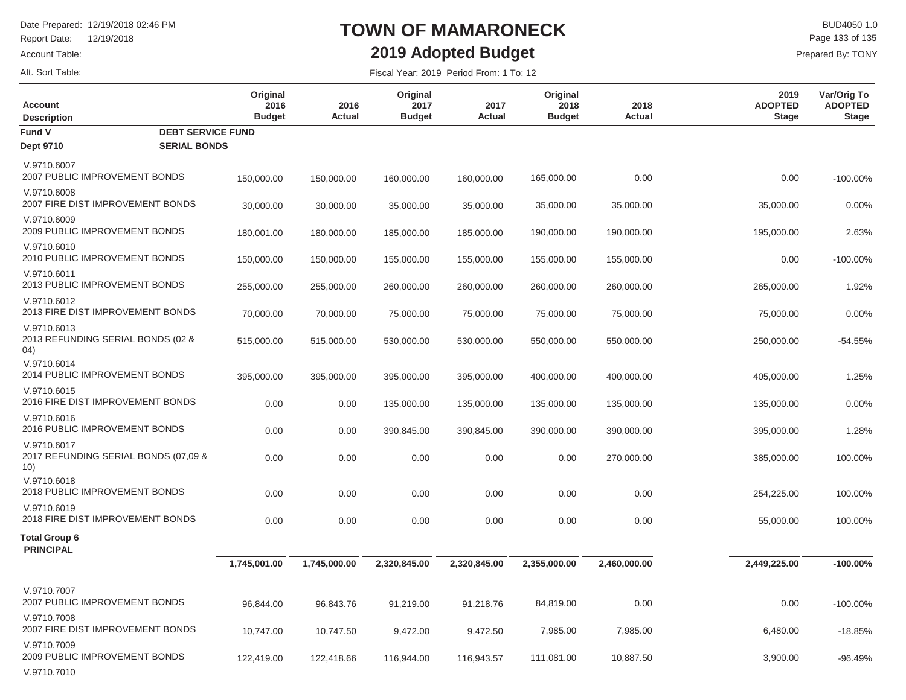# TOWN OF MAMARONECK

## 2019 Adopted Budget

Date Prepared: 12/19/2018 02:46 PM
Report Date: 12/19/2018
Account Table:
Alt. Sort Table:

Fiscal Year: 2019 Period From: 1 To: 12

BUD4050 1.0
Prepared By: TONY

| Account Description | Original 2016 Budget | 2016 Actual | Original 2017 Budget | 2017 Actual | Original 2018 Budget | 2018 Actual | 2019 ADOPTED Stage | Var/Orig To ADOPTED Stage |
|---|---|---|---|---|---|---|---|---|
| **Fund V** **DEBT SERVICE FUND** | | | | | | | | |
| **Dept 9710** **SERIAL BONDS** | | | | | | | | |
| V.9710.6007 2007 PUBLIC IMPROVEMENT BONDS | 150,000.00 | 150,000.00 | 160,000.00 | 160,000.00 | 165,000.00 | 0.00 | 0.00 | -100.00% |
| V.9710.6008 2007 FIRE DIST IMPROVEMENT BONDS | 30,000.00 | 30,000.00 | 35,000.00 | 35,000.00 | 35,000.00 | 35,000.00 | 35,000.00 | 0.00% |
| V.9710.6009 2009 PUBLIC IMPROVEMENT BONDS | 180,001.00 | 180,000.00 | 185,000.00 | 185,000.00 | 190,000.00 | 190,000.00 | 195,000.00 | 2.63% |
| V.9710.6010 2010 PUBLIC IMPROVEMENT BONDS | 150,000.00 | 150,000.00 | 155,000.00 | 155,000.00 | 155,000.00 | 155,000.00 | 0.00 | -100.00% |
| V.9710.6011 2013 PUBLIC IMPROVEMENT BONDS | 255,000.00 | 255,000.00 | 260,000.00 | 260,000.00 | 260,000.00 | 260,000.00 | 265,000.00 | 1.92% |
| V.9710.6012 2013 FIRE DIST IMPROVEMENT BONDS | 70,000.00 | 70,000.00 | 75,000.00 | 75,000.00 | 75,000.00 | 75,000.00 | 75,000.00 | 0.00% |
| V.9710.6013 2013 REFUNDING SERIAL BONDS (02 & 04) | 515,000.00 | 515,000.00 | 530,000.00 | 530,000.00 | 550,000.00 | 550,000.00 | 250,000.00 | -54.55% |
| V.9710.6014 2014 PUBLIC IMPROVEMENT BONDS | 395,000.00 | 395,000.00 | 395,000.00 | 395,000.00 | 400,000.00 | 400,000.00 | 405,000.00 | 1.25% |
| V.9710.6015 2016 FIRE DIST IMPROVEMENT BONDS | 0.00 | 0.00 | 135,000.00 | 135,000.00 | 135,000.00 | 135,000.00 | 135,000.00 | 0.00% |
| V.9710.6016 2016 PUBLIC IMPROVEMENT BONDS | 0.00 | 0.00 | 390,845.00 | 390,845.00 | 390,000.00 | 390,000.00 | 395,000.00 | 1.28% |
| V.9710.6017 2017 REFUNDING SERIAL BONDS (07,09 & 10) | 0.00 | 0.00 | 0.00 | 0.00 | 0.00 | 270,000.00 | 385,000.00 | 100.00% |
| V.9710.6018 2018 PUBLIC IMPROVEMENT BONDS | 0.00 | 0.00 | 0.00 | 0.00 | 0.00 | 0.00 | 254,225.00 | 100.00% |
| V.9710.6019 2018 FIRE DIST IMPROVEMENT BONDS | 0.00 | 0.00 | 0.00 | 0.00 | 0.00 | 0.00 | 55,000.00 | 100.00% |
| **Total Group 6 PRINCIPAL** | **1,745,001.00** | **1,745,000.00** | **2,320,845.00** | **2,320,845.00** | **2,355,000.00** | **2,460,000.00** | **2,449,225.00** | **-100.00%** |
| V.9710.7007 2007 PUBLIC IMPROVEMENT BONDS | 96,844.00 | 96,843.76 | 91,219.00 | 91,218.76 | 84,819.00 | 0.00 | 0.00 | -100.00% |
| V.9710.7008 2007 FIRE DIST IMPROVEMENT BONDS | 10,747.00 | 10,747.50 | 9,472.00 | 9,472.50 | 7,985.00 | 7,985.00 | 6,480.00 | -18.85% |
| V.9710.7009 2009 PUBLIC IMPROVEMENT BONDS | 122,419.00 | 122,418.66 | 116,944.00 | 116,943.57 | 111,081.00 | 10,887.50 | 3,900.00 | -96.49% |
| V.9710.7010 | | | | | | | | |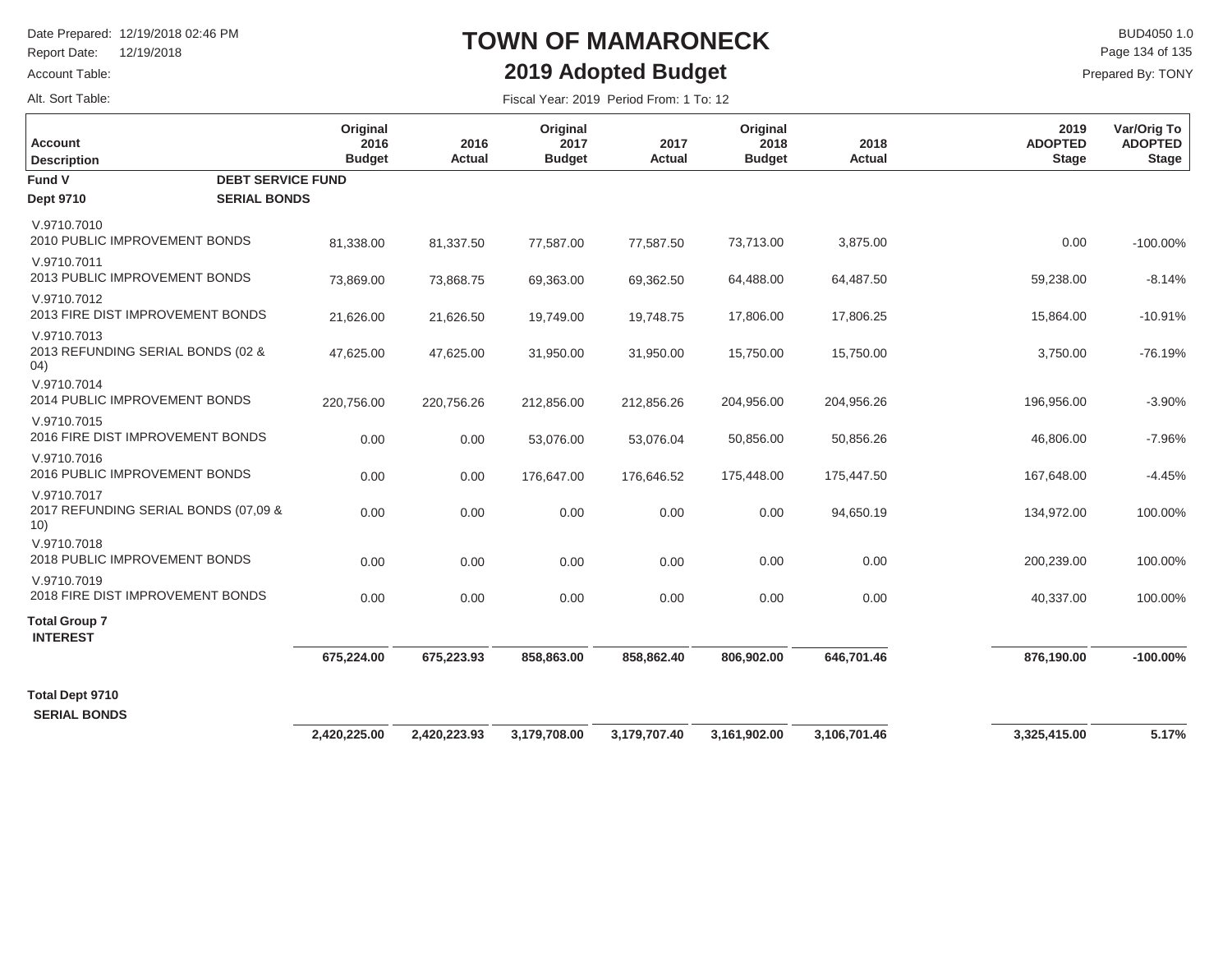# TOWN OF MAMARONECK

## 2019 Adopted Budget

Date Prepared: 12/19/2018 02:46 PM
Report Date: 12/19/2018
Account Table:
Alt. Sort Table:

BUD4050 1.0
Prepared By: TONY

Fiscal Year: 2019 Period From: 1 To: 12

| Account Description | Original 2016 Budget | 2016 Actual | Original 2017 Budget | 2017 Actual | Original 2018 Budget | 2018 Actual | 2019 ADOPTED Stage | Var/Orig To ADOPTED Stage |
|---|---|---|---|---|---|---|---|---|
| **Fund V** **DEBT SERVICE FUND** | | | | | | | | |
| **Dept 9710** **SERIAL BONDS** | | | | | | | | |
| V.9710.7010 2010 PUBLIC IMPROVEMENT BONDS | 81,338.00 | 81,337.50 | 77,587.00 | 77,587.50 | 73,713.00 | 3,875.00 | 0.00 | -100.00% |
| V.9710.7011 2013 PUBLIC IMPROVEMENT BONDS | 73,869.00 | 73,868.75 | 69,363.00 | 69,362.50 | 64,488.00 | 64,487.50 | 59,238.00 | -8.14% |
| V.9710.7012 2013 FIRE DIST IMPROVEMENT BONDS | 21,626.00 | 21,626.50 | 19,749.00 | 19,748.75 | 17,806.00 | 17,806.25 | 15,864.00 | -10.91% |
| V.9710.7013 2013 REFUNDING SERIAL BONDS (02 & 04) | 47,625.00 | 47,625.00 | 31,950.00 | 31,950.00 | 15,750.00 | 15,750.00 | 3,750.00 | -76.19% |
| V.9710.7014 2014 PUBLIC IMPROVEMENT BONDS | 220,756.00 | 220,756.26 | 212,856.00 | 212,856.26 | 204,956.00 | 204,956.26 | 196,956.00 | -3.90% |
| V.9710.7015 2016 FIRE DIST IMPROVEMENT BONDS | 0.00 | 0.00 | 53,076.00 | 53,076.04 | 50,856.00 | 50,856.26 | 46,806.00 | -7.96% |
| V.9710.7016 2016 PUBLIC IMPROVEMENT BONDS | 0.00 | 0.00 | 176,647.00 | 176,646.52 | 175,448.00 | 175,447.50 | 167,648.00 | -4.45% |
| V.9710.7017 2017 REFUNDING SERIAL BONDS (07,09 & 10) | 0.00 | 0.00 | 0.00 | 0.00 | 0.00 | 94,650.19 | 134,972.00 | 100.00% |
| V.9710.7018 2018 PUBLIC IMPROVEMENT BONDS | 0.00 | 0.00 | 0.00 | 0.00 | 0.00 | 0.00 | 200,239.00 | 100.00% |
| V.9710.7019 2018 FIRE DIST IMPROVEMENT BONDS | 0.00 | 0.00 | 0.00 | 0.00 | 0.00 | 0.00 | 40,337.00 | 100.00% |
| **Total Group 7 INTEREST** | **675,224.00** | **675,223.93** | **858,863.00** | **858,862.40** | **806,902.00** | **646,701.46** | **876,190.00** | **-100.00%** |
| **Total Dept 9710 SERIAL BONDS** | **2,420,225.00** | **2,420,223.93** | **3,179,708.00** | **3,179,707.40** | **3,161,902.00** | **3,106,701.46** | **3,325,415.00** | **5.17%** |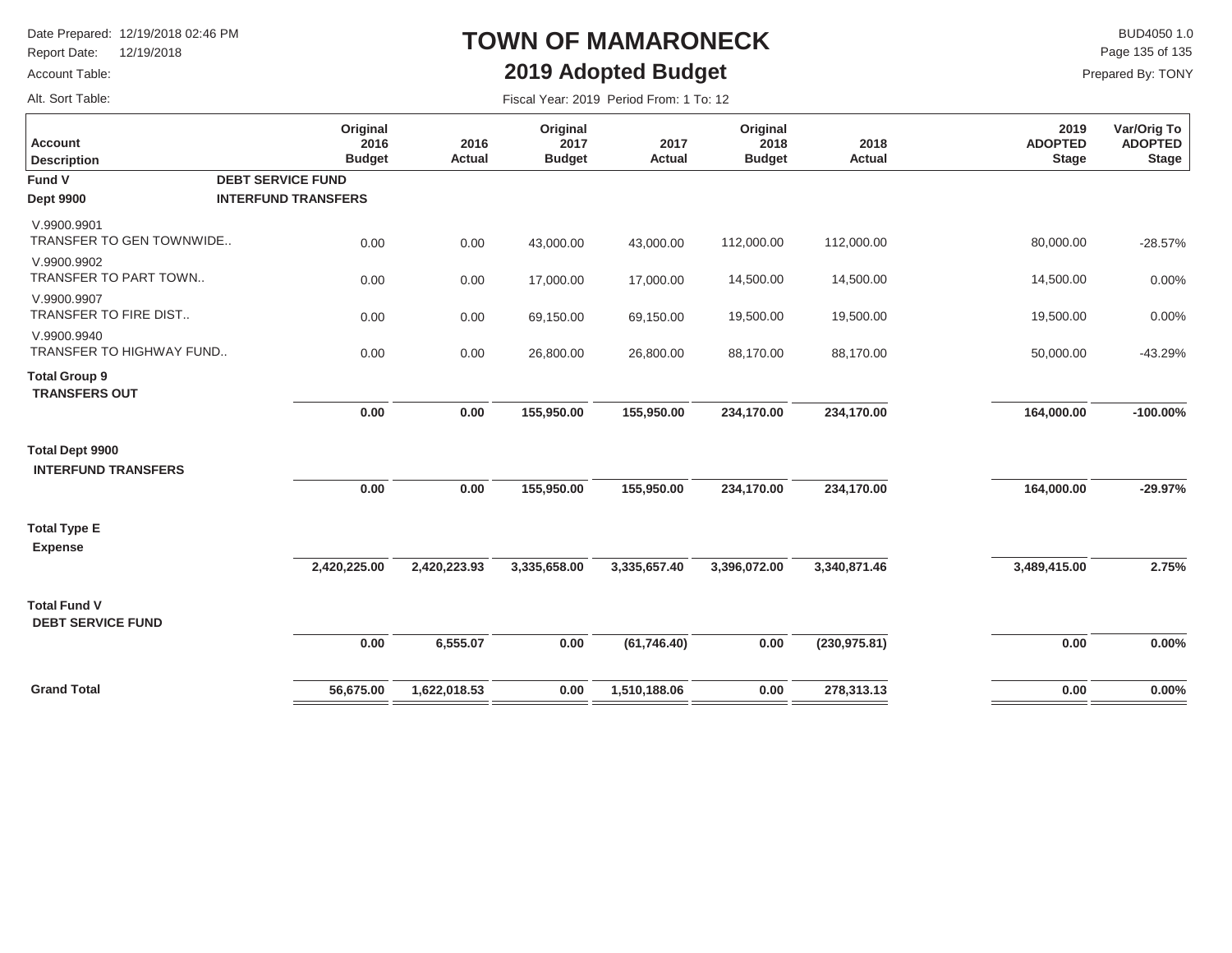# TOWN OF MAMARONECK

## 2019 Adopted Budget

Date Prepared: 12/19/2018 02:46 PM
Report Date: 12/19/2018
Account Table:
Alt. Sort Table:

BUD4050 1.0
Prepared By: TONY

Fiscal Year: 2019 Period From: 1 To: 12

| Account Description | Original 2016 Budget | 2016 Actual | Original 2017 Budget | 2017 Actual | Original 2018 Budget | 2018 Actual | 2019 ADOPTED Stage | Var/Orig To ADOPTED Stage |
|---|---|---|---|---|---|---|---|---|
| **Fund V** **DEBT SERVICE FUND** | | | | | | | | |
| **Dept 9900** **INTERFUND TRANSFERS** | | | | | | | | |
| V.9900.9901 TRANSFER TO GEN TOWNWIDE.. | 0.00 | 0.00 | 43,000.00 | 43,000.00 | 112,000.00 | 112,000.00 | 80,000.00 | -28.57% |
| V.9900.9902 TRANSFER TO PART TOWN.. | 0.00 | 0.00 | 17,000.00 | 17,000.00 | 14,500.00 | 14,500.00 | 14,500.00 | 0.00% |
| V.9900.9907 TRANSFER TO FIRE DIST.. | 0.00 | 0.00 | 69,150.00 | 69,150.00 | 19,500.00 | 19,500.00 | 19,500.00 | 0.00% |
| V.9900.9940 TRANSFER TO HIGHWAY FUND.. | 0.00 | 0.00 | 26,800.00 | 26,800.00 | 88,170.00 | 88,170.00 | 50,000.00 | -43.29% |
| **Total Group 9 TRANSFERS OUT** | **0.00** | **0.00** | **155,950.00** | **155,950.00** | **234,170.00** | **234,170.00** | **164,000.00** | **-100.00%** |
| **Total Dept 9900 INTERFUND TRANSFERS** | **0.00** | **0.00** | **155,950.00** | **155,950.00** | **234,170.00** | **234,170.00** | **164,000.00** | **-29.97%** |
| **Total Type E Expense** | **2,420,225.00** | **2,420,223.93** | **3,335,658.00** | **3,335,657.40** | **3,396,072.00** | **3,340,871.46** | **3,489,415.00** | **2.75%** |
| **Total Fund V DEBT SERVICE FUND** | **0.00** | **6,555.07** | **0.00** | **(61,746.40)** | **0.00** | **(230,975.81)** | **0.00** | **0.00%** |
| **Grand Total** | **56,675.00** | **1,622,018.53** | **0.00** | **1,510,188.06** | **0.00** | **278,313.13** | **0.00** | **0.00%** |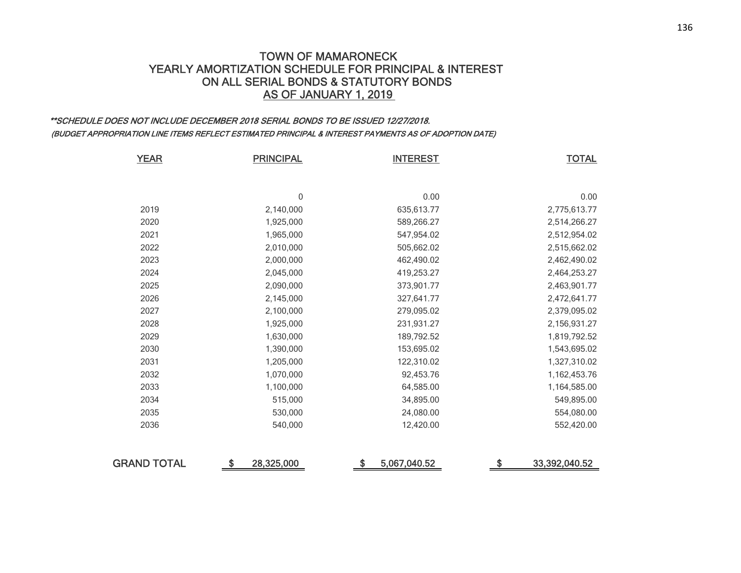# TOWN OF MAMARONECK
## YEARLY AMORTIZATION SCHEDULE FOR PRINCIPAL & INTEREST ON ALL SERIAL BONDS & STATUTORY BONDS
## AS OF JANUARY 1, 2019

***\*\*SCHEDULE DOES NOT INCLUDE DECEMBER 2018 SERIAL BONDS TO BE ISSUED 12/27/2018.***

*(BUDGET APPROPRIATION LINE ITEMS REFLECT ESTIMATED PRINCIPAL & INTEREST PAYMENTS AS OF ADOPTION DATE)*

| YEAR | PRINCIPAL | INTEREST | TOTAL |
|---|---|---|---|
| | 0 | 0.00 | 0.00 |
| 2019 | 2,140,000 | 635,613.77 | 2,775,613.77 |
| 2020 | 1,925,000 | 589,266.27 | 2,514,266.27 |
| 2021 | 1,965,000 | 547,954.02 | 2,512,954.02 |
| 2022 | 2,010,000 | 505,662.02 | 2,515,662.02 |
| 2023 | 2,000,000 | 462,490.02 | 2,462,490.02 |
| 2024 | 2,045,000 | 419,253.27 | 2,464,253.27 |
| 2025 | 2,090,000 | 373,901.77 | 2,463,901.77 |
| 2026 | 2,145,000 | 327,641.77 | 2,472,641.77 |
| 2027 | 2,100,000 | 279,095.02 | 2,379,095.02 |
| 2028 | 1,925,000 | 231,931.27 | 2,156,931.27 |
| 2029 | 1,630,000 | 189,792.52 | 1,819,792.52 |
| 2030 | 1,390,000 | 153,695.02 | 1,543,695.02 |
| 2031 | 1,205,000 | 122,310.02 | 1,327,310.02 |
| 2032 | 1,070,000 | 92,453.76 | 1,162,453.76 |
| 2033 | 1,100,000 | 64,585.00 | 1,164,585.00 |
| 2034 | 515,000 | 34,895.00 | 549,895.00 |
| 2035 | 530,000 | 24,080.00 | 554,080.00 |
| 2036 | 540,000 | 12,420.00 | 552,420.00 |
| **GRAND TOTAL** | **$ 28,325,000** | **$ 5,067,040.52** | **$ 33,392,040.52** |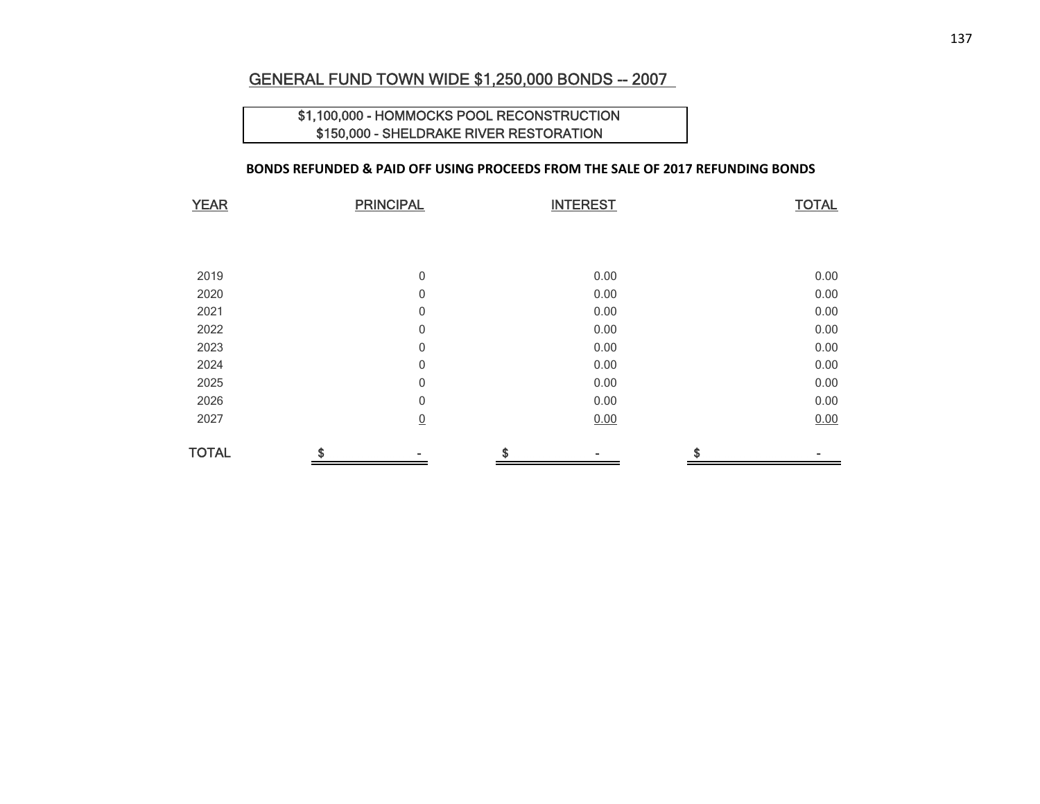## GENERAL FUND TOWN WIDE $1,250,000 BONDS -- 2007

$1,100,000 - HOMMOCKS POOL RECONSTRUCTION
$150,000 - SHELDRAKE RIVER RESTORATION

**BONDS REFUNDED & PAID OFF USING PROCEEDS FROM THE SALE OF 2017 REFUNDING BONDS**

| YEAR | PRINCIPAL | INTEREST | TOTAL |
|---|---|---|---|
| 2019 | 0 | 0.00 | 0.00 |
| 2020 | 0 | 0.00 | 0.00 |
| 2021 | 0 | 0.00 | 0.00 |
| 2022 | 0 | 0.00 | 0.00 |
| 2023 | 0 | 0.00 | 0.00 |
| 2024 | 0 | 0.00 | 0.00 |
| 2025 | 0 | 0.00 | 0.00 |
| 2026 | 0 | 0.00 | 0.00 |
| 2027 | 0 | 0.00 | 0.00 |
| **TOTAL** | $ - | $ - | $ - |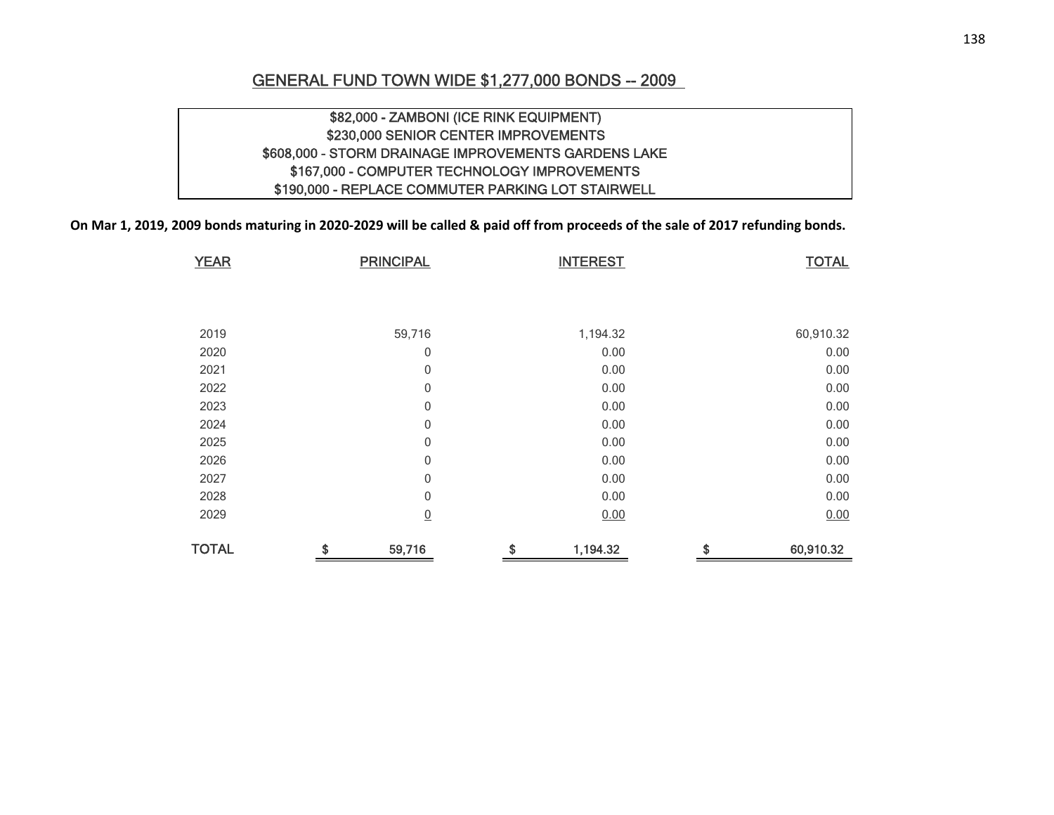## GENERAL FUND TOWN WIDE $1,277,000 BONDS -- 2009

| |
|---|
| $82,000 - ZAMBONI (ICE RINK EQUIPMENT) |
| $230,000 SENIOR CENTER IMPROVEMENTS |
| $608,000 - STORM DRAINAGE IMPROVEMENTS GARDENS LAKE |
| $167,000 - COMPUTER TECHNOLOGY IMPROVEMENTS |
| $190,000 - REPLACE COMMUTER PARKING LOT STAIRWELL |

**On Mar 1, 2019, 2009 bonds maturing in 2020-2029 will be called & paid off from proceeds of the sale of 2017 refunding bonds.**

| YEAR | PRINCIPAL | INTEREST | TOTAL |
|---|---|---|---|
| 2019 | 59,716 | 1,194.32 | 60,910.32 |
| 2020 | 0 | 0.00 | 0.00 |
| 2021 | 0 | 0.00 | 0.00 |
| 2022 | 0 | 0.00 | 0.00 |
| 2023 | 0 | 0.00 | 0.00 |
| 2024 | 0 | 0.00 | 0.00 |
| 2025 | 0 | 0.00 | 0.00 |
| 2026 | 0 | 0.00 | 0.00 |
| 2027 | 0 | 0.00 | 0.00 |
| 2028 | 0 | 0.00 | 0.00 |
| 2029 | 0 | 0.00 | 0.00 |
| **TOTAL** | **$ 59,716** | **$ 1,194.32** | **$ 60,910.32** |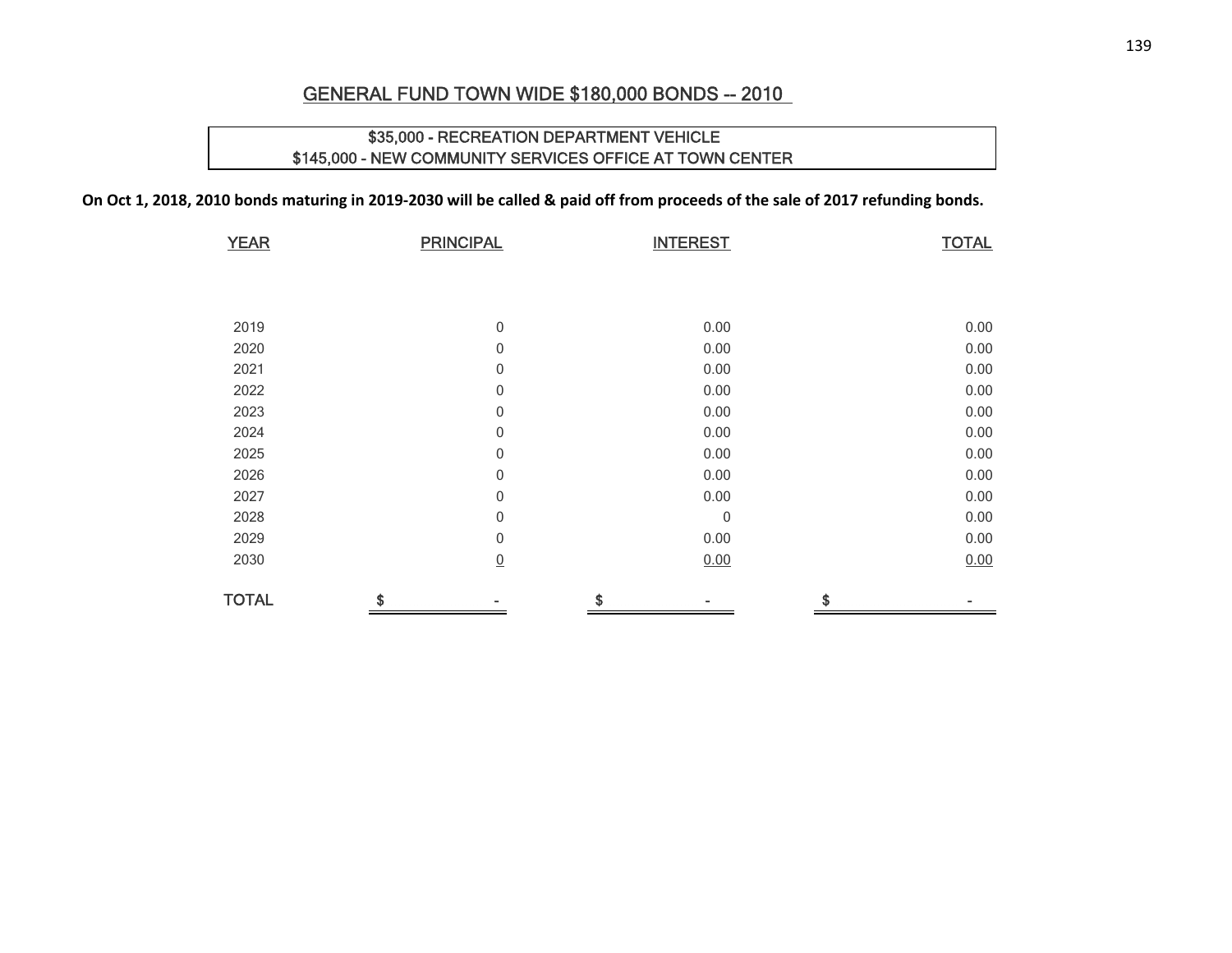## GENERAL FUND TOWN WIDE $180,000 BONDS -- 2010

$35,000 - RECREATION DEPARTMENT VEHICLE
$145,000 - NEW COMMUNITY SERVICES OFFICE AT TOWN CENTER

**On Oct 1, 2018, 2010 bonds maturing in 2019-2030 will be called & paid off from proceeds of the sale of 2017 refunding bonds.**

| YEAR | PRINCIPAL | INTEREST | TOTAL |
|---|---|---|---|
| 2019 | 0 | 0.00 | 0.00 |
| 2020 | 0 | 0.00 | 0.00 |
| 2021 | 0 | 0.00 | 0.00 |
| 2022 | 0 | 0.00 | 0.00 |
| 2023 | 0 | 0.00 | 0.00 |
| 2024 | 0 | 0.00 | 0.00 |
| 2025 | 0 | 0.00 | 0.00 |
| 2026 | 0 | 0.00 | 0.00 |
| 2027 | 0 | 0.00 | 0.00 |
| 2028 | 0 | 0 | 0.00 |
| 2029 | 0 | 0.00 | 0.00 |
| 2030 | 0 | 0.00 | 0.00 |
| TOTAL | $ - | $ - | $ - |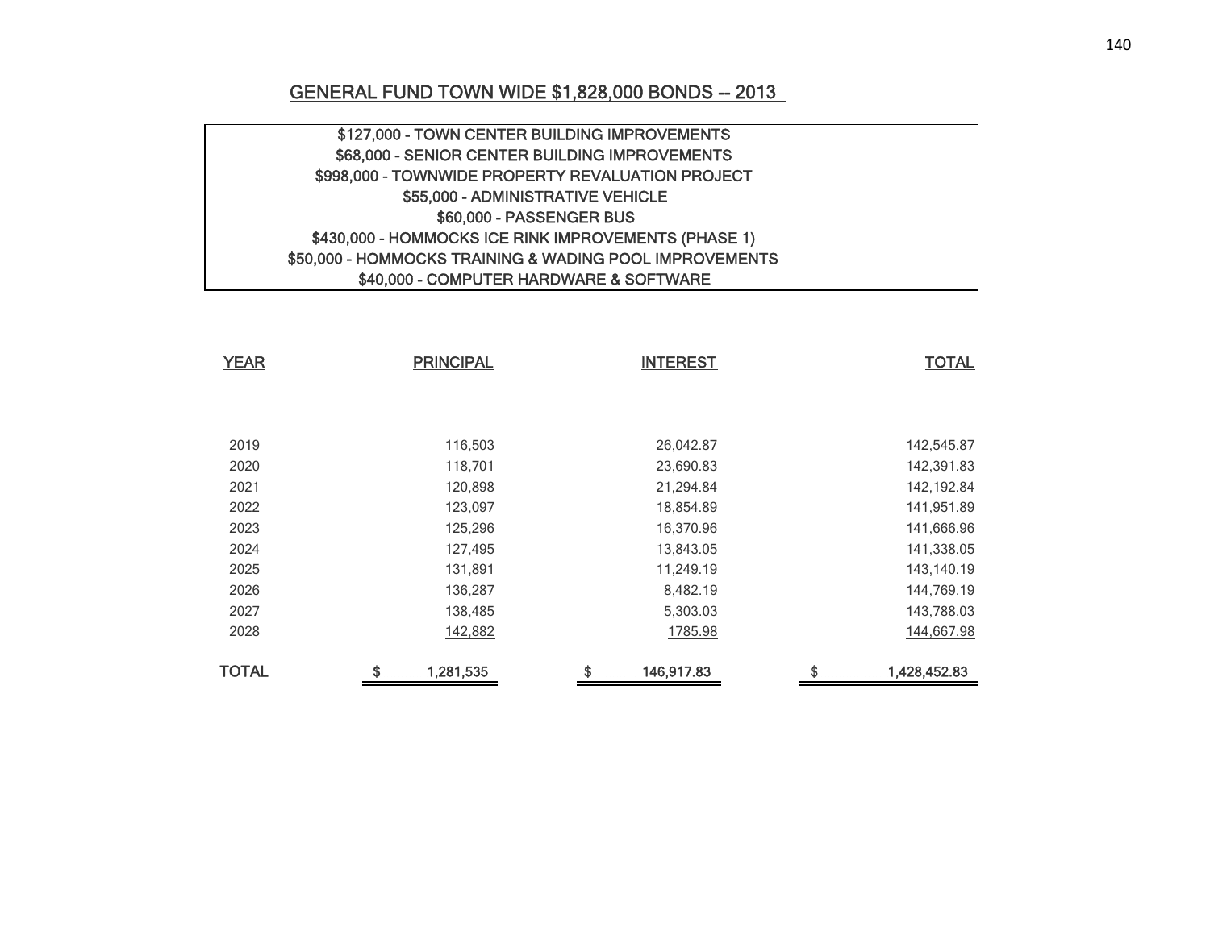## GENERAL FUND TOWN WIDE $1,828,000 BONDS -- 2013

$127,000 - TOWN CENTER BUILDING IMPROVEMENTS
$68,000 - SENIOR CENTER BUILDING IMPROVEMENTS
$998,000 - TOWNWIDE PROPERTY REVALUATION PROJECT
$55,000 - ADMINISTRATIVE VEHICLE
$60,000 - PASSENGER BUS
$430,000 - HOMMOCKS ICE RINK IMPROVEMENTS (PHASE 1)
$50,000 - HOMMOCKS TRAINING & WADING POOL IMPROVEMENTS
$40,000 - COMPUTER HARDWARE & SOFTWARE

| YEAR | PRINCIPAL | INTEREST | TOTAL |
|---|---|---|---|
| 2019 | 116,503 | 26,042.87 | 142,545.87 |
| 2020 | 118,701 | 23,690.83 | 142,391.83 |
| 2021 | 120,898 | 21,294.84 | 142,192.84 |
| 2022 | 123,097 | 18,854.89 | 141,951.89 |
| 2023 | 125,296 | 16,370.96 | 141,666.96 |
| 2024 | 127,495 | 13,843.05 | 141,338.05 |
| 2025 | 131,891 | 11,249.19 | 143,140.19 |
| 2026 | 136,287 | 8,482.19 | 144,769.19 |
| 2027 | 138,485 | 5,303.03 | 143,788.03 |
| 2028 | 142,882 | 1785.98 | 144,667.98 |
| TOTAL | $ 1,281,535 | $ 146,917.83 | $ 1,428,452.83 |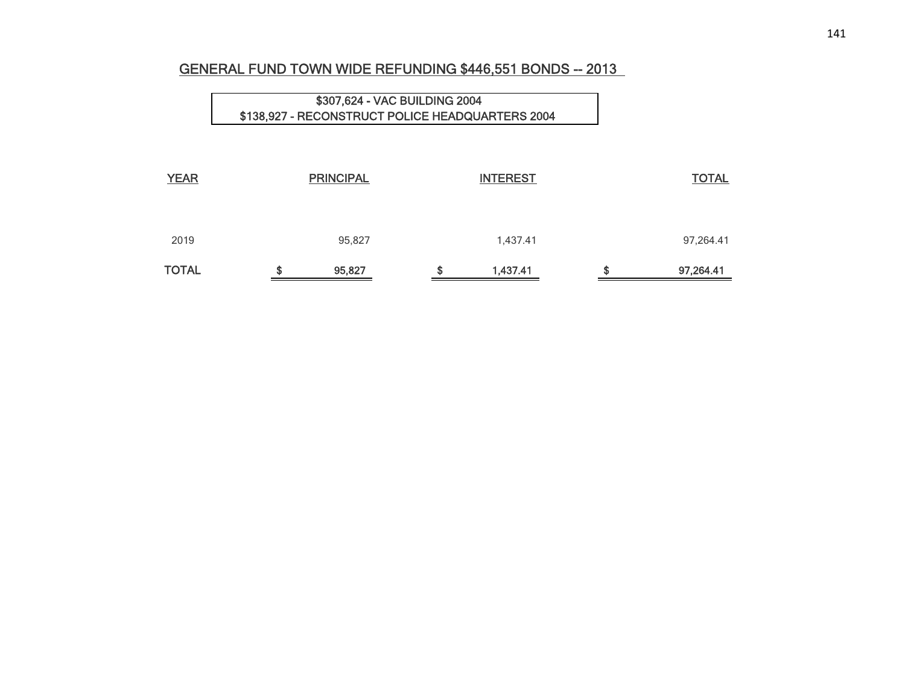## GENERAL FUND TOWN WIDE REFUNDING $446,551 BONDS -- 2013

**$307,624 - VAC BUILDING 2004**
**$138,927 - RECONSTRUCT POLICE HEADQUARTERS 2004**

| YEAR | PRINCIPAL | INTEREST | TOTAL |
|---|---|---|---|
| 2019 | 95,827 | 1,437.41 | 97,264.41 |
| **TOTAL** | **$ 95,827** | **$ 1,437.41** | **$ 97,264.41** |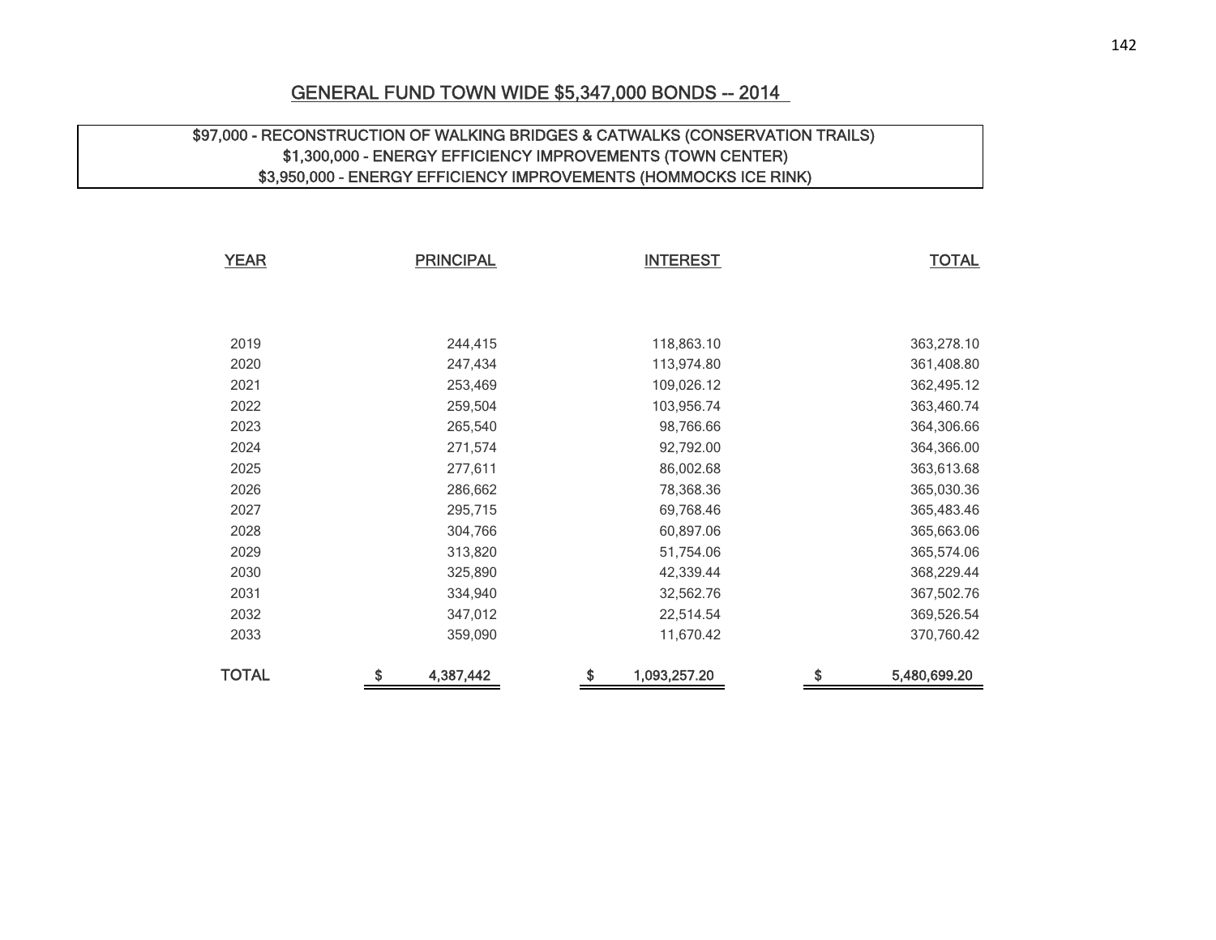## GENERAL FUND TOWN WIDE $5,347,000 BONDS -- 2014

$97,000 - RECONSTRUCTION OF WALKING BRIDGES & CATWALKS (CONSERVATION TRAILS)
$1,300,000 - ENERGY EFFICIENCY IMPROVEMENTS (TOWN CENTER)
$3,950,000 - ENERGY EFFICIENCY IMPROVEMENTS (HOMMOCKS ICE RINK)

| YEAR | PRINCIPAL | INTEREST | TOTAL |
|---|---|---|---|
| 2019 | 244,415 | 118,863.10 | 363,278.10 |
| 2020 | 247,434 | 113,974.80 | 361,408.80 |
| 2021 | 253,469 | 109,026.12 | 362,495.12 |
| 2022 | 259,504 | 103,956.74 | 363,460.74 |
| 2023 | 265,540 | 98,766.66 | 364,306.66 |
| 2024 | 271,574 | 92,792.00 | 364,366.00 |
| 2025 | 277,611 | 86,002.68 | 363,613.68 |
| 2026 | 286,662 | 78,368.36 | 365,030.36 |
| 2027 | 295,715 | 69,768.46 | 365,483.46 |
| 2028 | 304,766 | 60,897.06 | 365,663.06 |
| 2029 | 313,820 | 51,754.06 | 365,574.06 |
| 2030 | 325,890 | 42,339.44 | 368,229.44 |
| 2031 | 334,940 | 32,562.76 | 367,502.76 |
| 2032 | 347,012 | 22,514.54 | 369,526.54 |
| 2033 | 359,090 | 11,670.42 | 370,760.42 |
| TOTAL | $ 4,387,442 | $ 1,093,257.20 | $ 5,480,699.20 |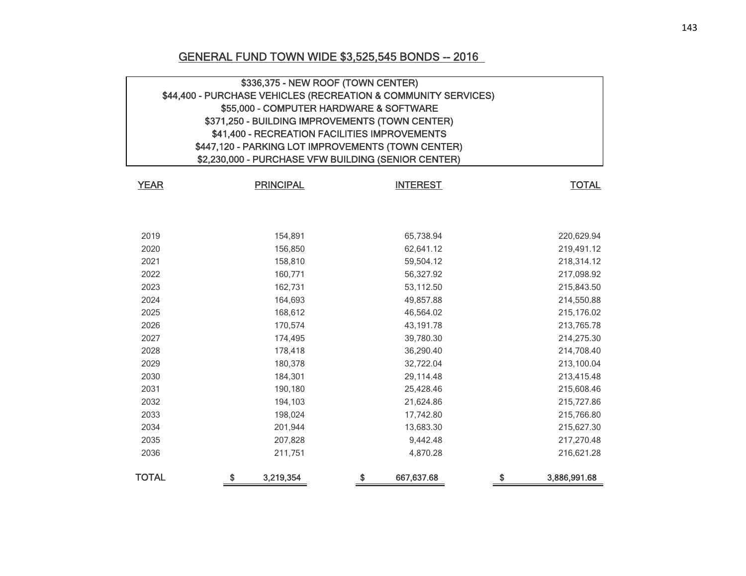## GENERAL FUND TOWN WIDE $3,525,545 BONDS -- 2016

$336,375 - NEW ROOF (TOWN CENTER)
$44,400 - PURCHASE VEHICLES (RECREATION & COMMUNITY SERVICES)
$55,000 - COMPUTER HARDWARE & SOFTWARE
$371,250 - BUILDING IMPROVEMENTS (TOWN CENTER)
$41,400 - RECREATION FACILITIES IMPROVEMENTS
$447,120 - PARKING LOT IMPROVEMENTS (TOWN CENTER)
$2,230,000 - PURCHASE VFW BUILDING (SENIOR CENTER)

| YEAR | PRINCIPAL | INTEREST | TOTAL |
|---|---|---|---|
| 2019 | 154,891 | 65,738.94 | 220,629.94 |
| 2020 | 156,850 | 62,641.12 | 219,491.12 |
| 2021 | 158,810 | 59,504.12 | 218,314.12 |
| 2022 | 160,771 | 56,327.92 | 217,098.92 |
| 2023 | 162,731 | 53,112.50 | 215,843.50 |
| 2024 | 164,693 | 49,857.88 | 214,550.88 |
| 2025 | 168,612 | 46,564.02 | 215,176.02 |
| 2026 | 170,574 | 43,191.78 | 213,765.78 |
| 2027 | 174,495 | 39,780.30 | 214,275.30 |
| 2028 | 178,418 | 36,290.40 | 214,708.40 |
| 2029 | 180,378 | 32,722.04 | 213,100.04 |
| 2030 | 184,301 | 29,114.48 | 213,415.48 |
| 2031 | 190,180 | 25,428.46 | 215,608.46 |
| 2032 | 194,103 | 21,624.86 | 215,727.86 |
| 2033 | 198,024 | 17,742.80 | 215,766.80 |
| 2034 | 201,944 | 13,683.30 | 215,627.30 |
| 2035 | 207,828 | 9,442.48 | 217,270.48 |
| 2036 | 211,751 | 4,870.28 | 216,621.28 |
| **TOTAL** | **$ 3,219,354** | **$ 667,637.68** | **$ 3,886,991.68** |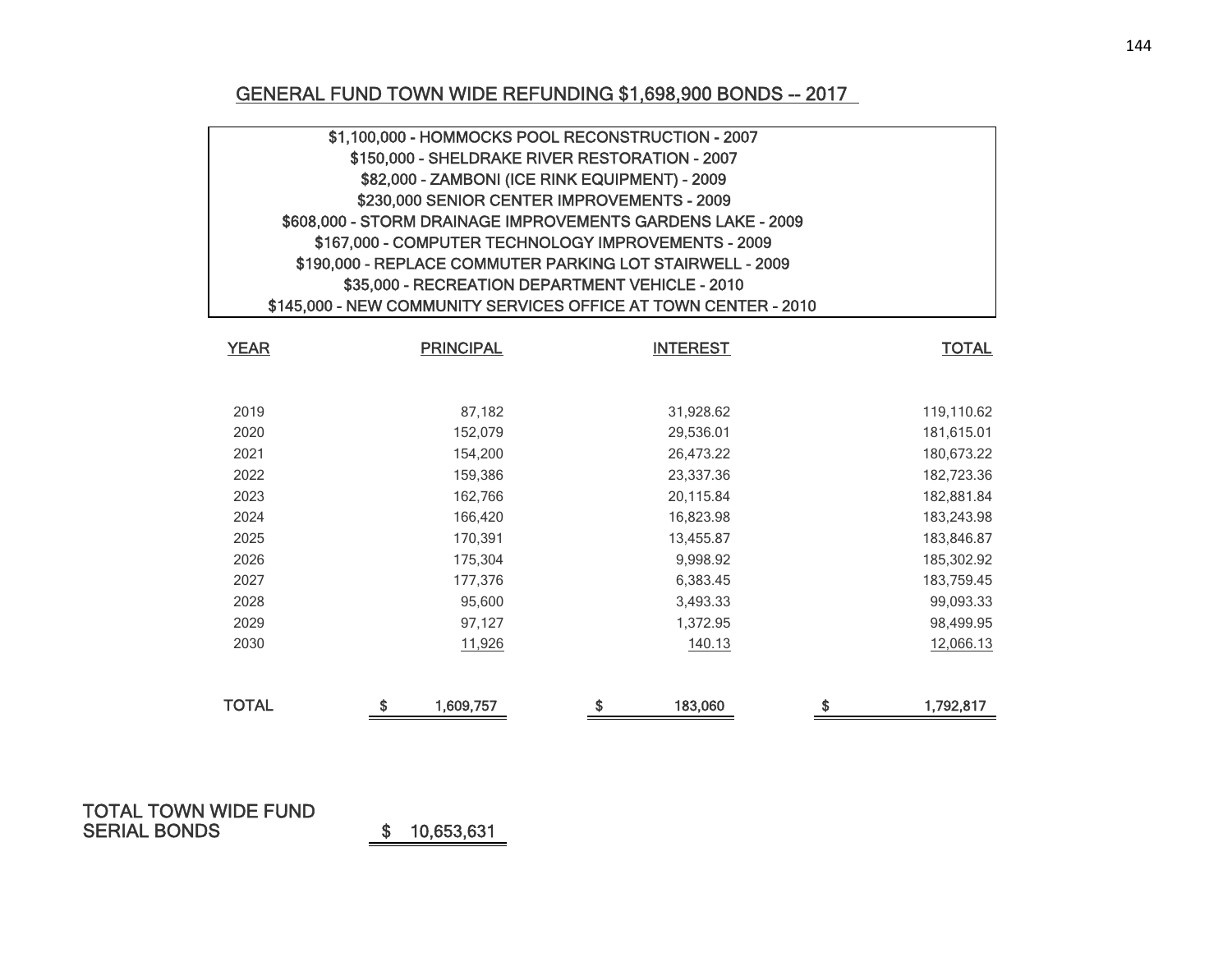## GENERAL FUND TOWN WIDE REFUNDING $1,698,900 BONDS -- 2017

$1,100,000 - HOMMOCKS POOL RECONSTRUCTION - 2007
$150,000 - SHELDRAKE RIVER RESTORATION - 2007
$82,000 - ZAMBONI (ICE RINK EQUIPMENT) - 2009
$230,000 SENIOR CENTER IMPROVEMENTS - 2009
$608,000 - STORM DRAINAGE IMPROVEMENTS GARDENS LAKE - 2009
$167,000 - COMPUTER TECHNOLOGY IMPROVEMENTS - 2009
$190,000 - REPLACE COMMUTER PARKING LOT STAIRWELL - 2009
$35,000 - RECREATION DEPARTMENT VEHICLE - 2010
$145,000 - NEW COMMUNITY SERVICES OFFICE AT TOWN CENTER - 2010

| YEAR | PRINCIPAL | INTEREST | TOTAL |
|---|---|---|---|
| 2019 | 87,182 | 31,928.62 | 119,110.62 |
| 2020 | 152,079 | 29,536.01 | 181,615.01 |
| 2021 | 154,200 | 26,473.22 | 180,673.22 |
| 2022 | 159,386 | 23,337.36 | 182,723.36 |
| 2023 | 162,766 | 20,115.84 | 182,881.84 |
| 2024 | 166,420 | 16,823.98 | 183,243.98 |
| 2025 | 170,391 | 13,455.87 | 183,846.87 |
| 2026 | 175,304 | 9,998.92 | 185,302.92 |
| 2027 | 177,376 | 6,383.45 | 183,759.45 |
| 2028 | 95,600 | 3,493.33 | 99,093.33 |
| 2029 | 97,127 | 1,372.95 | 98,499.95 |
| 2030 | 11,926 | 140.13 | 12,066.13 |
| TOTAL | $ 1,609,757 | $ 183,060 | $ 1,792,817 |

**TOTAL TOWN WIDE FUND SERIAL BONDS** $ 10,653,631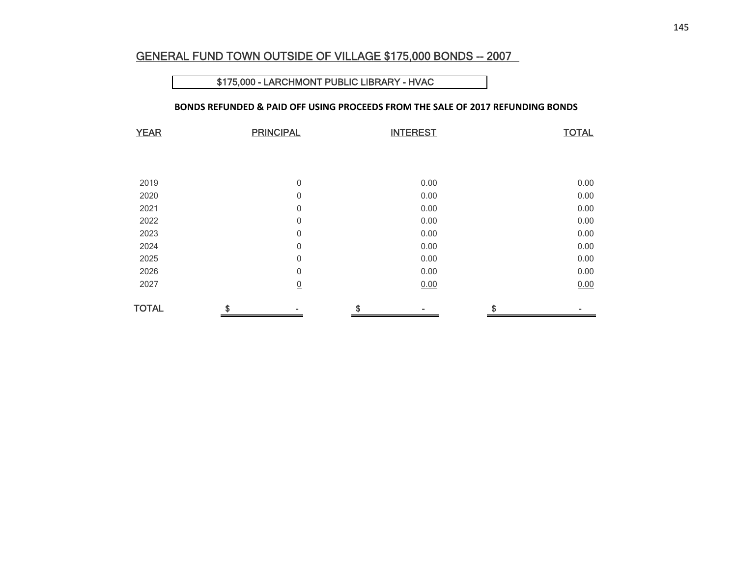## GENERAL FUND TOWN OUTSIDE OF VILLAGE $175,000 BONDS -- 2007

### $175,000 - LARCHMONT PUBLIC LIBRARY - HVAC

**BONDS REFUNDED & PAID OFF USING PROCEEDS FROM THE SALE OF 2017 REFUNDING BONDS**

| YEAR | PRINCIPAL | INTEREST | TOTAL |
|---|---|---|---|
| 2019 | 0 | 0.00 | 0.00 |
| 2020 | 0 | 0.00 | 0.00 |
| 2021 | 0 | 0.00 | 0.00 |
| 2022 | 0 | 0.00 | 0.00 |
| 2023 | 0 | 0.00 | 0.00 |
| 2024 | 0 | 0.00 | 0.00 |
| 2025 | 0 | 0.00 | 0.00 |
| 2026 | 0 | 0.00 | 0.00 |
| 2027 | 0 | 0.00 | 0.00 |
| TOTAL | $ - | $ - | $ - |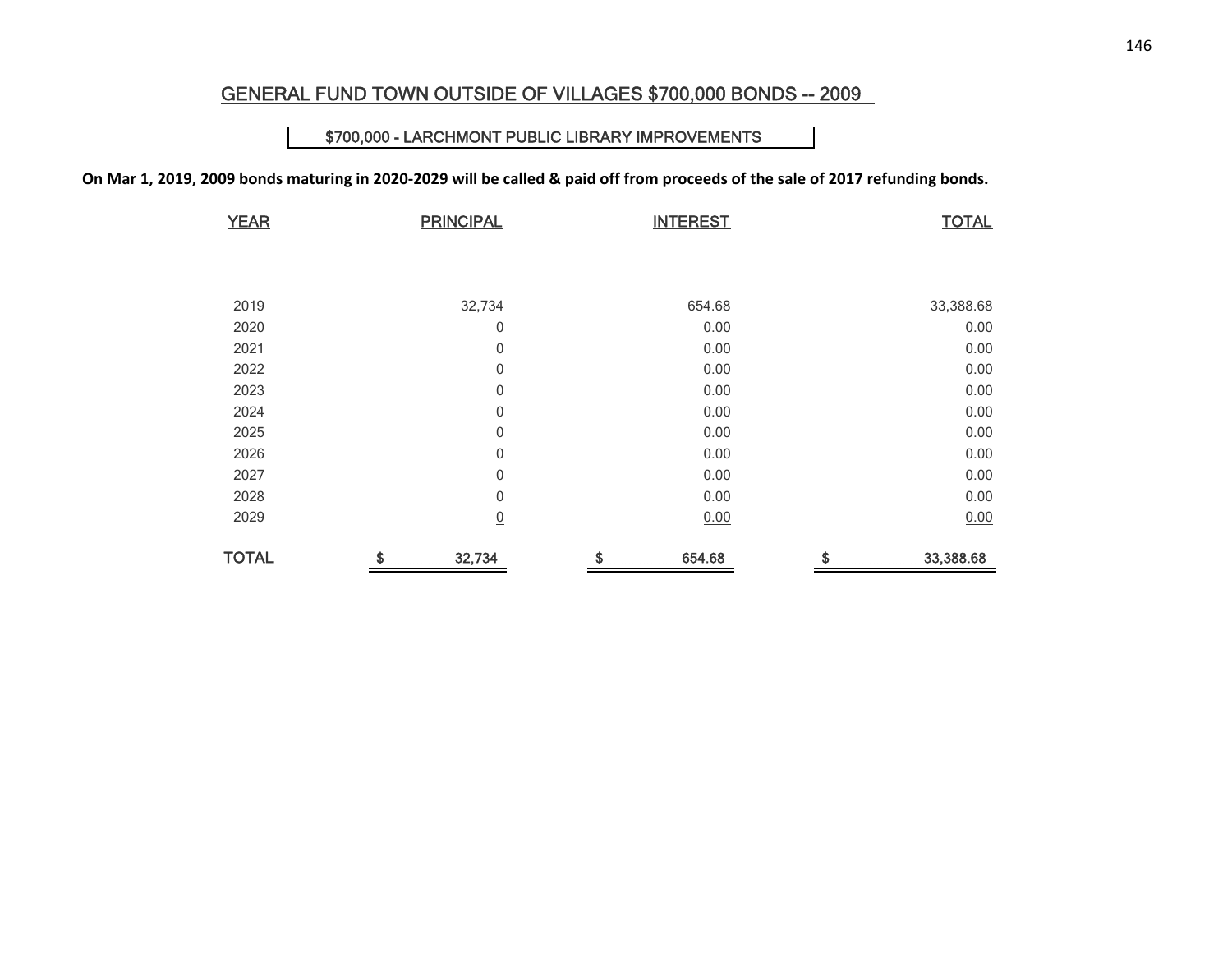## GENERAL FUND TOWN OUTSIDE OF VILLAGES $700,000 BONDS -- 2009

**$700,000 - LARCHMONT PUBLIC LIBRARY IMPROVEMENTS**

**On Mar 1, 2019, 2009 bonds maturing in 2020-2029 will be called & paid off from proceeds of the sale of 2017 refunding bonds.**

| YEAR | PRINCIPAL | INTEREST | TOTAL |
|---|---|---|---|
| 2019 | 32,734 | 654.68 | 33,388.68 |
| 2020 | 0 | 0.00 | 0.00 |
| 2021 | 0 | 0.00 | 0.00 |
| 2022 | 0 | 0.00 | 0.00 |
| 2023 | 0 | 0.00 | 0.00 |
| 2024 | 0 | 0.00 | 0.00 |
| 2025 | 0 | 0.00 | 0.00 |
| 2026 | 0 | 0.00 | 0.00 |
| 2027 | 0 | 0.00 | 0.00 |
| 2028 | 0 | 0.00 | 0.00 |
| 2029 | 0 | 0.00 | 0.00 |
| **TOTAL** | **$ 32,734** | **$ 654.68** | **$ 33,388.68** |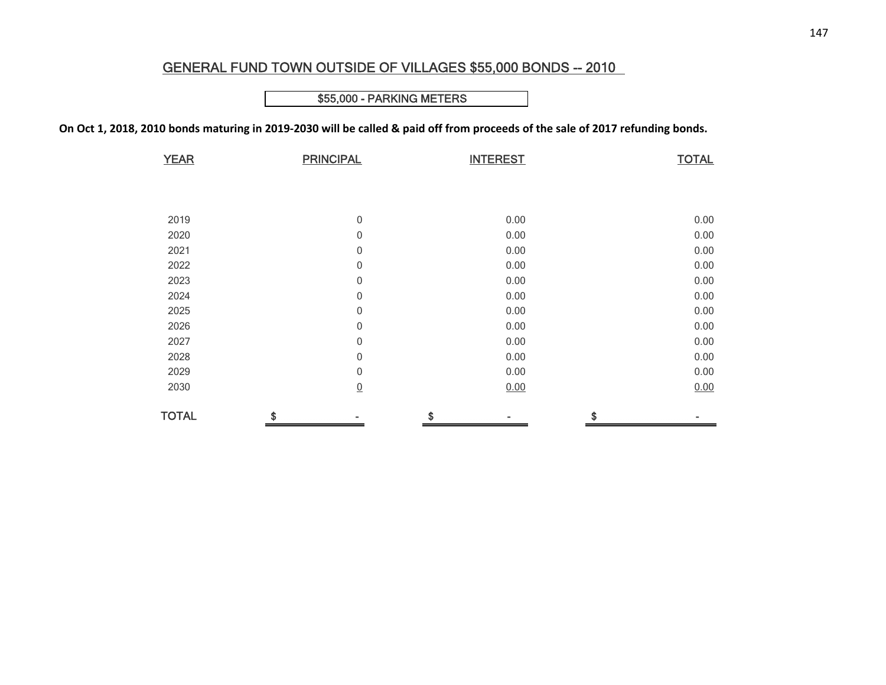## GENERAL FUND TOWN OUTSIDE OF VILLAGES $55,000 BONDS -- 2010

### $55,000 - PARKING METERS

**On Oct 1, 2018, 2010 bonds maturing in 2019-2030 will be called & paid off from proceeds of the sale of 2017 refunding bonds.**

| YEAR | PRINCIPAL | INTEREST | TOTAL |
|---|---|---|---|
| 2019 | 0 | 0.00 | 0.00 |
| 2020 | 0 | 0.00 | 0.00 |
| 2021 | 0 | 0.00 | 0.00 |
| 2022 | 0 | 0.00 | 0.00 |
| 2023 | 0 | 0.00 | 0.00 |
| 2024 | 0 | 0.00 | 0.00 |
| 2025 | 0 | 0.00 | 0.00 |
| 2026 | 0 | 0.00 | 0.00 |
| 2027 | 0 | 0.00 | 0.00 |
| 2028 | 0 | 0.00 | 0.00 |
| 2029 | 0 | 0.00 | 0.00 |
| 2030 | 0 | 0.00 | 0.00 |
| TOTAL | $ - | $ - | $ - |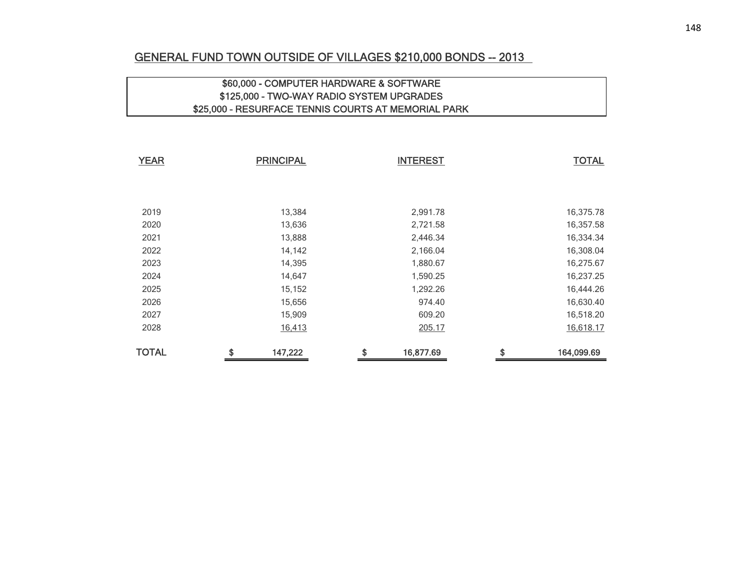## GENERAL FUND TOWN OUTSIDE OF VILLAGES $210,000 BONDS -- 2013

$60,000 - COMPUTER HARDWARE & SOFTWARE
$125,000 - TWO-WAY RADIO SYSTEM UPGRADES
$25,000 - RESURFACE TENNIS COURTS AT MEMORIAL PARK

| YEAR | PRINCIPAL | INTEREST | TOTAL |
|---|---|---|---|
| 2019 | 13,384 | 2,991.78 | 16,375.78 |
| 2020 | 13,636 | 2,721.58 | 16,357.58 |
| 2021 | 13,888 | 2,446.34 | 16,334.34 |
| 2022 | 14,142 | 2,166.04 | 16,308.04 |
| 2023 | 14,395 | 1,880.67 | 16,275.67 |
| 2024 | 14,647 | 1,590.25 | 16,237.25 |
| 2025 | 15,152 | 1,292.26 | 16,444.26 |
| 2026 | 15,656 | 974.40 | 16,630.40 |
| 2027 | 15,909 | 609.20 | 16,518.20 |
| 2028 | 16,413 | 205.17 | 16,618.17 |
| TOTAL | $ 147,222 | $ 16,877.69 | $ 164,099.69 |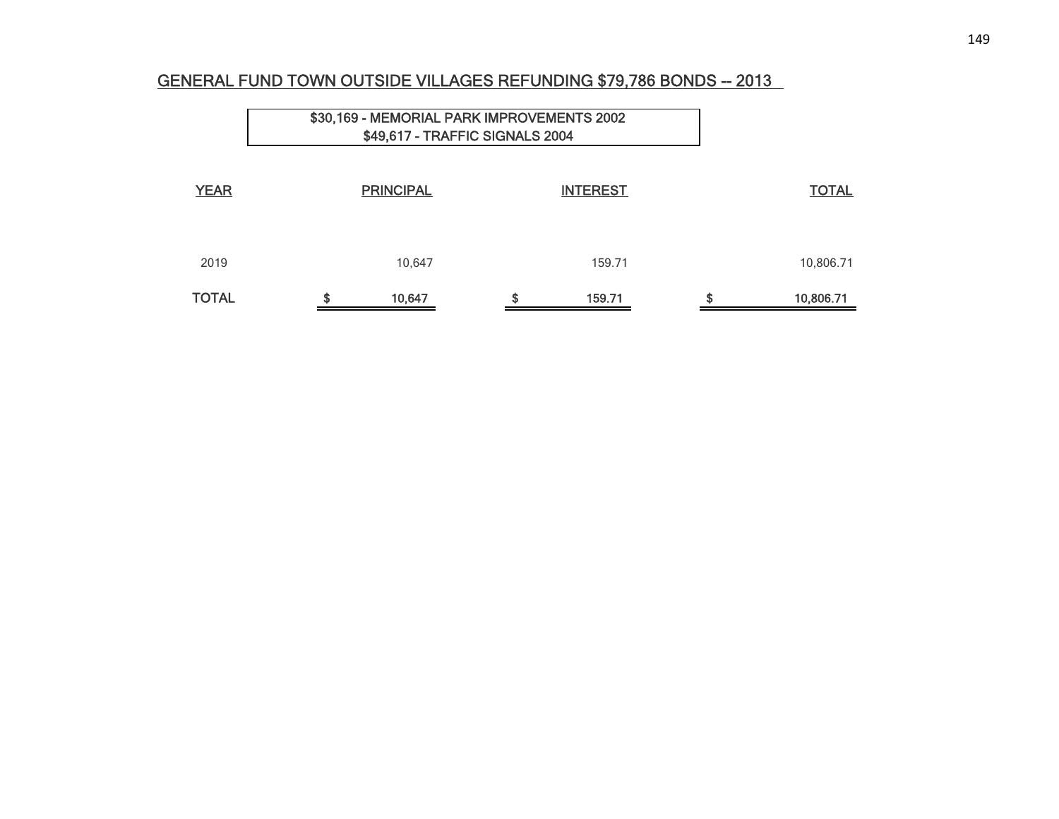## GENERAL FUND TOWN OUTSIDE VILLAGES REFUNDING $79,786 BONDS -- 2013

**$30,169 - MEMORIAL PARK IMPROVEMENTS 2002**
**$49,617 - TRAFFIC SIGNALS 2004**

| YEAR | PRINCIPAL | INTEREST | TOTAL |
|---|---|---|---|
| 2019 | 10,647 | 159.71 | 10,806.71 |
| **TOTAL** | **$ 10,647** | **$ 159.71** | **$ 10,806.71** |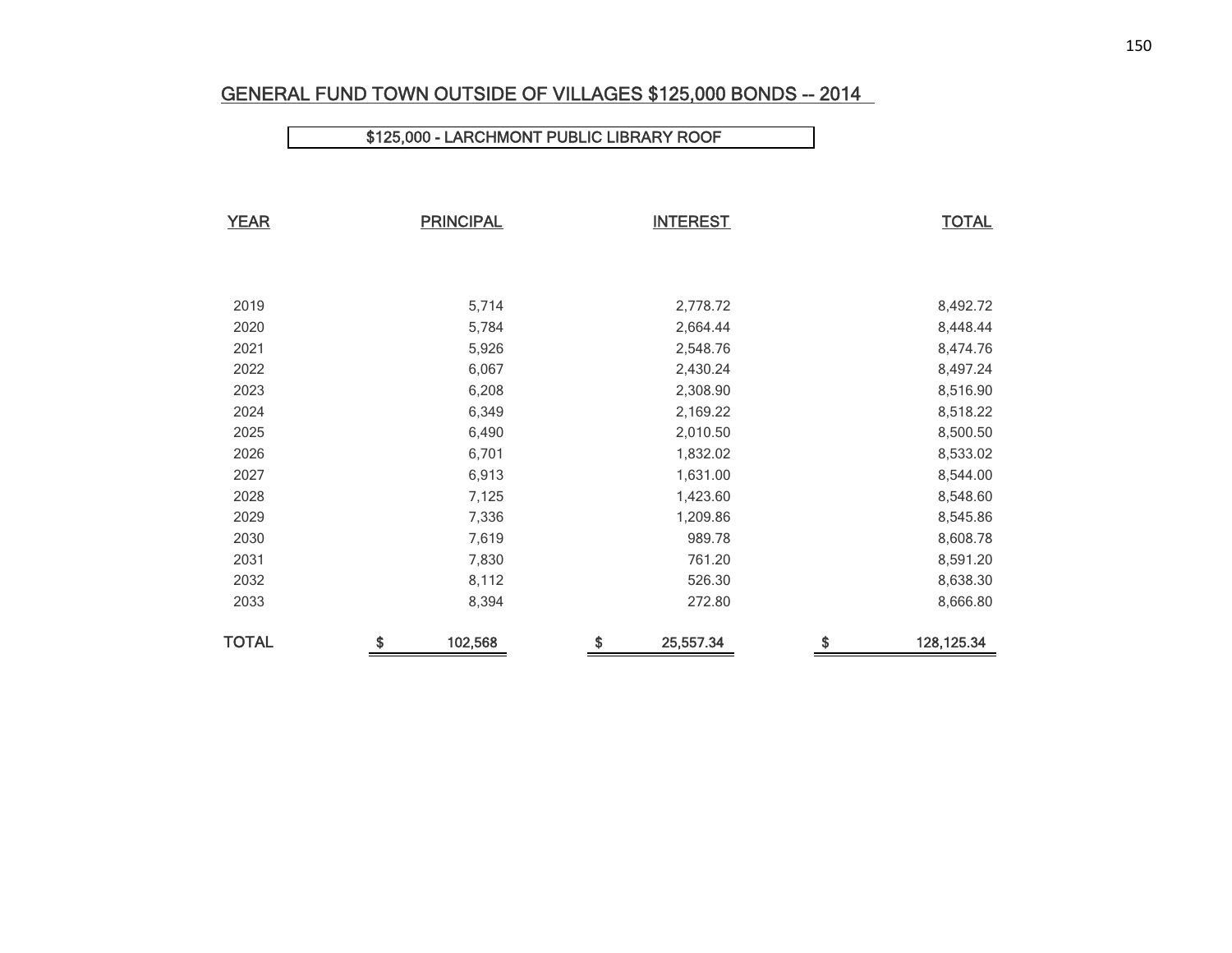## GENERAL FUND TOWN OUTSIDE OF VILLAGES $125,000 BONDS -- 2014

### $125,000 - LARCHMONT PUBLIC LIBRARY ROOF

| YEAR | PRINCIPAL | INTEREST | TOTAL |
|---|---|---|---|
| 2019 | 5,714 | 2,778.72 | 8,492.72 |
| 2020 | 5,784 | 2,664.44 | 8,448.44 |
| 2021 | 5,926 | 2,548.76 | 8,474.76 |
| 2022 | 6,067 | 2,430.24 | 8,497.24 |
| 2023 | 6,208 | 2,308.90 | 8,516.90 |
| 2024 | 6,349 | 2,169.22 | 8,518.22 |
| 2025 | 6,490 | 2,010.50 | 8,500.50 |
| 2026 | 6,701 | 1,832.02 | 8,533.02 |
| 2027 | 6,913 | 1,631.00 | 8,544.00 |
| 2028 | 7,125 | 1,423.60 | 8,548.60 |
| 2029 | 7,336 | 1,209.86 | 8,545.86 |
| 2030 | 7,619 | 989.78 | 8,608.78 |
| 2031 | 7,830 | 761.20 | 8,591.20 |
| 2032 | 8,112 | 526.30 | 8,638.30 |
| 2033 | 8,394 | 272.80 | 8,666.80 |
| **TOTAL** | **$ 102,568** | **$ 25,557.34** | **$ 128,125.34** |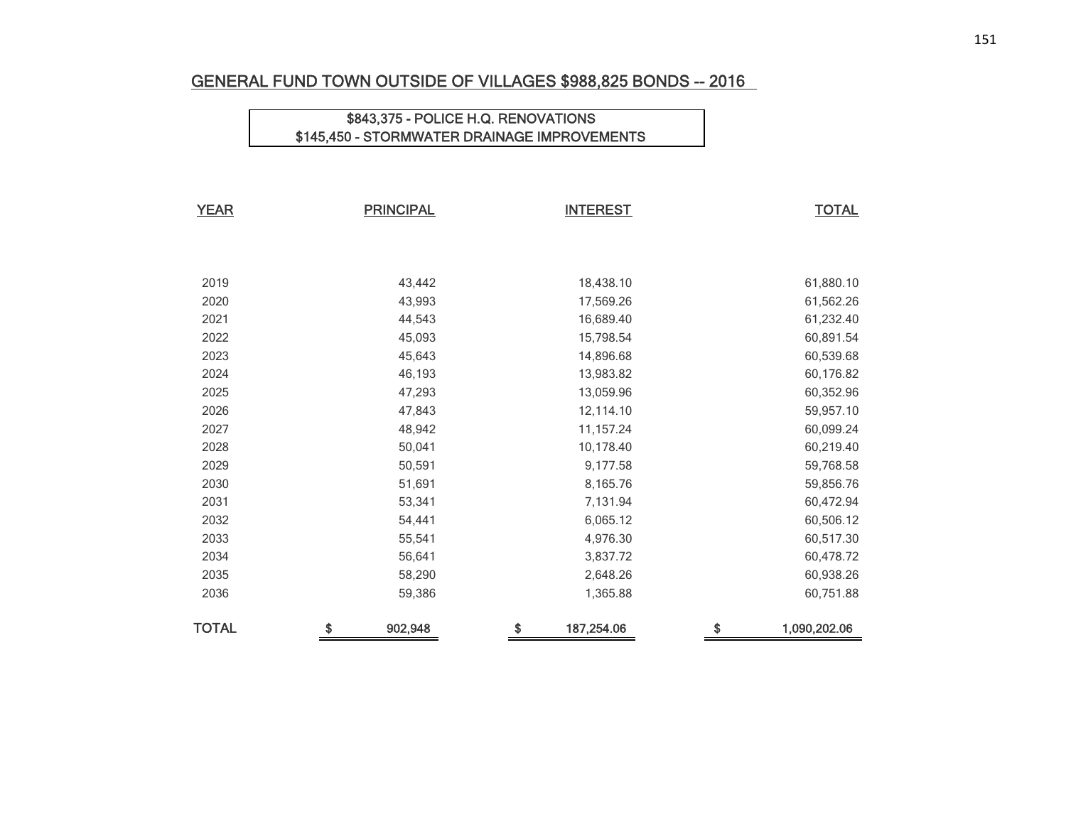## GENERAL FUND TOWN OUTSIDE OF VILLAGES $988,825 BONDS -- 2016

$843,375 - POLICE H.Q. RENOVATIONS
$145,450 - STORMWATER DRAINAGE IMPROVEMENTS

| YEAR | PRINCIPAL | INTEREST | TOTAL |
|---|---|---|---|
| 2019 | 43,442 | 18,438.10 | 61,880.10 |
| 2020 | 43,993 | 17,569.26 | 61,562.26 |
| 2021 | 44,543 | 16,689.40 | 61,232.40 |
| 2022 | 45,093 | 15,798.54 | 60,891.54 |
| 2023 | 45,643 | 14,896.68 | 60,539.68 |
| 2024 | 46,193 | 13,983.82 | 60,176.82 |
| 2025 | 47,293 | 13,059.96 | 60,352.96 |
| 2026 | 47,843 | 12,114.10 | 59,957.10 |
| 2027 | 48,942 | 11,157.24 | 60,099.24 |
| 2028 | 50,041 | 10,178.40 | 60,219.40 |
| 2029 | 50,591 | 9,177.58 | 59,768.58 |
| 2030 | 51,691 | 8,165.76 | 59,856.76 |
| 2031 | 53,341 | 7,131.94 | 60,472.94 |
| 2032 | 54,441 | 6,065.12 | 60,506.12 |
| 2033 | 55,541 | 4,976.30 | 60,517.30 |
| 2034 | 56,641 | 3,837.72 | 60,478.72 |
| 2035 | 58,290 | 2,648.26 | 60,938.26 |
| 2036 | 59,386 | 1,365.88 | 60,751.88 |
| TOTAL | $ 902,948 | $ 187,254.06 | $ 1,090,202.06 |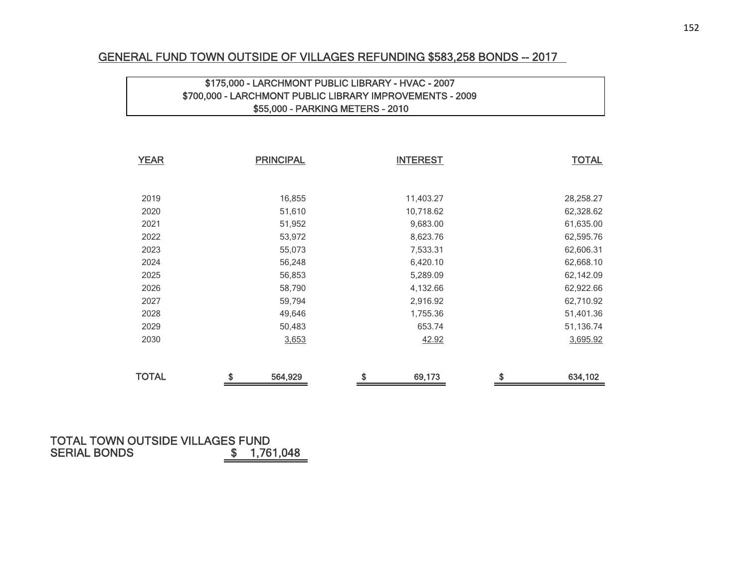## GENERAL FUND TOWN OUTSIDE OF VILLAGES REFUNDING $583,258 BONDS -- 2017

$175,000 - LARCHMONT PUBLIC LIBRARY - HVAC - 2007
$700,000 - LARCHMONT PUBLIC LIBRARY IMPROVEMENTS - 2009
$55,000 - PARKING METERS - 2010

| YEAR | PRINCIPAL | INTEREST | TOTAL |
|---|---|---|---|
| 2019 | 16,855 | 11,403.27 | 28,258.27 |
| 2020 | 51,610 | 10,718.62 | 62,328.62 |
| 2021 | 51,952 | 9,683.00 | 61,635.00 |
| 2022 | 53,972 | 8,623.76 | 62,595.76 |
| 2023 | 55,073 | 7,533.31 | 62,606.31 |
| 2024 | 56,248 | 6,420.10 | 62,668.10 |
| 2025 | 56,853 | 5,289.09 | 62,142.09 |
| 2026 | 58,790 | 4,132.66 | 62,922.66 |
| 2027 | 59,794 | 2,916.92 | 62,710.92 |
| 2028 | 49,646 | 1,755.36 | 51,401.36 |
| 2029 | 50,483 | 653.74 | 51,136.74 |
| 2030 | 3,653 | 42.92 | 3,695.92 |
| **TOTAL** | **$ 564,929** | **$ 69,173** | **$ 634,102** |

**TOTAL TOWN OUTSIDE VILLAGES FUND SERIAL BONDS** **$ 1,761,048**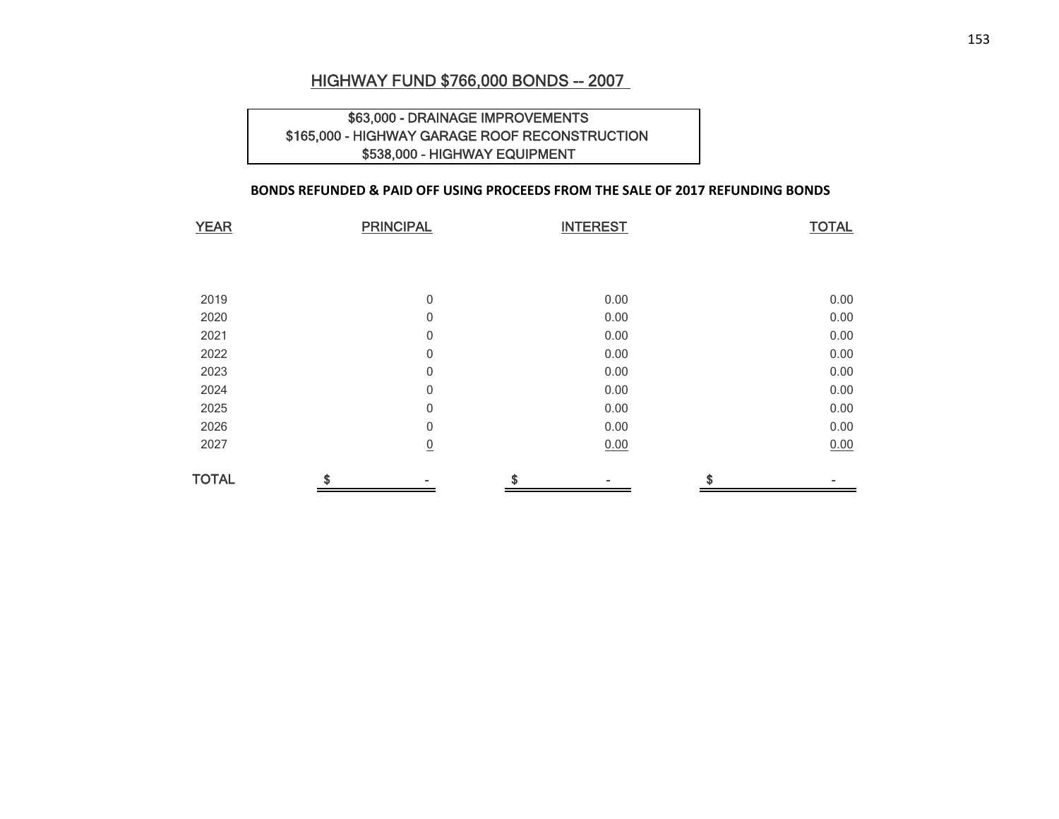## HIGHWAY FUND $766,000 BONDS -- 2007

$63,000 - DRAINAGE IMPROVEMENTS
$165,000 - HIGHWAY GARAGE ROOF RECONSTRUCTION
$538,000 - HIGHWAY EQUIPMENT

**BONDS REFUNDED & PAID OFF USING PROCEEDS FROM THE SALE OF 2017 REFUNDING BONDS**

| YEAR | PRINCIPAL | INTEREST | TOTAL |
|---|---|---|---|
| 2019 | 0 | 0.00 | 0.00 |
| 2020 | 0 | 0.00 | 0.00 |
| 2021 | 0 | 0.00 | 0.00 |
| 2022 | 0 | 0.00 | 0.00 |
| 2023 | 0 | 0.00 | 0.00 |
| 2024 | 0 | 0.00 | 0.00 |
| 2025 | 0 | 0.00 | 0.00 |
| 2026 | 0 | 0.00 | 0.00 |
| 2027 | 0 | 0.00 | 0.00 |
| TOTAL | $ - | $ - | $ - |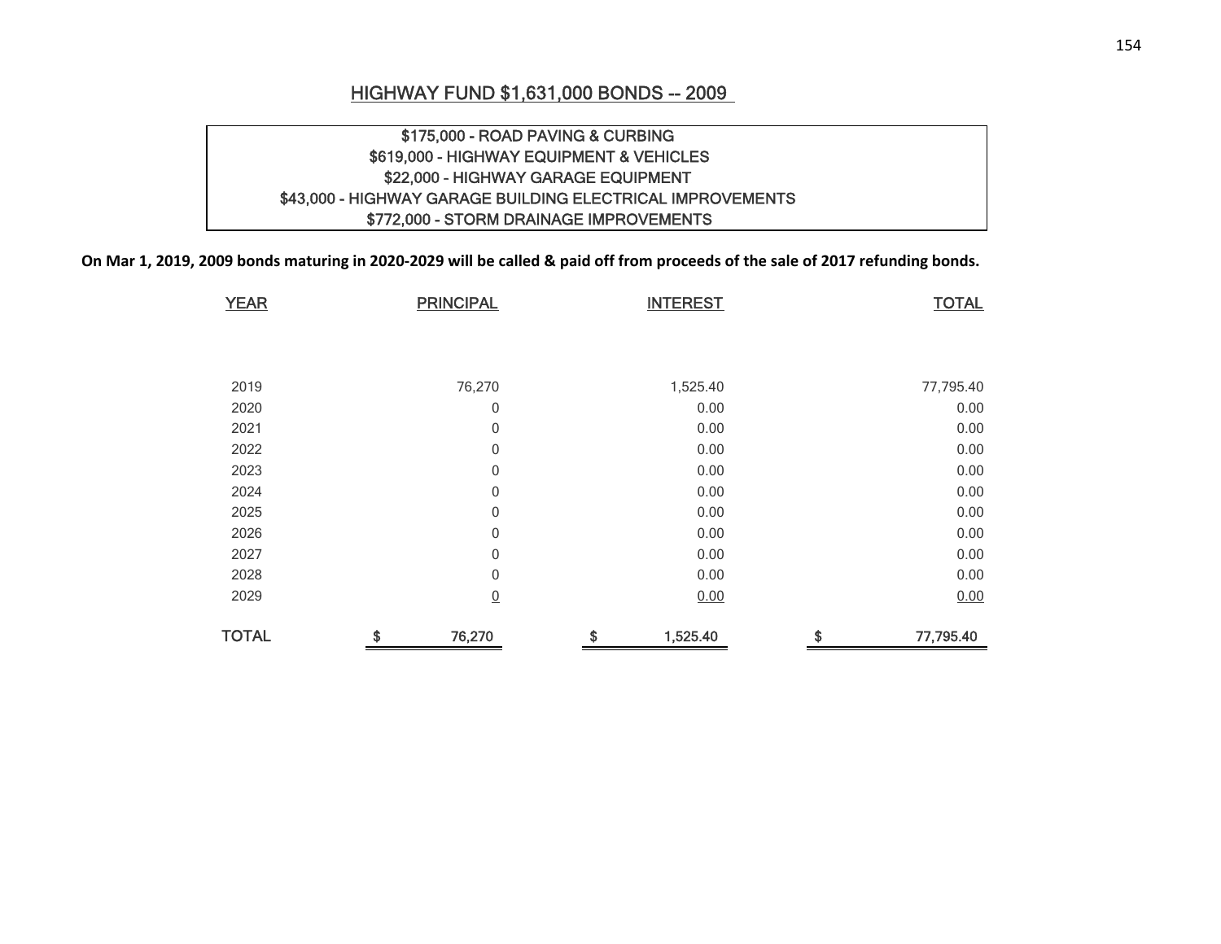## HIGHWAY FUND $1,631,000 BONDS -- 2009

$175,000 - ROAD PAVING & CURBING
$619,000 - HIGHWAY EQUIPMENT & VEHICLES
$22,000 - HIGHWAY GARAGE EQUIPMENT
$43,000 - HIGHWAY GARAGE BUILDING ELECTRICAL IMPROVEMENTS
$772,000 - STORM DRAINAGE IMPROVEMENTS

**On Mar 1, 2019, 2009 bonds maturing in 2020-2029 will be called & paid off from proceeds of the sale of 2017 refunding bonds.**

| YEAR | PRINCIPAL | INTEREST | TOTAL |
|---|---|---|---|
| 2019 | 76,270 | 1,525.40 | 77,795.40 |
| 2020 | 0 | 0.00 | 0.00 |
| 2021 | 0 | 0.00 | 0.00 |
| 2022 | 0 | 0.00 | 0.00 |
| 2023 | 0 | 0.00 | 0.00 |
| 2024 | 0 | 0.00 | 0.00 |
| 2025 | 0 | 0.00 | 0.00 |
| 2026 | 0 | 0.00 | 0.00 |
| 2027 | 0 | 0.00 | 0.00 |
| 2028 | 0 | 0.00 | 0.00 |
| 2029 | 0 | 0.00 | 0.00 |
| TOTAL | $ 76,270 | $ 1,525.40 | $ 77,795.40 |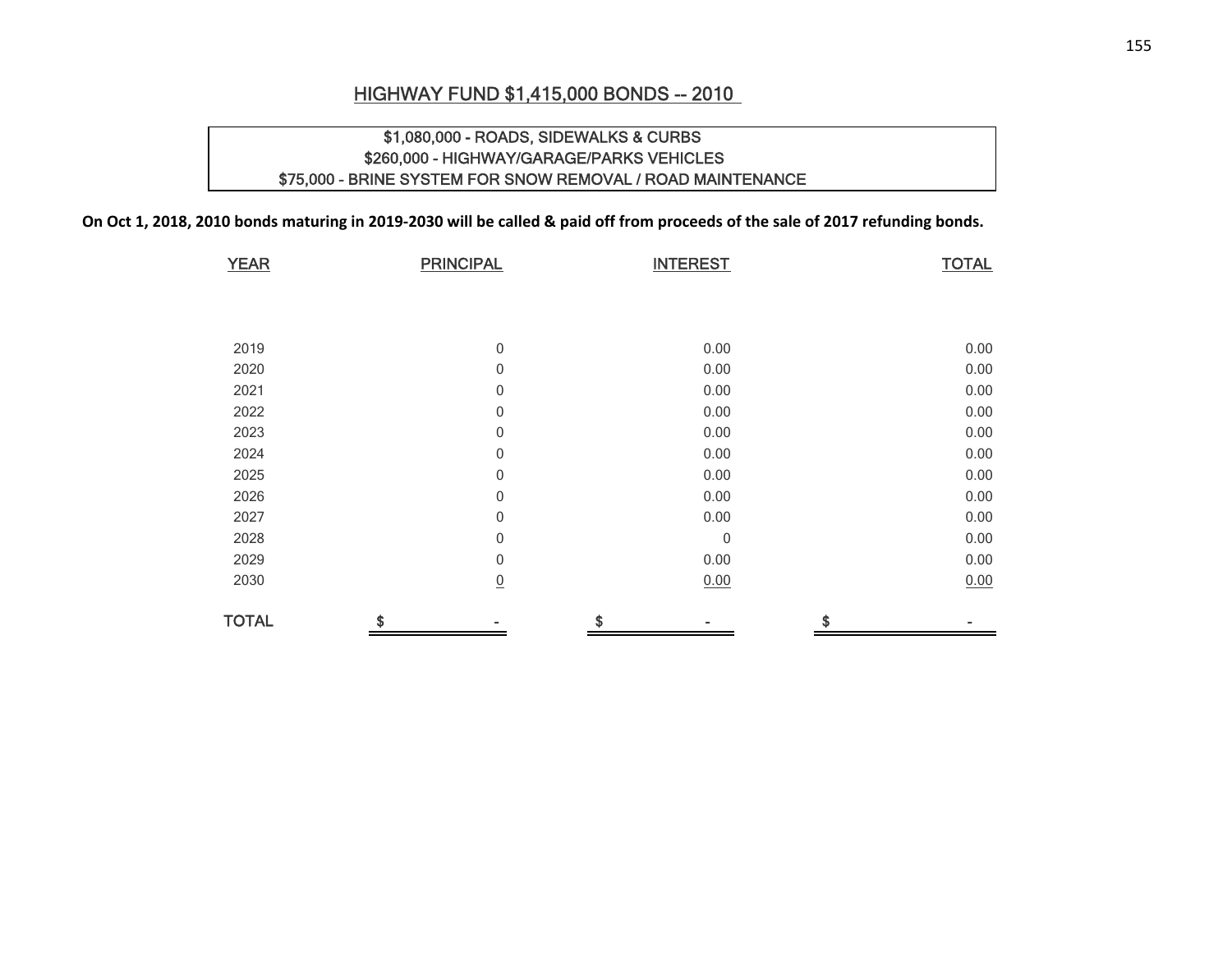## HIGHWAY FUND $1,415,000 BONDS -- 2010

$1,080,000 - ROADS, SIDEWALKS & CURBS
$260,000 - HIGHWAY/GARAGE/PARKS VEHICLES
$75,000 - BRINE SYSTEM FOR SNOW REMOVAL / ROAD MAINTENANCE

**On Oct 1, 2018, 2010 bonds maturing in 2019-2030 will be called & paid off from proceeds of the sale of 2017 refunding bonds.**

| YEAR | PRINCIPAL | INTEREST | TOTAL |
|---|---|---|---|
| 2019 | 0 | 0.00 | 0.00 |
| 2020 | 0 | 0.00 | 0.00 |
| 2021 | 0 | 0.00 | 0.00 |
| 2022 | 0 | 0.00 | 0.00 |
| 2023 | 0 | 0.00 | 0.00 |
| 2024 | 0 | 0.00 | 0.00 |
| 2025 | 0 | 0.00 | 0.00 |
| 2026 | 0 | 0.00 | 0.00 |
| 2027 | 0 | 0.00 | 0.00 |
| 2028 | 0 | 0 | 0.00 |
| 2029 | 0 | 0.00 | 0.00 |
| 2030 | 0 | 0.00 | 0.00 |
| TOTAL | $ - | $ - | $ - |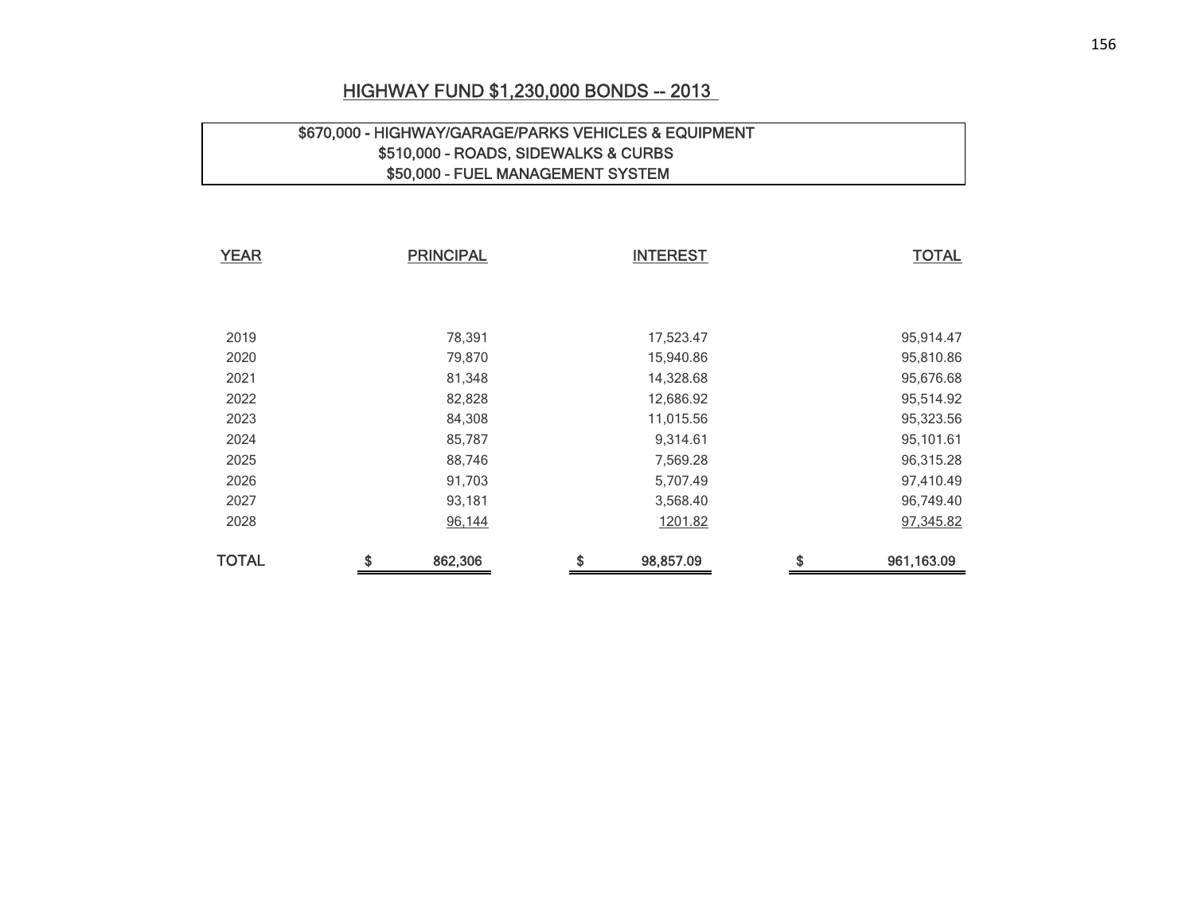## HIGHWAY FUND $1,230,000 BONDS -- 2013

$670,000 - HIGHWAY/GARAGE/PARKS VEHICLES & EQUIPMENT
$510,000 - ROADS, SIDEWALKS & CURBS
$50,000 - FUEL MANAGEMENT SYSTEM

| YEAR | PRINCIPAL | INTEREST | TOTAL |
|---|---|---|---|
| 2019 | 78,391 | 17,523.47 | 95,914.47 |
| 2020 | 79,870 | 15,940.86 | 95,810.86 |
| 2021 | 81,348 | 14,328.68 | 95,676.68 |
| 2022 | 82,828 | 12,686.92 | 95,514.92 |
| 2023 | 84,308 | 11,015.56 | 95,323.56 |
| 2024 | 85,787 | 9,314.61 | 95,101.61 |
| 2025 | 88,746 | 7,569.28 | 96,315.28 |
| 2026 | 91,703 | 5,707.49 | 97,410.49 |
| 2027 | 93,181 | 3,568.40 | 96,749.40 |
| 2028 | 96,144 | 1201.82 | 97,345.82 |
| **TOTAL** | **$ 862,306** | **$ 98,857.09** | **$ 961,163.09** |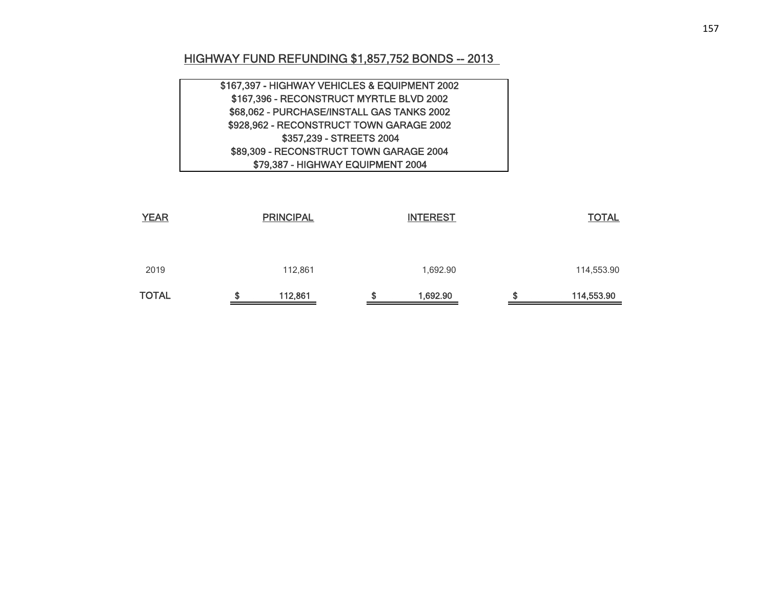## HIGHWAY FUND REFUNDING $1,857,752 BONDS -- 2013

$167,397 - HIGHWAY VEHICLES & EQUIPMENT 2002
$167,396 - RECONSTRUCT MYRTLE BLVD 2002
$68,062 - PURCHASE/INSTALL GAS TANKS 2002
$928,962 - RECONSTRUCT TOWN GARAGE 2002
$357,239 - STREETS 2004
$89,309 - RECONSTRUCT TOWN GARAGE 2004
$79,387 - HIGHWAY EQUIPMENT 2004

| YEAR | PRINCIPAL | INTEREST | TOTAL |
|---|---|---|---|
| 2019 | 112,861 | 1,692.90 | 114,553.90 |
| **TOTAL** | **$ 112,861** | **$ 1,692.90** | **$ 114,553.90** |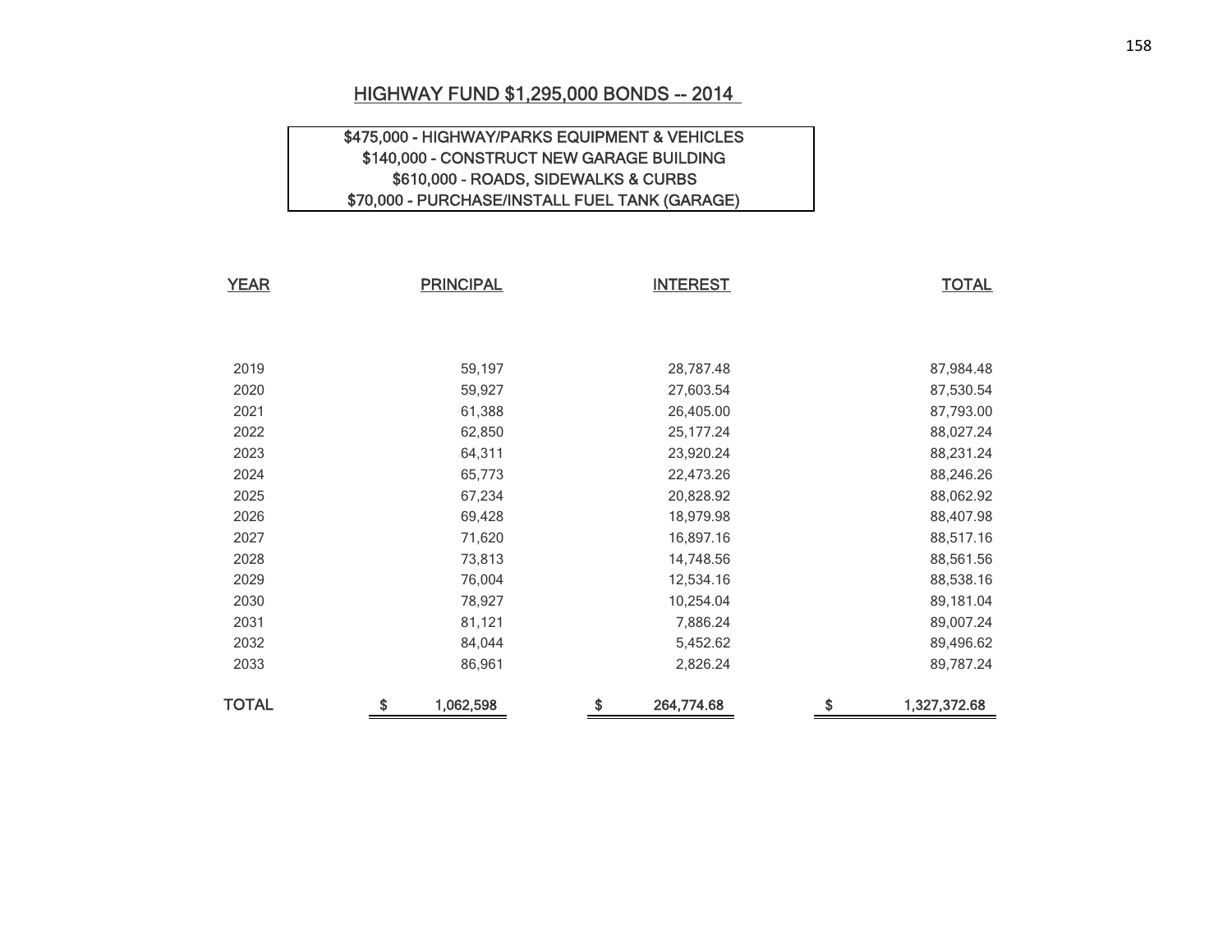# HIGHWAY FUND $1,295,000 BONDS -- 2014

$475,000 - HIGHWAY/PARKS EQUIPMENT & VEHICLES
$140,000 - CONSTRUCT NEW GARAGE BUILDING
$610,000 - ROADS, SIDEWALKS & CURBS
$70,000 - PURCHASE/INSTALL FUEL TANK (GARAGE)

| YEAR | PRINCIPAL | INTEREST | TOTAL |
|---|---|---|---|
| 2019 | 59,197 | 28,787.48 | 87,984.48 |
| 2020 | 59,927 | 27,603.54 | 87,530.54 |
| 2021 | 61,388 | 26,405.00 | 87,793.00 |
| 2022 | 62,850 | 25,177.24 | 88,027.24 |
| 2023 | 64,311 | 23,920.24 | 88,231.24 |
| 2024 | 65,773 | 22,473.26 | 88,246.26 |
| 2025 | 67,234 | 20,828.92 | 88,062.92 |
| 2026 | 69,428 | 18,979.98 | 88,407.98 |
| 2027 | 71,620 | 16,897.16 | 88,517.16 |
| 2028 | 73,813 | 14,748.56 | 88,561.56 |
| 2029 | 76,004 | 12,534.16 | 88,538.16 |
| 2030 | 78,927 | 10,254.04 | 89,181.04 |
| 2031 | 81,121 | 7,886.24 | 89,007.24 |
| 2032 | 84,044 | 5,452.62 | 89,496.62 |
| 2033 | 86,961 | 2,826.24 | 89,787.24 |
| TOTAL | $ 1,062,598 | $ 264,774.68 | $ 1,327,372.68 |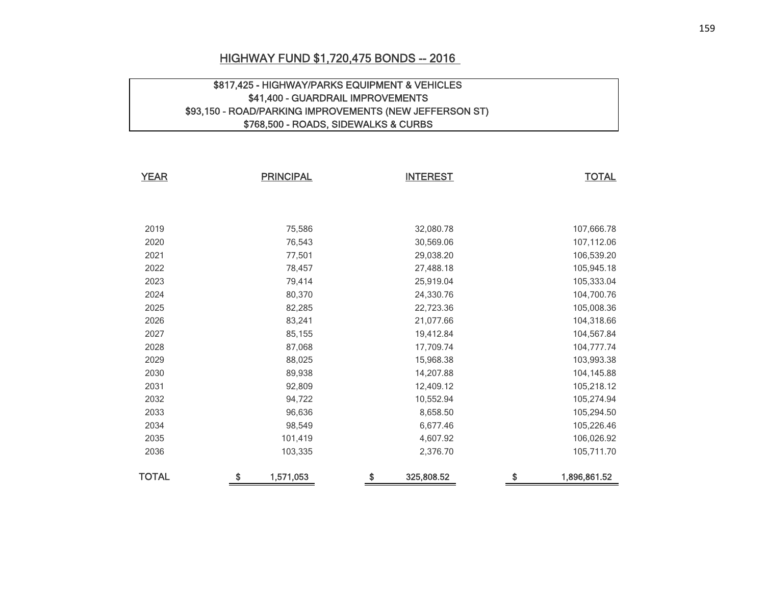## HIGHWAY FUND $1,720,475 BONDS -- 2016

$817,425 - HIGHWAY/PARKS EQUIPMENT & VEHICLES
$41,400 - GUARDRAIL IMPROVEMENTS
$93,150 - ROAD/PARKING IMPROVEMENTS (NEW JEFFERSON ST)
$768,500 - ROADS, SIDEWALKS & CURBS

| YEAR | PRINCIPAL | INTEREST | TOTAL |
|---|---:|---:|---:|
| 2019 | 75,586 | 32,080.78 | 107,666.78 |
| 2020 | 76,543 | 30,569.06 | 107,112.06 |
| 2021 | 77,501 | 29,038.20 | 106,539.20 |
| 2022 | 78,457 | 27,488.18 | 105,945.18 |
| 2023 | 79,414 | 25,919.04 | 105,333.04 |
| 2024 | 80,370 | 24,330.76 | 104,700.76 |
| 2025 | 82,285 | 22,723.36 | 105,008.36 |
| 2026 | 83,241 | 21,077.66 | 104,318.66 |
| 2027 | 85,155 | 19,412.84 | 104,567.84 |
| 2028 | 87,068 | 17,709.74 | 104,777.74 |
| 2029 | 88,025 | 15,968.38 | 103,993.38 |
| 2030 | 89,938 | 14,207.88 | 104,145.88 |
| 2031 | 92,809 | 12,409.12 | 105,218.12 |
| 2032 | 94,722 | 10,552.94 | 105,274.94 |
| 2033 | 96,636 | 8,658.50 | 105,294.50 |
| 2034 | 98,549 | 6,677.46 | 105,226.46 |
| 2035 | 101,419 | 4,607.92 | 106,026.92 |
| 2036 | 103,335 | 2,376.70 | 105,711.70 |
| **TOTAL** | $ 1,571,053 | $ 325,808.52 | $ 1,896,861.52 |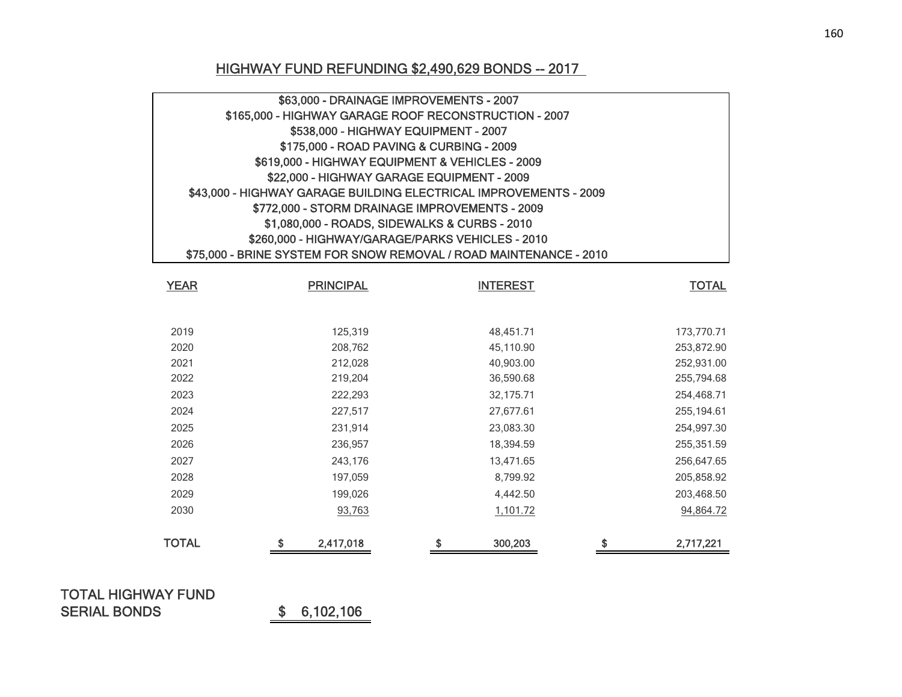## HIGHWAY FUND REFUNDING $2,490,629 BONDS -- 2017

$63,000 - DRAINAGE IMPROVEMENTS - 2007
$165,000 - HIGHWAY GARAGE ROOF RECONSTRUCTION - 2007
$538,000 - HIGHWAY EQUIPMENT - 2007
$175,000 - ROAD PAVING & CURBING - 2009
$619,000 - HIGHWAY EQUIPMENT & VEHICLES - 2009
$22,000 - HIGHWAY GARAGE EQUIPMENT - 2009
$43,000 - HIGHWAY GARAGE BUILDING ELECTRICAL IMPROVEMENTS - 2009
$772,000 - STORM DRAINAGE IMPROVEMENTS - 2009
$1,080,000 - ROADS, SIDEWALKS & CURBS - 2010
$260,000 - HIGHWAY/GARAGE/PARKS VEHICLES - 2010
$75,000 - BRINE SYSTEM FOR SNOW REMOVAL / ROAD MAINTENANCE - 2010

| YEAR | PRINCIPAL | INTEREST | TOTAL |
|---|---|---|---|
| 2019 | 125,319 | 48,451.71 | 173,770.71 |
| 2020 | 208,762 | 45,110.90 | 253,872.90 |
| 2021 | 212,028 | 40,903.00 | 252,931.00 |
| 2022 | 219,204 | 36,590.68 | 255,794.68 |
| 2023 | 222,293 | 32,175.71 | 254,468.71 |
| 2024 | 227,517 | 27,677.61 | 255,194.61 |
| 2025 | 231,914 | 23,083.30 | 254,997.30 |
| 2026 | 236,957 | 18,394.59 | 255,351.59 |
| 2027 | 243,176 | 13,471.65 | 256,647.65 |
| 2028 | 197,059 | 8,799.92 | 205,858.92 |
| 2029 | 199,026 | 4,442.50 | 203,468.50 |
| 2030 | 93,763 | 1,101.72 | 94,864.72 |
| TOTAL | $ 2,417,018 | $ 300,203 | $ 2,717,221 |

**TOTAL HIGHWAY FUND SERIAL BONDS** $ 6,102,106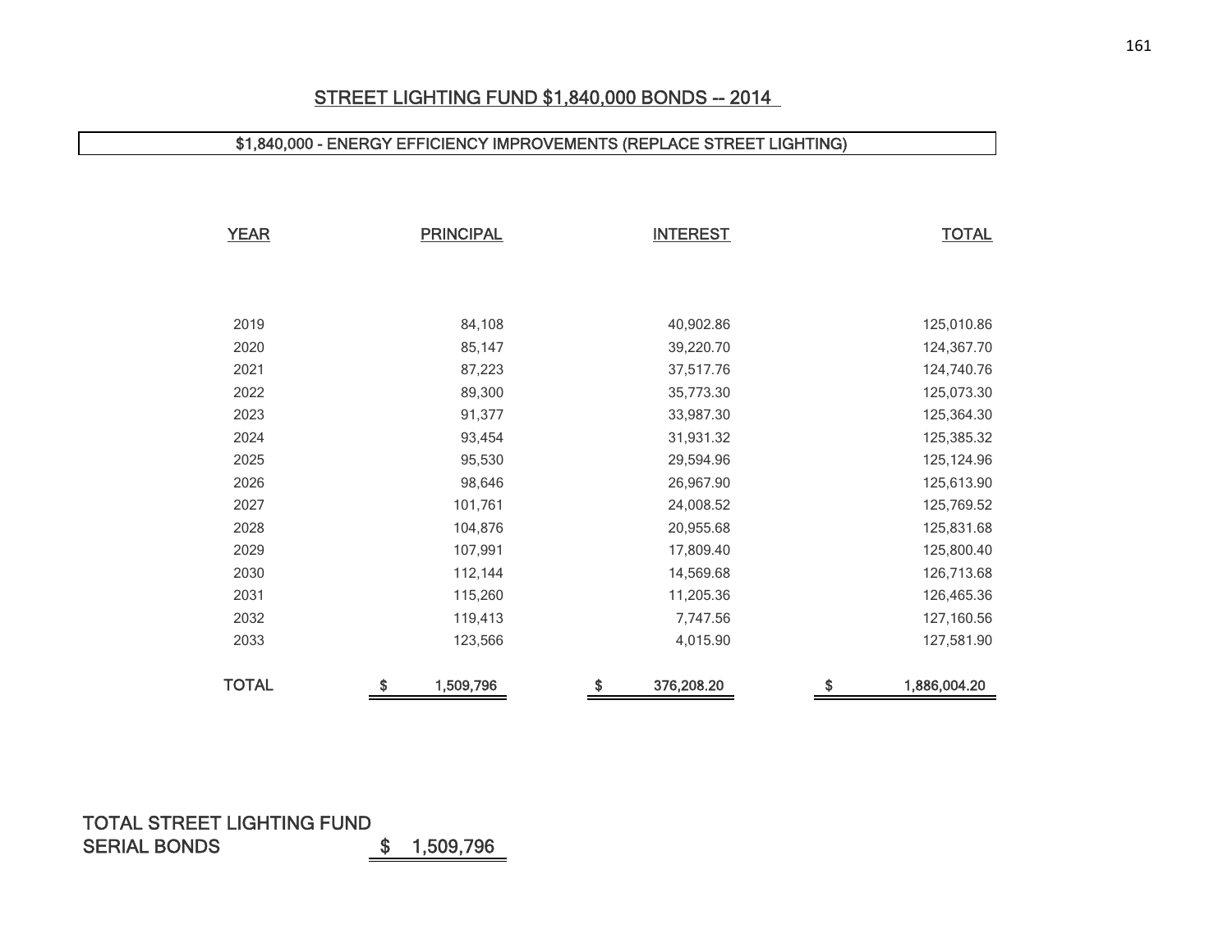# STREET LIGHTING FUND $1,840,000 BONDS -- 2014

**$1,840,000 - ENERGY EFFICIENCY IMPROVEMENTS (REPLACE STREET LIGHTING)**

| YEAR | PRINCIPAL | INTEREST | TOTAL |
|---|---|---|---|
| 2019 | 84,108 | 40,902.86 | 125,010.86 |
| 2020 | 85,147 | 39,220.70 | 124,367.70 |
| 2021 | 87,223 | 37,517.76 | 124,740.76 |
| 2022 | 89,300 | 35,773.30 | 125,073.30 |
| 2023 | 91,377 | 33,987.30 | 125,364.30 |
| 2024 | 93,454 | 31,931.32 | 125,385.32 |
| 2025 | 95,530 | 29,594.96 | 125,124.96 |
| 2026 | 98,646 | 26,967.90 | 125,613.90 |
| 2027 | 101,761 | 24,008.52 | 125,769.52 |
| 2028 | 104,876 | 20,955.68 | 125,831.68 |
| 2029 | 107,991 | 17,809.40 | 125,800.40 |
| 2030 | 112,144 | 14,569.68 | 126,713.68 |
| 2031 | 115,260 | 11,205.36 | 126,465.36 |
| 2032 | 119,413 | 7,747.56 | 127,160.56 |
| 2033 | 123,566 | 4,015.90 | 127,581.90 |
| **TOTAL** | **$ 1,509,796** | **$ 376,208.20** | **$ 1,886,004.20** |

TOTAL STREET LIGHTING FUND SERIAL BONDS $ 1,509,796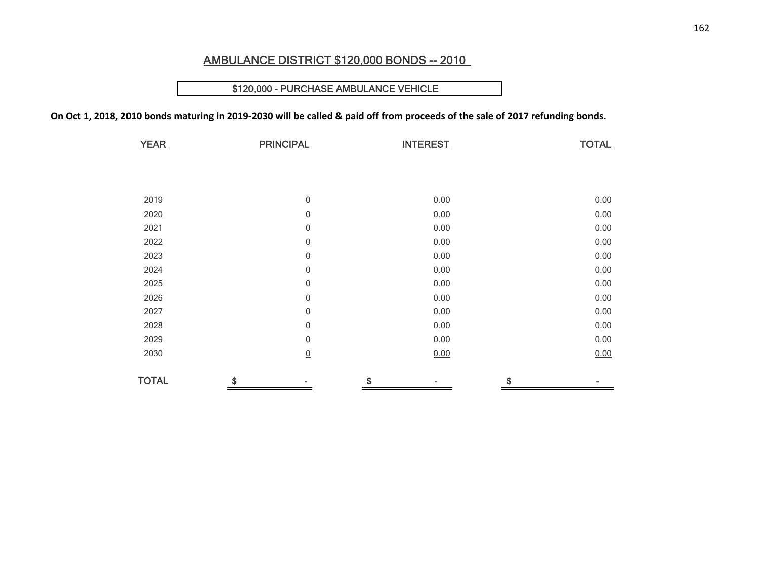# AMBULANCE DISTRICT $120,000 BONDS -- 2010

$120,000 - PURCHASE AMBULANCE VEHICLE

**On Oct 1, 2018, 2010 bonds maturing in 2019-2030 will be called & paid off from proceeds of the sale of 2017 refunding bonds.**

| YEAR | PRINCIPAL | INTEREST | TOTAL |
|---|---|---|---|
| 2019 | 0 | 0.00 | 0.00 |
| 2020 | 0 | 0.00 | 0.00 |
| 2021 | 0 | 0.00 | 0.00 |
| 2022 | 0 | 0.00 | 0.00 |
| 2023 | 0 | 0.00 | 0.00 |
| 2024 | 0 | 0.00 | 0.00 |
| 2025 | 0 | 0.00 | 0.00 |
| 2026 | 0 | 0.00 | 0.00 |
| 2027 | 0 | 0.00 | 0.00 |
| 2028 | 0 | 0.00 | 0.00 |
| 2029 | 0 | 0.00 | 0.00 |
| 2030 | 0 | 0.00 | 0.00 |
| TOTAL | $ - | $ - | $ - |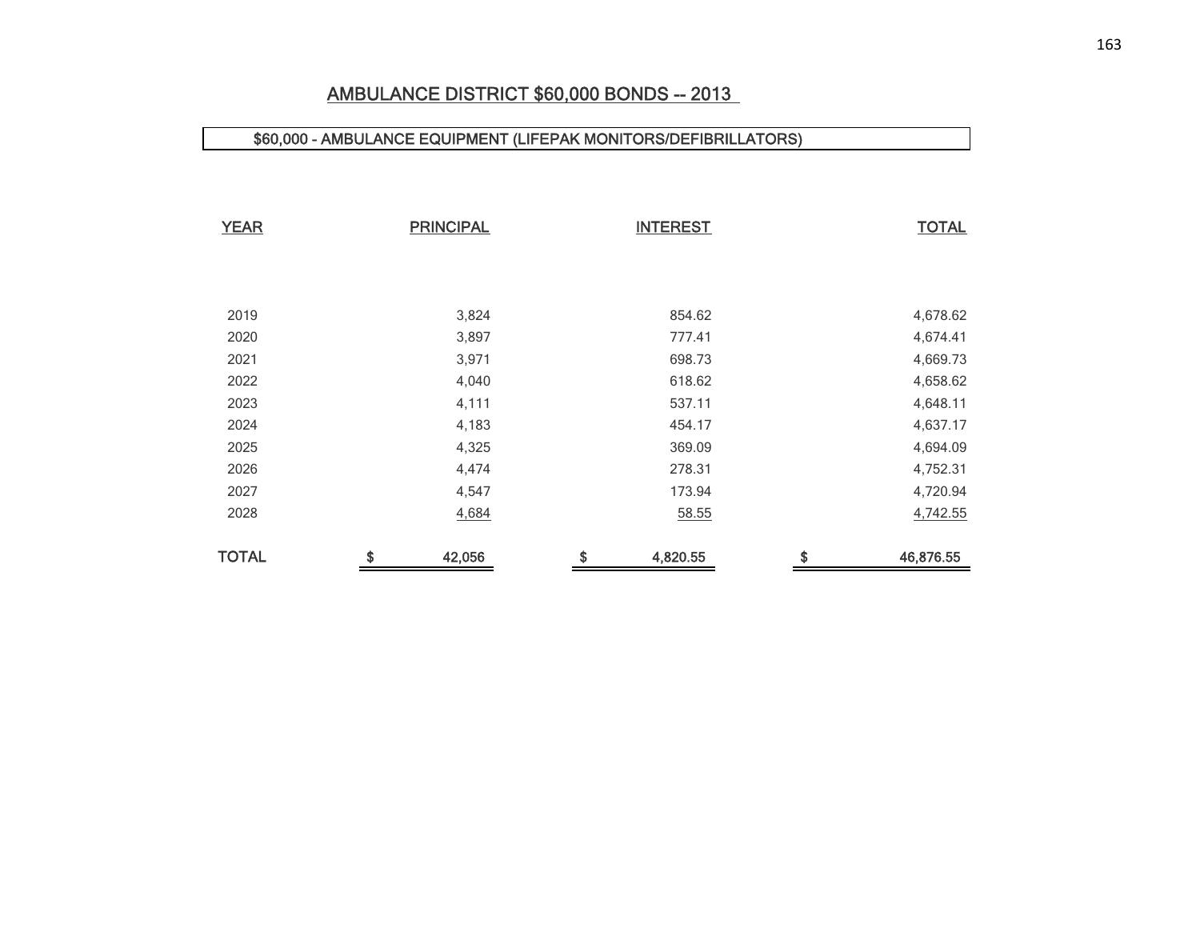## AMBULANCE DISTRICT $60,000 BONDS -- 2013

$60,000 - AMBULANCE EQUIPMENT (LIFEPAK MONITORS/DEFIBRILLATORS)

| YEAR | PRINCIPAL | INTEREST | TOTAL |
|---|---|---|---|
| 2019 | 3,824 | 854.62 | 4,678.62 |
| 2020 | 3,897 | 777.41 | 4,674.41 |
| 2021 | 3,971 | 698.73 | 4,669.73 |
| 2022 | 4,040 | 618.62 | 4,658.62 |
| 2023 | 4,111 | 537.11 | 4,648.11 |
| 2024 | 4,183 | 454.17 | 4,637.17 |
| 2025 | 4,325 | 369.09 | 4,694.09 |
| 2026 | 4,474 | 278.31 | 4,752.31 |
| 2027 | 4,547 | 173.94 | 4,720.94 |
| 2028 | 4,684 | 58.55 | 4,742.55 |
| **TOTAL** | **$ 42,056** | **$ 4,820.55** | **$ 46,876.55** |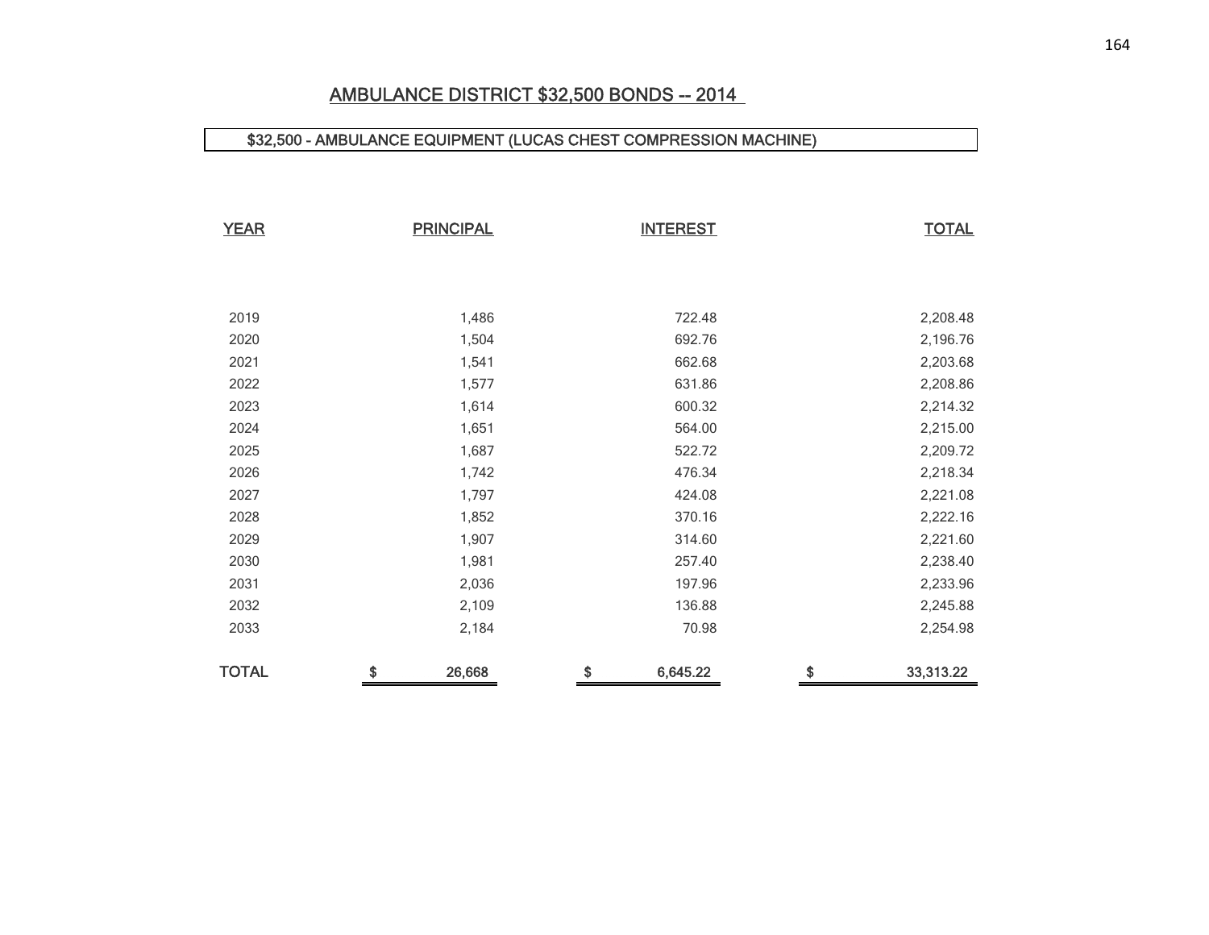## AMBULANCE DISTRICT $32,500 BONDS -- 2014

$32,500 - AMBULANCE EQUIPMENT (LUCAS CHEST COMPRESSION MACHINE)

| YEAR | PRINCIPAL | INTEREST | TOTAL |
|---|---|---|---|
| 2019 | 1,486 | 722.48 | 2,208.48 |
| 2020 | 1,504 | 692.76 | 2,196.76 |
| 2021 | 1,541 | 662.68 | 2,203.68 |
| 2022 | 1,577 | 631.86 | 2,208.86 |
| 2023 | 1,614 | 600.32 | 2,214.32 |
| 2024 | 1,651 | 564.00 | 2,215.00 |
| 2025 | 1,687 | 522.72 | 2,209.72 |
| 2026 | 1,742 | 476.34 | 2,218.34 |
| 2027 | 1,797 | 424.08 | 2,221.08 |
| 2028 | 1,852 | 370.16 | 2,222.16 |
| 2029 | 1,907 | 314.60 | 2,221.60 |
| 2030 | 1,981 | 257.40 | 2,238.40 |
| 2031 | 2,036 | 197.96 | 2,233.96 |
| 2032 | 2,109 | 136.88 | 2,245.88 |
| 2033 | 2,184 | 70.98 | 2,254.98 |
| TOTAL | $ 26,668 | $ 6,645.22 | $ 33,313.22 |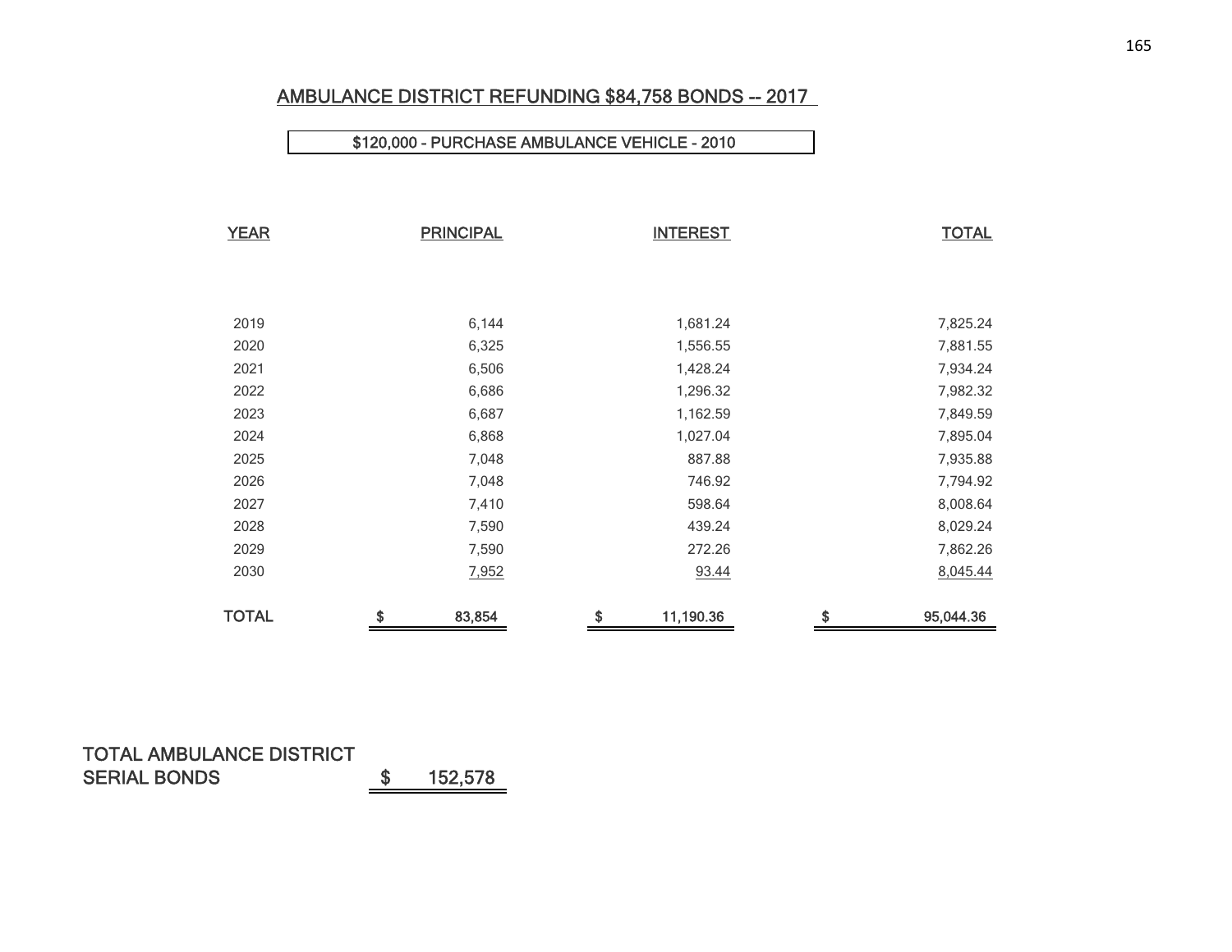## AMBULANCE DISTRICT REFUNDING $84,758 BONDS -- 2017

**$120,000 - PURCHASE AMBULANCE VEHICLE - 2010**

| YEAR | PRINCIPAL | INTEREST | TOTAL |
|---|---|---|---|
| 2019 | 6,144 | 1,681.24 | 7,825.24 |
| 2020 | 6,325 | 1,556.55 | 7,881.55 |
| 2021 | 6,506 | 1,428.24 | 7,934.24 |
| 2022 | 6,686 | 1,296.32 | 7,982.32 |
| 2023 | 6,687 | 1,162.59 | 7,849.59 |
| 2024 | 6,868 | 1,027.04 | 7,895.04 |
| 2025 | 7,048 | 887.88 | 7,935.88 |
| 2026 | 7,048 | 746.92 | 7,794.92 |
| 2027 | 7,410 | 598.64 | 8,008.64 |
| 2028 | 7,590 | 439.24 | 8,029.24 |
| 2029 | 7,590 | 272.26 | 7,862.26 |
| 2030 | 7,952 | 93.44 | 8,045.44 |
| **TOTAL** | **$ 83,854** | **$ 11,190.36** | **$ 95,044.36** |

**TOTAL AMBULANCE DISTRICT SERIAL BONDS $ 152,578**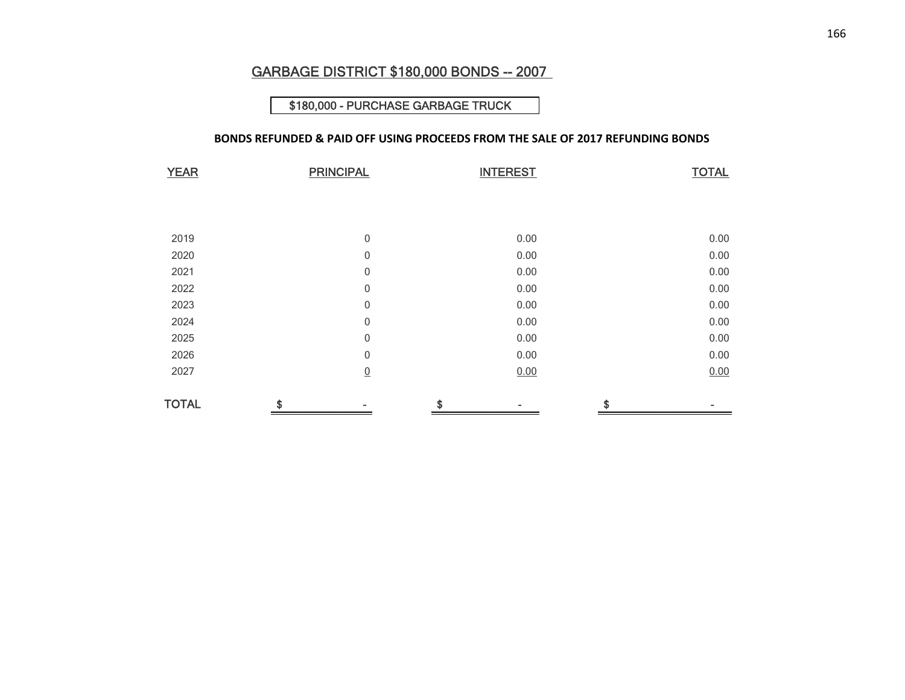## GARBAGE DISTRICT $180,000 BONDS -- 2007

$180,000 - PURCHASE GARBAGE TRUCK

**BONDS REFUNDED & PAID OFF USING PROCEEDS FROM THE SALE OF 2017 REFUNDING BONDS**

| YEAR | PRINCIPAL | INTEREST | TOTAL |
|---|---|---|---|
| 2019 | 0 | 0.00 | 0.00 |
| 2020 | 0 | 0.00 | 0.00 |
| 2021 | 0 | 0.00 | 0.00 |
| 2022 | 0 | 0.00 | 0.00 |
| 2023 | 0 | 0.00 | 0.00 |
| 2024 | 0 | 0.00 | 0.00 |
| 2025 | 0 | 0.00 | 0.00 |
| 2026 | 0 | 0.00 | 0.00 |
| 2027 | 0 | 0.00 | 0.00 |
| TOTAL | $ - | $ - | $ - |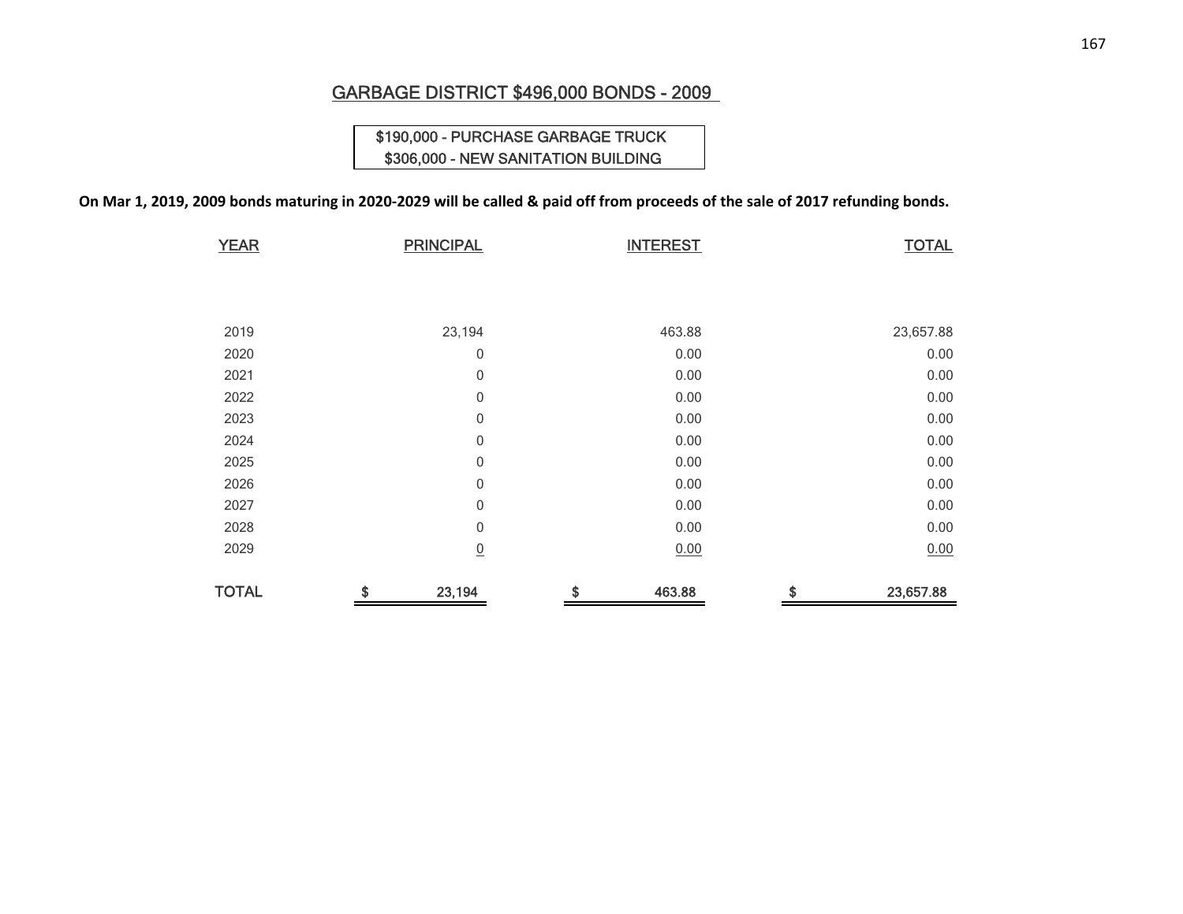## GARBAGE DISTRICT $496,000 BONDS - 2009

$190,000 - PURCHASE GARBAGE TRUCK
$306,000 - NEW SANITATION BUILDING

**On Mar 1, 2019, 2009 bonds maturing in 2020-2029 will be called & paid off from proceeds of the sale of 2017 refunding bonds.**

| YEAR | PRINCIPAL | INTEREST | TOTAL |
|---|---|---|---|
| 2019 | 23,194 | 463.88 | 23,657.88 |
| 2020 | 0 | 0.00 | 0.00 |
| 2021 | 0 | 0.00 | 0.00 |
| 2022 | 0 | 0.00 | 0.00 |
| 2023 | 0 | 0.00 | 0.00 |
| 2024 | 0 | 0.00 | 0.00 |
| 2025 | 0 | 0.00 | 0.00 |
| 2026 | 0 | 0.00 | 0.00 |
| 2027 | 0 | 0.00 | 0.00 |
| 2028 | 0 | 0.00 | 0.00 |
| 2029 | 0 | 0.00 | 0.00 |
| **TOTAL** | **$ 23,194** | **$ 463.88** | **$ 23,657.88** |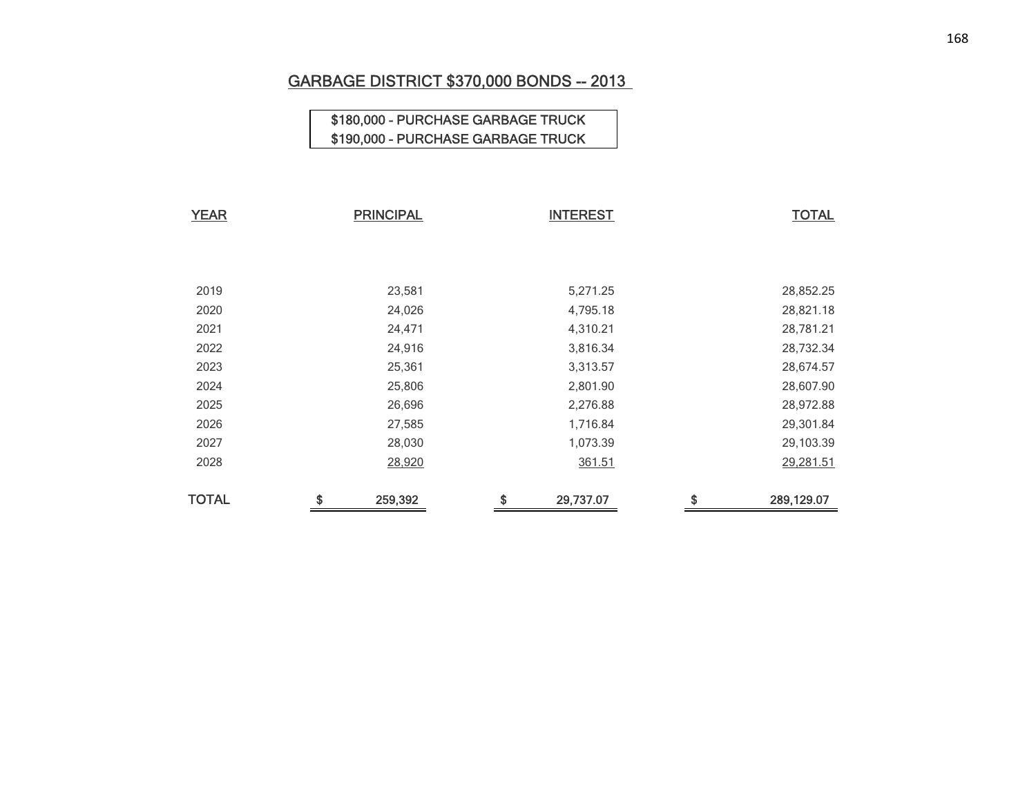## GARBAGE DISTRICT $370,000 BONDS -- 2013

$180,000 - PURCHASE GARBAGE TRUCK
$190,000 - PURCHASE GARBAGE TRUCK

| YEAR | PRINCIPAL | INTEREST | TOTAL |
|---|---|---|---|
| 2019 | 23,581 | 5,271.25 | 28,852.25 |
| 2020 | 24,026 | 4,795.18 | 28,821.18 |
| 2021 | 24,471 | 4,310.21 | 28,781.21 |
| 2022 | 24,916 | 3,816.34 | 28,732.34 |
| 2023 | 25,361 | 3,313.57 | 28,674.57 |
| 2024 | 25,806 | 2,801.90 | 28,607.90 |
| 2025 | 26,696 | 2,276.88 | 28,972.88 |
| 2026 | 27,585 | 1,716.84 | 29,301.84 |
| 2027 | 28,030 | 1,073.39 | 29,103.39 |
| 2028 | 28,920 | 361.51 | 29,281.51 |
| TOTAL | $ 259,392 | $ 29,737.07 | $ 289,129.07 |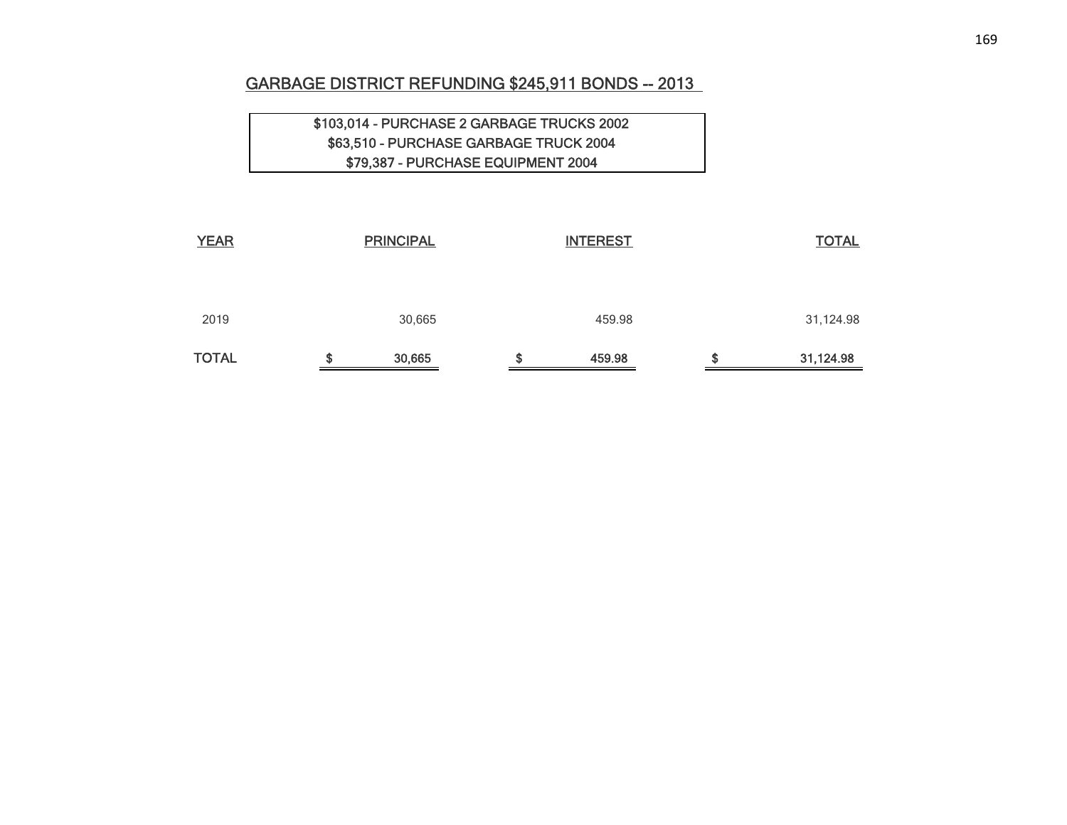## GARBAGE DISTRICT REFUNDING $245,911 BONDS -- 2013

$103,014 - PURCHASE 2 GARBAGE TRUCKS 2002
$63,510 - PURCHASE GARBAGE TRUCK 2004
$79,387 - PURCHASE EQUIPMENT 2004

| YEAR | PRINCIPAL | INTEREST | TOTAL |
|---|---|---|---|
| 2019 | 30,665 | 459.98 | 31,124.98 |
| **TOTAL** | **$ 30,665** | **$ 459.98** | **$ 31,124.98** |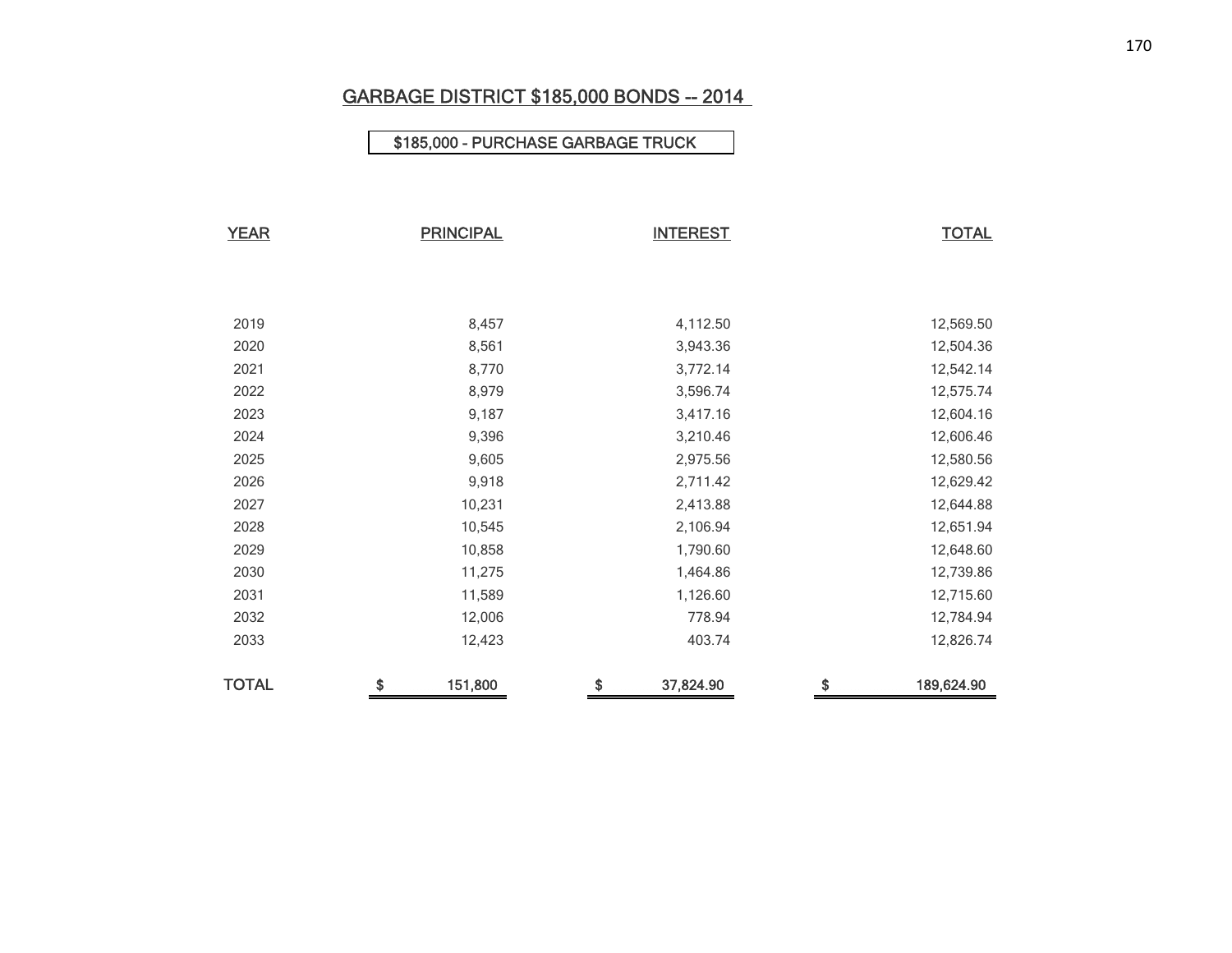## GARBAGE DISTRICT $185,000 BONDS -- 2014

**$185,000 - PURCHASE GARBAGE TRUCK**

| YEAR | PRINCIPAL | INTEREST | TOTAL |
|---|---|---|---|
| 2019 | 8,457 | 4,112.50 | 12,569.50 |
| 2020 | 8,561 | 3,943.36 | 12,504.36 |
| 2021 | 8,770 | 3,772.14 | 12,542.14 |
| 2022 | 8,979 | 3,596.74 | 12,575.74 |
| 2023 | 9,187 | 3,417.16 | 12,604.16 |
| 2024 | 9,396 | 3,210.46 | 12,606.46 |
| 2025 | 9,605 | 2,975.56 | 12,580.56 |
| 2026 | 9,918 | 2,711.42 | 12,629.42 |
| 2027 | 10,231 | 2,413.88 | 12,644.88 |
| 2028 | 10,545 | 2,106.94 | 12,651.94 |
| 2029 | 10,858 | 1,790.60 | 12,648.60 |
| 2030 | 11,275 | 1,464.86 | 12,739.86 |
| 2031 | 11,589 | 1,126.60 | 12,715.60 |
| 2032 | 12,006 | 778.94 | 12,784.94 |
| 2033 | 12,423 | 403.74 | 12,826.74 |
| TOTAL | $ 151,800 | $ 37,824.90 | $ 189,624.90 |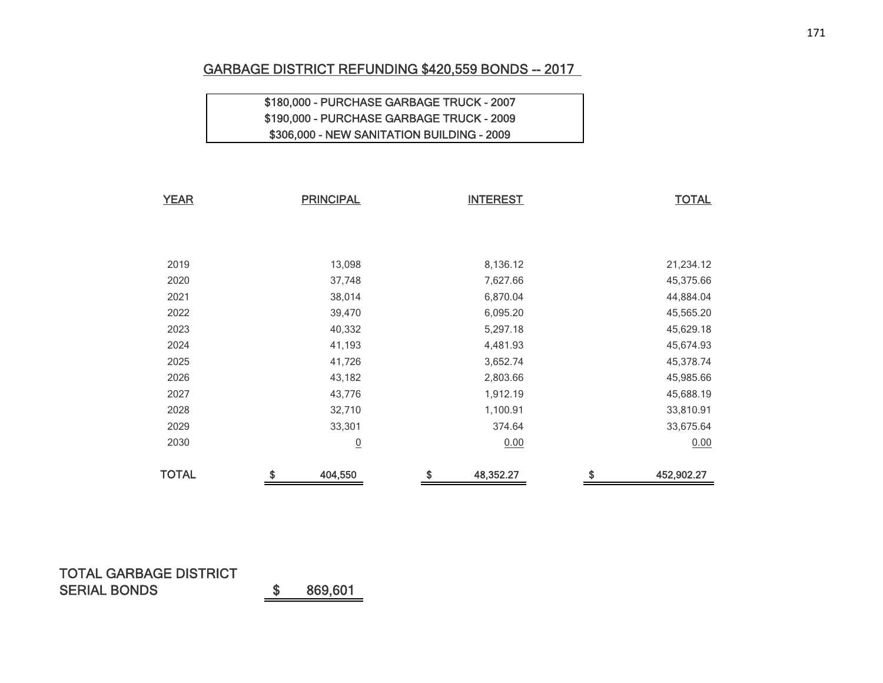## GARBAGE DISTRICT REFUNDING $420,559 BONDS -- 2017

$180,000 - PURCHASE GARBAGE TRUCK - 2007
$190,000 - PURCHASE GARBAGE TRUCK - 2009
$306,000 - NEW SANITATION BUILDING - 2009

| YEAR | PRINCIPAL | INTEREST | TOTAL |
|---|---|---|---|
| 2019 | 13,098 | 8,136.12 | 21,234.12 |
| 2020 | 37,748 | 7,627.66 | 45,375.66 |
| 2021 | 38,014 | 6,870.04 | 44,884.04 |
| 2022 | 39,470 | 6,095.20 | 45,565.20 |
| 2023 | 40,332 | 5,297.18 | 45,629.18 |
| 2024 | 41,193 | 4,481.93 | 45,674.93 |
| 2025 | 41,726 | 3,652.74 | 45,378.74 |
| 2026 | 43,182 | 2,803.66 | 45,985.66 |
| 2027 | 43,776 | 1,912.19 | 45,688.19 |
| 2028 | 32,710 | 1,100.91 | 33,810.91 |
| 2029 | 33,301 | 374.64 | 33,675.64 |
| 2030 | 0 | 0.00 | 0.00 |
| TOTAL | $ 404,550 | $ 48,352.27 | $ 452,902.27 |

TOTAL GARBAGE DISTRICT SERIAL BONDS $ 869,601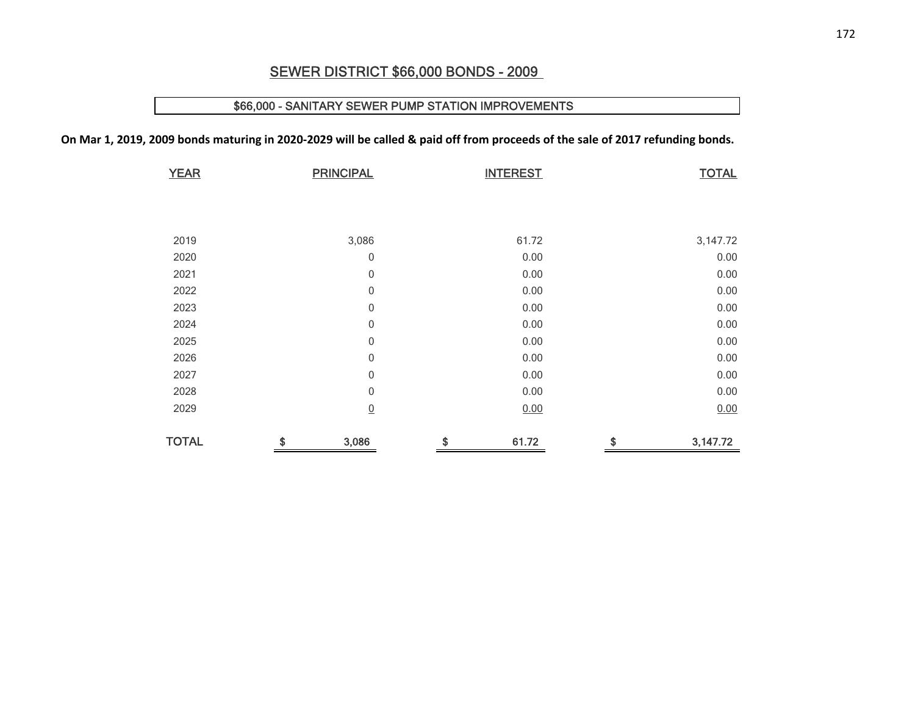## SEWER DISTRICT $66,000 BONDS - 2009

$66,000 - SANITARY SEWER PUMP STATION IMPROVEMENTS

**On Mar 1, 2019, 2009 bonds maturing in 2020-2029 will be called & paid off from proceeds of the sale of 2017 refunding bonds.**

| YEAR | PRINCIPAL | INTEREST | TOTAL |
|---|---|---|---|
| 2019 | 3,086 | 61.72 | 3,147.72 |
| 2020 | 0 | 0.00 | 0.00 |
| 2021 | 0 | 0.00 | 0.00 |
| 2022 | 0 | 0.00 | 0.00 |
| 2023 | 0 | 0.00 | 0.00 |
| 2024 | 0 | 0.00 | 0.00 |
| 2025 | 0 | 0.00 | 0.00 |
| 2026 | 0 | 0.00 | 0.00 |
| 2027 | 0 | 0.00 | 0.00 |
| 2028 | 0 | 0.00 | 0.00 |
| 2029 | 0 | 0.00 | 0.00 |
| TOTAL | $ 3,086 | $ 61.72 | $ 3,147.72 |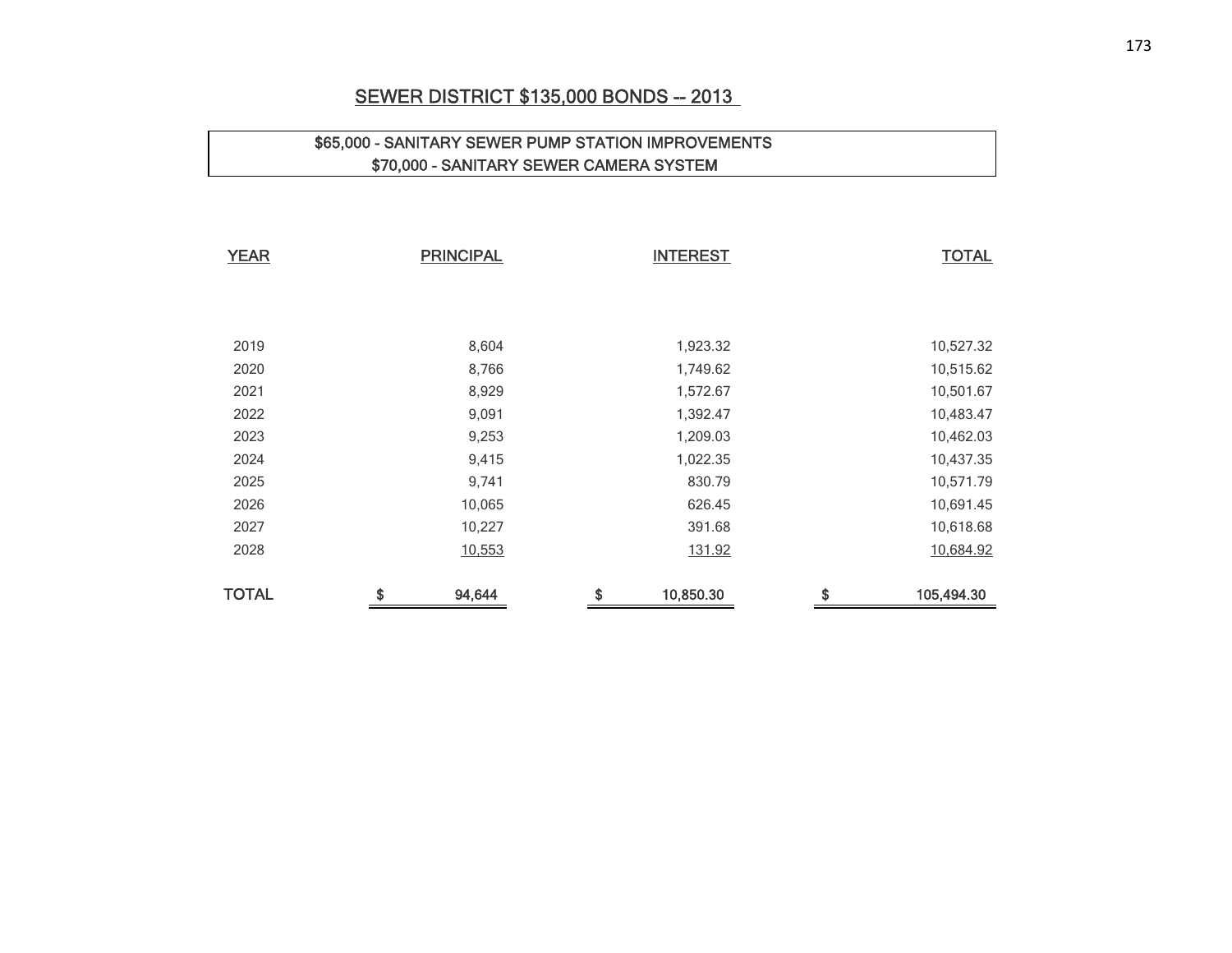## SEWER DISTRICT $135,000 BONDS -- 2013

**$65,000 - SANITARY SEWER PUMP STATION IMPROVEMENTS**
**$70,000 - SANITARY SEWER CAMERA SYSTEM**

| YEAR | PRINCIPAL | INTEREST | TOTAL |
|---|---|---|---|
| 2019 | 8,604 | 1,923.32 | 10,527.32 |
| 2020 | 8,766 | 1,749.62 | 10,515.62 |
| 2021 | 8,929 | 1,572.67 | 10,501.67 |
| 2022 | 9,091 | 1,392.47 | 10,483.47 |
| 2023 | 9,253 | 1,209.03 | 10,462.03 |
| 2024 | 9,415 | 1,022.35 | 10,437.35 |
| 2025 | 9,741 | 830.79 | 10,571.79 |
| 2026 | 10,065 | 626.45 | 10,691.45 |
| 2027 | 10,227 | 391.68 | 10,618.68 |
| 2028 | 10,553 | 131.92 | 10,684.92 |
| **TOTAL** | **$ 94,644** | **$ 10,850.30** | **$ 105,494.30** |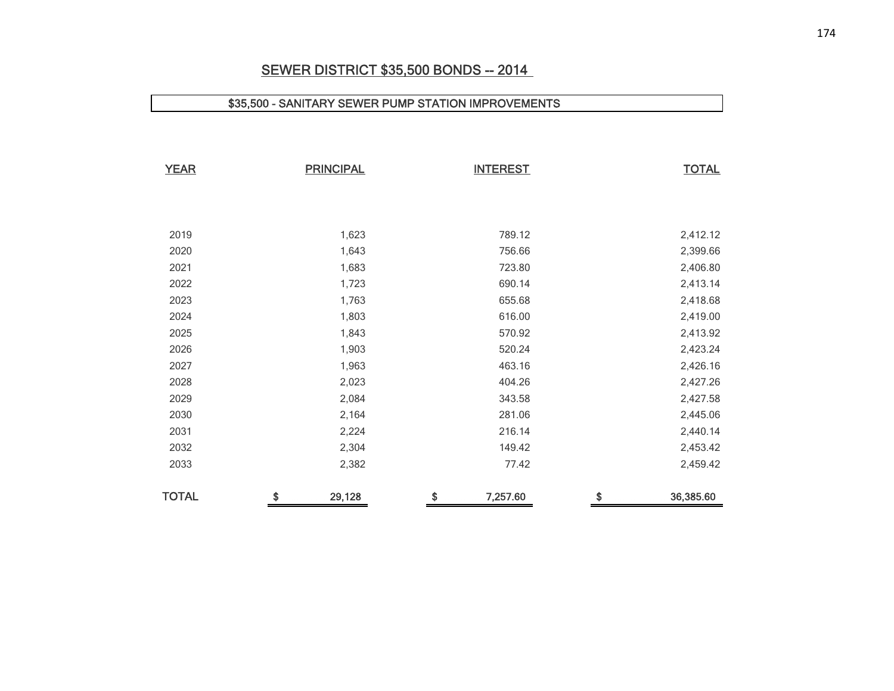## SEWER DISTRICT $35,500 BONDS -- 2014

**$35,500 - SANITARY SEWER PUMP STATION IMPROVEMENTS**

| YEAR | PRINCIPAL | INTEREST | TOTAL |
|---|---|---|---|
| 2019 | 1,623 | 789.12 | 2,412.12 |
| 2020 | 1,643 | 756.66 | 2,399.66 |
| 2021 | 1,683 | 723.80 | 2,406.80 |
| 2022 | 1,723 | 690.14 | 2,413.14 |
| 2023 | 1,763 | 655.68 | 2,418.68 |
| 2024 | 1,803 | 616.00 | 2,419.00 |
| 2025 | 1,843 | 570.92 | 2,413.92 |
| 2026 | 1,903 | 520.24 | 2,423.24 |
| 2027 | 1,963 | 463.16 | 2,426.16 |
| 2028 | 2,023 | 404.26 | 2,427.26 |
| 2029 | 2,084 | 343.58 | 2,427.58 |
| 2030 | 2,164 | 281.06 | 2,445.06 |
| 2031 | 2,224 | 216.14 | 2,440.14 |
| 2032 | 2,304 | 149.42 | 2,453.42 |
| 2033 | 2,382 | 77.42 | 2,459.42 |
| TOTAL | $ 29,128 | $ 7,257.60 | $ 36,385.60 |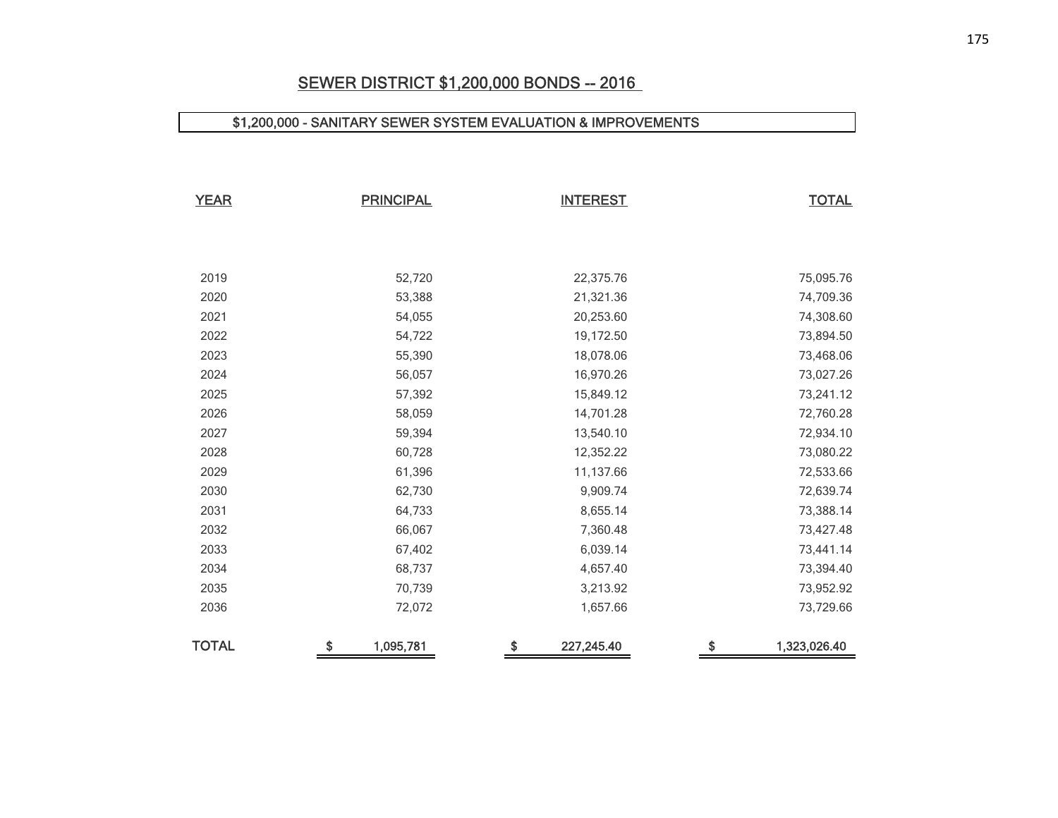## SEWER DISTRICT $1,200,000 BONDS -- 2016

$1,200,000 - SANITARY SEWER SYSTEM EVALUATION & IMPROVEMENTS

| YEAR | PRINCIPAL | INTEREST | TOTAL |
|---|---|---|---|
| 2019 | 52,720 | 22,375.76 | 75,095.76 |
| 2020 | 53,388 | 21,321.36 | 74,709.36 |
| 2021 | 54,055 | 20,253.60 | 74,308.60 |
| 2022 | 54,722 | 19,172.50 | 73,894.50 |
| 2023 | 55,390 | 18,078.06 | 73,468.06 |
| 2024 | 56,057 | 16,970.26 | 73,027.26 |
| 2025 | 57,392 | 15,849.12 | 73,241.12 |
| 2026 | 58,059 | 14,701.28 | 72,760.28 |
| 2027 | 59,394 | 13,540.10 | 72,934.10 |
| 2028 | 60,728 | 12,352.22 | 73,080.22 |
| 2029 | 61,396 | 11,137.66 | 72,533.66 |
| 2030 | 62,730 | 9,909.74 | 72,639.74 |
| 2031 | 64,733 | 8,655.14 | 73,388.14 |
| 2032 | 66,067 | 7,360.48 | 73,427.48 |
| 2033 | 67,402 | 6,039.14 | 73,441.14 |
| 2034 | 68,737 | 4,657.40 | 73,394.40 |
| 2035 | 70,739 | 3,213.92 | 73,952.92 |
| 2036 | 72,072 | 1,657.66 | 73,729.66 |
| TOTAL | $ 1,095,781 | $ 227,245.40 | $ 1,323,026.40 |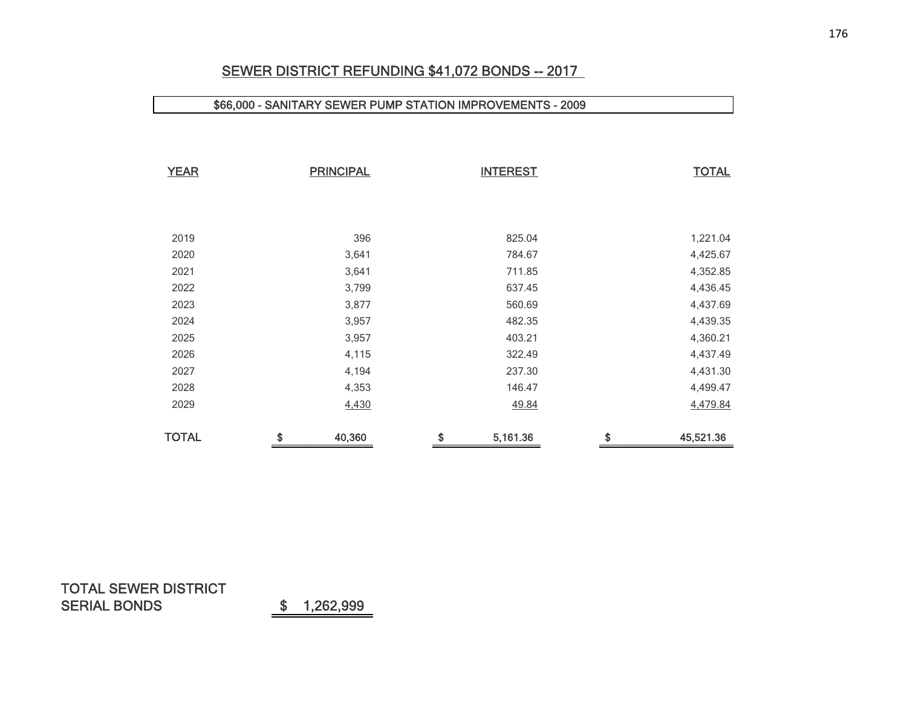## SEWER DISTRICT REFUNDING $41,072 BONDS -- 2017

**$66,000 - SANITARY SEWER PUMP STATION IMPROVEMENTS - 2009**

| YEAR | PRINCIPAL | INTEREST | TOTAL |
|---|---|---|---|
| 2019 | 396 | 825.04 | 1,221.04 |
| 2020 | 3,641 | 784.67 | 4,425.67 |
| 2021 | 3,641 | 711.85 | 4,352.85 |
| 2022 | 3,799 | 637.45 | 4,436.45 |
| 2023 | 3,877 | 560.69 | 4,437.69 |
| 2024 | 3,957 | 482.35 | 4,439.35 |
| 2025 | 3,957 | 403.21 | 4,360.21 |
| 2026 | 4,115 | 322.49 | 4,437.49 |
| 2027 | 4,194 | 237.30 | 4,431.30 |
| 2028 | 4,353 | 146.47 | 4,499.47 |
| 2029 | 4,430 | 49.84 | 4,479.84 |
| TOTAL | $ 40,360 | $ 5,161.36 | $ 45,521.36 |

TOTAL SEWER DISTRICT SERIAL BONDS $ 1,262,999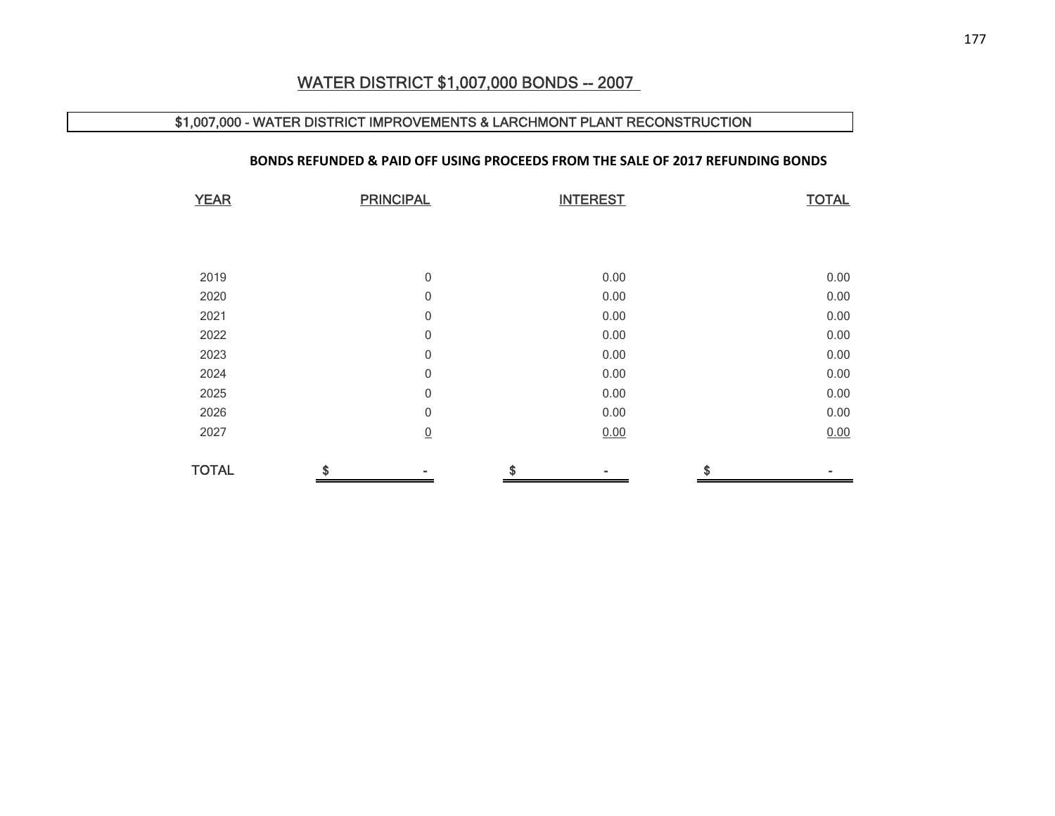# WATER DISTRICT $1,007,000 BONDS -- 2007

## $1,007,000 - WATER DISTRICT IMPROVEMENTS & LARCHMONT PLANT RECONSTRUCTION

**BONDS REFUNDED & PAID OFF USING PROCEEDS FROM THE SALE OF 2017 REFUNDING BONDS**

| YEAR | PRINCIPAL | INTEREST | TOTAL |
|---|---|---|---|
| 2019 | 0 | 0.00 | 0.00 |
| 2020 | 0 | 0.00 | 0.00 |
| 2021 | 0 | 0.00 | 0.00 |
| 2022 | 0 | 0.00 | 0.00 |
| 2023 | 0 | 0.00 | 0.00 |
| 2024 | 0 | 0.00 | 0.00 |
| 2025 | 0 | 0.00 | 0.00 |
| 2026 | 0 | 0.00 | 0.00 |
| 2027 | 0 | 0.00 | 0.00 |
| TOTAL | $ - | $ - | $ - |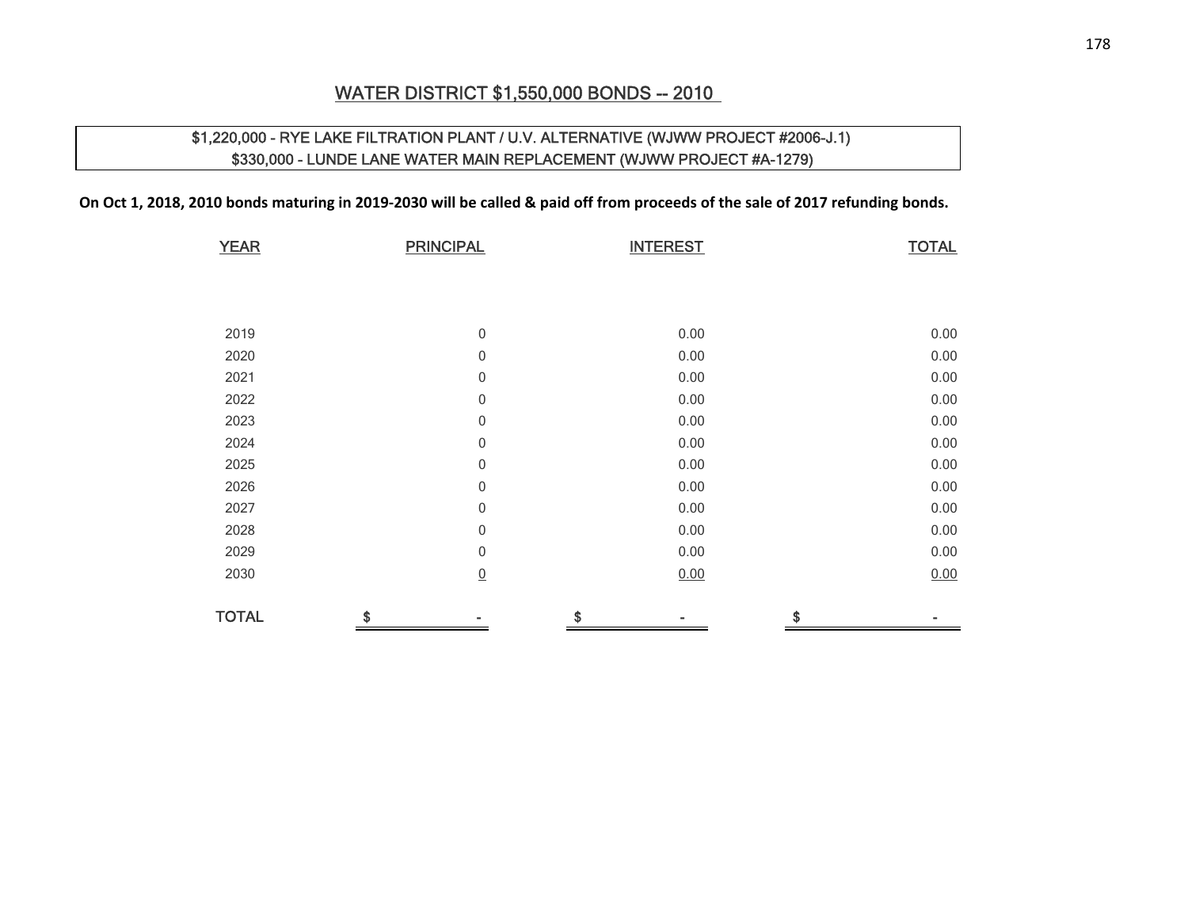## WATER DISTRICT $1,550,000 BONDS -- 2010

$1,220,000 - RYE LAKE FILTRATION PLANT / U.V. ALTERNATIVE (WJWW PROJECT #2006-J.1)
$330,000 - LUNDE LANE WATER MAIN REPLACEMENT (WJWW PROJECT #A-1279)

**On Oct 1, 2018, 2010 bonds maturing in 2019-2030 will be called & paid off from proceeds of the sale of 2017 refunding bonds.**

| YEAR | PRINCIPAL | INTEREST | TOTAL |
|---|---|---|---|
| 2019 | 0 | 0.00 | 0.00 |
| 2020 | 0 | 0.00 | 0.00 |
| 2021 | 0 | 0.00 | 0.00 |
| 2022 | 0 | 0.00 | 0.00 |
| 2023 | 0 | 0.00 | 0.00 |
| 2024 | 0 | 0.00 | 0.00 |
| 2025 | 0 | 0.00 | 0.00 |
| 2026 | 0 | 0.00 | 0.00 |
| 2027 | 0 | 0.00 | 0.00 |
| 2028 | 0 | 0.00 | 0.00 |
| 2029 | 0 | 0.00 | 0.00 |
| 2030 | 0 | 0.00 | 0.00 |
| TOTAL | $ - | $ - | $ - |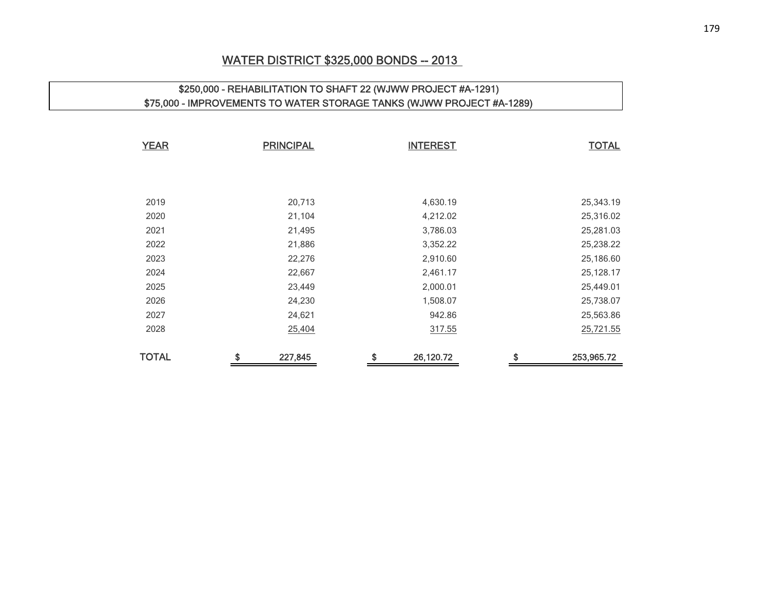# WATER DISTRICT $325,000 BONDS -- 2013

$250,000 - REHABILITATION TO SHAFT 22 (WJWW PROJECT #A-1291)
$75,000 - IMPROVEMENTS TO WATER STORAGE TANKS (WJWW PROJECT #A-1289)

| YEAR | PRINCIPAL | INTEREST | TOTAL |
|---|---|---|---|
| 2019 | 20,713 | 4,630.19 | 25,343.19 |
| 2020 | 21,104 | 4,212.02 | 25,316.02 |
| 2021 | 21,495 | 3,786.03 | 25,281.03 |
| 2022 | 21,886 | 3,352.22 | 25,238.22 |
| 2023 | 22,276 | 2,910.60 | 25,186.60 |
| 2024 | 22,667 | 2,461.17 | 25,128.17 |
| 2025 | 23,449 | 2,000.01 | 25,449.01 |
| 2026 | 24,230 | 1,508.07 | 25,738.07 |
| 2027 | 24,621 | 942.86 | 25,563.86 |
| 2028 | 25,404 | 317.55 | 25,721.55 |
| **TOTAL** | **$ 227,845** | **$ 26,120.72** | **$ 253,965.72** |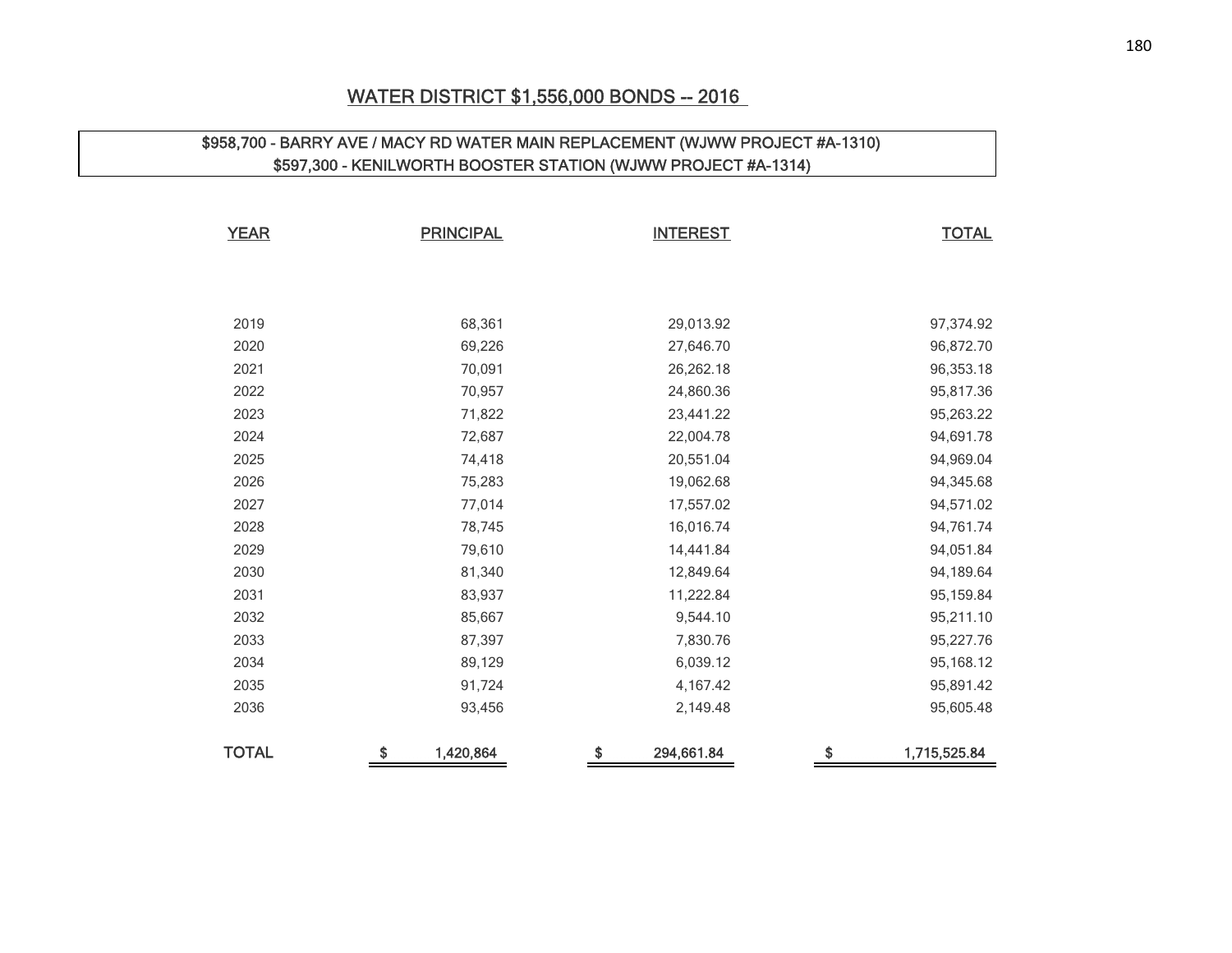## WATER DISTRICT $1,556,000 BONDS -- 2016

$958,700 - BARRY AVE / MACY RD WATER MAIN REPLACEMENT (WJWW PROJECT #A-1310)
$597,300 - KENILWORTH BOOSTER STATION (WJWW PROJECT #A-1314)

| YEAR | PRINCIPAL | INTEREST | TOTAL |
|---|---|---|---|
| 2019 | 68,361 | 29,013.92 | 97,374.92 |
| 2020 | 69,226 | 27,646.70 | 96,872.70 |
| 2021 | 70,091 | 26,262.18 | 96,353.18 |
| 2022 | 70,957 | 24,860.36 | 95,817.36 |
| 2023 | 71,822 | 23,441.22 | 95,263.22 |
| 2024 | 72,687 | 22,004.78 | 94,691.78 |
| 2025 | 74,418 | 20,551.04 | 94,969.04 |
| 2026 | 75,283 | 19,062.68 | 94,345.68 |
| 2027 | 77,014 | 17,557.02 | 94,571.02 |
| 2028 | 78,745 | 16,016.74 | 94,761.74 |
| 2029 | 79,610 | 14,441.84 | 94,051.84 |
| 2030 | 81,340 | 12,849.64 | 94,189.64 |
| 2031 | 83,937 | 11,222.84 | 95,159.84 |
| 2032 | 85,667 | 9,544.10 | 95,211.10 |
| 2033 | 87,397 | 7,830.76 | 95,227.76 |
| 2034 | 89,129 | 6,039.12 | 95,168.12 |
| 2035 | 91,724 | 4,167.42 | 95,891.42 |
| 2036 | 93,456 | 2,149.48 | 95,605.48 |
| TOTAL | $ 1,420,864 | $ 294,661.84 | $ 1,715,525.84 |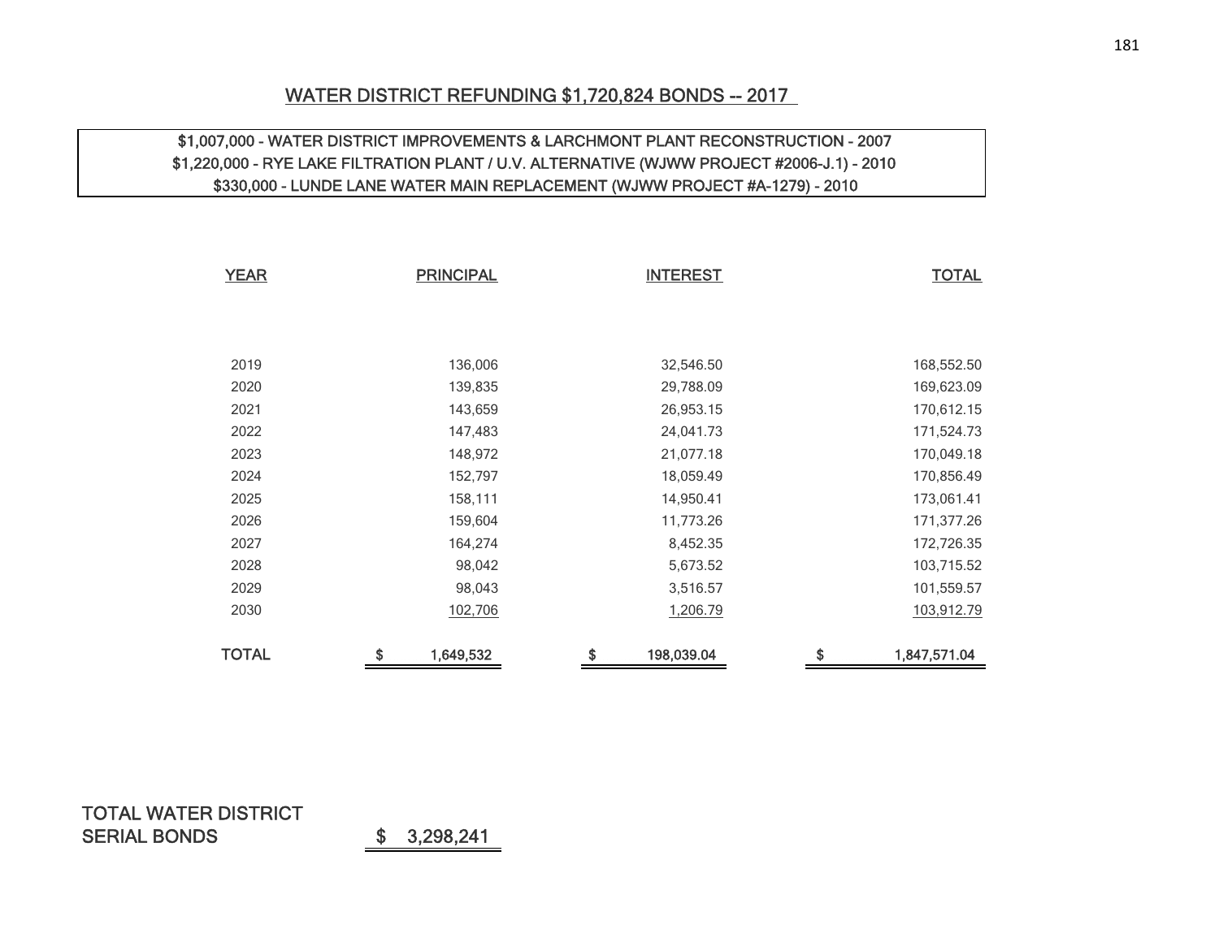## WATER DISTRICT REFUNDING $1,720,824 BONDS -- 2017

$1,007,000 - WATER DISTRICT IMPROVEMENTS & LARCHMONT PLANT RECONSTRUCTION - 2007
$1,220,000 - RYE LAKE FILTRATION PLANT / U.V. ALTERNATIVE (WJWW PROJECT #2006-J.1) - 2010
$330,000 - LUNDE LANE WATER MAIN REPLACEMENT (WJWW PROJECT #A-1279) - 2010

| YEAR | PRINCIPAL | INTEREST | TOTAL |
|---|---|---|---|
| 2019 | 136,006 | 32,546.50 | 168,552.50 |
| 2020 | 139,835 | 29,788.09 | 169,623.09 |
| 2021 | 143,659 | 26,953.15 | 170,612.15 |
| 2022 | 147,483 | 24,041.73 | 171,524.73 |
| 2023 | 148,972 | 21,077.18 | 170,049.18 |
| 2024 | 152,797 | 18,059.49 | 170,856.49 |
| 2025 | 158,111 | 14,950.41 | 173,061.41 |
| 2026 | 159,604 | 11,773.26 | 171,377.26 |
| 2027 | 164,274 | 8,452.35 | 172,726.35 |
| 2028 | 98,042 | 5,673.52 | 103,715.52 |
| 2029 | 98,043 | 3,516.57 | 101,559.57 |
| 2030 | 102,706 | 1,206.79 | 103,912.79 |
| **TOTAL** | **$ 1,649,532** | **$ 198,039.04** | **$ 1,847,571.04** |

| TOTAL WATER DISTRICT SERIAL BONDS | $ 3,298,241 |
|---|---|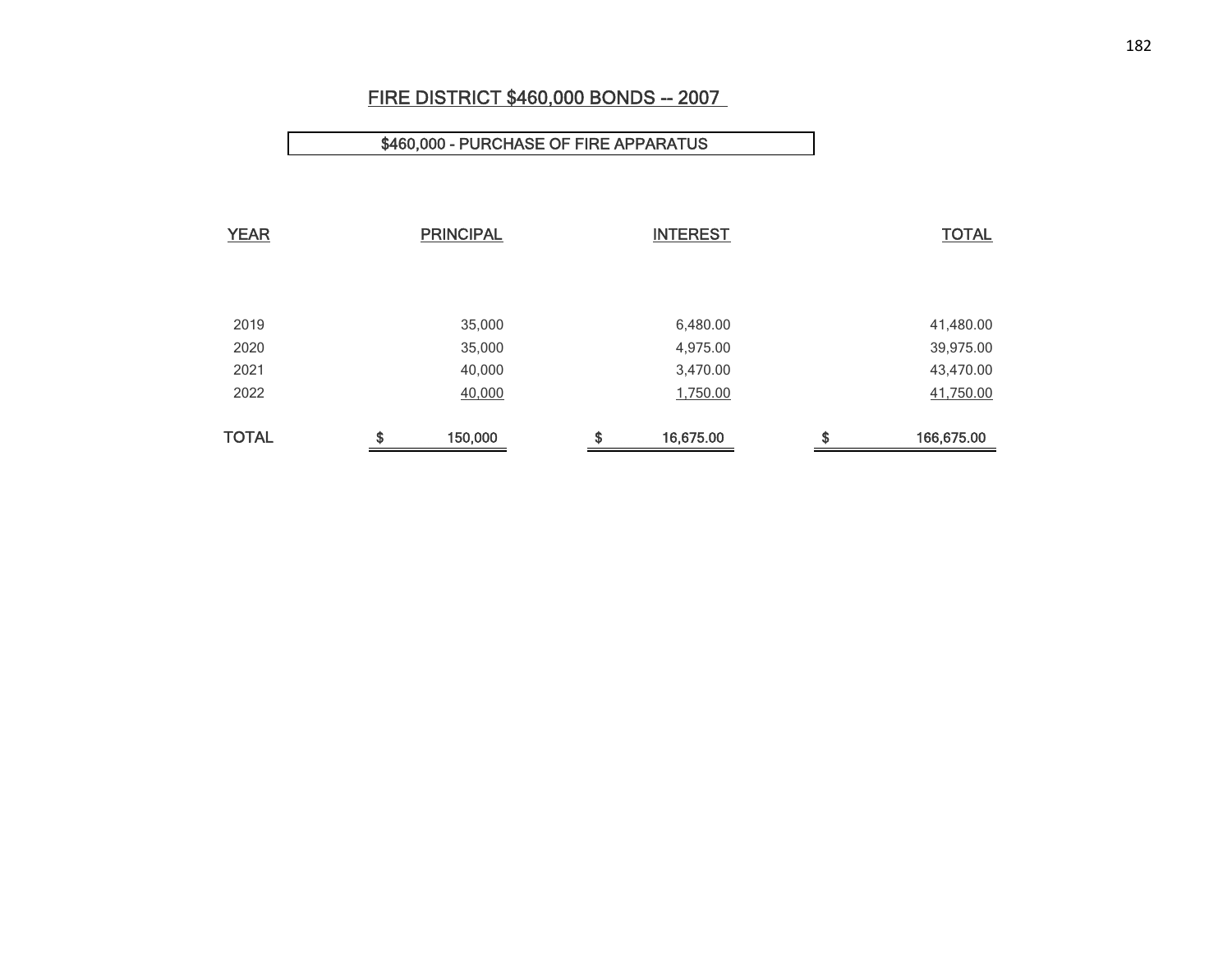## FIRE DISTRICT $460,000 BONDS -- 2007

**$460,000 - PURCHASE OF FIRE APPARATUS**

| YEAR | PRINCIPAL | INTEREST | TOTAL |
|---|---|---|---|
| 2019 | 35,000 | 6,480.00 | 41,480.00 |
| 2020 | 35,000 | 4,975.00 | 39,975.00 |
| 2021 | 40,000 | 3,470.00 | 43,470.00 |
| 2022 | 40,000 | 1,750.00 | 41,750.00 |
| TOTAL | $ 150,000 | $ 16,675.00 | $ 166,675.00 |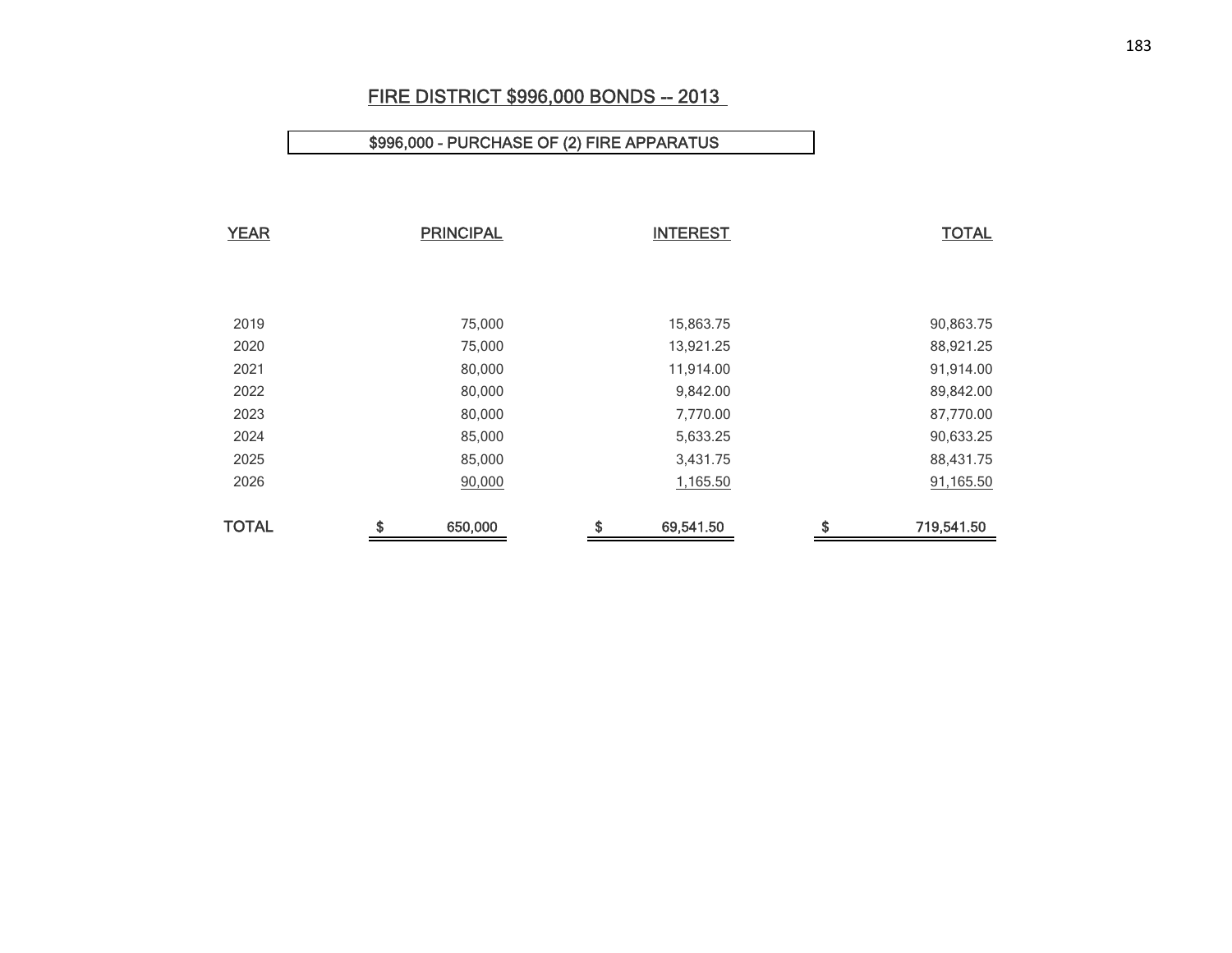## FIRE DISTRICT $996,000 BONDS -- 2013

**$996,000 - PURCHASE OF (2) FIRE APPARATUS**

| YEAR | PRINCIPAL | INTEREST | TOTAL |
|---|---|---|---|
| 2019 | 75,000 | 15,863.75 | 90,863.75 |
| 2020 | 75,000 | 13,921.25 | 88,921.25 |
| 2021 | 80,000 | 11,914.00 | 91,914.00 |
| 2022 | 80,000 | 9,842.00 | 89,842.00 |
| 2023 | 80,000 | 7,770.00 | 87,770.00 |
| 2024 | 85,000 | 5,633.25 | 90,633.25 |
| 2025 | 85,000 | 3,431.75 | 88,431.75 |
| 2026 | 90,000 | 1,165.50 | 91,165.50 |
| **TOTAL** | $ 650,000 | $ 69,541.50 | $ 719,541.50 |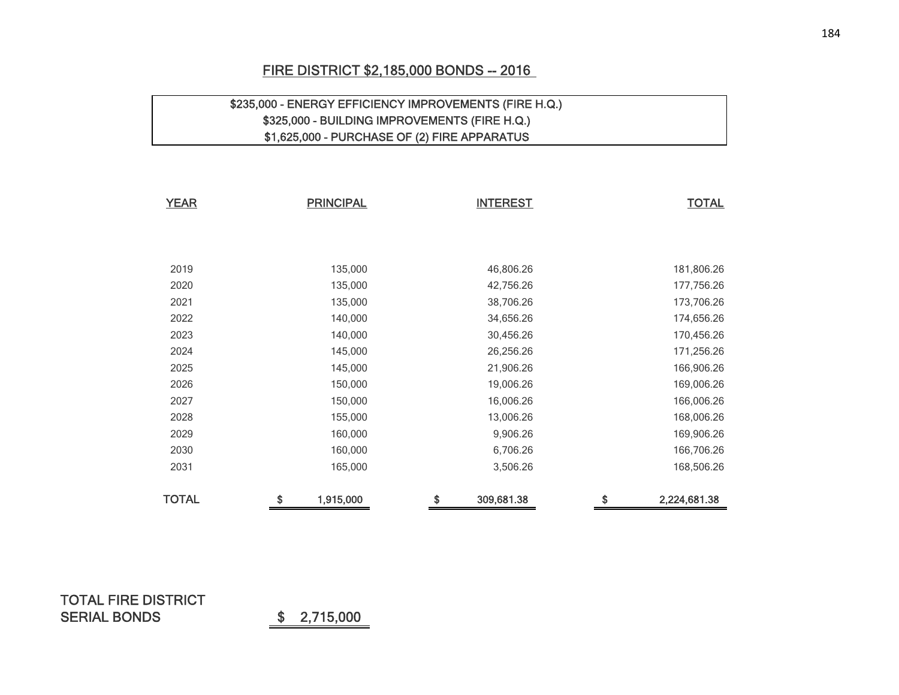## FIRE DISTRICT $2,185,000 BONDS -- 2016

$235,000 - ENERGY EFFICIENCY IMPROVEMENTS (FIRE H.Q.)
$325,000 - BUILDING IMPROVEMENTS (FIRE H.Q.)
$1,625,000 - PURCHASE OF (2) FIRE APPARATUS

| YEAR | PRINCIPAL | INTEREST | TOTAL |
|---|---|---|---|
| 2019 | 135,000 | 46,806.26 | 181,806.26 |
| 2020 | 135,000 | 42,756.26 | 177,756.26 |
| 2021 | 135,000 | 38,706.26 | 173,706.26 |
| 2022 | 140,000 | 34,656.26 | 174,656.26 |
| 2023 | 140,000 | 30,456.26 | 170,456.26 |
| 2024 | 145,000 | 26,256.26 | 171,256.26 |
| 2025 | 145,000 | 21,906.26 | 166,906.26 |
| 2026 | 150,000 | 19,006.26 | 169,006.26 |
| 2027 | 150,000 | 16,006.26 | 166,006.26 |
| 2028 | 155,000 | 13,006.26 | 168,006.26 |
| 2029 | 160,000 | 9,906.26 | 169,906.26 |
| 2030 | 160,000 | 6,706.26 | 166,706.26 |
| 2031 | 165,000 | 3,506.26 | 168,506.26 |
| TOTAL | $ 1,915,000 | $ 309,681.38 | $ 2,224,681.38 |

TOTAL FIRE DISTRICT SERIAL BONDS $ 2,715,000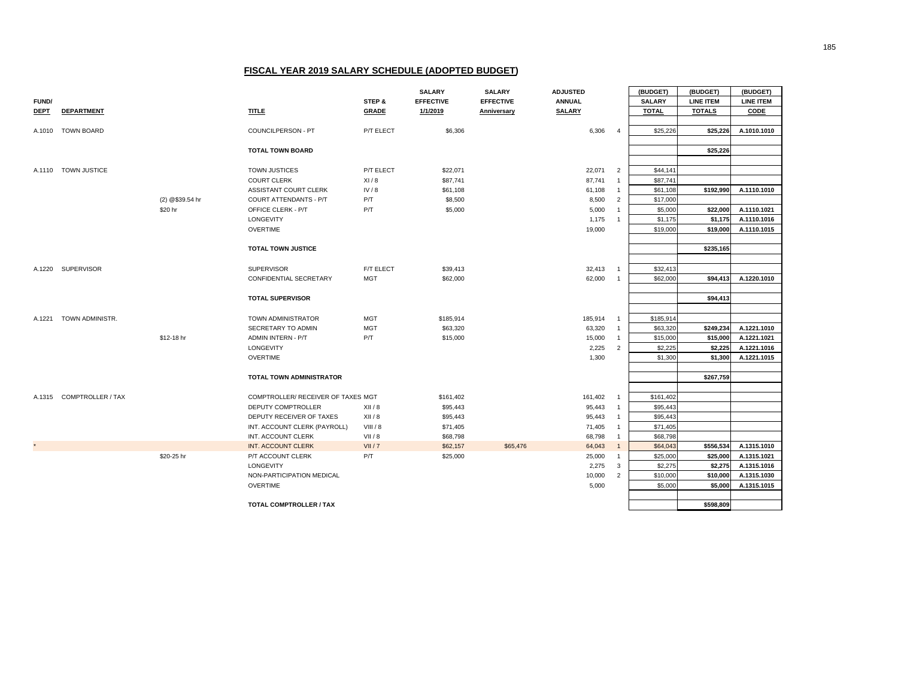## FISCAL YEAR 2019 SALARY SCHEDULE (ADOPTED BUDGET)

| FUND/ DEPT | DEPARTMENT | | TITLE | STEP & GRADE | SALARY EFFECTIVE 1/1/2019 | SALARY EFFECTIVE Anniversary | ADJUSTED ANNUAL SALARY | | (BUDGET) SALARY TOTAL | (BUDGET) LINE ITEM TOTALS | (BUDGET) LINE ITEM CODE |
|---|---|---|---|---|---|---|---|---|---|---|---|
| A.1010 | TOWN BOARD | | COUNCILPERSON - PT | P/T ELECT | $6,306 | | 6,306 | 4 | $25,226 | $25,226 | A.1010.1010 |
| | | | **TOTAL TOWN BOARD** | | | | | | | **$25,226** | |
| A.1110 | TOWN JUSTICE | | TOWN JUSTICES | P/T ELECT | $22,071 | | 22,071 | 2 | $44,141 | | |
| | | | COURT CLERK | XI / 8 | $87,741 | | 87,741 | 1 | $87,741 | | |
| | | | ASSISTANT COURT CLERK | IV / 8 | $61,108 | | 61,108 | 1 | $61,108 | **$192,990** | **A.1110.1010** |
| | | (2) @$39.54 hr | COURT ATTENDANTS - P/T | P/T | $8,500 | | 8,500 | 2 | $17,000 | | |
| | | $20 hr | OFFICE CLERK - P/T | P/T | $5,000 | | 5,000 | 1 | $5,000 | **$22,000** | **A.1110.1021** |
| | | | LONGEVITY | | | | 1,175 | 1 | $1,175 | **$1,175** | **A.1110.1016** |
| | | | OVERTIME | | | | 19,000 | | $19,000 | **$19,000** | **A.1110.1015** |
| | | | **TOTAL TOWN JUSTICE** | | | | | | | **$235,165** | |
| A.1220 | SUPERVISOR | | SUPERVISOR | F/T ELECT | $39,413 | | 32,413 | 1 | $32,413 | | |
| | | | CONFIDENTIAL SECRETARY | MGT | $62,000 | | 62,000 | 1 | $62,000 | **$94,413** | **A.1220.1010** |
| | | | **TOTAL SUPERVISOR** | | | | | | | **$94,413** | |
| A.1221 | TOWN ADMINISTR. | | TOWN ADMINISTRATOR | MGT | $185,914 | | 185,914 | 1 | $185,914 | | |
| | | | SECRETARY TO ADMIN | MGT | $63,320 | | 63,320 | 1 | $63,320 | **$249,234** | **A.1221.1010** |
| | | $12-18 hr | ADMIN INTERN - P/T | P/T | $15,000 | | 15,000 | 1 | $15,000 | **$15,000** | **A.1221.1021** |
| | | | LONGEVITY | | | | 2,225 | 2 | $2,225 | **$2,225** | **A.1221.1016** |
| | | | OVERTIME | | | | 1,300 | | $1,300 | **$1,300** | **A.1221.1015** |
| | | | **TOTAL TOWN ADMINISTRATOR** | | | | | | | **$267,759** | |
| A.1315 | COMPTROLLER / TAX | | COMPTROLLER/ RECEIVER OF TAXES | MGT | $161,402 | | 161,402 | 1 | $161,402 | | |
| | | | DEPUTY COMPTROLLER | XII / 8 | $95,443 | | 95,443 | 1 | $95,443 | | |
| | | | DEPUTY RECEIVER OF TAXES | XII / 8 | $95,443 | | 95,443 | 1 | $95,443 | | |
| | | | INT. ACCOUNT CLERK (PAYROLL) | VIII / 8 | $71,405 | | 71,405 | 1 | $71,405 | | |
| | | | INT. ACCOUNT CLERK | VII / 8 | $68,798 | | 68,798 | 1 | $68,798 | | |
| * | | | INT. ACCOUNT CLERK | VII / 7 | $62,157 | $65,476 | 64,043 | 1 | $64,043 | **$556,534** | **A.1315.1010** |
| | | $20-25 hr | P/T ACCOUNT CLERK | P/T | $25,000 | | 25,000 | 1 | $25,000 | **$25,000** | **A.1315.1021** |
| | | | LONGEVITY | | | | 2,275 | 3 | $2,275 | **$2,275** | **A.1315.1016** |
| | | | NON-PARTICIPATION MEDICAL | | | | 10,000 | 2 | $10,000 | **$10,000** | **A.1315.1030** |
| | | | OVERTIME | | | | 5,000 | | $5,000 | **$5,000** | **A.1315.1015** |
| | | | **TOTAL COMPTROLLER / TAX** | | | | | | | **$598,809** | |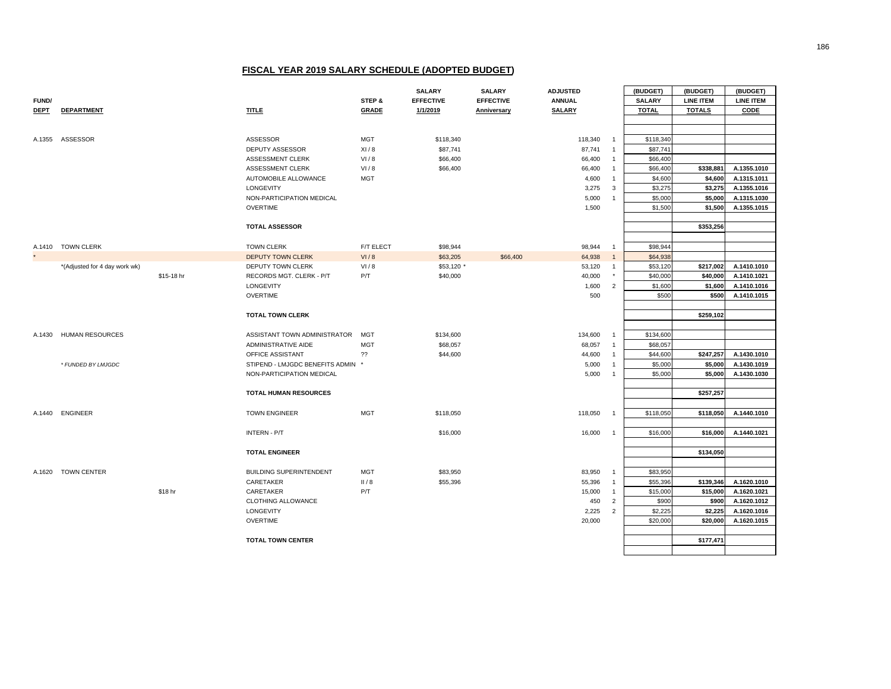# FISCAL YEAR 2019 SALARY SCHEDULE (ADOPTED BUDGET)

| FUND/ DEPT | DEPARTMENT | | TITLE | STEP & GRADE | SALARY EFFECTIVE 1/1/2019 | SALARY EFFECTIVE Anniversary | ADJUSTED ANNUAL SALARY | | (BUDGET) SALARY TOTAL | (BUDGET) LINE ITEM TOTALS | (BUDGET) LINE ITEM CODE |
|---|---|---|---|---|---|---|---|---|---|---|---|
| A.1355 | ASSESSOR | | ASSESSOR | MGT | $118,340 | | 118,340 | 1 | $118,340 | | |
| | | | DEPUTY ASSESSOR | XI / 8 | $87,741 | | 87,741 | 1 | $87,741 | | |
| | | | ASSESSMENT CLERK | VI / 8 | $66,400 | | 66,400 | 1 | $66,400 | | |
| | | | ASSESSMENT CLERK | VI / 8 | $66,400 | | 66,400 | 1 | $66,400 | **$338,881** | **A.1355.1010** |
| | | | AUTOMOBILE ALLOWANCE | MGT | | | 4,600 | 1 | $4,600 | **$4,600** | **A.1315.1011** |
| | | | LONGEVITY | | | | 3,275 | 3 | $3,275 | **$3,275** | **A.1355.1016** |
| | | | NON-PARTICIPATION MEDICAL | | | | 5,000 | 1 | $5,000 | **$5,000** | **A.1315.1030** |
| | | | OVERTIME | | | | 1,500 | | $1,500 | **$1,500** | **A.1355.1015** |
| | | | **TOTAL ASSESSOR** | | | | | | | **$353,256** | |
| A.1410 | TOWN CLERK | | TOWN CLERK | F/T ELECT | $98,944 | | 98,944 | 1 | $98,944 | | |
| * | | | DEPUTY TOWN CLERK | VI / 8 | $63,205 | $66,400 | 64,938 | 1 | $64,938 | | |
| | *(Adjusted for 4 day work wk) | | DEPUTY TOWN CLERK | VI / 8 | $53,120 * | | 53,120 | 1 | $53,120 | **$217,002** | **A.1410.1010** |
| | | $15-18 hr | RECORDS MGT. CLERK - P/T | P/T | $40,000 | | 40,000 | * | $40,000 | **$40,000** | **A.1410.1021** |
| | | | LONGEVITY | | | | 1,600 | 2 | $1,600 | **$1,600** | **A.1410.1016** |
| | | | OVERTIME | | | | 500 | | $500 | **$500** | **A.1410.1015** |
| | | | **TOTAL TOWN CLERK** | | | | | | | **$259,102** | |
| A.1430 | HUMAN RESOURCES | | ASSISTANT TOWN ADMINISTRATOR | MGT | $134,600 | | 134,600 | 1 | $134,600 | | |
| | | | ADMINISTRATIVE AIDE | MGT | $68,057 | | 68,057 | 1 | $68,057 | | |
| | | | OFFICE ASSISTANT | ?? | $44,600 | | 44,600 | 1 | $44,600 | **$247,257** | **A.1430.1010** |
| | *FUNDED BY LMJGDC* | | STIPEND - LMJGDC BENEFITS ADMIN | * | | | 5,000 | 1 | $5,000 | **$5,000** | **A.1430.1019** |
| | | | NON-PARTICIPATION MEDICAL | | | | 5,000 | 1 | $5,000 | **$5,000** | **A.1430.1030** |
| | | | **TOTAL HUMAN RESOURCES** | | | | | | | **$257,257** | |
| A.1440 | ENGINEER | | TOWN ENGINEER | MGT | $118,050 | | 118,050 | 1 | $118,050 | **$118,050** | **A.1440.1010** |
| | | | INTERN - P/T | | $16,000 | | 16,000 | 1 | $16,000 | **$16,000** | **A.1440.1021** |
| | | | **TOTAL ENGINEER** | | | | | | | **$134,050** | |
| A.1620 | TOWN CENTER | | BUILDING SUPERINTENDENT | MGT | $83,950 | | 83,950 | 1 | $83,950 | | |
| | | | CARETAKER | II / 8 | $55,396 | | 55,396 | 1 | $55,396 | **$139,346** | **A.1620.1010** |
| | | $18 hr | CARETAKER | P/T | | | 15,000 | 1 | $15,000 | **$15,000** | **A.1620.1021** |
| | | | CLOTHING ALLOWANCE | | | | 450 | 2 | $900 | **$900** | **A.1620.1012** |
| | | | LONGEVITY | | | | 2,225 | 2 | $2,225 | **$2,225** | **A.1620.1016** |
| | | | OVERTIME | | | | 20,000 | | $20,000 | **$20,000** | **A.1620.1015** |
| | | | **TOTAL TOWN CENTER** | | | | | | | **$177,471** | |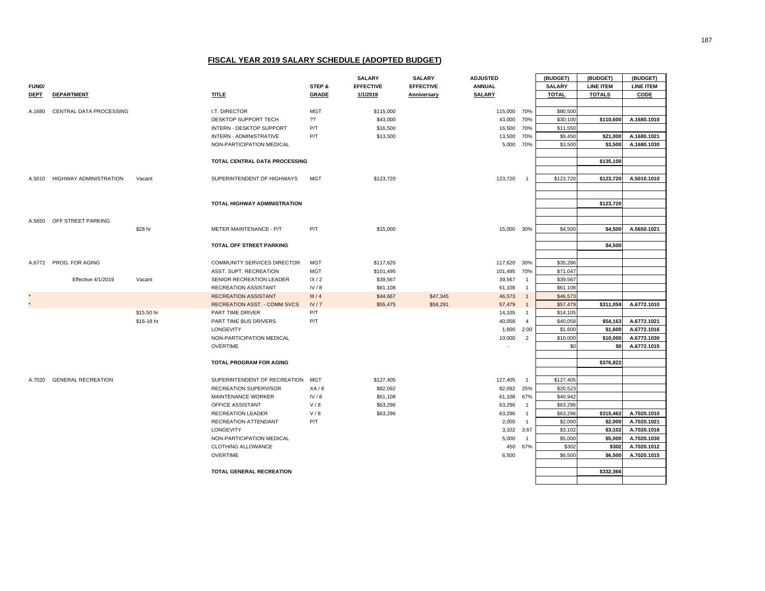## FISCAL YEAR 2019 SALARY SCHEDULE (ADOPTED BUDGET)

| FUND/ DEPT | DEPARTMENT | | TITLE | STEP & GRADE | SALARY EFFECTIVE 1/1/2019 | SALARY EFFECTIVE Anniversary | ADJUSTED ANNUAL SALARY | | (BUDGET) SALARY TOTAL | (BUDGET) LINE ITEM TOTALS | (BUDGET) LINE ITEM CODE |
|---|---|---|---|---|---|---|---|---|---|---|---|
| A.1680 | CENTRAL DATA PROCESSING | | I.T. DIRECTOR | MGT | $115,000 | | 115,000 | 70% | $80,500 | | |
| | | | DESKTOP SUPPORT TECH | ?? | $43,000 | | 43,000 | 70% | $30,100 | **$110,600** | **A.1680.1010** |
| | | | INTERN - DESKTOP SUPPORT | P/T | $16,500 | | 16,500 | 70% | $11,550 | | |
| | | | INTERN - ADMINISTRATIVE | P/T | $13,500 | | 13,500 | 70% | $9,450 | **$21,000** | **A.1680.1021** |
| | | | NON-PARTICIPATION MEDICAL | | | | 5,000 | 70% | $3,500 | **$3,500** | **A.1680.1030** |
| | | | **TOTAL CENTRAL DATA PROCESSING** | | | | | | | **$135,100** | |
| A.5010 | HIGHWAY ADMINISTRATION | Vacant | SUPERINTENDENT OF HIGHWAYS | MGT | $123,720 | | 123,720 | 1 | $123,720 | **$123,720** | **A.5010.1010** |
| | | | **TOTAL HIGHWAY ADMINISTRATION** | | | | | | | **$123,720** | |
| A.5650 | OFF STREET PARKING | | | | | | | | | | |
| | | $28 hr | METER MAINTENANCE - P/T | P/T | $15,000 | | 15,000 | 30% | $4,500 | **$4,500** | **A.5650.1021** |
| | | | **TOTAL OFF STREET PARKING** | | | | | | | **$4,500** | |
| A.6772 | PROG. FOR AGING | | COMMUNITY SERVICES DIRECTOR | MGT | $117,620 | | 117,620 | 30% | $35,286 | | |
| | | | ASST. SUPT. RECREATION | MGT | $101,495 | | 101,495 | 70% | $71,047 | | |
| | Effective 4/1/2019 | Vacant | SENIOR RECREATION LEADER | IX / 2 | $39,567 | | 39,567 | 1 | $39,567 | | |
| | | | RECREATION ASSISTANT | IV / 8 | $61,108 | | 61,108 | 1 | $61,108 | | |
| * | | | RECREATION ASSISTANT | III / 4 | $44,667 | $47,345 | 46,573 | 1 | $46,573 | | |
| * | | | RECREATION ASST. - COMM SVCS | IV / 7 | $55,475 | $58,291 | 57,479 | 1 | $57,479 | **$311,059** | **A.6772.1010** |
| | | $15.50 hr | PART TIME DRIVER | P/T | | | 14,105 | 1 | $14,105 | | |
| | | $16-18 hr | PART TIME BUS DRIVERS | P/T | | | 40,058 | 4 | $40,058 | **$54,163** | **A.6772.1021** |
| | | | LONGEVITY | | | | 1,600 | 2.00 | $1,600 | **$1,600** | **A.6772.1016** |
| | | | NON-PARTICIPATION MEDICAL | | | | 10,000 | 2 | $10,000 | **$10,000** | **A.6772.1030** |
| | | | OVERTIME | | | | - | | $0 | **$0** | **A.6772.1015** |
| | | | **TOTAL PROGRAM FOR AGING** | | | | | | | **$376,822** | |
| A.7020 | GENERAL RECREATION | | SUPERINTENDENT OF RECREATION | MGT | $127,405 | | 127,405 | 1 | $127,405 | | |
| | | | RECREATION SUPERVISOR | XA / 8 | $82,092 | | 82,092 | 25% | $20,523 | | |
| | | | MAINTENANCE WORKER | IV / 8 | $61,108 | | 61,108 | 67% | $40,942 | | |
| | | | OFFICE ASSISTANT | V / 8 | $63,296 | | 63,296 | 1 | $63,296 | | |
| | | | RECREATION LEADER | V / 8 | $63,296 | | 63,296 | 1 | $63,296 | **$315,462** | **A.7020.1010** |
| | | | RECREATION ATTENDANT | P/T | | | 2,000 | 1 | $2,000 | **$2,000** | **A.7020.1021** |
| | | | LONGEVITY | | | | 3,102 | 3.67 | $3,102 | **$3,102** | **A.7020.1016** |
| | | | NON-PARTICIPATION MEDICAL | | | | 5,000 | 1 | $5,000 | **$5,000** | **A.7020.1030** |
| | | | CLOTHING ALLOWANCE | | | | 450 | 67% | $302 | **$302** | **A.7020.1012** |
| | | | OVERTIME | | | | 6,500 | | $6,500 | **$6,500** | **A.7020.1015** |
| | | | **TOTAL GENERAL RECREATION** | | | | | | | **$332,366** | |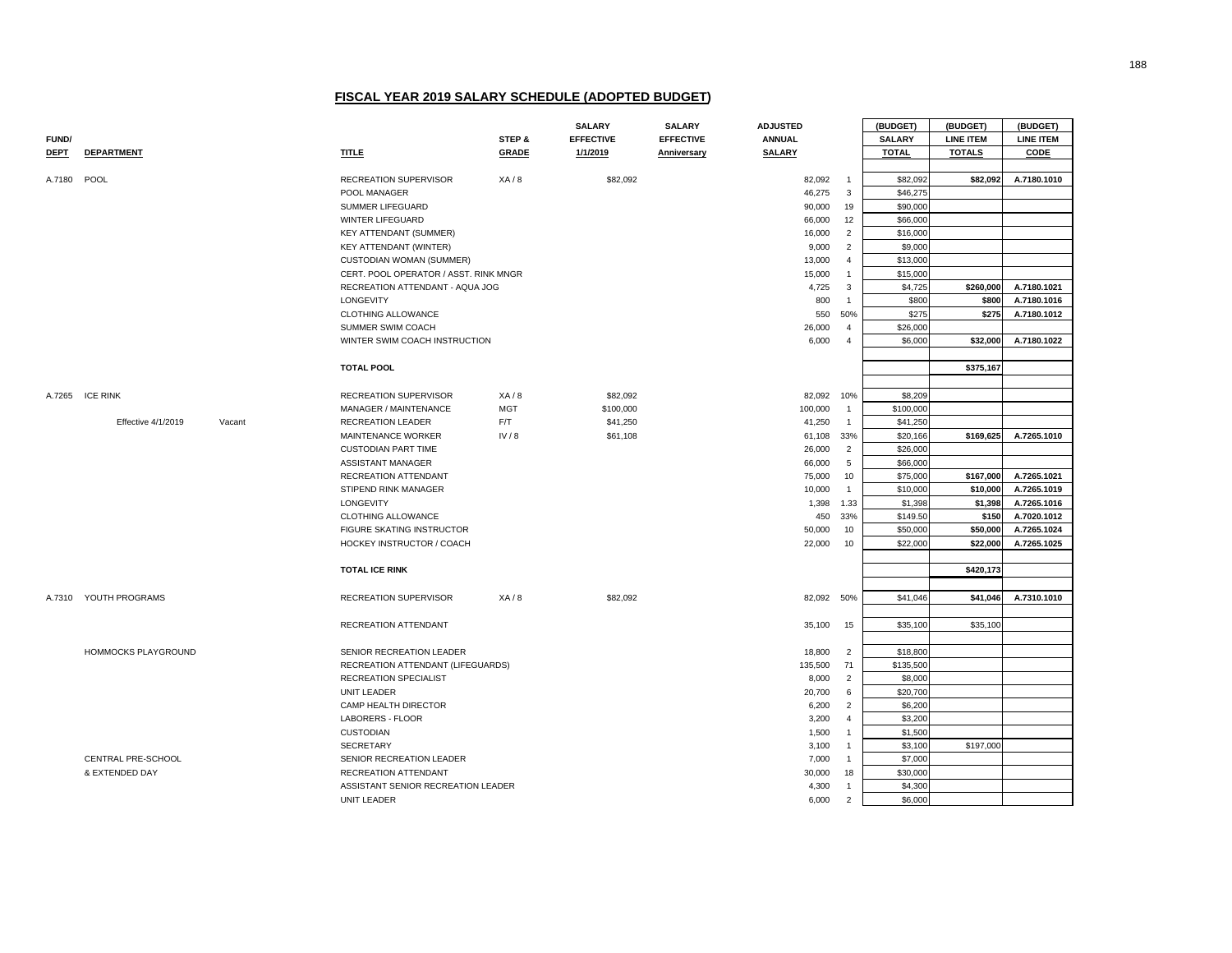# FISCAL YEAR 2019 SALARY SCHEDULE (ADOPTED BUDGET)

| FUND/ DEPT | DEPARTMENT | | TITLE | STEP & GRADE | SALARY EFFECTIVE 1/1/2019 | SALARY EFFECTIVE Anniversary | ADJUSTED ANNUAL SALARY | | (BUDGET) SALARY TOTAL | (BUDGET) LINE ITEM TOTALS | (BUDGET) LINE ITEM CODE |
|---|---|---|---|---|---|---|---|---|---|---|---|
| A.7180 | POOL | | RECREATION SUPERVISOR | XA / 8 | $82,092 | | 82,092 | 1 | $82,092 | **$82,092** | **A.7180.1010** |
| | | | POOL MANAGER | | | | 46,275 | 3 | $46,275 | | |
| | | | SUMMER LIFEGUARD | | | | 90,000 | 19 | $90,000 | | |
| | | | WINTER LIFEGUARD | | | | 66,000 | 12 | $66,000 | | |
| | | | KEY ATTENDANT (SUMMER) | | | | 16,000 | 2 | $16,000 | | |
| | | | KEY ATTENDANT (WINTER) | | | | 9,000 | 2 | $9,000 | | |
| | | | CUSTODIAN WOMAN (SUMMER) | | | | 13,000 | 4 | $13,000 | | |
| | | | CERT. POOL OPERATOR / ASST. RINK MNGR | | | | 15,000 | 1 | $15,000 | | |
| | | | RECREATION ATTENDANT - AQUA JOG | | | | 4,725 | 3 | $4,725 | **$260,000** | **A.7180.1021** |
| | | | LONGEVITY | | | | 800 | 1 | $800 | **$800** | **A.7180.1016** |
| | | | CLOTHING ALLOWANCE | | | | 550 | 50% | $275 | **$275** | **A.7180.1012** |
| | | | SUMMER SWIM COACH | | | | 26,000 | 4 | $26,000 | | |
| | | | WINTER SWIM COACH INSTRUCTION | | | | 6,000 | 4 | $6,000 | **$32,000** | **A.7180.1022** |
| | | | **TOTAL POOL** | | | | | | | **$375,167** | |
| A.7265 | ICE RINK | | RECREATION SUPERVISOR | XA / 8 | $82,092 | | 82,092 | 10% | $8,209 | | |
| | | | MANAGER / MAINTENANCE | MGT | $100,000 | | 100,000 | 1 | $100,000 | | |
| | Effective 4/1/2019 | Vacant | RECREATION LEADER | F/T | $41,250 | | 41,250 | 1 | $41,250 | | |
| | | | MAINTENANCE WORKER | IV / 8 | $61,108 | | 61,108 | 33% | $20,166 | **$169,625** | **A.7265.1010** |
| | | | CUSTODIAN PART TIME | | | | 26,000 | 2 | $26,000 | | |
| | | | ASSISTANT MANAGER | | | | 66,000 | 5 | $66,000 | | |
| | | | RECREATION ATTENDANT | | | | 75,000 | 10 | $75,000 | **$167,000** | **A.7265.1021** |
| | | | STIPEND RINK MANAGER | | | | 10,000 | 1 | $10,000 | **$10,000** | **A.7265.1019** |
| | | | LONGEVITY | | | | 1,398 | 1.33 | $1,398 | **$1,398** | **A.7265.1016** |
| | | | CLOTHING ALLOWANCE | | | | 450 | 33% | $149.50 | **$150** | **A.7020.1012** |
| | | | FIGURE SKATING INSTRUCTOR | | | | 50,000 | 10 | $50,000 | **$50,000** | **A.7265.1024** |
| | | | HOCKEY INSTRUCTOR / COACH | | | | 22,000 | 10 | $22,000 | **$22,000** | **A.7265.1025** |
| | | | **TOTAL ICE RINK** | | | | | | | **$420,173** | |
| A.7310 | YOUTH PROGRAMS | | RECREATION SUPERVISOR | XA / 8 | $82,092 | | 82,092 | 50% | $41,046 | **$41,046** | **A.7310.1010** |
| | | | RECREATION ATTENDANT | | | | 35,100 | 15 | $35,100 | $35,100 | |
| | HOMMOCKS PLAYGROUND | | SENIOR RECREATION LEADER | | | | 18,800 | 2 | $18,800 | | |
| | | | RECREATION ATTENDANT (LIFEGUARDS) | | | | 135,500 | 71 | $135,500 | | |
| | | | RECREATION SPECIALIST | | | | 8,000 | 2 | $8,000 | | |
| | | | UNIT LEADER | | | | 20,700 | 6 | $20,700 | | |
| | | | CAMP HEALTH DIRECTOR | | | | 6,200 | 2 | $6,200 | | |
| | | | LABORERS - FLOOR | | | | 3,200 | 4 | $3,200 | | |
| | | | CUSTODIAN | | | | 1,500 | 1 | $1,500 | | |
| | | | SECRETARY | | | | 3,100 | 1 | $3,100 | $197,000 | |
| | CENTRAL PRE-SCHOOL | | SENIOR RECREATION LEADER | | | | 7,000 | 1 | $7,000 | | |
| | & EXTENDED DAY | | RECREATION ATTENDANT | | | | 30,000 | 18 | $30,000 | | |
| | | | ASSISTANT SENIOR RECREATION LEADER | | | | 4,300 | 1 | $4,300 | | |
| | | | UNIT LEADER | | | | 6,000 | 2 | $6,000 | | |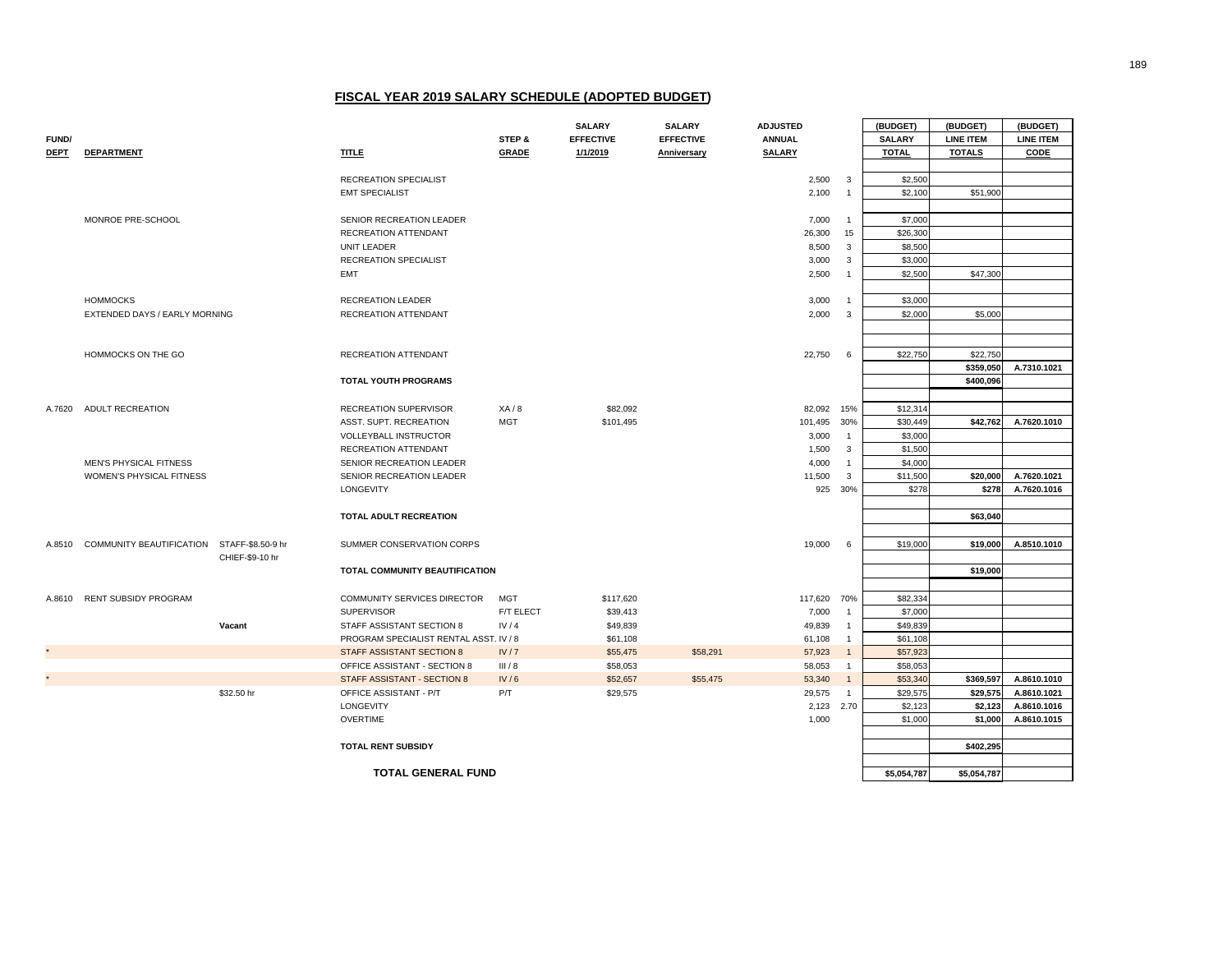## FISCAL YEAR 2019 SALARY SCHEDULE (ADOPTED BUDGET)

| FUND/ DEPT | DEPARTMENT | | TITLE | STEP & GRADE | SALARY EFFECTIVE 1/1/2019 | SALARY EFFECTIVE Anniversary | ADJUSTED ANNUAL SALARY | | (BUDGET) SALARY TOTAL | (BUDGET) LINE ITEM TOTALS | (BUDGET) LINE ITEM CODE |
|---|---|---|---|---|---|---|---|---|---|---|---|
| | | | RECREATION SPECIALIST | | | | 2,500 | 3 | $2,500 | | |
| | | | EMT SPECIALIST | | | | 2,100 | 1 | $2,100 | $51,900 | |
| | MONROE PRE-SCHOOL | | SENIOR RECREATION LEADER | | | | 7,000 | 1 | $7,000 | | |
| | | | RECREATION ATTENDANT | | | | 26,300 | 15 | $26,300 | | |
| | | | UNIT LEADER | | | | 8,500 | 3 | $8,500 | | |
| | | | RECREATION SPECIALIST | | | | 3,000 | 3 | $3,000 | | |
| | | | EMT | | | | 2,500 | 1 | $2,500 | $47,300 | |
| | HOMMOCKS | | RECREATION LEADER | | | | 3,000 | 1 | $3,000 | | |
| | EXTENDED DAYS / EARLY MORNING | | RECREATION ATTENDANT | | | | 2,000 | 3 | $2,000 | $5,000 | |
| | HOMMOCKS ON THE GO | | RECREATION ATTENDANT | | | | 22,750 | 6 | $22,750 | $22,750 | |
| | | | | | | | | | | $359,050 | A.7310.1021 |
| | | | **TOTAL YOUTH PROGRAMS** | | | | | | | $400,096 | |
| A.7620 | ADULT RECREATION | | RECREATION SUPERVISOR | XA / 8 | $82,092 | | 82,092 | 15% | $12,314 | | |
| | | | ASST. SUPT. RECREATION | MGT | $101,495 | | 101,495 | 30% | $30,449 | $42,762 | A.7620.1010 |
| | | | VOLLEYBALL INSTRUCTOR | | | | 3,000 | 1 | $3,000 | | |
| | | | RECREATION ATTENDANT | | | | 1,500 | 3 | $1,500 | | |
| | MEN'S PHYSICAL FITNESS | | SENIOR RECREATION LEADER | | | | 4,000 | 1 | $4,000 | | |
| | WOMEN'S PHYSICAL FITNESS | | SENIOR RECREATION LEADER | | | | 11,500 | 3 | $11,500 | $20,000 | A.7620.1021 |
| | | | LONGEVITY | | | | 925 | 30% | $278 | $278 | A.7620.1016 |
| | | | **TOTAL ADULT RECREATION** | | | | | | | $63,040 | |
| A.8510 | COMMUNITY BEAUTIFICATION | STAFF-$8.50-9 hr CHIEF-$9-10 hr | SUMMER CONSERVATION CORPS | | | | 19,000 | 6 | $19,000 | $19,000 | A.8510.1010 |
| | | | **TOTAL COMMUNITY BEAUTIFICATION** | | | | | | | $19,000 | |
| A.8610 | RENT SUBSIDY PROGRAM | | COMMUNITY SERVICES DIRECTOR | MGT | $117,620 | | 117,620 | 70% | $82,334 | | |
| | | | SUPERVISOR | F/T ELECT | $39,413 | | 7,000 | 1 | $7,000 | | |
| | | **Vacant** | STAFF ASSISTANT SECTION 8 | IV / 4 | $49,839 | | 49,839 | 1 | $49,839 | | |
| | | | PROGRAM SPECIALIST RENTAL ASST. | IV / 8 | $61,108 | | 61,108 | 1 | $61,108 | | |
| * | | | STAFF ASSISTANT SECTION 8 | IV / 7 | $55,475 | $58,291 | 57,923 | 1 | $57,923 | | |
| | | | OFFICE ASSISTANT - SECTION 8 | III / 8 | $58,053 | | 58,053 | 1 | $58,053 | | |
| * | | | STAFF ASSISTANT - SECTION 8 | IV / 6 | $52,657 | $55,475 | 53,340 | 1 | $53,340 | $369,597 | A.8610.1010 |
| | | $32.50 hr | OFFICE ASSISTANT - P/T | P/T | $29,575 | | 29,575 | 1 | $29,575 | $29,575 | A.8610.1021 |
| | | | LONGEVITY | | | | 2,123 | 2.70 | $2,123 | $2,123 | A.8610.1016 |
| | | | OVERTIME | | | | 1,000 | | $1,000 | $1,000 | A.8610.1015 |
| | | | **TOTAL RENT SUBSIDY** | | | | | | | $402,295 | |
| | | | **TOTAL GENERAL FUND** | | | | | | $5,054,787 | $5,054,787 | |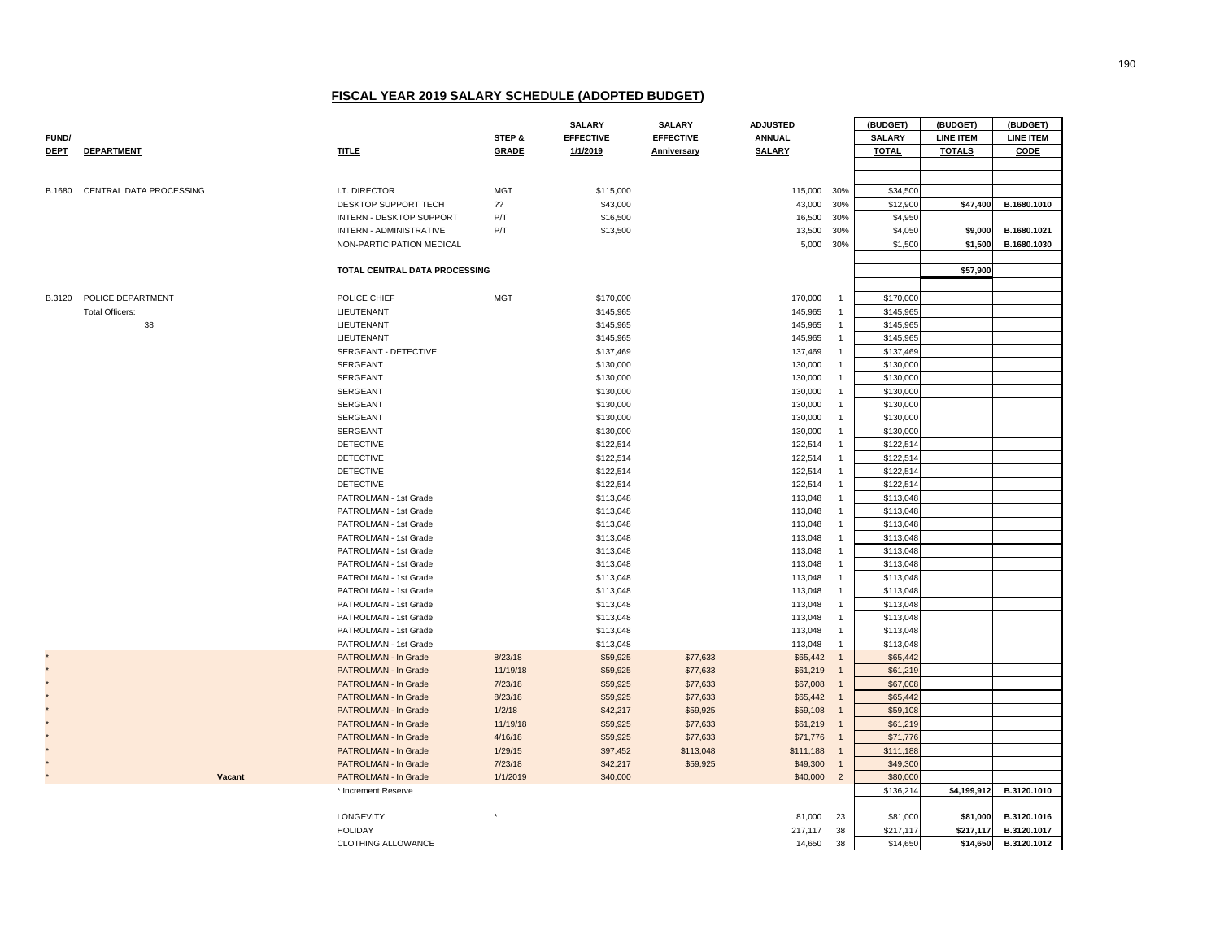# FISCAL YEAR 2019 SALARY SCHEDULE (ADOPTED BUDGET)

| FUND/ DEPT | DEPARTMENT | TITLE | STEP & GRADE | SALARY EFFECTIVE 1/1/2019 | SALARY EFFECTIVE Anniversary | ADJUSTED ANNUAL SALARY | | (BUDGET) SALARY TOTAL | (BUDGET) LINE ITEM TOTALS | (BUDGET) LINE ITEM CODE |
|---|---|---|---|---|---|---|---|---|---|---|
| B.1680 | CENTRAL DATA PROCESSING | I.T. DIRECTOR | MGT | $115,000 | | 115,000 | 30% | $34,500 | | |
| | | DESKTOP SUPPORT TECH | ?? | $43,000 | | 43,000 | 30% | $12,900 | $47,400 | B.1680.1010 |
| | | INTERN - DESKTOP SUPPORT | P/T | $16,500 | | 16,500 | 30% | $4,950 | | |
| | | INTERN - ADMINISTRATIVE | P/T | $13,500 | | 13,500 | 30% | $4,050 | $9,000 | B.1680.1021 |
| | | NON-PARTICIPATION MEDICAL | | | | 5,000 | 30% | $1,500 | $1,500 | B.1680.1030 |
| | | **TOTAL CENTRAL DATA PROCESSING** | | | | | | | $57,900 | |
| B.3120 | POLICE DEPARTMENT | POLICE CHIEF | MGT | $170,000 | | 170,000 | 1 | $170,000 | | |
| | Total Officers: | LIEUTENANT | | $145,965 | | 145,965 | 1 | $145,965 | | |
| | 38 | LIEUTENANT | | $145,965 | | 145,965 | 1 | $145,965 | | |
| | | LIEUTENANT | | $145,965 | | 145,965 | 1 | $145,965 | | |
| | | SERGEANT - DETECTIVE | | $137,469 | | 137,469 | 1 | $137,469 | | |
| | | SERGEANT | | $130,000 | | 130,000 | 1 | $130,000 | | |
| | | SERGEANT | | $130,000 | | 130,000 | 1 | $130,000 | | |
| | | SERGEANT | | $130,000 | | 130,000 | 1 | $130,000 | | |
| | | SERGEANT | | $130,000 | | 130,000 | 1 | $130,000 | | |
| | | SERGEANT | | $130,000 | | 130,000 | 1 | $130,000 | | |
| | | SERGEANT | | $130,000 | | 130,000 | 1 | $130,000 | | |
| | | DETECTIVE | | $122,514 | | 122,514 | 1 | $122,514 | | |
| | | DETECTIVE | | $122,514 | | 122,514 | 1 | $122,514 | | |
| | | DETECTIVE | | $122,514 | | 122,514 | 1 | $122,514 | | |
| | | DETECTIVE | | $122,514 | | 122,514 | 1 | $122,514 | | |
| | | PATROLMAN - 1st Grade | | $113,048 | | 113,048 | 1 | $113,048 | | |
| | | PATROLMAN - 1st Grade | | $113,048 | | 113,048 | 1 | $113,048 | | |
| | | PATROLMAN - 1st Grade | | $113,048 | | 113,048 | 1 | $113,048 | | |
| | | PATROLMAN - 1st Grade | | $113,048 | | 113,048 | 1 | $113,048 | | |
| | | PATROLMAN - 1st Grade | | $113,048 | | 113,048 | 1 | $113,048 | | |
| | | PATROLMAN - 1st Grade | | $113,048 | | 113,048 | 1 | $113,048 | | |
| | | PATROLMAN - 1st Grade | | $113,048 | | 113,048 | 1 | $113,048 | | |
| | | PATROLMAN - 1st Grade | | $113,048 | | 113,048 | 1 | $113,048 | | |
| | | PATROLMAN - 1st Grade | | $113,048 | | 113,048 | 1 | $113,048 | | |
| | | PATROLMAN - 1st Grade | | $113,048 | | 113,048 | 1 | $113,048 | | |
| | | PATROLMAN - 1st Grade | | $113,048 | | 113,048 | 1 | $113,048 | | |
| | | PATROLMAN - 1st Grade | | $113,048 | | 113,048 | 1 | $113,048 | | |
| * | | PATROLMAN - In Grade | 8/23/18 | $59,925 | $77,633 | $65,442 | 1 | $65,442 | | |
| * | | PATROLMAN - In Grade | 11/19/18 | $59,925 | $77,633 | $61,219 | 1 | $61,219 | | |
| * | | PATROLMAN - In Grade | 7/23/18 | $59,925 | $77,633 | $67,008 | 1 | $67,008 | | |
| * | | PATROLMAN - In Grade | 8/23/18 | $59,925 | $77,633 | $65,442 | 1 | $65,442 | | |
| * | | PATROLMAN - In Grade | 1/2/18 | $42,217 | $59,925 | $59,108 | 1 | $59,108 | | |
| * | | PATROLMAN - In Grade | 11/19/18 | $59,925 | $77,633 | $61,219 | 1 | $61,219 | | |
| * | | PATROLMAN - In Grade | 4/16/18 | $59,925 | $77,633 | $71,776 | 1 | $71,776 | | |
| * | | PATROLMAN - In Grade | 1/29/15 | $97,452 | $113,048 | $111,188 | 1 | $111,188 | | |
| * | | PATROLMAN - In Grade | 7/23/18 | $42,217 | $59,925 | $49,300 | 1 | $49,300 | | |
| * | Vacant | PATROLMAN - In Grade | 1/1/2019 | $40,000 | | $40,000 | 2 | $80,000 | | |
| | | * Increment Reserve | | | | | | $136,214 | $4,199,912 | B.3120.1010 |
| | | LONGEVITY | * | | | 81,000 | 23 | $81,000 | $81,000 | B.3120.1016 |
| | | HOLIDAY | | | | 217,117 | 38 | $217,117 | $217,117 | B.3120.1017 |
| | | CLOTHING ALLOWANCE | | | | 14,650 | 38 | $14,650 | $14,650 | B.3120.1012 |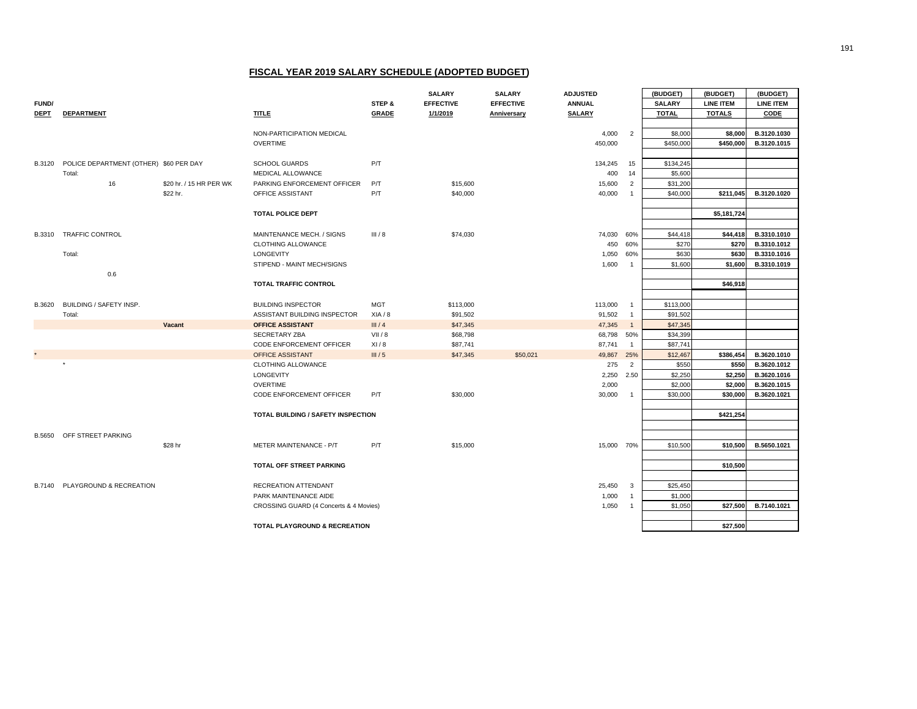## FISCAL YEAR 2019 SALARY SCHEDULE (ADOPTED BUDGET)

| FUND/ DEPT | DEPARTMENT | | TITLE | STEP & GRADE | SALARY EFFECTIVE 1/1/2019 | SALARY EFFECTIVE Anniversary | ADJUSTED ANNUAL SALARY | | (BUDGET) SALARY TOTAL | (BUDGET) LINE ITEM TOTALS | (BUDGET) LINE ITEM CODE |
|---|---|---|---|---|---|---|---|---|---|---|---|
| | | | NON-PARTICIPATION MEDICAL | | | | 4,000 | 2 | $8,000 | **$8,000** | **B.3120.1030** |
| | | | OVERTIME | | | | 450,000 | | $450,000 | **$450,000** | **B.3120.1015** |
| B.3120 | POLICE DEPARTMENT (OTHER) | $60 PER DAY | SCHOOL GUARDS | P/T | | | 134,245 | 15 | $134,245 | | |
| | Total: | | MEDICAL ALLOWANCE | | | | 400 | 14 | $5,600 | | |
| | 16 | $20 hr. / 15 HR PER WK | PARKING ENFORCEMENT OFFICER | P/T | $15,600 | | 15,600 | 2 | $31,200 | | |
| | | $22 hr. | OFFICE ASSISTANT | P/T | $40,000 | | 40,000 | 1 | $40,000 | **$211,045** | **B.3120.1020** |
| | | | **TOTAL POLICE DEPT** | | | | | | | **$5,181,724** | |
| B.3310 | TRAFFIC CONTROL | | MAINTENANCE MECH. / SIGNS | III / 8 | $74,030 | | 74,030 | 60% | $44,418 | **$44,418** | **B.3310.1010** |
| | | | CLOTHING ALLOWANCE | | | | 450 | 60% | $270 | **$270** | **B.3310.1012** |
| | Total: | | LONGEVITY | | | | 1,050 | 60% | $630 | **$630** | **B.3310.1016** |
| | | | STIPEND - MAINT MECH/SIGNS | | | | 1,600 | 1 | $1,600 | **$1,600** | **B.3310.1019** |
| | 0.6 | | | | | | | | | | |
| | | | **TOTAL TRAFFIC CONTROL** | | | | | | | **$46,918** | |
| B.3620 | BUILDING / SAFETY INSP. | | BUILDING INSPECTOR | MGT | $113,000 | | 113,000 | 1 | $113,000 | | |
| | Total: | | ASSISTANT BUILDING INSPECTOR | XIA / 8 | $91,502 | | 91,502 | 1 | $91,502 | | |
| | | **Vacant** | **OFFICE ASSISTANT** | III / 4 | $47,345 | | 47,345 | 1 | $47,345 | | |
| | | | SECRETARY ZBA | VII / 8 | $68,798 | | 68,798 | 50% | $34,399 | | |
| | | | CODE ENFORCEMENT OFFICER | XI / 8 | $87,741 | | 87,741 | 1 | $87,741 | | |
| * | | | OFFICE ASSISTANT | III / 5 | $47,345 | $50,021 | 49,867 | 25% | $12,467 | **$386,454** | **B.3620.1010** |
| | * | | CLOTHING ALLOWANCE | | | | 275 | 2 | $550 | **$550** | **B.3620.1012** |
| | | | LONGEVITY | | | | 2,250 | 2.50 | $2,250 | **$2,250** | **B.3620.1016** |
| | | | OVERTIME | | | | 2,000 | | $2,000 | **$2,000** | **B.3620.1015** |
| | | | CODE ENFORCEMENT OFFICER | P/T | $30,000 | | 30,000 | 1 | $30,000 | **$30,000** | **B.3620.1021** |
| | | | **TOTAL BUILDING / SAFETY INSPECTION** | | | | | | | **$421,254** | |
| B.5650 | OFF STREET PARKING | | | | | | | | | | |
| | | $28 hr | METER MAINTENANCE - P/T | P/T | $15,000 | | 15,000 | 70% | $10,500 | **$10,500** | **B.5650.1021** |
| | | | **TOTAL OFF STREET PARKING** | | | | | | | **$10,500** | |
| B.7140 | PLAYGROUND & RECREATION | | RECREATION ATTENDANT | | | | 25,450 | 3 | $25,450 | | |
| | | | PARK MAINTENANCE AIDE | | | | 1,000 | 1 | $1,000 | | |
| | | | CROSSING GUARD (4 Concerts & 4 Movies) | | | | 1,050 | 1 | $1,050 | **$27,500** | **B.7140.1021** |
| | | | **TOTAL PLAYGROUND & RECREATION** | | | | | | | **$27,500** | |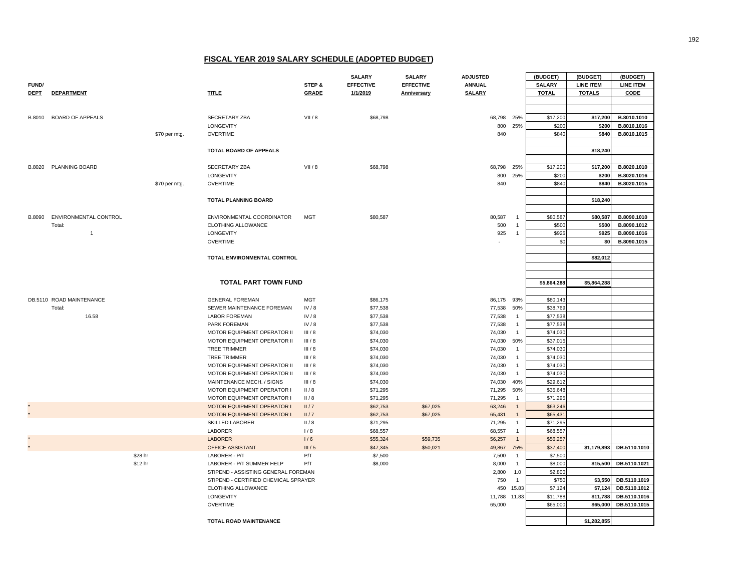# FISCAL YEAR 2019 SALARY SCHEDULE (ADOPTED BUDGET)

| FUND/ DEPT | DEPARTMENT | | TITLE | STEP & GRADE | SALARY EFFECTIVE 1/1/2019 | SALARY EFFECTIVE Anniversary | ADJUSTED ANNUAL SALARY | | (BUDGET) SALARY TOTAL | (BUDGET) LINE ITEM TOTALS | (BUDGET) LINE ITEM CODE |
|---|---|---|---|---|---|---|---|---|---|---|---|
| B.8010 | BOARD OF APPEALS | | SECRETARY ZBA | VII / 8 | $68,798 | | 68,798 | 25% | $17,200 | $17,200 | B.8010.1010 |
| | | | LONGEVITY | | | | 800 | 25% | $200 | $200 | B.8010.1016 |
| | | $70 per mtg. | OVERTIME | | | | 840 | | $840 | $840 | B.8010.1015 |
| | | | **TOTAL BOARD OF APPEALS** | | | | | | | **$18,240** | |
| B.8020 | PLANNING BOARD | | SECRETARY ZBA | VII / 8 | $68,798 | | 68,798 | 25% | $17,200 | $17,200 | B.8020.1010 |
| | | | LONGEVITY | | | | 800 | 25% | $200 | $200 | B.8020.1016 |
| | | $70 per mtg. | OVERTIME | | | | 840 | | $840 | $840 | B.8020.1015 |
| | | | **TOTAL PLANNING BOARD** | | | | | | | **$18,240** | |
| B.8090 | ENVIRONMENTAL CONTROL | | ENVIRONMENTAL COORDINATOR | MGT | $80,587 | | 80,587 | 1 | $80,587 | $80,587 | B.8090.1010 |
| | Total: | | CLOTHING ALLOWANCE | | | | 500 | 1 | $500 | $500 | B.8090.1012 |
| | 1 | | LONGEVITY | | | | 925 | 1 | $925 | $925 | B.8090.1016 |
| | | | OVERTIME | | | | - | | $0 | $0 | B.8090.1015 |
| | | | **TOTAL ENVIRONMENTAL CONTROL** | | | | | | | **$82,012** | |
| | | | **TOTAL PART TOWN FUND** | | | | | | **$5,864,288** | **$5,864,288** | |
| DB.5110 | ROAD MAINTENANCE | | GENERAL FOREMAN | MGT | $86,175 | | 86,175 | 93% | $80,143 | | |
| | Total: | | SEWER MAINTENANCE FOREMAN | IV / 8 | $77,538 | | 77,538 | 50% | $38,769 | | |
| | 16.58 | | LABOR FOREMAN | IV / 8 | $77,538 | | 77,538 | 1 | $77,538 | | |
| | | | PARK FOREMAN | IV / 8 | $77,538 | | 77,538 | 1 | $77,538 | | |
| | | | MOTOR EQUIPMENT OPERATOR II | III / 8 | $74,030 | | 74,030 | 1 | $74,030 | | |
| | | | MOTOR EQUIPMENT OPERATOR II | III / 8 | $74,030 | | 74,030 | 50% | $37,015 | | |
| | | | TREE TRIMMER | III / 8 | $74,030 | | 74,030 | 1 | $74,030 | | |
| | | | TREE TRIMMER | III / 8 | $74,030 | | 74,030 | 1 | $74,030 | | |
| | | | MOTOR EQUIPMENT OPERATOR II | III / 8 | $74,030 | | 74,030 | 1 | $74,030 | | |
| | | | MOTOR EQUIPMENT OPERATOR II | III / 8 | $74,030 | | 74,030 | 1 | $74,030 | | |
| | | | MAINTENANCE MECH. / SIGNS | III / 8 | $74,030 | | 74,030 | 40% | $29,612 | | |
| | | | MOTOR EQUIPMENT OPERATOR I | II / 8 | $71,295 | | 71,295 | 50% | $35,648 | | |
| | | | MOTOR EQUIPMENT OPERATOR I | II / 8 | $71,295 | | 71,295 | 1 | $71,295 | | |
| * | | | MOTOR EQUIPMENT OPERATOR I | II / 7 | $62,753 | $67,025 | 63,246 | 1 | $63,246 | | |
| * | | | MOTOR EQUIPMENT OPERATOR I | II / 7 | $62,753 | $67,025 | 65,431 | 1 | $65,431 | | |
| | | | SKILLED LABORER | II / 8 | $71,295 | | 71,295 | 1 | $71,295 | | |
| | | | LABORER | I / 8 | $68,557 | | 68,557 | 1 | $68,557 | | |
| * | | | LABORER | I / 6 | $55,324 | $59,735 | 56,257 | 1 | $56,257 | | |
| * | | | OFFICE ASSISTANT | III / 5 | $47,345 | $50,021 | 49,867 | 75% | $37,400 | $1,179,893 | DB.5110.1010 |
| | | $28 hr | LABORER - P/T | P/T | $7,500 | | 7,500 | 1 | $7,500 | | |
| | | $12 hr | LABORER - P/T SUMMER HELP | P/T | $8,000 | | 8,000 | 1 | $8,000 | $15,500 | DB.5110.1021 |
| | | | STIPEND - ASSISTING GENERAL FOREMAN | | | | 2,800 | 1.0 | $2,800 | | |
| | | | STIPEND - CERTIFIED CHEMICAL SPRAYER | | | | 750 | 1 | $750 | $3,550 | DB.5110.1019 |
| | | | CLOTHING ALLOWANCE | | | | 450 | 15.83 | $7,124 | $7,124 | DB.5110.1012 |
| | | | LONGEVITY | | | | 11,788 | 11.83 | $11,788 | $11,788 | DB.5110.1016 |
| | | | OVERTIME | | | | 65,000 | | $65,000 | $65,000 | DB.5110.1015 |
| | | | **TOTAL ROAD MAINTENANCE** | | | | | | | **$1,282,855** | |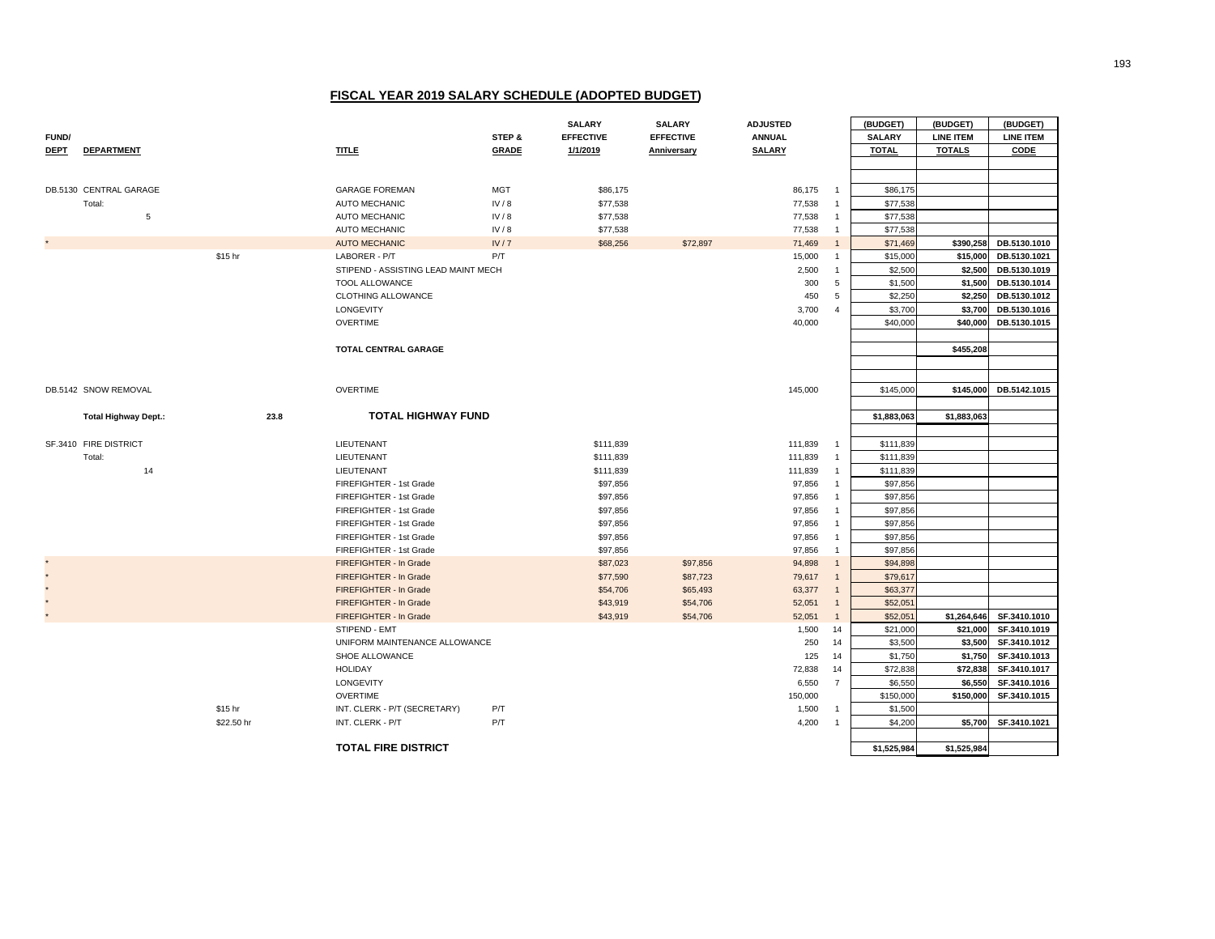## FISCAL YEAR 2019 SALARY SCHEDULE (ADOPTED BUDGET)

| FUND/ DEPT | DEPARTMENT | | | TITLE | STEP & GRADE | SALARY EFFECTIVE 1/1/2019 | SALARY EFFECTIVE Anniversary | ADJUSTED ANNUAL SALARY | | (BUDGET) SALARY TOTAL | (BUDGET) LINE ITEM TOTALS | (BUDGET) LINE ITEM CODE |
|---|---|---|---|---|---|---|---|---|---|---|---|---|
| DB.5130 | CENTRAL GARAGE | | | GARAGE FOREMAN | MGT | $86,175 | | 86,175 | 1 | $86,175 | | |
| | Total: | | | AUTO MECHANIC | IV / 8 | $77,538 | | 77,538 | 1 | $77,538 | | |
| | 5 | | | AUTO MECHANIC | IV / 8 | $77,538 | | 77,538 | 1 | $77,538 | | |
| | | | | AUTO MECHANIC | IV / 8 | $77,538 | | 77,538 | 1 | $77,538 | | |
| * | | | | AUTO MECHANIC | IV / 7 | $68,256 | $72,897 | 71,469 | 1 | $71,469 | $390,258 | DB.5130.1010 |
| | | $15 hr | | LABORER - P/T | P/T | | | 15,000 | 1 | $15,000 | $15,000 | DB.5130.1021 |
| | | | | STIPEND - ASSISTING LEAD MAINT MECH | | | | 2,500 | 1 | $2,500 | $2,500 | DB.5130.1019 |
| | | | | TOOL ALLOWANCE | | | | 300 | 5 | $1,500 | $1,500 | DB.5130.1014 |
| | | | | CLOTHING ALLOWANCE | | | | 450 | 5 | $2,250 | $2,250 | DB.5130.1012 |
| | | | | LONGEVITY | | | | 3,700 | 4 | $3,700 | $3,700 | DB.5130.1016 |
| | | | | OVERTIME | | | | 40,000 | | $40,000 | $40,000 | DB.5130.1015 |
| | | | | **TOTAL CENTRAL GARAGE** | | | | | | | **$455,208** | |
| DB.5142 | SNOW REMOVAL | | | OVERTIME | | | | 145,000 | | $145,000 | $145,000 | DB.5142.1015 |
| | **Total Highway Dept.:** | | **23.8** | **TOTAL HIGHWAY FUND** | | | | | | **$1,883,063** | **$1,883,063** | |
| SF.3410 | FIRE DISTRICT | | | LIEUTENANT | | $111,839 | | 111,839 | 1 | $111,839 | | |
| | Total: | | | LIEUTENANT | | $111,839 | | 111,839 | 1 | $111,839 | | |
| | 14 | | | LIEUTENANT | | $111,839 | | 111,839 | 1 | $111,839 | | |
| | | | | FIREFIGHTER - 1st Grade | | $97,856 | | 97,856 | 1 | $97,856 | | |
| | | | | FIREFIGHTER - 1st Grade | | $97,856 | | 97,856 | 1 | $97,856 | | |
| | | | | FIREFIGHTER - 1st Grade | | $97,856 | | 97,856 | 1 | $97,856 | | |
| | | | | FIREFIGHTER - 1st Grade | | $97,856 | | 97,856 | 1 | $97,856 | | |
| | | | | FIREFIGHTER - 1st Grade | | $97,856 | | 97,856 | 1 | $97,856 | | |
| | | | | FIREFIGHTER - 1st Grade | | $97,856 | | 97,856 | 1 | $97,856 | | |
| * | | | | FIREFIGHTER - In Grade | | $87,023 | $97,856 | 94,898 | 1 | $94,898 | | |
| * | | | | FIREFIGHTER - In Grade | | $77,590 | $87,723 | 79,617 | 1 | $79,617 | | |
| * | | | | FIREFIGHTER - In Grade | | $54,706 | $65,493 | 63,377 | 1 | $63,377 | | |
| * | | | | FIREFIGHTER - In Grade | | $43,919 | $54,706 | 52,051 | 1 | $52,051 | | |
| * | | | | FIREFIGHTER - In Grade | | $43,919 | $54,706 | 52,051 | 1 | $52,051 | $1,264,646 | SF.3410.1010 |
| | | | | STIPEND - EMT | | | | 1,500 | 14 | $21,000 | $21,000 | SF.3410.1019 |
| | | | | UNIFORM MAINTENANCE ALLOWANCE | | | | 250 | 14 | $3,500 | $3,500 | SF.3410.1012 |
| | | | | SHOE ALLOWANCE | | | | 125 | 14 | $1,750 | $1,750 | SF.3410.1013 |
| | | | | HOLIDAY | | | | 72,838 | 14 | $72,838 | $72,838 | SF.3410.1017 |
| | | | | LONGEVITY | | | | 6,550 | 7 | $6,550 | $6,550 | SF.3410.1016 |
| | | | | OVERTIME | | | | 150,000 | | $150,000 | $150,000 | SF.3410.1015 |
| | | $15 hr | | INT. CLERK - P/T (SECRETARY) | P/T | | | 1,500 | 1 | $1,500 | | |
| | | $22.50 hr | | INT. CLERK - P/T | P/T | | | 4,200 | 1 | $4,200 | $5,700 | SF.3410.1021 |
| | | | | **TOTAL FIRE DISTRICT** | | | | | | **$1,525,984** | **$1,525,984** | |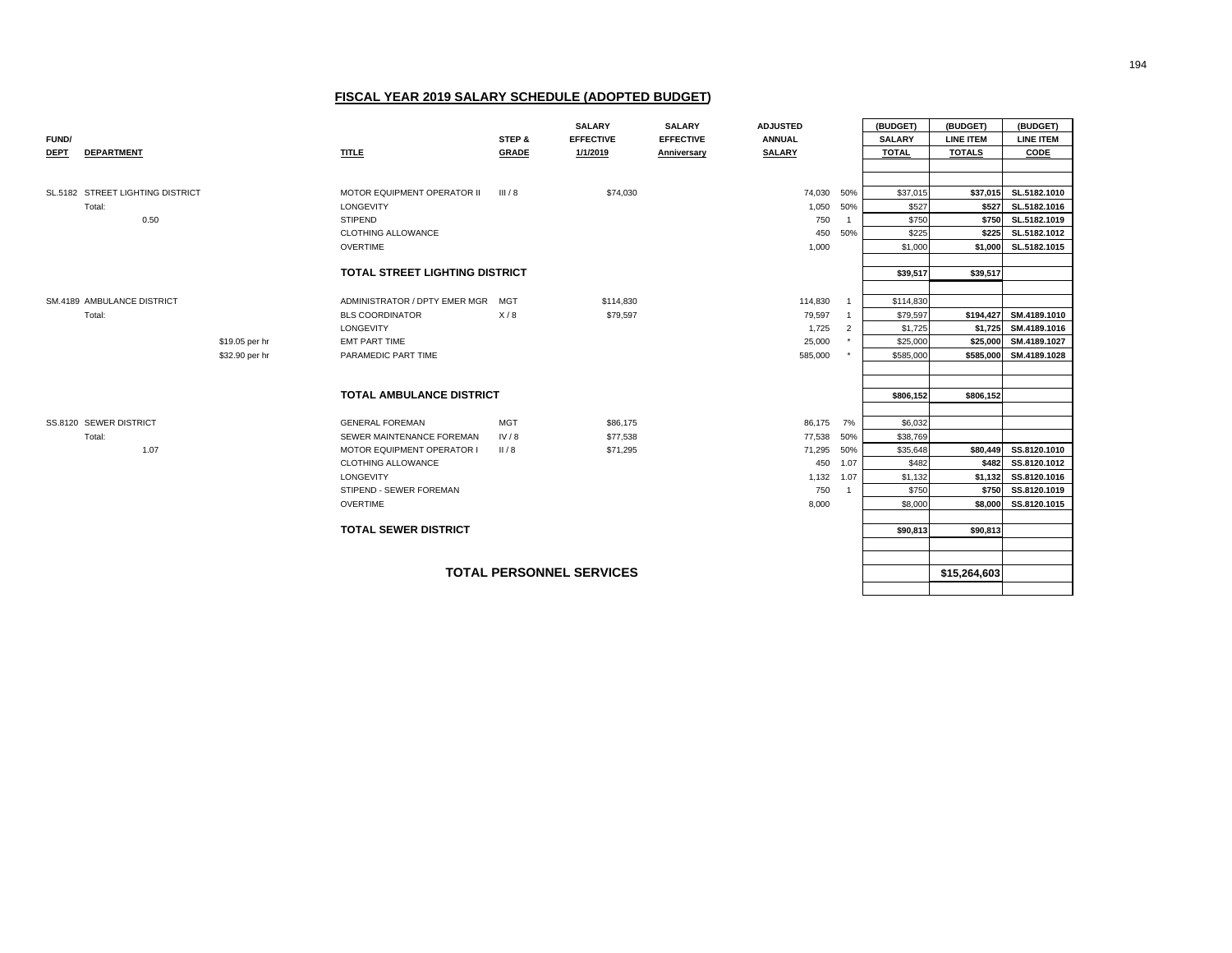## FISCAL YEAR 2019 SALARY SCHEDULE (ADOPTED BUDGET)

| FUND/ DEPT | DEPARTMENT | | TITLE | STEP & GRADE | SALARY EFFECTIVE 1/1/2019 | SALARY EFFECTIVE Anniversary | ADJUSTED ANNUAL SALARY | | (BUDGET) SALARY TOTAL | (BUDGET) LINE ITEM TOTALS | (BUDGET) LINE ITEM CODE |
|---|---|---|---|---|---|---|---|---|---|---|---|
| SL.5182 | STREET LIGHTING DISTRICT | | MOTOR EQUIPMENT OPERATOR II | III / 8 | $74,030 | | 74,030 | 50% | $37,015 | **$37,015** | **SL.5182.1010** |
| | Total: | | LONGEVITY | | | | 1,050 | 50% | $527 | **$527** | **SL.5182.1016** |
| | 0.50 | | STIPEND | | | | 750 | 1 | $750 | **$750** | **SL.5182.1019** |
| | | | CLOTHING ALLOWANCE | | | | 450 | 50% | $225 | **$225** | **SL.5182.1012** |
| | | | OVERTIME | | | | 1,000 | | $1,000 | **$1,000** | **SL.5182.1015** |
| | | | **TOTAL STREET LIGHTING DISTRICT** | | | | | | **$39,517** | **$39,517** | |
| SM.4189 | AMBULANCE DISTRICT | | ADMINISTRATOR / DPTY EMER MGR | MGT | $114,830 | | 114,830 | 1 | $114,830 | | |
| | Total: | | BLS COORDINATOR | X / 8 | $79,597 | | 79,597 | 1 | $79,597 | **$194,427** | **SM.4189.1010** |
| | | | LONGEVITY | | | | 1,725 | 2 | $1,725 | **$1,725** | **SM.4189.1016** |
| | | $19.05 per hr | EMT PART TIME | | | | 25,000 | * | $25,000 | **$25,000** | **SM.4189.1027** |
| | | $32.90 per hr | PARAMEDIC PART TIME | | | | 585,000 | * | $585,000 | **$585,000** | **SM.4189.1028** |
| | | | **TOTAL AMBULANCE DISTRICT** | | | | | | **$806,152** | **$806,152** | |
| SS.8120 | SEWER DISTRICT | | GENERAL FOREMAN | MGT | $86,175 | | 86,175 | 7% | $6,032 | | |
| | Total: | | SEWER MAINTENANCE FOREMAN | IV / 8 | $77,538 | | 77,538 | 50% | $38,769 | | |
| | 1.07 | | MOTOR EQUIPMENT OPERATOR I | II / 8 | $71,295 | | 71,295 | 50% | $35,648 | **$80,449** | **SS.8120.1010** |
| | | | CLOTHING ALLOWANCE | | | | 450 | 1.07 | $482 | **$482** | **SS.8120.1012** |
| | | | LONGEVITY | | | | 1,132 | 1.07 | $1,132 | **$1,132** | **SS.8120.1016** |
| | | | STIPEND - SEWER FOREMAN | | | | 750 | 1 | $750 | **$750** | **SS.8120.1019** |
| | | | OVERTIME | | | | 8,000 | | $8,000 | **$8,000** | **SS.8120.1015** |
| | | | **TOTAL SEWER DISTRICT** | | | | | | **$90,813** | **$90,813** | |
| | | | **TOTAL PERSONNEL SERVICES** | | | | | | | **$15,264,603** | |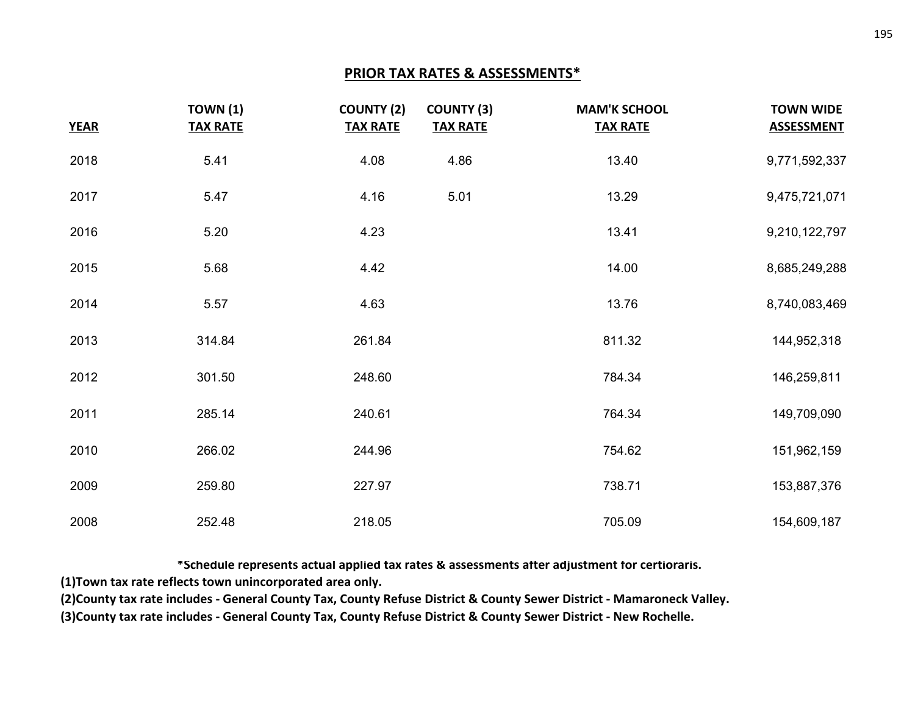## PRIOR TAX RATES & ASSESSMENTS*

| YEAR | TOWN (1) TAX RATE | COUNTY (2) TAX RATE | COUNTY (3) TAX RATE | MAM'K SCHOOL TAX RATE | TOWN WIDE ASSESSMENT |
|---|---|---|---|---|---|
| 2018 | 5.41 | 4.08 | 4.86 | 13.40 | 9,771,592,337 |
| 2017 | 5.47 | 4.16 | 5.01 | 13.29 | 9,475,721,071 |
| 2016 | 5.20 | 4.23 | | 13.41 | 9,210,122,797 |
| 2015 | 5.68 | 4.42 | | 14.00 | 8,685,249,288 |
| 2014 | 5.57 | 4.63 | | 13.76 | 8,740,083,469 |
| 2013 | 314.84 | 261.84 | | 811.32 | 144,952,318 |
| 2012 | 301.50 | 248.60 | | 784.34 | 146,259,811 |
| 2011 | 285.14 | 240.61 | | 764.34 | 149,709,090 |
| 2010 | 266.02 | 244.96 | | 754.62 | 151,962,159 |
| 2009 | 259.80 | 227.97 | | 738.71 | 153,887,376 |
| 2008 | 252.48 | 218.05 | | 705.09 | 154,609,187 |

**\*Schedule represents actual applied tax rates & assessments after adjustment for certioraris.**

**(1)Town tax rate reflects town unincorporated area only.**

**(2)County tax rate includes - General County Tax, County Refuse District & County Sewer District - Mamaroneck Valley.**

**(3)County tax rate includes - General County Tax, County Refuse District & County Sewer District - New Rochelle.**